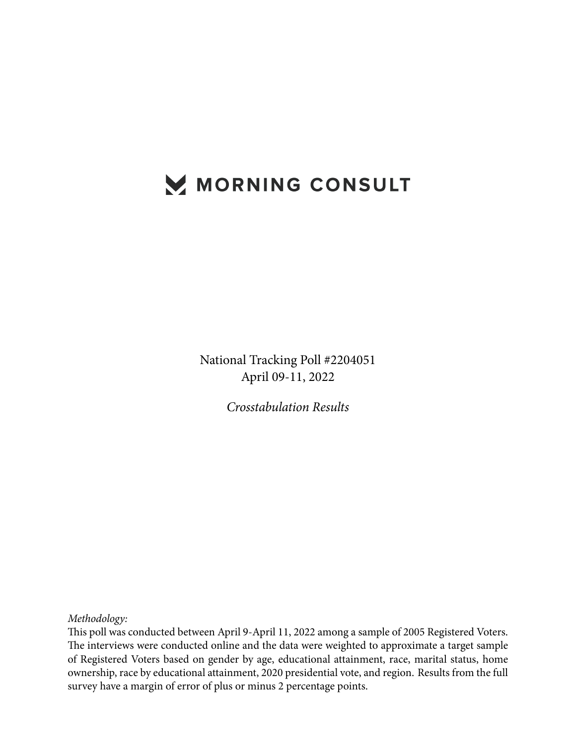# MORNING CONSULT

National Tracking Poll #2204051
April 09-11, 2022

*Crosstabulation Results*

*Methodology:*
This poll was conducted between April 9-April 11, 2022 among a sample of 2005 Registered Voters. The interviews were conducted online and the data were weighted to approximate a target sample of Registered Voters based on gender by age, educational attainment, race, marital status, home ownership, race by educational attainment, 2020 presidential vote, and region. Results from the full survey have a margin of error of plus or minus 2 percentage points.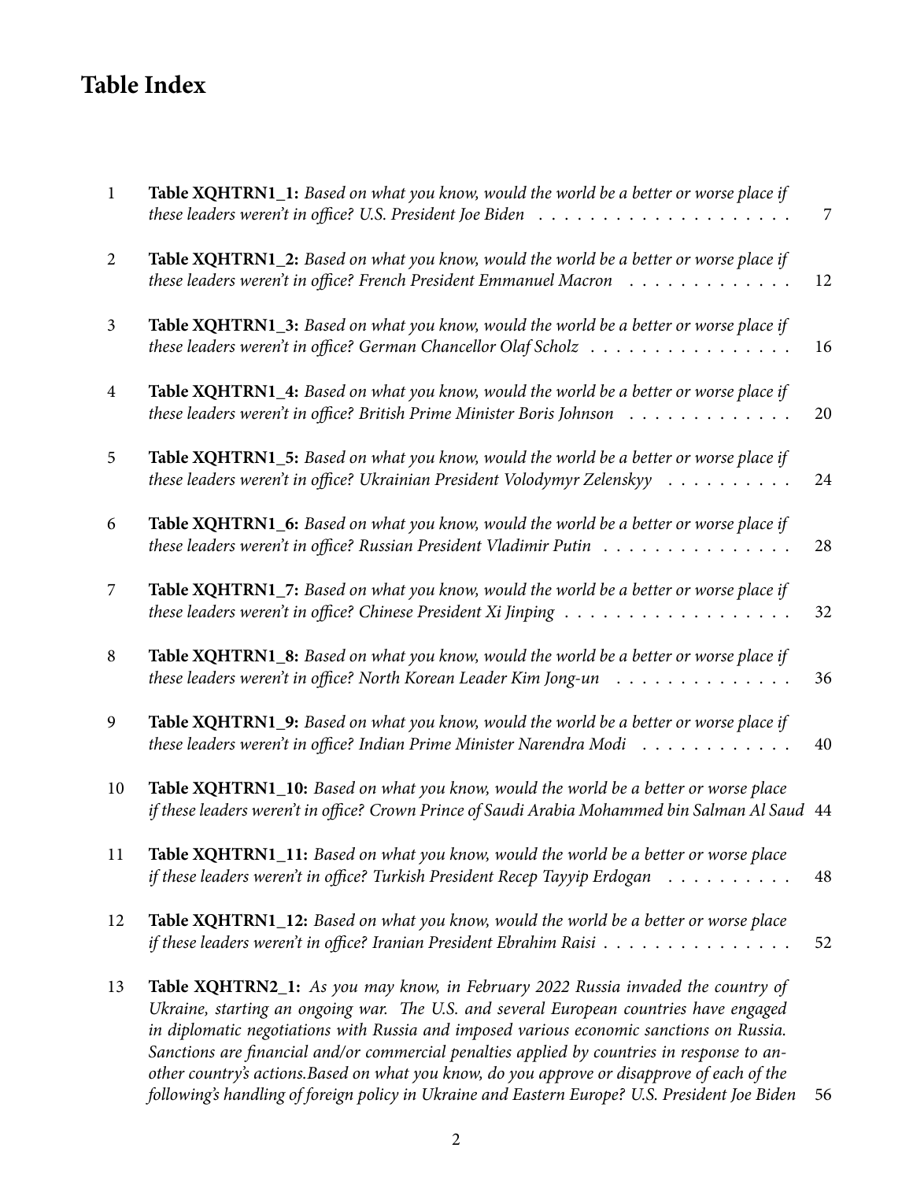# Table Index

1 **Table XQHTRN1_1:** *Based on what you know, would the world be a better or worse place if these leaders weren't in office? U.S. President Joe Biden* . . . . . . . . . . . . . . . . . . . . 7

2 **Table XQHTRN1_2:** *Based on what you know, would the world be a better or worse place if these leaders weren't in office? French President Emmanuel Macron* . . . . . . . . . . . . . 12

3 **Table XQHTRN1_3:** *Based on what you know, would the world be a better or worse place if these leaders weren't in office? German Chancellor Olaf Scholz* . . . . . . . . . . . . . . . . 16

4 **Table XQHTRN1_4:** *Based on what you know, would the world be a better or worse place if these leaders weren't in office? British Prime Minister Boris Johnson* . . . . . . . . . . . . . 20

5 **Table XQHTRN1_5:** *Based on what you know, would the world be a better or worse place if these leaders weren't in office? Ukrainian President Volodymyr Zelenskyy* . . . . . . . . . . 24

6 **Table XQHTRN1_6:** *Based on what you know, would the world be a better or worse place if these leaders weren't in office? Russian President Vladimir Putin* . . . . . . . . . . . . . . . 28

7 **Table XQHTRN1_7:** *Based on what you know, would the world be a better or worse place if these leaders weren't in office? Chinese President Xi Jinping* . . . . . . . . . . . . . . . . . . 32

8 **Table XQHTRN1_8:** *Based on what you know, would the world be a better or worse place if these leaders weren't in office? North Korean Leader Kim Jong-un* . . . . . . . . . . . . . . 36

9 **Table XQHTRN1_9:** *Based on what you know, would the world be a better or worse place if these leaders weren't in office? Indian Prime Minister Narendra Modi* . . . . . . . . . . . . 40

10 **Table XQHTRN1_10:** *Based on what you know, would the world be a better or worse place if these leaders weren't in office? Crown Prince of Saudi Arabia Mohammed bin Salman Al Saud* 44

11 **Table XQHTRN1_11:** *Based on what you know, would the world be a better or worse place if these leaders weren't in office? Turkish President Recep Tayyip Erdogan* . . . . . . . . . . 48

12 **Table XQHTRN1_12:** *Based on what you know, would the world be a better or worse place if these leaders weren't in office? Iranian President Ebrahim Raisi* . . . . . . . . . . . . . . . . 52

13 **Table XQHTRN2_1:** *As you may know, in February 2022 Russia invaded the country of Ukraine, starting an ongoing war. The U.S. and several European countries have engaged in diplomatic negotiations with Russia and imposed various economic sanctions on Russia. Sanctions are financial and/or commercial penalties applied by countries in response to another country's actions.Based on what you know, do you approve or disapprove of each of the following's handling of foreign policy in Ukraine and Eastern Europe? U.S. President Joe Biden* 56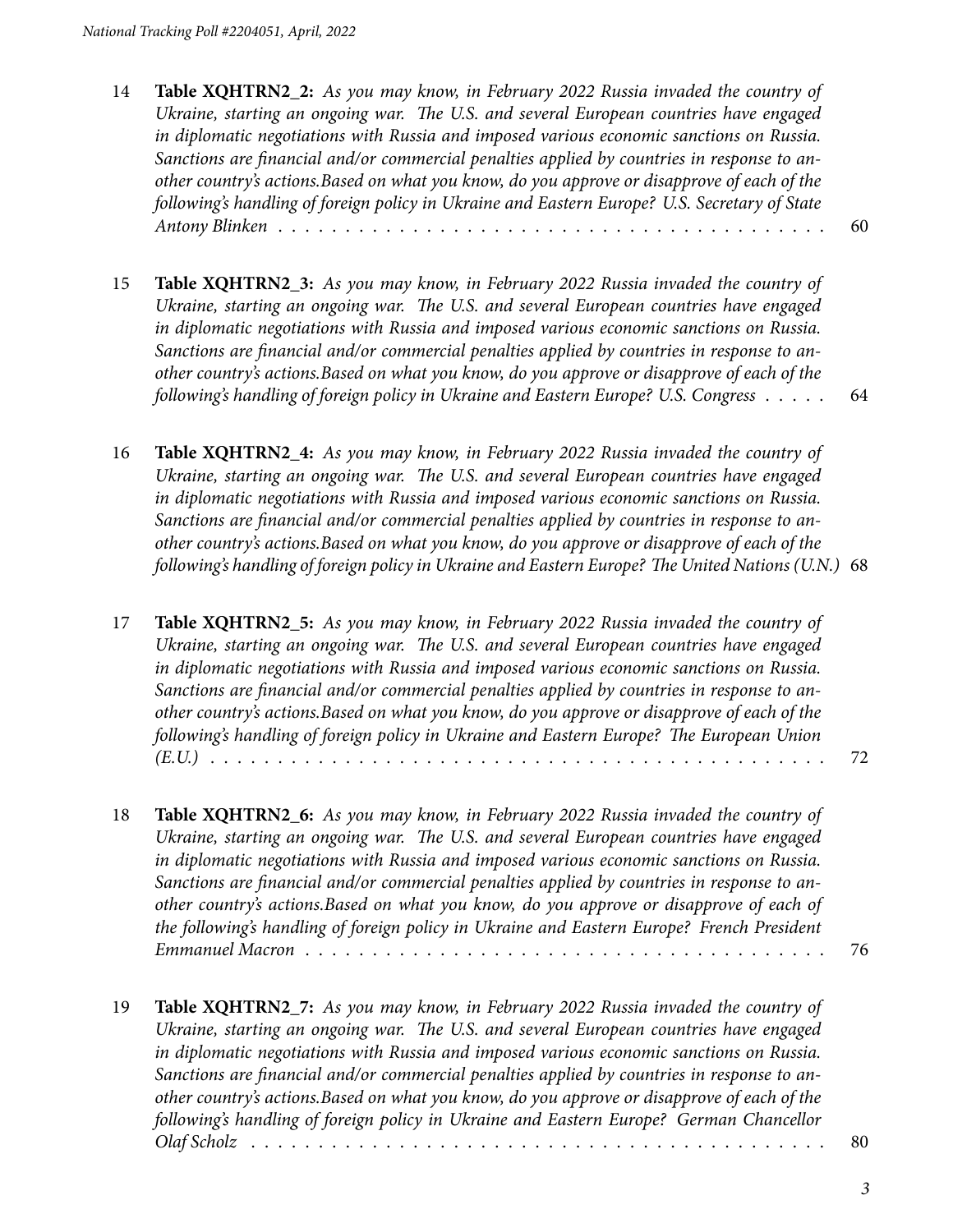14 **Table XQHTRN2_2:** *As you may know, in February 2022 Russia invaded the country of Ukraine, starting an ongoing war. The U.S. and several European countries have engaged in diplomatic negotiations with Russia and imposed various economic sanctions on Russia. Sanctions are financial and/or commercial penalties applied by countries in response to another country's actions.Based on what you know, do you approve or disapprove of each of the following's handling of foreign policy in Ukraine and Eastern Europe? U.S. Secretary of State Antony Blinken* . . . . . . . . . . . . . . . . . . . . . . . . . . . . . . . . . . . . . . . . 60

15 **Table XQHTRN2_3:** *As you may know, in February 2022 Russia invaded the country of Ukraine, starting an ongoing war. The U.S. and several European countries have engaged in diplomatic negotiations with Russia and imposed various economic sanctions on Russia. Sanctions are financial and/or commercial penalties applied by countries in response to another country's actions.Based on what you know, do you approve or disapprove of each of the following's handling of foreign policy in Ukraine and Eastern Europe? U.S. Congress* . . . . . 64

16 **Table XQHTRN2_4:** *As you may know, in February 2022 Russia invaded the country of Ukraine, starting an ongoing war. The U.S. and several European countries have engaged in diplomatic negotiations with Russia and imposed various economic sanctions on Russia. Sanctions are financial and/or commercial penalties applied by countries in response to another country's actions.Based on what you know, do you approve or disapprove of each of the following's handling of foreign policy in Ukraine and Eastern Europe? The United Nations (U.N.)* 68

17 **Table XQHTRN2_5:** *As you may know, in February 2022 Russia invaded the country of Ukraine, starting an ongoing war. The U.S. and several European countries have engaged in diplomatic negotiations with Russia and imposed various economic sanctions on Russia. Sanctions are financial and/or commercial penalties applied by countries in response to another country's actions.Based on what you know, do you approve or disapprove of each of the following's handling of foreign policy in Ukraine and Eastern Europe? The European Union (E.U.)* . . . . . . . . . . . . . . . . . . . . . . . . . . . . . . . . . . . . . . . . . . . . 72

18 **Table XQHTRN2_6:** *As you may know, in February 2022 Russia invaded the country of Ukraine, starting an ongoing war. The U.S. and several European countries have engaged in diplomatic negotiations with Russia and imposed various economic sanctions on Russia. Sanctions are financial and/or commercial penalties applied by countries in response to another country's actions.Based on what you know, do you approve or disapprove of each of the following's handling of foreign policy in Ukraine and Eastern Europe? French President Emmanuel Macron* . . . . . . . . . . . . . . . . . . . . . . . . . . . . . . . . . . . . . . . 76

19 **Table XQHTRN2_7:** *As you may know, in February 2022 Russia invaded the country of Ukraine, starting an ongoing war. The U.S. and several European countries have engaged in diplomatic negotiations with Russia and imposed various economic sanctions on Russia. Sanctions are financial and/or commercial penalties applied by countries in response to another country's actions.Based on what you know, do you approve or disapprove of each of the following's handling of foreign policy in Ukraine and Eastern Europe? German Chancellor Olaf Scholz* . . . . . . . . . . . . . . . . . . . . . . . . . . . . . . . . . . . . . . . . . 80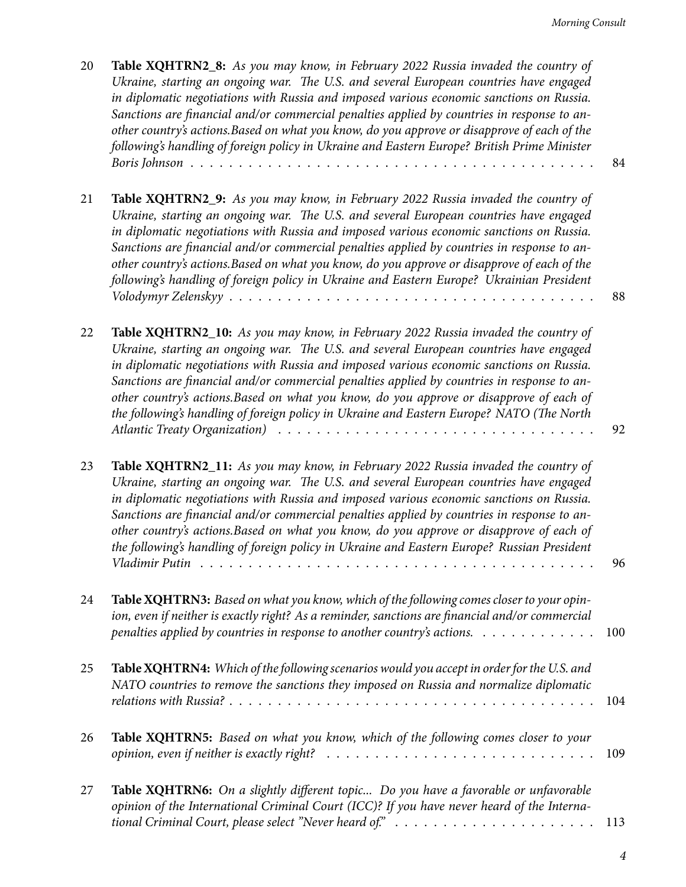20 **Table XQHTRN2_8:** *As you may know, in February 2022 Russia invaded the country of Ukraine, starting an ongoing war. The U.S. and several European countries have engaged in diplomatic negotiations with Russia and imposed various economic sanctions on Russia. Sanctions are financial and/or commercial penalties applied by countries in response to another country's actions.Based on what you know, do you approve or disapprove of each of the following's handling of foreign policy in Ukraine and Eastern Europe? British Prime Minister Boris Johnson* . . . . . . . . . . . . . . . . . . . . . . . . . . . . . . . . . . . . . . . . . . 84

21 **Table XQHTRN2_9:** *As you may know, in February 2022 Russia invaded the country of Ukraine, starting an ongoing war. The U.S. and several European countries have engaged in diplomatic negotiations with Russia and imposed various economic sanctions on Russia. Sanctions are financial and/or commercial penalties applied by countries in response to another country's actions.Based on what you know, do you approve or disapprove of each of the following's handling of foreign policy in Ukraine and Eastern Europe? Ukrainian President Volodymyr Zelenskyy* . . . . . . . . . . . . . . . . . . . . . . . . . . . . . . . . . . . . . . 88

22 **Table XQHTRN2_10:** *As you may know, in February 2022 Russia invaded the country of Ukraine, starting an ongoing war. The U.S. and several European countries have engaged in diplomatic negotiations with Russia and imposed various economic sanctions on Russia. Sanctions are financial and/or commercial penalties applied by countries in response to another country's actions.Based on what you know, do you approve or disapprove of each of the following's handling of foreign policy in Ukraine and Eastern Europe? NATO (The North Atlantic Treaty Organization)* . . . . . . . . . . . . . . . . . . . . . . . . . . . . . . . . 92

23 **Table XQHTRN2_11:** *As you may know, in February 2022 Russia invaded the country of Ukraine, starting an ongoing war. The U.S. and several European countries have engaged in diplomatic negotiations with Russia and imposed various economic sanctions on Russia. Sanctions are financial and/or commercial penalties applied by countries in response to another country's actions.Based on what you know, do you approve or disapprove of each of the following's handling of foreign policy in Ukraine and Eastern Europe? Russian President Vladimir Putin* . . . . . . . . . . . . . . . . . . . . . . . . . . . . . . . . . . . . . . . . . . 96

24 **Table XQHTRN3:** *Based on what you know, which of the following comes closer to your opinion, even if neither is exactly right? As a reminder, sanctions are financial and/or commercial penalties applied by countries in response to another country's actions.* . . . . . . . . . . . . 100

25 **Table XQHTRN4:** *Which of the following scenarios would you accept in order for the U.S. and NATO countries to remove the sanctions they imposed on Russia and normalize diplomatic relations with Russia?* . . . . . . . . . . . . . . . . . . . . . . . . . . . . . . . . . . . . . . . 104

26 **Table XQHTRN5:** *Based on what you know, which of the following comes closer to your opinion, even if neither is exactly right?* . . . . . . . . . . . . . . . . . . . . . . . . . . . . 109

27 **Table XQHTRN6:** *On a slightly different topic... Do you have a favorable or unfavorable opinion of the International Criminal Court (ICC)? If you have never heard of the International Criminal Court, please select "Never heard of."* . . . . . . . . . . . . . . . . . . . . . 113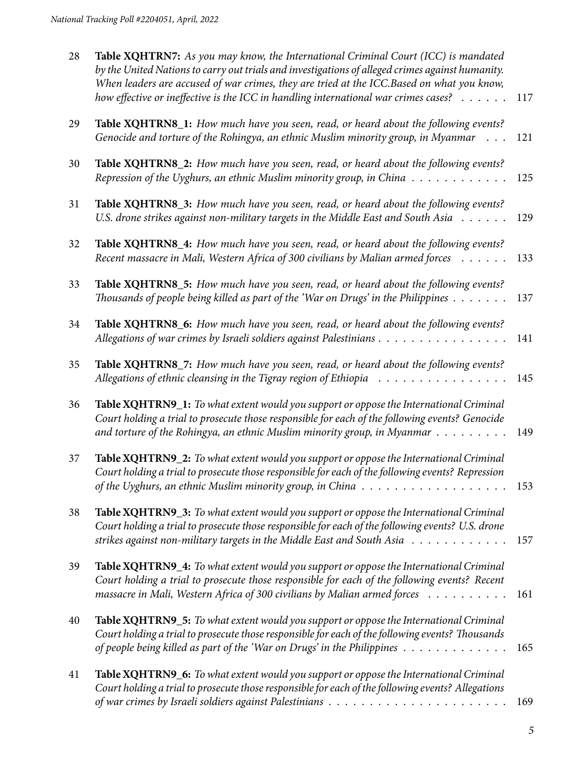28 **Table XQHTRN7:** *As you may know, the International Criminal Court (ICC) is mandated by the United Nations to carry out trials and investigations of alleged crimes against humanity. When leaders are accused of war crimes, they are tried at the ICC.Based on what you know, how effective or ineffective is the ICC in handling international war crimes cases?* . . . . . . 117

29 **Table XQHTRN8_1:** *How much have you seen, read, or heard about the following events? Genocide and torture of the Rohingya, an ethnic Muslim minority group, in Myanmar* . . . 121

30 **Table XQHTRN8_2:** *How much have you seen, read, or heard about the following events? Repression of the Uyghurs, an ethnic Muslim minority group, in China* . . . . . . . . . . . . 125

31 **Table XQHTRN8_3:** *How much have you seen, read, or heard about the following events? U.S. drone strikes against non-military targets in the Middle East and South Asia* . . . . . . 129

32 **Table XQHTRN8_4:** *How much have you seen, read, or heard about the following events? Recent massacre in Mali, Western Africa of 300 civilians by Malian armed forces* . . . . . . 133

33 **Table XQHTRN8_5:** *How much have you seen, read, or heard about the following events? Thousands of people being killed as part of the 'War on Drugs' in the Philippines* . . . . . . . 137

34 **Table XQHTRN8_6:** *How much have you seen, read, or heard about the following events? Allegations of war crimes by Israeli soldiers against Palestinians* . . . . . . . . . . . . . . . . 141

35 **Table XQHTRN8_7:** *How much have you seen, read, or heard about the following events? Allegations of ethnic cleansing in the Tigray region of Ethiopia* . . . . . . . . . . . . . . . . 145

36 **Table XQHTRN9_1:** *To what extent would you support or oppose the International Criminal Court holding a trial to prosecute those responsible for each of the following events? Genocide and torture of the Rohingya, an ethnic Muslim minority group, in Myanmar* . . . . . . . . . 149

37 **Table XQHTRN9_2:** *To what extent would you support or oppose the International Criminal Court holding a trial to prosecute those responsible for each of the following events? Repression of the Uyghurs, an ethnic Muslim minority group, in China* . . . . . . . . . . . . . . . . . . 153

38 **Table XQHTRN9_3:** *To what extent would you support or oppose the International Criminal Court holding a trial to prosecute those responsible for each of the following events? U.S. drone strikes against non-military targets in the Middle East and South Asia* . . . . . . . . . . . . 157

39 **Table XQHTRN9_4:** *To what extent would you support or oppose the International Criminal Court holding a trial to prosecute those responsible for each of the following events? Recent massacre in Mali, Western Africa of 300 civilians by Malian armed forces* . . . . . . . . . . 161

40 **Table XQHTRN9_5:** *To what extent would you support or oppose the International Criminal Court holding a trial to prosecute those responsible for each of the following events? Thousands of people being killed as part of the 'War on Drugs' in the Philippines* . . . . . . . . . . . . . 165

41 **Table XQHTRN9_6:** *To what extent would you support or oppose the International Criminal Court holding a trial to prosecute those responsible for each of the following events? Allegations of war crimes by Israeli soldiers against Palestinians* . . . . . . . . . . . . . . . . . . . . . . 169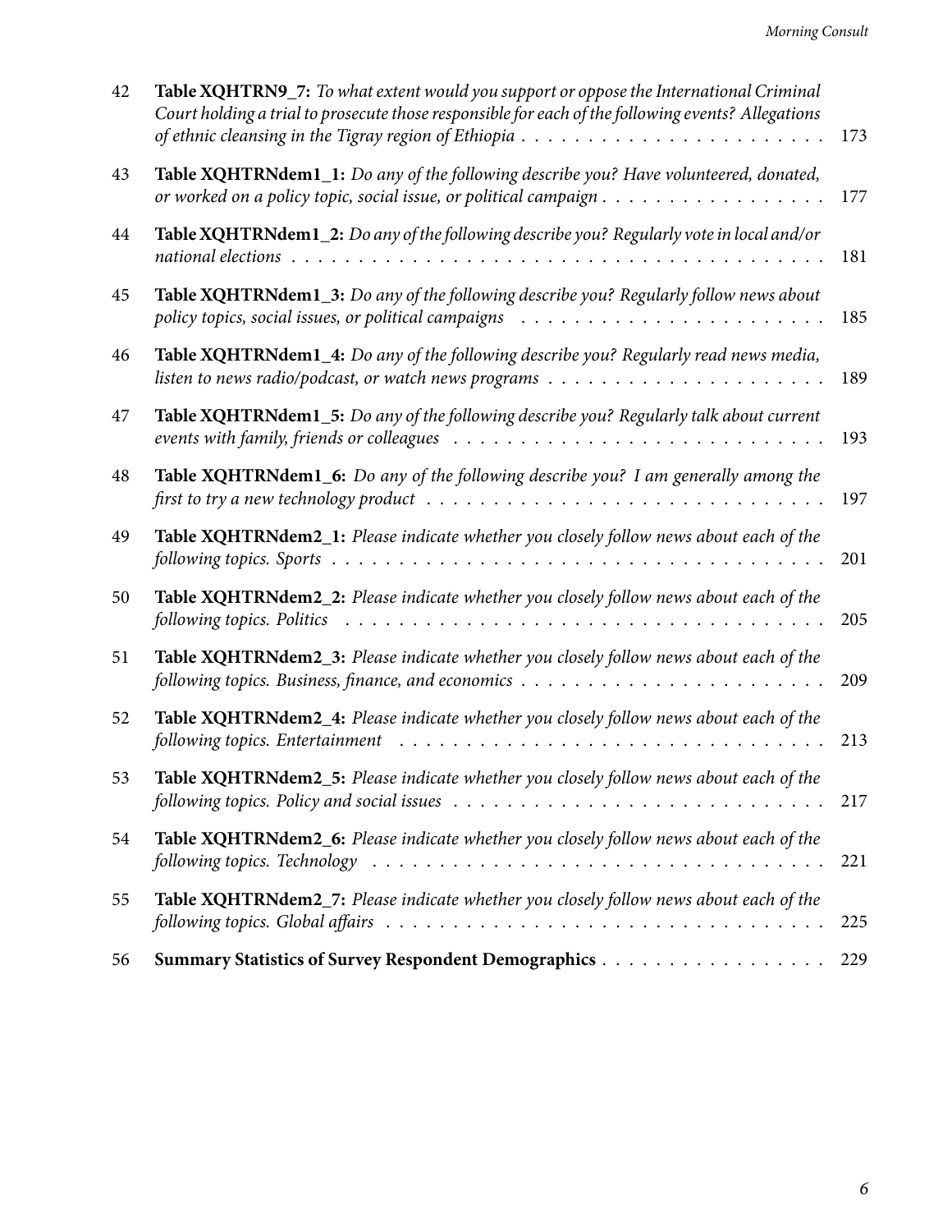| | | |
|---|---|---|
| 42 | **Table XQHTRN9_7:** *To what extent would you support or oppose the International Criminal Court holding a trial to prosecute those responsible for each of the following events? Allegations of ethnic cleansing in the Tigray region of Ethiopia* | 173 |
| 43 | **Table XQHTRNdem1_1:** *Do any of the following describe you? Have volunteered, donated, or worked on a policy topic, social issue, or political campaign* | 177 |
| 44 | **Table XQHTRNdem1_2:** *Do any of the following describe you? Regularly vote in local and/or national elections* | 181 |
| 45 | **Table XQHTRNdem1_3:** *Do any of the following describe you? Regularly follow news about policy topics, social issues, or political campaigns* | 185 |
| 46 | **Table XQHTRNdem1_4:** *Do any of the following describe you? Regularly read news media, listen to news radio/podcast, or watch news programs* | 189 |
| 47 | **Table XQHTRNdem1_5:** *Do any of the following describe you? Regularly talk about current events with family, friends or colleagues* | 193 |
| 48 | **Table XQHTRNdem1_6:** *Do any of the following describe you? I am generally among the first to try a new technology product* | 197 |
| 49 | **Table XQHTRNdem2_1:** *Please indicate whether you closely follow news about each of the following topics. Sports* | 201 |
| 50 | **Table XQHTRNdem2_2:** *Please indicate whether you closely follow news about each of the following topics. Politics* | 205 |
| 51 | **Table XQHTRNdem2_3:** *Please indicate whether you closely follow news about each of the following topics. Business, finance, and economics* | 209 |
| 52 | **Table XQHTRNdem2_4:** *Please indicate whether you closely follow news about each of the following topics. Entertainment* | 213 |
| 53 | **Table XQHTRNdem2_5:** *Please indicate whether you closely follow news about each of the following topics. Policy and social issues* | 217 |
| 54 | **Table XQHTRNdem2_6:** *Please indicate whether you closely follow news about each of the following topics. Technology* | 221 |
| 55 | **Table XQHTRNdem2_7:** *Please indicate whether you closely follow news about each of the following topics. Global affairs* | 225 |
| 56 | **Summary Statistics of Survey Respondent Demographics** | 229 |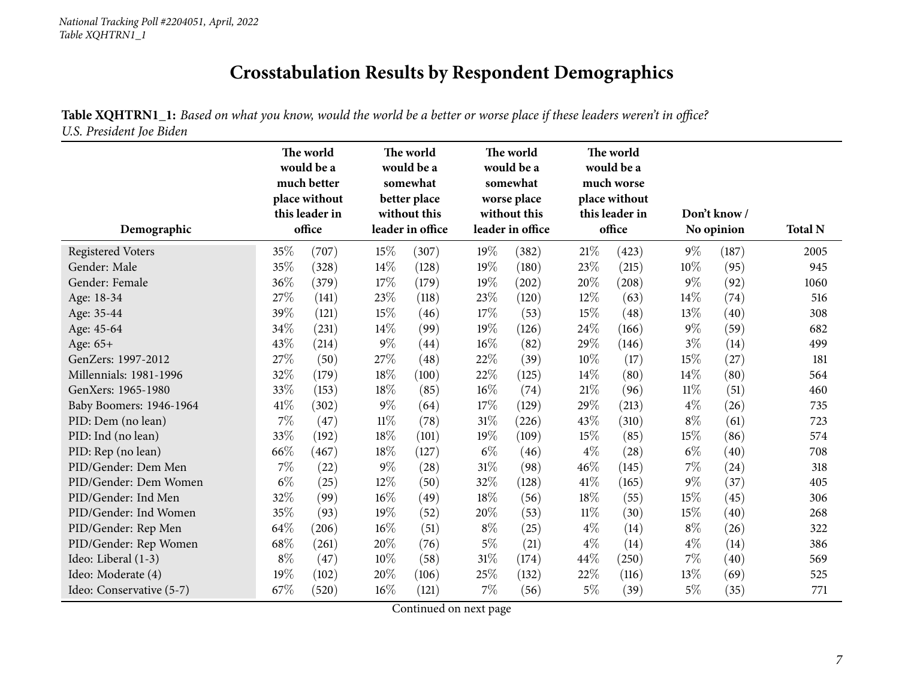*National Tracking Poll #2204051, April, 2022*
*Table XQHTRN1_1*

# Crosstabulation Results by Respondent Demographics

**Table XQHTRN1_1:** *Based on what you know, would the world be a better or worse place if these leaders weren't in office?*
*U.S. President Joe Biden*

| Demographic | The world would be a much better place without this leader in office | | The world would be a somewhat better place without this leader in office | | The world would be a somewhat worse place without this leader in office | | The world would be a much worse place without this leader in office | | Don't know / No opinion | | Total N |
|---|---|---|---|---|---|---|---|---|---|---|---|
| Registered Voters | 35% | (707) | 15% | (307) | 19% | (382) | 21% | (423) | 9% | (187) | 2005 |
| Gender: Male | 35% | (328) | 14% | (128) | 19% | (180) | 23% | (215) | 10% | (95) | 945 |
| Gender: Female | 36% | (379) | 17% | (179) | 19% | (202) | 20% | (208) | 9% | (92) | 1060 |
| Age: 18-34 | 27% | (141) | 23% | (118) | 23% | (120) | 12% | (63) | 14% | (74) | 516 |
| Age: 35-44 | 39% | (121) | 15% | (46) | 17% | (53) | 15% | (48) | 13% | (40) | 308 |
| Age: 45-64 | 34% | (231) | 14% | (99) | 19% | (126) | 24% | (166) | 9% | (59) | 682 |
| Age: 65+ | 43% | (214) | 9% | (44) | 16% | (82) | 29% | (146) | 3% | (14) | 499 |
| GenZers: 1997-2012 | 27% | (50) | 27% | (48) | 22% | (39) | 10% | (17) | 15% | (27) | 181 |
| Millennials: 1981-1996 | 32% | (179) | 18% | (100) | 22% | (125) | 14% | (80) | 14% | (80) | 564 |
| GenXers: 1965-1980 | 33% | (153) | 18% | (85) | 16% | (74) | 21% | (96) | 11% | (51) | 460 |
| Baby Boomers: 1946-1964 | 41% | (302) | 9% | (64) | 17% | (129) | 29% | (213) | 4% | (26) | 735 |
| PID: Dem (no lean) | 7% | (47) | 11% | (78) | 31% | (226) | 43% | (310) | 8% | (61) | 723 |
| PID: Ind (no lean) | 33% | (192) | 18% | (101) | 19% | (109) | 15% | (85) | 15% | (86) | 574 |
| PID: Rep (no lean) | 66% | (467) | 18% | (127) | 6% | (46) | 4% | (28) | 6% | (40) | 708 |
| PID/Gender: Dem Men | 7% | (22) | 9% | (28) | 31% | (98) | 46% | (145) | 7% | (24) | 318 |
| PID/Gender: Dem Women | 6% | (25) | 12% | (50) | 32% | (128) | 41% | (165) | 9% | (37) | 405 |
| PID/Gender: Ind Men | 32% | (99) | 16% | (49) | 18% | (56) | 18% | (55) | 15% | (45) | 306 |
| PID/Gender: Ind Women | 35% | (93) | 19% | (52) | 20% | (53) | 11% | (30) | 15% | (40) | 268 |
| PID/Gender: Rep Men | 64% | (206) | 16% | (51) | 8% | (25) | 4% | (14) | 8% | (26) | 322 |
| PID/Gender: Rep Women | 68% | (261) | 20% | (76) | 5% | (21) | 4% | (14) | 4% | (14) | 386 |
| Ideo: Liberal (1-3) | 8% | (47) | 10% | (58) | 31% | (174) | 44% | (250) | 7% | (40) | 569 |
| Ideo: Moderate (4) | 19% | (102) | 20% | (106) | 25% | (132) | 22% | (116) | 13% | (69) | 525 |
| Ideo: Conservative (5-7) | 67% | (520) | 16% | (121) | 7% | (56) | 5% | (39) | 5% | (35) | 771 |

Continued on next page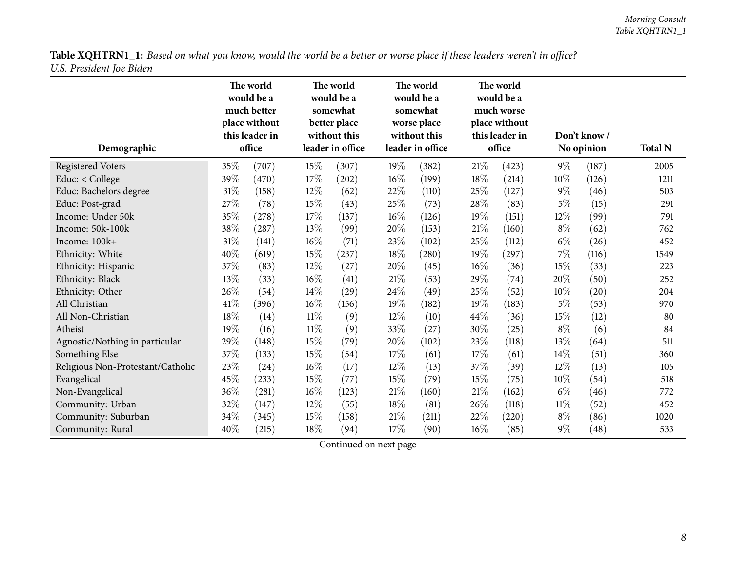**Table XQHTRN1_1:** *Based on what you know, would the world be a better or worse place if these leaders weren't in office?*
*U.S. President Joe Biden*

| Demographic | The world would be a much better place without this leader in office | | The world would be a somewhat better place without this leader in office | | The world would be a somewhat worse place without this leader in office | | The world would be a much worse place without this leader in office | | Don't know / No opinion | | Total N |
|---|---|---|---|---|---|---|---|---|---|---|---|
| Registered Voters | 35% | (707) | 15% | (307) | 19% | (382) | 21% | (423) | 9% | (187) | 2005 |
| Educ: < College | 39% | (470) | 17% | (202) | 16% | (199) | 18% | (214) | 10% | (126) | 1211 |
| Educ: Bachelors degree | 31% | (158) | 12% | (62) | 22% | (110) | 25% | (127) | 9% | (46) | 503 |
| Educ: Post-grad | 27% | (78) | 15% | (43) | 25% | (73) | 28% | (83) | 5% | (15) | 291 |
| Income: Under 50k | 35% | (278) | 17% | (137) | 16% | (126) | 19% | (151) | 12% | (99) | 791 |
| Income: 50k-100k | 38% | (287) | 13% | (99) | 20% | (153) | 21% | (160) | 8% | (62) | 762 |
| Income: 100k+ | 31% | (141) | 16% | (71) | 23% | (102) | 25% | (112) | 6% | (26) | 452 |
| Ethnicity: White | 40% | (619) | 15% | (237) | 18% | (280) | 19% | (297) | 7% | (116) | 1549 |
| Ethnicity: Hispanic | 37% | (83) | 12% | (27) | 20% | (45) | 16% | (36) | 15% | (33) | 223 |
| Ethnicity: Black | 13% | (33) | 16% | (41) | 21% | (53) | 29% | (74) | 20% | (50) | 252 |
| Ethnicity: Other | 26% | (54) | 14% | (29) | 24% | (49) | 25% | (52) | 10% | (20) | 204 |
| All Christian | 41% | (396) | 16% | (156) | 19% | (182) | 19% | (183) | 5% | (53) | 970 |
| All Non-Christian | 18% | (14) | 11% | (9) | 12% | (10) | 44% | (36) | 15% | (12) | 80 |
| Atheist | 19% | (16) | 11% | (9) | 33% | (27) | 30% | (25) | 8% | (6) | 84 |
| Agnostic/Nothing in particular | 29% | (148) | 15% | (79) | 20% | (102) | 23% | (118) | 13% | (64) | 511 |
| Something Else | 37% | (133) | 15% | (54) | 17% | (61) | 17% | (61) | 14% | (51) | 360 |
| Religious Non-Protestant/Catholic | 23% | (24) | 16% | (17) | 12% | (13) | 37% | (39) | 12% | (13) | 105 |
| Evangelical | 45% | (233) | 15% | (77) | 15% | (79) | 15% | (75) | 10% | (54) | 518 |
| Non-Evangelical | 36% | (281) | 16% | (123) | 21% | (160) | 21% | (162) | 6% | (46) | 772 |
| Community: Urban | 32% | (147) | 12% | (55) | 18% | (81) | 26% | (118) | 11% | (52) | 452 |
| Community: Suburban | 34% | (345) | 15% | (158) | 21% | (211) | 22% | (220) | 8% | (86) | 1020 |
| Community: Rural | 40% | (215) | 18% | (94) | 17% | (90) | 16% | (85) | 9% | (48) | 533 |

Continued on next page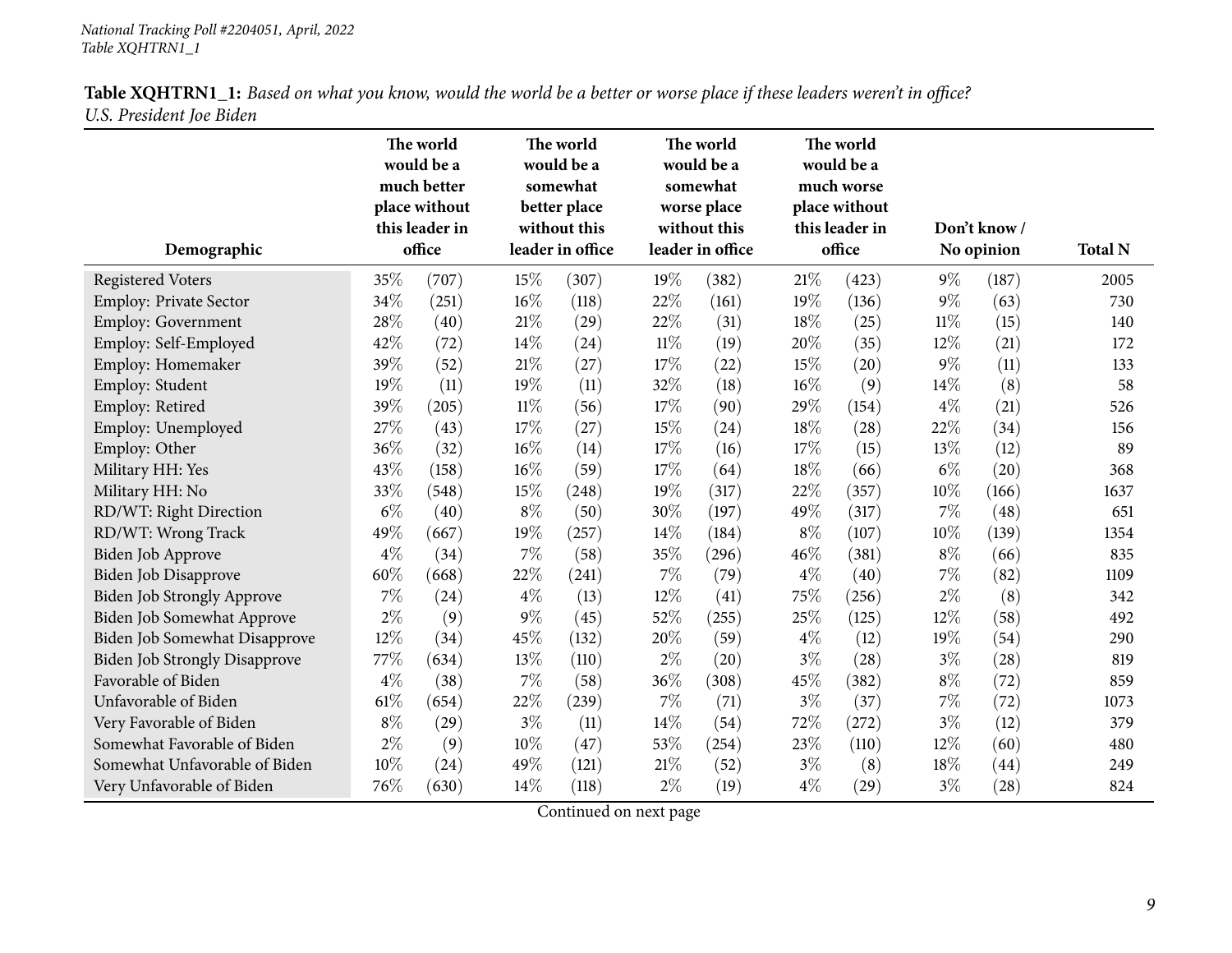National Tracking Poll #2204051, April, 2022
Table XQHTRN1_1

**Table XQHTRN1_1:** *Based on what you know, would the world be a better or worse place if these leaders weren't in office?*
*U.S. President Joe Biden*

| Demographic | The world would be a much better place without this leader in office | | The world would be a somewhat better place without this leader in office | | The world would be a somewhat worse place without this leader in office | | The world would be a much worse place without this leader in office | | Don't know / No opinion | | Total N |
|---|---|---|---|---|---|---|---|---|---|---|---|
| Registered Voters | 35% | (707) | 15% | (307) | 19% | (382) | 21% | (423) | 9% | (187) | 2005 |
| Employ: Private Sector | 34% | (251) | 16% | (118) | 22% | (161) | 19% | (136) | 9% | (63) | 730 |
| Employ: Government | 28% | (40) | 21% | (29) | 22% | (31) | 18% | (25) | 11% | (15) | 140 |
| Employ: Self-Employed | 42% | (72) | 14% | (24) | 11% | (19) | 20% | (35) | 12% | (21) | 172 |
| Employ: Homemaker | 39% | (52) | 21% | (27) | 17% | (22) | 15% | (20) | 9% | (11) | 133 |
| Employ: Student | 19% | (11) | 19% | (11) | 32% | (18) | 16% | (9) | 14% | (8) | 58 |
| Employ: Retired | 39% | (205) | 11% | (56) | 17% | (90) | 29% | (154) | 4% | (21) | 526 |
| Employ: Unemployed | 27% | (43) | 17% | (27) | 15% | (24) | 18% | (28) | 22% | (34) | 156 |
| Employ: Other | 36% | (32) | 16% | (14) | 17% | (16) | 17% | (15) | 13% | (12) | 89 |
| Military HH: Yes | 43% | (158) | 16% | (59) | 17% | (64) | 18% | (66) | 6% | (20) | 368 |
| Military HH: No | 33% | (548) | 15% | (248) | 19% | (317) | 22% | (357) | 10% | (166) | 1637 |
| RD/WT: Right Direction | 6% | (40) | 8% | (50) | 30% | (197) | 49% | (317) | 7% | (48) | 651 |
| RD/WT: Wrong Track | 49% | (667) | 19% | (257) | 14% | (184) | 8% | (107) | 10% | (139) | 1354 |
| Biden Job Approve | 4% | (34) | 7% | (58) | 35% | (296) | 46% | (381) | 8% | (66) | 835 |
| Biden Job Disapprove | 60% | (668) | 22% | (241) | 7% | (79) | 4% | (40) | 7% | (82) | 1109 |
| Biden Job Strongly Approve | 7% | (24) | 4% | (13) | 12% | (41) | 75% | (256) | 2% | (8) | 342 |
| Biden Job Somewhat Approve | 2% | (9) | 9% | (45) | 52% | (255) | 25% | (125) | 12% | (58) | 492 |
| Biden Job Somewhat Disapprove | 12% | (34) | 45% | (132) | 20% | (59) | 4% | (12) | 19% | (54) | 290 |
| Biden Job Strongly Disapprove | 77% | (634) | 13% | (110) | 2% | (20) | 3% | (28) | 3% | (28) | 819 |
| Favorable of Biden | 4% | (38) | 7% | (58) | 36% | (308) | 45% | (382) | 8% | (72) | 859 |
| Unfavorable of Biden | 61% | (654) | 22% | (239) | 7% | (71) | 3% | (37) | 7% | (72) | 1073 |
| Very Favorable of Biden | 8% | (29) | 3% | (11) | 14% | (54) | 72% | (272) | 3% | (12) | 379 |
| Somewhat Favorable of Biden | 2% | (9) | 10% | (47) | 53% | (254) | 23% | (110) | 12% | (60) | 480 |
| Somewhat Unfavorable of Biden | 10% | (24) | 49% | (121) | 21% | (52) | 3% | (8) | 18% | (44) | 249 |
| Very Unfavorable of Biden | 76% | (630) | 14% | (118) | 2% | (19) | 4% | (29) | 3% | (28) | 824 |

Continued on next page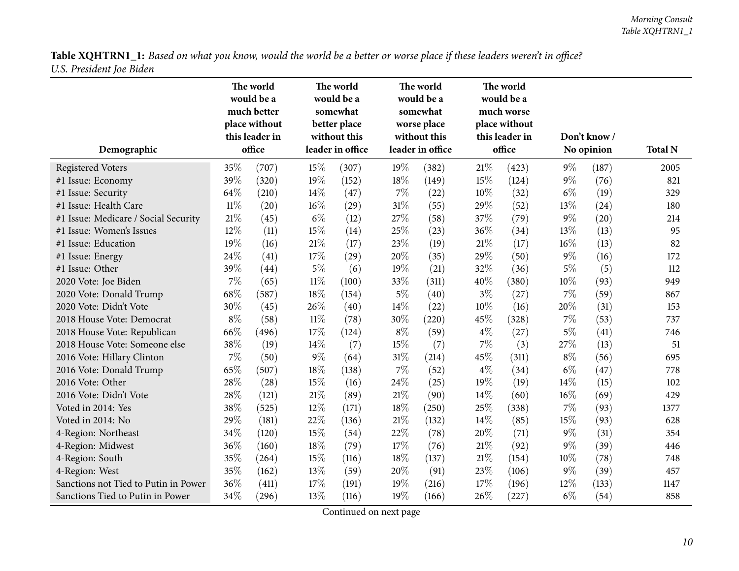**Table XQHTRN1_1:** *Based on what you know, would the world be a better or worse place if these leaders weren't in office?*
*U.S. President Joe Biden*

| Demographic | The world would be a much better place without this leader in office | | The world would be a somewhat better place without this leader in office | | The world would be a somewhat worse place without this leader in office | | The world would be a much worse place without this leader in office | | Don't know / No opinion | | Total N |
|---|---|---|---|---|---|---|---|---|---|---|---|
| Registered Voters | 35% | (707) | 15% | (307) | 19% | (382) | 21% | (423) | 9% | (187) | 2005 |
| #1 Issue: Economy | 39% | (320) | 19% | (152) | 18% | (149) | 15% | (124) | 9% | (76) | 821 |
| #1 Issue: Security | 64% | (210) | 14% | (47) | 7% | (22) | 10% | (32) | 6% | (19) | 329 |
| #1 Issue: Health Care | 11% | (20) | 16% | (29) | 31% | (55) | 29% | (52) | 13% | (24) | 180 |
| #1 Issue: Medicare / Social Security | 21% | (45) | 6% | (12) | 27% | (58) | 37% | (79) | 9% | (20) | 214 |
| #1 Issue: Women's Issues | 12% | (11) | 15% | (14) | 25% | (23) | 36% | (34) | 13% | (13) | 95 |
| #1 Issue: Education | 19% | (16) | 21% | (17) | 23% | (19) | 21% | (17) | 16% | (13) | 82 |
| #1 Issue: Energy | 24% | (41) | 17% | (29) | 20% | (35) | 29% | (50) | 9% | (16) | 172 |
| #1 Issue: Other | 39% | (44) | 5% | (6) | 19% | (21) | 32% | (36) | 5% | (5) | 112 |
| 2020 Vote: Joe Biden | 7% | (65) | 11% | (100) | 33% | (311) | 40% | (380) | 10% | (93) | 949 |
| 2020 Vote: Donald Trump | 68% | (587) | 18% | (154) | 5% | (40) | 3% | (27) | 7% | (59) | 867 |
| 2020 Vote: Didn't Vote | 30% | (45) | 26% | (40) | 14% | (22) | 10% | (16) | 20% | (31) | 153 |
| 2018 House Vote: Democrat | 8% | (58) | 11% | (78) | 30% | (220) | 45% | (328) | 7% | (53) | 737 |
| 2018 House Vote: Republican | 66% | (496) | 17% | (124) | 8% | (59) | 4% | (27) | 5% | (41) | 746 |
| 2018 House Vote: Someone else | 38% | (19) | 14% | (7) | 15% | (7) | 7% | (3) | 27% | (13) | 51 |
| 2016 Vote: Hillary Clinton | 7% | (50) | 9% | (64) | 31% | (214) | 45% | (311) | 8% | (56) | 695 |
| 2016 Vote: Donald Trump | 65% | (507) | 18% | (138) | 7% | (52) | 4% | (34) | 6% | (47) | 778 |
| 2016 Vote: Other | 28% | (28) | 15% | (16) | 24% | (25) | 19% | (19) | 14% | (15) | 102 |
| 2016 Vote: Didn't Vote | 28% | (121) | 21% | (89) | 21% | (90) | 14% | (60) | 16% | (69) | 429 |
| Voted in 2014: Yes | 38% | (525) | 12% | (171) | 18% | (250) | 25% | (338) | 7% | (93) | 1377 |
| Voted in 2014: No | 29% | (181) | 22% | (136) | 21% | (132) | 14% | (85) | 15% | (93) | 628 |
| 4-Region: Northeast | 34% | (120) | 15% | (54) | 22% | (78) | 20% | (71) | 9% | (31) | 354 |
| 4-Region: Midwest | 36% | (160) | 18% | (79) | 17% | (76) | 21% | (92) | 9% | (39) | 446 |
| 4-Region: South | 35% | (264) | 15% | (116) | 18% | (137) | 21% | (154) | 10% | (78) | 748 |
| 4-Region: West | 35% | (162) | 13% | (59) | 20% | (91) | 23% | (106) | 9% | (39) | 457 |
| Sanctions not Tied to Putin in Power | 36% | (411) | 17% | (191) | 19% | (216) | 17% | (196) | 12% | (133) | 1147 |
| Sanctions Tied to Putin in Power | 34% | (296) | 13% | (116) | 19% | (166) | 26% | (227) | 6% | (54) | 858 |

Continued on next page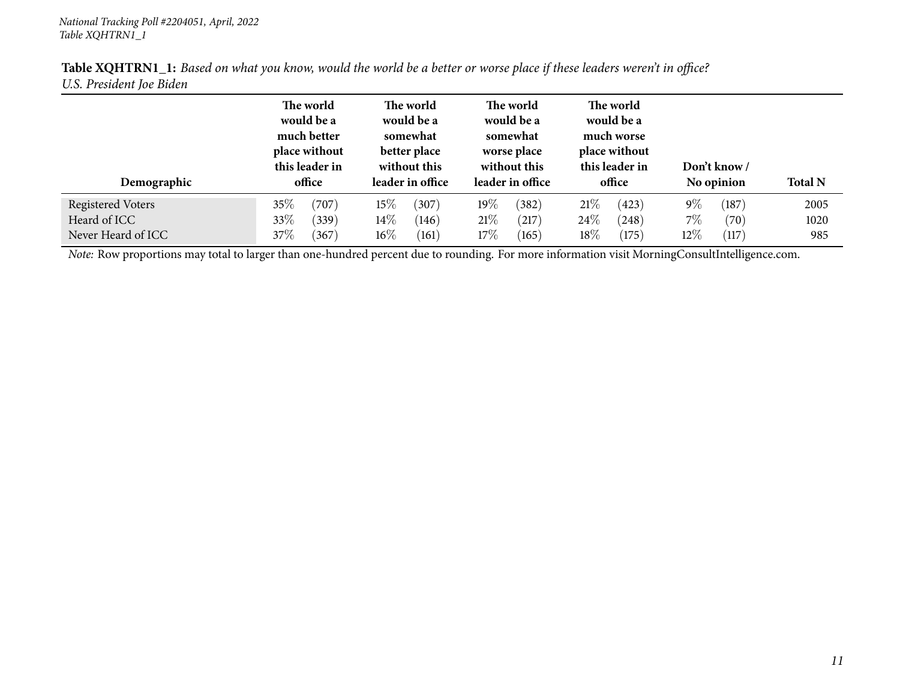*National Tracking Poll #2204051, April, 2022*
*Table XQHTRN1_1*

**Table XQHTRN1_1:** *Based on what you know, would the world be a better or worse place if these leaders weren't in office?*
*U.S. President Joe Biden*

| Demographic | The world would be a much better place without this leader in office | | The world would be a somewhat better place without this leader in office | | The world would be a somewhat worse place without this leader in office | | The world would be a much worse place without this leader in office | | Don't know / No opinion | | Total N |
|---|---|---|---|---|---|---|---|---|---|---|---|
| Registered Voters | 35% | (707) | 15% | (307) | 19% | (382) | 21% | (423) | 9% | (187) | 2005 |
| Heard of ICC | 33% | (339) | 14% | (146) | 21% | (217) | 24% | (248) | 7% | (70) | 1020 |
| Never Heard of ICC | 37% | (367) | 16% | (161) | 17% | (165) | 18% | (175) | 12% | (117) | 985 |

*Note:* Row proportions may total to larger than one-hundred percent due to rounding. For more information visit MorningConsultIntelligence.com.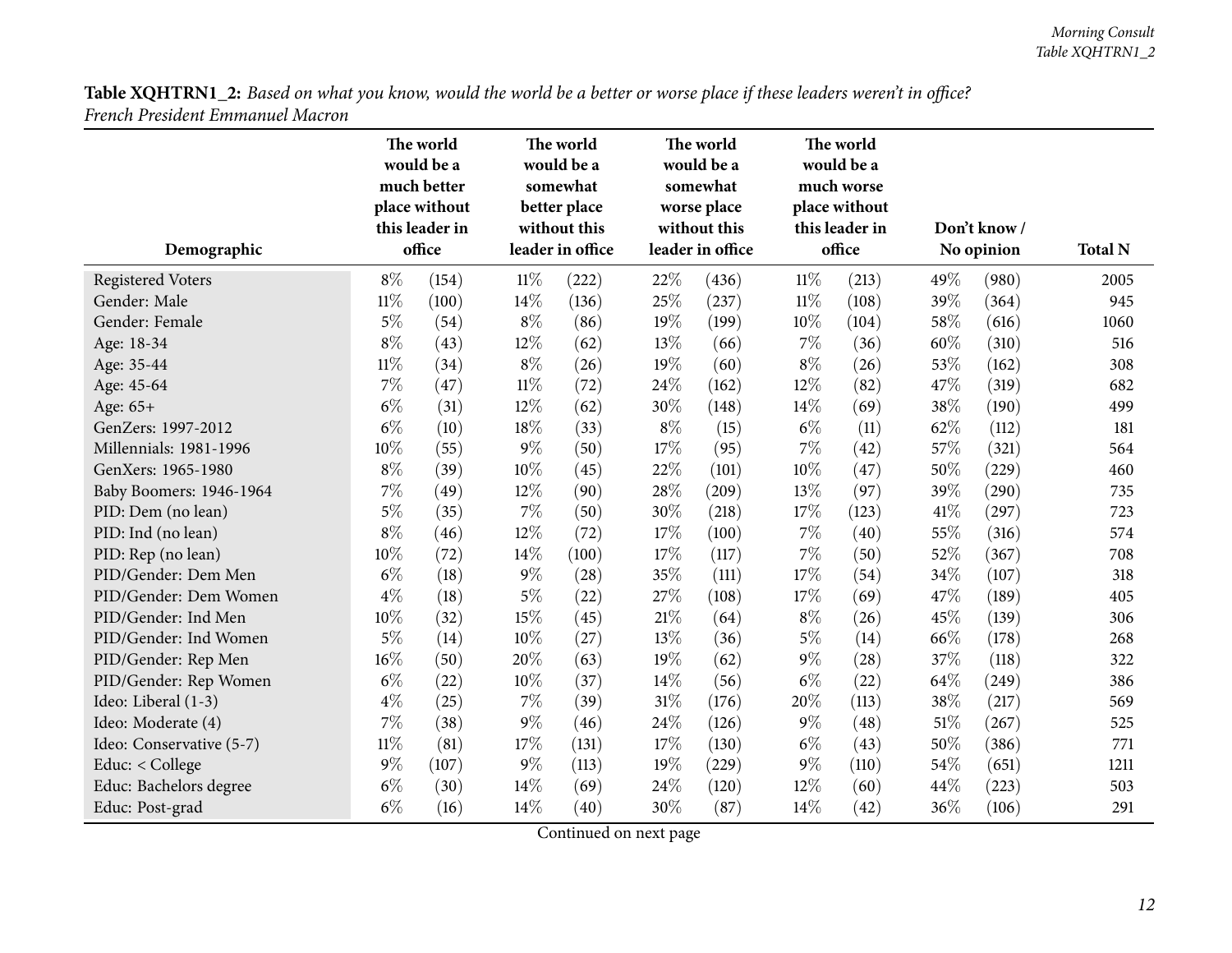**Table XQHTRN1_2:** *Based on what you know, would the world be a better or worse place if these leaders weren't in office? French President Emmanuel Macron*

| Demographic | The world would be a much better place without this leader in office | | The world would be a somewhat better place without this leader in office | | The world would be a somewhat worse place without this leader in office | | The world would be a much worse place without this leader in office | | Don't know / No opinion | | Total N |
|---|---|---|---|---|---|---|---|---|---|---|---|
| Registered Voters | 8% | (154) | 11% | (222) | 22% | (436) | 11% | (213) | 49% | (980) | 2005 |
| Gender: Male | 11% | (100) | 14% | (136) | 25% | (237) | 11% | (108) | 39% | (364) | 945 |
| Gender: Female | 5% | (54) | 8% | (86) | 19% | (199) | 10% | (104) | 58% | (616) | 1060 |
| Age: 18-34 | 8% | (43) | 12% | (62) | 13% | (66) | 7% | (36) | 60% | (310) | 516 |
| Age: 35-44 | 11% | (34) | 8% | (26) | 19% | (60) | 8% | (26) | 53% | (162) | 308 |
| Age: 45-64 | 7% | (47) | 11% | (72) | 24% | (162) | 12% | (82) | 47% | (319) | 682 |
| Age: 65+ | 6% | (31) | 12% | (62) | 30% | (148) | 14% | (69) | 38% | (190) | 499 |
| GenZers: 1997-2012 | 6% | (10) | 18% | (33) | 8% | (15) | 6% | (11) | 62% | (112) | 181 |
| Millennials: 1981-1996 | 10% | (55) | 9% | (50) | 17% | (95) | 7% | (42) | 57% | (321) | 564 |
| GenXers: 1965-1980 | 8% | (39) | 10% | (45) | 22% | (101) | 10% | (47) | 50% | (229) | 460 |
| Baby Boomers: 1946-1964 | 7% | (49) | 12% | (90) | 28% | (209) | 13% | (97) | 39% | (290) | 735 |
| PID: Dem (no lean) | 5% | (35) | 7% | (50) | 30% | (218) | 17% | (123) | 41% | (297) | 723 |
| PID: Ind (no lean) | 8% | (46) | 12% | (72) | 17% | (100) | 7% | (40) | 55% | (316) | 574 |
| PID: Rep (no lean) | 10% | (72) | 14% | (100) | 17% | (117) | 7% | (50) | 52% | (367) | 708 |
| PID/Gender: Dem Men | 6% | (18) | 9% | (28) | 35% | (111) | 17% | (54) | 34% | (107) | 318 |
| PID/Gender: Dem Women | 4% | (18) | 5% | (22) | 27% | (108) | 17% | (69) | 47% | (189) | 405 |
| PID/Gender: Ind Men | 10% | (32) | 15% | (45) | 21% | (64) | 8% | (26) | 45% | (139) | 306 |
| PID/Gender: Ind Women | 5% | (14) | 10% | (27) | 13% | (36) | 5% | (14) | 66% | (178) | 268 |
| PID/Gender: Rep Men | 16% | (50) | 20% | (63) | 19% | (62) | 9% | (28) | 37% | (118) | 322 |
| PID/Gender: Rep Women | 6% | (22) | 10% | (37) | 14% | (56) | 6% | (22) | 64% | (249) | 386 |
| Ideo: Liberal (1-3) | 4% | (25) | 7% | (39) | 31% | (176) | 20% | (113) | 38% | (217) | 569 |
| Ideo: Moderate (4) | 7% | (38) | 9% | (46) | 24% | (126) | 9% | (48) | 51% | (267) | 525 |
| Ideo: Conservative (5-7) | 11% | (81) | 17% | (131) | 17% | (130) | 6% | (43) | 50% | (386) | 771 |
| Educ: < College | 9% | (107) | 9% | (113) | 19% | (229) | 9% | (110) | 54% | (651) | 1211 |
| Educ: Bachelors degree | 6% | (30) | 14% | (69) | 24% | (120) | 12% | (60) | 44% | (223) | 503 |
| Educ: Post-grad | 6% | (16) | 14% | (40) | 30% | (87) | 14% | (42) | 36% | (106) | 291 |

Continued on next page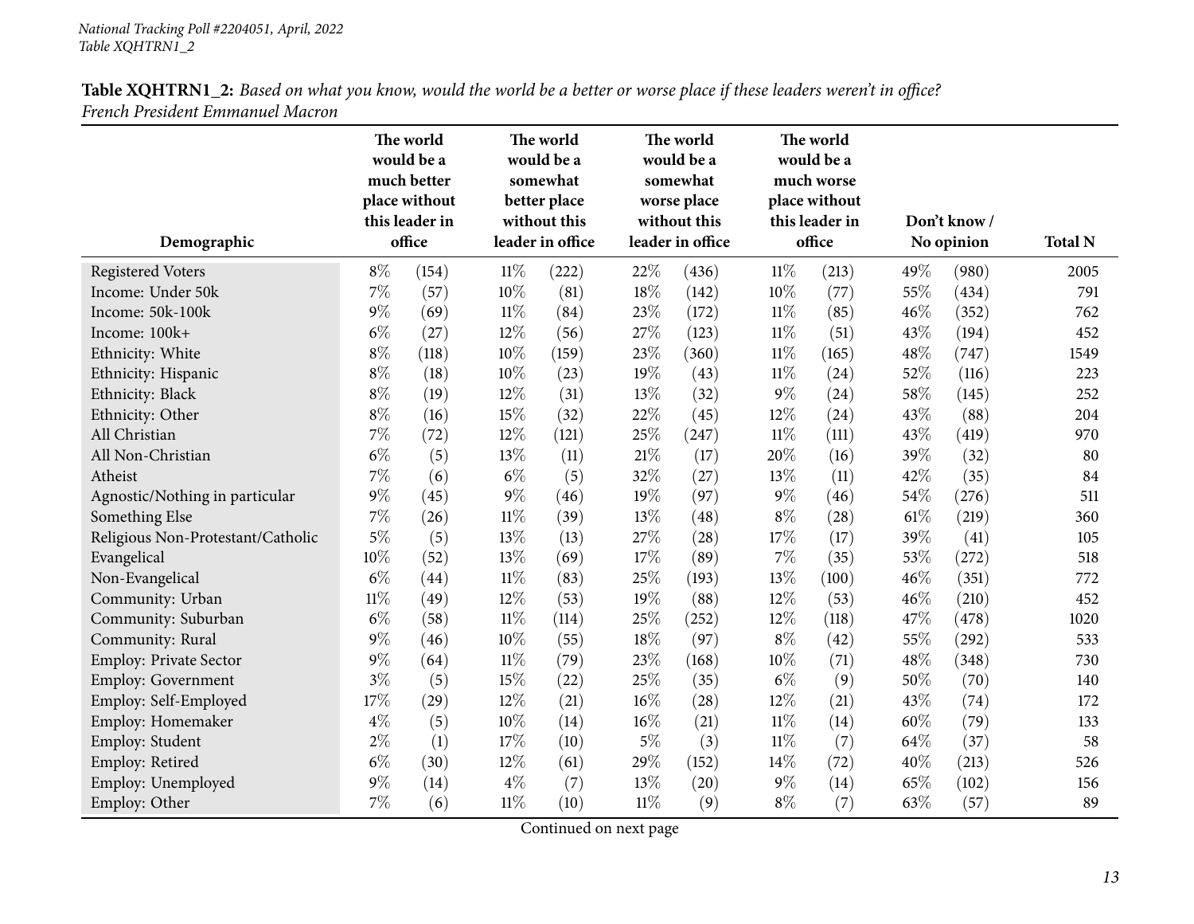*National Tracking Poll #2204051, April, 2022*
*Table XQHTRN1_2*

**Table XQHTRN1_2:** *Based on what you know, would the world be a better or worse place if these leaders weren't in office? French President Emmanuel Macron*

| Demographic | The world would be a much better place without this leader in office | | The world would be a somewhat better place without this leader in office | | The world would be a somewhat worse place without this leader in office | | The world would be a much worse place without this leader in office | | Don't know / No opinion | | Total N |
|---|---|---|---|---|---|---|---|---|---|---|---|
| Registered Voters | 8% | (154) | 11% | (222) | 22% | (436) | 11% | (213) | 49% | (980) | 2005 |
| Income: Under 50k | 7% | (57) | 10% | (81) | 18% | (142) | 10% | (77) | 55% | (434) | 791 |
| Income: 50k-100k | 9% | (69) | 11% | (84) | 23% | (172) | 11% | (85) | 46% | (352) | 762 |
| Income: 100k+ | 6% | (27) | 12% | (56) | 27% | (123) | 11% | (51) | 43% | (194) | 452 |
| Ethnicity: White | 8% | (118) | 10% | (159) | 23% | (360) | 11% | (165) | 48% | (747) | 1549 |
| Ethnicity: Hispanic | 8% | (18) | 10% | (23) | 19% | (43) | 11% | (24) | 52% | (116) | 223 |
| Ethnicity: Black | 8% | (19) | 12% | (31) | 13% | (32) | 9% | (24) | 58% | (145) | 252 |
| Ethnicity: Other | 8% | (16) | 15% | (32) | 22% | (45) | 12% | (24) | 43% | (88) | 204 |
| All Christian | 7% | (72) | 12% | (121) | 25% | (247) | 11% | (111) | 43% | (419) | 970 |
| All Non-Christian | 6% | (5) | 13% | (11) | 21% | (17) | 20% | (16) | 39% | (32) | 80 |
| Atheist | 7% | (6) | 6% | (5) | 32% | (27) | 13% | (11) | 42% | (35) | 84 |
| Agnostic/Nothing in particular | 9% | (45) | 9% | (46) | 19% | (97) | 9% | (46) | 54% | (276) | 511 |
| Something Else | 7% | (26) | 11% | (39) | 13% | (48) | 8% | (28) | 61% | (219) | 360 |
| Religious Non-Protestant/Catholic | 5% | (5) | 13% | (13) | 27% | (28) | 17% | (17) | 39% | (41) | 105 |
| Evangelical | 10% | (52) | 13% | (69) | 17% | (89) | 7% | (35) | 53% | (272) | 518 |
| Non-Evangelical | 6% | (44) | 11% | (83) | 25% | (193) | 13% | (100) | 46% | (351) | 772 |
| Community: Urban | 11% | (49) | 12% | (53) | 19% | (88) | 12% | (53) | 46% | (210) | 452 |
| Community: Suburban | 6% | (58) | 11% | (114) | 25% | (252) | 12% | (118) | 47% | (478) | 1020 |
| Community: Rural | 9% | (46) | 10% | (55) | 18% | (97) | 8% | (42) | 55% | (292) | 533 |
| Employ: Private Sector | 9% | (64) | 11% | (79) | 23% | (168) | 10% | (71) | 48% | (348) | 730 |
| Employ: Government | 3% | (5) | 15% | (22) | 25% | (35) | 6% | (9) | 50% | (70) | 140 |
| Employ: Self-Employed | 17% | (29) | 12% | (21) | 16% | (28) | 12% | (21) | 43% | (74) | 172 |
| Employ: Homemaker | 4% | (5) | 10% | (14) | 16% | (21) | 11% | (14) | 60% | (79) | 133 |
| Employ: Student | 2% | (1) | 17% | (10) | 5% | (3) | 11% | (7) | 64% | (37) | 58 |
| Employ: Retired | 6% | (30) | 12% | (61) | 29% | (152) | 14% | (72) | 40% | (213) | 526 |
| Employ: Unemployed | 9% | (14) | 4% | (7) | 13% | (20) | 9% | (14) | 65% | (102) | 156 |
| Employ: Other | 7% | (6) | 11% | (10) | 11% | (9) | 8% | (7) | 63% | (57) | 89 |

Continued on next page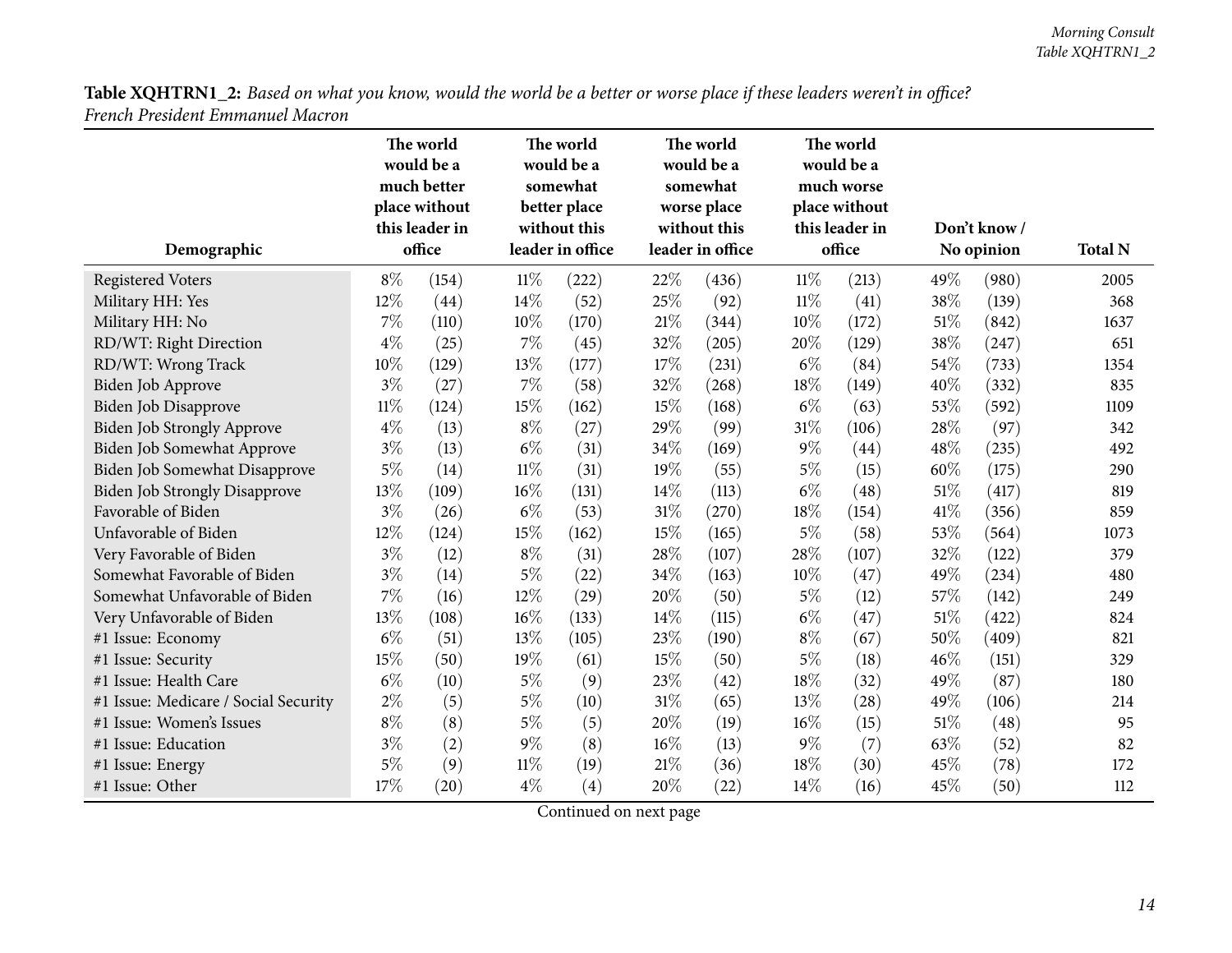**Table XQHTRN1_2:** *Based on what you know, would the world be a better or worse place if these leaders weren't in office? French President Emmanuel Macron*

| Demographic | The world would be a much better place without this leader in office | | The world would be a somewhat better place without this leader in office | | The world would be a somewhat worse place without this leader in office | | The world would be a much worse place without this leader in office | | Don't know / No opinion | | Total N |
|---|---|---|---|---|---|---|---|---|---|---|---|
| Registered Voters | 8% | (154) | 11% | (222) | 22% | (436) | 11% | (213) | 49% | (980) | 2005 |
| Military HH: Yes | 12% | (44) | 14% | (52) | 25% | (92) | 11% | (41) | 38% | (139) | 368 |
| Military HH: No | 7% | (110) | 10% | (170) | 21% | (344) | 10% | (172) | 51% | (842) | 1637 |
| RD/WT: Right Direction | 4% | (25) | 7% | (45) | 32% | (205) | 20% | (129) | 38% | (247) | 651 |
| RD/WT: Wrong Track | 10% | (129) | 13% | (177) | 17% | (231) | 6% | (84) | 54% | (733) | 1354 |
| Biden Job Approve | 3% | (27) | 7% | (58) | 32% | (268) | 18% | (149) | 40% | (332) | 835 |
| Biden Job Disapprove | 11% | (124) | 15% | (162) | 15% | (168) | 6% | (63) | 53% | (592) | 1109 |
| Biden Job Strongly Approve | 4% | (13) | 8% | (27) | 29% | (99) | 31% | (106) | 28% | (97) | 342 |
| Biden Job Somewhat Approve | 3% | (13) | 6% | (31) | 34% | (169) | 9% | (44) | 48% | (235) | 492 |
| Biden Job Somewhat Disapprove | 5% | (14) | 11% | (31) | 19% | (55) | 5% | (15) | 60% | (175) | 290 |
| Biden Job Strongly Disapprove | 13% | (109) | 16% | (131) | 14% | (113) | 6% | (48) | 51% | (417) | 819 |
| Favorable of Biden | 3% | (26) | 6% | (53) | 31% | (270) | 18% | (154) | 41% | (356) | 859 |
| Unfavorable of Biden | 12% | (124) | 15% | (162) | 15% | (165) | 5% | (58) | 53% | (564) | 1073 |
| Very Favorable of Biden | 3% | (12) | 8% | (31) | 28% | (107) | 28% | (107) | 32% | (122) | 379 |
| Somewhat Favorable of Biden | 3% | (14) | 5% | (22) | 34% | (163) | 10% | (47) | 49% | (234) | 480 |
| Somewhat Unfavorable of Biden | 7% | (16) | 12% | (29) | 20% | (50) | 5% | (12) | 57% | (142) | 249 |
| Very Unfavorable of Biden | 13% | (108) | 16% | (133) | 14% | (115) | 6% | (47) | 51% | (422) | 824 |
| #1 Issue: Economy | 6% | (51) | 13% | (105) | 23% | (190) | 8% | (67) | 50% | (409) | 821 |
| #1 Issue: Security | 15% | (50) | 19% | (61) | 15% | (50) | 5% | (18) | 46% | (151) | 329 |
| #1 Issue: Health Care | 6% | (10) | 5% | (9) | 23% | (42) | 18% | (32) | 49% | (87) | 180 |
| #1 Issue: Medicare / Social Security | 2% | (5) | 5% | (10) | 31% | (65) | 13% | (28) | 49% | (106) | 214 |
| #1 Issue: Women's Issues | 8% | (8) | 5% | (5) | 20% | (19) | 16% | (15) | 51% | (48) | 95 |
| #1 Issue: Education | 3% | (2) | 9% | (8) | 16% | (13) | 9% | (7) | 63% | (52) | 82 |
| #1 Issue: Energy | 5% | (9) | 11% | (19) | 21% | (36) | 18% | (30) | 45% | (78) | 172 |
| #1 Issue: Other | 17% | (20) | 4% | (4) | 20% | (22) | 14% | (16) | 45% | (50) | 112 |

Continued on next page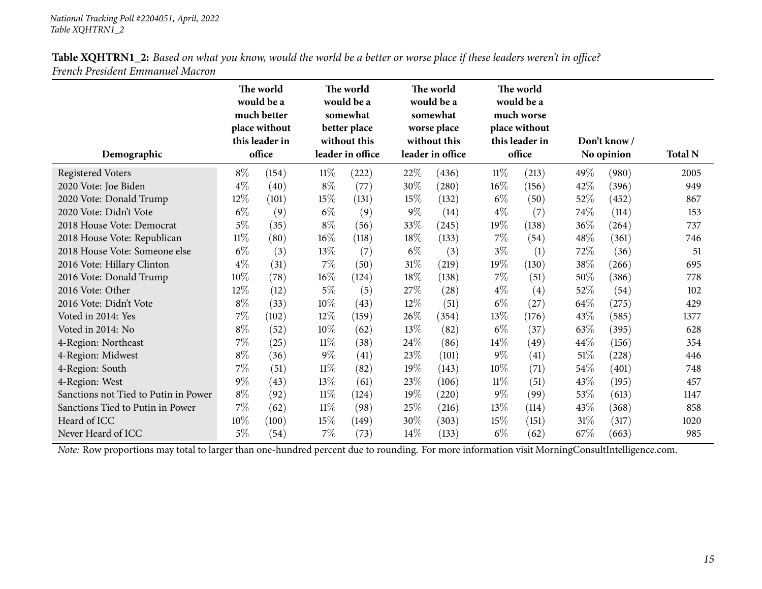*National Tracking Poll #2204051, April, 2022*
*Table XQHTRN1_2*

**Table XQHTRN1_2:** *Based on what you know, would the world be a better or worse place if these leaders weren't in office? French President Emmanuel Macron*

| Demographic | The world would be a much better place without this leader in office | | The world would be a somewhat better place without this leader in office | | The world would be a somewhat worse place without this leader in office | | The world would be a much worse place without this leader in office | | Don't know / No opinion | | Total N |
|---|---|---|---|---|---|---|---|---|---|---|---|
| Registered Voters | 8% | (154) | 11% | (222) | 22% | (436) | 11% | (213) | 49% | (980) | 2005 |
| 2020 Vote: Joe Biden | 4% | (40) | 8% | (77) | 30% | (280) | 16% | (156) | 42% | (396) | 949 |
| 2020 Vote: Donald Trump | 12% | (101) | 15% | (131) | 15% | (132) | 6% | (50) | 52% | (452) | 867 |
| 2020 Vote: Didn't Vote | 6% | (9) | 6% | (9) | 9% | (14) | 4% | (7) | 74% | (114) | 153 |
| 2018 House Vote: Democrat | 5% | (35) | 8% | (56) | 33% | (245) | 19% | (138) | 36% | (264) | 737 |
| 2018 House Vote: Republican | 11% | (80) | 16% | (118) | 18% | (133) | 7% | (54) | 48% | (361) | 746 |
| 2018 House Vote: Someone else | 6% | (3) | 13% | (7) | 6% | (3) | 3% | (1) | 72% | (36) | 51 |
| 2016 Vote: Hillary Clinton | 4% | (31) | 7% | (50) | 31% | (219) | 19% | (130) | 38% | (266) | 695 |
| 2016 Vote: Donald Trump | 10% | (78) | 16% | (124) | 18% | (138) | 7% | (51) | 50% | (386) | 778 |
| 2016 Vote: Other | 12% | (12) | 5% | (5) | 27% | (28) | 4% | (4) | 52% | (54) | 102 |
| 2016 Vote: Didn't Vote | 8% | (33) | 10% | (43) | 12% | (51) | 6% | (27) | 64% | (275) | 429 |
| Voted in 2014: Yes | 7% | (102) | 12% | (159) | 26% | (354) | 13% | (176) | 43% | (585) | 1377 |
| Voted in 2014: No | 8% | (52) | 10% | (62) | 13% | (82) | 6% | (37) | 63% | (395) | 628 |
| 4-Region: Northeast | 7% | (25) | 11% | (38) | 24% | (86) | 14% | (49) | 44% | (156) | 354 |
| 4-Region: Midwest | 8% | (36) | 9% | (41) | 23% | (101) | 9% | (41) | 51% | (228) | 446 |
| 4-Region: South | 7% | (51) | 11% | (82) | 19% | (143) | 10% | (71) | 54% | (401) | 748 |
| 4-Region: West | 9% | (43) | 13% | (61) | 23% | (106) | 11% | (51) | 43% | (195) | 457 |
| Sanctions not Tied to Putin in Power | 8% | (92) | 11% | (124) | 19% | (220) | 9% | (99) | 53% | (613) | 1147 |
| Sanctions Tied to Putin in Power | 7% | (62) | 11% | (98) | 25% | (216) | 13% | (114) | 43% | (368) | 858 |
| Heard of ICC | 10% | (100) | 15% | (149) | 30% | (303) | 15% | (151) | 31% | (317) | 1020 |
| Never Heard of ICC | 5% | (54) | 7% | (73) | 14% | (133) | 6% | (62) | 67% | (663) | 985 |

*Note:* Row proportions may total to larger than one-hundred percent due to rounding. For more information visit MorningConsultIntelligence.com.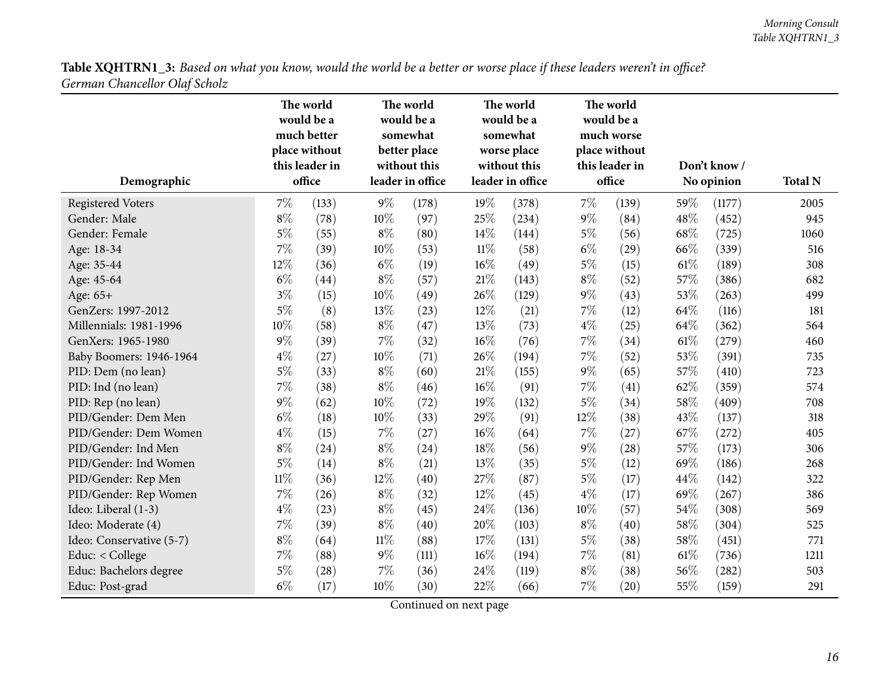**Table XQHTRN1_3:** *Based on what you know, would the world be a better or worse place if these leaders weren't in office?*
*German Chancellor Olaf Scholz*

| Demographic | The world would be a much better place without this leader in office | | The world would be a somewhat better place without this leader in office | | The world would be a somewhat worse place without this leader in office | | The world would be a much worse place without this leader in office | | Don't know / No opinion | | Total N |
|---|---|---|---|---|---|---|---|---|---|---|---|
| Registered Voters | 7% | (133) | 9% | (178) | 19% | (378) | 7% | (139) | 59% | (1177) | 2005 |
| Gender: Male | 8% | (78) | 10% | (97) | 25% | (234) | 9% | (84) | 48% | (452) | 945 |
| Gender: Female | 5% | (55) | 8% | (80) | 14% | (144) | 5% | (56) | 68% | (725) | 1060 |
| Age: 18-34 | 7% | (39) | 10% | (53) | 11% | (58) | 6% | (29) | 66% | (339) | 516 |
| Age: 35-44 | 12% | (36) | 6% | (19) | 16% | (49) | 5% | (15) | 61% | (189) | 308 |
| Age: 45-64 | 6% | (44) | 8% | (57) | 21% | (143) | 8% | (52) | 57% | (386) | 682 |
| Age: 65+ | 3% | (15) | 10% | (49) | 26% | (129) | 9% | (43) | 53% | (263) | 499 |
| GenZers: 1997-2012 | 5% | (8) | 13% | (23) | 12% | (21) | 7% | (12) | 64% | (116) | 181 |
| Millennials: 1981-1996 | 10% | (58) | 8% | (47) | 13% | (73) | 4% | (25) | 64% | (362) | 564 |
| GenXers: 1965-1980 | 9% | (39) | 7% | (32) | 16% | (76) | 7% | (34) | 61% | (279) | 460 |
| Baby Boomers: 1946-1964 | 4% | (27) | 10% | (71) | 26% | (194) | 7% | (52) | 53% | (391) | 735 |
| PID: Dem (no lean) | 5% | (33) | 8% | (60) | 21% | (155) | 9% | (65) | 57% | (410) | 723 |
| PID: Ind (no lean) | 7% | (38) | 8% | (46) | 16% | (91) | 7% | (41) | 62% | (359) | 574 |
| PID: Rep (no lean) | 9% | (62) | 10% | (72) | 19% | (132) | 5% | (34) | 58% | (409) | 708 |
| PID/Gender: Dem Men | 6% | (18) | 10% | (33) | 29% | (91) | 12% | (38) | 43% | (137) | 318 |
| PID/Gender: Dem Women | 4% | (15) | 7% | (27) | 16% | (64) | 7% | (27) | 67% | (272) | 405 |
| PID/Gender: Ind Men | 8% | (24) | 8% | (24) | 18% | (56) | 9% | (28) | 57% | (173) | 306 |
| PID/Gender: Ind Women | 5% | (14) | 8% | (21) | 13% | (35) | 5% | (12) | 69% | (186) | 268 |
| PID/Gender: Rep Men | 11% | (36) | 12% | (40) | 27% | (87) | 5% | (17) | 44% | (142) | 322 |
| PID/Gender: Rep Women | 7% | (26) | 8% | (32) | 12% | (45) | 4% | (17) | 69% | (267) | 386 |
| Ideo: Liberal (1-3) | 4% | (23) | 8% | (45) | 24% | (136) | 10% | (57) | 54% | (308) | 569 |
| Ideo: Moderate (4) | 7% | (39) | 8% | (40) | 20% | (103) | 8% | (40) | 58% | (304) | 525 |
| Ideo: Conservative (5-7) | 8% | (64) | 11% | (88) | 17% | (131) | 5% | (38) | 58% | (451) | 771 |
| Educ: < College | 7% | (88) | 9% | (111) | 16% | (194) | 7% | (81) | 61% | (736) | 1211 |
| Educ: Bachelors degree | 5% | (28) | 7% | (36) | 24% | (119) | 8% | (38) | 56% | (282) | 503 |
| Educ: Post-grad | 6% | (17) | 10% | (30) | 22% | (66) | 7% | (20) | 55% | (159) | 291 |

Continued on next page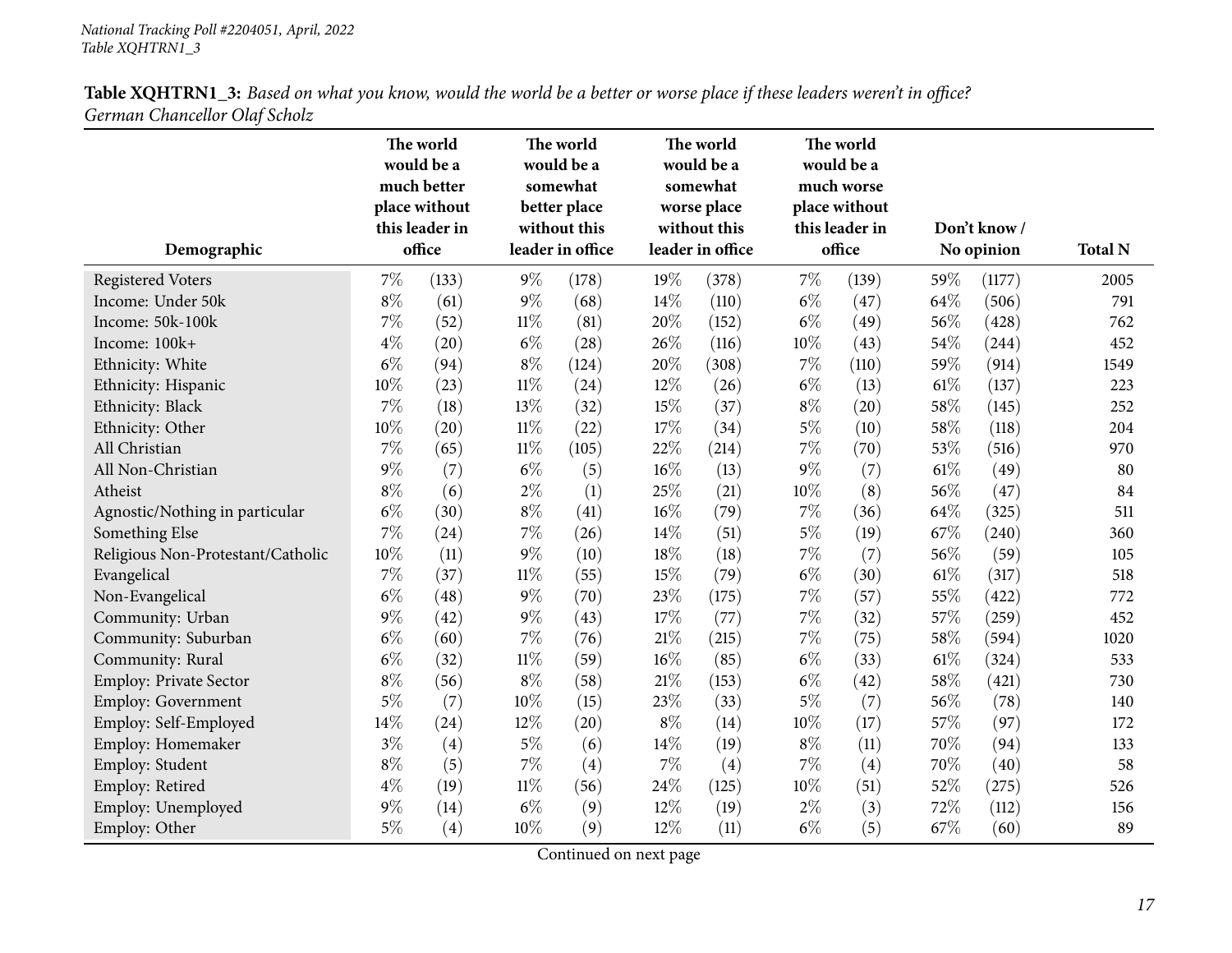*National Tracking Poll #2204051, April, 2022*
*Table XQHTRN1_3*

**Table XQHTRN1_3:** *Based on what you know, would the world be a better or worse place if these leaders weren't in office? German Chancellor Olaf Scholz*

| Demographic | The world would be a much better place without this leader in office | | The world would be a somewhat better place without this leader in office | | The world would be a somewhat worse place without this leader in office | | The world would be a much worse place without this leader in office | | Don't know / No opinion | | Total N |
|---|---|---|---|---|---|---|---|---|---|---|---|
| Registered Voters | 7% | (133) | 9% | (178) | 19% | (378) | 7% | (139) | 59% | (1177) | 2005 |
| Income: Under 50k | 8% | (61) | 9% | (68) | 14% | (110) | 6% | (47) | 64% | (506) | 791 |
| Income: 50k-100k | 7% | (52) | 11% | (81) | 20% | (152) | 6% | (49) | 56% | (428) | 762 |
| Income: 100k+ | 4% | (20) | 6% | (28) | 26% | (116) | 10% | (43) | 54% | (244) | 452 |
| Ethnicity: White | 6% | (94) | 8% | (124) | 20% | (308) | 7% | (110) | 59% | (914) | 1549 |
| Ethnicity: Hispanic | 10% | (23) | 11% | (24) | 12% | (26) | 6% | (13) | 61% | (137) | 223 |
| Ethnicity: Black | 7% | (18) | 13% | (32) | 15% | (37) | 8% | (20) | 58% | (145) | 252 |
| Ethnicity: Other | 10% | (20) | 11% | (22) | 17% | (34) | 5% | (10) | 58% | (118) | 204 |
| All Christian | 7% | (65) | 11% | (105) | 22% | (214) | 7% | (70) | 53% | (516) | 970 |
| All Non-Christian | 9% | (7) | 6% | (5) | 16% | (13) | 9% | (7) | 61% | (49) | 80 |
| Atheist | 8% | (6) | 2% | (1) | 25% | (21) | 10% | (8) | 56% | (47) | 84 |
| Agnostic/Nothing in particular | 6% | (30) | 8% | (41) | 16% | (79) | 7% | (36) | 64% | (325) | 511 |
| Something Else | 7% | (24) | 7% | (26) | 14% | (51) | 5% | (19) | 67% | (240) | 360 |
| Religious Non-Protestant/Catholic | 10% | (11) | 9% | (10) | 18% | (18) | 7% | (7) | 56% | (59) | 105 |
| Evangelical | 7% | (37) | 11% | (55) | 15% | (79) | 6% | (30) | 61% | (317) | 518 |
| Non-Evangelical | 6% | (48) | 9% | (70) | 23% | (175) | 7% | (57) | 55% | (422) | 772 |
| Community: Urban | 9% | (42) | 9% | (43) | 17% | (77) | 7% | (32) | 57% | (259) | 452 |
| Community: Suburban | 6% | (60) | 7% | (76) | 21% | (215) | 7% | (75) | 58% | (594) | 1020 |
| Community: Rural | 6% | (32) | 11% | (59) | 16% | (85) | 6% | (33) | 61% | (324) | 533 |
| Employ: Private Sector | 8% | (56) | 8% | (58) | 21% | (153) | 6% | (42) | 58% | (421) | 730 |
| Employ: Government | 5% | (7) | 10% | (15) | 23% | (33) | 5% | (7) | 56% | (78) | 140 |
| Employ: Self-Employed | 14% | (24) | 12% | (20) | 8% | (14) | 10% | (17) | 57% | (97) | 172 |
| Employ: Homemaker | 3% | (4) | 5% | (6) | 14% | (19) | 8% | (11) | 70% | (94) | 133 |
| Employ: Student | 8% | (5) | 7% | (4) | 7% | (4) | 7% | (4) | 70% | (40) | 58 |
| Employ: Retired | 4% | (19) | 11% | (56) | 24% | (125) | 10% | (51) | 52% | (275) | 526 |
| Employ: Unemployed | 9% | (14) | 6% | (9) | 12% | (19) | 2% | (3) | 72% | (112) | 156 |
| Employ: Other | 5% | (4) | 10% | (9) | 12% | (11) | 6% | (5) | 67% | (60) | 89 |

Continued on next page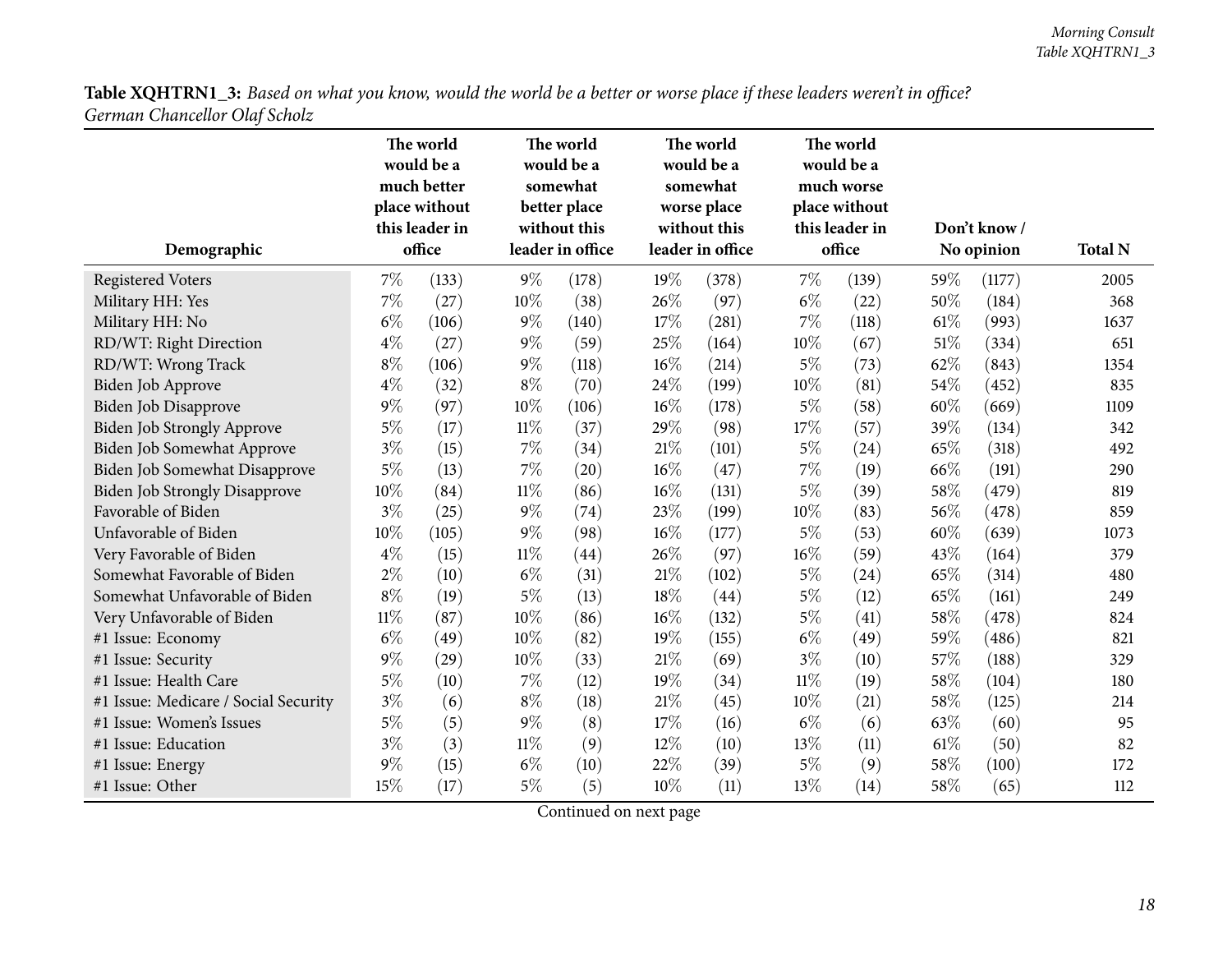**Table XQHTRN1_3:** *Based on what you know, would the world be a better or worse place if these leaders weren't in office? German Chancellor Olaf Scholz*

| Demographic | The world would be a much better place without this leader in office | | The world would be a somewhat better place without this leader in office | | The world would be a somewhat worse place without this leader in office | | The world would be a much worse place without this leader in office | | Don't know / No opinion | | Total N |
|---|---|---|---|---|---|---|---|---|---|---|---|
| Registered Voters | 7% | (133) | 9% | (178) | 19% | (378) | 7% | (139) | 59% | (1177) | 2005 |
| Military HH: Yes | 7% | (27) | 10% | (38) | 26% | (97) | 6% | (22) | 50% | (184) | 368 |
| Military HH: No | 6% | (106) | 9% | (140) | 17% | (281) | 7% | (118) | 61% | (993) | 1637 |
| RD/WT: Right Direction | 4% | (27) | 9% | (59) | 25% | (164) | 10% | (67) | 51% | (334) | 651 |
| RD/WT: Wrong Track | 8% | (106) | 9% | (118) | 16% | (214) | 5% | (73) | 62% | (843) | 1354 |
| Biden Job Approve | 4% | (32) | 8% | (70) | 24% | (199) | 10% | (81) | 54% | (452) | 835 |
| Biden Job Disapprove | 9% | (97) | 10% | (106) | 16% | (178) | 5% | (58) | 60% | (669) | 1109 |
| Biden Job Strongly Approve | 5% | (17) | 11% | (37) | 29% | (98) | 17% | (57) | 39% | (134) | 342 |
| Biden Job Somewhat Approve | 3% | (15) | 7% | (34) | 21% | (101) | 5% | (24) | 65% | (318) | 492 |
| Biden Job Somewhat Disapprove | 5% | (13) | 7% | (20) | 16% | (47) | 7% | (19) | 66% | (191) | 290 |
| Biden Job Strongly Disapprove | 10% | (84) | 11% | (86) | 16% | (131) | 5% | (39) | 58% | (479) | 819 |
| Favorable of Biden | 3% | (25) | 9% | (74) | 23% | (199) | 10% | (83) | 56% | (478) | 859 |
| Unfavorable of Biden | 10% | (105) | 9% | (98) | 16% | (177) | 5% | (53) | 60% | (639) | 1073 |
| Very Favorable of Biden | 4% | (15) | 11% | (44) | 26% | (97) | 16% | (59) | 43% | (164) | 379 |
| Somewhat Favorable of Biden | 2% | (10) | 6% | (31) | 21% | (102) | 5% | (24) | 65% | (314) | 480 |
| Somewhat Unfavorable of Biden | 8% | (19) | 5% | (13) | 18% | (44) | 5% | (12) | 65% | (161) | 249 |
| Very Unfavorable of Biden | 11% | (87) | 10% | (86) | 16% | (132) | 5% | (41) | 58% | (478) | 824 |
| #1 Issue: Economy | 6% | (49) | 10% | (82) | 19% | (155) | 6% | (49) | 59% | (486) | 821 |
| #1 Issue: Security | 9% | (29) | 10% | (33) | 21% | (69) | 3% | (10) | 57% | (188) | 329 |
| #1 Issue: Health Care | 5% | (10) | 7% | (12) | 19% | (34) | 11% | (19) | 58% | (104) | 180 |
| #1 Issue: Medicare / Social Security | 3% | (6) | 8% | (18) | 21% | (45) | 10% | (21) | 58% | (125) | 214 |
| #1 Issue: Women's Issues | 5% | (5) | 9% | (8) | 17% | (16) | 6% | (6) | 63% | (60) | 95 |
| #1 Issue: Education | 3% | (3) | 11% | (9) | 12% | (10) | 13% | (11) | 61% | (50) | 82 |
| #1 Issue: Energy | 9% | (15) | 6% | (10) | 22% | (39) | 5% | (9) | 58% | (100) | 172 |
| #1 Issue: Other | 15% | (17) | 5% | (5) | 10% | (11) | 13% | (14) | 58% | (65) | 112 |

Continued on next page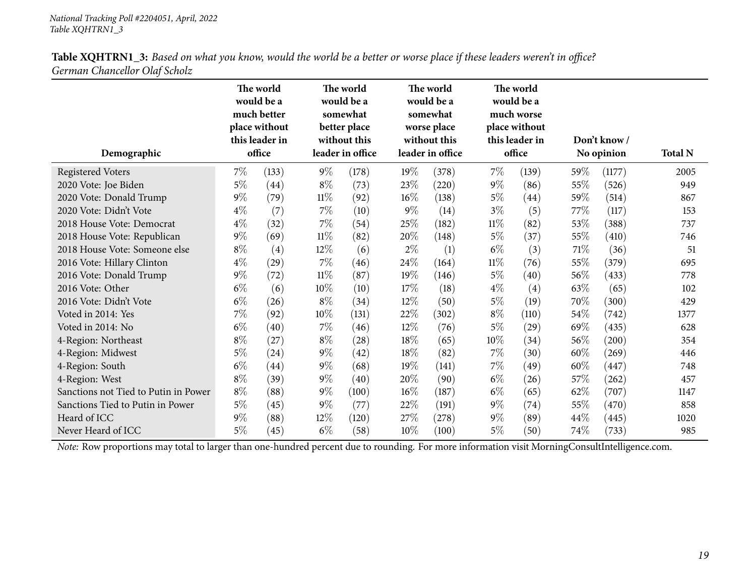*National Tracking Poll #2204051, April, 2022*
*Table XQHTRN1_3*

**Table XQHTRN1_3:** *Based on what you know, would the world be a better or worse place if these leaders weren't in office? German Chancellor Olaf Scholz*

| Demographic | The world would be a much better place without this leader in office | | The world would be a somewhat better place without this leader in office | | The world would be a somewhat worse place without this leader in office | | The world would be a much worse place without this leader in office | | Don't know / No opinion | | Total N |
|---|---|---|---|---|---|---|---|---|---|---|---|
| Registered Voters | 7% | (133) | 9% | (178) | 19% | (378) | 7% | (139) | 59% | (1177) | 2005 |
| 2020 Vote: Joe Biden | 5% | (44) | 8% | (73) | 23% | (220) | 9% | (86) | 55% | (526) | 949 |
| 2020 Vote: Donald Trump | 9% | (79) | 11% | (92) | 16% | (138) | 5% | (44) | 59% | (514) | 867 |
| 2020 Vote: Didn't Vote | 4% | (7) | 7% | (10) | 9% | (14) | 3% | (5) | 77% | (117) | 153 |
| 2018 House Vote: Democrat | 4% | (32) | 7% | (54) | 25% | (182) | 11% | (82) | 53% | (388) | 737 |
| 2018 House Vote: Republican | 9% | (69) | 11% | (82) | 20% | (148) | 5% | (37) | 55% | (410) | 746 |
| 2018 House Vote: Someone else | 8% | (4) | 12% | (6) | 2% | (1) | 6% | (3) | 71% | (36) | 51 |
| 2016 Vote: Hillary Clinton | 4% | (29) | 7% | (46) | 24% | (164) | 11% | (76) | 55% | (379) | 695 |
| 2016 Vote: Donald Trump | 9% | (72) | 11% | (87) | 19% | (146) | 5% | (40) | 56% | (433) | 778 |
| 2016 Vote: Other | 6% | (6) | 10% | (10) | 17% | (18) | 4% | (4) | 63% | (65) | 102 |
| 2016 Vote: Didn't Vote | 6% | (26) | 8% | (34) | 12% | (50) | 5% | (19) | 70% | (300) | 429 |
| Voted in 2014: Yes | 7% | (92) | 10% | (131) | 22% | (302) | 8% | (110) | 54% | (742) | 1377 |
| Voted in 2014: No | 6% | (40) | 7% | (46) | 12% | (76) | 5% | (29) | 69% | (435) | 628 |
| 4-Region: Northeast | 8% | (27) | 8% | (28) | 18% | (65) | 10% | (34) | 56% | (200) | 354 |
| 4-Region: Midwest | 5% | (24) | 9% | (42) | 18% | (82) | 7% | (30) | 60% | (269) | 446 |
| 4-Region: South | 6% | (44) | 9% | (68) | 19% | (141) | 7% | (49) | 60% | (447) | 748 |
| 4-Region: West | 8% | (39) | 9% | (40) | 20% | (90) | 6% | (26) | 57% | (262) | 457 |
| Sanctions not Tied to Putin in Power | 8% | (88) | 9% | (100) | 16% | (187) | 6% | (65) | 62% | (707) | 1147 |
| Sanctions Tied to Putin in Power | 5% | (45) | 9% | (77) | 22% | (191) | 9% | (74) | 55% | (470) | 858 |
| Heard of ICC | 9% | (88) | 12% | (120) | 27% | (278) | 9% | (89) | 44% | (445) | 1020 |
| Never Heard of ICC | 5% | (45) | 6% | (58) | 10% | (100) | 5% | (50) | 74% | (733) | 985 |

*Note:* Row proportions may total to larger than one-hundred percent due to rounding. For more information visit MorningConsultIntelligence.com.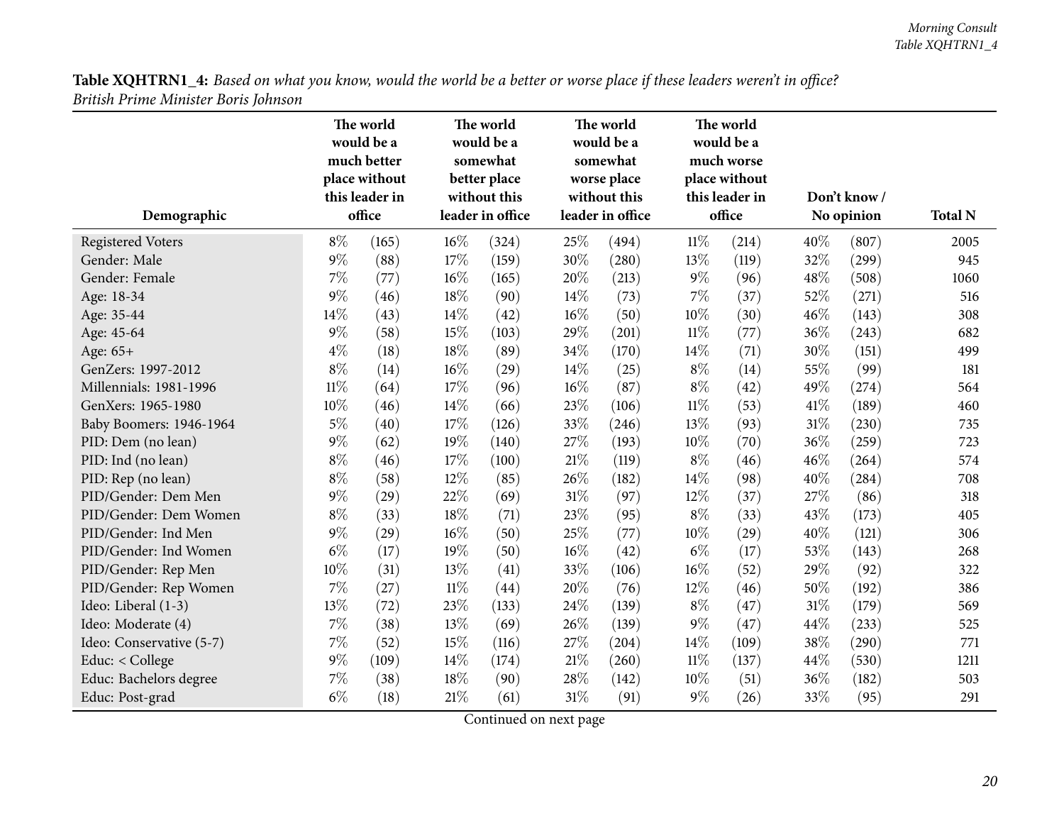**Table XQHTRN1_4:** *Based on what you know, would the world be a better or worse place if these leaders weren't in office? British Prime Minister Boris Johnson*

| Demographic | The world would be a much better place without this leader in office | | The world would be a somewhat better place without this leader in office | | The world would be a somewhat worse place without this leader in office | | The world would be a much worse place without this leader in office | | Don't know / No opinion | | Total N |
|---|---|---|---|---|---|---|---|---|---|---|---|
| Registered Voters | 8% | (165) | 16% | (324) | 25% | (494) | 11% | (214) | 40% | (807) | 2005 |
| Gender: Male | 9% | (88) | 17% | (159) | 30% | (280) | 13% | (119) | 32% | (299) | 945 |
| Gender: Female | 7% | (77) | 16% | (165) | 20% | (213) | 9% | (96) | 48% | (508) | 1060 |
| Age: 18-34 | 9% | (46) | 18% | (90) | 14% | (73) | 7% | (37) | 52% | (271) | 516 |
| Age: 35-44 | 14% | (43) | 14% | (42) | 16% | (50) | 10% | (30) | 46% | (143) | 308 |
| Age: 45-64 | 9% | (58) | 15% | (103) | 29% | (201) | 11% | (77) | 36% | (243) | 682 |
| Age: 65+ | 4% | (18) | 18% | (89) | 34% | (170) | 14% | (71) | 30% | (151) | 499 |
| GenZers: 1997-2012 | 8% | (14) | 16% | (29) | 14% | (25) | 8% | (14) | 55% | (99) | 181 |
| Millennials: 1981-1996 | 11% | (64) | 17% | (96) | 16% | (87) | 8% | (42) | 49% | (274) | 564 |
| GenXers: 1965-1980 | 10% | (46) | 14% | (66) | 23% | (106) | 11% | (53) | 41% | (189) | 460 |
| Baby Boomers: 1946-1964 | 5% | (40) | 17% | (126) | 33% | (246) | 13% | (93) | 31% | (230) | 735 |
| PID: Dem (no lean) | 9% | (62) | 19% | (140) | 27% | (193) | 10% | (70) | 36% | (259) | 723 |
| PID: Ind (no lean) | 8% | (46) | 17% | (100) | 21% | (119) | 8% | (46) | 46% | (264) | 574 |
| PID: Rep (no lean) | 8% | (58) | 12% | (85) | 26% | (182) | 14% | (98) | 40% | (284) | 708 |
| PID/Gender: Dem Men | 9% | (29) | 22% | (69) | 31% | (97) | 12% | (37) | 27% | (86) | 318 |
| PID/Gender: Dem Women | 8% | (33) | 18% | (71) | 23% | (95) | 8% | (33) | 43% | (173) | 405 |
| PID/Gender: Ind Men | 9% | (29) | 16% | (50) | 25% | (77) | 10% | (29) | 40% | (121) | 306 |
| PID/Gender: Ind Women | 6% | (17) | 19% | (50) | 16% | (42) | 6% | (17) | 53% | (143) | 268 |
| PID/Gender: Rep Men | 10% | (31) | 13% | (41) | 33% | (106) | 16% | (52) | 29% | (92) | 322 |
| PID/Gender: Rep Women | 7% | (27) | 11% | (44) | 20% | (76) | 12% | (46) | 50% | (192) | 386 |
| Ideo: Liberal (1-3) | 13% | (72) | 23% | (133) | 24% | (139) | 8% | (47) | 31% | (179) | 569 |
| Ideo: Moderate (4) | 7% | (38) | 13% | (69) | 26% | (139) | 9% | (47) | 44% | (233) | 525 |
| Ideo: Conservative (5-7) | 7% | (52) | 15% | (116) | 27% | (204) | 14% | (109) | 38% | (290) | 771 |
| Educ: < College | 9% | (109) | 14% | (174) | 21% | (260) | 11% | (137) | 44% | (530) | 1211 |
| Educ: Bachelors degree | 7% | (38) | 18% | (90) | 28% | (142) | 10% | (51) | 36% | (182) | 503 |
| Educ: Post-grad | 6% | (18) | 21% | (61) | 31% | (91) | 9% | (26) | 33% | (95) | 291 |

Continued on next page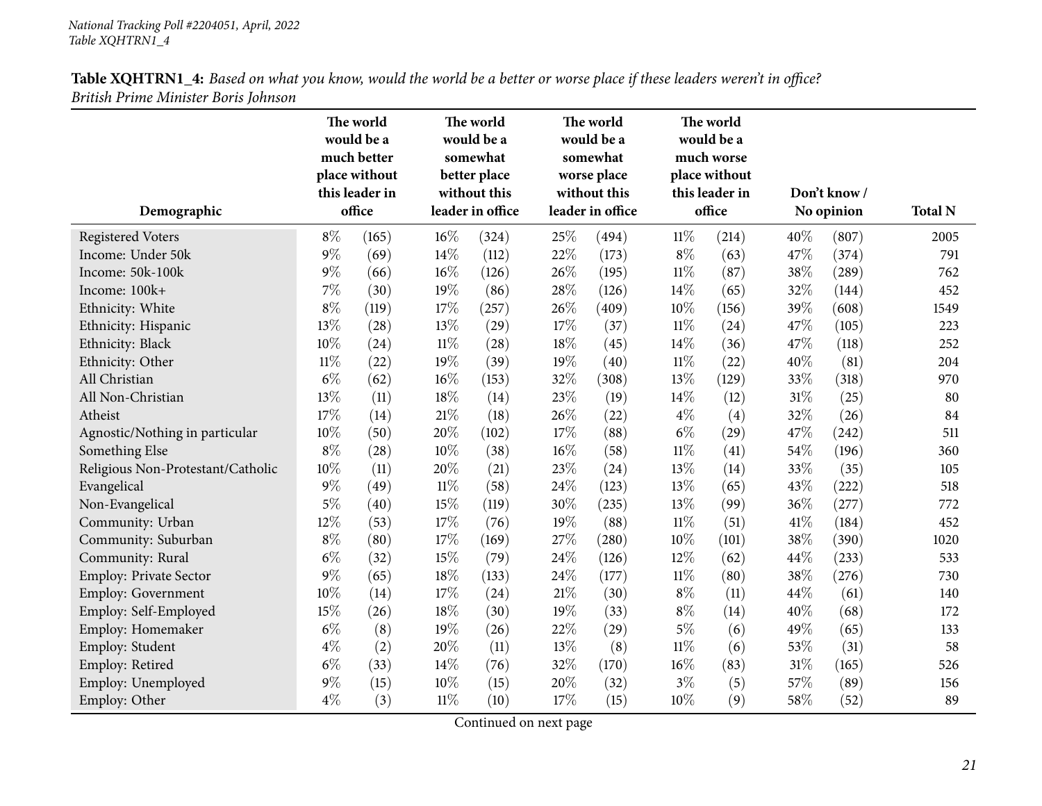National Tracking Poll #2204051, April, 2022
Table XQHTRN1_4

**Table XQHTRN1_4:** *Based on what you know, would the world be a better or worse place if these leaders weren't in office? British Prime Minister Boris Johnson*

| Demographic | The world would be a much better place without this leader in office | | The world would be a somewhat better place without this leader in office | | The world would be a somewhat worse place without this leader in office | | The world would be a much worse place without this leader in office | | Don't know / No opinion | | Total N |
|---|---|---|---|---|---|---|---|---|---|---|---|
| Registered Voters | 8% | (165) | 16% | (324) | 25% | (494) | 11% | (214) | 40% | (807) | 2005 |
| Income: Under 50k | 9% | (69) | 14% | (112) | 22% | (173) | 8% | (63) | 47% | (374) | 791 |
| Income: 50k-100k | 9% | (66) | 16% | (126) | 26% | (195) | 11% | (87) | 38% | (289) | 762 |
| Income: 100k+ | 7% | (30) | 19% | (86) | 28% | (126) | 14% | (65) | 32% | (144) | 452 |
| Ethnicity: White | 8% | (119) | 17% | (257) | 26% | (409) | 10% | (156) | 39% | (608) | 1549 |
| Ethnicity: Hispanic | 13% | (28) | 13% | (29) | 17% | (37) | 11% | (24) | 47% | (105) | 223 |
| Ethnicity: Black | 10% | (24) | 11% | (28) | 18% | (45) | 14% | (36) | 47% | (118) | 252 |
| Ethnicity: Other | 11% | (22) | 19% | (39) | 19% | (40) | 11% | (22) | 40% | (81) | 204 |
| All Christian | 6% | (62) | 16% | (153) | 32% | (308) | 13% | (129) | 33% | (318) | 970 |
| All Non-Christian | 13% | (11) | 18% | (14) | 23% | (19) | 14% | (12) | 31% | (25) | 80 |
| Atheist | 17% | (14) | 21% | (18) | 26% | (22) | 4% | (4) | 32% | (26) | 84 |
| Agnostic/Nothing in particular | 10% | (50) | 20% | (102) | 17% | (88) | 6% | (29) | 47% | (242) | 511 |
| Something Else | 8% | (28) | 10% | (38) | 16% | (58) | 11% | (41) | 54% | (196) | 360 |
| Religious Non-Protestant/Catholic | 10% | (11) | 20% | (21) | 23% | (24) | 13% | (14) | 33% | (35) | 105 |
| Evangelical | 9% | (49) | 11% | (58) | 24% | (123) | 13% | (65) | 43% | (222) | 518 |
| Non-Evangelical | 5% | (40) | 15% | (119) | 30% | (235) | 13% | (99) | 36% | (277) | 772 |
| Community: Urban | 12% | (53) | 17% | (76) | 19% | (88) | 11% | (51) | 41% | (184) | 452 |
| Community: Suburban | 8% | (80) | 17% | (169) | 27% | (280) | 10% | (101) | 38% | (390) | 1020 |
| Community: Rural | 6% | (32) | 15% | (79) | 24% | (126) | 12% | (62) | 44% | (233) | 533 |
| Employ: Private Sector | 9% | (65) | 18% | (133) | 24% | (177) | 11% | (80) | 38% | (276) | 730 |
| Employ: Government | 10% | (14) | 17% | (24) | 21% | (30) | 8% | (11) | 44% | (61) | 140 |
| Employ: Self-Employed | 15% | (26) | 18% | (30) | 19% | (33) | 8% | (14) | 40% | (68) | 172 |
| Employ: Homemaker | 6% | (8) | 19% | (26) | 22% | (29) | 5% | (6) | 49% | (65) | 133 |
| Employ: Student | 4% | (2) | 20% | (11) | 13% | (8) | 11% | (6) | 53% | (31) | 58 |
| Employ: Retired | 6% | (33) | 14% | (76) | 32% | (170) | 16% | (83) | 31% | (165) | 526 |
| Employ: Unemployed | 9% | (15) | 10% | (15) | 20% | (32) | 3% | (5) | 57% | (89) | 156 |
| Employ: Other | 4% | (3) | 11% | (10) | 17% | (15) | 10% | (9) | 58% | (52) | 89 |

Continued on next page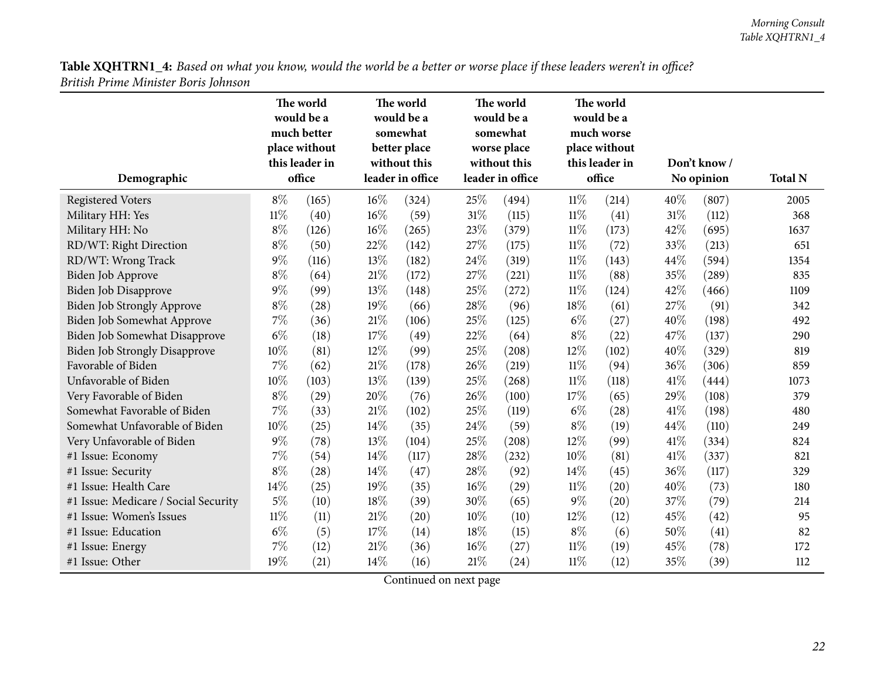**Table XQHTRN1_4:** *Based on what you know, would the world be a better or worse place if these leaders weren't in office? British Prime Minister Boris Johnson*

| Demographic | The world would be a much better place without this leader in office | | The world would be a somewhat better place without this leader in office | | The world would be a somewhat worse place without this leader in office | | The world would be a much worse place without this leader in office | | Don't know / No opinion | | Total N |
|---|---|---|---|---|---|---|---|---|---|---|---|
| Registered Voters | 8% | (165) | 16% | (324) | 25% | (494) | 11% | (214) | 40% | (807) | 2005 |
| Military HH: Yes | 11% | (40) | 16% | (59) | 31% | (115) | 11% | (41) | 31% | (112) | 368 |
| Military HH: No | 8% | (126) | 16% | (265) | 23% | (379) | 11% | (173) | 42% | (695) | 1637 |
| RD/WT: Right Direction | 8% | (50) | 22% | (142) | 27% | (175) | 11% | (72) | 33% | (213) | 651 |
| RD/WT: Wrong Track | 9% | (116) | 13% | (182) | 24% | (319) | 11% | (143) | 44% | (594) | 1354 |
| Biden Job Approve | 8% | (64) | 21% | (172) | 27% | (221) | 11% | (88) | 35% | (289) | 835 |
| Biden Job Disapprove | 9% | (99) | 13% | (148) | 25% | (272) | 11% | (124) | 42% | (466) | 1109 |
| Biden Job Strongly Approve | 8% | (28) | 19% | (66) | 28% | (96) | 18% | (61) | 27% | (91) | 342 |
| Biden Job Somewhat Approve | 7% | (36) | 21% | (106) | 25% | (125) | 6% | (27) | 40% | (198) | 492 |
| Biden Job Somewhat Disapprove | 6% | (18) | 17% | (49) | 22% | (64) | 8% | (22) | 47% | (137) | 290 |
| Biden Job Strongly Disapprove | 10% | (81) | 12% | (99) | 25% | (208) | 12% | (102) | 40% | (329) | 819 |
| Favorable of Biden | 7% | (62) | 21% | (178) | 26% | (219) | 11% | (94) | 36% | (306) | 859 |
| Unfavorable of Biden | 10% | (103) | 13% | (139) | 25% | (268) | 11% | (118) | 41% | (444) | 1073 |
| Very Favorable of Biden | 8% | (29) | 20% | (76) | 26% | (100) | 17% | (65) | 29% | (108) | 379 |
| Somewhat Favorable of Biden | 7% | (33) | 21% | (102) | 25% | (119) | 6% | (28) | 41% | (198) | 480 |
| Somewhat Unfavorable of Biden | 10% | (25) | 14% | (35) | 24% | (59) | 8% | (19) | 44% | (110) | 249 |
| Very Unfavorable of Biden | 9% | (78) | 13% | (104) | 25% | (208) | 12% | (99) | 41% | (334) | 824 |
| #1 Issue: Economy | 7% | (54) | 14% | (117) | 28% | (232) | 10% | (81) | 41% | (337) | 821 |
| #1 Issue: Security | 8% | (28) | 14% | (47) | 28% | (92) | 14% | (45) | 36% | (117) | 329 |
| #1 Issue: Health Care | 14% | (25) | 19% | (35) | 16% | (29) | 11% | (20) | 40% | (73) | 180 |
| #1 Issue: Medicare / Social Security | 5% | (10) | 18% | (39) | 30% | (65) | 9% | (20) | 37% | (79) | 214 |
| #1 Issue: Women's Issues | 11% | (11) | 21% | (20) | 10% | (10) | 12% | (12) | 45% | (42) | 95 |
| #1 Issue: Education | 6% | (5) | 17% | (14) | 18% | (15) | 8% | (6) | 50% | (41) | 82 |
| #1 Issue: Energy | 7% | (12) | 21% | (36) | 16% | (27) | 11% | (19) | 45% | (78) | 172 |
| #1 Issue: Other | 19% | (21) | 14% | (16) | 21% | (24) | 11% | (12) | 35% | (39) | 112 |

Continued on next page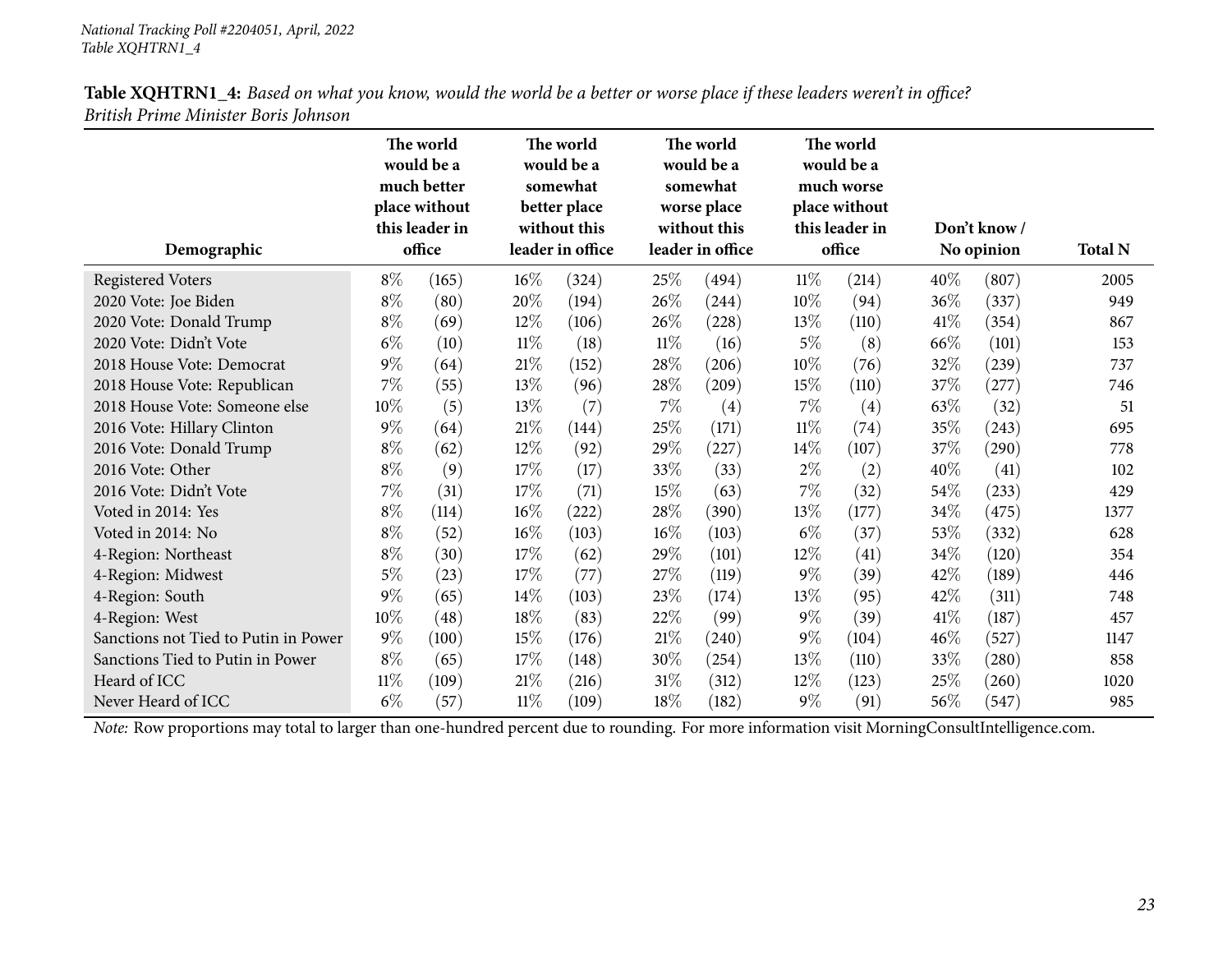National Tracking Poll #2204051, April, 2022
Table XQHTRN1_4

**Table XQHTRN1_4:** *Based on what you know, would the world be a better or worse place if these leaders weren't in office? British Prime Minister Boris Johnson*

| Demographic | The world would be a much better place without this leader in office | | The world would be a somewhat better place without this leader in office | | The world would be a somewhat worse place without this leader in office | | The world would be a much worse place without this leader in office | | Don't know / No opinion | | Total N |
|---|---|---|---|---|---|---|---|---|---|---|---|
| Registered Voters | 8% | (165) | 16% | (324) | 25% | (494) | 11% | (214) | 40% | (807) | 2005 |
| 2020 Vote: Joe Biden | 8% | (80) | 20% | (194) | 26% | (244) | 10% | (94) | 36% | (337) | 949 |
| 2020 Vote: Donald Trump | 8% | (69) | 12% | (106) | 26% | (228) | 13% | (110) | 41% | (354) | 867 |
| 2020 Vote: Didn't Vote | 6% | (10) | 11% | (18) | 11% | (16) | 5% | (8) | 66% | (101) | 153 |
| 2018 House Vote: Democrat | 9% | (64) | 21% | (152) | 28% | (206) | 10% | (76) | 32% | (239) | 737 |
| 2018 House Vote: Republican | 7% | (55) | 13% | (96) | 28% | (209) | 15% | (110) | 37% | (277) | 746 |
| 2018 House Vote: Someone else | 10% | (5) | 13% | (7) | 7% | (4) | 7% | (4) | 63% | (32) | 51 |
| 2016 Vote: Hillary Clinton | 9% | (64) | 21% | (144) | 25% | (171) | 11% | (74) | 35% | (243) | 695 |
| 2016 Vote: Donald Trump | 8% | (62) | 12% | (92) | 29% | (227) | 14% | (107) | 37% | (290) | 778 |
| 2016 Vote: Other | 8% | (9) | 17% | (17) | 33% | (33) | 2% | (2) | 40% | (41) | 102 |
| 2016 Vote: Didn't Vote | 7% | (31) | 17% | (71) | 15% | (63) | 7% | (32) | 54% | (233) | 429 |
| Voted in 2014: Yes | 8% | (114) | 16% | (222) | 28% | (390) | 13% | (177) | 34% | (475) | 1377 |
| Voted in 2014: No | 8% | (52) | 16% | (103) | 16% | (103) | 6% | (37) | 53% | (332) | 628 |
| 4-Region: Northeast | 8% | (30) | 17% | (62) | 29% | (101) | 12% | (41) | 34% | (120) | 354 |
| 4-Region: Midwest | 5% | (23) | 17% | (77) | 27% | (119) | 9% | (39) | 42% | (189) | 446 |
| 4-Region: South | 9% | (65) | 14% | (103) | 23% | (174) | 13% | (95) | 42% | (311) | 748 |
| 4-Region: West | 10% | (48) | 18% | (83) | 22% | (99) | 9% | (39) | 41% | (187) | 457 |
| Sanctions not Tied to Putin in Power | 9% | (100) | 15% | (176) | 21% | (240) | 9% | (104) | 46% | (527) | 1147 |
| Sanctions Tied to Putin in Power | 8% | (65) | 17% | (148) | 30% | (254) | 13% | (110) | 33% | (280) | 858 |
| Heard of ICC | 11% | (109) | 21% | (216) | 31% | (312) | 12% | (123) | 25% | (260) | 1020 |
| Never Heard of ICC | 6% | (57) | 11% | (109) | 18% | (182) | 9% | (91) | 56% | (547) | 985 |

*Note:* Row proportions may total to larger than one-hundred percent due to rounding. For more information visit MorningConsultIntelligence.com.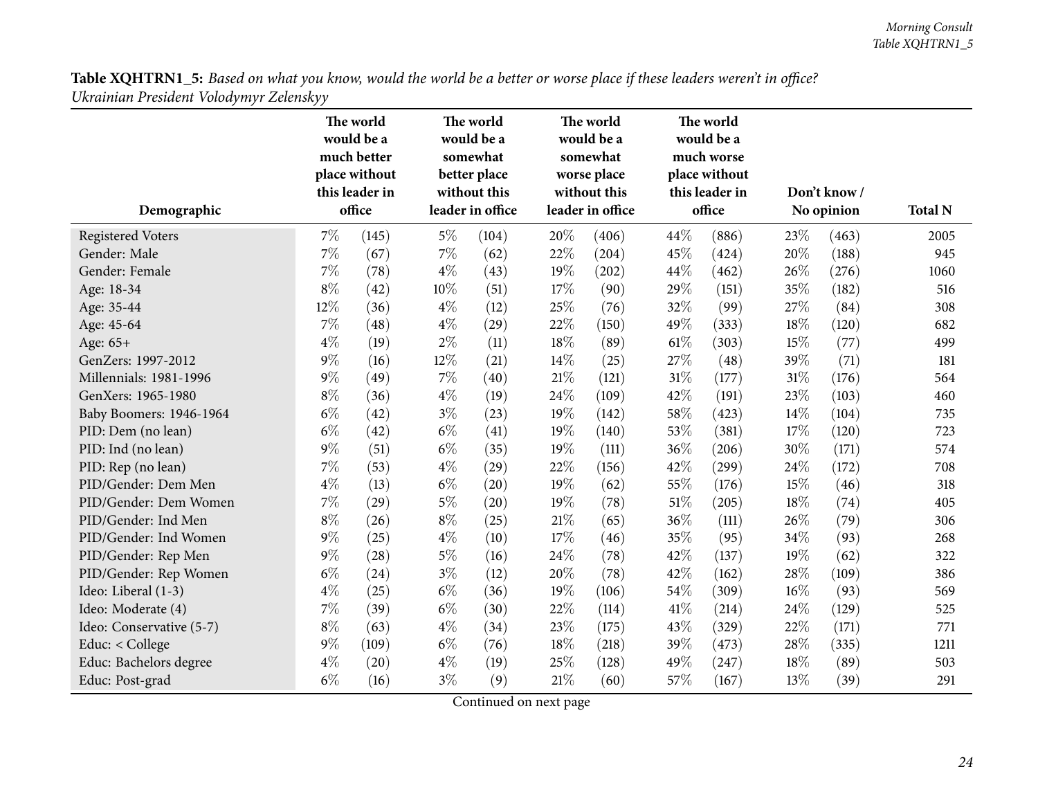**Table XQHTRN1_5:** *Based on what you know, would the world be a better or worse place if these leaders weren't in office? Ukrainian President Volodymyr Zelenskyy*

| Demographic | The world would be a much better place without this leader in office | | The world would be a somewhat better place without this leader in office | | The world would be a somewhat worse place without this leader in office | | The world would be a much worse place without this leader in office | | Don't know / No opinion | | Total N |
|---|---|---|---|---|---|---|---|---|---|---|---|
| Registered Voters | 7% | (145) | 5% | (104) | 20% | (406) | 44% | (886) | 23% | (463) | 2005 |
| Gender: Male | 7% | (67) | 7% | (62) | 22% | (204) | 45% | (424) | 20% | (188) | 945 |
| Gender: Female | 7% | (78) | 4% | (43) | 19% | (202) | 44% | (462) | 26% | (276) | 1060 |
| Age: 18-34 | 8% | (42) | 10% | (51) | 17% | (90) | 29% | (151) | 35% | (182) | 516 |
| Age: 35-44 | 12% | (36) | 4% | (12) | 25% | (76) | 32% | (99) | 27% | (84) | 308 |
| Age: 45-64 | 7% | (48) | 4% | (29) | 22% | (150) | 49% | (333) | 18% | (120) | 682 |
| Age: 65+ | 4% | (19) | 2% | (11) | 18% | (89) | 61% | (303) | 15% | (77) | 499 |
| GenZers: 1997-2012 | 9% | (16) | 12% | (21) | 14% | (25) | 27% | (48) | 39% | (71) | 181 |
| Millennials: 1981-1996 | 9% | (49) | 7% | (40) | 21% | (121) | 31% | (177) | 31% | (176) | 564 |
| GenXers: 1965-1980 | 8% | (36) | 4% | (19) | 24% | (109) | 42% | (191) | 23% | (103) | 460 |
| Baby Boomers: 1946-1964 | 6% | (42) | 3% | (23) | 19% | (142) | 58% | (423) | 14% | (104) | 735 |
| PID: Dem (no lean) | 6% | (42) | 6% | (41) | 19% | (140) | 53% | (381) | 17% | (120) | 723 |
| PID: Ind (no lean) | 9% | (51) | 6% | (35) | 19% | (111) | 36% | (206) | 30% | (171) | 574 |
| PID: Rep (no lean) | 7% | (53) | 4% | (29) | 22% | (156) | 42% | (299) | 24% | (172) | 708 |
| PID/Gender: Dem Men | 4% | (13) | 6% | (20) | 19% | (62) | 55% | (176) | 15% | (46) | 318 |
| PID/Gender: Dem Women | 7% | (29) | 5% | (20) | 19% | (78) | 51% | (205) | 18% | (74) | 405 |
| PID/Gender: Ind Men | 8% | (26) | 8% | (25) | 21% | (65) | 36% | (111) | 26% | (79) | 306 |
| PID/Gender: Ind Women | 9% | (25) | 4% | (10) | 17% | (46) | 35% | (95) | 34% | (93) | 268 |
| PID/Gender: Rep Men | 9% | (28) | 5% | (16) | 24% | (78) | 42% | (137) | 19% | (62) | 322 |
| PID/Gender: Rep Women | 6% | (24) | 3% | (12) | 20% | (78) | 42% | (162) | 28% | (109) | 386 |
| Ideo: Liberal (1-3) | 4% | (25) | 6% | (36) | 19% | (106) | 54% | (309) | 16% | (93) | 569 |
| Ideo: Moderate (4) | 7% | (39) | 6% | (30) | 22% | (114) | 41% | (214) | 24% | (129) | 525 |
| Ideo: Conservative (5-7) | 8% | (63) | 4% | (34) | 23% | (175) | 43% | (329) | 22% | (171) | 771 |
| Educ: < College | 9% | (109) | 6% | (76) | 18% | (218) | 39% | (473) | 28% | (335) | 1211 |
| Educ: Bachelors degree | 4% | (20) | 4% | (19) | 25% | (128) | 49% | (247) | 18% | (89) | 503 |
| Educ: Post-grad | 6% | (16) | 3% | (9) | 21% | (60) | 57% | (167) | 13% | (39) | 291 |

Continued on next page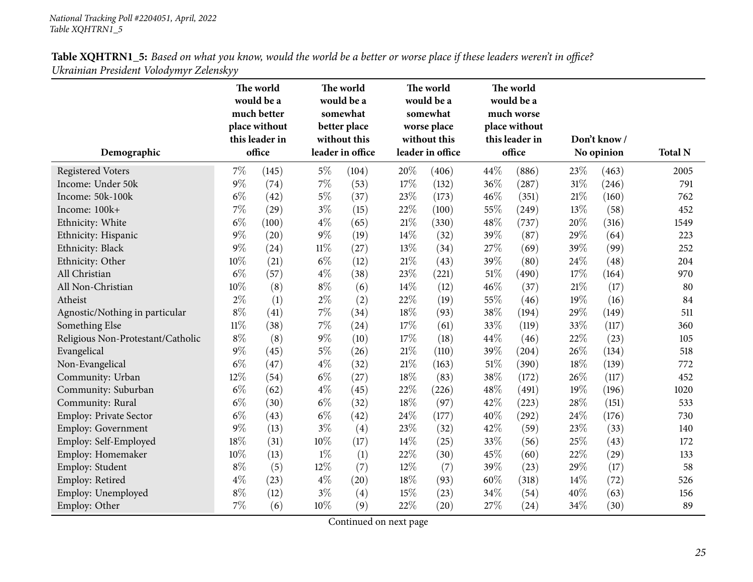*National Tracking Poll #2204051, April, 2022*
*Table XQHTRN1_5*

**Table XQHTRN1_5:** *Based on what you know, would the world be a better or worse place if these leaders weren't in office? Ukrainian President Volodymyr Zelenskyy*

| Demographic | The world would be a much better place without this leader in office | | The world would be a somewhat better place without this leader in office | | The world would be a somewhat worse place without this leader in office | | The world would be a much worse place without this leader in office | | Don't know / No opinion | | Total N |
|---|---|---|---|---|---|---|---|---|---|---|---|
| Registered Voters | 7% | (145) | 5% | (104) | 20% | (406) | 44% | (886) | 23% | (463) | 2005 |
| Income: Under 50k | 9% | (74) | 7% | (53) | 17% | (132) | 36% | (287) | 31% | (246) | 791 |
| Income: 50k-100k | 6% | (42) | 5% | (37) | 23% | (173) | 46% | (351) | 21% | (160) | 762 |
| Income: 100k+ | 7% | (29) | 3% | (15) | 22% | (100) | 55% | (249) | 13% | (58) | 452 |
| Ethnicity: White | 6% | (100) | 4% | (65) | 21% | (330) | 48% | (737) | 20% | (316) | 1549 |
| Ethnicity: Hispanic | 9% | (20) | 9% | (19) | 14% | (32) | 39% | (87) | 29% | (64) | 223 |
| Ethnicity: Black | 9% | (24) | 11% | (27) | 13% | (34) | 27% | (69) | 39% | (99) | 252 |
| Ethnicity: Other | 10% | (21) | 6% | (12) | 21% | (43) | 39% | (80) | 24% | (48) | 204 |
| All Christian | 6% | (57) | 4% | (38) | 23% | (221) | 51% | (490) | 17% | (164) | 970 |
| All Non-Christian | 10% | (8) | 8% | (6) | 14% | (12) | 46% | (37) | 21% | (17) | 80 |
| Atheist | 2% | (1) | 2% | (2) | 22% | (19) | 55% | (46) | 19% | (16) | 84 |
| Agnostic/Nothing in particular | 8% | (41) | 7% | (34) | 18% | (93) | 38% | (194) | 29% | (149) | 511 |
| Something Else | 11% | (38) | 7% | (24) | 17% | (61) | 33% | (119) | 33% | (117) | 360 |
| Religious Non-Protestant/Catholic | 8% | (8) | 9% | (10) | 17% | (18) | 44% | (46) | 22% | (23) | 105 |
| Evangelical | 9% | (45) | 5% | (26) | 21% | (110) | 39% | (204) | 26% | (134) | 518 |
| Non-Evangelical | 6% | (47) | 4% | (32) | 21% | (163) | 51% | (390) | 18% | (139) | 772 |
| Community: Urban | 12% | (54) | 6% | (27) | 18% | (83) | 38% | (172) | 26% | (117) | 452 |
| Community: Suburban | 6% | (62) | 4% | (45) | 22% | (226) | 48% | (491) | 19% | (196) | 1020 |
| Community: Rural | 6% | (30) | 6% | (32) | 18% | (97) | 42% | (223) | 28% | (151) | 533 |
| Employ: Private Sector | 6% | (43) | 6% | (42) | 24% | (177) | 40% | (292) | 24% | (176) | 730 |
| Employ: Government | 9% | (13) | 3% | (4) | 23% | (32) | 42% | (59) | 23% | (33) | 140 |
| Employ: Self-Employed | 18% | (31) | 10% | (17) | 14% | (25) | 33% | (56) | 25% | (43) | 172 |
| Employ: Homemaker | 10% | (13) | 1% | (1) | 22% | (30) | 45% | (60) | 22% | (29) | 133 |
| Employ: Student | 8% | (5) | 12% | (7) | 12% | (7) | 39% | (23) | 29% | (17) | 58 |
| Employ: Retired | 4% | (23) | 4% | (20) | 18% | (93) | 60% | (318) | 14% | (72) | 526 |
| Employ: Unemployed | 8% | (12) | 3% | (4) | 15% | (23) | 34% | (54) | 40% | (63) | 156 |
| Employ: Other | 7% | (6) | 10% | (9) | 22% | (20) | 27% | (24) | 34% | (30) | 89 |

Continued on next page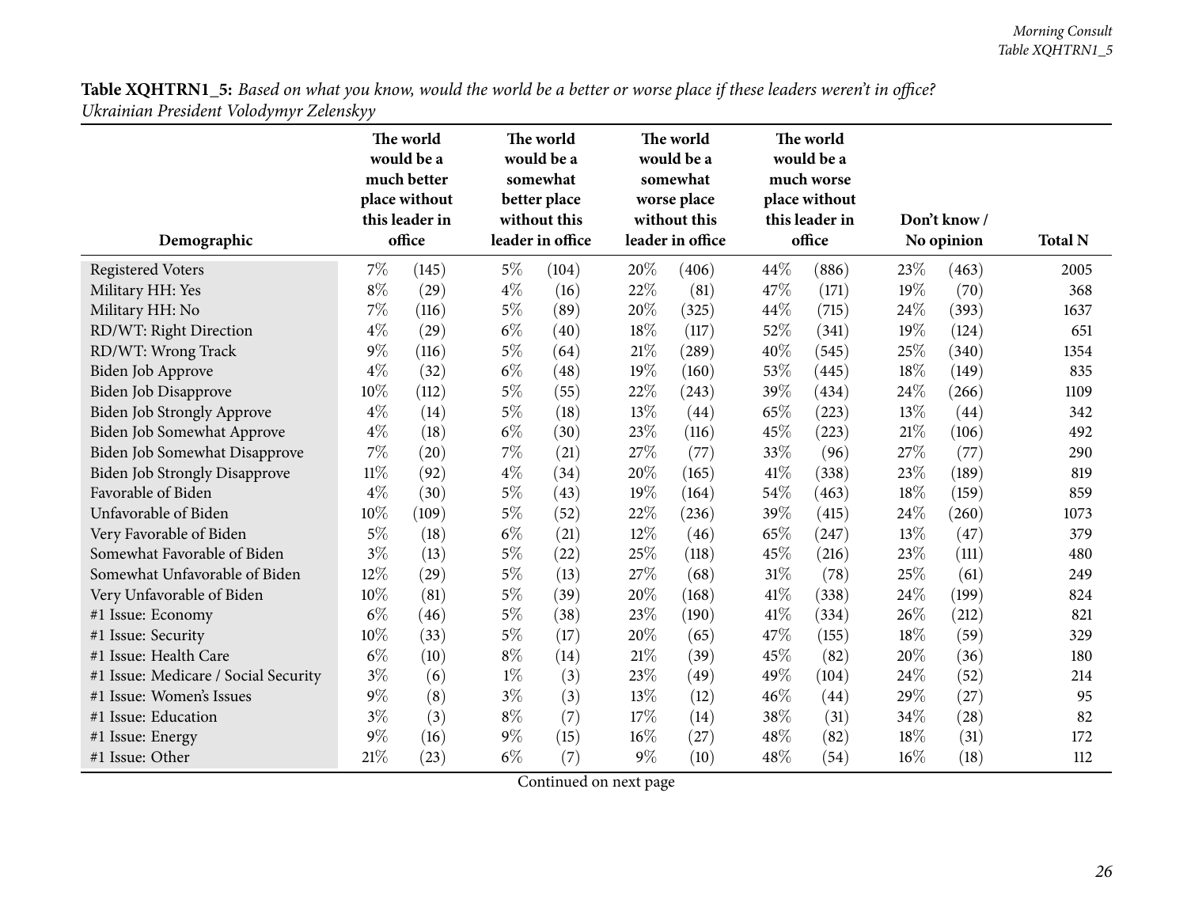**Table XQHTRN1_5:** *Based on what you know, would the world be a better or worse place if these leaders weren't in office? Ukrainian President Volodymyr Zelenskyy*

| Demographic | The world would be a much better place without this leader in office | | The world would be a somewhat better place without this leader in office | | The world would be a somewhat worse place without this leader in office | | The world would be a much worse place without this leader in office | | Don't know / No opinion | | Total N |
|---|---|---|---|---|---|---|---|---|---|---|---|
| Registered Voters | 7% | (145) | 5% | (104) | 20% | (406) | 44% | (886) | 23% | (463) | 2005 |
| Military HH: Yes | 8% | (29) | 4% | (16) | 22% | (81) | 47% | (171) | 19% | (70) | 368 |
| Military HH: No | 7% | (116) | 5% | (89) | 20% | (325) | 44% | (715) | 24% | (393) | 1637 |
| RD/WT: Right Direction | 4% | (29) | 6% | (40) | 18% | (117) | 52% | (341) | 19% | (124) | 651 |
| RD/WT: Wrong Track | 9% | (116) | 5% | (64) | 21% | (289) | 40% | (545) | 25% | (340) | 1354 |
| Biden Job Approve | 4% | (32) | 6% | (48) | 19% | (160) | 53% | (445) | 18% | (149) | 835 |
| Biden Job Disapprove | 10% | (112) | 5% | (55) | 22% | (243) | 39% | (434) | 24% | (266) | 1109 |
| Biden Job Strongly Approve | 4% | (14) | 5% | (18) | 13% | (44) | 65% | (223) | 13% | (44) | 342 |
| Biden Job Somewhat Approve | 4% | (18) | 6% | (30) | 23% | (116) | 45% | (223) | 21% | (106) | 492 |
| Biden Job Somewhat Disapprove | 7% | (20) | 7% | (21) | 27% | (77) | 33% | (96) | 27% | (77) | 290 |
| Biden Job Strongly Disapprove | 11% | (92) | 4% | (34) | 20% | (165) | 41% | (338) | 23% | (189) | 819 |
| Favorable of Biden | 4% | (30) | 5% | (43) | 19% | (164) | 54% | (463) | 18% | (159) | 859 |
| Unfavorable of Biden | 10% | (109) | 5% | (52) | 22% | (236) | 39% | (415) | 24% | (260) | 1073 |
| Very Favorable of Biden | 5% | (18) | 6% | (21) | 12% | (46) | 65% | (247) | 13% | (47) | 379 |
| Somewhat Favorable of Biden | 3% | (13) | 5% | (22) | 25% | (118) | 45% | (216) | 23% | (111) | 480 |
| Somewhat Unfavorable of Biden | 12% | (29) | 5% | (13) | 27% | (68) | 31% | (78) | 25% | (61) | 249 |
| Very Unfavorable of Biden | 10% | (81) | 5% | (39) | 20% | (168) | 41% | (338) | 24% | (199) | 824 |
| #1 Issue: Economy | 6% | (46) | 5% | (38) | 23% | (190) | 41% | (334) | 26% | (212) | 821 |
| #1 Issue: Security | 10% | (33) | 5% | (17) | 20% | (65) | 47% | (155) | 18% | (59) | 329 |
| #1 Issue: Health Care | 6% | (10) | 8% | (14) | 21% | (39) | 45% | (82) | 20% | (36) | 180 |
| #1 Issue: Medicare / Social Security | 3% | (6) | 1% | (3) | 23% | (49) | 49% | (104) | 24% | (52) | 214 |
| #1 Issue: Women's Issues | 9% | (8) | 3% | (3) | 13% | (12) | 46% | (44) | 29% | (27) | 95 |
| #1 Issue: Education | 3% | (3) | 8% | (7) | 17% | (14) | 38% | (31) | 34% | (28) | 82 |
| #1 Issue: Energy | 9% | (16) | 9% | (15) | 16% | (27) | 48% | (82) | 18% | (31) | 172 |
| #1 Issue: Other | 21% | (23) | 6% | (7) | 9% | (10) | 48% | (54) | 16% | (18) | 112 |

Continued on next page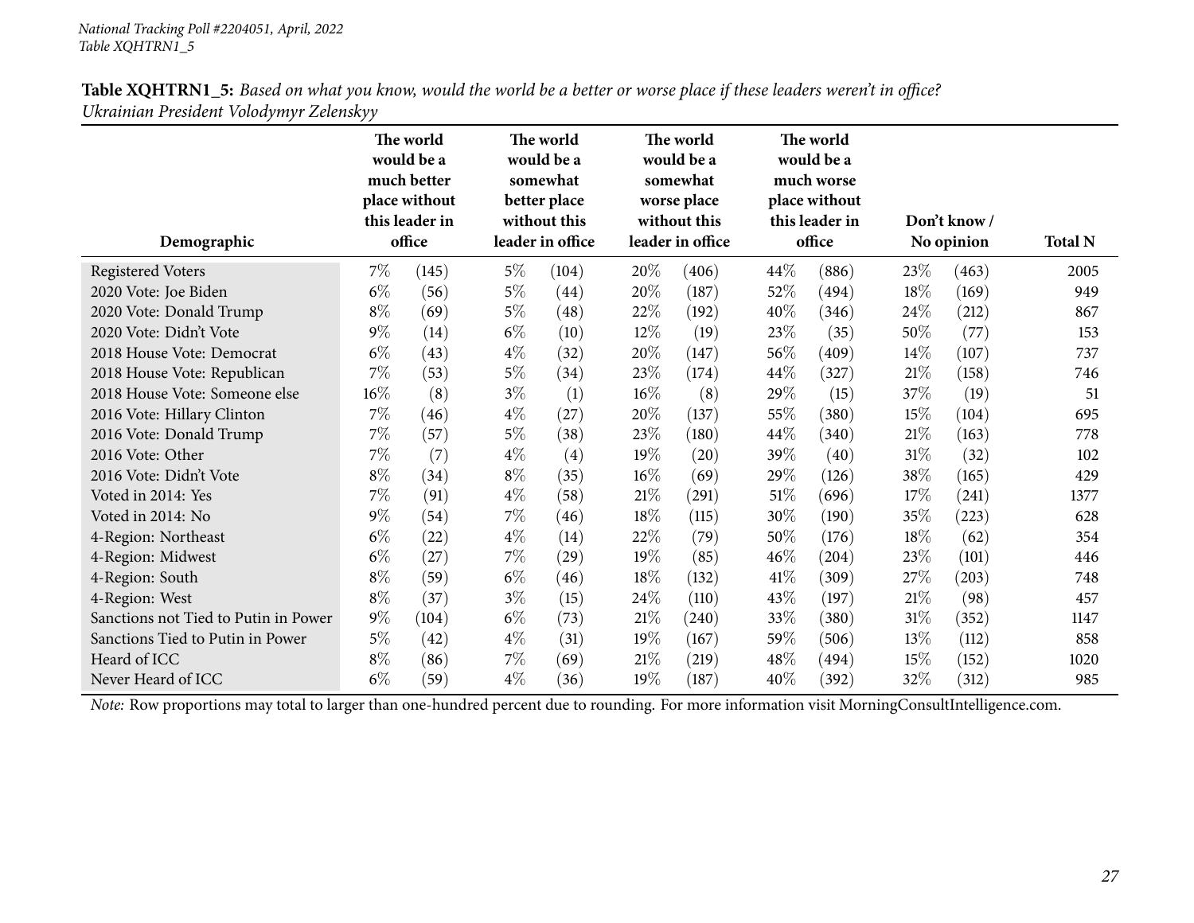National Tracking Poll #2204051, April, 2022
Table XQHTRN1_5

**Table XQHTRN1_5:** *Based on what you know, would the world be a better or worse place if these leaders weren't in office? Ukrainian President Volodymyr Zelenskyy*

| Demographic | The world would be a much better place without this leader in office | | The world would be a somewhat better place without this leader in office | | The world would be a somewhat worse place without this leader in office | | The world would be a much worse place without this leader in office | | Don't know / No opinion | | Total N |
|---|---|---|---|---|---|---|---|---|---|---|---|
| Registered Voters | 7% | (145) | 5% | (104) | 20% | (406) | 44% | (886) | 23% | (463) | 2005 |
| 2020 Vote: Joe Biden | 6% | (56) | 5% | (44) | 20% | (187) | 52% | (494) | 18% | (169) | 949 |
| 2020 Vote: Donald Trump | 8% | (69) | 5% | (48) | 22% | (192) | 40% | (346) | 24% | (212) | 867 |
| 2020 Vote: Didn't Vote | 9% | (14) | 6% | (10) | 12% | (19) | 23% | (35) | 50% | (77) | 153 |
| 2018 House Vote: Democrat | 6% | (43) | 4% | (32) | 20% | (147) | 56% | (409) | 14% | (107) | 737 |
| 2018 House Vote: Republican | 7% | (53) | 5% | (34) | 23% | (174) | 44% | (327) | 21% | (158) | 746 |
| 2018 House Vote: Someone else | 16% | (8) | 3% | (1) | 16% | (8) | 29% | (15) | 37% | (19) | 51 |
| 2016 Vote: Hillary Clinton | 7% | (46) | 4% | (27) | 20% | (137) | 55% | (380) | 15% | (104) | 695 |
| 2016 Vote: Donald Trump | 7% | (57) | 5% | (38) | 23% | (180) | 44% | (340) | 21% | (163) | 778 |
| 2016 Vote: Other | 7% | (7) | 4% | (4) | 19% | (20) | 39% | (40) | 31% | (32) | 102 |
| 2016 Vote: Didn't Vote | 8% | (34) | 8% | (35) | 16% | (69) | 29% | (126) | 38% | (165) | 429 |
| Voted in 2014: Yes | 7% | (91) | 4% | (58) | 21% | (291) | 51% | (696) | 17% | (241) | 1377 |
| Voted in 2014: No | 9% | (54) | 7% | (46) | 18% | (115) | 30% | (190) | 35% | (223) | 628 |
| 4-Region: Northeast | 6% | (22) | 4% | (14) | 22% | (79) | 50% | (176) | 18% | (62) | 354 |
| 4-Region: Midwest | 6% | (27) | 7% | (29) | 19% | (85) | 46% | (204) | 23% | (101) | 446 |
| 4-Region: South | 8% | (59) | 6% | (46) | 18% | (132) | 41% | (309) | 27% | (203) | 748 |
| 4-Region: West | 8% | (37) | 3% | (15) | 24% | (110) | 43% | (197) | 21% | (98) | 457 |
| Sanctions not Tied to Putin in Power | 9% | (104) | 6% | (73) | 21% | (240) | 33% | (380) | 31% | (352) | 1147 |
| Sanctions Tied to Putin in Power | 5% | (42) | 4% | (31) | 19% | (167) | 59% | (506) | 13% | (112) | 858 |
| Heard of ICC | 8% | (86) | 7% | (69) | 21% | (219) | 48% | (494) | 15% | (152) | 1020 |
| Never Heard of ICC | 6% | (59) | 4% | (36) | 19% | (187) | 40% | (392) | 32% | (312) | 985 |

*Note:* Row proportions may total to larger than one-hundred percent due to rounding. For more information visit MorningConsultIntelligence.com.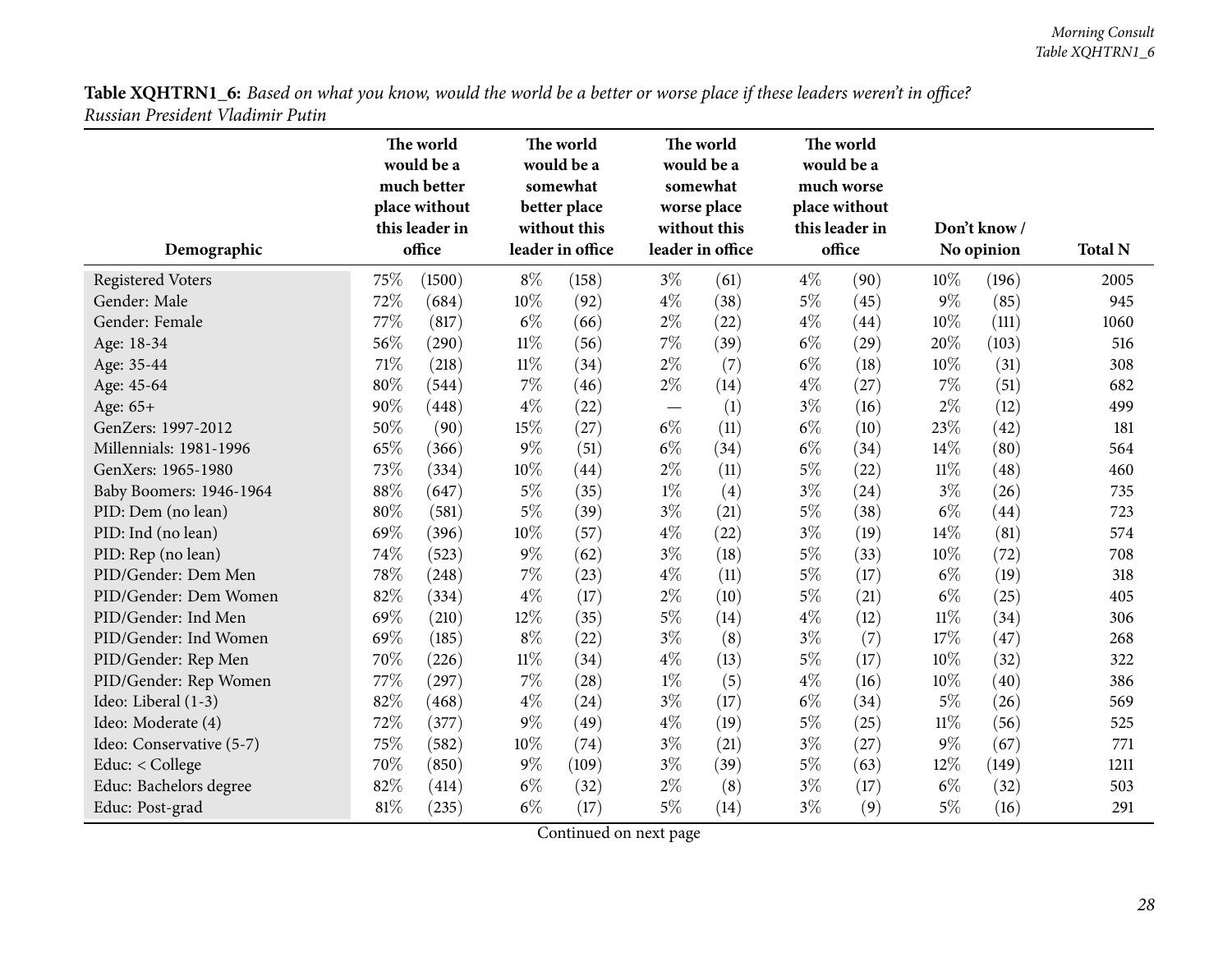**Table XQHTRN1_6:** *Based on what you know, would the world be a better or worse place if these leaders weren't in office?*
*Russian President Vladimir Putin*

| Demographic | The world would be a much better place without this leader in office | | The world would be a somewhat better place without this leader in office | | The world would be a somewhat worse place without this leader in office | | The world would be a much worse place without this leader in office | | Don't know / No opinion | | Total N |
|---|---|---|---|---|---|---|---|---|---|---|---|
| Registered Voters | 75% | (1500) | 8% | (158) | 3% | (61) | 4% | (90) | 10% | (196) | 2005 |
| Gender: Male | 72% | (684) | 10% | (92) | 4% | (38) | 5% | (45) | 9% | (85) | 945 |
| Gender: Female | 77% | (817) | 6% | (66) | 2% | (22) | 4% | (44) | 10% | (111) | 1060 |
| Age: 18-34 | 56% | (290) | 11% | (56) | 7% | (39) | 6% | (29) | 20% | (103) | 516 |
| Age: 35-44 | 71% | (218) | 11% | (34) | 2% | (7) | 6% | (18) | 10% | (31) | 308 |
| Age: 45-64 | 80% | (544) | 7% | (46) | 2% | (14) | 4% | (27) | 7% | (51) | 682 |
| Age: 65+ | 90% | (448) | 4% | (22) | — | (1) | 3% | (16) | 2% | (12) | 499 |
| GenZers: 1997-2012 | 50% | (90) | 15% | (27) | 6% | (11) | 6% | (10) | 23% | (42) | 181 |
| Millennials: 1981-1996 | 65% | (366) | 9% | (51) | 6% | (34) | 6% | (34) | 14% | (80) | 564 |
| GenXers: 1965-1980 | 73% | (334) | 10% | (44) | 2% | (11) | 5% | (22) | 11% | (48) | 460 |
| Baby Boomers: 1946-1964 | 88% | (647) | 5% | (35) | 1% | (4) | 3% | (24) | 3% | (26) | 735 |
| PID: Dem (no lean) | 80% | (581) | 5% | (39) | 3% | (21) | 5% | (38) | 6% | (44) | 723 |
| PID: Ind (no lean) | 69% | (396) | 10% | (57) | 4% | (22) | 3% | (19) | 14% | (81) | 574 |
| PID: Rep (no lean) | 74% | (523) | 9% | (62) | 3% | (18) | 5% | (33) | 10% | (72) | 708 |
| PID/Gender: Dem Men | 78% | (248) | 7% | (23) | 4% | (11) | 5% | (17) | 6% | (19) | 318 |
| PID/Gender: Dem Women | 82% | (334) | 4% | (17) | 2% | (10) | 5% | (21) | 6% | (25) | 405 |
| PID/Gender: Ind Men | 69% | (210) | 12% | (35) | 5% | (14) | 4% | (12) | 11% | (34) | 306 |
| PID/Gender: Ind Women | 69% | (185) | 8% | (22) | 3% | (8) | 3% | (7) | 17% | (47) | 268 |
| PID/Gender: Rep Men | 70% | (226) | 11% | (34) | 4% | (13) | 5% | (17) | 10% | (32) | 322 |
| PID/Gender: Rep Women | 77% | (297) | 7% | (28) | 1% | (5) | 4% | (16) | 10% | (40) | 386 |
| Ideo: Liberal (1-3) | 82% | (468) | 4% | (24) | 3% | (17) | 6% | (34) | 5% | (26) | 569 |
| Ideo: Moderate (4) | 72% | (377) | 9% | (49) | 4% | (19) | 5% | (25) | 11% | (56) | 525 |
| Ideo: Conservative (5-7) | 75% | (582) | 10% | (74) | 3% | (21) | 3% | (27) | 9% | (67) | 771 |
| Educ: < College | 70% | (850) | 9% | (109) | 3% | (39) | 5% | (63) | 12% | (149) | 1211 |
| Educ: Bachelors degree | 82% | (414) | 6% | (32) | 2% | (8) | 3% | (17) | 6% | (32) | 503 |
| Educ: Post-grad | 81% | (235) | 6% | (17) | 5% | (14) | 3% | (9) | 5% | (16) | 291 |

Continued on next page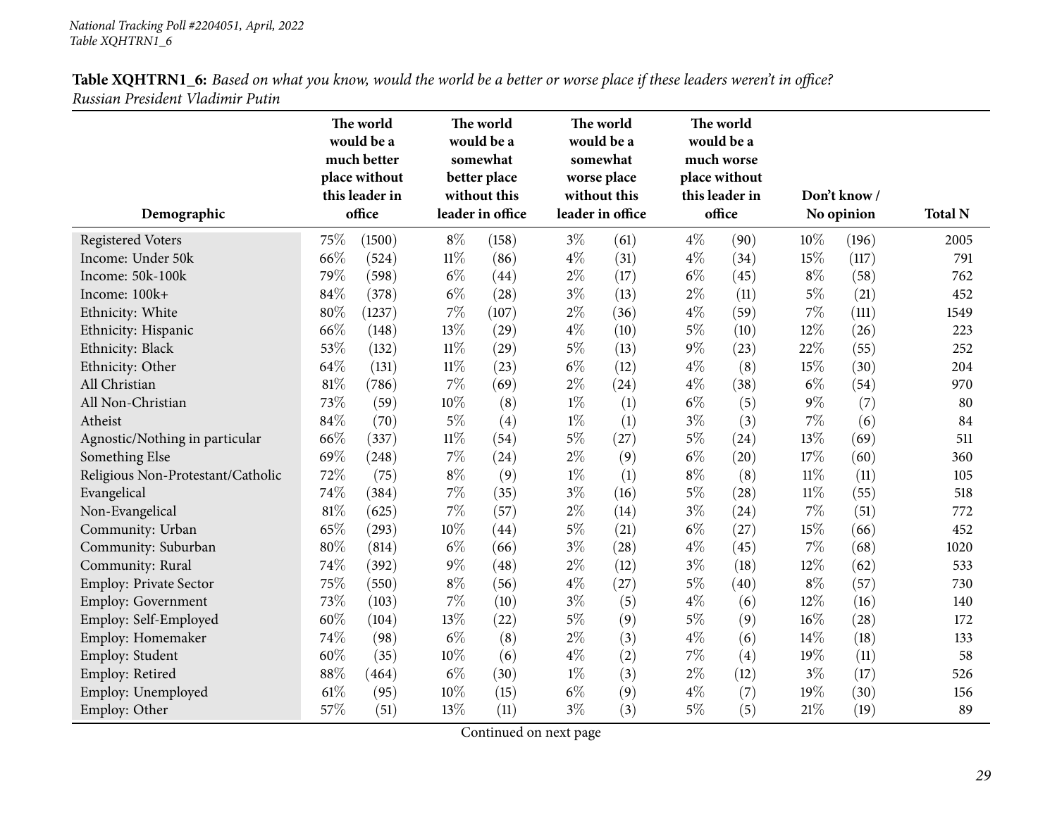*National Tracking Poll #2204051, April, 2022*
*Table XQHTRN1_6*

**Table XQHTRN1_6:** *Based on what you know, would the world be a better or worse place if these leaders weren't in office? Russian President Vladimir Putin*

| Demographic | The world would be a much better place without this leader in office | | The world would be a somewhat better place without this leader in office | | The world would be a somewhat worse place without this leader in office | | The world would be a much worse place without this leader in office | | Don't know / No opinion | | Total N |
|---|---|---|---|---|---|---|---|---|---|---|---|
| Registered Voters | 75% | (1500) | 8% | (158) | 3% | (61) | 4% | (90) | 10% | (196) | 2005 |
| Income: Under 50k | 66% | (524) | 11% | (86) | 4% | (31) | 4% | (34) | 15% | (117) | 791 |
| Income: 50k-100k | 79% | (598) | 6% | (44) | 2% | (17) | 6% | (45) | 8% | (58) | 762 |
| Income: 100k+ | 84% | (378) | 6% | (28) | 3% | (13) | 2% | (11) | 5% | (21) | 452 |
| Ethnicity: White | 80% | (1237) | 7% | (107) | 2% | (36) | 4% | (59) | 7% | (111) | 1549 |
| Ethnicity: Hispanic | 66% | (148) | 13% | (29) | 4% | (10) | 5% | (10) | 12% | (26) | 223 |
| Ethnicity: Black | 53% | (132) | 11% | (29) | 5% | (13) | 9% | (23) | 22% | (55) | 252 |
| Ethnicity: Other | 64% | (131) | 11% | (23) | 6% | (12) | 4% | (8) | 15% | (30) | 204 |
| All Christian | 81% | (786) | 7% | (69) | 2% | (24) | 4% | (38) | 6% | (54) | 970 |
| All Non-Christian | 73% | (59) | 10% | (8) | 1% | (1) | 6% | (5) | 9% | (7) | 80 |
| Atheist | 84% | (70) | 5% | (4) | 1% | (1) | 3% | (3) | 7% | (6) | 84 |
| Agnostic/Nothing in particular | 66% | (337) | 11% | (54) | 5% | (27) | 5% | (24) | 13% | (69) | 511 |
| Something Else | 69% | (248) | 7% | (24) | 2% | (9) | 6% | (20) | 17% | (60) | 360 |
| Religious Non-Protestant/Catholic | 72% | (75) | 8% | (9) | 1% | (1) | 8% | (8) | 11% | (11) | 105 |
| Evangelical | 74% | (384) | 7% | (35) | 3% | (16) | 5% | (28) | 11% | (55) | 518 |
| Non-Evangelical | 81% | (625) | 7% | (57) | 2% | (14) | 3% | (24) | 7% | (51) | 772 |
| Community: Urban | 65% | (293) | 10% | (44) | 5% | (21) | 6% | (27) | 15% | (66) | 452 |
| Community: Suburban | 80% | (814) | 6% | (66) | 3% | (28) | 4% | (45) | 7% | (68) | 1020 |
| Community: Rural | 74% | (392) | 9% | (48) | 2% | (12) | 3% | (18) | 12% | (62) | 533 |
| Employ: Private Sector | 75% | (550) | 8% | (56) | 4% | (27) | 5% | (40) | 8% | (57) | 730 |
| Employ: Government | 73% | (103) | 7% | (10) | 3% | (5) | 4% | (6) | 12% | (16) | 140 |
| Employ: Self-Employed | 60% | (104) | 13% | (22) | 5% | (9) | 5% | (9) | 16% | (28) | 172 |
| Employ: Homemaker | 74% | (98) | 6% | (8) | 2% | (3) | 4% | (6) | 14% | (18) | 133 |
| Employ: Student | 60% | (35) | 10% | (6) | 4% | (2) | 7% | (4) | 19% | (11) | 58 |
| Employ: Retired | 88% | (464) | 6% | (30) | 1% | (3) | 2% | (12) | 3% | (17) | 526 |
| Employ: Unemployed | 61% | (95) | 10% | (15) | 6% | (9) | 4% | (7) | 19% | (30) | 156 |
| Employ: Other | 57% | (51) | 13% | (11) | 3% | (3) | 5% | (5) | 21% | (19) | 89 |

Continued on next page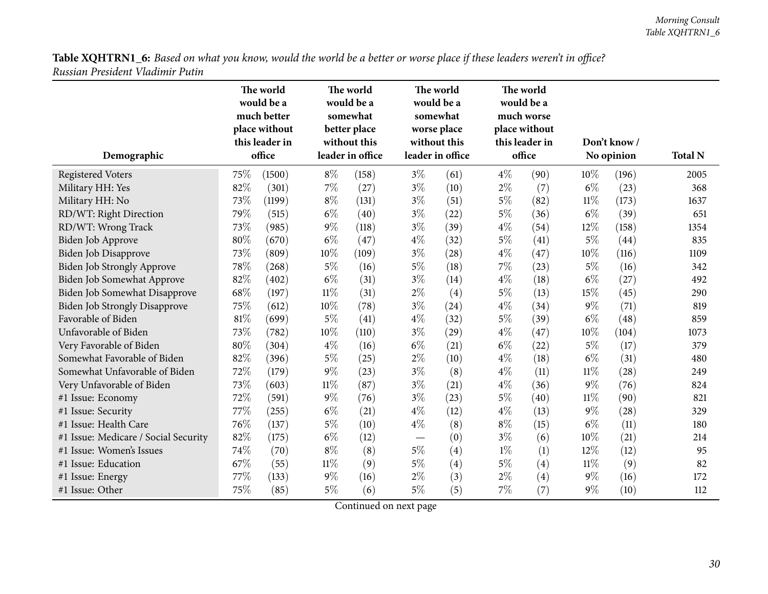**Table XQHTRN1_6:** *Based on what you know, would the world be a better or worse place if these leaders weren't in office? Russian President Vladimir Putin*

| Demographic | The world would be a much better place without this leader in office | | The world would be a somewhat better place without this leader in office | | The world would be a somewhat worse place without this leader in office | | The world would be a much worse place without this leader in office | | Don't know / No opinion | | Total N |
|---|---|---|---|---|---|---|---|---|---|---|---|
| Registered Voters | 75% | (1500) | 8% | (158) | 3% | (61) | 4% | (90) | 10% | (196) | 2005 |
| Military HH: Yes | 82% | (301) | 7% | (27) | 3% | (10) | 2% | (7) | 6% | (23) | 368 |
| Military HH: No | 73% | (1199) | 8% | (131) | 3% | (51) | 5% | (82) | 11% | (173) | 1637 |
| RD/WT: Right Direction | 79% | (515) | 6% | (40) | 3% | (22) | 5% | (36) | 6% | (39) | 651 |
| RD/WT: Wrong Track | 73% | (985) | 9% | (118) | 3% | (39) | 4% | (54) | 12% | (158) | 1354 |
| Biden Job Approve | 80% | (670) | 6% | (47) | 4% | (32) | 5% | (41) | 5% | (44) | 835 |
| Biden Job Disapprove | 73% | (809) | 10% | (109) | 3% | (28) | 4% | (47) | 10% | (116) | 1109 |
| Biden Job Strongly Approve | 78% | (268) | 5% | (16) | 5% | (18) | 7% | (23) | 5% | (16) | 342 |
| Biden Job Somewhat Approve | 82% | (402) | 6% | (31) | 3% | (14) | 4% | (18) | 6% | (27) | 492 |
| Biden Job Somewhat Disapprove | 68% | (197) | 11% | (31) | 2% | (4) | 5% | (13) | 15% | (45) | 290 |
| Biden Job Strongly Disapprove | 75% | (612) | 10% | (78) | 3% | (24) | 4% | (34) | 9% | (71) | 819 |
| Favorable of Biden | 81% | (699) | 5% | (41) | 4% | (32) | 5% | (39) | 6% | (48) | 859 |
| Unfavorable of Biden | 73% | (782) | 10% | (110) | 3% | (29) | 4% | (47) | 10% | (104) | 1073 |
| Very Favorable of Biden | 80% | (304) | 4% | (16) | 6% | (21) | 6% | (22) | 5% | (17) | 379 |
| Somewhat Favorable of Biden | 82% | (396) | 5% | (25) | 2% | (10) | 4% | (18) | 6% | (31) | 480 |
| Somewhat Unfavorable of Biden | 72% | (179) | 9% | (23) | 3% | (8) | 4% | (11) | 11% | (28) | 249 |
| Very Unfavorable of Biden | 73% | (603) | 11% | (87) | 3% | (21) | 4% | (36) | 9% | (76) | 824 |
| #1 Issue: Economy | 72% | (591) | 9% | (76) | 3% | (23) | 5% | (40) | 11% | (90) | 821 |
| #1 Issue: Security | 77% | (255) | 6% | (21) | 4% | (12) | 4% | (13) | 9% | (28) | 329 |
| #1 Issue: Health Care | 76% | (137) | 5% | (10) | 4% | (8) | 8% | (15) | 6% | (11) | 180 |
| #1 Issue: Medicare / Social Security | 82% | (175) | 6% | (12) | — | (0) | 3% | (6) | 10% | (21) | 214 |
| #1 Issue: Women's Issues | 74% | (70) | 8% | (8) | 5% | (4) | 1% | (1) | 12% | (12) | 95 |
| #1 Issue: Education | 67% | (55) | 11% | (9) | 5% | (4) | 5% | (4) | 11% | (9) | 82 |
| #1 Issue: Energy | 77% | (133) | 9% | (16) | 2% | (3) | 2% | (4) | 9% | (16) | 172 |
| #1 Issue: Other | 75% | (85) | 5% | (6) | 5% | (5) | 7% | (7) | 9% | (10) | 112 |

Continued on next page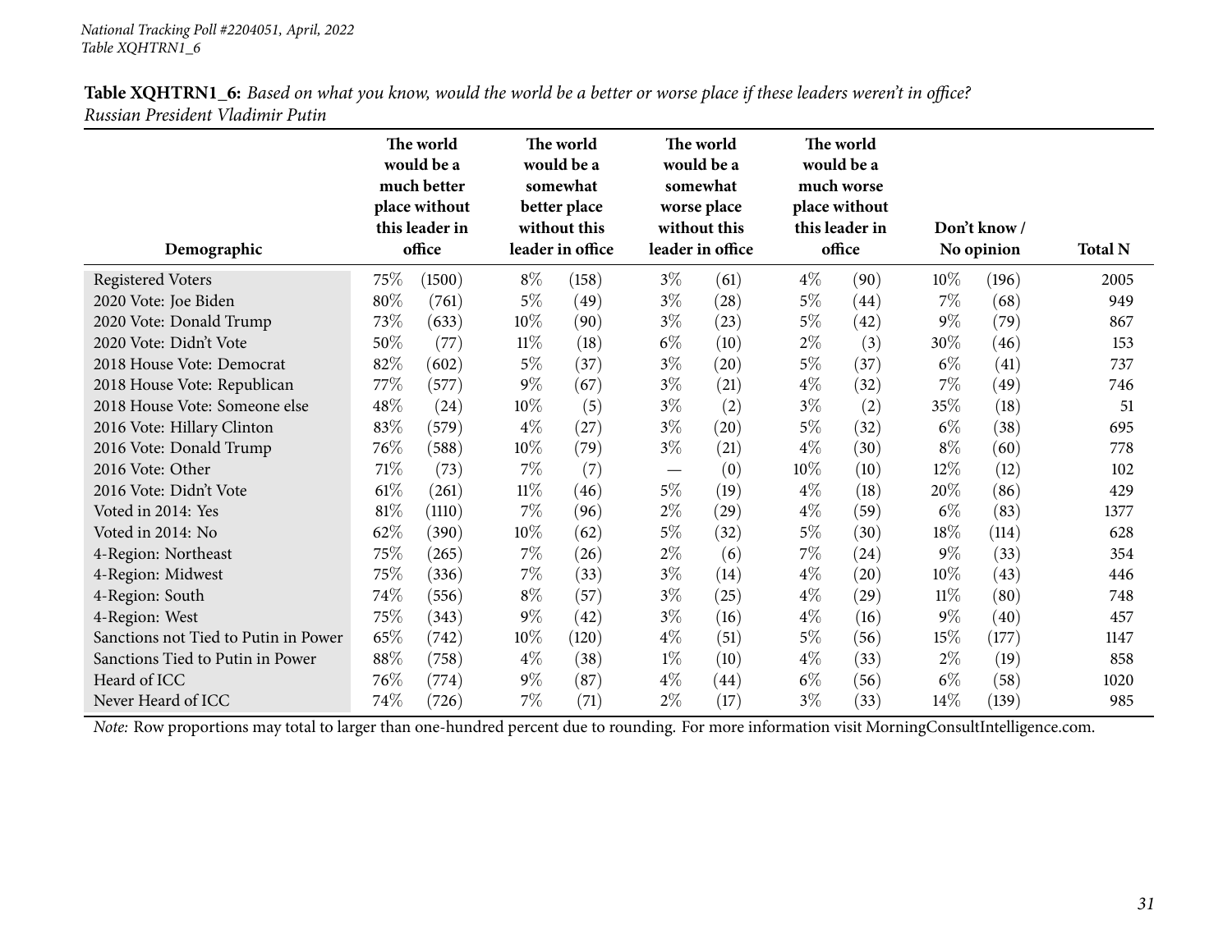*National Tracking Poll #2204051, April, 2022*
*Table XQHTRN1_6*

**Table XQHTRN1_6:** *Based on what you know, would the world be a better or worse place if these leaders weren't in office? Russian President Vladimir Putin*

| Demographic | The world would be a much better place without this leader in office | | The world would be a somewhat better place without this leader in office | | The world would be a somewhat worse place without this leader in office | | The world would be a much worse place without this leader in office | | Don't know / No opinion | | Total N |
|---|---|---|---|---|---|---|---|---|---|---|---|
| Registered Voters | 75% | (1500) | 8% | (158) | 3% | (61) | 4% | (90) | 10% | (196) | 2005 |
| 2020 Vote: Joe Biden | 80% | (761) | 5% | (49) | 3% | (28) | 5% | (44) | 7% | (68) | 949 |
| 2020 Vote: Donald Trump | 73% | (633) | 10% | (90) | 3% | (23) | 5% | (42) | 9% | (79) | 867 |
| 2020 Vote: Didn't Vote | 50% | (77) | 11% | (18) | 6% | (10) | 2% | (3) | 30% | (46) | 153 |
| 2018 House Vote: Democrat | 82% | (602) | 5% | (37) | 3% | (20) | 5% | (37) | 6% | (41) | 737 |
| 2018 House Vote: Republican | 77% | (577) | 9% | (67) | 3% | (21) | 4% | (32) | 7% | (49) | 746 |
| 2018 House Vote: Someone else | 48% | (24) | 10% | (5) | 3% | (2) | 3% | (2) | 35% | (18) | 51 |
| 2016 Vote: Hillary Clinton | 83% | (579) | 4% | (27) | 3% | (20) | 5% | (32) | 6% | (38) | 695 |
| 2016 Vote: Donald Trump | 76% | (588) | 10% | (79) | 3% | (21) | 4% | (30) | 8% | (60) | 778 |
| 2016 Vote: Other | 71% | (73) | 7% | (7) | — | (0) | 10% | (10) | 12% | (12) | 102 |
| 2016 Vote: Didn't Vote | 61% | (261) | 11% | (46) | 5% | (19) | 4% | (18) | 20% | (86) | 429 |
| Voted in 2014: Yes | 81% | (1110) | 7% | (96) | 2% | (29) | 4% | (59) | 6% | (83) | 1377 |
| Voted in 2014: No | 62% | (390) | 10% | (62) | 5% | (32) | 5% | (30) | 18% | (114) | 628 |
| 4-Region: Northeast | 75% | (265) | 7% | (26) | 2% | (6) | 7% | (24) | 9% | (33) | 354 |
| 4-Region: Midwest | 75% | (336) | 7% | (33) | 3% | (14) | 4% | (20) | 10% | (43) | 446 |
| 4-Region: South | 74% | (556) | 8% | (57) | 3% | (25) | 4% | (29) | 11% | (80) | 748 |
| 4-Region: West | 75% | (343) | 9% | (42) | 3% | (16) | 4% | (16) | 9% | (40) | 457 |
| Sanctions not Tied to Putin in Power | 65% | (742) | 10% | (120) | 4% | (51) | 5% | (56) | 15% | (177) | 1147 |
| Sanctions Tied to Putin in Power | 88% | (758) | 4% | (38) | 1% | (10) | 4% | (33) | 2% | (19) | 858 |
| Heard of ICC | 76% | (774) | 9% | (87) | 4% | (44) | 6% | (56) | 6% | (58) | 1020 |
| Never Heard of ICC | 74% | (726) | 7% | (71) | 2% | (17) | 3% | (33) | 14% | (139) | 985 |

*Note:* Row proportions may total to larger than one-hundred percent due to rounding. For more information visit MorningConsultIntelligence.com.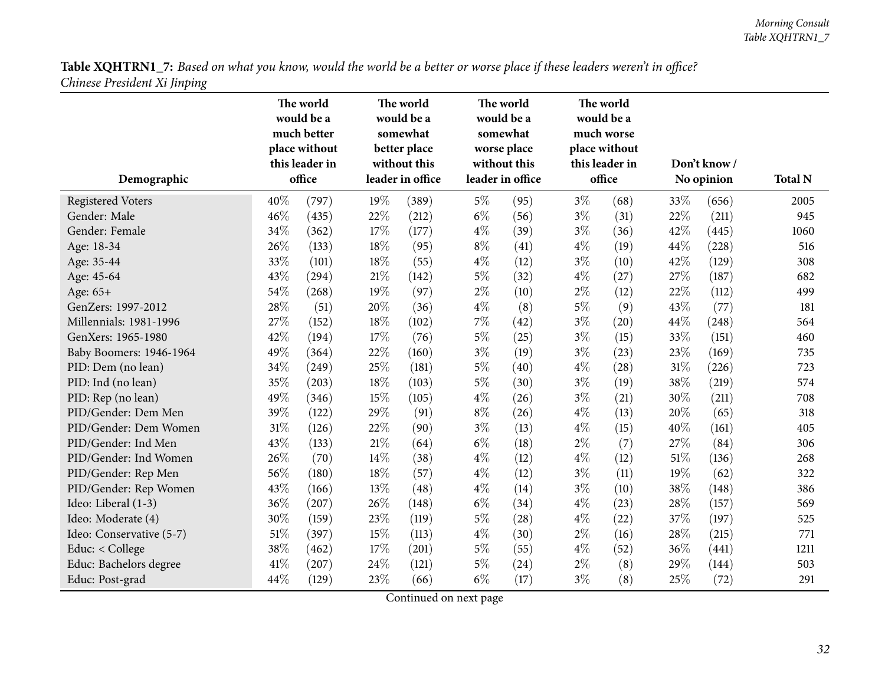**Table XQHTRN1_7:** *Based on what you know, would the world be a better or worse place if these leaders weren't in office? Chinese President Xi Jinping*

| Demographic | The world would be a much better place without this leader in office | | The world would be a somewhat better place without this leader in office | | The world would be a somewhat worse place without this leader in office | | The world would be a much worse place without this leader in office | | Don't know / No opinion | | Total N |
|---|---|---|---|---|---|---|---|---|---|---|---|
| Registered Voters | 40% | (797) | 19% | (389) | 5% | (95) | 3% | (68) | 33% | (656) | 2005 |
| Gender: Male | 46% | (435) | 22% | (212) | 6% | (56) | 3% | (31) | 22% | (211) | 945 |
| Gender: Female | 34% | (362) | 17% | (177) | 4% | (39) | 3% | (36) | 42% | (445) | 1060 |
| Age: 18-34 | 26% | (133) | 18% | (95) | 8% | (41) | 4% | (19) | 44% | (228) | 516 |
| Age: 35-44 | 33% | (101) | 18% | (55) | 4% | (12) | 3% | (10) | 42% | (129) | 308 |
| Age: 45-64 | 43% | (294) | 21% | (142) | 5% | (32) | 4% | (27) | 27% | (187) | 682 |
| Age: 65+ | 54% | (268) | 19% | (97) | 2% | (10) | 2% | (12) | 22% | (112) | 499 |
| GenZers: 1997-2012 | 28% | (51) | 20% | (36) | 4% | (8) | 5% | (9) | 43% | (77) | 181 |
| Millennials: 1981-1996 | 27% | (152) | 18% | (102) | 7% | (42) | 3% | (20) | 44% | (248) | 564 |
| GenXers: 1965-1980 | 42% | (194) | 17% | (76) | 5% | (25) | 3% | (15) | 33% | (151) | 460 |
| Baby Boomers: 1946-1964 | 49% | (364) | 22% | (160) | 3% | (19) | 3% | (23) | 23% | (169) | 735 |
| PID: Dem (no lean) | 34% | (249) | 25% | (181) | 5% | (40) | 4% | (28) | 31% | (226) | 723 |
| PID: Ind (no lean) | 35% | (203) | 18% | (103) | 5% | (30) | 3% | (19) | 38% | (219) | 574 |
| PID: Rep (no lean) | 49% | (346) | 15% | (105) | 4% | (26) | 3% | (21) | 30% | (211) | 708 |
| PID/Gender: Dem Men | 39% | (122) | 29% | (91) | 8% | (26) | 4% | (13) | 20% | (65) | 318 |
| PID/Gender: Dem Women | 31% | (126) | 22% | (90) | 3% | (13) | 4% | (15) | 40% | (161) | 405 |
| PID/Gender: Ind Men | 43% | (133) | 21% | (64) | 6% | (18) | 2% | (7) | 27% | (84) | 306 |
| PID/Gender: Ind Women | 26% | (70) | 14% | (38) | 4% | (12) | 4% | (12) | 51% | (136) | 268 |
| PID/Gender: Rep Men | 56% | (180) | 18% | (57) | 4% | (12) | 3% | (11) | 19% | (62) | 322 |
| PID/Gender: Rep Women | 43% | (166) | 13% | (48) | 4% | (14) | 3% | (10) | 38% | (148) | 386 |
| Ideo: Liberal (1-3) | 36% | (207) | 26% | (148) | 6% | (34) | 4% | (23) | 28% | (157) | 569 |
| Ideo: Moderate (4) | 30% | (159) | 23% | (119) | 5% | (28) | 4% | (22) | 37% | (197) | 525 |
| Ideo: Conservative (5-7) | 51% | (397) | 15% | (113) | 4% | (30) | 2% | (16) | 28% | (215) | 771 |
| Educ: < College | 38% | (462) | 17% | (201) | 5% | (55) | 4% | (52) | 36% | (441) | 1211 |
| Educ: Bachelors degree | 41% | (207) | 24% | (121) | 5% | (24) | 2% | (8) | 29% | (144) | 503 |
| Educ: Post-grad | 44% | (129) | 23% | (66) | 6% | (17) | 3% | (8) | 25% | (72) | 291 |

Continued on next page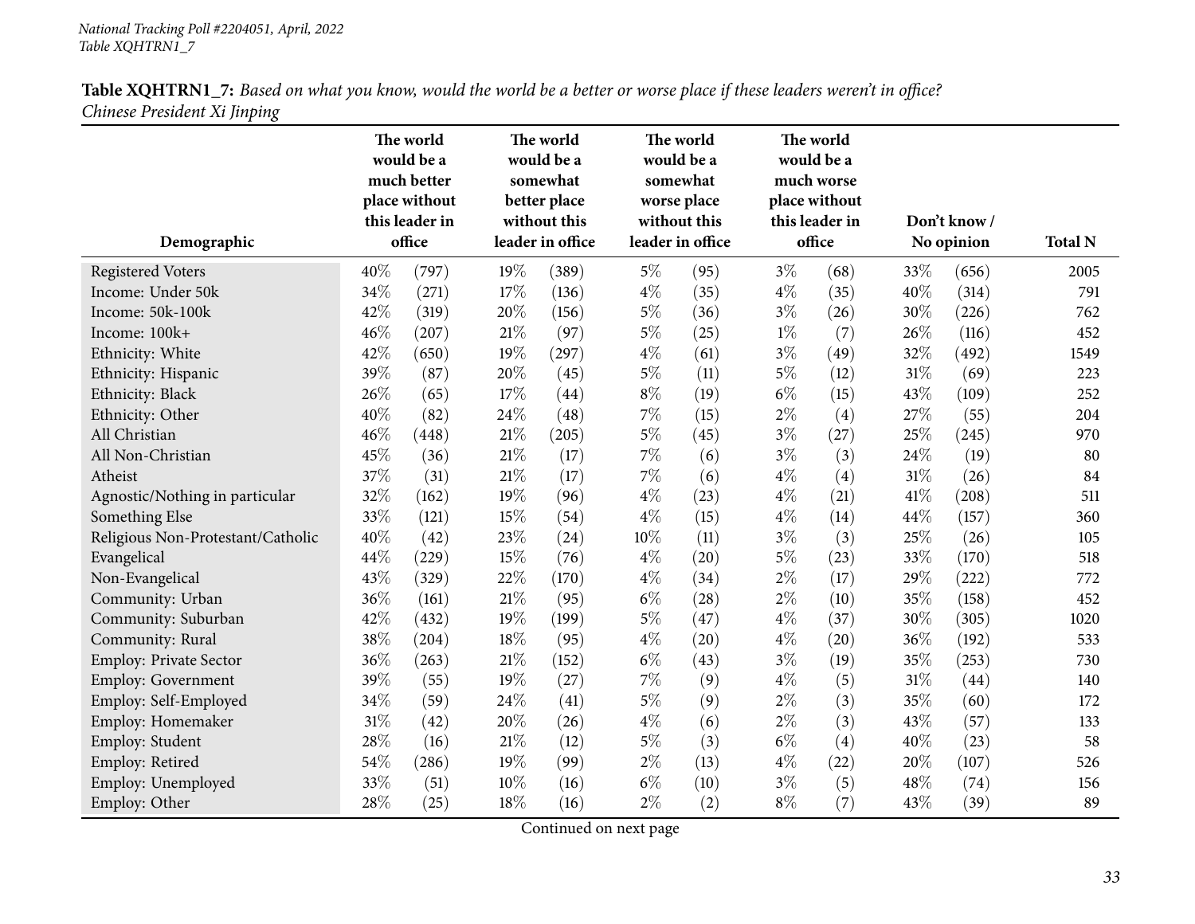*National Tracking Poll #2204051, April, 2022*
*Table XQHTRN1_7*

**Table XQHTRN1_7:** *Based on what you know, would the world be a better or worse place if these leaders weren't in office? Chinese President Xi Jinping*

| Demographic | The world would be a much better place without this leader in office | | The world would be a somewhat better place without this leader in office | | The world would be a somewhat worse place without this leader in office | | The world would be a much worse place without this leader in office | | Don't know / No opinion | | Total N |
|---|---|---|---|---|---|---|---|---|---|---|---|
| Registered Voters | 40% | (797) | 19% | (389) | 5% | (95) | 3% | (68) | 33% | (656) | 2005 |
| Income: Under 50k | 34% | (271) | 17% | (136) | 4% | (35) | 4% | (35) | 40% | (314) | 791 |
| Income: 50k-100k | 42% | (319) | 20% | (156) | 5% | (36) | 3% | (26) | 30% | (226) | 762 |
| Income: 100k+ | 46% | (207) | 21% | (97) | 5% | (25) | 1% | (7) | 26% | (116) | 452 |
| Ethnicity: White | 42% | (650) | 19% | (297) | 4% | (61) | 3% | (49) | 32% | (492) | 1549 |
| Ethnicity: Hispanic | 39% | (87) | 20% | (45) | 5% | (11) | 5% | (12) | 31% | (69) | 223 |
| Ethnicity: Black | 26% | (65) | 17% | (44) | 8% | (19) | 6% | (15) | 43% | (109) | 252 |
| Ethnicity: Other | 40% | (82) | 24% | (48) | 7% | (15) | 2% | (4) | 27% | (55) | 204 |
| All Christian | 46% | (448) | 21% | (205) | 5% | (45) | 3% | (27) | 25% | (245) | 970 |
| All Non-Christian | 45% | (36) | 21% | (17) | 7% | (6) | 3% | (3) | 24% | (19) | 80 |
| Atheist | 37% | (31) | 21% | (17) | 7% | (6) | 4% | (4) | 31% | (26) | 84 |
| Agnostic/Nothing in particular | 32% | (162) | 19% | (96) | 4% | (23) | 4% | (21) | 41% | (208) | 511 |
| Something Else | 33% | (121) | 15% | (54) | 4% | (15) | 4% | (14) | 44% | (157) | 360 |
| Religious Non-Protestant/Catholic | 40% | (42) | 23% | (24) | 10% | (11) | 3% | (3) | 25% | (26) | 105 |
| Evangelical | 44% | (229) | 15% | (76) | 4% | (20) | 5% | (23) | 33% | (170) | 518 |
| Non-Evangelical | 43% | (329) | 22% | (170) | 4% | (34) | 2% | (17) | 29% | (222) | 772 |
| Community: Urban | 36% | (161) | 21% | (95) | 6% | (28) | 2% | (10) | 35% | (158) | 452 |
| Community: Suburban | 42% | (432) | 19% | (199) | 5% | (47) | 4% | (37) | 30% | (305) | 1020 |
| Community: Rural | 38% | (204) | 18% | (95) | 4% | (20) | 4% | (20) | 36% | (192) | 533 |
| Employ: Private Sector | 36% | (263) | 21% | (152) | 6% | (43) | 3% | (19) | 35% | (253) | 730 |
| Employ: Government | 39% | (55) | 19% | (27) | 7% | (9) | 4% | (5) | 31% | (44) | 140 |
| Employ: Self-Employed | 34% | (59) | 24% | (41) | 5% | (9) | 2% | (3) | 35% | (60) | 172 |
| Employ: Homemaker | 31% | (42) | 20% | (26) | 4% | (6) | 2% | (3) | 43% | (57) | 133 |
| Employ: Student | 28% | (16) | 21% | (12) | 5% | (3) | 6% | (4) | 40% | (23) | 58 |
| Employ: Retired | 54% | (286) | 19% | (99) | 2% | (13) | 4% | (22) | 20% | (107) | 526 |
| Employ: Unemployed | 33% | (51) | 10% | (16) | 6% | (10) | 3% | (5) | 48% | (74) | 156 |
| Employ: Other | 28% | (25) | 18% | (16) | 2% | (2) | 8% | (7) | 43% | (39) | 89 |

Continued on next page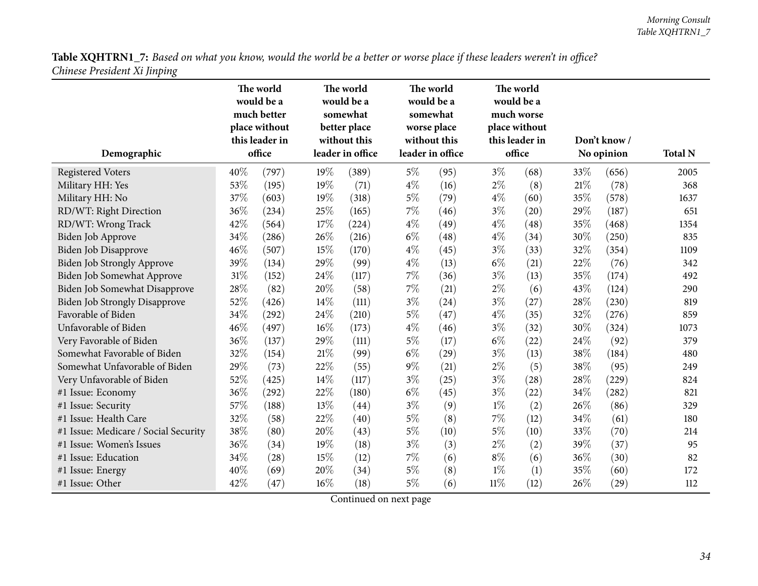**Table XQHTRN1_7:** *Based on what you know, would the world be a better or worse place if these leaders weren't in office? Chinese President Xi Jinping*

| Demographic | The world would be a much better place without this leader in office | | The world would be a somewhat better place without this leader in office | | The world would be a somewhat worse place without this leader in office | | The world would be a much worse place without this leader in office | | Don't know / No opinion | | Total N |
|---|---|---|---|---|---|---|---|---|---|---|---|
| Registered Voters | 40% | (797) | 19% | (389) | 5% | (95) | 3% | (68) | 33% | (656) | 2005 |
| Military HH: Yes | 53% | (195) | 19% | (71) | 4% | (16) | 2% | (8) | 21% | (78) | 368 |
| Military HH: No | 37% | (603) | 19% | (318) | 5% | (79) | 4% | (60) | 35% | (578) | 1637 |
| RD/WT: Right Direction | 36% | (234) | 25% | (165) | 7% | (46) | 3% | (20) | 29% | (187) | 651 |
| RD/WT: Wrong Track | 42% | (564) | 17% | (224) | 4% | (49) | 4% | (48) | 35% | (468) | 1354 |
| Biden Job Approve | 34% | (286) | 26% | (216) | 6% | (48) | 4% | (34) | 30% | (250) | 835 |
| Biden Job Disapprove | 46% | (507) | 15% | (170) | 4% | (45) | 3% | (33) | 32% | (354) | 1109 |
| Biden Job Strongly Approve | 39% | (134) | 29% | (99) | 4% | (13) | 6% | (21) | 22% | (76) | 342 |
| Biden Job Somewhat Approve | 31% | (152) | 24% | (117) | 7% | (36) | 3% | (13) | 35% | (174) | 492 |
| Biden Job Somewhat Disapprove | 28% | (82) | 20% | (58) | 7% | (21) | 2% | (6) | 43% | (124) | 290 |
| Biden Job Strongly Disapprove | 52% | (426) | 14% | (111) | 3% | (24) | 3% | (27) | 28% | (230) | 819 |
| Favorable of Biden | 34% | (292) | 24% | (210) | 5% | (47) | 4% | (35) | 32% | (276) | 859 |
| Unfavorable of Biden | 46% | (497) | 16% | (173) | 4% | (46) | 3% | (32) | 30% | (324) | 1073 |
| Very Favorable of Biden | 36% | (137) | 29% | (111) | 5% | (17) | 6% | (22) | 24% | (92) | 379 |
| Somewhat Favorable of Biden | 32% | (154) | 21% | (99) | 6% | (29) | 3% | (13) | 38% | (184) | 480 |
| Somewhat Unfavorable of Biden | 29% | (73) | 22% | (55) | 9% | (21) | 2% | (5) | 38% | (95) | 249 |
| Very Unfavorable of Biden | 52% | (425) | 14% | (117) | 3% | (25) | 3% | (28) | 28% | (229) | 824 |
| #1 Issue: Economy | 36% | (292) | 22% | (180) | 6% | (45) | 3% | (22) | 34% | (282) | 821 |
| #1 Issue: Security | 57% | (188) | 13% | (44) | 3% | (9) | 1% | (2) | 26% | (86) | 329 |
| #1 Issue: Health Care | 32% | (58) | 22% | (40) | 5% | (8) | 7% | (12) | 34% | (61) | 180 |
| #1 Issue: Medicare / Social Security | 38% | (80) | 20% | (43) | 5% | (10) | 5% | (10) | 33% | (70) | 214 |
| #1 Issue: Women's Issues | 36% | (34) | 19% | (18) | 3% | (3) | 2% | (2) | 39% | (37) | 95 |
| #1 Issue: Education | 34% | (28) | 15% | (12) | 7% | (6) | 8% | (6) | 36% | (30) | 82 |
| #1 Issue: Energy | 40% | (69) | 20% | (34) | 5% | (8) | 1% | (1) | 35% | (60) | 172 |
| #1 Issue: Other | 42% | (47) | 16% | (18) | 5% | (6) | 11% | (12) | 26% | (29) | 112 |

Continued on next page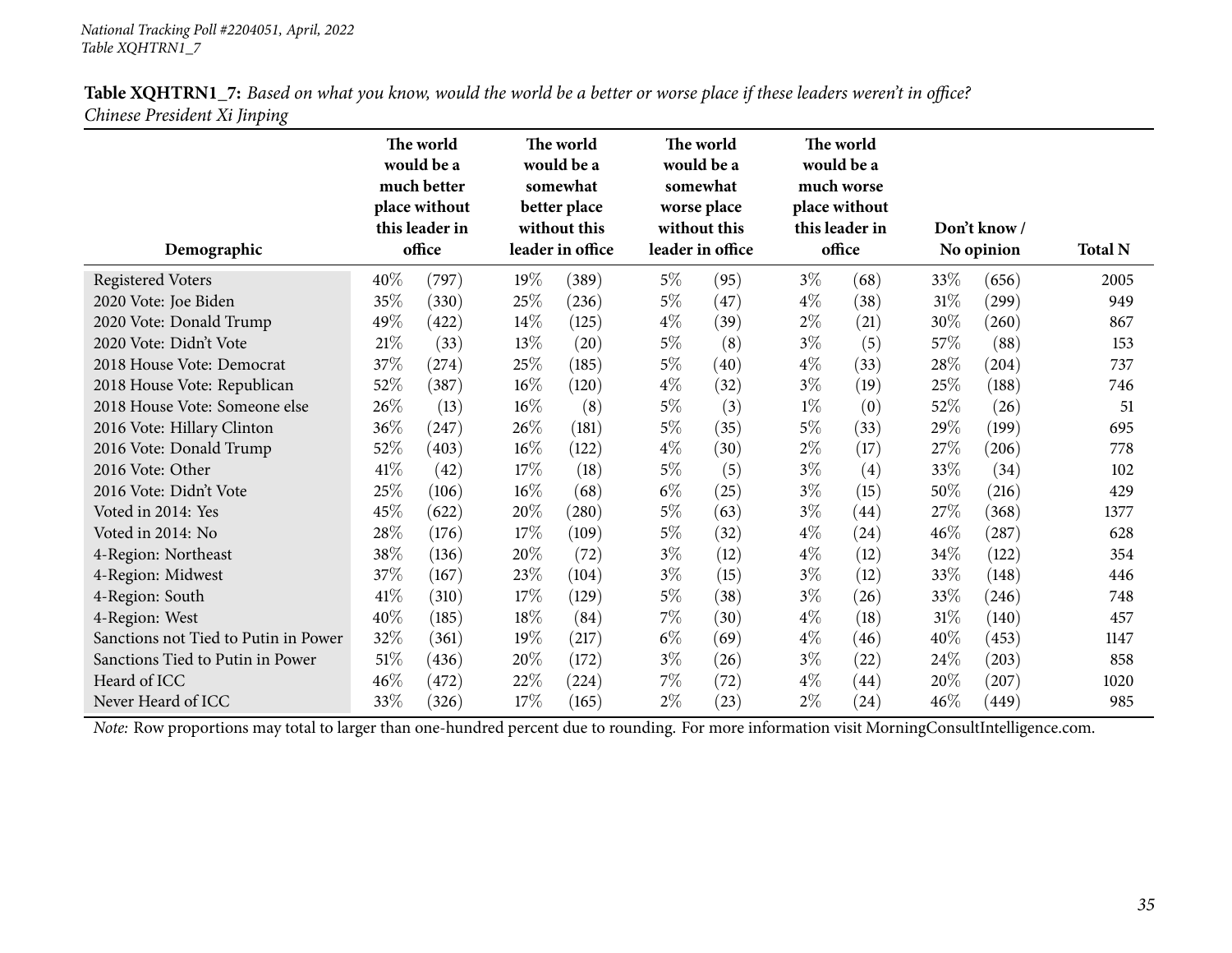*National Tracking Poll #2204051, April, 2022*
*Table XQHTRN1_7*

**Table XQHTRN1_7:** *Based on what you know, would the world be a better or worse place if these leaders weren't in office? Chinese President Xi Jinping*

| Demographic | The world would be a much better place without this leader in office | | The world would be a somewhat better place without this leader in office | | The world would be a somewhat worse place without this leader in office | | The world would be a much worse place without this leader in office | | Don't know / No opinion | | Total N |
|---|---|---|---|---|---|---|---|---|---|---|---|
| Registered Voters | 40% | (797) | 19% | (389) | 5% | (95) | 3% | (68) | 33% | (656) | 2005 |
| 2020 Vote: Joe Biden | 35% | (330) | 25% | (236) | 5% | (47) | 4% | (38) | 31% | (299) | 949 |
| 2020 Vote: Donald Trump | 49% | (422) | 14% | (125) | 4% | (39) | 2% | (21) | 30% | (260) | 867 |
| 2020 Vote: Didn't Vote | 21% | (33) | 13% | (20) | 5% | (8) | 3% | (5) | 57% | (88) | 153 |
| 2018 House Vote: Democrat | 37% | (274) | 25% | (185) | 5% | (40) | 4% | (33) | 28% | (204) | 737 |
| 2018 House Vote: Republican | 52% | (387) | 16% | (120) | 4% | (32) | 3% | (19) | 25% | (188) | 746 |
| 2018 House Vote: Someone else | 26% | (13) | 16% | (8) | 5% | (3) | 1% | (0) | 52% | (26) | 51 |
| 2016 Vote: Hillary Clinton | 36% | (247) | 26% | (181) | 5% | (35) | 5% | (33) | 29% | (199) | 695 |
| 2016 Vote: Donald Trump | 52% | (403) | 16% | (122) | 4% | (30) | 2% | (17) | 27% | (206) | 778 |
| 2016 Vote: Other | 41% | (42) | 17% | (18) | 5% | (5) | 3% | (4) | 33% | (34) | 102 |
| 2016 Vote: Didn't Vote | 25% | (106) | 16% | (68) | 6% | (25) | 3% | (15) | 50% | (216) | 429 |
| Voted in 2014: Yes | 45% | (622) | 20% | (280) | 5% | (63) | 3% | (44) | 27% | (368) | 1377 |
| Voted in 2014: No | 28% | (176) | 17% | (109) | 5% | (32) | 4% | (24) | 46% | (287) | 628 |
| 4-Region: Northeast | 38% | (136) | 20% | (72) | 3% | (12) | 4% | (12) | 34% | (122) | 354 |
| 4-Region: Midwest | 37% | (167) | 23% | (104) | 3% | (15) | 3% | (12) | 33% | (148) | 446 |
| 4-Region: South | 41% | (310) | 17% | (129) | 5% | (38) | 3% | (26) | 33% | (246) | 748 |
| 4-Region: West | 40% | (185) | 18% | (84) | 7% | (30) | 4% | (18) | 31% | (140) | 457 |
| Sanctions not Tied to Putin in Power | 32% | (361) | 19% | (217) | 6% | (69) | 4% | (46) | 40% | (453) | 1147 |
| Sanctions Tied to Putin in Power | 51% | (436) | 20% | (172) | 3% | (26) | 3% | (22) | 24% | (203) | 858 |
| Heard of ICC | 46% | (472) | 22% | (224) | 7% | (72) | 4% | (44) | 20% | (207) | 1020 |
| Never Heard of ICC | 33% | (326) | 17% | (165) | 2% | (23) | 2% | (24) | 46% | (449) | 985 |

*Note:* Row proportions may total to larger than one-hundred percent due to rounding. For more information visit MorningConsultIntelligence.com.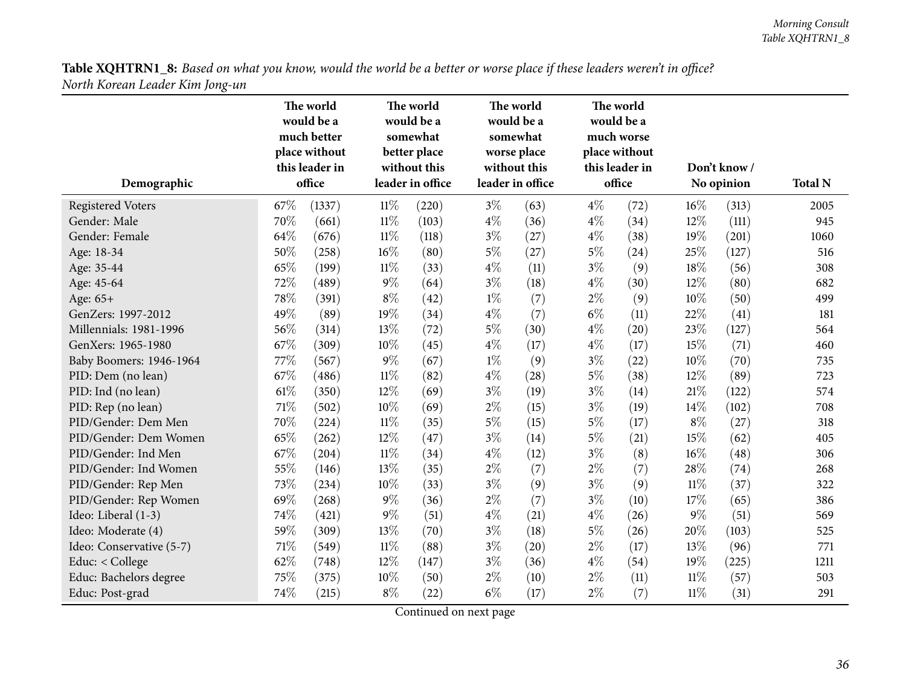**Table XQHTRN1_8:** *Based on what you know, would the world be a better or worse place if these leaders weren't in office?*
*North Korean Leader Kim Jong-un*

| Demographic | The world would be a much better place without this leader in office | | The world would be a somewhat better place without this leader in office | | The world would be a somewhat worse place without this leader in office | | The world would be a much worse place without this leader in office | | Don't know / No opinion | | Total N |
|---|---|---|---|---|---|---|---|---|---|---|---|
| Registered Voters | 67% | (1337) | 11% | (220) | 3% | (63) | 4% | (72) | 16% | (313) | 2005 |
| Gender: Male | 70% | (661) | 11% | (103) | 4% | (36) | 4% | (34) | 12% | (111) | 945 |
| Gender: Female | 64% | (676) | 11% | (118) | 3% | (27) | 4% | (38) | 19% | (201) | 1060 |
| Age: 18-34 | 50% | (258) | 16% | (80) | 5% | (27) | 5% | (24) | 25% | (127) | 516 |
| Age: 35-44 | 65% | (199) | 11% | (33) | 4% | (11) | 3% | (9) | 18% | (56) | 308 |
| Age: 45-64 | 72% | (489) | 9% | (64) | 3% | (18) | 4% | (30) | 12% | (80) | 682 |
| Age: 65+ | 78% | (391) | 8% | (42) | 1% | (7) | 2% | (9) | 10% | (50) | 499 |
| GenZers: 1997-2012 | 49% | (89) | 19% | (34) | 4% | (7) | 6% | (11) | 22% | (41) | 181 |
| Millennials: 1981-1996 | 56% | (314) | 13% | (72) | 5% | (30) | 4% | (20) | 23% | (127) | 564 |
| GenXers: 1965-1980 | 67% | (309) | 10% | (45) | 4% | (17) | 4% | (17) | 15% | (71) | 460 |
| Baby Boomers: 1946-1964 | 77% | (567) | 9% | (67) | 1% | (9) | 3% | (22) | 10% | (70) | 735 |
| PID: Dem (no lean) | 67% | (486) | 11% | (82) | 4% | (28) | 5% | (38) | 12% | (89) | 723 |
| PID: Ind (no lean) | 61% | (350) | 12% | (69) | 3% | (19) | 3% | (14) | 21% | (122) | 574 |
| PID: Rep (no lean) | 71% | (502) | 10% | (69) | 2% | (15) | 3% | (19) | 14% | (102) | 708 |
| PID/Gender: Dem Men | 70% | (224) | 11% | (35) | 5% | (15) | 5% | (17) | 8% | (27) | 318 |
| PID/Gender: Dem Women | 65% | (262) | 12% | (47) | 3% | (14) | 5% | (21) | 15% | (62) | 405 |
| PID/Gender: Ind Men | 67% | (204) | 11% | (34) | 4% | (12) | 3% | (8) | 16% | (48) | 306 |
| PID/Gender: Ind Women | 55% | (146) | 13% | (35) | 2% | (7) | 2% | (7) | 28% | (74) | 268 |
| PID/Gender: Rep Men | 73% | (234) | 10% | (33) | 3% | (9) | 3% | (9) | 11% | (37) | 322 |
| PID/Gender: Rep Women | 69% | (268) | 9% | (36) | 2% | (7) | 3% | (10) | 17% | (65) | 386 |
| Ideo: Liberal (1-3) | 74% | (421) | 9% | (51) | 4% | (21) | 4% | (26) | 9% | (51) | 569 |
| Ideo: Moderate (4) | 59% | (309) | 13% | (70) | 3% | (18) | 5% | (26) | 20% | (103) | 525 |
| Ideo: Conservative (5-7) | 71% | (549) | 11% | (88) | 3% | (20) | 2% | (17) | 13% | (96) | 771 |
| Educ: < College | 62% | (748) | 12% | (147) | 3% | (36) | 4% | (54) | 19% | (225) | 1211 |
| Educ: Bachelors degree | 75% | (375) | 10% | (50) | 2% | (10) | 2% | (11) | 11% | (57) | 503 |
| Educ: Post-grad | 74% | (215) | 8% | (22) | 6% | (17) | 2% | (7) | 11% | (31) | 291 |

Continued on next page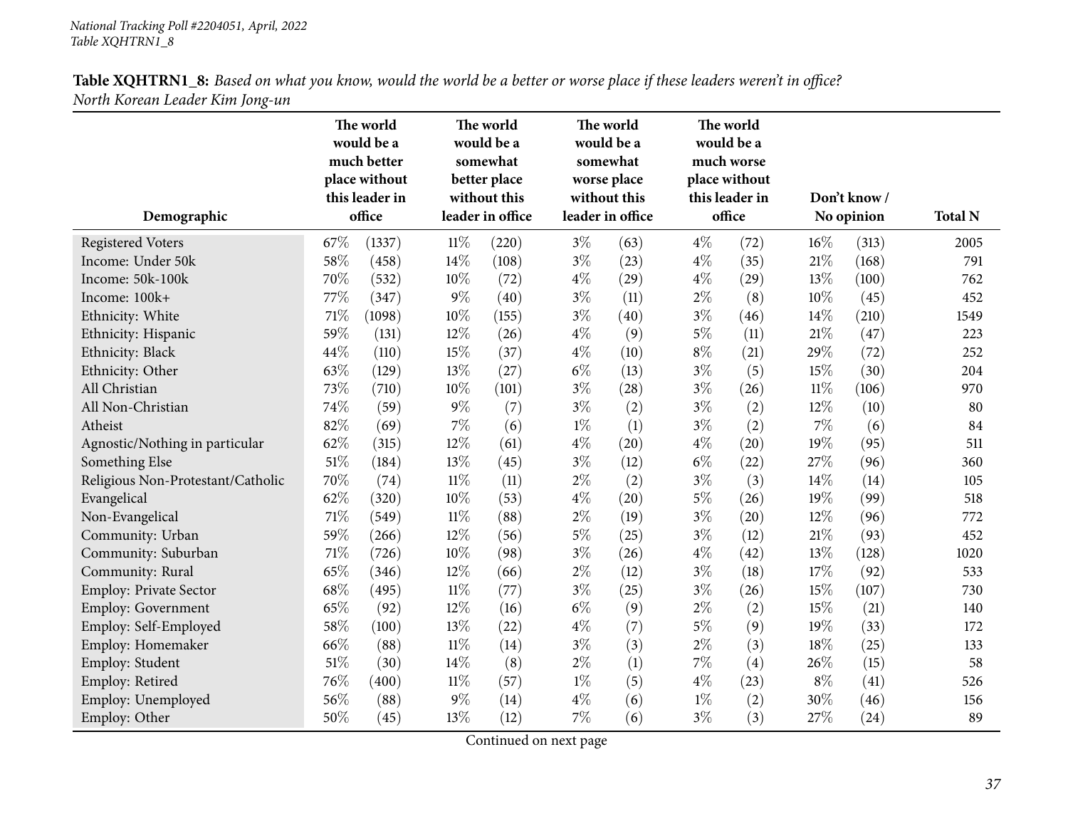National Tracking Poll #2204051, April, 2022
Table XQHTRN1_8

**Table XQHTRN1_8:** *Based on what you know, would the world be a better or worse place if these leaders weren't in office? North Korean Leader Kim Jong-un*

| Demographic | The world would be a much better place without this leader in office | | The world would be a somewhat better place without this leader in office | | The world would be a somewhat worse place without this leader in office | | The world would be a much worse place without this leader in office | | Don't know / No opinion | | Total N |
|---|---|---|---|---|---|---|---|---|---|---|---|
| Registered Voters | 67% | (1337) | 11% | (220) | 3% | (63) | 4% | (72) | 16% | (313) | 2005 |
| Income: Under 50k | 58% | (458) | 14% | (108) | 3% | (23) | 4% | (35) | 21% | (168) | 791 |
| Income: 50k-100k | 70% | (532) | 10% | (72) | 4% | (29) | 4% | (29) | 13% | (100) | 762 |
| Income: 100k+ | 77% | (347) | 9% | (40) | 3% | (11) | 2% | (8) | 10% | (45) | 452 |
| Ethnicity: White | 71% | (1098) | 10% | (155) | 3% | (40) | 3% | (46) | 14% | (210) | 1549 |
| Ethnicity: Hispanic | 59% | (131) | 12% | (26) | 4% | (9) | 5% | (11) | 21% | (47) | 223 |
| Ethnicity: Black | 44% | (110) | 15% | (37) | 4% | (10) | 8% | (21) | 29% | (72) | 252 |
| Ethnicity: Other | 63% | (129) | 13% | (27) | 6% | (13) | 3% | (5) | 15% | (30) | 204 |
| All Christian | 73% | (710) | 10% | (101) | 3% | (28) | 3% | (26) | 11% | (106) | 970 |
| All Non-Christian | 74% | (59) | 9% | (7) | 3% | (2) | 3% | (2) | 12% | (10) | 80 |
| Atheist | 82% | (69) | 7% | (6) | 1% | (1) | 3% | (2) | 7% | (6) | 84 |
| Agnostic/Nothing in particular | 62% | (315) | 12% | (61) | 4% | (20) | 4% | (20) | 19% | (95) | 511 |
| Something Else | 51% | (184) | 13% | (45) | 3% | (12) | 6% | (22) | 27% | (96) | 360 |
| Religious Non-Protestant/Catholic | 70% | (74) | 11% | (11) | 2% | (2) | 3% | (3) | 14% | (14) | 105 |
| Evangelical | 62% | (320) | 10% | (53) | 4% | (20) | 5% | (26) | 19% | (99) | 518 |
| Non-Evangelical | 71% | (549) | 11% | (88) | 2% | (19) | 3% | (20) | 12% | (96) | 772 |
| Community: Urban | 59% | (266) | 12% | (56) | 5% | (25) | 3% | (12) | 21% | (93) | 452 |
| Community: Suburban | 71% | (726) | 10% | (98) | 3% | (26) | 4% | (42) | 13% | (128) | 1020 |
| Community: Rural | 65% | (346) | 12% | (66) | 2% | (12) | 3% | (18) | 17% | (92) | 533 |
| Employ: Private Sector | 68% | (495) | 11% | (77) | 3% | (25) | 3% | (26) | 15% | (107) | 730 |
| Employ: Government | 65% | (92) | 12% | (16) | 6% | (9) | 2% | (2) | 15% | (21) | 140 |
| Employ: Self-Employed | 58% | (100) | 13% | (22) | 4% | (7) | 5% | (9) | 19% | (33) | 172 |
| Employ: Homemaker | 66% | (88) | 11% | (14) | 3% | (3) | 2% | (3) | 18% | (25) | 133 |
| Employ: Student | 51% | (30) | 14% | (8) | 2% | (1) | 7% | (4) | 26% | (15) | 58 |
| Employ: Retired | 76% | (400) | 11% | (57) | 1% | (5) | 4% | (23) | 8% | (41) | 526 |
| Employ: Unemployed | 56% | (88) | 9% | (14) | 4% | (6) | 1% | (2) | 30% | (46) | 156 |
| Employ: Other | 50% | (45) | 13% | (12) | 7% | (6) | 3% | (3) | 27% | (24) | 89 |

Continued on next page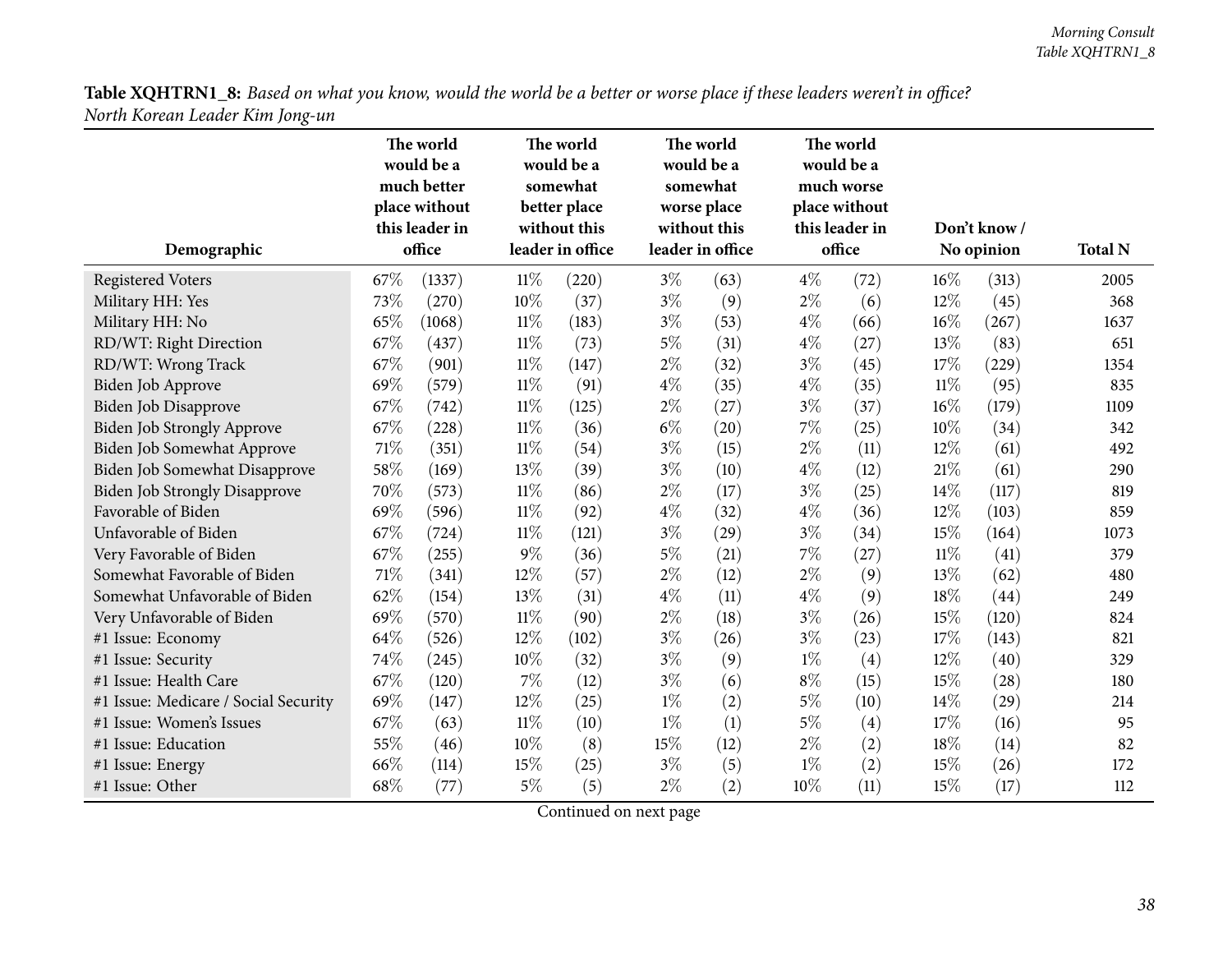**Table XQHTRN1_8:** *Based on what you know, would the world be a better or worse place if these leaders weren't in office? North Korean Leader Kim Jong-un*

| Demographic | The world would be a much better place without this leader in office | | The world would be a somewhat better place without this leader in office | | The world would be a somewhat worse place without this leader in office | | The world would be a much worse place without this leader in office | | Don't know / No opinion | | Total N |
|---|---|---|---|---|---|---|---|---|---|---|---|
| Registered Voters | 67% | (1337) | 11% | (220) | 3% | (63) | 4% | (72) | 16% | (313) | 2005 |
| Military HH: Yes | 73% | (270) | 10% | (37) | 3% | (9) | 2% | (6) | 12% | (45) | 368 |
| Military HH: No | 65% | (1068) | 11% | (183) | 3% | (53) | 4% | (66) | 16% | (267) | 1637 |
| RD/WT: Right Direction | 67% | (437) | 11% | (73) | 5% | (31) | 4% | (27) | 13% | (83) | 651 |
| RD/WT: Wrong Track | 67% | (901) | 11% | (147) | 2% | (32) | 3% | (45) | 17% | (229) | 1354 |
| Biden Job Approve | 69% | (579) | 11% | (91) | 4% | (35) | 4% | (35) | 11% | (95) | 835 |
| Biden Job Disapprove | 67% | (742) | 11% | (125) | 2% | (27) | 3% | (37) | 16% | (179) | 1109 |
| Biden Job Strongly Approve | 67% | (228) | 11% | (36) | 6% | (20) | 7% | (25) | 10% | (34) | 342 |
| Biden Job Somewhat Approve | 71% | (351) | 11% | (54) | 3% | (15) | 2% | (11) | 12% | (61) | 492 |
| Biden Job Somewhat Disapprove | 58% | (169) | 13% | (39) | 3% | (10) | 4% | (12) | 21% | (61) | 290 |
| Biden Job Strongly Disapprove | 70% | (573) | 11% | (86) | 2% | (17) | 3% | (25) | 14% | (117) | 819 |
| Favorable of Biden | 69% | (596) | 11% | (92) | 4% | (32) | 4% | (36) | 12% | (103) | 859 |
| Unfavorable of Biden | 67% | (724) | 11% | (121) | 3% | (29) | 3% | (34) | 15% | (164) | 1073 |
| Very Favorable of Biden | 67% | (255) | 9% | (36) | 5% | (21) | 7% | (27) | 11% | (41) | 379 |
| Somewhat Favorable of Biden | 71% | (341) | 12% | (57) | 2% | (12) | 2% | (9) | 13% | (62) | 480 |
| Somewhat Unfavorable of Biden | 62% | (154) | 13% | (31) | 4% | (11) | 4% | (9) | 18% | (44) | 249 |
| Very Unfavorable of Biden | 69% | (570) | 11% | (90) | 2% | (18) | 3% | (26) | 15% | (120) | 824 |
| #1 Issue: Economy | 64% | (526) | 12% | (102) | 3% | (26) | 3% | (23) | 17% | (143) | 821 |
| #1 Issue: Security | 74% | (245) | 10% | (32) | 3% | (9) | 1% | (4) | 12% | (40) | 329 |
| #1 Issue: Health Care | 67% | (120) | 7% | (12) | 3% | (6) | 8% | (15) | 15% | (28) | 180 |
| #1 Issue: Medicare / Social Security | 69% | (147) | 12% | (25) | 1% | (2) | 5% | (10) | 14% | (29) | 214 |
| #1 Issue: Women's Issues | 67% | (63) | 11% | (10) | 1% | (1) | 5% | (4) | 17% | (16) | 95 |
| #1 Issue: Education | 55% | (46) | 10% | (8) | 15% | (12) | 2% | (2) | 18% | (14) | 82 |
| #1 Issue: Energy | 66% | (114) | 15% | (25) | 3% | (5) | 1% | (2) | 15% | (26) | 172 |
| #1 Issue: Other | 68% | (77) | 5% | (5) | 2% | (2) | 10% | (11) | 15% | (17) | 112 |

Continued on next page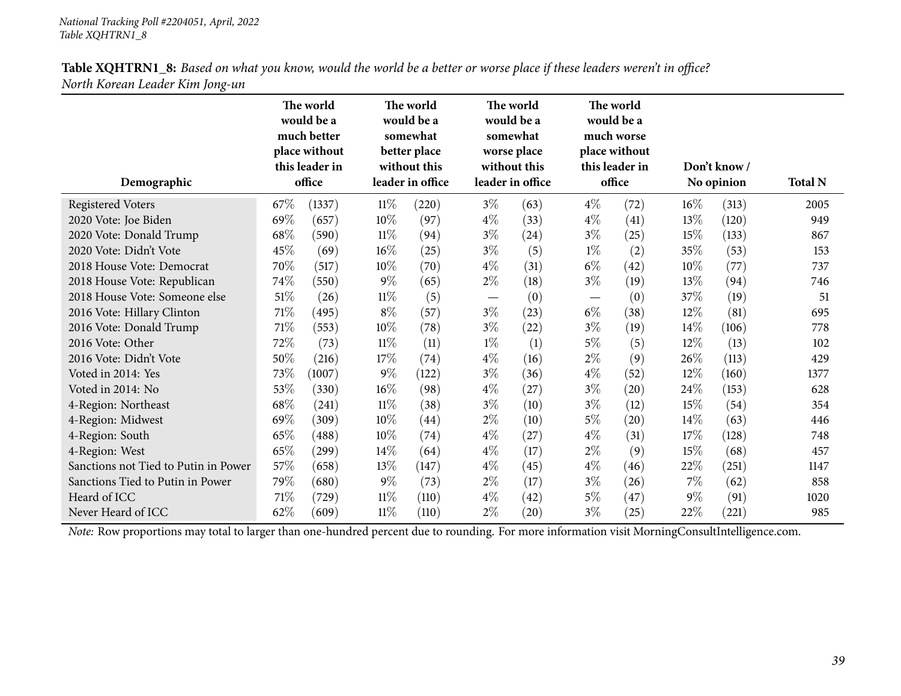National Tracking Poll #2204051, April, 2022
Table XQHTRN1_8

**Table XQHTRN1_8:** *Based on what you know, would the world be a better or worse place if these leaders weren't in office? North Korean Leader Kim Jong-un*

| Demographic | The world would be a much better place without this leader in office | | The world would be a somewhat better place without this leader in office | | The world would be a somewhat worse place without this leader in office | | The world would be a much worse place without this leader in office | | Don't know / No opinion | | Total N |
|---|---|---|---|---|---|---|---|---|---|---|---|
| Registered Voters | 67% | (1337) | 11% | (220) | 3% | (63) | 4% | (72) | 16% | (313) | 2005 |
| 2020 Vote: Joe Biden | 69% | (657) | 10% | (97) | 4% | (33) | 4% | (41) | 13% | (120) | 949 |
| 2020 Vote: Donald Trump | 68% | (590) | 11% | (94) | 3% | (24) | 3% | (25) | 15% | (133) | 867 |
| 2020 Vote: Didn't Vote | 45% | (69) | 16% | (25) | 3% | (5) | 1% | (2) | 35% | (53) | 153 |
| 2018 House Vote: Democrat | 70% | (517) | 10% | (70) | 4% | (31) | 6% | (42) | 10% | (77) | 737 |
| 2018 House Vote: Republican | 74% | (550) | 9% | (65) | 2% | (18) | 3% | (19) | 13% | (94) | 746 |
| 2018 House Vote: Someone else | 51% | (26) | 11% | (5) | — | (0) | — | (0) | 37% | (19) | 51 |
| 2016 Vote: Hillary Clinton | 71% | (495) | 8% | (57) | 3% | (23) | 6% | (38) | 12% | (81) | 695 |
| 2016 Vote: Donald Trump | 71% | (553) | 10% | (78) | 3% | (22) | 3% | (19) | 14% | (106) | 778 |
| 2016 Vote: Other | 72% | (73) | 11% | (11) | 1% | (1) | 5% | (5) | 12% | (13) | 102 |
| 2016 Vote: Didn't Vote | 50% | (216) | 17% | (74) | 4% | (16) | 2% | (9) | 26% | (113) | 429 |
| Voted in 2014: Yes | 73% | (1007) | 9% | (122) | 3% | (36) | 4% | (52) | 12% | (160) | 1377 |
| Voted in 2014: No | 53% | (330) | 16% | (98) | 4% | (27) | 3% | (20) | 24% | (153) | 628 |
| 4-Region: Northeast | 68% | (241) | 11% | (38) | 3% | (10) | 3% | (12) | 15% | (54) | 354 |
| 4-Region: Midwest | 69% | (309) | 10% | (44) | 2% | (10) | 5% | (20) | 14% | (63) | 446 |
| 4-Region: South | 65% | (488) | 10% | (74) | 4% | (27) | 4% | (31) | 17% | (128) | 748 |
| 4-Region: West | 65% | (299) | 14% | (64) | 4% | (17) | 2% | (9) | 15% | (68) | 457 |
| Sanctions not Tied to Putin in Power | 57% | (658) | 13% | (147) | 4% | (45) | 4% | (46) | 22% | (251) | 1147 |
| Sanctions Tied to Putin in Power | 79% | (680) | 9% | (73) | 2% | (17) | 3% | (26) | 7% | (62) | 858 |
| Heard of ICC | 71% | (729) | 11% | (110) | 4% | (42) | 5% | (47) | 9% | (91) | 1020 |
| Never Heard of ICC | 62% | (609) | 11% | (110) | 2% | (20) | 3% | (25) | 22% | (221) | 985 |

*Note:* Row proportions may total to larger than one-hundred percent due to rounding. For more information visit MorningConsultIntelligence.com.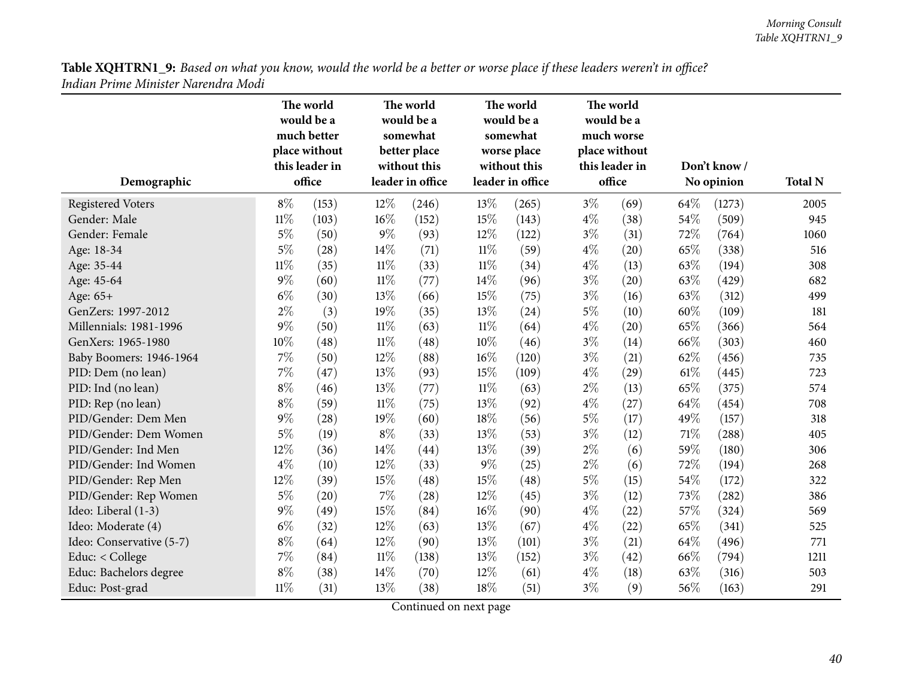**Table XQHTRN1_9:** *Based on what you know, would the world be a better or worse place if these leaders weren't in office? Indian Prime Minister Narendra Modi*

| Demographic | The world would be a much better place without this leader in office | | The world would be a somewhat better place without this leader in office | | The world would be a somewhat worse place without this leader in office | | The world would be a much worse place without this leader in office | | Don't know / No opinion | | Total N |
|---|---|---|---|---|---|---|---|---|---|---|---|
| Registered Voters | 8% | (153) | 12% | (246) | 13% | (265) | 3% | (69) | 64% | (1273) | 2005 |
| Gender: Male | 11% | (103) | 16% | (152) | 15% | (143) | 4% | (38) | 54% | (509) | 945 |
| Gender: Female | 5% | (50) | 9% | (93) | 12% | (122) | 3% | (31) | 72% | (764) | 1060 |
| Age: 18-34 | 5% | (28) | 14% | (71) | 11% | (59) | 4% | (20) | 65% | (338) | 516 |
| Age: 35-44 | 11% | (35) | 11% | (33) | 11% | (34) | 4% | (13) | 63% | (194) | 308 |
| Age: 45-64 | 9% | (60) | 11% | (77) | 14% | (96) | 3% | (20) | 63% | (429) | 682 |
| Age: 65+ | 6% | (30) | 13% | (66) | 15% | (75) | 3% | (16) | 63% | (312) | 499 |
| GenZers: 1997-2012 | 2% | (3) | 19% | (35) | 13% | (24) | 5% | (10) | 60% | (109) | 181 |
| Millennials: 1981-1996 | 9% | (50) | 11% | (63) | 11% | (64) | 4% | (20) | 65% | (366) | 564 |
| GenXers: 1965-1980 | 10% | (48) | 11% | (48) | 10% | (46) | 3% | (14) | 66% | (303) | 460 |
| Baby Boomers: 1946-1964 | 7% | (50) | 12% | (88) | 16% | (120) | 3% | (21) | 62% | (456) | 735 |
| PID: Dem (no lean) | 7% | (47) | 13% | (93) | 15% | (109) | 4% | (29) | 61% | (445) | 723 |
| PID: Ind (no lean) | 8% | (46) | 13% | (77) | 11% | (63) | 2% | (13) | 65% | (375) | 574 |
| PID: Rep (no lean) | 8% | (59) | 11% | (75) | 13% | (92) | 4% | (27) | 64% | (454) | 708 |
| PID/Gender: Dem Men | 9% | (28) | 19% | (60) | 18% | (56) | 5% | (17) | 49% | (157) | 318 |
| PID/Gender: Dem Women | 5% | (19) | 8% | (33) | 13% | (53) | 3% | (12) | 71% | (288) | 405 |
| PID/Gender: Ind Men | 12% | (36) | 14% | (44) | 13% | (39) | 2% | (6) | 59% | (180) | 306 |
| PID/Gender: Ind Women | 4% | (10) | 12% | (33) | 9% | (25) | 2% | (6) | 72% | (194) | 268 |
| PID/Gender: Rep Men | 12% | (39) | 15% | (48) | 15% | (48) | 5% | (15) | 54% | (172) | 322 |
| PID/Gender: Rep Women | 5% | (20) | 7% | (28) | 12% | (45) | 3% | (12) | 73% | (282) | 386 |
| Ideo: Liberal (1-3) | 9% | (49) | 15% | (84) | 16% | (90) | 4% | (22) | 57% | (324) | 569 |
| Ideo: Moderate (4) | 6% | (32) | 12% | (63) | 13% | (67) | 4% | (22) | 65% | (341) | 525 |
| Ideo: Conservative (5-7) | 8% | (64) | 12% | (90) | 13% | (101) | 3% | (21) | 64% | (496) | 771 |
| Educ: < College | 7% | (84) | 11% | (138) | 13% | (152) | 3% | (42) | 66% | (794) | 1211 |
| Educ: Bachelors degree | 8% | (38) | 14% | (70) | 12% | (61) | 4% | (18) | 63% | (316) | 503 |
| Educ: Post-grad | 11% | (31) | 13% | (38) | 18% | (51) | 3% | (9) | 56% | (163) | 291 |

Continued on next page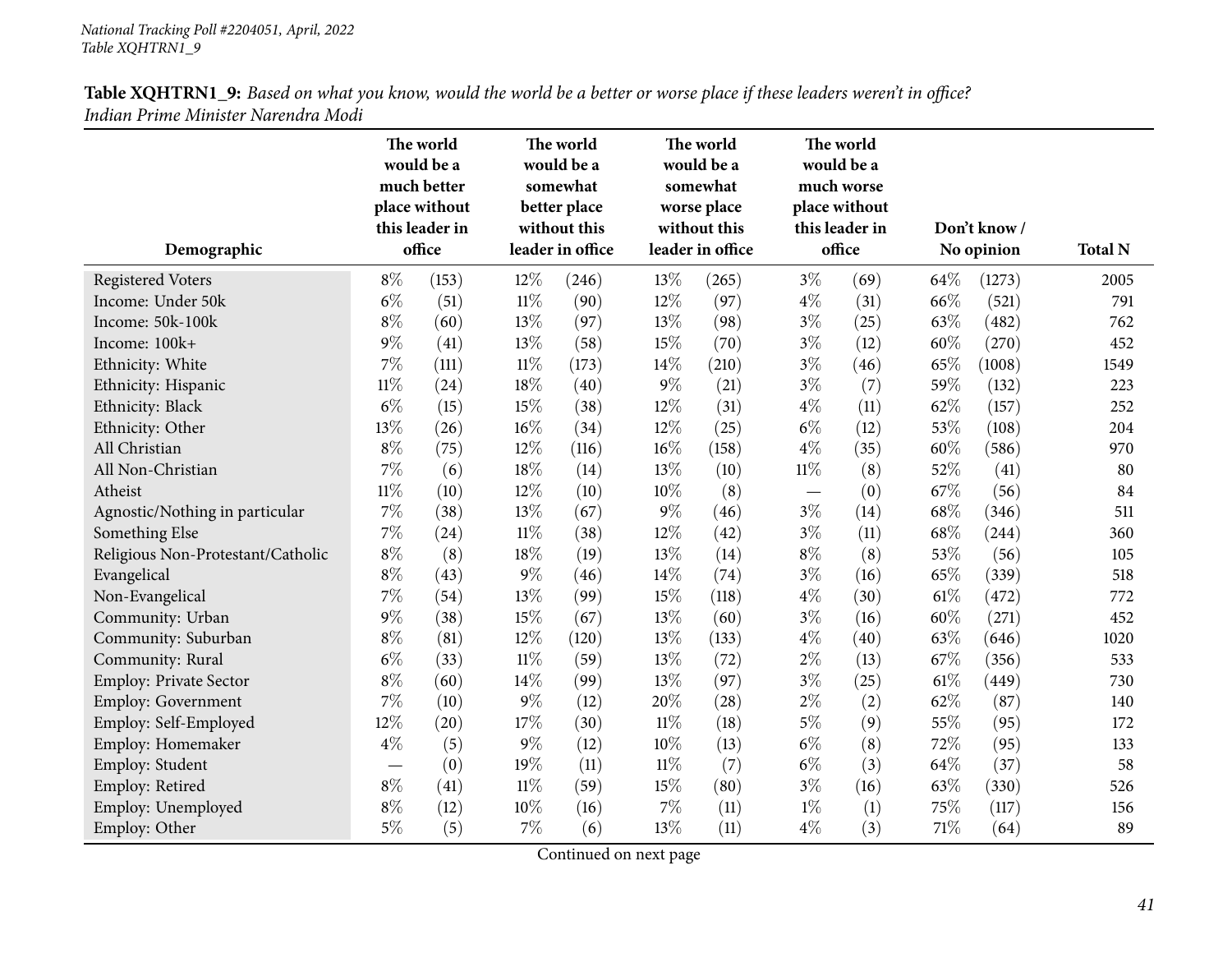National Tracking Poll #2204051, April, 2022
Table XQHTRN1_9

**Table XQHTRN1_9:** *Based on what you know, would the world be a better or worse place if these leaders weren't in office? Indian Prime Minister Narendra Modi*

| Demographic | The world would be a much better place without this leader in office | | The world would be a somewhat better place without this leader in office | | The world would be a somewhat worse place without this leader in office | | The world would be a much worse place without this leader in office | | Don't know / No opinion | | Total N |
|---|---|---|---|---|---|---|---|---|---|---|---|
| Registered Voters | 8% | (153) | 12% | (246) | 13% | (265) | 3% | (69) | 64% | (1273) | 2005 |
| Income: Under 50k | 6% | (51) | 11% | (90) | 12% | (97) | 4% | (31) | 66% | (521) | 791 |
| Income: 50k-100k | 8% | (60) | 13% | (97) | 13% | (98) | 3% | (25) | 63% | (482) | 762 |
| Income: 100k+ | 9% | (41) | 13% | (58) | 15% | (70) | 3% | (12) | 60% | (270) | 452 |
| Ethnicity: White | 7% | (111) | 11% | (173) | 14% | (210) | 3% | (46) | 65% | (1008) | 1549 |
| Ethnicity: Hispanic | 11% | (24) | 18% | (40) | 9% | (21) | 3% | (7) | 59% | (132) | 223 |
| Ethnicity: Black | 6% | (15) | 15% | (38) | 12% | (31) | 4% | (11) | 62% | (157) | 252 |
| Ethnicity: Other | 13% | (26) | 16% | (34) | 12% | (25) | 6% | (12) | 53% | (108) | 204 |
| All Christian | 8% | (75) | 12% | (116) | 16% | (158) | 4% | (35) | 60% | (586) | 970 |
| All Non-Christian | 7% | (6) | 18% | (14) | 13% | (10) | 11% | (8) | 52% | (41) | 80 |
| Atheist | 11% | (10) | 12% | (10) | 10% | (8) | — | (0) | 67% | (56) | 84 |
| Agnostic/Nothing in particular | 7% | (38) | 13% | (67) | 9% | (46) | 3% | (14) | 68% | (346) | 511 |
| Something Else | 7% | (24) | 11% | (38) | 12% | (42) | 3% | (11) | 68% | (244) | 360 |
| Religious Non-Protestant/Catholic | 8% | (8) | 18% | (19) | 13% | (14) | 8% | (8) | 53% | (56) | 105 |
| Evangelical | 8% | (43) | 9% | (46) | 14% | (74) | 3% | (16) | 65% | (339) | 518 |
| Non-Evangelical | 7% | (54) | 13% | (99) | 15% | (118) | 4% | (30) | 61% | (472) | 772 |
| Community: Urban | 9% | (38) | 15% | (67) | 13% | (60) | 3% | (16) | 60% | (271) | 452 |
| Community: Suburban | 8% | (81) | 12% | (120) | 13% | (133) | 4% | (40) | 63% | (646) | 1020 |
| Community: Rural | 6% | (33) | 11% | (59) | 13% | (72) | 2% | (13) | 67% | (356) | 533 |
| Employ: Private Sector | 8% | (60) | 14% | (99) | 13% | (97) | 3% | (25) | 61% | (449) | 730 |
| Employ: Government | 7% | (10) | 9% | (12) | 20% | (28) | 2% | (2) | 62% | (87) | 140 |
| Employ: Self-Employed | 12% | (20) | 17% | (30) | 11% | (18) | 5% | (9) | 55% | (95) | 172 |
| Employ: Homemaker | 4% | (5) | 9% | (12) | 10% | (13) | 6% | (8) | 72% | (95) | 133 |
| Employ: Student | — | (0) | 19% | (11) | 11% | (7) | 6% | (3) | 64% | (37) | 58 |
| Employ: Retired | 8% | (41) | 11% | (59) | 15% | (80) | 3% | (16) | 63% | (330) | 526 |
| Employ: Unemployed | 8% | (12) | 10% | (16) | 7% | (11) | 1% | (1) | 75% | (117) | 156 |
| Employ: Other | 5% | (5) | 7% | (6) | 13% | (11) | 4% | (3) | 71% | (64) | 89 |

Continued on next page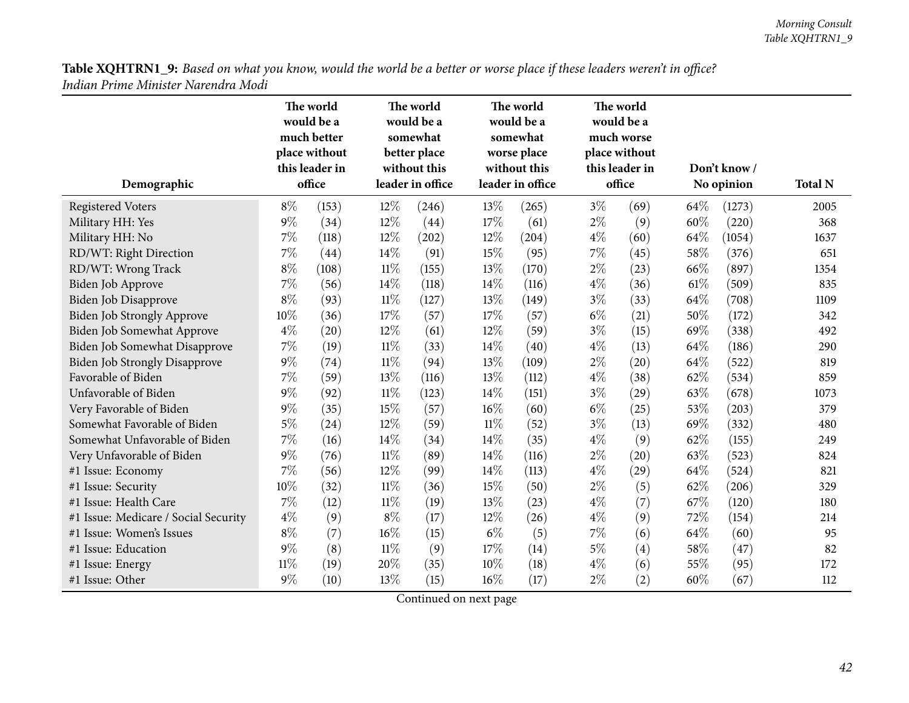**Table XQHTRN1_9:** *Based on what you know, would the world be a better or worse place if these leaders weren't in office? Indian Prime Minister Narendra Modi*

| Demographic | The world would be a much better place without this leader in office | | The world would be a somewhat better place without this leader in office | | The world would be a somewhat worse place without this leader in office | | The world would be a much worse place without this leader in office | | Don't know / No opinion | | Total N |
|---|---|---|---|---|---|---|---|---|---|---|---|
| Registered Voters | 8% | (153) | 12% | (246) | 13% | (265) | 3% | (69) | 64% | (1273) | 2005 |
| Military HH: Yes | 9% | (34) | 12% | (44) | 17% | (61) | 2% | (9) | 60% | (220) | 368 |
| Military HH: No | 7% | (118) | 12% | (202) | 12% | (204) | 4% | (60) | 64% | (1054) | 1637 |
| RD/WT: Right Direction | 7% | (44) | 14% | (91) | 15% | (95) | 7% | (45) | 58% | (376) | 651 |
| RD/WT: Wrong Track | 8% | (108) | 11% | (155) | 13% | (170) | 2% | (23) | 66% | (897) | 1354 |
| Biden Job Approve | 7% | (56) | 14% | (118) | 14% | (116) | 4% | (36) | 61% | (509) | 835 |
| Biden Job Disapprove | 8% | (93) | 11% | (127) | 13% | (149) | 3% | (33) | 64% | (708) | 1109 |
| Biden Job Strongly Approve | 10% | (36) | 17% | (57) | 17% | (57) | 6% | (21) | 50% | (172) | 342 |
| Biden Job Somewhat Approve | 4% | (20) | 12% | (61) | 12% | (59) | 3% | (15) | 69% | (338) | 492 |
| Biden Job Somewhat Disapprove | 7% | (19) | 11% | (33) | 14% | (40) | 4% | (13) | 64% | (186) | 290 |
| Biden Job Strongly Disapprove | 9% | (74) | 11% | (94) | 13% | (109) | 2% | (20) | 64% | (522) | 819 |
| Favorable of Biden | 7% | (59) | 13% | (116) | 13% | (112) | 4% | (38) | 62% | (534) | 859 |
| Unfavorable of Biden | 9% | (92) | 11% | (123) | 14% | (151) | 3% | (29) | 63% | (678) | 1073 |
| Very Favorable of Biden | 9% | (35) | 15% | (57) | 16% | (60) | 6% | (25) | 53% | (203) | 379 |
| Somewhat Favorable of Biden | 5% | (24) | 12% | (59) | 11% | (52) | 3% | (13) | 69% | (332) | 480 |
| Somewhat Unfavorable of Biden | 7% | (16) | 14% | (34) | 14% | (35) | 4% | (9) | 62% | (155) | 249 |
| Very Unfavorable of Biden | 9% | (76) | 11% | (89) | 14% | (116) | 2% | (20) | 63% | (523) | 824 |
| #1 Issue: Economy | 7% | (56) | 12% | (99) | 14% | (113) | 4% | (29) | 64% | (524) | 821 |
| #1 Issue: Security | 10% | (32) | 11% | (36) | 15% | (50) | 2% | (5) | 62% | (206) | 329 |
| #1 Issue: Health Care | 7% | (12) | 11% | (19) | 13% | (23) | 4% | (7) | 67% | (120) | 180 |
| #1 Issue: Medicare / Social Security | 4% | (9) | 8% | (17) | 12% | (26) | 4% | (9) | 72% | (154) | 214 |
| #1 Issue: Women's Issues | 8% | (7) | 16% | (15) | 6% | (5) | 7% | (6) | 64% | (60) | 95 |
| #1 Issue: Education | 9% | (8) | 11% | (9) | 17% | (14) | 5% | (4) | 58% | (47) | 82 |
| #1 Issue: Energy | 11% | (19) | 20% | (35) | 10% | (18) | 4% | (6) | 55% | (95) | 172 |
| #1 Issue: Other | 9% | (10) | 13% | (15) | 16% | (17) | 2% | (2) | 60% | (67) | 112 |

Continued on next page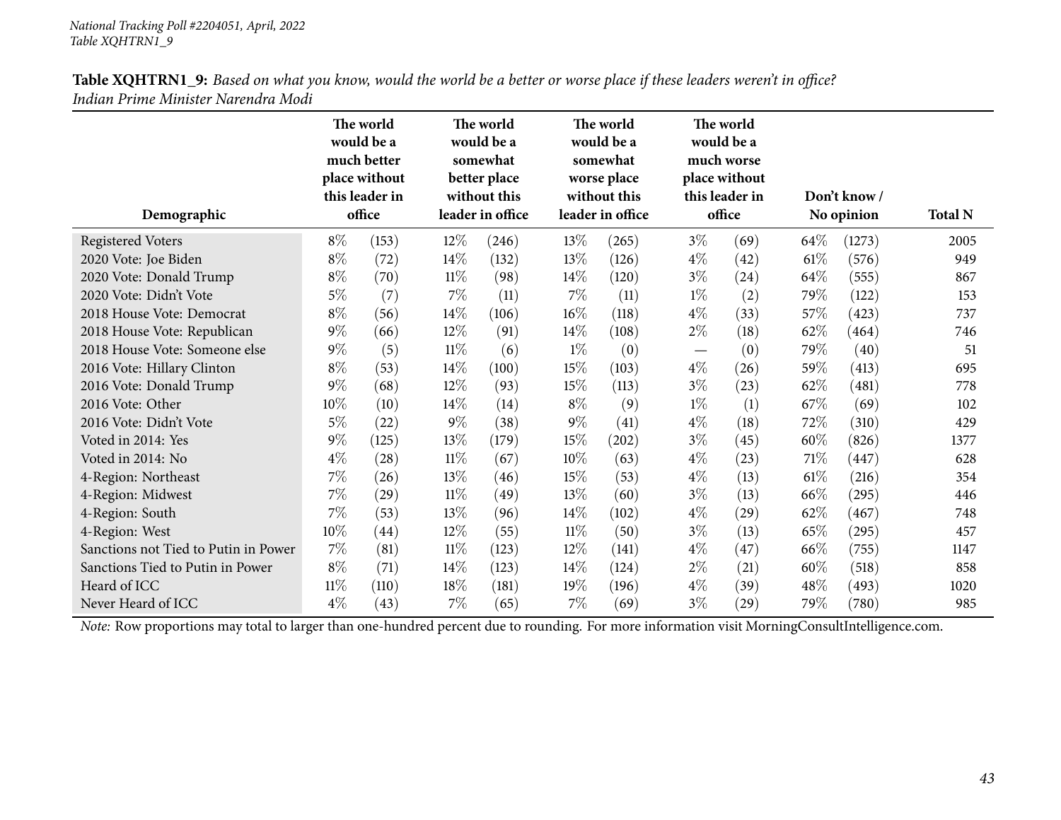*National Tracking Poll #2204051, April, 2022*
*Table XQHTRN1_9*

**Table XQHTRN1_9:** *Based on what you know, would the world be a better or worse place if these leaders weren't in office? Indian Prime Minister Narendra Modi*

| Demographic | The world would be a much better place without this leader in office | | The world would be a somewhat better place without this leader in office | | The world would be a somewhat worse place without this leader in office | | The world would be a much worse place without this leader in office | | Don't know / No opinion | | Total N |
|---|---|---|---|---|---|---|---|---|---|---|---|
| Registered Voters | 8% | (153) | 12% | (246) | 13% | (265) | 3% | (69) | 64% | (1273) | 2005 |
| 2020 Vote: Joe Biden | 8% | (72) | 14% | (132) | 13% | (126) | 4% | (42) | 61% | (576) | 949 |
| 2020 Vote: Donald Trump | 8% | (70) | 11% | (98) | 14% | (120) | 3% | (24) | 64% | (555) | 867 |
| 2020 Vote: Didn't Vote | 5% | (7) | 7% | (11) | 7% | (11) | 1% | (2) | 79% | (122) | 153 |
| 2018 House Vote: Democrat | 8% | (56) | 14% | (106) | 16% | (118) | 4% | (33) | 57% | (423) | 737 |
| 2018 House Vote: Republican | 9% | (66) | 12% | (91) | 14% | (108) | 2% | (18) | 62% | (464) | 746 |
| 2018 House Vote: Someone else | 9% | (5) | 11% | (6) | 1% | (0) | — | (0) | 79% | (40) | 51 |
| 2016 Vote: Hillary Clinton | 8% | (53) | 14% | (100) | 15% | (103) | 4% | (26) | 59% | (413) | 695 |
| 2016 Vote: Donald Trump | 9% | (68) | 12% | (93) | 15% | (113) | 3% | (23) | 62% | (481) | 778 |
| 2016 Vote: Other | 10% | (10) | 14% | (14) | 8% | (9) | 1% | (1) | 67% | (69) | 102 |
| 2016 Vote: Didn't Vote | 5% | (22) | 9% | (38) | 9% | (41) | 4% | (18) | 72% | (310) | 429 |
| Voted in 2014: Yes | 9% | (125) | 13% | (179) | 15% | (202) | 3% | (45) | 60% | (826) | 1377 |
| Voted in 2014: No | 4% | (28) | 11% | (67) | 10% | (63) | 4% | (23) | 71% | (447) | 628 |
| 4-Region: Northeast | 7% | (26) | 13% | (46) | 15% | (53) | 4% | (13) | 61% | (216) | 354 |
| 4-Region: Midwest | 7% | (29) | 11% | (49) | 13% | (60) | 3% | (13) | 66% | (295) | 446 |
| 4-Region: South | 7% | (53) | 13% | (96) | 14% | (102) | 4% | (29) | 62% | (467) | 748 |
| 4-Region: West | 10% | (44) | 12% | (55) | 11% | (50) | 3% | (13) | 65% | (295) | 457 |
| Sanctions not Tied to Putin in Power | 7% | (81) | 11% | (123) | 12% | (141) | 4% | (47) | 66% | (755) | 1147 |
| Sanctions Tied to Putin in Power | 8% | (71) | 14% | (123) | 14% | (124) | 2% | (21) | 60% | (518) | 858 |
| Heard of ICC | 11% | (110) | 18% | (181) | 19% | (196) | 4% | (39) | 48% | (493) | 1020 |
| Never Heard of ICC | 4% | (43) | 7% | (65) | 7% | (69) | 3% | (29) | 79% | (780) | 985 |

*Note:* Row proportions may total to larger than one-hundred percent due to rounding. For more information visit MorningConsultIntelligence.com.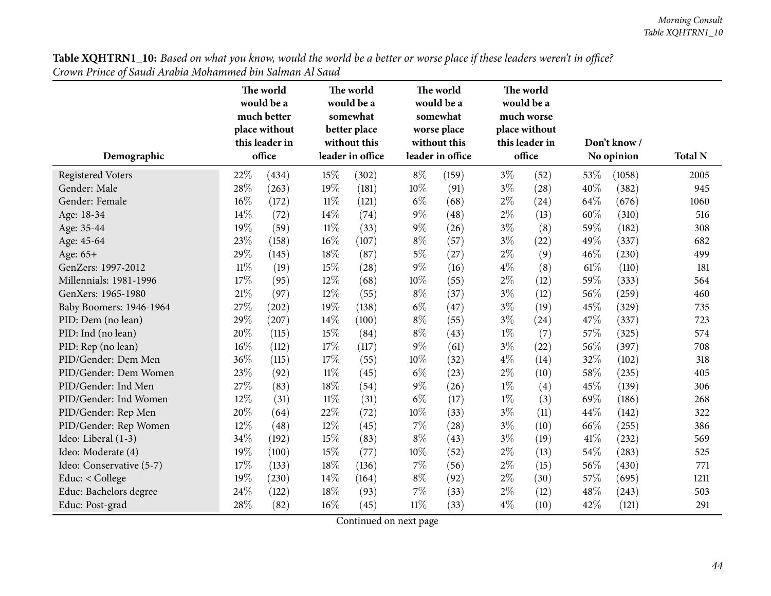**Table XQHTRN1_10:** *Based on what you know, would the world be a better or worse place if these leaders weren't in office? Crown Prince of Saudi Arabia Mohammed bin Salman Al Saud*

| Demographic | The world would be a much better place without this leader in office | | The world would be a somewhat better place without this leader in office | | The world would be a somewhat worse place without this leader in office | | The world would be a much worse place without this leader in office | | Don't know / No opinion | | Total N |
|---|---|---|---|---|---|---|---|---|---|---|---|
| Registered Voters | 22% | (434) | 15% | (302) | 8% | (159) | 3% | (52) | 53% | (1058) | 2005 |
| Gender: Male | 28% | (263) | 19% | (181) | 10% | (91) | 3% | (28) | 40% | (382) | 945 |
| Gender: Female | 16% | (172) | 11% | (121) | 6% | (68) | 2% | (24) | 64% | (676) | 1060 |
| Age: 18-34 | 14% | (72) | 14% | (74) | 9% | (48) | 2% | (13) | 60% | (310) | 516 |
| Age: 35-44 | 19% | (59) | 11% | (33) | 9% | (26) | 3% | (8) | 59% | (182) | 308 |
| Age: 45-64 | 23% | (158) | 16% | (107) | 8% | (57) | 3% | (22) | 49% | (337) | 682 |
| Age: 65+ | 29% | (145) | 18% | (87) | 5% | (27) | 2% | (9) | 46% | (230) | 499 |
| GenZers: 1997-2012 | 11% | (19) | 15% | (28) | 9% | (16) | 4% | (8) | 61% | (110) | 181 |
| Millennials: 1981-1996 | 17% | (95) | 12% | (68) | 10% | (55) | 2% | (12) | 59% | (333) | 564 |
| GenXers: 1965-1980 | 21% | (97) | 12% | (55) | 8% | (37) | 3% | (12) | 56% | (259) | 460 |
| Baby Boomers: 1946-1964 | 27% | (202) | 19% | (138) | 6% | (47) | 3% | (19) | 45% | (329) | 735 |
| PID: Dem (no lean) | 29% | (207) | 14% | (100) | 8% | (55) | 3% | (24) | 47% | (337) | 723 |
| PID: Ind (no lean) | 20% | (115) | 15% | (84) | 8% | (43) | 1% | (7) | 57% | (325) | 574 |
| PID: Rep (no lean) | 16% | (112) | 17% | (117) | 9% | (61) | 3% | (22) | 56% | (397) | 708 |
| PID/Gender: Dem Men | 36% | (115) | 17% | (55) | 10% | (32) | 4% | (14) | 32% | (102) | 318 |
| PID/Gender: Dem Women | 23% | (92) | 11% | (45) | 6% | (23) | 2% | (10) | 58% | (235) | 405 |
| PID/Gender: Ind Men | 27% | (83) | 18% | (54) | 9% | (26) | 1% | (4) | 45% | (139) | 306 |
| PID/Gender: Ind Women | 12% | (31) | 11% | (31) | 6% | (17) | 1% | (3) | 69% | (186) | 268 |
| PID/Gender: Rep Men | 20% | (64) | 22% | (72) | 10% | (33) | 3% | (11) | 44% | (142) | 322 |
| PID/Gender: Rep Women | 12% | (48) | 12% | (45) | 7% | (28) | 3% | (10) | 66% | (255) | 386 |
| Ideo: Liberal (1-3) | 34% | (192) | 15% | (83) | 8% | (43) | 3% | (19) | 41% | (232) | 569 |
| Ideo: Moderate (4) | 19% | (100) | 15% | (77) | 10% | (52) | 2% | (13) | 54% | (283) | 525 |
| Ideo: Conservative (5-7) | 17% | (133) | 18% | (136) | 7% | (56) | 2% | (15) | 56% | (430) | 771 |
| Educ: < College | 19% | (230) | 14% | (164) | 8% | (92) | 2% | (30) | 57% | (695) | 1211 |
| Educ: Bachelors degree | 24% | (122) | 18% | (93) | 7% | (33) | 2% | (12) | 48% | (243) | 503 |
| Educ: Post-grad | 28% | (82) | 16% | (45) | 11% | (33) | 4% | (10) | 42% | (121) | 291 |

Continued on next page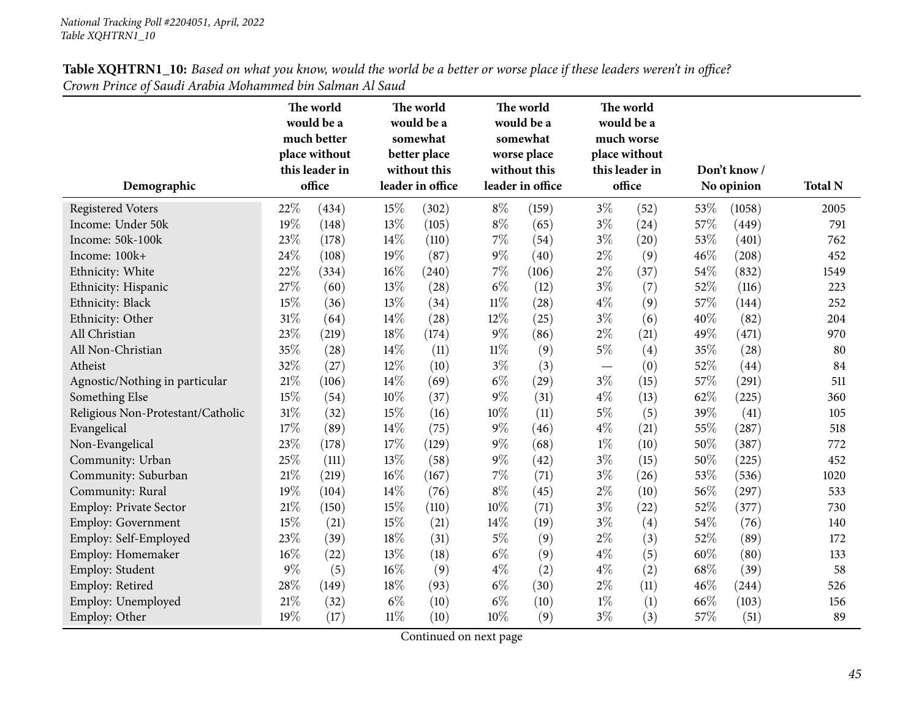*National Tracking Poll #2204051, April, 2022*
*Table XQHTRN1_10*

**Table XQHTRN1_10:** *Based on what you know, would the world be a better or worse place if these leaders weren't in office?*
*Crown Prince of Saudi Arabia Mohammed bin Salman Al Saud*

| Demographic | The world would be a much better place without this leader in office | | The world would be a somewhat better place without this leader in office | | The world would be a somewhat worse place without this leader in office | | The world would be a much worse place without this leader in office | | Don't know / No opinion | | Total N |
|---|---|---|---|---|---|---|---|---|---|---|---|
| Registered Voters | 22% | (434) | 15% | (302) | 8% | (159) | 3% | (52) | 53% | (1058) | 2005 |
| Income: Under 50k | 19% | (148) | 13% | (105) | 8% | (65) | 3% | (24) | 57% | (449) | 791 |
| Income: 50k-100k | 23% | (178) | 14% | (110) | 7% | (54) | 3% | (20) | 53% | (401) | 762 |
| Income: 100k+ | 24% | (108) | 19% | (87) | 9% | (40) | 2% | (9) | 46% | (208) | 452 |
| Ethnicity: White | 22% | (334) | 16% | (240) | 7% | (106) | 2% | (37) | 54% | (832) | 1549 |
| Ethnicity: Hispanic | 27% | (60) | 13% | (28) | 6% | (12) | 3% | (7) | 52% | (116) | 223 |
| Ethnicity: Black | 15% | (36) | 13% | (34) | 11% | (28) | 4% | (9) | 57% | (144) | 252 |
| Ethnicity: Other | 31% | (64) | 14% | (28) | 12% | (25) | 3% | (6) | 40% | (82) | 204 |
| All Christian | 23% | (219) | 18% | (174) | 9% | (86) | 2% | (21) | 49% | (471) | 970 |
| All Non-Christian | 35% | (28) | 14% | (11) | 11% | (9) | 5% | (4) | 35% | (28) | 80 |
| Atheist | 32% | (27) | 12% | (10) | 3% | (3) | — | (0) | 52% | (44) | 84 |
| Agnostic/Nothing in particular | 21% | (106) | 14% | (69) | 6% | (29) | 3% | (15) | 57% | (291) | 511 |
| Something Else | 15% | (54) | 10% | (37) | 9% | (31) | 4% | (13) | 62% | (225) | 360 |
| Religious Non-Protestant/Catholic | 31% | (32) | 15% | (16) | 10% | (11) | 5% | (5) | 39% | (41) | 105 |
| Evangelical | 17% | (89) | 14% | (75) | 9% | (46) | 4% | (21) | 55% | (287) | 518 |
| Non-Evangelical | 23% | (178) | 17% | (129) | 9% | (68) | 1% | (10) | 50% | (387) | 772 |
| Community: Urban | 25% | (111) | 13% | (58) | 9% | (42) | 3% | (15) | 50% | (225) | 452 |
| Community: Suburban | 21% | (219) | 16% | (167) | 7% | (71) | 3% | (26) | 53% | (536) | 1020 |
| Community: Rural | 19% | (104) | 14% | (76) | 8% | (45) | 2% | (10) | 56% | (297) | 533 |
| Employ: Private Sector | 21% | (150) | 15% | (110) | 10% | (71) | 3% | (22) | 52% | (377) | 730 |
| Employ: Government | 15% | (21) | 15% | (21) | 14% | (19) | 3% | (4) | 54% | (76) | 140 |
| Employ: Self-Employed | 23% | (39) | 18% | (31) | 5% | (9) | 2% | (3) | 52% | (89) | 172 |
| Employ: Homemaker | 16% | (22) | 13% | (18) | 6% | (9) | 4% | (5) | 60% | (80) | 133 |
| Employ: Student | 9% | (5) | 16% | (9) | 4% | (2) | 4% | (2) | 68% | (39) | 58 |
| Employ: Retired | 28% | (149) | 18% | (93) | 6% | (30) | 2% | (11) | 46% | (244) | 526 |
| Employ: Unemployed | 21% | (32) | 6% | (10) | 6% | (10) | 1% | (1) | 66% | (103) | 156 |
| Employ: Other | 19% | (17) | 11% | (10) | 10% | (9) | 3% | (3) | 57% | (51) | 89 |

Continued on next page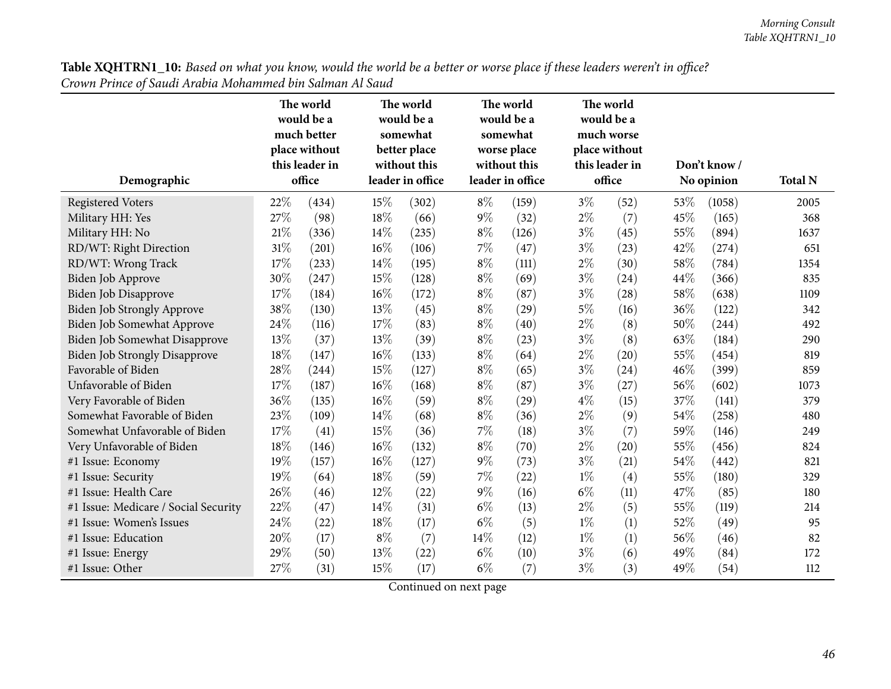**Table XQHTRN1_10:** *Based on what you know, would the world be a better or worse place if these leaders weren't in office? Crown Prince of Saudi Arabia Mohammed bin Salman Al Saud*

| Demographic | The world would be a much better place without this leader in office | | The world would be a somewhat better place without this leader in office | | The world would be a somewhat worse place without this leader in office | | The world would be a much worse place without this leader in office | | Don't know / No opinion | | Total N |
|---|---|---|---|---|---|---|---|---|---|---|---|
| Registered Voters | 22% | (434) | 15% | (302) | 8% | (159) | 3% | (52) | 53% | (1058) | 2005 |
| Military HH: Yes | 27% | (98) | 18% | (66) | 9% | (32) | 2% | (7) | 45% | (165) | 368 |
| Military HH: No | 21% | (336) | 14% | (235) | 8% | (126) | 3% | (45) | 55% | (894) | 1637 |
| RD/WT: Right Direction | 31% | (201) | 16% | (106) | 7% | (47) | 3% | (23) | 42% | (274) | 651 |
| RD/WT: Wrong Track | 17% | (233) | 14% | (195) | 8% | (111) | 2% | (30) | 58% | (784) | 1354 |
| Biden Job Approve | 30% | (247) | 15% | (128) | 8% | (69) | 3% | (24) | 44% | (366) | 835 |
| Biden Job Disapprove | 17% | (184) | 16% | (172) | 8% | (87) | 3% | (28) | 58% | (638) | 1109 |
| Biden Job Strongly Approve | 38% | (130) | 13% | (45) | 8% | (29) | 5% | (16) | 36% | (122) | 342 |
| Biden Job Somewhat Approve | 24% | (116) | 17% | (83) | 8% | (40) | 2% | (8) | 50% | (244) | 492 |
| Biden Job Somewhat Disapprove | 13% | (37) | 13% | (39) | 8% | (23) | 3% | (8) | 63% | (184) | 290 |
| Biden Job Strongly Disapprove | 18% | (147) | 16% | (133) | 8% | (64) | 2% | (20) | 55% | (454) | 819 |
| Favorable of Biden | 28% | (244) | 15% | (127) | 8% | (65) | 3% | (24) | 46% | (399) | 859 |
| Unfavorable of Biden | 17% | (187) | 16% | (168) | 8% | (87) | 3% | (27) | 56% | (602) | 1073 |
| Very Favorable of Biden | 36% | (135) | 16% | (59) | 8% | (29) | 4% | (15) | 37% | (141) | 379 |
| Somewhat Favorable of Biden | 23% | (109) | 14% | (68) | 8% | (36) | 2% | (9) | 54% | (258) | 480 |
| Somewhat Unfavorable of Biden | 17% | (41) | 15% | (36) | 7% | (18) | 3% | (7) | 59% | (146) | 249 |
| Very Unfavorable of Biden | 18% | (146) | 16% | (132) | 8% | (70) | 2% | (20) | 55% | (456) | 824 |
| #1 Issue: Economy | 19% | (157) | 16% | (127) | 9% | (73) | 3% | (21) | 54% | (442) | 821 |
| #1 Issue: Security | 19% | (64) | 18% | (59) | 7% | (22) | 1% | (4) | 55% | (180) | 329 |
| #1 Issue: Health Care | 26% | (46) | 12% | (22) | 9% | (16) | 6% | (11) | 47% | (85) | 180 |
| #1 Issue: Medicare / Social Security | 22% | (47) | 14% | (31) | 6% | (13) | 2% | (5) | 55% | (119) | 214 |
| #1 Issue: Women's Issues | 24% | (22) | 18% | (17) | 6% | (5) | 1% | (1) | 52% | (49) | 95 |
| #1 Issue: Education | 20% | (17) | 8% | (7) | 14% | (12) | 1% | (1) | 56% | (46) | 82 |
| #1 Issue: Energy | 29% | (50) | 13% | (22) | 6% | (10) | 3% | (6) | 49% | (84) | 172 |
| #1 Issue: Other | 27% | (31) | 15% | (17) | 6% | (7) | 3% | (3) | 49% | (54) | 112 |

Continued on next page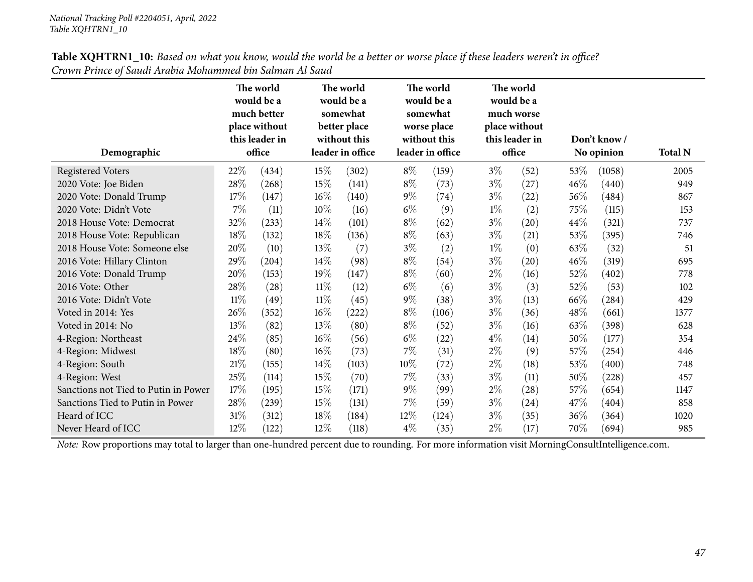National Tracking Poll #2204051, April, 2022
Table XQHTRN1_10

**Table XQHTRN1_10:** *Based on what you know, would the world be a better or worse place if these leaders weren't in office?*
*Crown Prince of Saudi Arabia Mohammed bin Salman Al Saud*

| Demographic | The world would be a much better place without this leader in office | | The world would be a somewhat better place without this leader in office | | The world would be a somewhat worse place without this leader in office | | The world would be a much worse place without this leader in office | | Don't know / No opinion | | Total N |
|---|---|---|---|---|---|---|---|---|---|---|---|
| Registered Voters | 22% | (434) | 15% | (302) | 8% | (159) | 3% | (52) | 53% | (1058) | 2005 |
| 2020 Vote: Joe Biden | 28% | (268) | 15% | (141) | 8% | (73) | 3% | (27) | 46% | (440) | 949 |
| 2020 Vote: Donald Trump | 17% | (147) | 16% | (140) | 9% | (74) | 3% | (22) | 56% | (484) | 867 |
| 2020 Vote: Didn't Vote | 7% | (11) | 10% | (16) | 6% | (9) | 1% | (2) | 75% | (115) | 153 |
| 2018 House Vote: Democrat | 32% | (233) | 14% | (101) | 8% | (62) | 3% | (20) | 44% | (321) | 737 |
| 2018 House Vote: Republican | 18% | (132) | 18% | (136) | 8% | (63) | 3% | (21) | 53% | (395) | 746 |
| 2018 House Vote: Someone else | 20% | (10) | 13% | (7) | 3% | (2) | 1% | (0) | 63% | (32) | 51 |
| 2016 Vote: Hillary Clinton | 29% | (204) | 14% | (98) | 8% | (54) | 3% | (20) | 46% | (319) | 695 |
| 2016 Vote: Donald Trump | 20% | (153) | 19% | (147) | 8% | (60) | 2% | (16) | 52% | (402) | 778 |
| 2016 Vote: Other | 28% | (28) | 11% | (12) | 6% | (6) | 3% | (3) | 52% | (53) | 102 |
| 2016 Vote: Didn't Vote | 11% | (49) | 11% | (45) | 9% | (38) | 3% | (13) | 66% | (284) | 429 |
| Voted in 2014: Yes | 26% | (352) | 16% | (222) | 8% | (106) | 3% | (36) | 48% | (661) | 1377 |
| Voted in 2014: No | 13% | (82) | 13% | (80) | 8% | (52) | 3% | (16) | 63% | (398) | 628 |
| 4-Region: Northeast | 24% | (85) | 16% | (56) | 6% | (22) | 4% | (14) | 50% | (177) | 354 |
| 4-Region: Midwest | 18% | (80) | 16% | (73) | 7% | (31) | 2% | (9) | 57% | (254) | 446 |
| 4-Region: South | 21% | (155) | 14% | (103) | 10% | (72) | 2% | (18) | 53% | (400) | 748 |
| 4-Region: West | 25% | (114) | 15% | (70) | 7% | (33) | 3% | (11) | 50% | (228) | 457 |
| Sanctions not Tied to Putin in Power | 17% | (195) | 15% | (171) | 9% | (99) | 2% | (28) | 57% | (654) | 1147 |
| Sanctions Tied to Putin in Power | 28% | (239) | 15% | (131) | 7% | (59) | 3% | (24) | 47% | (404) | 858 |
| Heard of ICC | 31% | (312) | 18% | (184) | 12% | (124) | 3% | (35) | 36% | (364) | 1020 |
| Never Heard of ICC | 12% | (122) | 12% | (118) | 4% | (35) | 2% | (17) | 70% | (694) | 985 |

*Note:* Row proportions may total to larger than one-hundred percent due to rounding. For more information visit MorningConsultIntelligence.com.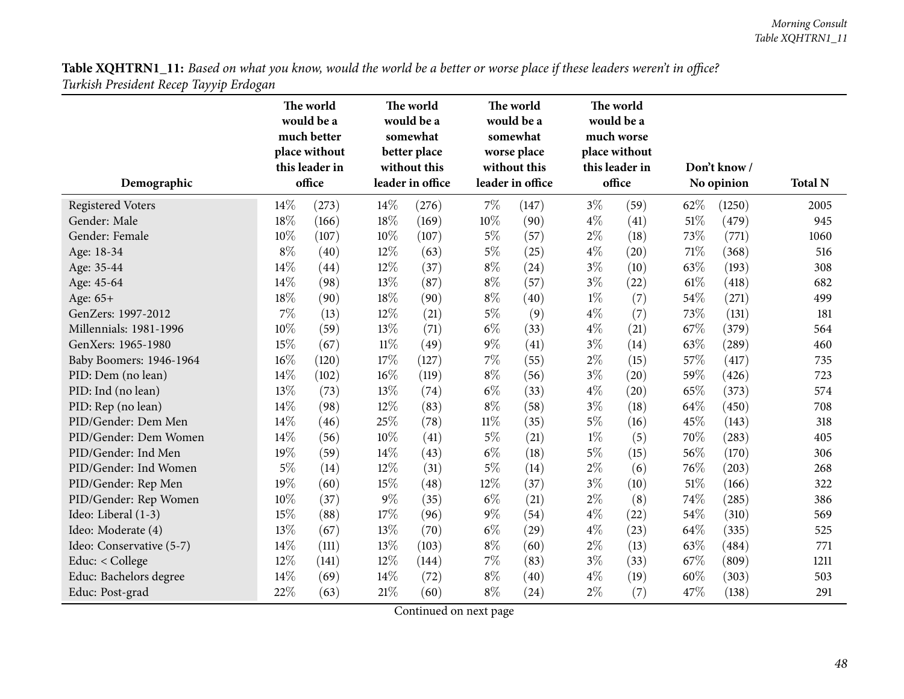**Table XQHTRN1_11:** *Based on what you know, would the world be a better or worse place if these leaders weren't in office? Turkish President Recep Tayyip Erdogan*

| Demographic | The world would be a much better place without this leader in office | | The world would be a somewhat better place without this leader in office | | The world would be a somewhat worse place without this leader in office | | The world would be a much worse place without this leader in office | | Don't know / No opinion | | Total N |
|---|---|---|---|---|---|---|---|---|---|---|---|
| Registered Voters | 14% | (273) | 14% | (276) | 7% | (147) | 3% | (59) | 62% | (1250) | 2005 |
| Gender: Male | 18% | (166) | 18% | (169) | 10% | (90) | 4% | (41) | 51% | (479) | 945 |
| Gender: Female | 10% | (107) | 10% | (107) | 5% | (57) | 2% | (18) | 73% | (771) | 1060 |
| Age: 18-34 | 8% | (40) | 12% | (63) | 5% | (25) | 4% | (20) | 71% | (368) | 516 |
| Age: 35-44 | 14% | (44) | 12% | (37) | 8% | (24) | 3% | (10) | 63% | (193) | 308 |
| Age: 45-64 | 14% | (98) | 13% | (87) | 8% | (57) | 3% | (22) | 61% | (418) | 682 |
| Age: 65+ | 18% | (90) | 18% | (90) | 8% | (40) | 1% | (7) | 54% | (271) | 499 |
| GenZers: 1997-2012 | 7% | (13) | 12% | (21) | 5% | (9) | 4% | (7) | 73% | (131) | 181 |
| Millennials: 1981-1996 | 10% | (59) | 13% | (71) | 6% | (33) | 4% | (21) | 67% | (379) | 564 |
| GenXers: 1965-1980 | 15% | (67) | 11% | (49) | 9% | (41) | 3% | (14) | 63% | (289) | 460 |
| Baby Boomers: 1946-1964 | 16% | (120) | 17% | (127) | 7% | (55) | 2% | (15) | 57% | (417) | 735 |
| PID: Dem (no lean) | 14% | (102) | 16% | (119) | 8% | (56) | 3% | (20) | 59% | (426) | 723 |
| PID: Ind (no lean) | 13% | (73) | 13% | (74) | 6% | (33) | 4% | (20) | 65% | (373) | 574 |
| PID: Rep (no lean) | 14% | (98) | 12% | (83) | 8% | (58) | 3% | (18) | 64% | (450) | 708 |
| PID/Gender: Dem Men | 14% | (46) | 25% | (78) | 11% | (35) | 5% | (16) | 45% | (143) | 318 |
| PID/Gender: Dem Women | 14% | (56) | 10% | (41) | 5% | (21) | 1% | (5) | 70% | (283) | 405 |
| PID/Gender: Ind Men | 19% | (59) | 14% | (43) | 6% | (18) | 5% | (15) | 56% | (170) | 306 |
| PID/Gender: Ind Women | 5% | (14) | 12% | (31) | 5% | (14) | 2% | (6) | 76% | (203) | 268 |
| PID/Gender: Rep Men | 19% | (60) | 15% | (48) | 12% | (37) | 3% | (10) | 51% | (166) | 322 |
| PID/Gender: Rep Women | 10% | (37) | 9% | (35) | 6% | (21) | 2% | (8) | 74% | (285) | 386 |
| Ideo: Liberal (1-3) | 15% | (88) | 17% | (96) | 9% | (54) | 4% | (22) | 54% | (310) | 569 |
| Ideo: Moderate (4) | 13% | (67) | 13% | (70) | 6% | (29) | 4% | (23) | 64% | (335) | 525 |
| Ideo: Conservative (5-7) | 14% | (111) | 13% | (103) | 8% | (60) | 2% | (13) | 63% | (484) | 771 |
| Educ: < College | 12% | (141) | 12% | (144) | 7% | (83) | 3% | (33) | 67% | (809) | 1211 |
| Educ: Bachelors degree | 14% | (69) | 14% | (72) | 8% | (40) | 4% | (19) | 60% | (303) | 503 |
| Educ: Post-grad | 22% | (63) | 21% | (60) | 8% | (24) | 2% | (7) | 47% | (138) | 291 |

Continued on next page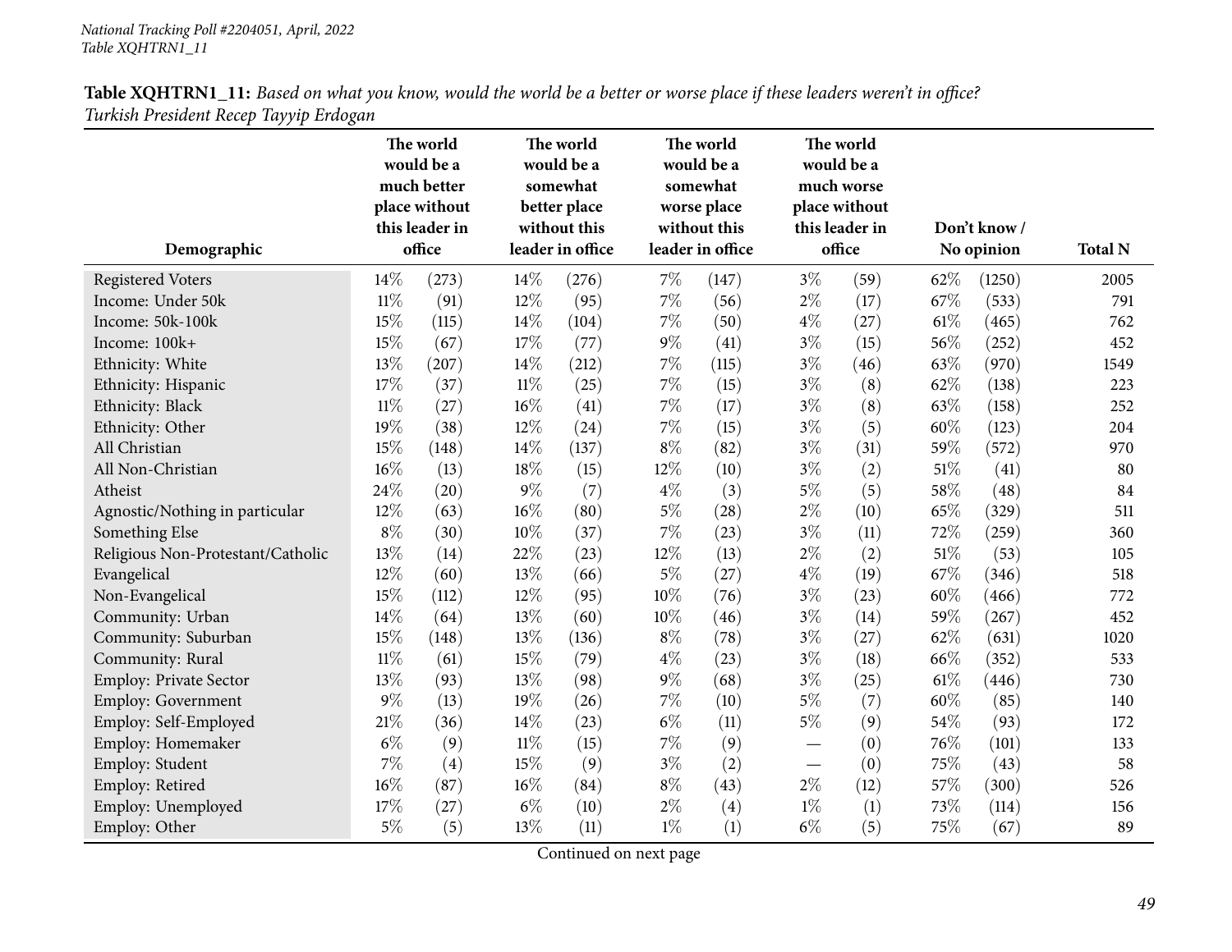National Tracking Poll #2204051, April, 2022
Table XQHTRN1_11

**Table XQHTRN1_11:** *Based on what you know, would the world be a better or worse place if these leaders weren't in office? Turkish President Recep Tayyip Erdogan*

| Demographic | The world would be a much better place without this leader in office | | The world would be a somewhat better place without this leader in office | | The world would be a somewhat worse place without this leader in office | | The world would be a much worse place without this leader in office | | Don't know / No opinion | | Total N |
|---|---|---|---|---|---|---|---|---|---|---|---|
| Registered Voters | 14% | (273) | 14% | (276) | 7% | (147) | 3% | (59) | 62% | (1250) | 2005 |
| Income: Under 50k | 11% | (91) | 12% | (95) | 7% | (56) | 2% | (17) | 67% | (533) | 791 |
| Income: 50k-100k | 15% | (115) | 14% | (104) | 7% | (50) | 4% | (27) | 61% | (465) | 762 |
| Income: 100k+ | 15% | (67) | 17% | (77) | 9% | (41) | 3% | (15) | 56% | (252) | 452 |
| Ethnicity: White | 13% | (207) | 14% | (212) | 7% | (115) | 3% | (46) | 63% | (970) | 1549 |
| Ethnicity: Hispanic | 17% | (37) | 11% | (25) | 7% | (15) | 3% | (8) | 62% | (138) | 223 |
| Ethnicity: Black | 11% | (27) | 16% | (41) | 7% | (17) | 3% | (8) | 63% | (158) | 252 |
| Ethnicity: Other | 19% | (38) | 12% | (24) | 7% | (15) | 3% | (5) | 60% | (123) | 204 |
| All Christian | 15% | (148) | 14% | (137) | 8% | (82) | 3% | (31) | 59% | (572) | 970 |
| All Non-Christian | 16% | (13) | 18% | (15) | 12% | (10) | 3% | (2) | 51% | (41) | 80 |
| Atheist | 24% | (20) | 9% | (7) | 4% | (3) | 5% | (5) | 58% | (48) | 84 |
| Agnostic/Nothing in particular | 12% | (63) | 16% | (80) | 5% | (28) | 2% | (10) | 65% | (329) | 511 |
| Something Else | 8% | (30) | 10% | (37) | 7% | (23) | 3% | (11) | 72% | (259) | 360 |
| Religious Non-Protestant/Catholic | 13% | (14) | 22% | (23) | 12% | (13) | 2% | (2) | 51% | (53) | 105 |
| Evangelical | 12% | (60) | 13% | (66) | 5% | (27) | 4% | (19) | 67% | (346) | 518 |
| Non-Evangelical | 15% | (112) | 12% | (95) | 10% | (76) | 3% | (23) | 60% | (466) | 772 |
| Community: Urban | 14% | (64) | 13% | (60) | 10% | (46) | 3% | (14) | 59% | (267) | 452 |
| Community: Suburban | 15% | (148) | 13% | (136) | 8% | (78) | 3% | (27) | 62% | (631) | 1020 |
| Community: Rural | 11% | (61) | 15% | (79) | 4% | (23) | 3% | (18) | 66% | (352) | 533 |
| Employ: Private Sector | 13% | (93) | 13% | (98) | 9% | (68) | 3% | (25) | 61% | (446) | 730 |
| Employ: Government | 9% | (13) | 19% | (26) | 7% | (10) | 5% | (7) | 60% | (85) | 140 |
| Employ: Self-Employed | 21% | (36) | 14% | (23) | 6% | (11) | 5% | (9) | 54% | (93) | 172 |
| Employ: Homemaker | 6% | (9) | 11% | (15) | 7% | (9) | — | (0) | 76% | (101) | 133 |
| Employ: Student | 7% | (4) | 15% | (9) | 3% | (2) | — | (0) | 75% | (43) | 58 |
| Employ: Retired | 16% | (87) | 16% | (84) | 8% | (43) | 2% | (12) | 57% | (300) | 526 |
| Employ: Unemployed | 17% | (27) | 6% | (10) | 2% | (4) | 1% | (1) | 73% | (114) | 156 |
| Employ: Other | 5% | (5) | 13% | (11) | 1% | (1) | 6% | (5) | 75% | (67) | 89 |

Continued on next page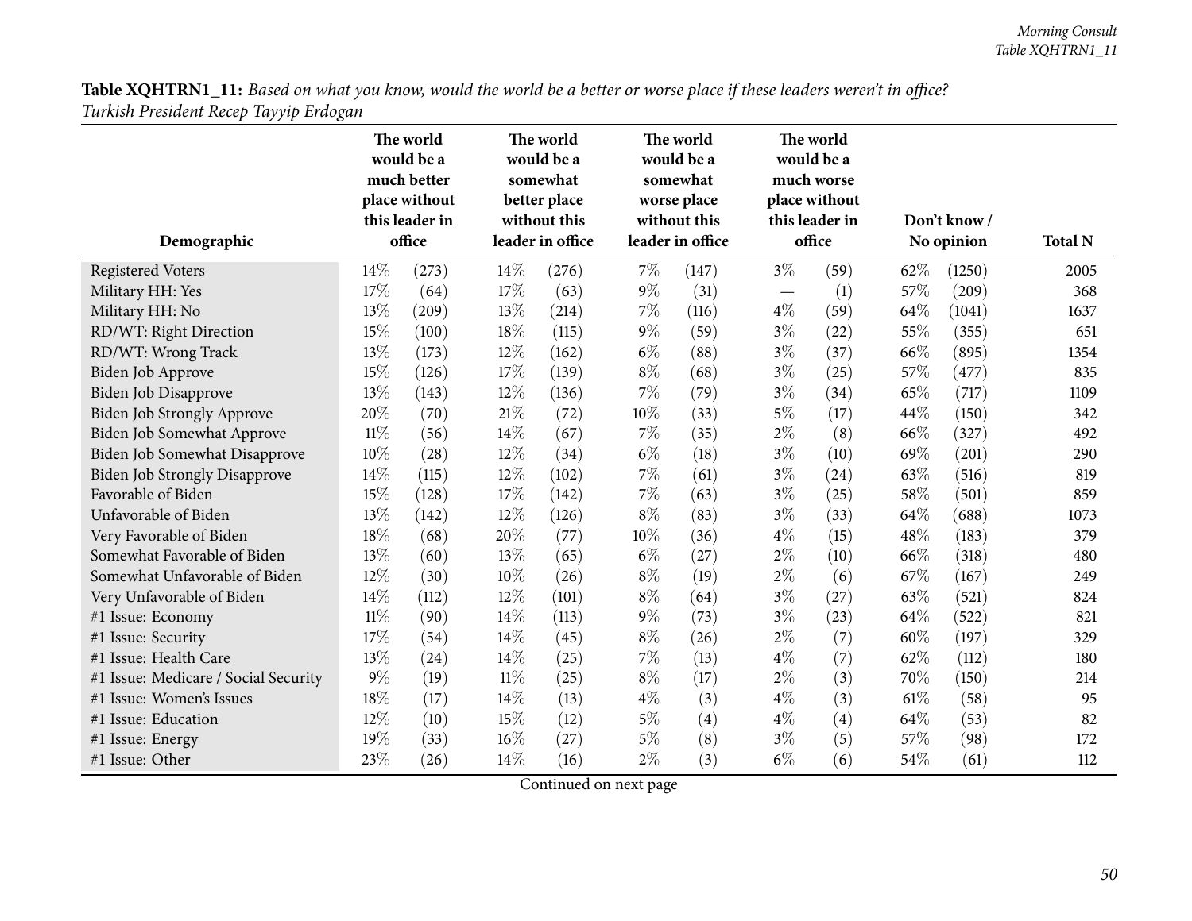**Table XQHTRN1_11:** *Based on what you know, would the world be a better or worse place if these leaders weren't in office? Turkish President Recep Tayyip Erdogan*

| Demographic | The world would be a much better place without this leader in office | | The world would be a somewhat better place without this leader in office | | The world would be a somewhat worse place without this leader in office | | The world would be a much worse place without this leader in office | | Don't know / No opinion | | Total N |
|---|---|---|---|---|---|---|---|---|---|---|---|
| Registered Voters | 14% | (273) | 14% | (276) | 7% | (147) | 3% | (59) | 62% | (1250) | 2005 |
| Military HH: Yes | 17% | (64) | 17% | (63) | 9% | (31) | — | (1) | 57% | (209) | 368 |
| Military HH: No | 13% | (209) | 13% | (214) | 7% | (116) | 4% | (59) | 64% | (1041) | 1637 |
| RD/WT: Right Direction | 15% | (100) | 18% | (115) | 9% | (59) | 3% | (22) | 55% | (355) | 651 |
| RD/WT: Wrong Track | 13% | (173) | 12% | (162) | 6% | (88) | 3% | (37) | 66% | (895) | 1354 |
| Biden Job Approve | 15% | (126) | 17% | (139) | 8% | (68) | 3% | (25) | 57% | (477) | 835 |
| Biden Job Disapprove | 13% | (143) | 12% | (136) | 7% | (79) | 3% | (34) | 65% | (717) | 1109 |
| Biden Job Strongly Approve | 20% | (70) | 21% | (72) | 10% | (33) | 5% | (17) | 44% | (150) | 342 |
| Biden Job Somewhat Approve | 11% | (56) | 14% | (67) | 7% | (35) | 2% | (8) | 66% | (327) | 492 |
| Biden Job Somewhat Disapprove | 10% | (28) | 12% | (34) | 6% | (18) | 3% | (10) | 69% | (201) | 290 |
| Biden Job Strongly Disapprove | 14% | (115) | 12% | (102) | 7% | (61) | 3% | (24) | 63% | (516) | 819 |
| Favorable of Biden | 15% | (128) | 17% | (142) | 7% | (63) | 3% | (25) | 58% | (501) | 859 |
| Unfavorable of Biden | 13% | (142) | 12% | (126) | 8% | (83) | 3% | (33) | 64% | (688) | 1073 |
| Very Favorable of Biden | 18% | (68) | 20% | (77) | 10% | (36) | 4% | (15) | 48% | (183) | 379 |
| Somewhat Favorable of Biden | 13% | (60) | 13% | (65) | 6% | (27) | 2% | (10) | 66% | (318) | 480 |
| Somewhat Unfavorable of Biden | 12% | (30) | 10% | (26) | 8% | (19) | 2% | (6) | 67% | (167) | 249 |
| Very Unfavorable of Biden | 14% | (112) | 12% | (101) | 8% | (64) | 3% | (27) | 63% | (521) | 824 |
| #1 Issue: Economy | 11% | (90) | 14% | (113) | 9% | (73) | 3% | (23) | 64% | (522) | 821 |
| #1 Issue: Security | 17% | (54) | 14% | (45) | 8% | (26) | 2% | (7) | 60% | (197) | 329 |
| #1 Issue: Health Care | 13% | (24) | 14% | (25) | 7% | (13) | 4% | (7) | 62% | (112) | 180 |
| #1 Issue: Medicare / Social Security | 9% | (19) | 11% | (25) | 8% | (17) | 2% | (3) | 70% | (150) | 214 |
| #1 Issue: Women's Issues | 18% | (17) | 14% | (13) | 4% | (3) | 4% | (3) | 61% | (58) | 95 |
| #1 Issue: Education | 12% | (10) | 15% | (12) | 5% | (4) | 4% | (4) | 64% | (53) | 82 |
| #1 Issue: Energy | 19% | (33) | 16% | (27) | 5% | (8) | 3% | (5) | 57% | (98) | 172 |
| #1 Issue: Other | 23% | (26) | 14% | (16) | 2% | (3) | 6% | (6) | 54% | (61) | 112 |

Continued on next page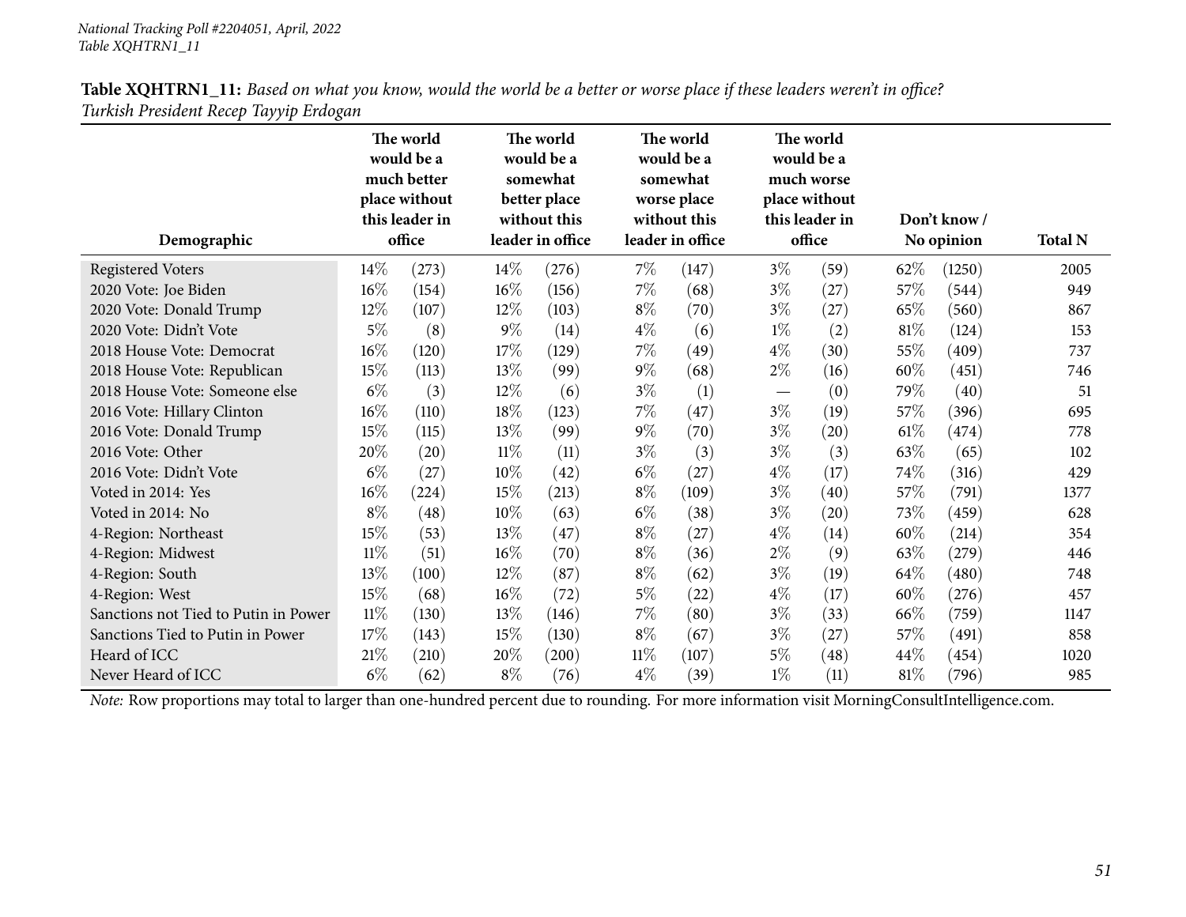*National Tracking Poll #2204051, April, 2022*
*Table XQHTRN1_11*

**Table XQHTRN1_11:** *Based on what you know, would the world be a better or worse place if these leaders weren't in office? Turkish President Recep Tayyip Erdogan*

| Demographic | The world would be a much better place without this leader in office | | The world would be a somewhat better place without this leader in office | | The world would be a somewhat worse place without this leader in office | | The world would be a much worse place without this leader in office | | Don't know / No opinion | | Total N |
|---|---|---|---|---|---|---|---|---|---|---|---|
| Registered Voters | 14% | (273) | 14% | (276) | 7% | (147) | 3% | (59) | 62% | (1250) | 2005 |
| 2020 Vote: Joe Biden | 16% | (154) | 16% | (156) | 7% | (68) | 3% | (27) | 57% | (544) | 949 |
| 2020 Vote: Donald Trump | 12% | (107) | 12% | (103) | 8% | (70) | 3% | (27) | 65% | (560) | 867 |
| 2020 Vote: Didn't Vote | 5% | (8) | 9% | (14) | 4% | (6) | 1% | (2) | 81% | (124) | 153 |
| 2018 House Vote: Democrat | 16% | (120) | 17% | (129) | 7% | (49) | 4% | (30) | 55% | (409) | 737 |
| 2018 House Vote: Republican | 15% | (113) | 13% | (99) | 9% | (68) | 2% | (16) | 60% | (451) | 746 |
| 2018 House Vote: Someone else | 6% | (3) | 12% | (6) | 3% | (1) | — | (0) | 79% | (40) | 51 |
| 2016 Vote: Hillary Clinton | 16% | (110) | 18% | (123) | 7% | (47) | 3% | (19) | 57% | (396) | 695 |
| 2016 Vote: Donald Trump | 15% | (115) | 13% | (99) | 9% | (70) | 3% | (20) | 61% | (474) | 778 |
| 2016 Vote: Other | 20% | (20) | 11% | (11) | 3% | (3) | 3% | (3) | 63% | (65) | 102 |
| 2016 Vote: Didn't Vote | 6% | (27) | 10% | (42) | 6% | (27) | 4% | (17) | 74% | (316) | 429 |
| Voted in 2014: Yes | 16% | (224) | 15% | (213) | 8% | (109) | 3% | (40) | 57% | (791) | 1377 |
| Voted in 2014: No | 8% | (48) | 10% | (63) | 6% | (38) | 3% | (20) | 73% | (459) | 628 |
| 4-Region: Northeast | 15% | (53) | 13% | (47) | 8% | (27) | 4% | (14) | 60% | (214) | 354 |
| 4-Region: Midwest | 11% | (51) | 16% | (70) | 8% | (36) | 2% | (9) | 63% | (279) | 446 |
| 4-Region: South | 13% | (100) | 12% | (87) | 8% | (62) | 3% | (19) | 64% | (480) | 748 |
| 4-Region: West | 15% | (68) | 16% | (72) | 5% | (22) | 4% | (17) | 60% | (276) | 457 |
| Sanctions not Tied to Putin in Power | 11% | (130) | 13% | (146) | 7% | (80) | 3% | (33) | 66% | (759) | 1147 |
| Sanctions Tied to Putin in Power | 17% | (143) | 15% | (130) | 8% | (67) | 3% | (27) | 57% | (491) | 858 |
| Heard of ICC | 21% | (210) | 20% | (200) | 11% | (107) | 5% | (48) | 44% | (454) | 1020 |
| Never Heard of ICC | 6% | (62) | 8% | (76) | 4% | (39) | 1% | (11) | 81% | (796) | 985 |

*Note:* Row proportions may total to larger than one-hundred percent due to rounding. For more information visit MorningConsultIntelligence.com.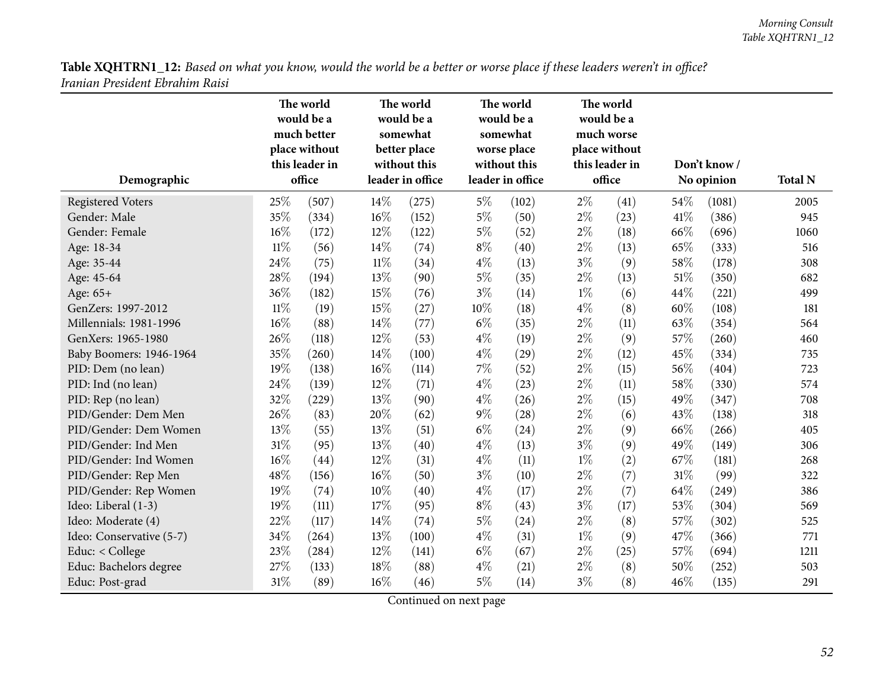**Table XQHTRN1_12:** *Based on what you know, would the world be a better or worse place if these leaders weren't in office? Iranian President Ebrahim Raisi*

| Demographic | The world would be a much better place without this leader in office | | The world would be a somewhat better place without this leader in office | | The world would be a somewhat worse place without this leader in office | | The world would be a much worse place without this leader in office | | Don't know / No opinion | | Total N |
|---|---|---|---|---|---|---|---|---|---|---|---|
| Registered Voters | 25% | (507) | 14% | (275) | 5% | (102) | 2% | (41) | 54% | (1081) | 2005 |
| Gender: Male | 35% | (334) | 16% | (152) | 5% | (50) | 2% | (23) | 41% | (386) | 945 |
| Gender: Female | 16% | (172) | 12% | (122) | 5% | (52) | 2% | (18) | 66% | (696) | 1060 |
| Age: 18-34 | 11% | (56) | 14% | (74) | 8% | (40) | 2% | (13) | 65% | (333) | 516 |
| Age: 35-44 | 24% | (75) | 11% | (34) | 4% | (13) | 3% | (9) | 58% | (178) | 308 |
| Age: 45-64 | 28% | (194) | 13% | (90) | 5% | (35) | 2% | (13) | 51% | (350) | 682 |
| Age: 65+ | 36% | (182) | 15% | (76) | 3% | (14) | 1% | (6) | 44% | (221) | 499 |
| GenZers: 1997-2012 | 11% | (19) | 15% | (27) | 10% | (18) | 4% | (8) | 60% | (108) | 181 |
| Millennials: 1981-1996 | 16% | (88) | 14% | (77) | 6% | (35) | 2% | (11) | 63% | (354) | 564 |
| GenXers: 1965-1980 | 26% | (118) | 12% | (53) | 4% | (19) | 2% | (9) | 57% | (260) | 460 |
| Baby Boomers: 1946-1964 | 35% | (260) | 14% | (100) | 4% | (29) | 2% | (12) | 45% | (334) | 735 |
| PID: Dem (no lean) | 19% | (138) | 16% | (114) | 7% | (52) | 2% | (15) | 56% | (404) | 723 |
| PID: Ind (no lean) | 24% | (139) | 12% | (71) | 4% | (23) | 2% | (11) | 58% | (330) | 574 |
| PID: Rep (no lean) | 32% | (229) | 13% | (90) | 4% | (26) | 2% | (15) | 49% | (347) | 708 |
| PID/Gender: Dem Men | 26% | (83) | 20% | (62) | 9% | (28) | 2% | (6) | 43% | (138) | 318 |
| PID/Gender: Dem Women | 13% | (55) | 13% | (51) | 6% | (24) | 2% | (9) | 66% | (266) | 405 |
| PID/Gender: Ind Men | 31% | (95) | 13% | (40) | 4% | (13) | 3% | (9) | 49% | (149) | 306 |
| PID/Gender: Ind Women | 16% | (44) | 12% | (31) | 4% | (11) | 1% | (2) | 67% | (181) | 268 |
| PID/Gender: Rep Men | 48% | (156) | 16% | (50) | 3% | (10) | 2% | (7) | 31% | (99) | 322 |
| PID/Gender: Rep Women | 19% | (74) | 10% | (40) | 4% | (17) | 2% | (7) | 64% | (249) | 386 |
| Ideo: Liberal (1-3) | 19% | (111) | 17% | (95) | 8% | (43) | 3% | (17) | 53% | (304) | 569 |
| Ideo: Moderate (4) | 22% | (117) | 14% | (74) | 5% | (24) | 2% | (8) | 57% | (302) | 525 |
| Ideo: Conservative (5-7) | 34% | (264) | 13% | (100) | 4% | (31) | 1% | (9) | 47% | (366) | 771 |
| Educ: < College | 23% | (284) | 12% | (141) | 6% | (67) | 2% | (25) | 57% | (694) | 1211 |
| Educ: Bachelors degree | 27% | (133) | 18% | (88) | 4% | (21) | 2% | (8) | 50% | (252) | 503 |
| Educ: Post-grad | 31% | (89) | 16% | (46) | 5% | (14) | 3% | (8) | 46% | (135) | 291 |

Continued on next page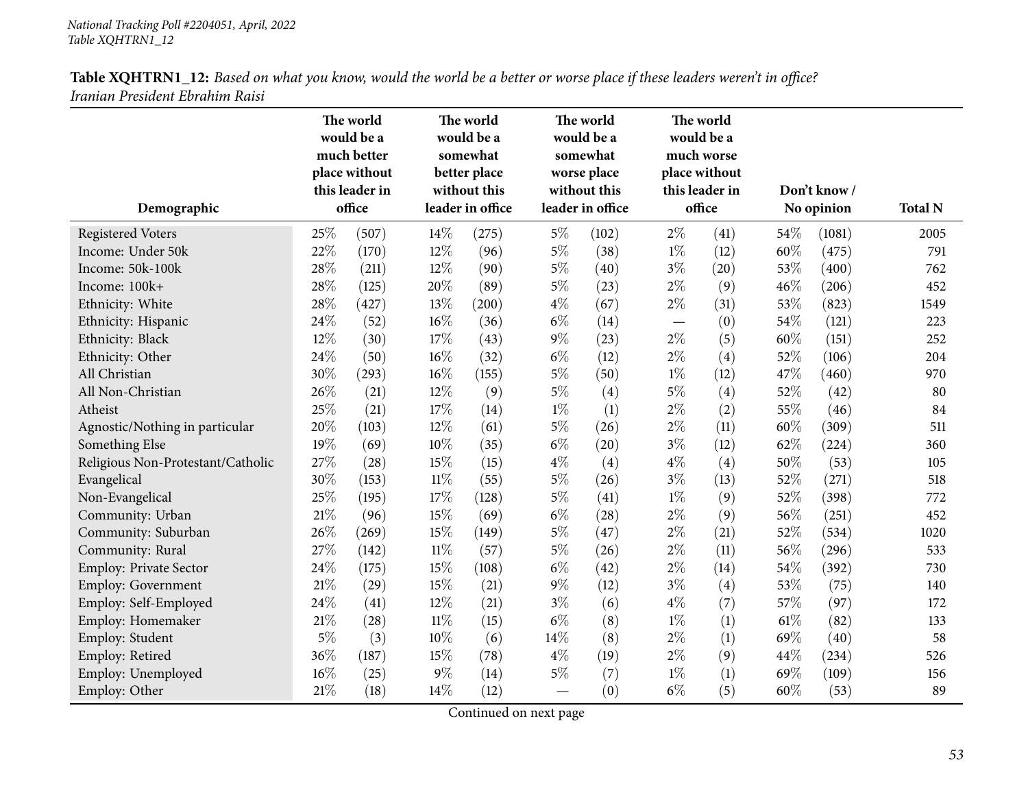National Tracking Poll #2204051, April, 2022
Table XQHTRN1_12

**Table XQHTRN1_12:** *Based on what you know, would the world be a better or worse place if these leaders weren't in office?*
*Iranian President Ebrahim Raisi*

| Demographic | The world would be a much better place without this leader in office | | The world would be a somewhat better place without this leader in office | | The world would be a somewhat worse place without this leader in office | | The world would be a much worse place without this leader in office | | Don't know / No opinion | | Total N |
|---|---|---|---|---|---|---|---|---|---|---|---|
| Registered Voters | 25% | (507) | 14% | (275) | 5% | (102) | 2% | (41) | 54% | (1081) | 2005 |
| Income: Under 50k | 22% | (170) | 12% | (96) | 5% | (38) | 1% | (12) | 60% | (475) | 791 |
| Income: 50k-100k | 28% | (211) | 12% | (90) | 5% | (40) | 3% | (20) | 53% | (400) | 762 |
| Income: 100k+ | 28% | (125) | 20% | (89) | 5% | (23) | 2% | (9) | 46% | (206) | 452 |
| Ethnicity: White | 28% | (427) | 13% | (200) | 4% | (67) | 2% | (31) | 53% | (823) | 1549 |
| Ethnicity: Hispanic | 24% | (52) | 16% | (36) | 6% | (14) | — | (0) | 54% | (121) | 223 |
| Ethnicity: Black | 12% | (30) | 17% | (43) | 9% | (23) | 2% | (5) | 60% | (151) | 252 |
| Ethnicity: Other | 24% | (50) | 16% | (32) | 6% | (12) | 2% | (4) | 52% | (106) | 204 |
| All Christian | 30% | (293) | 16% | (155) | 5% | (50) | 1% | (12) | 47% | (460) | 970 |
| All Non-Christian | 26% | (21) | 12% | (9) | 5% | (4) | 5% | (4) | 52% | (42) | 80 |
| Atheist | 25% | (21) | 17% | (14) | 1% | (1) | 2% | (2) | 55% | (46) | 84 |
| Agnostic/Nothing in particular | 20% | (103) | 12% | (61) | 5% | (26) | 2% | (11) | 60% | (309) | 511 |
| Something Else | 19% | (69) | 10% | (35) | 6% | (20) | 3% | (12) | 62% | (224) | 360 |
| Religious Non-Protestant/Catholic | 27% | (28) | 15% | (15) | 4% | (4) | 4% | (4) | 50% | (53) | 105 |
| Evangelical | 30% | (153) | 11% | (55) | 5% | (26) | 3% | (13) | 52% | (271) | 518 |
| Non-Evangelical | 25% | (195) | 17% | (128) | 5% | (41) | 1% | (9) | 52% | (398) | 772 |
| Community: Urban | 21% | (96) | 15% | (69) | 6% | (28) | 2% | (9) | 56% | (251) | 452 |
| Community: Suburban | 26% | (269) | 15% | (149) | 5% | (47) | 2% | (21) | 52% | (534) | 1020 |
| Community: Rural | 27% | (142) | 11% | (57) | 5% | (26) | 2% | (11) | 56% | (296) | 533 |
| Employ: Private Sector | 24% | (175) | 15% | (108) | 6% | (42) | 2% | (14) | 54% | (392) | 730 |
| Employ: Government | 21% | (29) | 15% | (21) | 9% | (12) | 3% | (4) | 53% | (75) | 140 |
| Employ: Self-Employed | 24% | (41) | 12% | (21) | 3% | (6) | 4% | (7) | 57% | (97) | 172 |
| Employ: Homemaker | 21% | (28) | 11% | (15) | 6% | (8) | 1% | (1) | 61% | (82) | 133 |
| Employ: Student | 5% | (3) | 10% | (6) | 14% | (8) | 2% | (1) | 69% | (40) | 58 |
| Employ: Retired | 36% | (187) | 15% | (78) | 4% | (19) | 2% | (9) | 44% | (234) | 526 |
| Employ: Unemployed | 16% | (25) | 9% | (14) | 5% | (7) | 1% | (1) | 69% | (109) | 156 |
| Employ: Other | 21% | (18) | 14% | (12) | — | (0) | 6% | (5) | 60% | (53) | 89 |

Continued on next page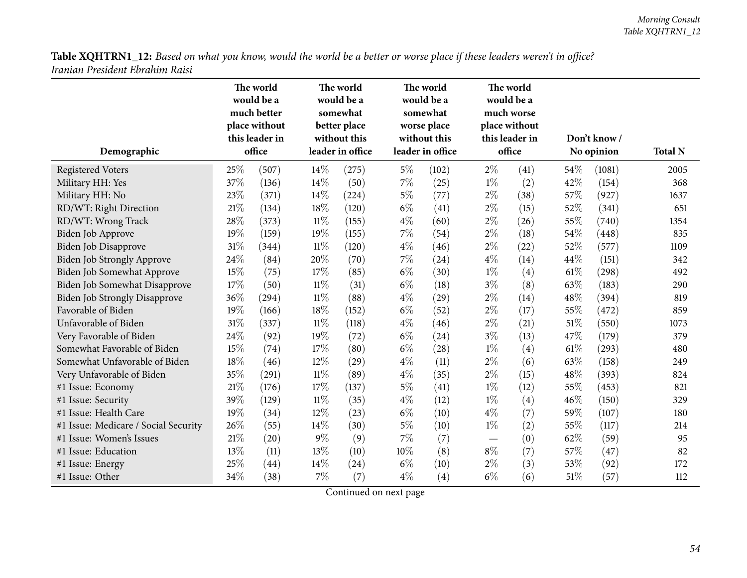**Table XQHTRN1_12:** *Based on what you know, would the world be a better or worse place if these leaders weren't in office? Iranian President Ebrahim Raisi*

| Demographic | The world would be a much better place without this leader in office | | The world would be a somewhat better place without this leader in office | | The world would be a somewhat worse place without this leader in office | | The world would be a much worse place without this leader in office | | Don't know / No opinion | | Total N |
|---|---|---|---|---|---|---|---|---|---|---|---|
| Registered Voters | 25% | (507) | 14% | (275) | 5% | (102) | 2% | (41) | 54% | (1081) | 2005 |
| Military HH: Yes | 37% | (136) | 14% | (50) | 7% | (25) | 1% | (2) | 42% | (154) | 368 |
| Military HH: No | 23% | (371) | 14% | (224) | 5% | (77) | 2% | (38) | 57% | (927) | 1637 |
| RD/WT: Right Direction | 21% | (134) | 18% | (120) | 6% | (41) | 2% | (15) | 52% | (341) | 651 |
| RD/WT: Wrong Track | 28% | (373) | 11% | (155) | 4% | (60) | 2% | (26) | 55% | (740) | 1354 |
| Biden Job Approve | 19% | (159) | 19% | (155) | 7% | (54) | 2% | (18) | 54% | (448) | 835 |
| Biden Job Disapprove | 31% | (344) | 11% | (120) | 4% | (46) | 2% | (22) | 52% | (577) | 1109 |
| Biden Job Strongly Approve | 24% | (84) | 20% | (70) | 7% | (24) | 4% | (14) | 44% | (151) | 342 |
| Biden Job Somewhat Approve | 15% | (75) | 17% | (85) | 6% | (30) | 1% | (4) | 61% | (298) | 492 |
| Biden Job Somewhat Disapprove | 17% | (50) | 11% | (31) | 6% | (18) | 3% | (8) | 63% | (183) | 290 |
| Biden Job Strongly Disapprove | 36% | (294) | 11% | (88) | 4% | (29) | 2% | (14) | 48% | (394) | 819 |
| Favorable of Biden | 19% | (166) | 18% | (152) | 6% | (52) | 2% | (17) | 55% | (472) | 859 |
| Unfavorable of Biden | 31% | (337) | 11% | (118) | 4% | (46) | 2% | (21) | 51% | (550) | 1073 |
| Very Favorable of Biden | 24% | (92) | 19% | (72) | 6% | (24) | 3% | (13) | 47% | (179) | 379 |
| Somewhat Favorable of Biden | 15% | (74) | 17% | (80) | 6% | (28) | 1% | (4) | 61% | (293) | 480 |
| Somewhat Unfavorable of Biden | 18% | (46) | 12% | (29) | 4% | (11) | 2% | (6) | 63% | (158) | 249 |
| Very Unfavorable of Biden | 35% | (291) | 11% | (89) | 4% | (35) | 2% | (15) | 48% | (393) | 824 |
| #1 Issue: Economy | 21% | (176) | 17% | (137) | 5% | (41) | 1% | (12) | 55% | (453) | 821 |
| #1 Issue: Security | 39% | (129) | 11% | (35) | 4% | (12) | 1% | (4) | 46% | (150) | 329 |
| #1 Issue: Health Care | 19% | (34) | 12% | (23) | 6% | (10) | 4% | (7) | 59% | (107) | 180 |
| #1 Issue: Medicare / Social Security | 26% | (55) | 14% | (30) | 5% | (10) | 1% | (2) | 55% | (117) | 214 |
| #1 Issue: Women's Issues | 21% | (20) | 9% | (9) | 7% | (7) | — | (0) | 62% | (59) | 95 |
| #1 Issue: Education | 13% | (11) | 13% | (10) | 10% | (8) | 8% | (7) | 57% | (47) | 82 |
| #1 Issue: Energy | 25% | (44) | 14% | (24) | 6% | (10) | 2% | (3) | 53% | (92) | 172 |
| #1 Issue: Other | 34% | (38) | 7% | (7) | 4% | (4) | 6% | (6) | 51% | (57) | 112 |

Continued on next page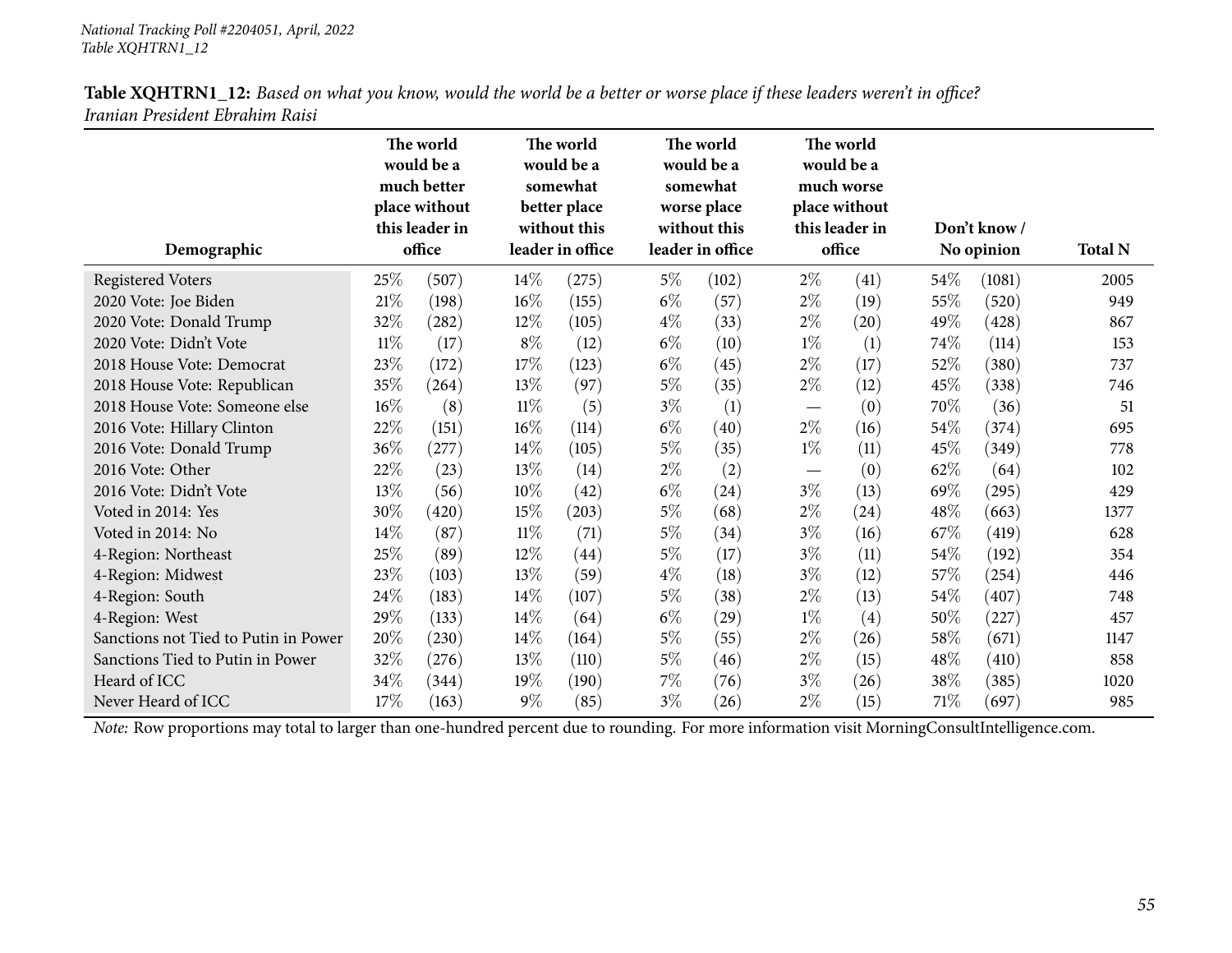*National Tracking Poll #2204051, April, 2022*
*Table XQHTRN1_12*

**Table XQHTRN1_12:** *Based on what you know, would the world be a better or worse place if these leaders weren't in office?*
*Iranian President Ebrahim Raisi*

| Demographic | The world would be a much better place without this leader in office | | The world would be a somewhat better place without this leader in office | | The world would be a somewhat worse place without this leader in office | | The world would be a much worse place without this leader in office | | Don't know / No opinion | | Total N |
|---|---|---|---|---|---|---|---|---|---|---|---|
| Registered Voters | 25% | (507) | 14% | (275) | 5% | (102) | 2% | (41) | 54% | (1081) | 2005 |
| 2020 Vote: Joe Biden | 21% | (198) | 16% | (155) | 6% | (57) | 2% | (19) | 55% | (520) | 949 |
| 2020 Vote: Donald Trump | 32% | (282) | 12% | (105) | 4% | (33) | 2% | (20) | 49% | (428) | 867 |
| 2020 Vote: Didn't Vote | 11% | (17) | 8% | (12) | 6% | (10) | 1% | (1) | 74% | (114) | 153 |
| 2018 House Vote: Democrat | 23% | (172) | 17% | (123) | 6% | (45) | 2% | (17) | 52% | (380) | 737 |
| 2018 House Vote: Republican | 35% | (264) | 13% | (97) | 5% | (35) | 2% | (12) | 45% | (338) | 746 |
| 2018 House Vote: Someone else | 16% | (8) | 11% | (5) | 3% | (1) | — | (0) | 70% | (36) | 51 |
| 2016 Vote: Hillary Clinton | 22% | (151) | 16% | (114) | 6% | (40) | 2% | (16) | 54% | (374) | 695 |
| 2016 Vote: Donald Trump | 36% | (277) | 14% | (105) | 5% | (35) | 1% | (11) | 45% | (349) | 778 |
| 2016 Vote: Other | 22% | (23) | 13% | (14) | 2% | (2) | — | (0) | 62% | (64) | 102 |
| 2016 Vote: Didn't Vote | 13% | (56) | 10% | (42) | 6% | (24) | 3% | (13) | 69% | (295) | 429 |
| Voted in 2014: Yes | 30% | (420) | 15% | (203) | 5% | (68) | 2% | (24) | 48% | (663) | 1377 |
| Voted in 2014: No | 14% | (87) | 11% | (71) | 5% | (34) | 3% | (16) | 67% | (419) | 628 |
| 4-Region: Northeast | 25% | (89) | 12% | (44) | 5% | (17) | 3% | (11) | 54% | (192) | 354 |
| 4-Region: Midwest | 23% | (103) | 13% | (59) | 4% | (18) | 3% | (12) | 57% | (254) | 446 |
| 4-Region: South | 24% | (183) | 14% | (107) | 5% | (38) | 2% | (13) | 54% | (407) | 748 |
| 4-Region: West | 29% | (133) | 14% | (64) | 6% | (29) | 1% | (4) | 50% | (227) | 457 |
| Sanctions not Tied to Putin in Power | 20% | (230) | 14% | (164) | 5% | (55) | 2% | (26) | 58% | (671) | 1147 |
| Sanctions Tied to Putin in Power | 32% | (276) | 13% | (110) | 5% | (46) | 2% | (15) | 48% | (410) | 858 |
| Heard of ICC | 34% | (344) | 19% | (190) | 7% | (76) | 3% | (26) | 38% | (385) | 1020 |
| Never Heard of ICC | 17% | (163) | 9% | (85) | 3% | (26) | 2% | (15) | 71% | (697) | 985 |

*Note:* Row proportions may total to larger than one-hundred percent due to rounding. For more information visit MorningConsultIntelligence.com.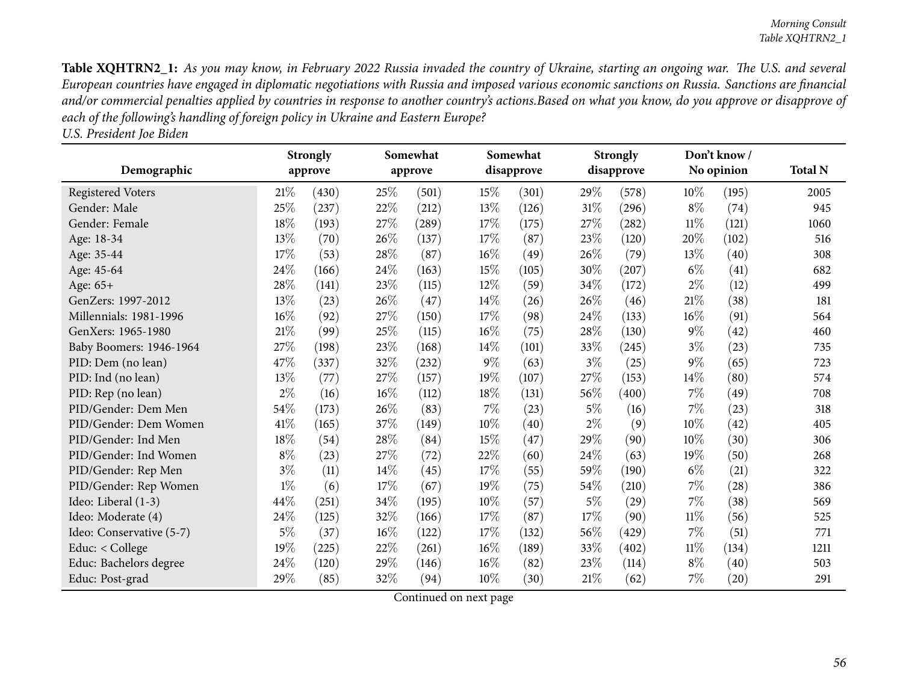**Table XQHTRN2_1:** *As you may know, in February 2022 Russia invaded the country of Ukraine, starting an ongoing war. The U.S. and several European countries have engaged in diplomatic negotiations with Russia and imposed various economic sanctions on Russia. Sanctions are financial and/or commercial penalties applied by countries in response to another country's actions.Based on what you know, do you approve or disapprove of each of the following's handling of foreign policy in Ukraine and Eastern Europe?*
*U.S. President Joe Biden*

| Demographic | Strongly approve | | Somewhat approve | | Somewhat disapprove | | Strongly disapprove | | Don't know / No opinion | | Total N |
|---|---|---|---|---|---|---|---|---|---|---|---|
| Registered Voters | 21% | (430) | 25% | (501) | 15% | (301) | 29% | (578) | 10% | (195) | 2005 |
| Gender: Male | 25% | (237) | 22% | (212) | 13% | (126) | 31% | (296) | 8% | (74) | 945 |
| Gender: Female | 18% | (193) | 27% | (289) | 17% | (175) | 27% | (282) | 11% | (121) | 1060 |
| Age: 18-34 | 13% | (70) | 26% | (137) | 17% | (87) | 23% | (120) | 20% | (102) | 516 |
| Age: 35-44 | 17% | (53) | 28% | (87) | 16% | (49) | 26% | (79) | 13% | (40) | 308 |
| Age: 45-64 | 24% | (166) | 24% | (163) | 15% | (105) | 30% | (207) | 6% | (41) | 682 |
| Age: 65+ | 28% | (141) | 23% | (115) | 12% | (59) | 34% | (172) | 2% | (12) | 499 |
| GenZers: 1997-2012 | 13% | (23) | 26% | (47) | 14% | (26) | 26% | (46) | 21% | (38) | 181 |
| Millennials: 1981-1996 | 16% | (92) | 27% | (150) | 17% | (98) | 24% | (133) | 16% | (91) | 564 |
| GenXers: 1965-1980 | 21% | (99) | 25% | (115) | 16% | (75) | 28% | (130) | 9% | (42) | 460 |
| Baby Boomers: 1946-1964 | 27% | (198) | 23% | (168) | 14% | (101) | 33% | (245) | 3% | (23) | 735 |
| PID: Dem (no lean) | 47% | (337) | 32% | (232) | 9% | (63) | 3% | (25) | 9% | (65) | 723 |
| PID: Ind (no lean) | 13% | (77) | 27% | (157) | 19% | (107) | 27% | (153) | 14% | (80) | 574 |
| PID: Rep (no lean) | 2% | (16) | 16% | (112) | 18% | (131) | 56% | (400) | 7% | (49) | 708 |
| PID/Gender: Dem Men | 54% | (173) | 26% | (83) | 7% | (23) | 5% | (16) | 7% | (23) | 318 |
| PID/Gender: Dem Women | 41% | (165) | 37% | (149) | 10% | (40) | 2% | (9) | 10% | (42) | 405 |
| PID/Gender: Ind Men | 18% | (54) | 28% | (84) | 15% | (47) | 29% | (90) | 10% | (30) | 306 |
| PID/Gender: Ind Women | 8% | (23) | 27% | (72) | 22% | (60) | 24% | (63) | 19% | (50) | 268 |
| PID/Gender: Rep Men | 3% | (11) | 14% | (45) | 17% | (55) | 59% | (190) | 6% | (21) | 322 |
| PID/Gender: Rep Women | 1% | (6) | 17% | (67) | 19% | (75) | 54% | (210) | 7% | (28) | 386 |
| Ideo: Liberal (1-3) | 44% | (251) | 34% | (195) | 10% | (57) | 5% | (29) | 7% | (38) | 569 |
| Ideo: Moderate (4) | 24% | (125) | 32% | (166) | 17% | (87) | 17% | (90) | 11% | (56) | 525 |
| Ideo: Conservative (5-7) | 5% | (37) | 16% | (122) | 17% | (132) | 56% | (429) | 7% | (51) | 771 |
| Educ: < College | 19% | (225) | 22% | (261) | 16% | (189) | 33% | (402) | 11% | (134) | 1211 |
| Educ: Bachelors degree | 24% | (120) | 29% | (146) | 16% | (82) | 23% | (114) | 8% | (40) | 503 |
| Educ: Post-grad | 29% | (85) | 32% | (94) | 10% | (30) | 21% | (62) | 7% | (20) | 291 |

Continued on next page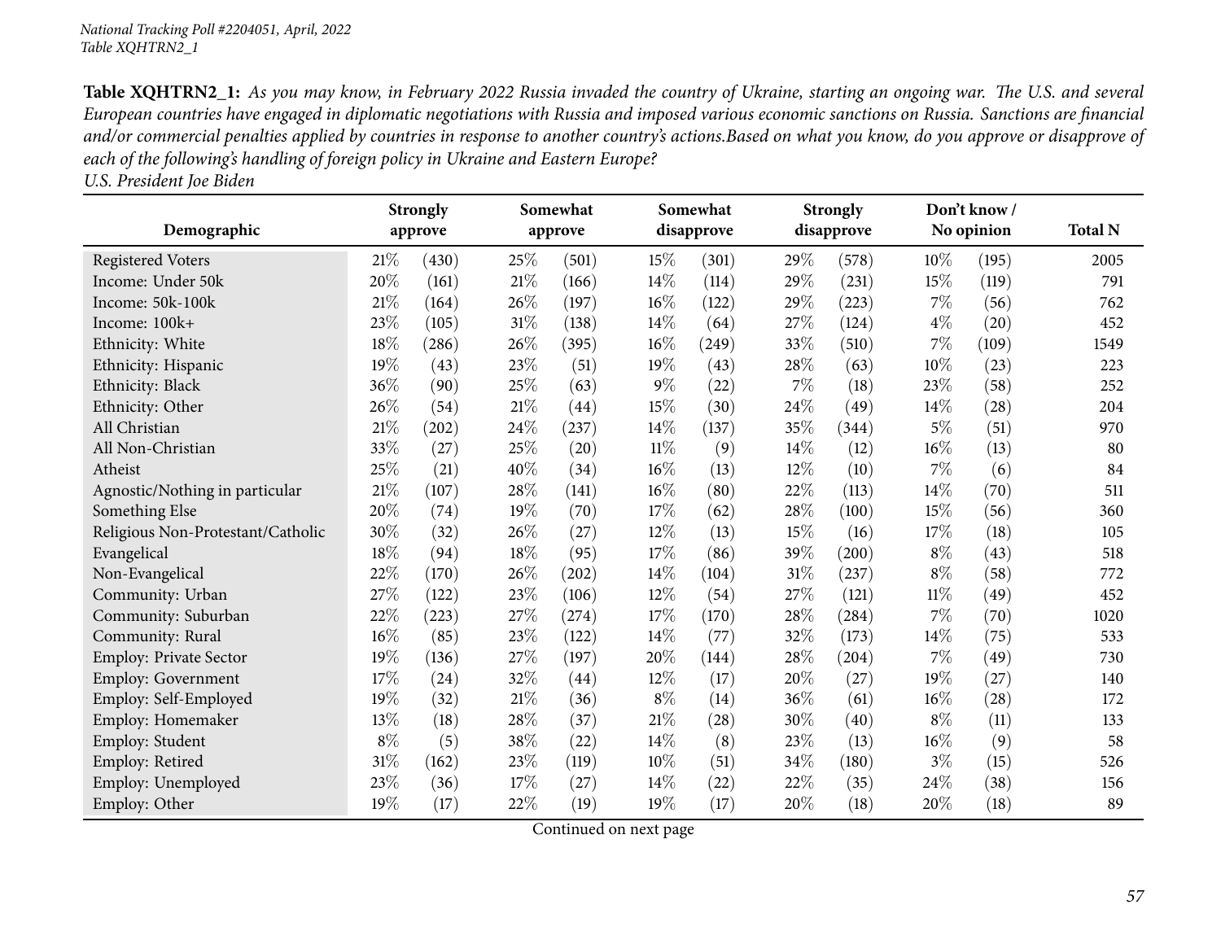**Table XQHTRN2_1:** *As you may know, in February 2022 Russia invaded the country of Ukraine, starting an ongoing war. The U.S. and several European countries have engaged in diplomatic negotiations with Russia and imposed various economic sanctions on Russia. Sanctions are financial and/or commercial penalties applied by countries in response to another country's actions.Based on what you know, do you approve or disapprove of each of the following's handling of foreign policy in Ukraine and Eastern Europe?*
*U.S. President Joe Biden*

| Demographic | Strongly approve | | Somewhat approve | | Somewhat disapprove | | Strongly disapprove | | Don't know / No opinion | | Total N |
|---|---|---|---|---|---|---|---|---|---|---|---|
| Registered Voters | 21% | (430) | 25% | (501) | 15% | (301) | 29% | (578) | 10% | (195) | 2005 |
| Income: Under 50k | 20% | (161) | 21% | (166) | 14% | (114) | 29% | (231) | 15% | (119) | 791 |
| Income: 50k-100k | 21% | (164) | 26% | (197) | 16% | (122) | 29% | (223) | 7% | (56) | 762 |
| Income: 100k+ | 23% | (105) | 31% | (138) | 14% | (64) | 27% | (124) | 4% | (20) | 452 |
| Ethnicity: White | 18% | (286) | 26% | (395) | 16% | (249) | 33% | (510) | 7% | (109) | 1549 |
| Ethnicity: Hispanic | 19% | (43) | 23% | (51) | 19% | (43) | 28% | (63) | 10% | (23) | 223 |
| Ethnicity: Black | 36% | (90) | 25% | (63) | 9% | (22) | 7% | (18) | 23% | (58) | 252 |
| Ethnicity: Other | 26% | (54) | 21% | (44) | 15% | (30) | 24% | (49) | 14% | (28) | 204 |
| All Christian | 21% | (202) | 24% | (237) | 14% | (137) | 35% | (344) | 5% | (51) | 970 |
| All Non-Christian | 33% | (27) | 25% | (20) | 11% | (9) | 14% | (12) | 16% | (13) | 80 |
| Atheist | 25% | (21) | 40% | (34) | 16% | (13) | 12% | (10) | 7% | (6) | 84 |
| Agnostic/Nothing in particular | 21% | (107) | 28% | (141) | 16% | (80) | 22% | (113) | 14% | (70) | 511 |
| Something Else | 20% | (74) | 19% | (70) | 17% | (62) | 28% | (100) | 15% | (56) | 360 |
| Religious Non-Protestant/Catholic | 30% | (32) | 26% | (27) | 12% | (13) | 15% | (16) | 17% | (18) | 105 |
| Evangelical | 18% | (94) | 18% | (95) | 17% | (86) | 39% | (200) | 8% | (43) | 518 |
| Non-Evangelical | 22% | (170) | 26% | (202) | 14% | (104) | 31% | (237) | 8% | (58) | 772 |
| Community: Urban | 27% | (122) | 23% | (106) | 12% | (54) | 27% | (121) | 11% | (49) | 452 |
| Community: Suburban | 22% | (223) | 27% | (274) | 17% | (170) | 28% | (284) | 7% | (70) | 1020 |
| Community: Rural | 16% | (85) | 23% | (122) | 14% | (77) | 32% | (173) | 14% | (75) | 533 |
| Employ: Private Sector | 19% | (136) | 27% | (197) | 20% | (144) | 28% | (204) | 7% | (49) | 730 |
| Employ: Government | 17% | (24) | 32% | (44) | 12% | (17) | 20% | (27) | 19% | (27) | 140 |
| Employ: Self-Employed | 19% | (32) | 21% | (36) | 8% | (14) | 36% | (61) | 16% | (28) | 172 |
| Employ: Homemaker | 13% | (18) | 28% | (37) | 21% | (28) | 30% | (40) | 8% | (11) | 133 |
| Employ: Student | 8% | (5) | 38% | (22) | 14% | (8) | 23% | (13) | 16% | (9) | 58 |
| Employ: Retired | 31% | (162) | 23% | (119) | 10% | (51) | 34% | (180) | 3% | (15) | 526 |
| Employ: Unemployed | 23% | (36) | 17% | (27) | 14% | (22) | 22% | (35) | 24% | (38) | 156 |
| Employ: Other | 19% | (17) | 22% | (19) | 19% | (17) | 20% | (18) | 20% | (18) | 89 |

Continued on next page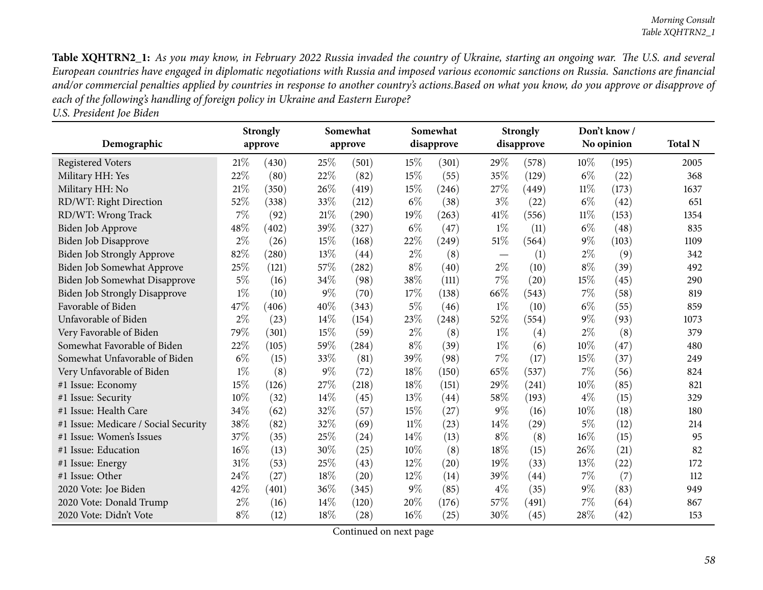**Table XQHTRN2_1:** *As you may know, in February 2022 Russia invaded the country of Ukraine, starting an ongoing war. The U.S. and several European countries have engaged in diplomatic negotiations with Russia and imposed various economic sanctions on Russia. Sanctions are financial and/or commercial penalties applied by countries in response to another country's actions.Based on what you know, do you approve or disapprove of each of the following's handling of foreign policy in Ukraine and Eastern Europe?*
*U.S. President Joe Biden*

| Demographic | Strongly approve | | Somewhat approve | | Somewhat disapprove | | Strongly disapprove | | Don't know / No opinion | | Total N |
|---|---|---|---|---|---|---|---|---|---|---|---|
| Registered Voters | 21% | (430) | 25% | (501) | 15% | (301) | 29% | (578) | 10% | (195) | 2005 |
| Military HH: Yes | 22% | (80) | 22% | (82) | 15% | (55) | 35% | (129) | 6% | (22) | 368 |
| Military HH: No | 21% | (350) | 26% | (419) | 15% | (246) | 27% | (449) | 11% | (173) | 1637 |
| RD/WT: Right Direction | 52% | (338) | 33% | (212) | 6% | (38) | 3% | (22) | 6% | (42) | 651 |
| RD/WT: Wrong Track | 7% | (92) | 21% | (290) | 19% | (263) | 41% | (556) | 11% | (153) | 1354 |
| Biden Job Approve | 48% | (402) | 39% | (327) | 6% | (47) | 1% | (11) | 6% | (48) | 835 |
| Biden Job Disapprove | 2% | (26) | 15% | (168) | 22% | (249) | 51% | (564) | 9% | (103) | 1109 |
| Biden Job Strongly Approve | 82% | (280) | 13% | (44) | 2% | (8) | — | (1) | 2% | (9) | 342 |
| Biden Job Somewhat Approve | 25% | (121) | 57% | (282) | 8% | (40) | 2% | (10) | 8% | (39) | 492 |
| Biden Job Somewhat Disapprove | 5% | (16) | 34% | (98) | 38% | (111) | 7% | (20) | 15% | (45) | 290 |
| Biden Job Strongly Disapprove | 1% | (10) | 9% | (70) | 17% | (138) | 66% | (543) | 7% | (58) | 819 |
| Favorable of Biden | 47% | (406) | 40% | (343) | 5% | (46) | 1% | (10) | 6% | (55) | 859 |
| Unfavorable of Biden | 2% | (23) | 14% | (154) | 23% | (248) | 52% | (554) | 9% | (93) | 1073 |
| Very Favorable of Biden | 79% | (301) | 15% | (59) | 2% | (8) | 1% | (4) | 2% | (8) | 379 |
| Somewhat Favorable of Biden | 22% | (105) | 59% | (284) | 8% | (39) | 1% | (6) | 10% | (47) | 480 |
| Somewhat Unfavorable of Biden | 6% | (15) | 33% | (81) | 39% | (98) | 7% | (17) | 15% | (37) | 249 |
| Very Unfavorable of Biden | 1% | (8) | 9% | (72) | 18% | (150) | 65% | (537) | 7% | (56) | 824 |
| #1 Issue: Economy | 15% | (126) | 27% | (218) | 18% | (151) | 29% | (241) | 10% | (85) | 821 |
| #1 Issue: Security | 10% | (32) | 14% | (45) | 13% | (44) | 58% | (193) | 4% | (15) | 329 |
| #1 Issue: Health Care | 34% | (62) | 32% | (57) | 15% | (27) | 9% | (16) | 10% | (18) | 180 |
| #1 Issue: Medicare / Social Security | 38% | (82) | 32% | (69) | 11% | (23) | 14% | (29) | 5% | (12) | 214 |
| #1 Issue: Women's Issues | 37% | (35) | 25% | (24) | 14% | (13) | 8% | (8) | 16% | (15) | 95 |
| #1 Issue: Education | 16% | (13) | 30% | (25) | 10% | (8) | 18% | (15) | 26% | (21) | 82 |
| #1 Issue: Energy | 31% | (53) | 25% | (43) | 12% | (20) | 19% | (33) | 13% | (22) | 172 |
| #1 Issue: Other | 24% | (27) | 18% | (20) | 12% | (14) | 39% | (44) | 7% | (7) | 112 |
| 2020 Vote: Joe Biden | 42% | (401) | 36% | (345) | 9% | (85) | 4% | (35) | 9% | (83) | 949 |
| 2020 Vote: Donald Trump | 2% | (16) | 14% | (120) | 20% | (176) | 57% | (491) | 7% | (64) | 867 |
| 2020 Vote: Didn't Vote | 8% | (12) | 18% | (28) | 16% | (25) | 30% | (45) | 28% | (42) | 153 |

Continued on next page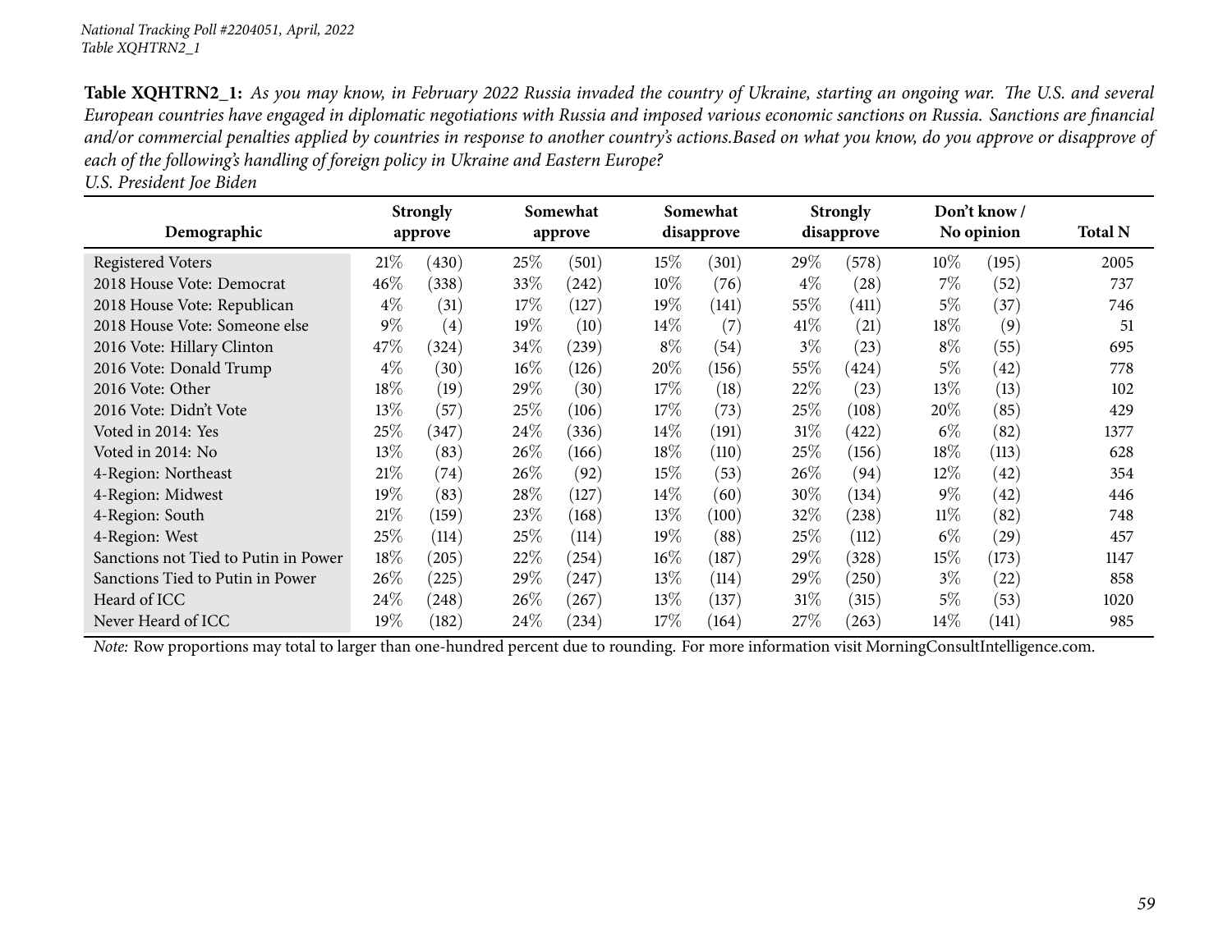National Tracking Poll #2204051, April, 2022
Table XQHTRN2_1

**Table XQHTRN2_1:** *As you may know, in February 2022 Russia invaded the country of Ukraine, starting an ongoing war. The U.S. and several European countries have engaged in diplomatic negotiations with Russia and imposed various economic sanctions on Russia. Sanctions are financial and/or commercial penalties applied by countries in response to another country's actions.Based on what you know, do you approve or disapprove of each of the following's handling of foreign policy in Ukraine and Eastern Europe?*
*U.S. President Joe Biden*

| Demographic | Strongly approve | | Somewhat approve | | Somewhat disapprove | | Strongly disapprove | | Don't know / No opinion | | Total N |
|---|---|---|---|---|---|---|---|---|---|---|---|
| Registered Voters | 21% | (430) | 25% | (501) | 15% | (301) | 29% | (578) | 10% | (195) | 2005 |
| 2018 House Vote: Democrat | 46% | (338) | 33% | (242) | 10% | (76) | 4% | (28) | 7% | (52) | 737 |
| 2018 House Vote: Republican | 4% | (31) | 17% | (127) | 19% | (141) | 55% | (411) | 5% | (37) | 746 |
| 2018 House Vote: Someone else | 9% | (4) | 19% | (10) | 14% | (7) | 41% | (21) | 18% | (9) | 51 |
| 2016 Vote: Hillary Clinton | 47% | (324) | 34% | (239) | 8% | (54) | 3% | (23) | 8% | (55) | 695 |
| 2016 Vote: Donald Trump | 4% | (30) | 16% | (126) | 20% | (156) | 55% | (424) | 5% | (42) | 778 |
| 2016 Vote: Other | 18% | (19) | 29% | (30) | 17% | (18) | 22% | (23) | 13% | (13) | 102 |
| 2016 Vote: Didn't Vote | 13% | (57) | 25% | (106) | 17% | (73) | 25% | (108) | 20% | (85) | 429 |
| Voted in 2014: Yes | 25% | (347) | 24% | (336) | 14% | (191) | 31% | (422) | 6% | (82) | 1377 |
| Voted in 2014: No | 13% | (83) | 26% | (166) | 18% | (110) | 25% | (156) | 18% | (113) | 628 |
| 4-Region: Northeast | 21% | (74) | 26% | (92) | 15% | (53) | 26% | (94) | 12% | (42) | 354 |
| 4-Region: Midwest | 19% | (83) | 28% | (127) | 14% | (60) | 30% | (134) | 9% | (42) | 446 |
| 4-Region: South | 21% | (159) | 23% | (168) | 13% | (100) | 32% | (238) | 11% | (82) | 748 |
| 4-Region: West | 25% | (114) | 25% | (114) | 19% | (88) | 25% | (112) | 6% | (29) | 457 |
| Sanctions not Tied to Putin in Power | 18% | (205) | 22% | (254) | 16% | (187) | 29% | (328) | 15% | (173) | 1147 |
| Sanctions Tied to Putin in Power | 26% | (225) | 29% | (247) | 13% | (114) | 29% | (250) | 3% | (22) | 858 |
| Heard of ICC | 24% | (248) | 26% | (267) | 13% | (137) | 31% | (315) | 5% | (53) | 1020 |
| Never Heard of ICC | 19% | (182) | 24% | (234) | 17% | (164) | 27% | (263) | 14% | (141) | 985 |

*Note:* Row proportions may total to larger than one-hundred percent due to rounding. For more information visit MorningConsultIntelligence.com.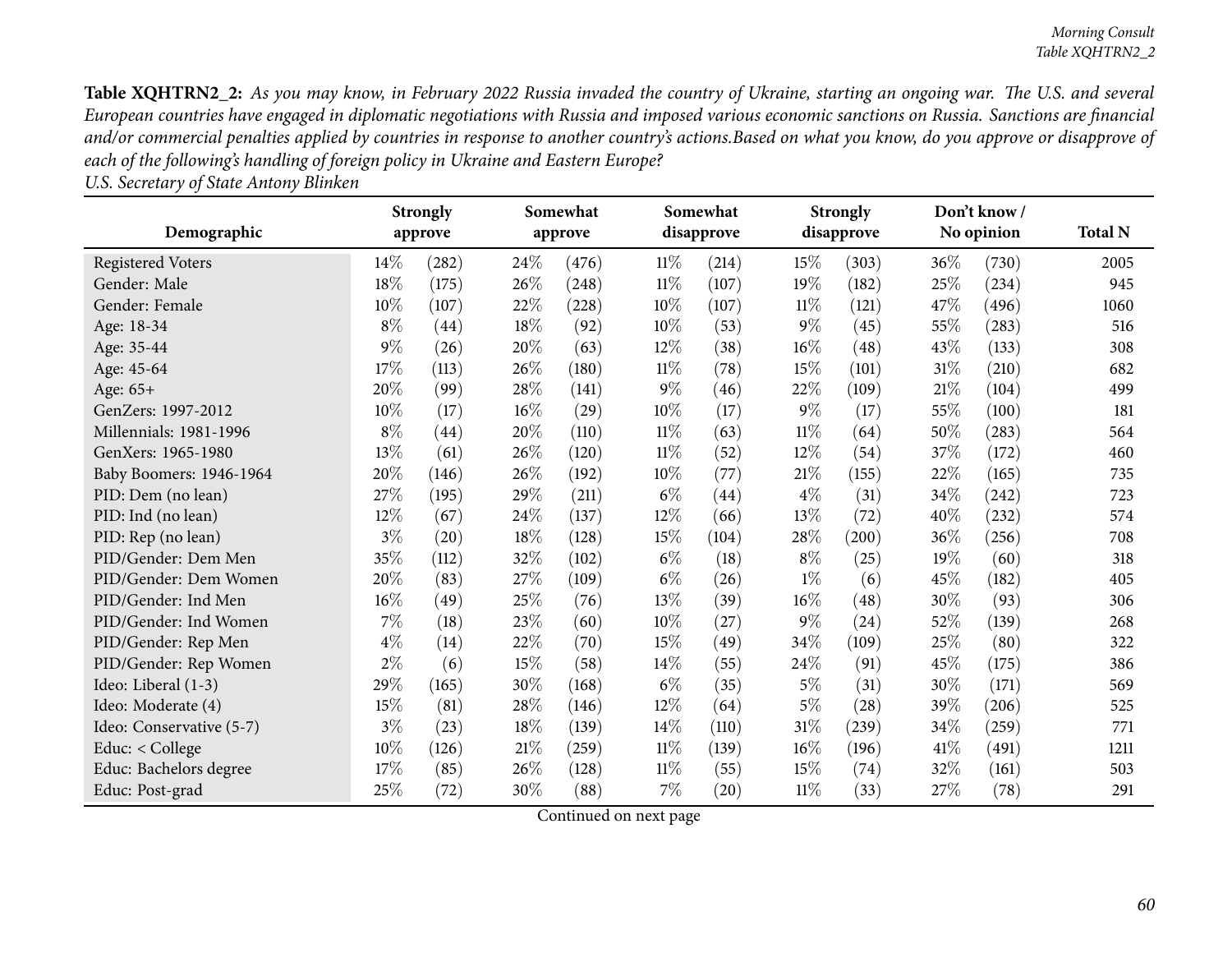**Table XQHTRN2_2:** *As you may know, in February 2022 Russia invaded the country of Ukraine, starting an ongoing war. The U.S. and several European countries have engaged in diplomatic negotiations with Russia and imposed various economic sanctions on Russia. Sanctions are financial and/or commercial penalties applied by countries in response to another country's actions.Based on what you know, do you approve or disapprove of each of the following's handling of foreign policy in Ukraine and Eastern Europe?*

*U.S. Secretary of State Antony Blinken*

| Demographic | Strongly approve | | Somewhat approve | | Somewhat disapprove | | Strongly disapprove | | Don't know / No opinion | | Total N |
|---|---|---|---|---|---|---|---|---|---|---|---|
| Registered Voters | 14% | (282) | 24% | (476) | 11% | (214) | 15% | (303) | 36% | (730) | 2005 |
| Gender: Male | 18% | (175) | 26% | (248) | 11% | (107) | 19% | (182) | 25% | (234) | 945 |
| Gender: Female | 10% | (107) | 22% | (228) | 10% | (107) | 11% | (121) | 47% | (496) | 1060 |
| Age: 18-34 | 8% | (44) | 18% | (92) | 10% | (53) | 9% | (45) | 55% | (283) | 516 |
| Age: 35-44 | 9% | (26) | 20% | (63) | 12% | (38) | 16% | (48) | 43% | (133) | 308 |
| Age: 45-64 | 17% | (113) | 26% | (180) | 11% | (78) | 15% | (101) | 31% | (210) | 682 |
| Age: 65+ | 20% | (99) | 28% | (141) | 9% | (46) | 22% | (109) | 21% | (104) | 499 |
| GenZers: 1997-2012 | 10% | (17) | 16% | (29) | 10% | (17) | 9% | (17) | 55% | (100) | 181 |
| Millennials: 1981-1996 | 8% | (44) | 20% | (110) | 11% | (63) | 11% | (64) | 50% | (283) | 564 |
| GenXers: 1965-1980 | 13% | (61) | 26% | (120) | 11% | (52) | 12% | (54) | 37% | (172) | 460 |
| Baby Boomers: 1946-1964 | 20% | (146) | 26% | (192) | 10% | (77) | 21% | (155) | 22% | (165) | 735 |
| PID: Dem (no lean) | 27% | (195) | 29% | (211) | 6% | (44) | 4% | (31) | 34% | (242) | 723 |
| PID: Ind (no lean) | 12% | (67) | 24% | (137) | 12% | (66) | 13% | (72) | 40% | (232) | 574 |
| PID: Rep (no lean) | 3% | (20) | 18% | (128) | 15% | (104) | 28% | (200) | 36% | (256) | 708 |
| PID/Gender: Dem Men | 35% | (112) | 32% | (102) | 6% | (18) | 8% | (25) | 19% | (60) | 318 |
| PID/Gender: Dem Women | 20% | (83) | 27% | (109) | 6% | (26) | 1% | (6) | 45% | (182) | 405 |
| PID/Gender: Ind Men | 16% | (49) | 25% | (76) | 13% | (39) | 16% | (48) | 30% | (93) | 306 |
| PID/Gender: Ind Women | 7% | (18) | 23% | (60) | 10% | (27) | 9% | (24) | 52% | (139) | 268 |
| PID/Gender: Rep Men | 4% | (14) | 22% | (70) | 15% | (49) | 34% | (109) | 25% | (80) | 322 |
| PID/Gender: Rep Women | 2% | (6) | 15% | (58) | 14% | (55) | 24% | (91) | 45% | (175) | 386 |
| Ideo: Liberal (1-3) | 29% | (165) | 30% | (168) | 6% | (35) | 5% | (31) | 30% | (171) | 569 |
| Ideo: Moderate (4) | 15% | (81) | 28% | (146) | 12% | (64) | 5% | (28) | 39% | (206) | 525 |
| Ideo: Conservative (5-7) | 3% | (23) | 18% | (139) | 14% | (110) | 31% | (239) | 34% | (259) | 771 |
| Educ: < College | 10% | (126) | 21% | (259) | 11% | (139) | 16% | (196) | 41% | (491) | 1211 |
| Educ: Bachelors degree | 17% | (85) | 26% | (128) | 11% | (55) | 15% | (74) | 32% | (161) | 503 |
| Educ: Post-grad | 25% | (72) | 30% | (88) | 7% | (20) | 11% | (33) | 27% | (78) | 291 |

Continued on next page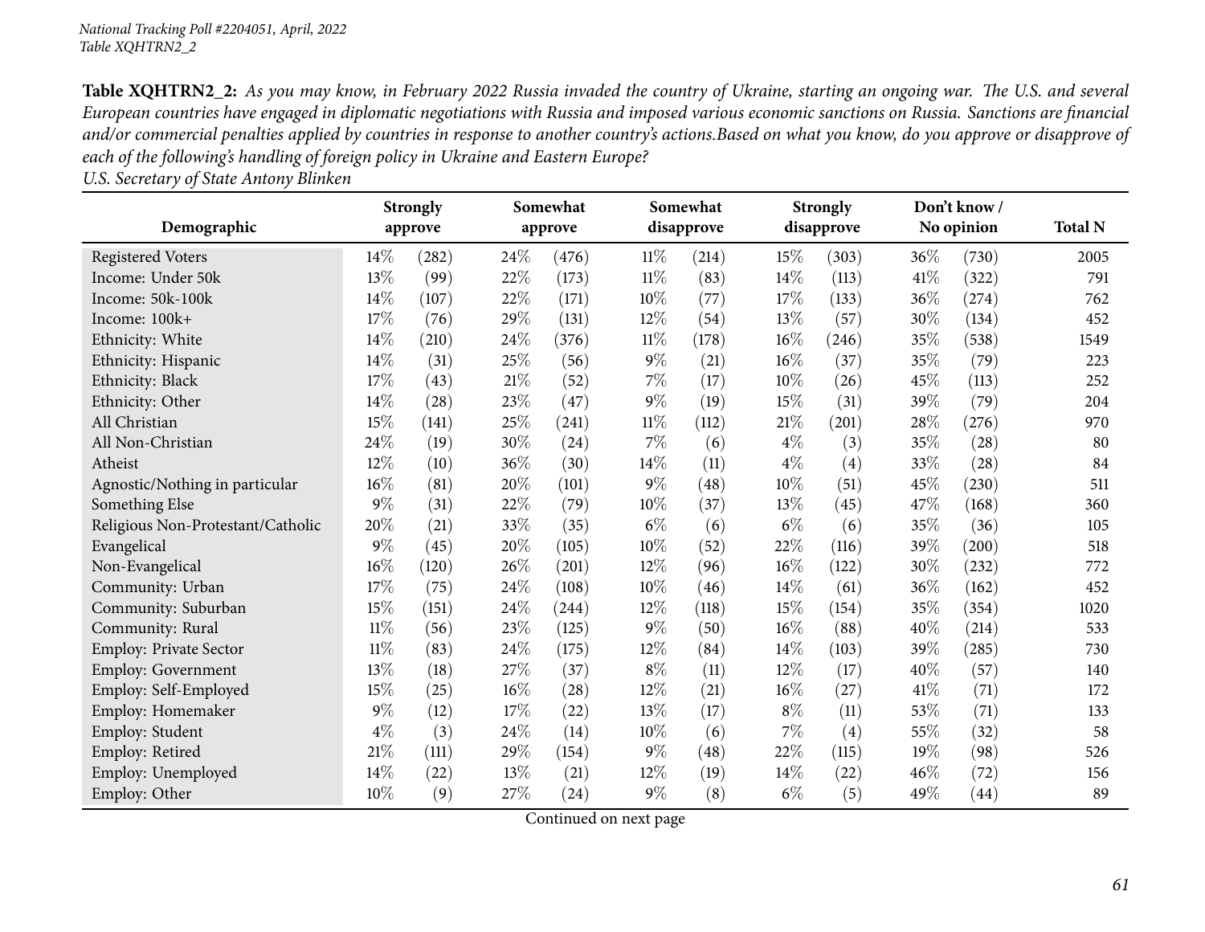**Table XQHTRN2_2:** *As you may know, in February 2022 Russia invaded the country of Ukraine, starting an ongoing war. The U.S. and several European countries have engaged in diplomatic negotiations with Russia and imposed various economic sanctions on Russia. Sanctions are financial and/or commercial penalties applied by countries in response to another country's actions.Based on what you know, do you approve or disapprove of each of the following's handling of foreign policy in Ukraine and Eastern Europe?*

*U.S. Secretary of State Antony Blinken*

| Demographic | Strongly approve | | Somewhat approve | | Somewhat disapprove | | Strongly disapprove | | Don't know / No opinion | | Total N |
|---|---|---|---|---|---|---|---|---|---|---|---|
| Registered Voters | 14% | (282) | 24% | (476) | 11% | (214) | 15% | (303) | 36% | (730) | 2005 |
| Income: Under 50k | 13% | (99) | 22% | (173) | 11% | (83) | 14% | (113) | 41% | (322) | 791 |
| Income: 50k-100k | 14% | (107) | 22% | (171) | 10% | (77) | 17% | (133) | 36% | (274) | 762 |
| Income: 100k+ | 17% | (76) | 29% | (131) | 12% | (54) | 13% | (57) | 30% | (134) | 452 |
| Ethnicity: White | 14% | (210) | 24% | (376) | 11% | (178) | 16% | (246) | 35% | (538) | 1549 |
| Ethnicity: Hispanic | 14% | (31) | 25% | (56) | 9% | (21) | 16% | (37) | 35% | (79) | 223 |
| Ethnicity: Black | 17% | (43) | 21% | (52) | 7% | (17) | 10% | (26) | 45% | (113) | 252 |
| Ethnicity: Other | 14% | (28) | 23% | (47) | 9% | (19) | 15% | (31) | 39% | (79) | 204 |
| All Christian | 15% | (141) | 25% | (241) | 11% | (112) | 21% | (201) | 28% | (276) | 970 |
| All Non-Christian | 24% | (19) | 30% | (24) | 7% | (6) | 4% | (3) | 35% | (28) | 80 |
| Atheist | 12% | (10) | 36% | (30) | 14% | (11) | 4% | (4) | 33% | (28) | 84 |
| Agnostic/Nothing in particular | 16% | (81) | 20% | (101) | 9% | (48) | 10% | (51) | 45% | (230) | 511 |
| Something Else | 9% | (31) | 22% | (79) | 10% | (37) | 13% | (45) | 47% | (168) | 360 |
| Religious Non-Protestant/Catholic | 20% | (21) | 33% | (35) | 6% | (6) | 6% | (6) | 35% | (36) | 105 |
| Evangelical | 9% | (45) | 20% | (105) | 10% | (52) | 22% | (116) | 39% | (200) | 518 |
| Non-Evangelical | 16% | (120) | 26% | (201) | 12% | (96) | 16% | (122) | 30% | (232) | 772 |
| Community: Urban | 17% | (75) | 24% | (108) | 10% | (46) | 14% | (61) | 36% | (162) | 452 |
| Community: Suburban | 15% | (151) | 24% | (244) | 12% | (118) | 15% | (154) | 35% | (354) | 1020 |
| Community: Rural | 11% | (56) | 23% | (125) | 9% | (50) | 16% | (88) | 40% | (214) | 533 |
| Employ: Private Sector | 11% | (83) | 24% | (175) | 12% | (84) | 14% | (103) | 39% | (285) | 730 |
| Employ: Government | 13% | (18) | 27% | (37) | 8% | (11) | 12% | (17) | 40% | (57) | 140 |
| Employ: Self-Employed | 15% | (25) | 16% | (28) | 12% | (21) | 16% | (27) | 41% | (71) | 172 |
| Employ: Homemaker | 9% | (12) | 17% | (22) | 13% | (17) | 8% | (11) | 53% | (71) | 133 |
| Employ: Student | 4% | (3) | 24% | (14) | 10% | (6) | 7% | (4) | 55% | (32) | 58 |
| Employ: Retired | 21% | (111) | 29% | (154) | 9% | (48) | 22% | (115) | 19% | (98) | 526 |
| Employ: Unemployed | 14% | (22) | 13% | (21) | 12% | (19) | 14% | (22) | 46% | (72) | 156 |
| Employ: Other | 10% | (9) | 27% | (24) | 9% | (8) | 6% | (5) | 49% | (44) | 89 |

Continued on next page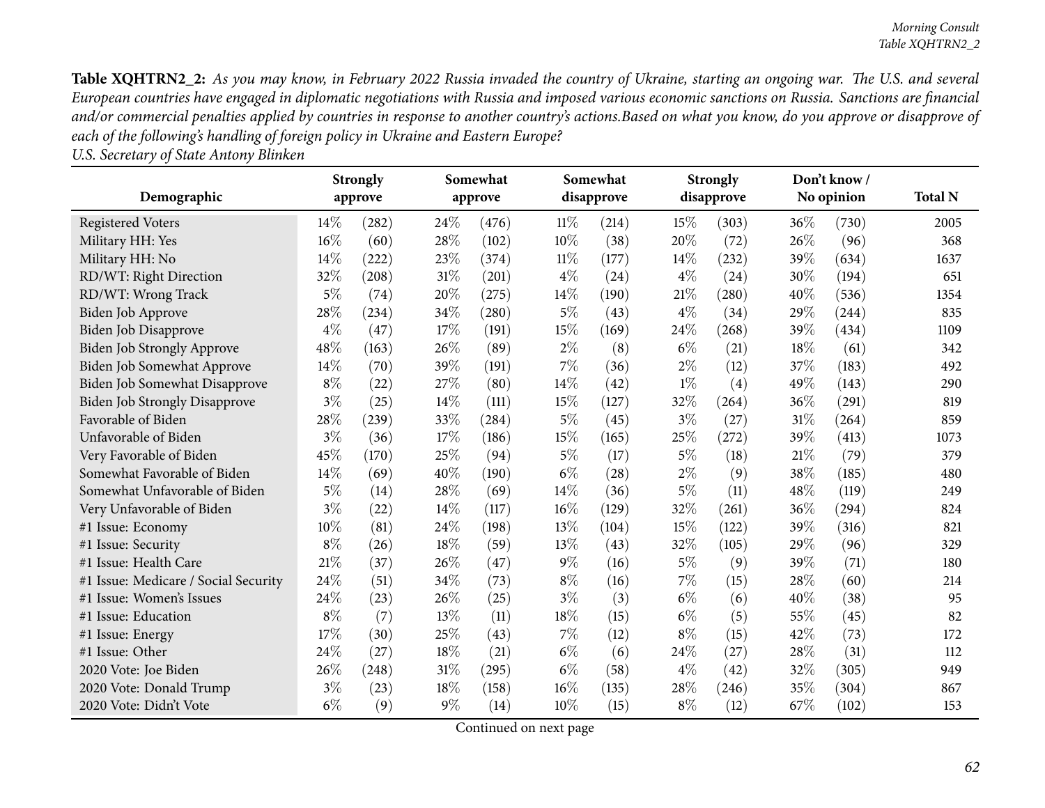**Table XQHTRN2_2:** *As you may know, in February 2022 Russia invaded the country of Ukraine, starting an ongoing war. The U.S. and several European countries have engaged in diplomatic negotiations with Russia and imposed various economic sanctions on Russia. Sanctions are financial and/or commercial penalties applied by countries in response to another country's actions.Based on what you know, do you approve or disapprove of each of the following's handling of foreign policy in Ukraine and Eastern Europe?*

*U.S. Secretary of State Antony Blinken*

| Demographic | Strongly approve | | Somewhat approve | | Somewhat disapprove | | Strongly disapprove | | Don't know / No opinion | | Total N |
|---|---|---|---|---|---|---|---|---|---|---|---|
| Registered Voters | 14% | (282) | 24% | (476) | 11% | (214) | 15% | (303) | 36% | (730) | 2005 |
| Military HH: Yes | 16% | (60) | 28% | (102) | 10% | (38) | 20% | (72) | 26% | (96) | 368 |
| Military HH: No | 14% | (222) | 23% | (374) | 11% | (177) | 14% | (232) | 39% | (634) | 1637 |
| RD/WT: Right Direction | 32% | (208) | 31% | (201) | 4% | (24) | 4% | (24) | 30% | (194) | 651 |
| RD/WT: Wrong Track | 5% | (74) | 20% | (275) | 14% | (190) | 21% | (280) | 40% | (536) | 1354 |
| Biden Job Approve | 28% | (234) | 34% | (280) | 5% | (43) | 4% | (34) | 29% | (244) | 835 |
| Biden Job Disapprove | 4% | (47) | 17% | (191) | 15% | (169) | 24% | (268) | 39% | (434) | 1109 |
| Biden Job Strongly Approve | 48% | (163) | 26% | (89) | 2% | (8) | 6% | (21) | 18% | (61) | 342 |
| Biden Job Somewhat Approve | 14% | (70) | 39% | (191) | 7% | (36) | 2% | (12) | 37% | (183) | 492 |
| Biden Job Somewhat Disapprove | 8% | (22) | 27% | (80) | 14% | (42) | 1% | (4) | 49% | (143) | 290 |
| Biden Job Strongly Disapprove | 3% | (25) | 14% | (111) | 15% | (127) | 32% | (264) | 36% | (291) | 819 |
| Favorable of Biden | 28% | (239) | 33% | (284) | 5% | (45) | 3% | (27) | 31% | (264) | 859 |
| Unfavorable of Biden | 3% | (36) | 17% | (186) | 15% | (165) | 25% | (272) | 39% | (413) | 1073 |
| Very Favorable of Biden | 45% | (170) | 25% | (94) | 5% | (17) | 5% | (18) | 21% | (79) | 379 |
| Somewhat Favorable of Biden | 14% | (69) | 40% | (190) | 6% | (28) | 2% | (9) | 38% | (185) | 480 |
| Somewhat Unfavorable of Biden | 5% | (14) | 28% | (69) | 14% | (36) | 5% | (11) | 48% | (119) | 249 |
| Very Unfavorable of Biden | 3% | (22) | 14% | (117) | 16% | (129) | 32% | (261) | 36% | (294) | 824 |
| #1 Issue: Economy | 10% | (81) | 24% | (198) | 13% | (104) | 15% | (122) | 39% | (316) | 821 |
| #1 Issue: Security | 8% | (26) | 18% | (59) | 13% | (43) | 32% | (105) | 29% | (96) | 329 |
| #1 Issue: Health Care | 21% | (37) | 26% | (47) | 9% | (16) | 5% | (9) | 39% | (71) | 180 |
| #1 Issue: Medicare / Social Security | 24% | (51) | 34% | (73) | 8% | (16) | 7% | (15) | 28% | (60) | 214 |
| #1 Issue: Women's Issues | 24% | (23) | 26% | (25) | 3% | (3) | 6% | (6) | 40% | (38) | 95 |
| #1 Issue: Education | 8% | (7) | 13% | (11) | 18% | (15) | 6% | (5) | 55% | (45) | 82 |
| #1 Issue: Energy | 17% | (30) | 25% | (43) | 7% | (12) | 8% | (15) | 42% | (73) | 172 |
| #1 Issue: Other | 24% | (27) | 18% | (21) | 6% | (6) | 24% | (27) | 28% | (31) | 112 |
| 2020 Vote: Joe Biden | 26% | (248) | 31% | (295) | 6% | (58) | 4% | (42) | 32% | (305) | 949 |
| 2020 Vote: Donald Trump | 3% | (23) | 18% | (158) | 16% | (135) | 28% | (246) | 35% | (304) | 867 |
| 2020 Vote: Didn't Vote | 6% | (9) | 9% | (14) | 10% | (15) | 8% | (12) | 67% | (102) | 153 |

Continued on next page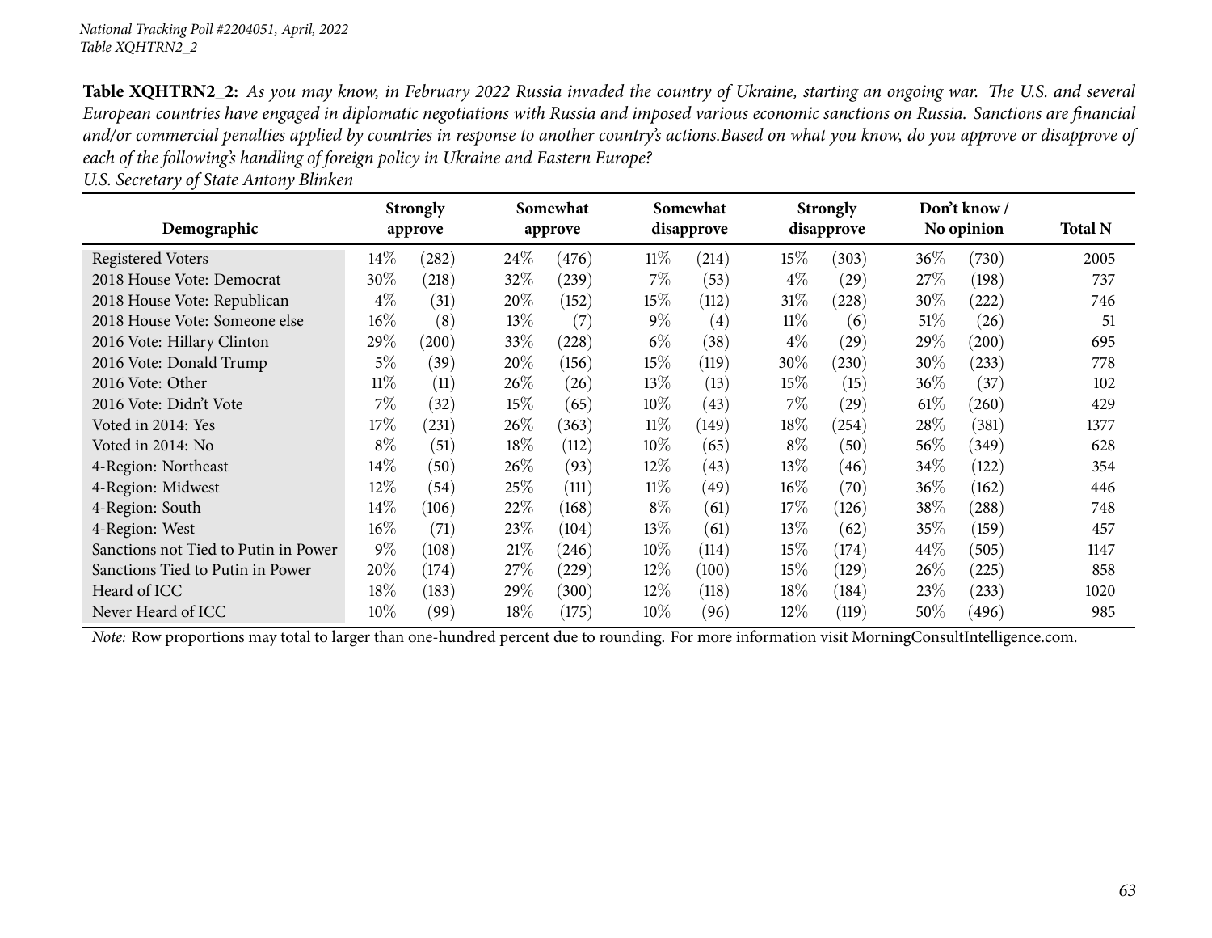**Table XQHTRN2_2:** *As you may know, in February 2022 Russia invaded the country of Ukraine, starting an ongoing war. The U.S. and several European countries have engaged in diplomatic negotiations with Russia and imposed various economic sanctions on Russia. Sanctions are financial and/or commercial penalties applied by countries in response to another country's actions.Based on what you know, do you approve or disapprove of each of the following's handling of foreign policy in Ukraine and Eastern Europe?*
*U.S. Secretary of State Antony Blinken*

| Demographic | Strongly approve | | Somewhat approve | | Somewhat disapprove | | Strongly disapprove | | Don't know / No opinion | | Total N |
|---|---|---|---|---|---|---|---|---|---|---|---|
| Registered Voters | 14% | (282) | 24% | (476) | 11% | (214) | 15% | (303) | 36% | (730) | 2005 |
| 2018 House Vote: Democrat | 30% | (218) | 32% | (239) | 7% | (53) | 4% | (29) | 27% | (198) | 737 |
| 2018 House Vote: Republican | 4% | (31) | 20% | (152) | 15% | (112) | 31% | (228) | 30% | (222) | 746 |
| 2018 House Vote: Someone else | 16% | (8) | 13% | (7) | 9% | (4) | 11% | (6) | 51% | (26) | 51 |
| 2016 Vote: Hillary Clinton | 29% | (200) | 33% | (228) | 6% | (38) | 4% | (29) | 29% | (200) | 695 |
| 2016 Vote: Donald Trump | 5% | (39) | 20% | (156) | 15% | (119) | 30% | (230) | 30% | (233) | 778 |
| 2016 Vote: Other | 11% | (11) | 26% | (26) | 13% | (13) | 15% | (15) | 36% | (37) | 102 |
| 2016 Vote: Didn't Vote | 7% | (32) | 15% | (65) | 10% | (43) | 7% | (29) | 61% | (260) | 429 |
| Voted in 2014: Yes | 17% | (231) | 26% | (363) | 11% | (149) | 18% | (254) | 28% | (381) | 1377 |
| Voted in 2014: No | 8% | (51) | 18% | (112) | 10% | (65) | 8% | (50) | 56% | (349) | 628 |
| 4-Region: Northeast | 14% | (50) | 26% | (93) | 12% | (43) | 13% | (46) | 34% | (122) | 354 |
| 4-Region: Midwest | 12% | (54) | 25% | (111) | 11% | (49) | 16% | (70) | 36% | (162) | 446 |
| 4-Region: South | 14% | (106) | 22% | (168) | 8% | (61) | 17% | (126) | 38% | (288) | 748 |
| 4-Region: West | 16% | (71) | 23% | (104) | 13% | (61) | 13% | (62) | 35% | (159) | 457 |
| Sanctions not Tied to Putin in Power | 9% | (108) | 21% | (246) | 10% | (114) | 15% | (174) | 44% | (505) | 1147 |
| Sanctions Tied to Putin in Power | 20% | (174) | 27% | (229) | 12% | (100) | 15% | (129) | 26% | (225) | 858 |
| Heard of ICC | 18% | (183) | 29% | (300) | 12% | (118) | 18% | (184) | 23% | (233) | 1020 |
| Never Heard of ICC | 10% | (99) | 18% | (175) | 10% | (96) | 12% | (119) | 50% | (496) | 985 |

*Note:* Row proportions may total to larger than one-hundred percent due to rounding. For more information visit MorningConsultIntelligence.com.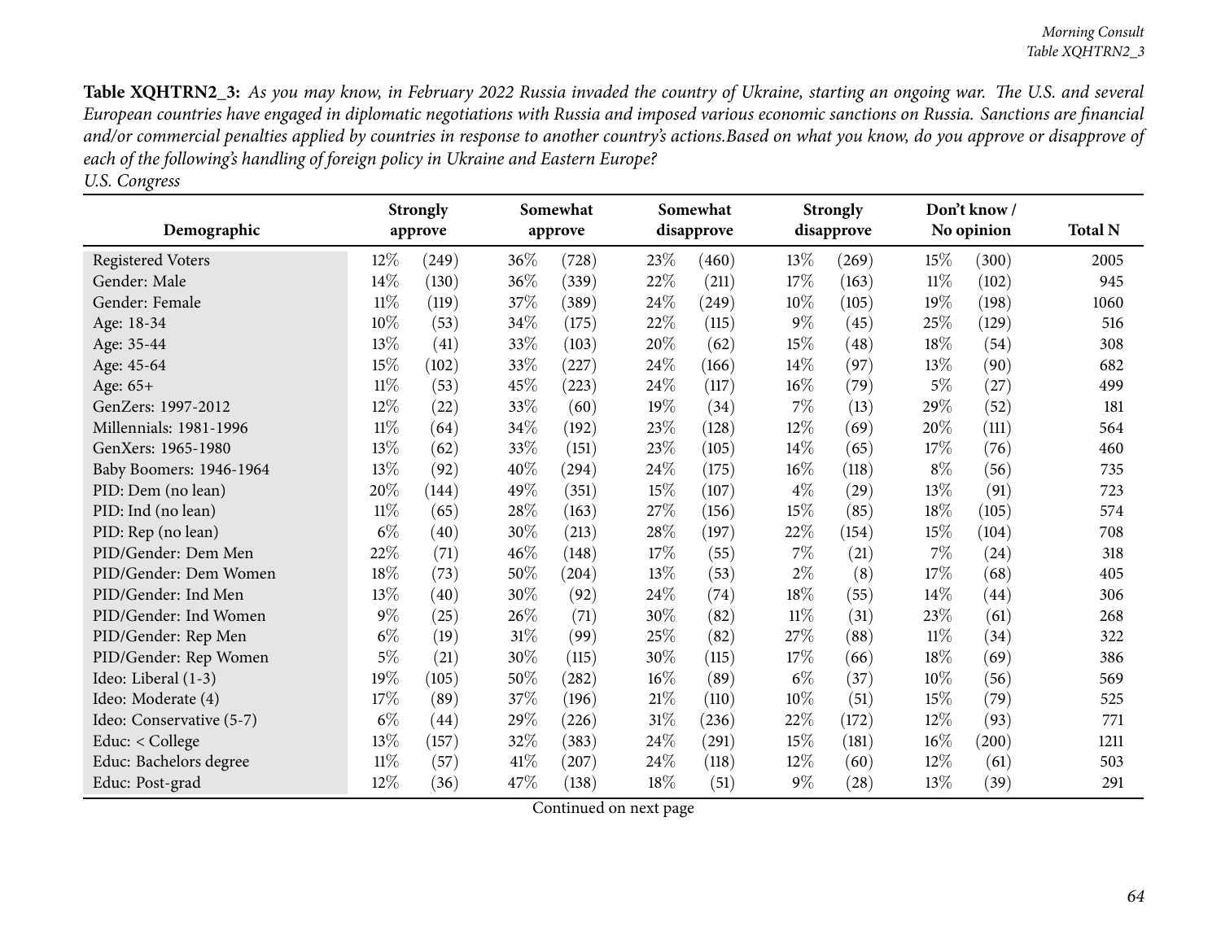**Table XQHTRN2_3:** *As you may know, in February 2022 Russia invaded the country of Ukraine, starting an ongoing war. The U.S. and several European countries have engaged in diplomatic negotiations with Russia and imposed various economic sanctions on Russia. Sanctions are financial and/or commercial penalties applied by countries in response to another country's actions.Based on what you know, do you approve or disapprove of each of the following's handling of foreign policy in Ukraine and Eastern Europe?*
*U.S. Congress*

| Demographic | Strongly approve | | Somewhat approve | | Somewhat disapprove | | Strongly disapprove | | Don't know / No opinion | | Total N |
|---|---|---|---|---|---|---|---|---|---|---|---|
| Registered Voters | 12% | (249) | 36% | (728) | 23% | (460) | 13% | (269) | 15% | (300) | 2005 |
| Gender: Male | 14% | (130) | 36% | (339) | 22% | (211) | 17% | (163) | 11% | (102) | 945 |
| Gender: Female | 11% | (119) | 37% | (389) | 24% | (249) | 10% | (105) | 19% | (198) | 1060 |
| Age: 18-34 | 10% | (53) | 34% | (175) | 22% | (115) | 9% | (45) | 25% | (129) | 516 |
| Age: 35-44 | 13% | (41) | 33% | (103) | 20% | (62) | 15% | (48) | 18% | (54) | 308 |
| Age: 45-64 | 15% | (102) | 33% | (227) | 24% | (166) | 14% | (97) | 13% | (90) | 682 |
| Age: 65+ | 11% | (53) | 45% | (223) | 24% | (117) | 16% | (79) | 5% | (27) | 499 |
| GenZers: 1997-2012 | 12% | (22) | 33% | (60) | 19% | (34) | 7% | (13) | 29% | (52) | 181 |
| Millennials: 1981-1996 | 11% | (64) | 34% | (192) | 23% | (128) | 12% | (69) | 20% | (111) | 564 |
| GenXers: 1965-1980 | 13% | (62) | 33% | (151) | 23% | (105) | 14% | (65) | 17% | (76) | 460 |
| Baby Boomers: 1946-1964 | 13% | (92) | 40% | (294) | 24% | (175) | 16% | (118) | 8% | (56) | 735 |
| PID: Dem (no lean) | 20% | (144) | 49% | (351) | 15% | (107) | 4% | (29) | 13% | (91) | 723 |
| PID: Ind (no lean) | 11% | (65) | 28% | (163) | 27% | (156) | 15% | (85) | 18% | (105) | 574 |
| PID: Rep (no lean) | 6% | (40) | 30% | (213) | 28% | (197) | 22% | (154) | 15% | (104) | 708 |
| PID/Gender: Dem Men | 22% | (71) | 46% | (148) | 17% | (55) | 7% | (21) | 7% | (24) | 318 |
| PID/Gender: Dem Women | 18% | (73) | 50% | (204) | 13% | (53) | 2% | (8) | 17% | (68) | 405 |
| PID/Gender: Ind Men | 13% | (40) | 30% | (92) | 24% | (74) | 18% | (55) | 14% | (44) | 306 |
| PID/Gender: Ind Women | 9% | (25) | 26% | (71) | 30% | (82) | 11% | (31) | 23% | (61) | 268 |
| PID/Gender: Rep Men | 6% | (19) | 31% | (99) | 25% | (82) | 27% | (88) | 11% | (34) | 322 |
| PID/Gender: Rep Women | 5% | (21) | 30% | (115) | 30% | (115) | 17% | (66) | 18% | (69) | 386 |
| Ideo: Liberal (1-3) | 19% | (105) | 50% | (282) | 16% | (89) | 6% | (37) | 10% | (56) | 569 |
| Ideo: Moderate (4) | 17% | (89) | 37% | (196) | 21% | (110) | 10% | (51) | 15% | (79) | 525 |
| Ideo: Conservative (5-7) | 6% | (44) | 29% | (226) | 31% | (236) | 22% | (172) | 12% | (93) | 771 |
| Educ: < College | 13% | (157) | 32% | (383) | 24% | (291) | 15% | (181) | 16% | (200) | 1211 |
| Educ: Bachelors degree | 11% | (57) | 41% | (207) | 24% | (118) | 12% | (60) | 12% | (61) | 503 |
| Educ: Post-grad | 12% | (36) | 47% | (138) | 18% | (51) | 9% | (28) | 13% | (39) | 291 |

Continued on next page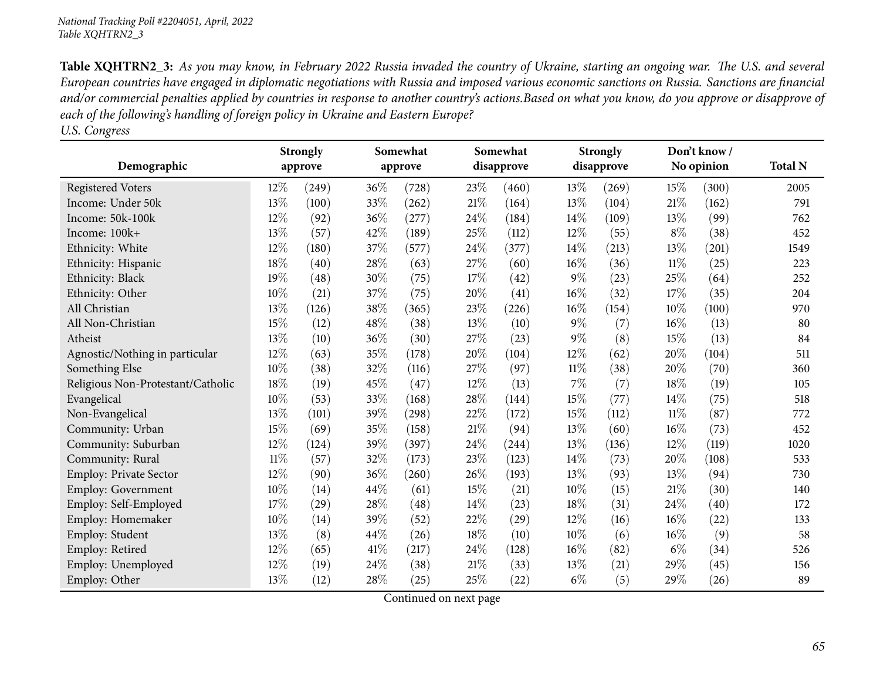**Table XQHTRN2_3:** *As you may know, in February 2022 Russia invaded the country of Ukraine, starting an ongoing war. The U.S. and several European countries have engaged in diplomatic negotiations with Russia and imposed various economic sanctions on Russia. Sanctions are financial and/or commercial penalties applied by countries in response to another country's actions.Based on what you know, do you approve or disapprove of each of the following's handling of foreign policy in Ukraine and Eastern Europe?*
*U.S. Congress*

| Demographic | Strongly approve | | Somewhat approve | | Somewhat disapprove | | Strongly disapprove | | Don't know / No opinion | | Total N |
|---|---|---|---|---|---|---|---|---|---|---|---|
| Registered Voters | 12% | (249) | 36% | (728) | 23% | (460) | 13% | (269) | 15% | (300) | 2005 |
| Income: Under 50k | 13% | (100) | 33% | (262) | 21% | (164) | 13% | (104) | 21% | (162) | 791 |
| Income: 50k-100k | 12% | (92) | 36% | (277) | 24% | (184) | 14% | (109) | 13% | (99) | 762 |
| Income: 100k+ | 13% | (57) | 42% | (189) | 25% | (112) | 12% | (55) | 8% | (38) | 452 |
| Ethnicity: White | 12% | (180) | 37% | (577) | 24% | (377) | 14% | (213) | 13% | (201) | 1549 |
| Ethnicity: Hispanic | 18% | (40) | 28% | (63) | 27% | (60) | 16% | (36) | 11% | (25) | 223 |
| Ethnicity: Black | 19% | (48) | 30% | (75) | 17% | (42) | 9% | (23) | 25% | (64) | 252 |
| Ethnicity: Other | 10% | (21) | 37% | (75) | 20% | (41) | 16% | (32) | 17% | (35) | 204 |
| All Christian | 13% | (126) | 38% | (365) | 23% | (226) | 16% | (154) | 10% | (100) | 970 |
| All Non-Christian | 15% | (12) | 48% | (38) | 13% | (10) | 9% | (7) | 16% | (13) | 80 |
| Atheist | 13% | (10) | 36% | (30) | 27% | (23) | 9% | (8) | 15% | (13) | 84 |
| Agnostic/Nothing in particular | 12% | (63) | 35% | (178) | 20% | (104) | 12% | (62) | 20% | (104) | 511 |
| Something Else | 10% | (38) | 32% | (116) | 27% | (97) | 11% | (38) | 20% | (70) | 360 |
| Religious Non-Protestant/Catholic | 18% | (19) | 45% | (47) | 12% | (13) | 7% | (7) | 18% | (19) | 105 |
| Evangelical | 10% | (53) | 33% | (168) | 28% | (144) | 15% | (77) | 14% | (75) | 518 |
| Non-Evangelical | 13% | (101) | 39% | (298) | 22% | (172) | 15% | (112) | 11% | (87) | 772 |
| Community: Urban | 15% | (69) | 35% | (158) | 21% | (94) | 13% | (60) | 16% | (73) | 452 |
| Community: Suburban | 12% | (124) | 39% | (397) | 24% | (244) | 13% | (136) | 12% | (119) | 1020 |
| Community: Rural | 11% | (57) | 32% | (173) | 23% | (123) | 14% | (73) | 20% | (108) | 533 |
| Employ: Private Sector | 12% | (90) | 36% | (260) | 26% | (193) | 13% | (93) | 13% | (94) | 730 |
| Employ: Government | 10% | (14) | 44% | (61) | 15% | (21) | 10% | (15) | 21% | (30) | 140 |
| Employ: Self-Employed | 17% | (29) | 28% | (48) | 14% | (23) | 18% | (31) | 24% | (40) | 172 |
| Employ: Homemaker | 10% | (14) | 39% | (52) | 22% | (29) | 12% | (16) | 16% | (22) | 133 |
| Employ: Student | 13% | (8) | 44% | (26) | 18% | (10) | 10% | (6) | 16% | (9) | 58 |
| Employ: Retired | 12% | (65) | 41% | (217) | 24% | (128) | 16% | (82) | 6% | (34) | 526 |
| Employ: Unemployed | 12% | (19) | 24% | (38) | 21% | (33) | 13% | (21) | 29% | (45) | 156 |
| Employ: Other | 13% | (12) | 28% | (25) | 25% | (22) | 6% | (5) | 29% | (26) | 89 |

Continued on next page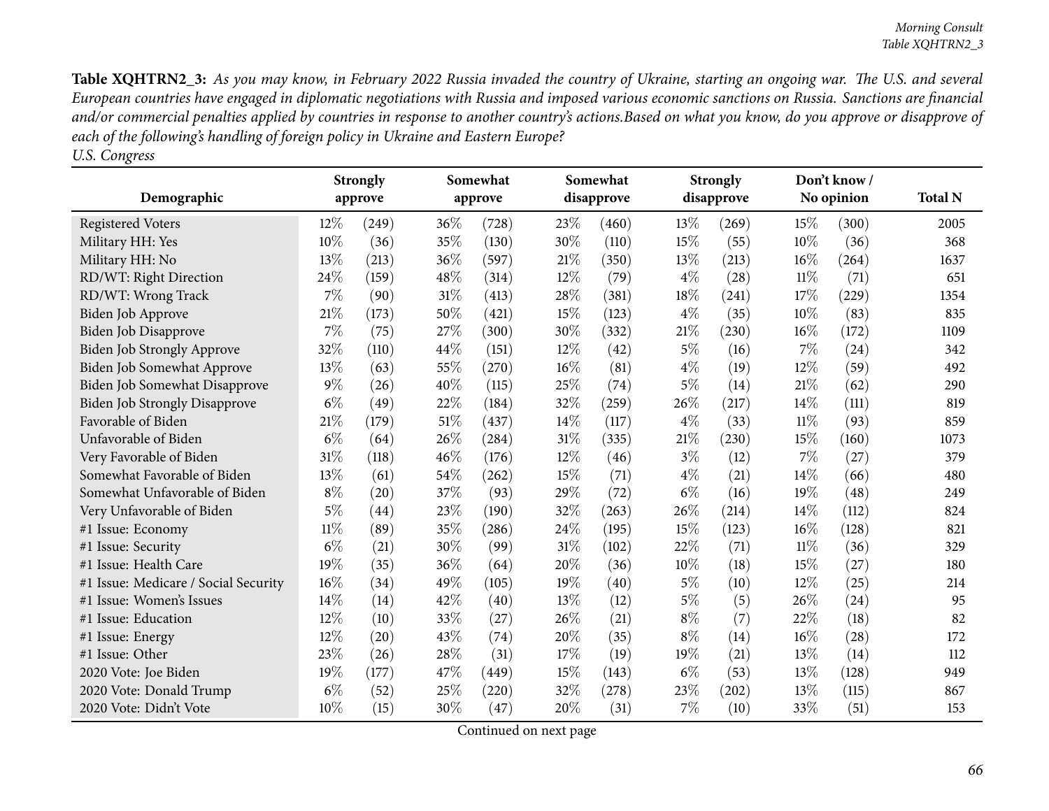**Table XQHTRN2_3:** *As you may know, in February 2022 Russia invaded the country of Ukraine, starting an ongoing war. The U.S. and several European countries have engaged in diplomatic negotiations with Russia and imposed various economic sanctions on Russia. Sanctions are financial and/or commercial penalties applied by countries in response to another country's actions.Based on what you know, do you approve or disapprove of each of the following's handling of foreign policy in Ukraine and Eastern Europe?*
*U.S. Congress*

| Demographic | Strongly approve | | Somewhat approve | | Somewhat disapprove | | Strongly disapprove | | Don't know / No opinion | | Total N |
|---|---|---|---|---|---|---|---|---|---|---|---|
| Registered Voters | 12% | (249) | 36% | (728) | 23% | (460) | 13% | (269) | 15% | (300) | 2005 |
| Military HH: Yes | 10% | (36) | 35% | (130) | 30% | (110) | 15% | (55) | 10% | (36) | 368 |
| Military HH: No | 13% | (213) | 36% | (597) | 21% | (350) | 13% | (213) | 16% | (264) | 1637 |
| RD/WT: Right Direction | 24% | (159) | 48% | (314) | 12% | (79) | 4% | (28) | 11% | (71) | 651 |
| RD/WT: Wrong Track | 7% | (90) | 31% | (413) | 28% | (381) | 18% | (241) | 17% | (229) | 1354 |
| Biden Job Approve | 21% | (173) | 50% | (421) | 15% | (123) | 4% | (35) | 10% | (83) | 835 |
| Biden Job Disapprove | 7% | (75) | 27% | (300) | 30% | (332) | 21% | (230) | 16% | (172) | 1109 |
| Biden Job Strongly Approve | 32% | (110) | 44% | (151) | 12% | (42) | 5% | (16) | 7% | (24) | 342 |
| Biden Job Somewhat Approve | 13% | (63) | 55% | (270) | 16% | (81) | 4% | (19) | 12% | (59) | 492 |
| Biden Job Somewhat Disapprove | 9% | (26) | 40% | (115) | 25% | (74) | 5% | (14) | 21% | (62) | 290 |
| Biden Job Strongly Disapprove | 6% | (49) | 22% | (184) | 32% | (259) | 26% | (217) | 14% | (111) | 819 |
| Favorable of Biden | 21% | (179) | 51% | (437) | 14% | (117) | 4% | (33) | 11% | (93) | 859 |
| Unfavorable of Biden | 6% | (64) | 26% | (284) | 31% | (335) | 21% | (230) | 15% | (160) | 1073 |
| Very Favorable of Biden | 31% | (118) | 46% | (176) | 12% | (46) | 3% | (12) | 7% | (27) | 379 |
| Somewhat Favorable of Biden | 13% | (61) | 54% | (262) | 15% | (71) | 4% | (21) | 14% | (66) | 480 |
| Somewhat Unfavorable of Biden | 8% | (20) | 37% | (93) | 29% | (72) | 6% | (16) | 19% | (48) | 249 |
| Very Unfavorable of Biden | 5% | (44) | 23% | (190) | 32% | (263) | 26% | (214) | 14% | (112) | 824 |
| #1 Issue: Economy | 11% | (89) | 35% | (286) | 24% | (195) | 15% | (123) | 16% | (128) | 821 |
| #1 Issue: Security | 6% | (21) | 30% | (99) | 31% | (102) | 22% | (71) | 11% | (36) | 329 |
| #1 Issue: Health Care | 19% | (35) | 36% | (64) | 20% | (36) | 10% | (18) | 15% | (27) | 180 |
| #1 Issue: Medicare / Social Security | 16% | (34) | 49% | (105) | 19% | (40) | 5% | (10) | 12% | (25) | 214 |
| #1 Issue: Women's Issues | 14% | (14) | 42% | (40) | 13% | (12) | 5% | (5) | 26% | (24) | 95 |
| #1 Issue: Education | 12% | (10) | 33% | (27) | 26% | (21) | 8% | (7) | 22% | (18) | 82 |
| #1 Issue: Energy | 12% | (20) | 43% | (74) | 20% | (35) | 8% | (14) | 16% | (28) | 172 |
| #1 Issue: Other | 23% | (26) | 28% | (31) | 17% | (19) | 19% | (21) | 13% | (14) | 112 |
| 2020 Vote: Joe Biden | 19% | (177) | 47% | (449) | 15% | (143) | 6% | (53) | 13% | (128) | 949 |
| 2020 Vote: Donald Trump | 6% | (52) | 25% | (220) | 32% | (278) | 23% | (202) | 13% | (115) | 867 |
| 2020 Vote: Didn't Vote | 10% | (15) | 30% | (47) | 20% | (31) | 7% | (10) | 33% | (51) | 153 |

Continued on next page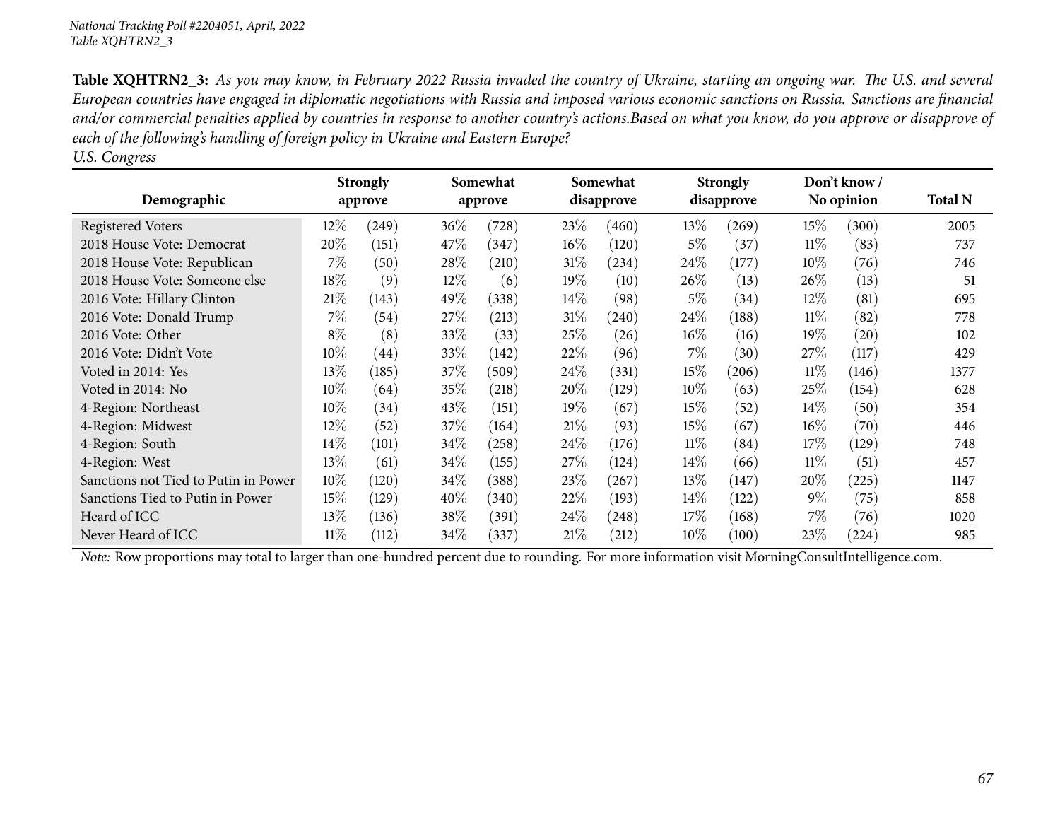**Table XQHTRN2_3:** *As you may know, in February 2022 Russia invaded the country of Ukraine, starting an ongoing war. The U.S. and several European countries have engaged in diplomatic negotiations with Russia and imposed various economic sanctions on Russia. Sanctions are financial and/or commercial penalties applied by countries in response to another country's actions.Based on what you know, do you approve or disapprove of each of the following's handling of foreign policy in Ukraine and Eastern Europe?*
*U.S. Congress*

| Demographic | Strongly approve | | Somewhat approve | | Somewhat disapprove | | Strongly disapprove | | Don't know / No opinion | | Total N |
|---|---|---|---|---|---|---|---|---|---|---|---|
| Registered Voters | 12% | (249) | 36% | (728) | 23% | (460) | 13% | (269) | 15% | (300) | 2005 |
| 2018 House Vote: Democrat | 20% | (151) | 47% | (347) | 16% | (120) | 5% | (37) | 11% | (83) | 737 |
| 2018 House Vote: Republican | 7% | (50) | 28% | (210) | 31% | (234) | 24% | (177) | 10% | (76) | 746 |
| 2018 House Vote: Someone else | 18% | (9) | 12% | (6) | 19% | (10) | 26% | (13) | 26% | (13) | 51 |
| 2016 Vote: Hillary Clinton | 21% | (143) | 49% | (338) | 14% | (98) | 5% | (34) | 12% | (81) | 695 |
| 2016 Vote: Donald Trump | 7% | (54) | 27% | (213) | 31% | (240) | 24% | (188) | 11% | (82) | 778 |
| 2016 Vote: Other | 8% | (8) | 33% | (33) | 25% | (26) | 16% | (16) | 19% | (20) | 102 |
| 2016 Vote: Didn't Vote | 10% | (44) | 33% | (142) | 22% | (96) | 7% | (30) | 27% | (117) | 429 |
| Voted in 2014: Yes | 13% | (185) | 37% | (509) | 24% | (331) | 15% | (206) | 11% | (146) | 1377 |
| Voted in 2014: No | 10% | (64) | 35% | (218) | 20% | (129) | 10% | (63) | 25% | (154) | 628 |
| 4-Region: Northeast | 10% | (34) | 43% | (151) | 19% | (67) | 15% | (52) | 14% | (50) | 354 |
| 4-Region: Midwest | 12% | (52) | 37% | (164) | 21% | (93) | 15% | (67) | 16% | (70) | 446 |
| 4-Region: South | 14% | (101) | 34% | (258) | 24% | (176) | 11% | (84) | 17% | (129) | 748 |
| 4-Region: West | 13% | (61) | 34% | (155) | 27% | (124) | 14% | (66) | 11% | (51) | 457 |
| Sanctions not Tied to Putin in Power | 10% | (120) | 34% | (388) | 23% | (267) | 13% | (147) | 20% | (225) | 1147 |
| Sanctions Tied to Putin in Power | 15% | (129) | 40% | (340) | 22% | (193) | 14% | (122) | 9% | (75) | 858 |
| Heard of ICC | 13% | (136) | 38% | (391) | 24% | (248) | 17% | (168) | 7% | (76) | 1020 |
| Never Heard of ICC | 11% | (112) | 34% | (337) | 21% | (212) | 10% | (100) | 23% | (224) | 985 |

*Note:* Row proportions may total to larger than one-hundred percent due to rounding. For more information visit MorningConsultIntelligence.com.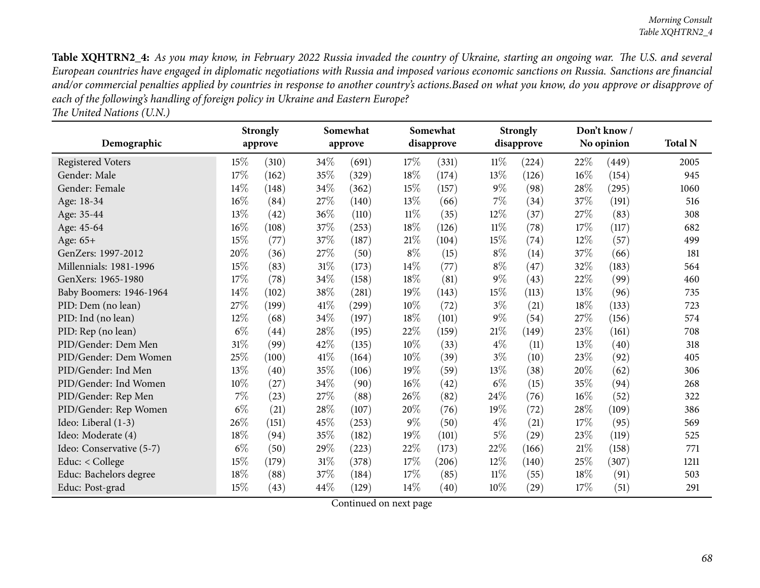**Table XQHTRN2_4:** *As you may know, in February 2022 Russia invaded the country of Ukraine, starting an ongoing war. The U.S. and several European countries have engaged in diplomatic negotiations with Russia and imposed various economic sanctions on Russia. Sanctions are financial and/or commercial penalties applied by countries in response to another country's actions.Based on what you know, do you approve or disapprove of each of the following's handling of foreign policy in Ukraine and Eastern Europe?*
*The United Nations (U.N.)*

| Demographic | Strongly approve | | Somewhat approve | | Somewhat disapprove | | Strongly disapprove | | Don't know / No opinion | | Total N |
|---|---|---|---|---|---|---|---|---|---|---|---|
| Registered Voters | 15% | (310) | 34% | (691) | 17% | (331) | 11% | (224) | 22% | (449) | 2005 |
| Gender: Male | 17% | (162) | 35% | (329) | 18% | (174) | 13% | (126) | 16% | (154) | 945 |
| Gender: Female | 14% | (148) | 34% | (362) | 15% | (157) | 9% | (98) | 28% | (295) | 1060 |
| Age: 18-34 | 16% | (84) | 27% | (140) | 13% | (66) | 7% | (34) | 37% | (191) | 516 |
| Age: 35-44 | 13% | (42) | 36% | (110) | 11% | (35) | 12% | (37) | 27% | (83) | 308 |
| Age: 45-64 | 16% | (108) | 37% | (253) | 18% | (126) | 11% | (78) | 17% | (117) | 682 |
| Age: 65+ | 15% | (77) | 37% | (187) | 21% | (104) | 15% | (74) | 12% | (57) | 499 |
| GenZers: 1997-2012 | 20% | (36) | 27% | (50) | 8% | (15) | 8% | (14) | 37% | (66) | 181 |
| Millennials: 1981-1996 | 15% | (83) | 31% | (173) | 14% | (77) | 8% | (47) | 32% | (183) | 564 |
| GenXers: 1965-1980 | 17% | (78) | 34% | (158) | 18% | (81) | 9% | (43) | 22% | (99) | 460 |
| Baby Boomers: 1946-1964 | 14% | (102) | 38% | (281) | 19% | (143) | 15% | (113) | 13% | (96) | 735 |
| PID: Dem (no lean) | 27% | (199) | 41% | (299) | 10% | (72) | 3% | (21) | 18% | (133) | 723 |
| PID: Ind (no lean) | 12% | (68) | 34% | (197) | 18% | (101) | 9% | (54) | 27% | (156) | 574 |
| PID: Rep (no lean) | 6% | (44) | 28% | (195) | 22% | (159) | 21% | (149) | 23% | (161) | 708 |
| PID/Gender: Dem Men | 31% | (99) | 42% | (135) | 10% | (33) | 4% | (11) | 13% | (40) | 318 |
| PID/Gender: Dem Women | 25% | (100) | 41% | (164) | 10% | (39) | 3% | (10) | 23% | (92) | 405 |
| PID/Gender: Ind Men | 13% | (40) | 35% | (106) | 19% | (59) | 13% | (38) | 20% | (62) | 306 |
| PID/Gender: Ind Women | 10% | (27) | 34% | (90) | 16% | (42) | 6% | (15) | 35% | (94) | 268 |
| PID/Gender: Rep Men | 7% | (23) | 27% | (88) | 26% | (82) | 24% | (76) | 16% | (52) | 322 |
| PID/Gender: Rep Women | 6% | (21) | 28% | (107) | 20% | (76) | 19% | (72) | 28% | (109) | 386 |
| Ideo: Liberal (1-3) | 26% | (151) | 45% | (253) | 9% | (50) | 4% | (21) | 17% | (95) | 569 |
| Ideo: Moderate (4) | 18% | (94) | 35% | (182) | 19% | (101) | 5% | (29) | 23% | (119) | 525 |
| Ideo: Conservative (5-7) | 6% | (50) | 29% | (223) | 22% | (173) | 22% | (166) | 21% | (158) | 771 |
| Educ: < College | 15% | (179) | 31% | (378) | 17% | (206) | 12% | (140) | 25% | (307) | 1211 |
| Educ: Bachelors degree | 18% | (88) | 37% | (184) | 17% | (85) | 11% | (55) | 18% | (91) | 503 |
| Educ: Post-grad | 15% | (43) | 44% | (129) | 14% | (40) | 10% | (29) | 17% | (51) | 291 |

Continued on next page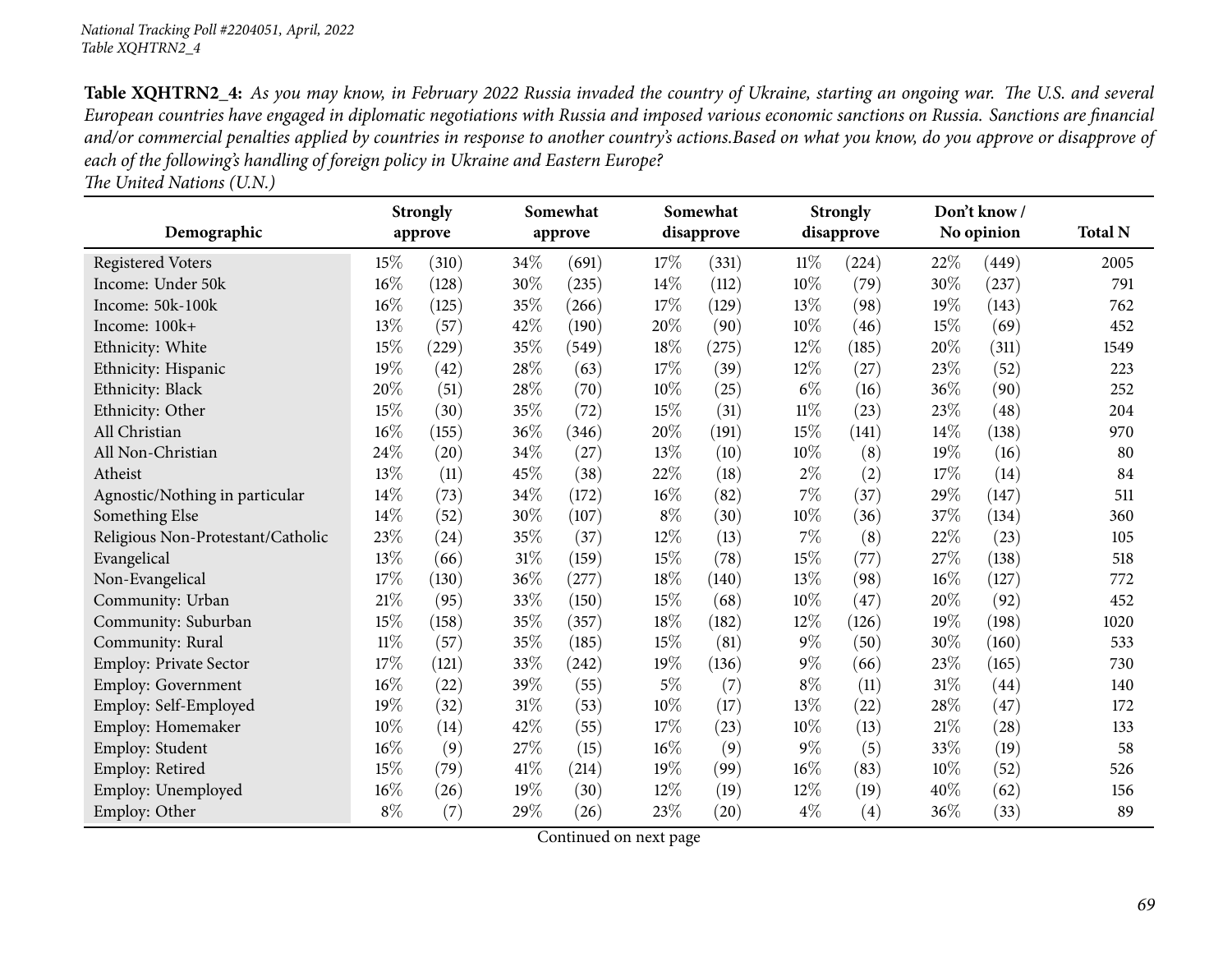**Table XQHTRN2_4:** *As you may know, in February 2022 Russia invaded the country of Ukraine, starting an ongoing war. The U.S. and several European countries have engaged in diplomatic negotiations with Russia and imposed various economic sanctions on Russia. Sanctions are financial and/or commercial penalties applied by countries in response to another country's actions.Based on what you know, do you approve or disapprove of each of the following's handling of foreign policy in Ukraine and Eastern Europe?*
*The United Nations (U.N.)*

| Demographic | Strongly approve | | Somewhat approve | | Somewhat disapprove | | Strongly disapprove | | Don't know / No opinion | | Total N |
|---|---|---|---|---|---|---|---|---|---|---|---|
| Registered Voters | 15% | (310) | 34% | (691) | 17% | (331) | 11% | (224) | 22% | (449) | 2005 |
| Income: Under 50k | 16% | (128) | 30% | (235) | 14% | (112) | 10% | (79) | 30% | (237) | 791 |
| Income: 50k-100k | 16% | (125) | 35% | (266) | 17% | (129) | 13% | (98) | 19% | (143) | 762 |
| Income: 100k+ | 13% | (57) | 42% | (190) | 20% | (90) | 10% | (46) | 15% | (69) | 452 |
| Ethnicity: White | 15% | (229) | 35% | (549) | 18% | (275) | 12% | (185) | 20% | (311) | 1549 |
| Ethnicity: Hispanic | 19% | (42) | 28% | (63) | 17% | (39) | 12% | (27) | 23% | (52) | 223 |
| Ethnicity: Black | 20% | (51) | 28% | (70) | 10% | (25) | 6% | (16) | 36% | (90) | 252 |
| Ethnicity: Other | 15% | (30) | 35% | (72) | 15% | (31) | 11% | (23) | 23% | (48) | 204 |
| All Christian | 16% | (155) | 36% | (346) | 20% | (191) | 15% | (141) | 14% | (138) | 970 |
| All Non-Christian | 24% | (20) | 34% | (27) | 13% | (10) | 10% | (8) | 19% | (16) | 80 |
| Atheist | 13% | (11) | 45% | (38) | 22% | (18) | 2% | (2) | 17% | (14) | 84 |
| Agnostic/Nothing in particular | 14% | (73) | 34% | (172) | 16% | (82) | 7% | (37) | 29% | (147) | 511 |
| Something Else | 14% | (52) | 30% | (107) | 8% | (30) | 10% | (36) | 37% | (134) | 360 |
| Religious Non-Protestant/Catholic | 23% | (24) | 35% | (37) | 12% | (13) | 7% | (8) | 22% | (23) | 105 |
| Evangelical | 13% | (66) | 31% | (159) | 15% | (78) | 15% | (77) | 27% | (138) | 518 |
| Non-Evangelical | 17% | (130) | 36% | (277) | 18% | (140) | 13% | (98) | 16% | (127) | 772 |
| Community: Urban | 21% | (95) | 33% | (150) | 15% | (68) | 10% | (47) | 20% | (92) | 452 |
| Community: Suburban | 15% | (158) | 35% | (357) | 18% | (182) | 12% | (126) | 19% | (198) | 1020 |
| Community: Rural | 11% | (57) | 35% | (185) | 15% | (81) | 9% | (50) | 30% | (160) | 533 |
| Employ: Private Sector | 17% | (121) | 33% | (242) | 19% | (136) | 9% | (66) | 23% | (165) | 730 |
| Employ: Government | 16% | (22) | 39% | (55) | 5% | (7) | 8% | (11) | 31% | (44) | 140 |
| Employ: Self-Employed | 19% | (32) | 31% | (53) | 10% | (17) | 13% | (22) | 28% | (47) | 172 |
| Employ: Homemaker | 10% | (14) | 42% | (55) | 17% | (23) | 10% | (13) | 21% | (28) | 133 |
| Employ: Student | 16% | (9) | 27% | (15) | 16% | (9) | 9% | (5) | 33% | (19) | 58 |
| Employ: Retired | 15% | (79) | 41% | (214) | 19% | (99) | 16% | (83) | 10% | (52) | 526 |
| Employ: Unemployed | 16% | (26) | 19% | (30) | 12% | (19) | 12% | (19) | 40% | (62) | 156 |
| Employ: Other | 8% | (7) | 29% | (26) | 23% | (20) | 4% | (4) | 36% | (33) | 89 |

Continued on next page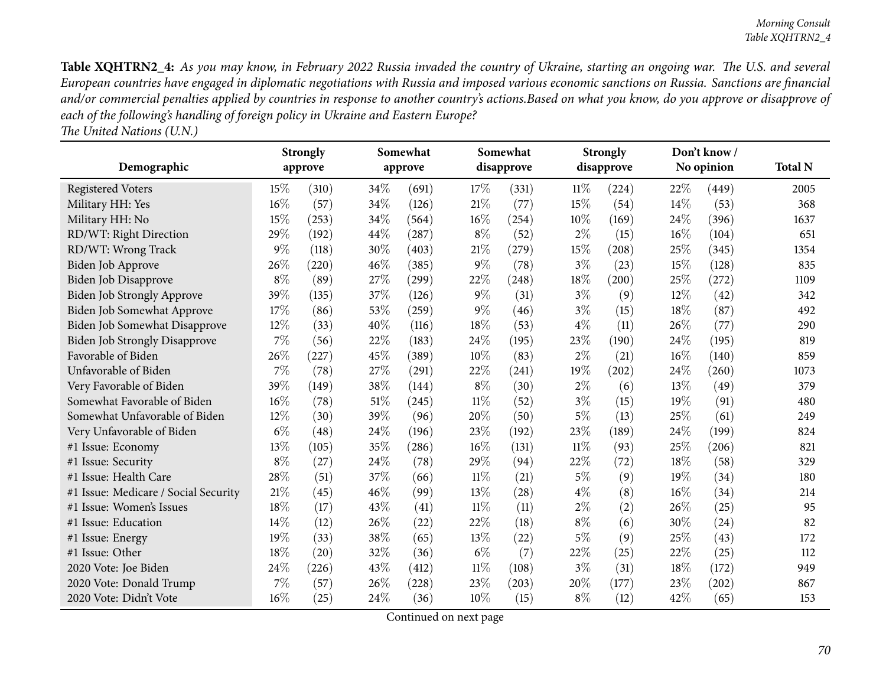**Table XQHTRN2_4:** *As you may know, in February 2022 Russia invaded the country of Ukraine, starting an ongoing war. The U.S. and several European countries have engaged in diplomatic negotiations with Russia and imposed various economic sanctions on Russia. Sanctions are financial and/or commercial penalties applied by countries in response to another country's actions.Based on what you know, do you approve or disapprove of each of the following's handling of foreign policy in Ukraine and Eastern Europe?*
*The United Nations (U.N.)*

| Demographic | Strongly approve | | Somewhat approve | | Somewhat disapprove | | Strongly disapprove | | Don't know / No opinion | | Total N |
|---|---|---|---|---|---|---|---|---|---|---|---|
| Registered Voters | 15% | (310) | 34% | (691) | 17% | (331) | 11% | (224) | 22% | (449) | 2005 |
| Military HH: Yes | 16% | (57) | 34% | (126) | 21% | (77) | 15% | (54) | 14% | (53) | 368 |
| Military HH: No | 15% | (253) | 34% | (564) | 16% | (254) | 10% | (169) | 24% | (396) | 1637 |
| RD/WT: Right Direction | 29% | (192) | 44% | (287) | 8% | (52) | 2% | (15) | 16% | (104) | 651 |
| RD/WT: Wrong Track | 9% | (118) | 30% | (403) | 21% | (279) | 15% | (208) | 25% | (345) | 1354 |
| Biden Job Approve | 26% | (220) | 46% | (385) | 9% | (78) | 3% | (23) | 15% | (128) | 835 |
| Biden Job Disapprove | 8% | (89) | 27% | (299) | 22% | (248) | 18% | (200) | 25% | (272) | 1109 |
| Biden Job Strongly Approve | 39% | (135) | 37% | (126) | 9% | (31) | 3% | (9) | 12% | (42) | 342 |
| Biden Job Somewhat Approve | 17% | (86) | 53% | (259) | 9% | (46) | 3% | (15) | 18% | (87) | 492 |
| Biden Job Somewhat Disapprove | 12% | (33) | 40% | (116) | 18% | (53) | 4% | (11) | 26% | (77) | 290 |
| Biden Job Strongly Disapprove | 7% | (56) | 22% | (183) | 24% | (195) | 23% | (190) | 24% | (195) | 819 |
| Favorable of Biden | 26% | (227) | 45% | (389) | 10% | (83) | 2% | (21) | 16% | (140) | 859 |
| Unfavorable of Biden | 7% | (78) | 27% | (291) | 22% | (241) | 19% | (202) | 24% | (260) | 1073 |
| Very Favorable of Biden | 39% | (149) | 38% | (144) | 8% | (30) | 2% | (6) | 13% | (49) | 379 |
| Somewhat Favorable of Biden | 16% | (78) | 51% | (245) | 11% | (52) | 3% | (15) | 19% | (91) | 480 |
| Somewhat Unfavorable of Biden | 12% | (30) | 39% | (96) | 20% | (50) | 5% | (13) | 25% | (61) | 249 |
| Very Unfavorable of Biden | 6% | (48) | 24% | (196) | 23% | (192) | 23% | (189) | 24% | (199) | 824 |
| #1 Issue: Economy | 13% | (105) | 35% | (286) | 16% | (131) | 11% | (93) | 25% | (206) | 821 |
| #1 Issue: Security | 8% | (27) | 24% | (78) | 29% | (94) | 22% | (72) | 18% | (58) | 329 |
| #1 Issue: Health Care | 28% | (51) | 37% | (66) | 11% | (21) | 5% | (9) | 19% | (34) | 180 |
| #1 Issue: Medicare / Social Security | 21% | (45) | 46% | (99) | 13% | (28) | 4% | (8) | 16% | (34) | 214 |
| #1 Issue: Women's Issues | 18% | (17) | 43% | (41) | 11% | (11) | 2% | (2) | 26% | (25) | 95 |
| #1 Issue: Education | 14% | (12) | 26% | (22) | 22% | (18) | 8% | (6) | 30% | (24) | 82 |
| #1 Issue: Energy | 19% | (33) | 38% | (65) | 13% | (22) | 5% | (9) | 25% | (43) | 172 |
| #1 Issue: Other | 18% | (20) | 32% | (36) | 6% | (7) | 22% | (25) | 22% | (25) | 112 |
| 2020 Vote: Joe Biden | 24% | (226) | 43% | (412) | 11% | (108) | 3% | (31) | 18% | (172) | 949 |
| 2020 Vote: Donald Trump | 7% | (57) | 26% | (228) | 23% | (203) | 20% | (177) | 23% | (202) | 867 |
| 2020 Vote: Didn't Vote | 16% | (25) | 24% | (36) | 10% | (15) | 8% | (12) | 42% | (65) | 153 |

Continued on next page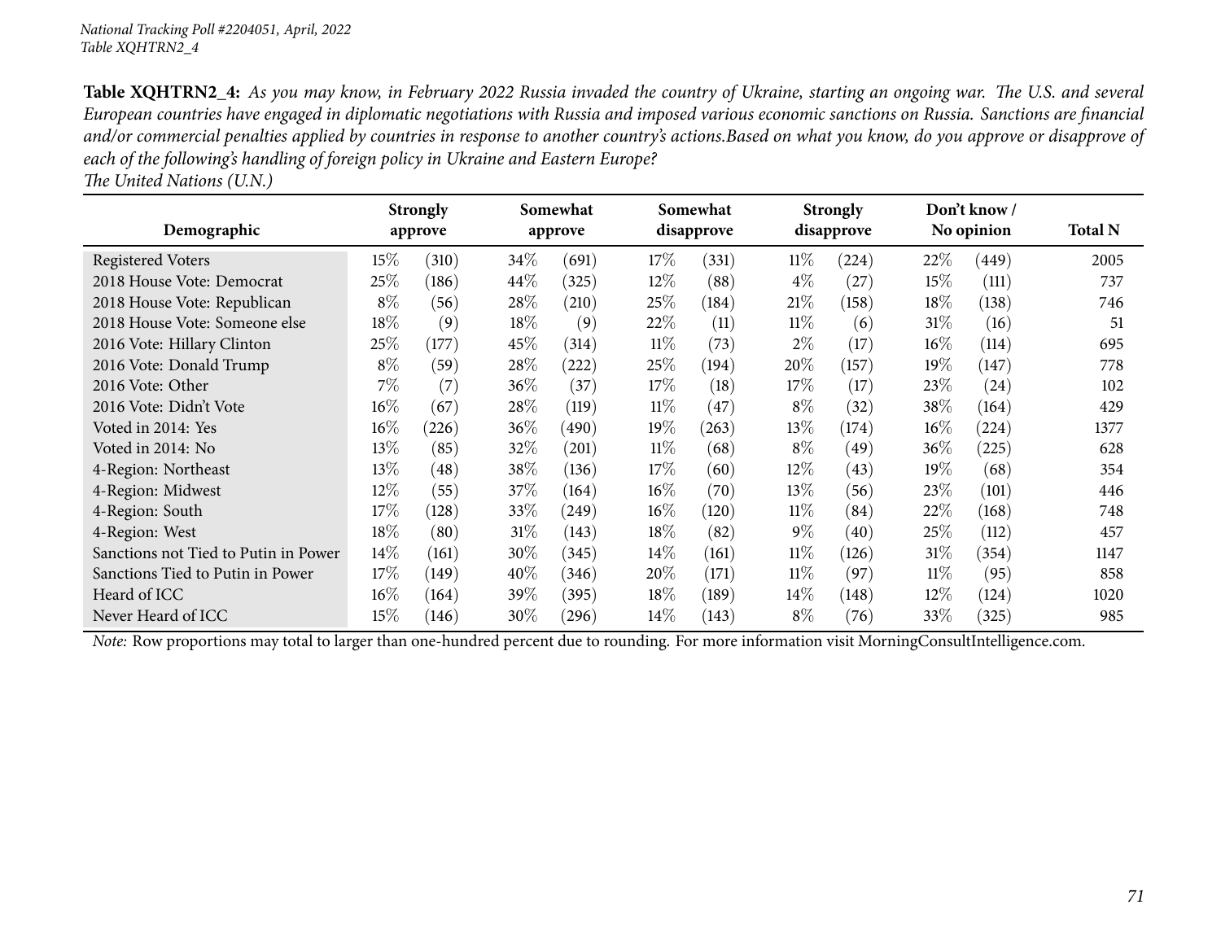*National Tracking Poll #2204051, April, 2022*
*Table XQHTRN2_4*

**Table XQHTRN2_4:** *As you may know, in February 2022 Russia invaded the country of Ukraine, starting an ongoing war. The U.S. and several European countries have engaged in diplomatic negotiations with Russia and imposed various economic sanctions on Russia. Sanctions are financial and/or commercial penalties applied by countries in response to another country's actions.Based on what you know, do you approve or disapprove of each of the following's handling of foreign policy in Ukraine and Eastern Europe?*
*The United Nations (U.N.)*

| Demographic | Strongly approve | | Somewhat approve | | Somewhat disapprove | | Strongly disapprove | | Don't know / No opinion | | Total N |
|---|---|---|---|---|---|---|---|---|---|---|---|
| Registered Voters | 15% | (310) | 34% | (691) | 17% | (331) | 11% | (224) | 22% | (449) | 2005 |
| 2018 House Vote: Democrat | 25% | (186) | 44% | (325) | 12% | (88) | 4% | (27) | 15% | (111) | 737 |
| 2018 House Vote: Republican | 8% | (56) | 28% | (210) | 25% | (184) | 21% | (158) | 18% | (138) | 746 |
| 2018 House Vote: Someone else | 18% | (9) | 18% | (9) | 22% | (11) | 11% | (6) | 31% | (16) | 51 |
| 2016 Vote: Hillary Clinton | 25% | (177) | 45% | (314) | 11% | (73) | 2% | (17) | 16% | (114) | 695 |
| 2016 Vote: Donald Trump | 8% | (59) | 28% | (222) | 25% | (194) | 20% | (157) | 19% | (147) | 778 |
| 2016 Vote: Other | 7% | (7) | 36% | (37) | 17% | (18) | 17% | (17) | 23% | (24) | 102 |
| 2016 Vote: Didn't Vote | 16% | (67) | 28% | (119) | 11% | (47) | 8% | (32) | 38% | (164) | 429 |
| Voted in 2014: Yes | 16% | (226) | 36% | (490) | 19% | (263) | 13% | (174) | 16% | (224) | 1377 |
| Voted in 2014: No | 13% | (85) | 32% | (201) | 11% | (68) | 8% | (49) | 36% | (225) | 628 |
| 4-Region: Northeast | 13% | (48) | 38% | (136) | 17% | (60) | 12% | (43) | 19% | (68) | 354 |
| 4-Region: Midwest | 12% | (55) | 37% | (164) | 16% | (70) | 13% | (56) | 23% | (101) | 446 |
| 4-Region: South | 17% | (128) | 33% | (249) | 16% | (120) | 11% | (84) | 22% | (168) | 748 |
| 4-Region: West | 18% | (80) | 31% | (143) | 18% | (82) | 9% | (40) | 25% | (112) | 457 |
| Sanctions not Tied to Putin in Power | 14% | (161) | 30% | (345) | 14% | (161) | 11% | (126) | 31% | (354) | 1147 |
| Sanctions Tied to Putin in Power | 17% | (149) | 40% | (346) | 20% | (171) | 11% | (97) | 11% | (95) | 858 |
| Heard of ICC | 16% | (164) | 39% | (395) | 18% | (189) | 14% | (148) | 12% | (124) | 1020 |
| Never Heard of ICC | 15% | (146) | 30% | (296) | 14% | (143) | 8% | (76) | 33% | (325) | 985 |

*Note:* Row proportions may total to larger than one-hundred percent due to rounding. For more information visit MorningConsultIntelligence.com.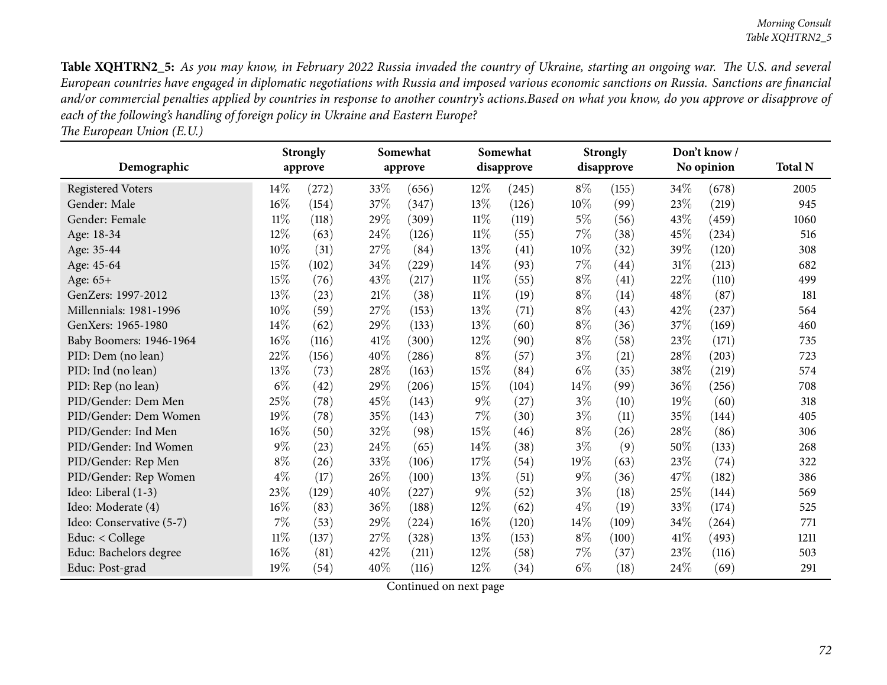**Table XQHTRN2_5:** *As you may know, in February 2022 Russia invaded the country of Ukraine, starting an ongoing war. The U.S. and several European countries have engaged in diplomatic negotiations with Russia and imposed various economic sanctions on Russia. Sanctions are financial and/or commercial penalties applied by countries in response to another country's actions.Based on what you know, do you approve or disapprove of each of the following's handling of foreign policy in Ukraine and Eastern Europe?*
*The European Union (E.U.)*

| Demographic | Strongly approve | | Somewhat approve | | Somewhat disapprove | | Strongly disapprove | | Don't know / No opinion | | Total N |
|---|---|---|---|---|---|---|---|---|---|---|---|
| Registered Voters | 14% | (272) | 33% | (656) | 12% | (245) | 8% | (155) | 34% | (678) | 2005 |
| Gender: Male | 16% | (154) | 37% | (347) | 13% | (126) | 10% | (99) | 23% | (219) | 945 |
| Gender: Female | 11% | (118) | 29% | (309) | 11% | (119) | 5% | (56) | 43% | (459) | 1060 |
| Age: 18-34 | 12% | (63) | 24% | (126) | 11% | (55) | 7% | (38) | 45% | (234) | 516 |
| Age: 35-44 | 10% | (31) | 27% | (84) | 13% | (41) | 10% | (32) | 39% | (120) | 308 |
| Age: 45-64 | 15% | (102) | 34% | (229) | 14% | (93) | 7% | (44) | 31% | (213) | 682 |
| Age: 65+ | 15% | (76) | 43% | (217) | 11% | (55) | 8% | (41) | 22% | (110) | 499 |
| GenZers: 1997-2012 | 13% | (23) | 21% | (38) | 11% | (19) | 8% | (14) | 48% | (87) | 181 |
| Millennials: 1981-1996 | 10% | (59) | 27% | (153) | 13% | (71) | 8% | (43) | 42% | (237) | 564 |
| GenXers: 1965-1980 | 14% | (62) | 29% | (133) | 13% | (60) | 8% | (36) | 37% | (169) | 460 |
| Baby Boomers: 1946-1964 | 16% | (116) | 41% | (300) | 12% | (90) | 8% | (58) | 23% | (171) | 735 |
| PID: Dem (no lean) | 22% | (156) | 40% | (286) | 8% | (57) | 3% | (21) | 28% | (203) | 723 |
| PID: Ind (no lean) | 13% | (73) | 28% | (163) | 15% | (84) | 6% | (35) | 38% | (219) | 574 |
| PID: Rep (no lean) | 6% | (42) | 29% | (206) | 15% | (104) | 14% | (99) | 36% | (256) | 708 |
| PID/Gender: Dem Men | 25% | (78) | 45% | (143) | 9% | (27) | 3% | (10) | 19% | (60) | 318 |
| PID/Gender: Dem Women | 19% | (78) | 35% | (143) | 7% | (30) | 3% | (11) | 35% | (144) | 405 |
| PID/Gender: Ind Men | 16% | (50) | 32% | (98) | 15% | (46) | 8% | (26) | 28% | (86) | 306 |
| PID/Gender: Ind Women | 9% | (23) | 24% | (65) | 14% | (38) | 3% | (9) | 50% | (133) | 268 |
| PID/Gender: Rep Men | 8% | (26) | 33% | (106) | 17% | (54) | 19% | (63) | 23% | (74) | 322 |
| PID/Gender: Rep Women | 4% | (17) | 26% | (100) | 13% | (51) | 9% | (36) | 47% | (182) | 386 |
| Ideo: Liberal (1-3) | 23% | (129) | 40% | (227) | 9% | (52) | 3% | (18) | 25% | (144) | 569 |
| Ideo: Moderate (4) | 16% | (83) | 36% | (188) | 12% | (62) | 4% | (19) | 33% | (174) | 525 |
| Ideo: Conservative (5-7) | 7% | (53) | 29% | (224) | 16% | (120) | 14% | (109) | 34% | (264) | 771 |
| Educ: < College | 11% | (137) | 27% | (328) | 13% | (153) | 8% | (100) | 41% | (493) | 1211 |
| Educ: Bachelors degree | 16% | (81) | 42% | (211) | 12% | (58) | 7% | (37) | 23% | (116) | 503 |
| Educ: Post-grad | 19% | (54) | 40% | (116) | 12% | (34) | 6% | (18) | 24% | (69) | 291 |

Continued on next page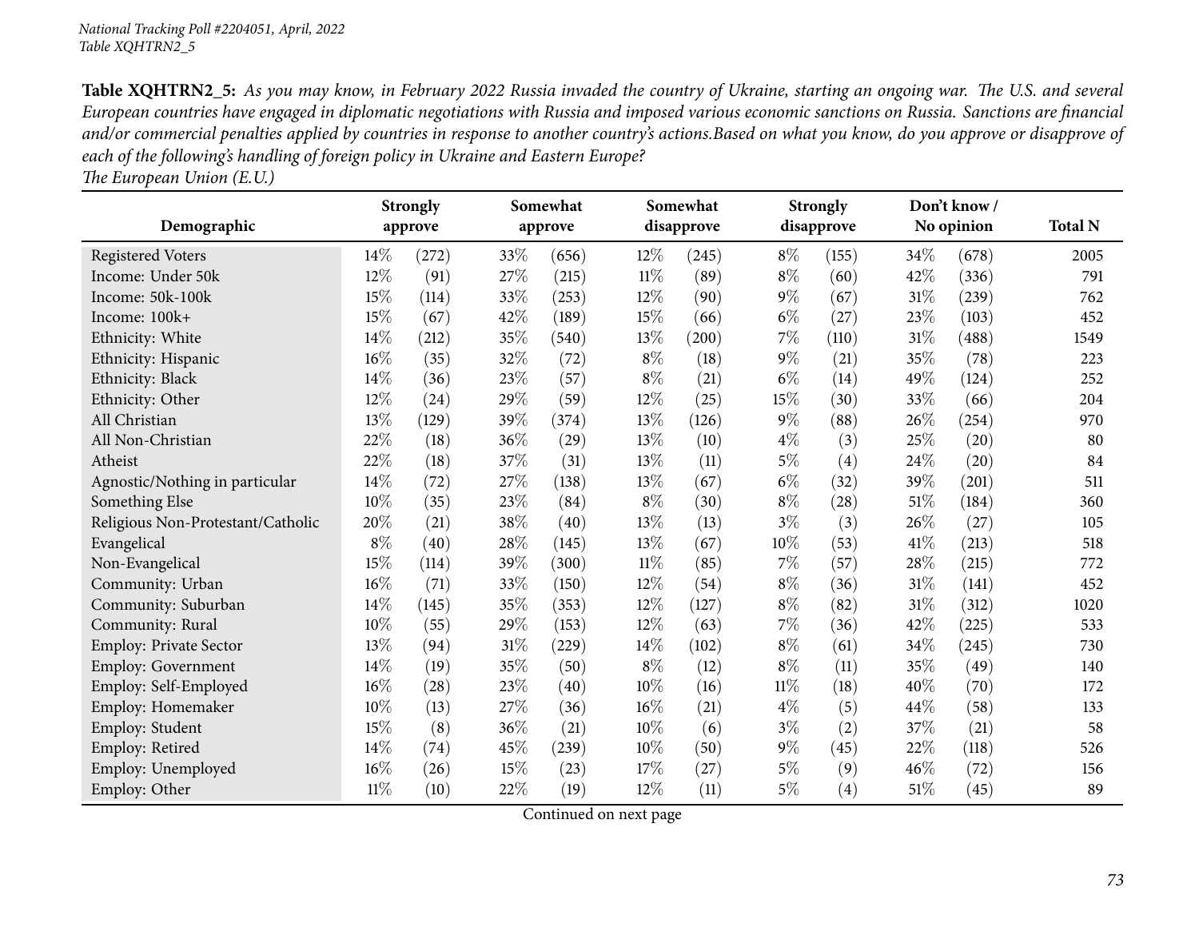**Table XQHTRN2_5:** *As you may know, in February 2022 Russia invaded the country of Ukraine, starting an ongoing war. The U.S. and several European countries have engaged in diplomatic negotiations with Russia and imposed various economic sanctions on Russia. Sanctions are financial and/or commercial penalties applied by countries in response to another country's actions.Based on what you know, do you approve or disapprove of each of the following's handling of foreign policy in Ukraine and Eastern Europe?*
*The European Union (E.U.)*

| Demographic | Strongly approve | | Somewhat approve | | Somewhat disapprove | | Strongly disapprove | | Don't know / No opinion | | Total N |
|---|---|---|---|---|---|---|---|---|---|---|---|
| Registered Voters | 14% | (272) | 33% | (656) | 12% | (245) | 8% | (155) | 34% | (678) | 2005 |
| Income: Under 50k | 12% | (91) | 27% | (215) | 11% | (89) | 8% | (60) | 42% | (336) | 791 |
| Income: 50k-100k | 15% | (114) | 33% | (253) | 12% | (90) | 9% | (67) | 31% | (239) | 762 |
| Income: 100k+ | 15% | (67) | 42% | (189) | 15% | (66) | 6% | (27) | 23% | (103) | 452 |
| Ethnicity: White | 14% | (212) | 35% | (540) | 13% | (200) | 7% | (110) | 31% | (488) | 1549 |
| Ethnicity: Hispanic | 16% | (35) | 32% | (72) | 8% | (18) | 9% | (21) | 35% | (78) | 223 |
| Ethnicity: Black | 14% | (36) | 23% | (57) | 8% | (21) | 6% | (14) | 49% | (124) | 252 |
| Ethnicity: Other | 12% | (24) | 29% | (59) | 12% | (25) | 15% | (30) | 33% | (66) | 204 |
| All Christian | 13% | (129) | 39% | (374) | 13% | (126) | 9% | (88) | 26% | (254) | 970 |
| All Non-Christian | 22% | (18) | 36% | (29) | 13% | (10) | 4% | (3) | 25% | (20) | 80 |
| Atheist | 22% | (18) | 37% | (31) | 13% | (11) | 5% | (4) | 24% | (20) | 84 |
| Agnostic/Nothing in particular | 14% | (72) | 27% | (138) | 13% | (67) | 6% | (32) | 39% | (201) | 511 |
| Something Else | 10% | (35) | 23% | (84) | 8% | (30) | 8% | (28) | 51% | (184) | 360 |
| Religious Non-Protestant/Catholic | 20% | (21) | 38% | (40) | 13% | (13) | 3% | (3) | 26% | (27) | 105 |
| Evangelical | 8% | (40) | 28% | (145) | 13% | (67) | 10% | (53) | 41% | (213) | 518 |
| Non-Evangelical | 15% | (114) | 39% | (300) | 11% | (85) | 7% | (57) | 28% | (215) | 772 |
| Community: Urban | 16% | (71) | 33% | (150) | 12% | (54) | 8% | (36) | 31% | (141) | 452 |
| Community: Suburban | 14% | (145) | 35% | (353) | 12% | (127) | 8% | (82) | 31% | (312) | 1020 |
| Community: Rural | 10% | (55) | 29% | (153) | 12% | (63) | 7% | (36) | 42% | (225) | 533 |
| Employ: Private Sector | 13% | (94) | 31% | (229) | 14% | (102) | 8% | (61) | 34% | (245) | 730 |
| Employ: Government | 14% | (19) | 35% | (50) | 8% | (12) | 8% | (11) | 35% | (49) | 140 |
| Employ: Self-Employed | 16% | (28) | 23% | (40) | 10% | (16) | 11% | (18) | 40% | (70) | 172 |
| Employ: Homemaker | 10% | (13) | 27% | (36) | 16% | (21) | 4% | (5) | 44% | (58) | 133 |
| Employ: Student | 15% | (8) | 36% | (21) | 10% | (6) | 3% | (2) | 37% | (21) | 58 |
| Employ: Retired | 14% | (74) | 45% | (239) | 10% | (50) | 9% | (45) | 22% | (118) | 526 |
| Employ: Unemployed | 16% | (26) | 15% | (23) | 17% | (27) | 5% | (9) | 46% | (72) | 156 |
| Employ: Other | 11% | (10) | 22% | (19) | 12% | (11) | 5% | (4) | 51% | (45) | 89 |

Continued on next page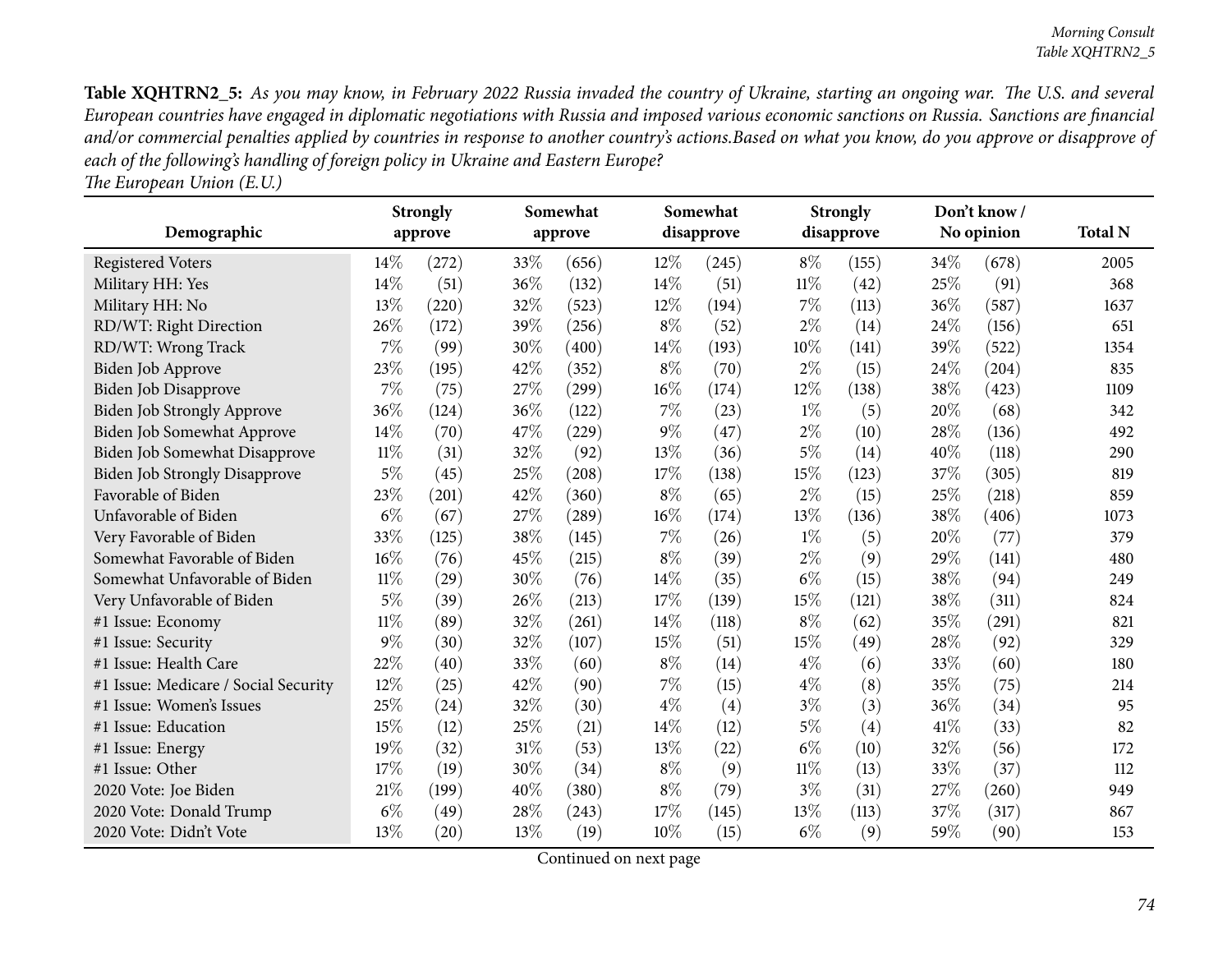**Table XQHTRN2_5:** *As you may know, in February 2022 Russia invaded the country of Ukraine, starting an ongoing war. The U.S. and several European countries have engaged in diplomatic negotiations with Russia and imposed various economic sanctions on Russia. Sanctions are financial and/or commercial penalties applied by countries in response to another country's actions.Based on what you know, do you approve or disapprove of each of the following's handling of foreign policy in Ukraine and Eastern Europe?*
*The European Union (E.U.)*

| Demographic | Strongly approve | | Somewhat approve | | Somewhat disapprove | | Strongly disapprove | | Don't know / No opinion | | Total N |
|---|---|---|---|---|---|---|---|---|---|---|---|
| Registered Voters | 14% | (272) | 33% | (656) | 12% | (245) | 8% | (155) | 34% | (678) | 2005 |
| Military HH: Yes | 14% | (51) | 36% | (132) | 14% | (51) | 11% | (42) | 25% | (91) | 368 |
| Military HH: No | 13% | (220) | 32% | (523) | 12% | (194) | 7% | (113) | 36% | (587) | 1637 |
| RD/WT: Right Direction | 26% | (172) | 39% | (256) | 8% | (52) | 2% | (14) | 24% | (156) | 651 |
| RD/WT: Wrong Track | 7% | (99) | 30% | (400) | 14% | (193) | 10% | (141) | 39% | (522) | 1354 |
| Biden Job Approve | 23% | (195) | 42% | (352) | 8% | (70) | 2% | (15) | 24% | (204) | 835 |
| Biden Job Disapprove | 7% | (75) | 27% | (299) | 16% | (174) | 12% | (138) | 38% | (423) | 1109 |
| Biden Job Strongly Approve | 36% | (124) | 36% | (122) | 7% | (23) | 1% | (5) | 20% | (68) | 342 |
| Biden Job Somewhat Approve | 14% | (70) | 47% | (229) | 9% | (47) | 2% | (10) | 28% | (136) | 492 |
| Biden Job Somewhat Disapprove | 11% | (31) | 32% | (92) | 13% | (36) | 5% | (14) | 40% | (118) | 290 |
| Biden Job Strongly Disapprove | 5% | (45) | 25% | (208) | 17% | (138) | 15% | (123) | 37% | (305) | 819 |
| Favorable of Biden | 23% | (201) | 42% | (360) | 8% | (65) | 2% | (15) | 25% | (218) | 859 |
| Unfavorable of Biden | 6% | (67) | 27% | (289) | 16% | (174) | 13% | (136) | 38% | (406) | 1073 |
| Very Favorable of Biden | 33% | (125) | 38% | (145) | 7% | (26) | 1% | (5) | 20% | (77) | 379 |
| Somewhat Favorable of Biden | 16% | (76) | 45% | (215) | 8% | (39) | 2% | (9) | 29% | (141) | 480 |
| Somewhat Unfavorable of Biden | 11% | (29) | 30% | (76) | 14% | (35) | 6% | (15) | 38% | (94) | 249 |
| Very Unfavorable of Biden | 5% | (39) | 26% | (213) | 17% | (139) | 15% | (121) | 38% | (311) | 824 |
| #1 Issue: Economy | 11% | (89) | 32% | (261) | 14% | (118) | 8% | (62) | 35% | (291) | 821 |
| #1 Issue: Security | 9% | (30) | 32% | (107) | 15% | (51) | 15% | (49) | 28% | (92) | 329 |
| #1 Issue: Health Care | 22% | (40) | 33% | (60) | 8% | (14) | 4% | (6) | 33% | (60) | 180 |
| #1 Issue: Medicare / Social Security | 12% | (25) | 42% | (90) | 7% | (15) | 4% | (8) | 35% | (75) | 214 |
| #1 Issue: Women's Issues | 25% | (24) | 32% | (30) | 4% | (4) | 3% | (3) | 36% | (34) | 95 |
| #1 Issue: Education | 15% | (12) | 25% | (21) | 14% | (12) | 5% | (4) | 41% | (33) | 82 |
| #1 Issue: Energy | 19% | (32) | 31% | (53) | 13% | (22) | 6% | (10) | 32% | (56) | 172 |
| #1 Issue: Other | 17% | (19) | 30% | (34) | 8% | (9) | 11% | (13) | 33% | (37) | 112 |
| 2020 Vote: Joe Biden | 21% | (199) | 40% | (380) | 8% | (79) | 3% | (31) | 27% | (260) | 949 |
| 2020 Vote: Donald Trump | 6% | (49) | 28% | (243) | 17% | (145) | 13% | (113) | 37% | (317) | 867 |
| 2020 Vote: Didn't Vote | 13% | (20) | 13% | (19) | 10% | (15) | 6% | (9) | 59% | (90) | 153 |

Continued on next page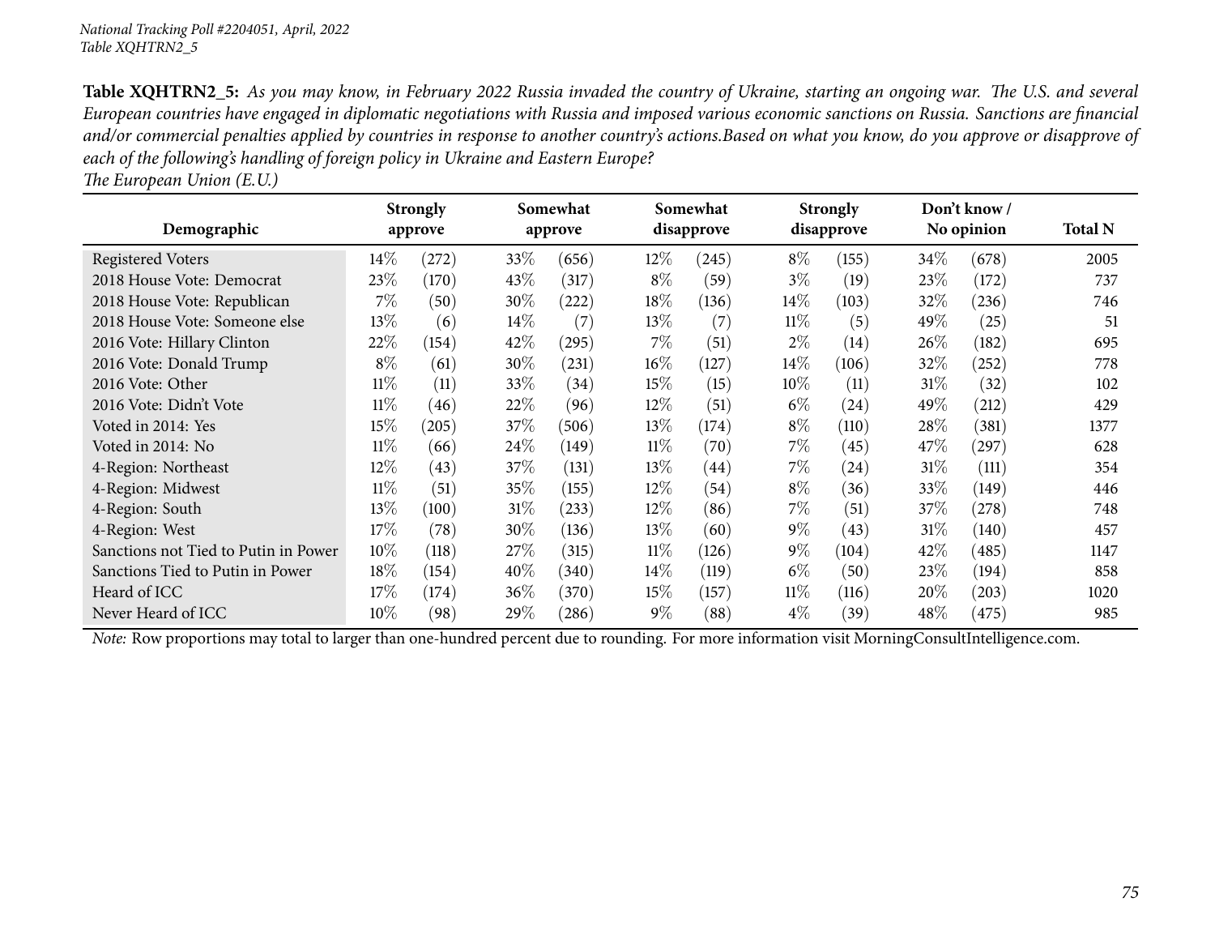**Table XQHTRN2_5:** *As you may know, in February 2022 Russia invaded the country of Ukraine, starting an ongoing war. The U.S. and several European countries have engaged in diplomatic negotiations with Russia and imposed various economic sanctions on Russia. Sanctions are financial and/or commercial penalties applied by countries in response to another country's actions.Based on what you know, do you approve or disapprove of each of the following's handling of foreign policy in Ukraine and Eastern Europe?*
*The European Union (E.U.)*

| Demographic | Strongly approve | | Somewhat approve | | Somewhat disapprove | | Strongly disapprove | | Don't know / No opinion | | Total N |
|---|---|---|---|---|---|---|---|---|---|---|---|
| Registered Voters | 14% | (272) | 33% | (656) | 12% | (245) | 8% | (155) | 34% | (678) | 2005 |
| 2018 House Vote: Democrat | 23% | (170) | 43% | (317) | 8% | (59) | 3% | (19) | 23% | (172) | 737 |
| 2018 House Vote: Republican | 7% | (50) | 30% | (222) | 18% | (136) | 14% | (103) | 32% | (236) | 746 |
| 2018 House Vote: Someone else | 13% | (6) | 14% | (7) | 13% | (7) | 11% | (5) | 49% | (25) | 51 |
| 2016 Vote: Hillary Clinton | 22% | (154) | 42% | (295) | 7% | (51) | 2% | (14) | 26% | (182) | 695 |
| 2016 Vote: Donald Trump | 8% | (61) | 30% | (231) | 16% | (127) | 14% | (106) | 32% | (252) | 778 |
| 2016 Vote: Other | 11% | (11) | 33% | (34) | 15% | (15) | 10% | (11) | 31% | (32) | 102 |
| 2016 Vote: Didn't Vote | 11% | (46) | 22% | (96) | 12% | (51) | 6% | (24) | 49% | (212) | 429 |
| Voted in 2014: Yes | 15% | (205) | 37% | (506) | 13% | (174) | 8% | (110) | 28% | (381) | 1377 |
| Voted in 2014: No | 11% | (66) | 24% | (149) | 11% | (70) | 7% | (45) | 47% | (297) | 628 |
| 4-Region: Northeast | 12% | (43) | 37% | (131) | 13% | (44) | 7% | (24) | 31% | (111) | 354 |
| 4-Region: Midwest | 11% | (51) | 35% | (155) | 12% | (54) | 8% | (36) | 33% | (149) | 446 |
| 4-Region: South | 13% | (100) | 31% | (233) | 12% | (86) | 7% | (51) | 37% | (278) | 748 |
| 4-Region: West | 17% | (78) | 30% | (136) | 13% | (60) | 9% | (43) | 31% | (140) | 457 |
| Sanctions not Tied to Putin in Power | 10% | (118) | 27% | (315) | 11% | (126) | 9% | (104) | 42% | (485) | 1147 |
| Sanctions Tied to Putin in Power | 18% | (154) | 40% | (340) | 14% | (119) | 6% | (50) | 23% | (194) | 858 |
| Heard of ICC | 17% | (174) | 36% | (370) | 15% | (157) | 11% | (116) | 20% | (203) | 1020 |
| Never Heard of ICC | 10% | (98) | 29% | (286) | 9% | (88) | 4% | (39) | 48% | (475) | 985 |

*Note:* Row proportions may total to larger than one-hundred percent due to rounding. For more information visit MorningConsultIntelligence.com.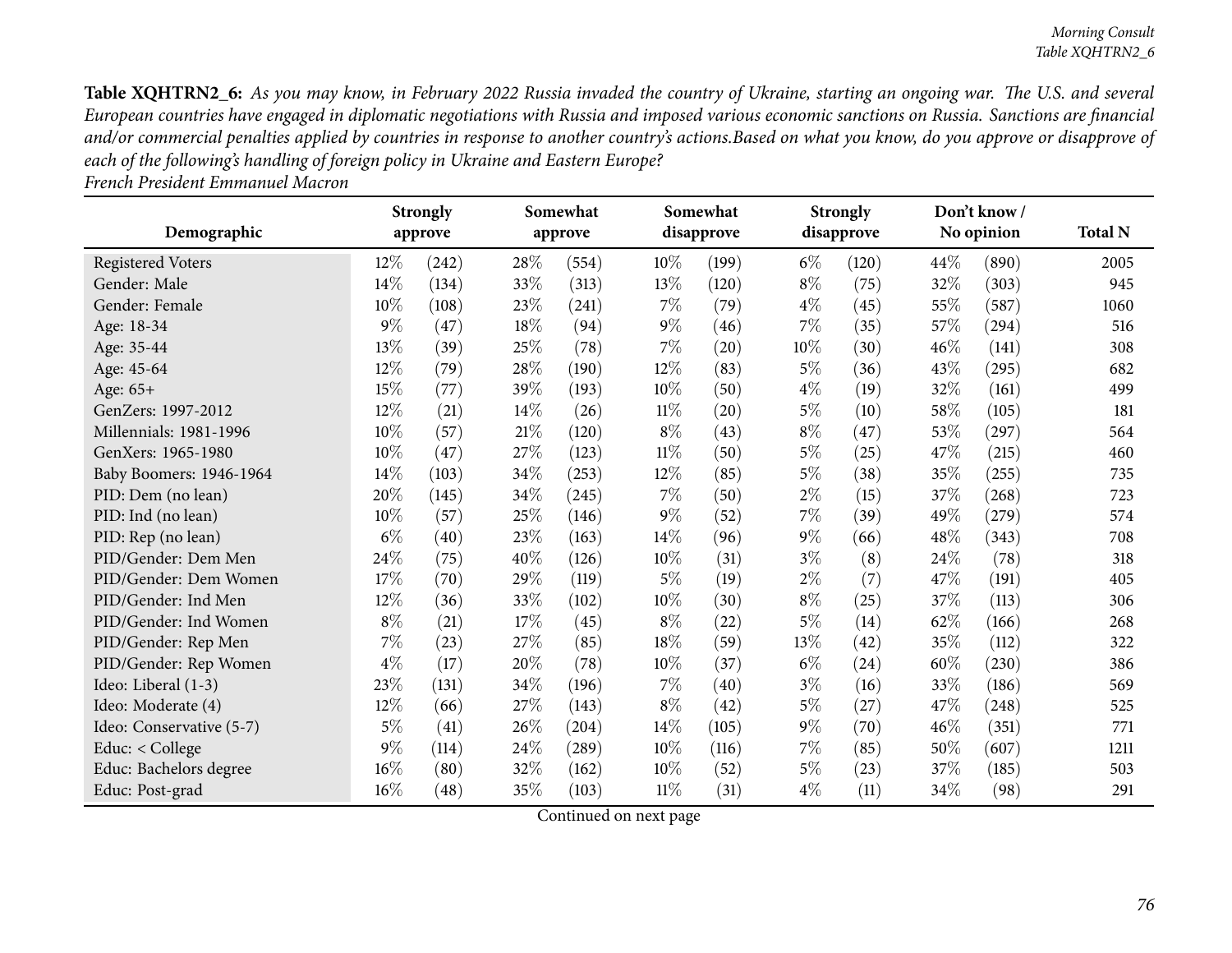**Table XQHTRN2_6:** *As you may know, in February 2022 Russia invaded the country of Ukraine, starting an ongoing war. The U.S. and several European countries have engaged in diplomatic negotiations with Russia and imposed various economic sanctions on Russia. Sanctions are financial and/or commercial penalties applied by countries in response to another country's actions.Based on what you know, do you approve or disapprove of each of the following's handling of foreign policy in Ukraine and Eastern Europe?*
*French President Emmanuel Macron*

| Demographic | Strongly approve | | Somewhat approve | | Somewhat disapprove | | Strongly disapprove | | Don't know / No opinion | | Total N |
|---|---|---|---|---|---|---|---|---|---|---|---|
| Registered Voters | 12% | (242) | 28% | (554) | 10% | (199) | 6% | (120) | 44% | (890) | 2005 |
| Gender: Male | 14% | (134) | 33% | (313) | 13% | (120) | 8% | (75) | 32% | (303) | 945 |
| Gender: Female | 10% | (108) | 23% | (241) | 7% | (79) | 4% | (45) | 55% | (587) | 1060 |
| Age: 18-34 | 9% | (47) | 18% | (94) | 9% | (46) | 7% | (35) | 57% | (294) | 516 |
| Age: 35-44 | 13% | (39) | 25% | (78) | 7% | (20) | 10% | (30) | 46% | (141) | 308 |
| Age: 45-64 | 12% | (79) | 28% | (190) | 12% | (83) | 5% | (36) | 43% | (295) | 682 |
| Age: 65+ | 15% | (77) | 39% | (193) | 10% | (50) | 4% | (19) | 32% | (161) | 499 |
| GenZers: 1997-2012 | 12% | (21) | 14% | (26) | 11% | (20) | 5% | (10) | 58% | (105) | 181 |
| Millennials: 1981-1996 | 10% | (57) | 21% | (120) | 8% | (43) | 8% | (47) | 53% | (297) | 564 |
| GenXers: 1965-1980 | 10% | (47) | 27% | (123) | 11% | (50) | 5% | (25) | 47% | (215) | 460 |
| Baby Boomers: 1946-1964 | 14% | (103) | 34% | (253) | 12% | (85) | 5% | (38) | 35% | (255) | 735 |
| PID: Dem (no lean) | 20% | (145) | 34% | (245) | 7% | (50) | 2% | (15) | 37% | (268) | 723 |
| PID: Ind (no lean) | 10% | (57) | 25% | (146) | 9% | (52) | 7% | (39) | 49% | (279) | 574 |
| PID: Rep (no lean) | 6% | (40) | 23% | (163) | 14% | (96) | 9% | (66) | 48% | (343) | 708 |
| PID/Gender: Dem Men | 24% | (75) | 40% | (126) | 10% | (31) | 3% | (8) | 24% | (78) | 318 |
| PID/Gender: Dem Women | 17% | (70) | 29% | (119) | 5% | (19) | 2% | (7) | 47% | (191) | 405 |
| PID/Gender: Ind Men | 12% | (36) | 33% | (102) | 10% | (30) | 8% | (25) | 37% | (113) | 306 |
| PID/Gender: Ind Women | 8% | (21) | 17% | (45) | 8% | (22) | 5% | (14) | 62% | (166) | 268 |
| PID/Gender: Rep Men | 7% | (23) | 27% | (85) | 18% | (59) | 13% | (42) | 35% | (112) | 322 |
| PID/Gender: Rep Women | 4% | (17) | 20% | (78) | 10% | (37) | 6% | (24) | 60% | (230) | 386 |
| Ideo: Liberal (1-3) | 23% | (131) | 34% | (196) | 7% | (40) | 3% | (16) | 33% | (186) | 569 |
| Ideo: Moderate (4) | 12% | (66) | 27% | (143) | 8% | (42) | 5% | (27) | 47% | (248) | 525 |
| Ideo: Conservative (5-7) | 5% | (41) | 26% | (204) | 14% | (105) | 9% | (70) | 46% | (351) | 771 |
| Educ: < College | 9% | (114) | 24% | (289) | 10% | (116) | 7% | (85) | 50% | (607) | 1211 |
| Educ: Bachelors degree | 16% | (80) | 32% | (162) | 10% | (52) | 5% | (23) | 37% | (185) | 503 |
| Educ: Post-grad | 16% | (48) | 35% | (103) | 11% | (31) | 4% | (11) | 34% | (98) | 291 |

Continued on next page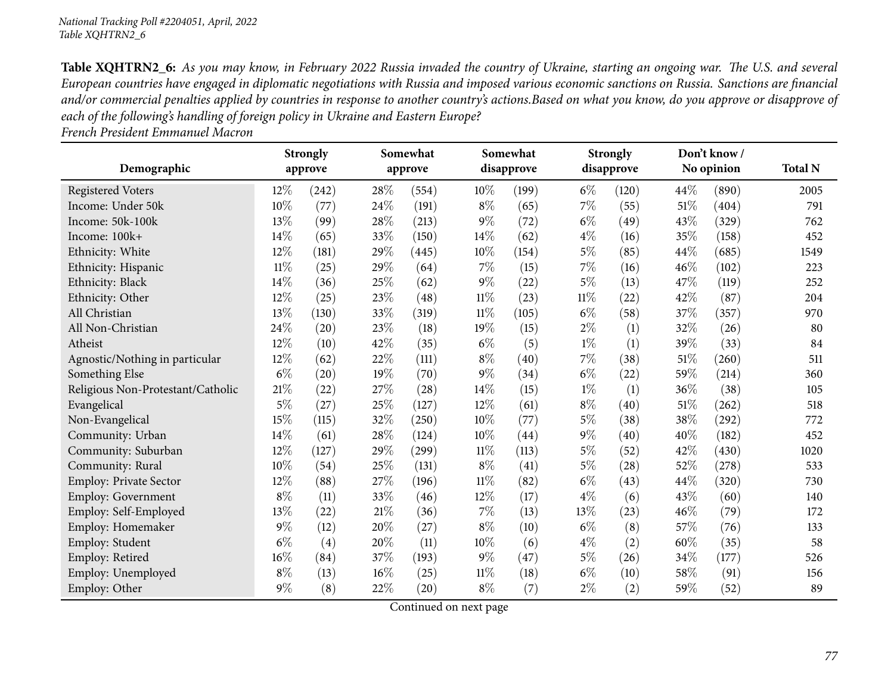**Table XQHTRN2_6:** *As you may know, in February 2022 Russia invaded the country of Ukraine, starting an ongoing war. The U.S. and several European countries have engaged in diplomatic negotiations with Russia and imposed various economic sanctions on Russia. Sanctions are financial and/or commercial penalties applied by countries in response to another country's actions.Based on what you know, do you approve or disapprove of each of the following's handling of foreign policy in Ukraine and Eastern Europe?*
*French President Emmanuel Macron*

| Demographic | Strongly approve | | Somewhat approve | | Somewhat disapprove | | Strongly disapprove | | Don't know / No opinion | | Total N |
|---|---|---|---|---|---|---|---|---|---|---|---|
| Registered Voters | 12% | (242) | 28% | (554) | 10% | (199) | 6% | (120) | 44% | (890) | 2005 |
| Income: Under 50k | 10% | (77) | 24% | (191) | 8% | (65) | 7% | (55) | 51% | (404) | 791 |
| Income: 50k-100k | 13% | (99) | 28% | (213) | 9% | (72) | 6% | (49) | 43% | (329) | 762 |
| Income: 100k+ | 14% | (65) | 33% | (150) | 14% | (62) | 4% | (16) | 35% | (158) | 452 |
| Ethnicity: White | 12% | (181) | 29% | (445) | 10% | (154) | 5% | (85) | 44% | (685) | 1549 |
| Ethnicity: Hispanic | 11% | (25) | 29% | (64) | 7% | (15) | 7% | (16) | 46% | (102) | 223 |
| Ethnicity: Black | 14% | (36) | 25% | (62) | 9% | (22) | 5% | (13) | 47% | (119) | 252 |
| Ethnicity: Other | 12% | (25) | 23% | (48) | 11% | (23) | 11% | (22) | 42% | (87) | 204 |
| All Christian | 13% | (130) | 33% | (319) | 11% | (105) | 6% | (58) | 37% | (357) | 970 |
| All Non-Christian | 24% | (20) | 23% | (18) | 19% | (15) | 2% | (1) | 32% | (26) | 80 |
| Atheist | 12% | (10) | 42% | (35) | 6% | (5) | 1% | (1) | 39% | (33) | 84 |
| Agnostic/Nothing in particular | 12% | (62) | 22% | (111) | 8% | (40) | 7% | (38) | 51% | (260) | 511 |
| Something Else | 6% | (20) | 19% | (70) | 9% | (34) | 6% | (22) | 59% | (214) | 360 |
| Religious Non-Protestant/Catholic | 21% | (22) | 27% | (28) | 14% | (15) | 1% | (1) | 36% | (38) | 105 |
| Evangelical | 5% | (27) | 25% | (127) | 12% | (61) | 8% | (40) | 51% | (262) | 518 |
| Non-Evangelical | 15% | (115) | 32% | (250) | 10% | (77) | 5% | (38) | 38% | (292) | 772 |
| Community: Urban | 14% | (61) | 28% | (124) | 10% | (44) | 9% | (40) | 40% | (182) | 452 |
| Community: Suburban | 12% | (127) | 29% | (299) | 11% | (113) | 5% | (52) | 42% | (430) | 1020 |
| Community: Rural | 10% | (54) | 25% | (131) | 8% | (41) | 5% | (28) | 52% | (278) | 533 |
| Employ: Private Sector | 12% | (88) | 27% | (196) | 11% | (82) | 6% | (43) | 44% | (320) | 730 |
| Employ: Government | 8% | (11) | 33% | (46) | 12% | (17) | 4% | (6) | 43% | (60) | 140 |
| Employ: Self-Employed | 13% | (22) | 21% | (36) | 7% | (13) | 13% | (23) | 46% | (79) | 172 |
| Employ: Homemaker | 9% | (12) | 20% | (27) | 8% | (10) | 6% | (8) | 57% | (76) | 133 |
| Employ: Student | 6% | (4) | 20% | (11) | 10% | (6) | 4% | (2) | 60% | (35) | 58 |
| Employ: Retired | 16% | (84) | 37% | (193) | 9% | (47) | 5% | (26) | 34% | (177) | 526 |
| Employ: Unemployed | 8% | (13) | 16% | (25) | 11% | (18) | 6% | (10) | 58% | (91) | 156 |
| Employ: Other | 9% | (8) | 22% | (20) | 8% | (7) | 2% | (2) | 59% | (52) | 89 |

Continued on next page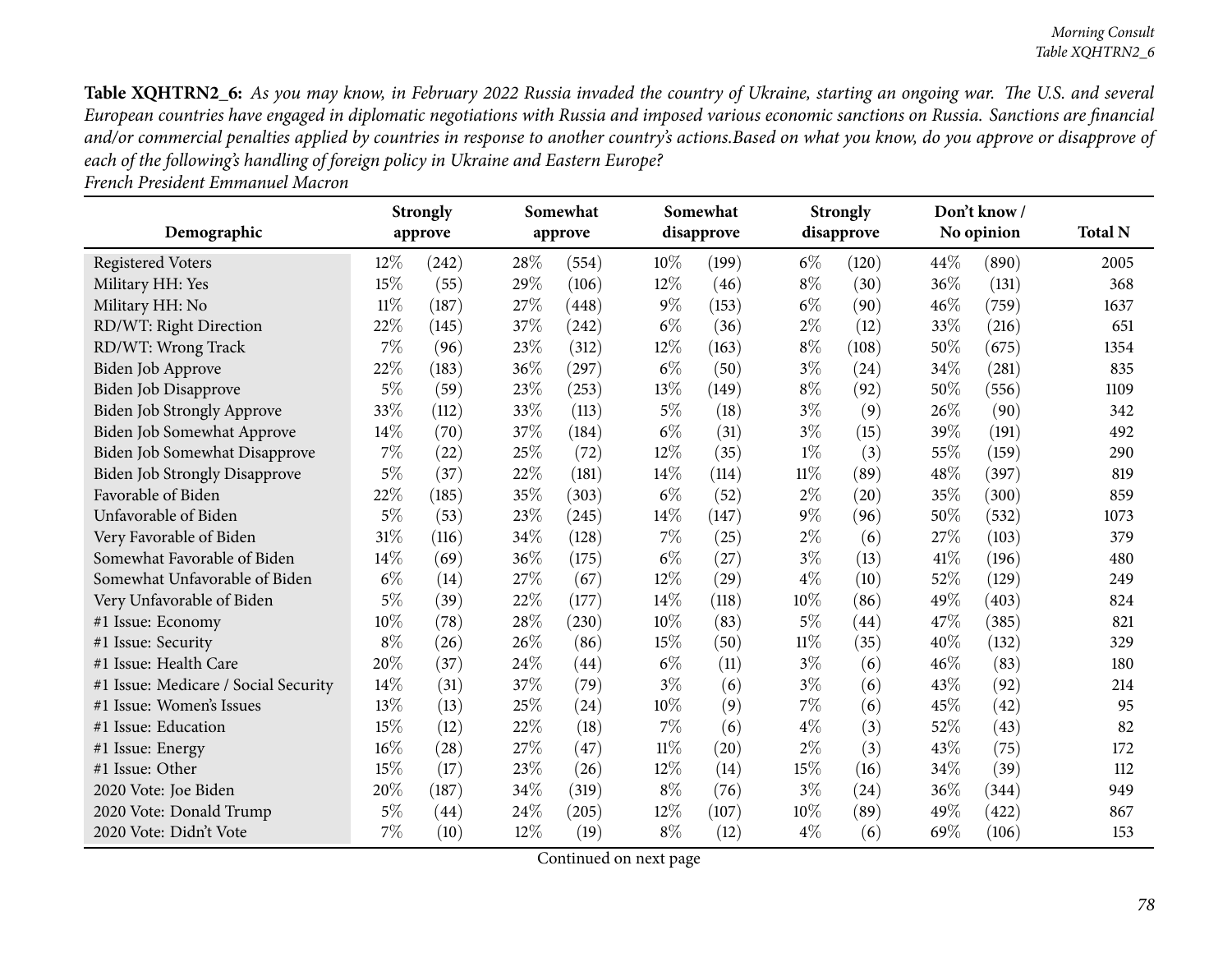**Table XQHTRN2_6:** *As you may know, in February 2022 Russia invaded the country of Ukraine, starting an ongoing war. The U.S. and several European countries have engaged in diplomatic negotiations with Russia and imposed various economic sanctions on Russia. Sanctions are financial and/or commercial penalties applied by countries in response to another country's actions.Based on what you know, do you approve or disapprove of each of the following's handling of foreign policy in Ukraine and Eastern Europe?*
*French President Emmanuel Macron*

| Demographic | Strongly approve | | Somewhat approve | | Somewhat disapprove | | Strongly disapprove | | Don't know / No opinion | | Total N |
|---|---|---|---|---|---|---|---|---|---|---|---|
| Registered Voters | 12% | (242) | 28% | (554) | 10% | (199) | 6% | (120) | 44% | (890) | 2005 |
| Military HH: Yes | 15% | (55) | 29% | (106) | 12% | (46) | 8% | (30) | 36% | (131) | 368 |
| Military HH: No | 11% | (187) | 27% | (448) | 9% | (153) | 6% | (90) | 46% | (759) | 1637 |
| RD/WT: Right Direction | 22% | (145) | 37% | (242) | 6% | (36) | 2% | (12) | 33% | (216) | 651 |
| RD/WT: Wrong Track | 7% | (96) | 23% | (312) | 12% | (163) | 8% | (108) | 50% | (675) | 1354 |
| Biden Job Approve | 22% | (183) | 36% | (297) | 6% | (50) | 3% | (24) | 34% | (281) | 835 |
| Biden Job Disapprove | 5% | (59) | 23% | (253) | 13% | (149) | 8% | (92) | 50% | (556) | 1109 |
| Biden Job Strongly Approve | 33% | (112) | 33% | (113) | 5% | (18) | 3% | (9) | 26% | (90) | 342 |
| Biden Job Somewhat Approve | 14% | (70) | 37% | (184) | 6% | (31) | 3% | (15) | 39% | (191) | 492 |
| Biden Job Somewhat Disapprove | 7% | (22) | 25% | (72) | 12% | (35) | 1% | (3) | 55% | (159) | 290 |
| Biden Job Strongly Disapprove | 5% | (37) | 22% | (181) | 14% | (114) | 11% | (89) | 48% | (397) | 819 |
| Favorable of Biden | 22% | (185) | 35% | (303) | 6% | (52) | 2% | (20) | 35% | (300) | 859 |
| Unfavorable of Biden | 5% | (53) | 23% | (245) | 14% | (147) | 9% | (96) | 50% | (532) | 1073 |
| Very Favorable of Biden | 31% | (116) | 34% | (128) | 7% | (25) | 2% | (6) | 27% | (103) | 379 |
| Somewhat Favorable of Biden | 14% | (69) | 36% | (175) | 6% | (27) | 3% | (13) | 41% | (196) | 480 |
| Somewhat Unfavorable of Biden | 6% | (14) | 27% | (67) | 12% | (29) | 4% | (10) | 52% | (129) | 249 |
| Very Unfavorable of Biden | 5% | (39) | 22% | (177) | 14% | (118) | 10% | (86) | 49% | (403) | 824 |
| #1 Issue: Economy | 10% | (78) | 28% | (230) | 10% | (83) | 5% | (44) | 47% | (385) | 821 |
| #1 Issue: Security | 8% | (26) | 26% | (86) | 15% | (50) | 11% | (35) | 40% | (132) | 329 |
| #1 Issue: Health Care | 20% | (37) | 24% | (44) | 6% | (11) | 3% | (6) | 46% | (83) | 180 |
| #1 Issue: Medicare / Social Security | 14% | (31) | 37% | (79) | 3% | (6) | 3% | (6) | 43% | (92) | 214 |
| #1 Issue: Women's Issues | 13% | (13) | 25% | (24) | 10% | (9) | 7% | (6) | 45% | (42) | 95 |
| #1 Issue: Education | 15% | (12) | 22% | (18) | 7% | (6) | 4% | (3) | 52% | (43) | 82 |
| #1 Issue: Energy | 16% | (28) | 27% | (47) | 11% | (20) | 2% | (3) | 43% | (75) | 172 |
| #1 Issue: Other | 15% | (17) | 23% | (26) | 12% | (14) | 15% | (16) | 34% | (39) | 112 |
| 2020 Vote: Joe Biden | 20% | (187) | 34% | (319) | 8% | (76) | 3% | (24) | 36% | (344) | 949 |
| 2020 Vote: Donald Trump | 5% | (44) | 24% | (205) | 12% | (107) | 10% | (89) | 49% | (422) | 867 |
| 2020 Vote: Didn't Vote | 7% | (10) | 12% | (19) | 8% | (12) | 4% | (6) | 69% | (106) | 153 |

Continued on next page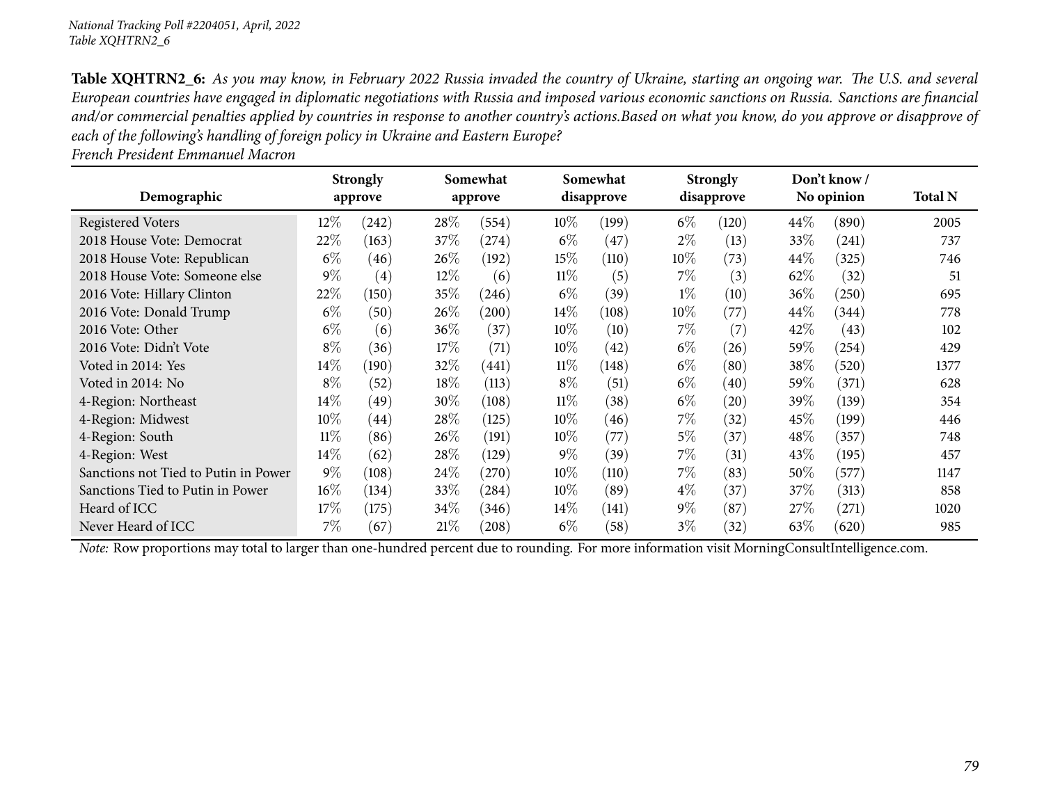*National Tracking Poll #2204051, April, 2022*
*Table XQHTRN2_6*

**Table XQHTRN2_6:** *As you may know, in February 2022 Russia invaded the country of Ukraine, starting an ongoing war. The U.S. and several European countries have engaged in diplomatic negotiations with Russia and imposed various economic sanctions on Russia. Sanctions are financial and/or commercial penalties applied by countries in response to another country's actions.Based on what you know, do you approve or disapprove of each of the following's handling of foreign policy in Ukraine and Eastern Europe?*
*French President Emmanuel Macron*

| Demographic | Strongly approve | | Somewhat approve | | Somewhat disapprove | | Strongly disapprove | | Don't know / No opinion | | Total N |
|---|---|---|---|---|---|---|---|---|---|---|---|
| Registered Voters | 12% | (242) | 28% | (554) | 10% | (199) | 6% | (120) | 44% | (890) | 2005 |
| 2018 House Vote: Democrat | 22% | (163) | 37% | (274) | 6% | (47) | 2% | (13) | 33% | (241) | 737 |
| 2018 House Vote: Republican | 6% | (46) | 26% | (192) | 15% | (110) | 10% | (73) | 44% | (325) | 746 |
| 2018 House Vote: Someone else | 9% | (4) | 12% | (6) | 11% | (5) | 7% | (3) | 62% | (32) | 51 |
| 2016 Vote: Hillary Clinton | 22% | (150) | 35% | (246) | 6% | (39) | 1% | (10) | 36% | (250) | 695 |
| 2016 Vote: Donald Trump | 6% | (50) | 26% | (200) | 14% | (108) | 10% | (77) | 44% | (344) | 778 |
| 2016 Vote: Other | 6% | (6) | 36% | (37) | 10% | (10) | 7% | (7) | 42% | (43) | 102 |
| 2016 Vote: Didn't Vote | 8% | (36) | 17% | (71) | 10% | (42) | 6% | (26) | 59% | (254) | 429 |
| Voted in 2014: Yes | 14% | (190) | 32% | (441) | 11% | (148) | 6% | (80) | 38% | (520) | 1377 |
| Voted in 2014: No | 8% | (52) | 18% | (113) | 8% | (51) | 6% | (40) | 59% | (371) | 628 |
| 4-Region: Northeast | 14% | (49) | 30% | (108) | 11% | (38) | 6% | (20) | 39% | (139) | 354 |
| 4-Region: Midwest | 10% | (44) | 28% | (125) | 10% | (46) | 7% | (32) | 45% | (199) | 446 |
| 4-Region: South | 11% | (86) | 26% | (191) | 10% | (77) | 5% | (37) | 48% | (357) | 748 |
| 4-Region: West | 14% | (62) | 28% | (129) | 9% | (39) | 7% | (31) | 43% | (195) | 457 |
| Sanctions not Tied to Putin in Power | 9% | (108) | 24% | (270) | 10% | (110) | 7% | (83) | 50% | (577) | 1147 |
| Sanctions Tied to Putin in Power | 16% | (134) | 33% | (284) | 10% | (89) | 4% | (37) | 37% | (313) | 858 |
| Heard of ICC | 17% | (175) | 34% | (346) | 14% | (141) | 9% | (87) | 27% | (271) | 1020 |
| Never Heard of ICC | 7% | (67) | 21% | (208) | 6% | (58) | 3% | (32) | 63% | (620) | 985 |

*Note:* Row proportions may total to larger than one-hundred percent due to rounding. For more information visit MorningConsultIntelligence.com.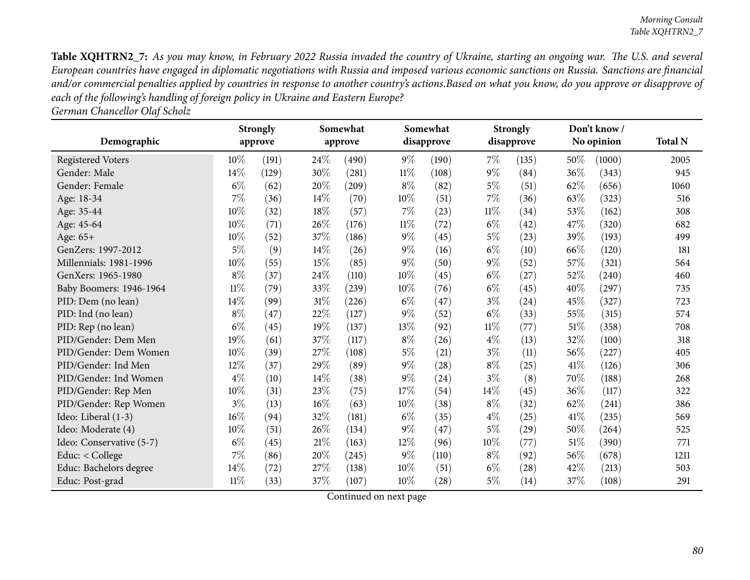**Table XQHTRN2_7:** *As you may know, in February 2022 Russia invaded the country of Ukraine, starting an ongoing war. The U.S. and several European countries have engaged in diplomatic negotiations with Russia and imposed various economic sanctions on Russia. Sanctions are financial and/or commercial penalties applied by countries in response to another country's actions.Based on what you know, do you approve or disapprove of each of the following's handling of foreign policy in Ukraine and Eastern Europe?*
*German Chancellor Olaf Scholz*

| Demographic | Strongly approve | | Somewhat approve | | Somewhat disapprove | | Strongly disapprove | | Don't know / No opinion | | Total N |
|---|---|---|---|---|---|---|---|---|---|---|---|
| Registered Voters | 10% | (191) | 24% | (490) | 9% | (190) | 7% | (135) | 50% | (1000) | 2005 |
| Gender: Male | 14% | (129) | 30% | (281) | 11% | (108) | 9% | (84) | 36% | (343) | 945 |
| Gender: Female | 6% | (62) | 20% | (209) | 8% | (82) | 5% | (51) | 62% | (656) | 1060 |
| Age: 18-34 | 7% | (36) | 14% | (70) | 10% | (51) | 7% | (36) | 63% | (323) | 516 |
| Age: 35-44 | 10% | (32) | 18% | (57) | 7% | (23) | 11% | (34) | 53% | (162) | 308 |
| Age: 45-64 | 10% | (71) | 26% | (176) | 11% | (72) | 6% | (42) | 47% | (320) | 682 |
| Age: 65+ | 10% | (52) | 37% | (186) | 9% | (45) | 5% | (23) | 39% | (193) | 499 |
| GenZers: 1997-2012 | 5% | (9) | 14% | (26) | 9% | (16) | 6% | (10) | 66% | (120) | 181 |
| Millennials: 1981-1996 | 10% | (55) | 15% | (85) | 9% | (50) | 9% | (52) | 57% | (321) | 564 |
| GenXers: 1965-1980 | 8% | (37) | 24% | (110) | 10% | (45) | 6% | (27) | 52% | (240) | 460 |
| Baby Boomers: 1946-1964 | 11% | (79) | 33% | (239) | 10% | (76) | 6% | (45) | 40% | (297) | 735 |
| PID: Dem (no lean) | 14% | (99) | 31% | (226) | 6% | (47) | 3% | (24) | 45% | (327) | 723 |
| PID: Ind (no lean) | 8% | (47) | 22% | (127) | 9% | (52) | 6% | (33) | 55% | (315) | 574 |
| PID: Rep (no lean) | 6% | (45) | 19% | (137) | 13% | (92) | 11% | (77) | 51% | (358) | 708 |
| PID/Gender: Dem Men | 19% | (61) | 37% | (117) | 8% | (26) | 4% | (13) | 32% | (100) | 318 |
| PID/Gender: Dem Women | 10% | (39) | 27% | (108) | 5% | (21) | 3% | (11) | 56% | (227) | 405 |
| PID/Gender: Ind Men | 12% | (37) | 29% | (89) | 9% | (28) | 8% | (25) | 41% | (126) | 306 |
| PID/Gender: Ind Women | 4% | (10) | 14% | (38) | 9% | (24) | 3% | (8) | 70% | (188) | 268 |
| PID/Gender: Rep Men | 10% | (31) | 23% | (75) | 17% | (54) | 14% | (45) | 36% | (117) | 322 |
| PID/Gender: Rep Women | 3% | (13) | 16% | (63) | 10% | (38) | 8% | (32) | 62% | (241) | 386 |
| Ideo: Liberal (1-3) | 16% | (94) | 32% | (181) | 6% | (35) | 4% | (25) | 41% | (235) | 569 |
| Ideo: Moderate (4) | 10% | (51) | 26% | (134) | 9% | (47) | 5% | (29) | 50% | (264) | 525 |
| Ideo: Conservative (5-7) | 6% | (45) | 21% | (163) | 12% | (96) | 10% | (77) | 51% | (390) | 771 |
| Educ: < College | 7% | (86) | 20% | (245) | 9% | (110) | 8% | (92) | 56% | (678) | 1211 |
| Educ: Bachelors degree | 14% | (72) | 27% | (138) | 10% | (51) | 6% | (28) | 42% | (213) | 503 |
| Educ: Post-grad | 11% | (33) | 37% | (107) | 10% | (28) | 5% | (14) | 37% | (108) | 291 |

Continued on next page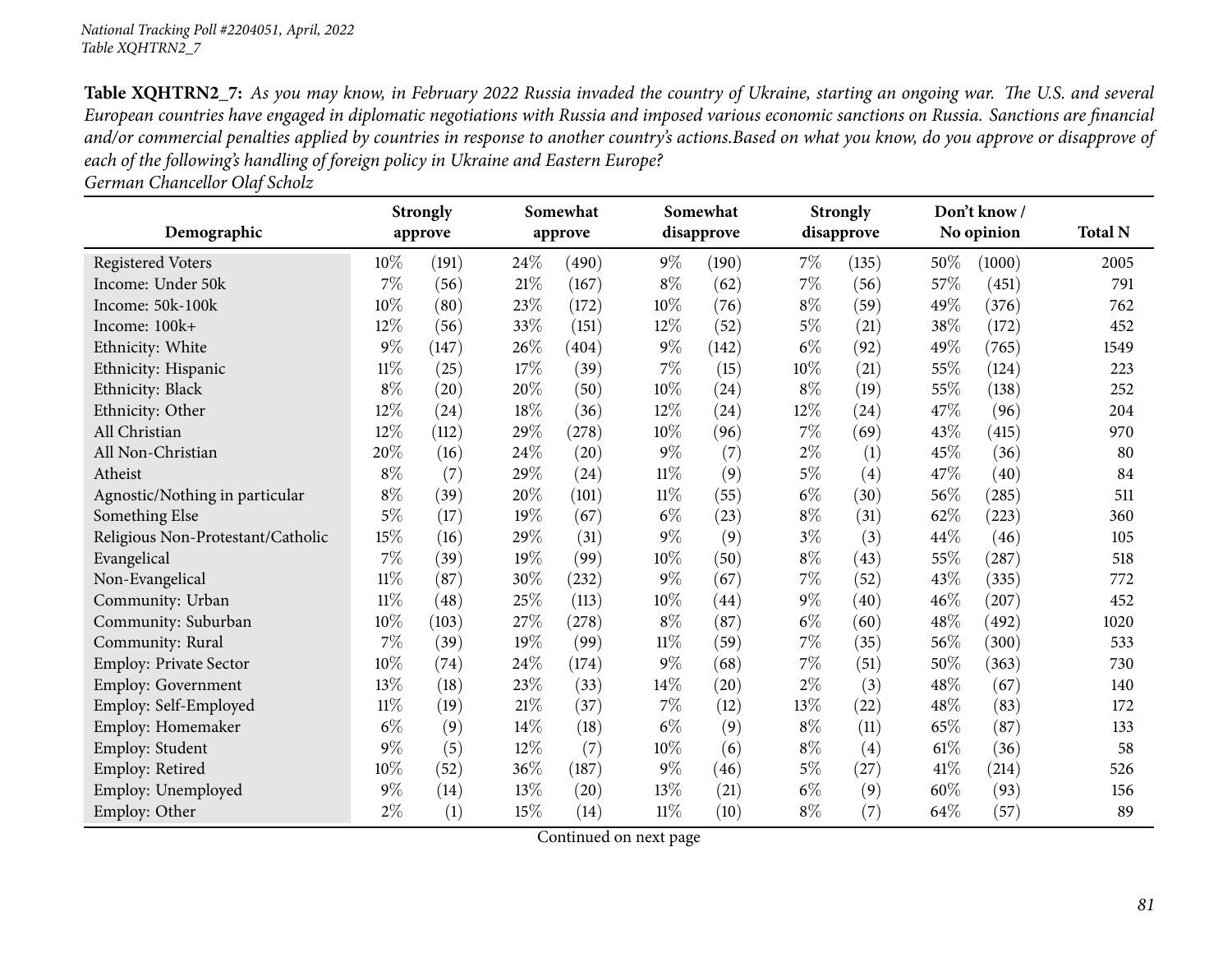*National Tracking Poll #2204051, April, 2022*
*Table XQHTRN2_7*

**Table XQHTRN2_7:** *As you may know, in February 2022 Russia invaded the country of Ukraine, starting an ongoing war. The U.S. and several European countries have engaged in diplomatic negotiations with Russia and imposed various economic sanctions on Russia. Sanctions are financial and/or commercial penalties applied by countries in response to another country's actions.Based on what you know, do you approve or disapprove of each of the following's handling of foreign policy in Ukraine and Eastern Europe?*
*German Chancellor Olaf Scholz*

| Demographic | Strongly approve | | Somewhat approve | | Somewhat disapprove | | Strongly disapprove | | Don't know / No opinion | | Total N |
|---|---|---|---|---|---|---|---|---|---|---|---|
| Registered Voters | 10% | (191) | 24% | (490) | 9% | (190) | 7% | (135) | 50% | (1000) | 2005 |
| Income: Under 50k | 7% | (56) | 21% | (167) | 8% | (62) | 7% | (56) | 57% | (451) | 791 |
| Income: 50k-100k | 10% | (80) | 23% | (172) | 10% | (76) | 8% | (59) | 49% | (376) | 762 |
| Income: 100k+ | 12% | (56) | 33% | (151) | 12% | (52) | 5% | (21) | 38% | (172) | 452 |
| Ethnicity: White | 9% | (147) | 26% | (404) | 9% | (142) | 6% | (92) | 49% | (765) | 1549 |
| Ethnicity: Hispanic | 11% | (25) | 17% | (39) | 7% | (15) | 10% | (21) | 55% | (124) | 223 |
| Ethnicity: Black | 8% | (20) | 20% | (50) | 10% | (24) | 8% | (19) | 55% | (138) | 252 |
| Ethnicity: Other | 12% | (24) | 18% | (36) | 12% | (24) | 12% | (24) | 47% | (96) | 204 |
| All Christian | 12% | (112) | 29% | (278) | 10% | (96) | 7% | (69) | 43% | (415) | 970 |
| All Non-Christian | 20% | (16) | 24% | (20) | 9% | (7) | 2% | (1) | 45% | (36) | 80 |
| Atheist | 8% | (7) | 29% | (24) | 11% | (9) | 5% | (4) | 47% | (40) | 84 |
| Agnostic/Nothing in particular | 8% | (39) | 20% | (101) | 11% | (55) | 6% | (30) | 56% | (285) | 511 |
| Something Else | 5% | (17) | 19% | (67) | 6% | (23) | 8% | (31) | 62% | (223) | 360 |
| Religious Non-Protestant/Catholic | 15% | (16) | 29% | (31) | 9% | (9) | 3% | (3) | 44% | (46) | 105 |
| Evangelical | 7% | (39) | 19% | (99) | 10% | (50) | 8% | (43) | 55% | (287) | 518 |
| Non-Evangelical | 11% | (87) | 30% | (232) | 9% | (67) | 7% | (52) | 43% | (335) | 772 |
| Community: Urban | 11% | (48) | 25% | (113) | 10% | (44) | 9% | (40) | 46% | (207) | 452 |
| Community: Suburban | 10% | (103) | 27% | (278) | 8% | (87) | 6% | (60) | 48% | (492) | 1020 |
| Community: Rural | 7% | (39) | 19% | (99) | 11% | (59) | 7% | (35) | 56% | (300) | 533 |
| Employ: Private Sector | 10% | (74) | 24% | (174) | 9% | (68) | 7% | (51) | 50% | (363) | 730 |
| Employ: Government | 13% | (18) | 23% | (33) | 14% | (20) | 2% | (3) | 48% | (67) | 140 |
| Employ: Self-Employed | 11% | (19) | 21% | (37) | 7% | (12) | 13% | (22) | 48% | (83) | 172 |
| Employ: Homemaker | 6% | (9) | 14% | (18) | 6% | (9) | 8% | (11) | 65% | (87) | 133 |
| Employ: Student | 9% | (5) | 12% | (7) | 10% | (6) | 8% | (4) | 61% | (36) | 58 |
| Employ: Retired | 10% | (52) | 36% | (187) | 9% | (46) | 5% | (27) | 41% | (214) | 526 |
| Employ: Unemployed | 9% | (14) | 13% | (20) | 13% | (21) | 6% | (9) | 60% | (93) | 156 |
| Employ: Other | 2% | (1) | 15% | (14) | 11% | (10) | 8% | (7) | 64% | (57) | 89 |

Continued on next page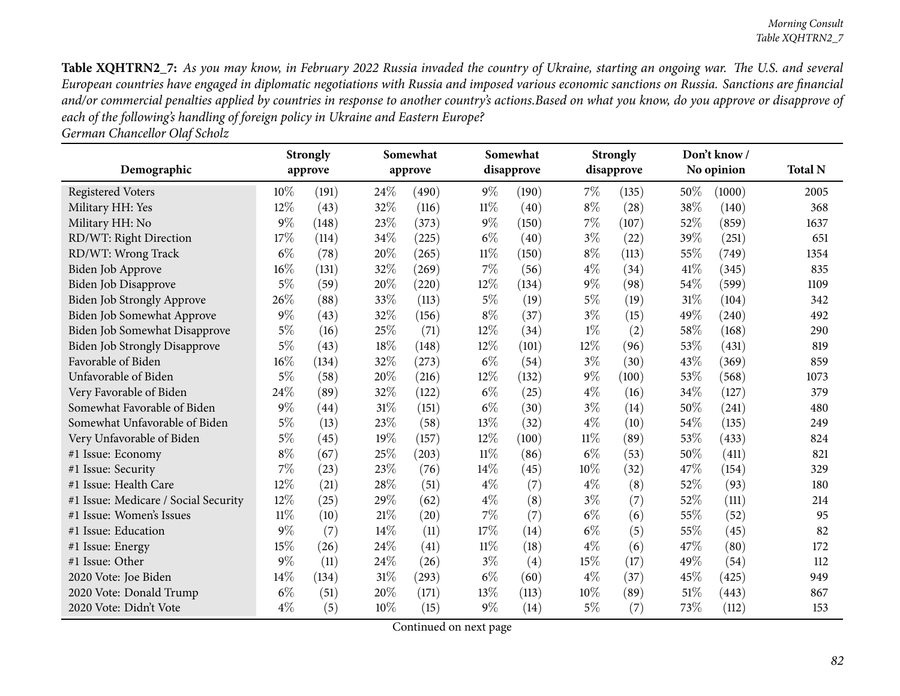**Table XQHTRN2_7:** *As you may know, in February 2022 Russia invaded the country of Ukraine, starting an ongoing war. The U.S. and several European countries have engaged in diplomatic negotiations with Russia and imposed various economic sanctions on Russia. Sanctions are financial and/or commercial penalties applied by countries in response to another country's actions.Based on what you know, do you approve or disapprove of each of the following's handling of foreign policy in Ukraine and Eastern Europe?*
*German Chancellor Olaf Scholz*

| Demographic | Strongly approve | | Somewhat approve | | Somewhat disapprove | | Strongly disapprove | | Don't know / No opinion | | Total N |
|---|---|---|---|---|---|---|---|---|---|---|---|
| Registered Voters | 10% | (191) | 24% | (490) | 9% | (190) | 7% | (135) | 50% | (1000) | 2005 |
| Military HH: Yes | 12% | (43) | 32% | (116) | 11% | (40) | 8% | (28) | 38% | (140) | 368 |
| Military HH: No | 9% | (148) | 23% | (373) | 9% | (150) | 7% | (107) | 52% | (859) | 1637 |
| RD/WT: Right Direction | 17% | (114) | 34% | (225) | 6% | (40) | 3% | (22) | 39% | (251) | 651 |
| RD/WT: Wrong Track | 6% | (78) | 20% | (265) | 11% | (150) | 8% | (113) | 55% | (749) | 1354 |
| Biden Job Approve | 16% | (131) | 32% | (269) | 7% | (56) | 4% | (34) | 41% | (345) | 835 |
| Biden Job Disapprove | 5% | (59) | 20% | (220) | 12% | (134) | 9% | (98) | 54% | (599) | 1109 |
| Biden Job Strongly Approve | 26% | (88) | 33% | (113) | 5% | (19) | 5% | (19) | 31% | (104) | 342 |
| Biden Job Somewhat Approve | 9% | (43) | 32% | (156) | 8% | (37) | 3% | (15) | 49% | (240) | 492 |
| Biden Job Somewhat Disapprove | 5% | (16) | 25% | (71) | 12% | (34) | 1% | (2) | 58% | (168) | 290 |
| Biden Job Strongly Disapprove | 5% | (43) | 18% | (148) | 12% | (101) | 12% | (96) | 53% | (431) | 819 |
| Favorable of Biden | 16% | (134) | 32% | (273) | 6% | (54) | 3% | (30) | 43% | (369) | 859 |
| Unfavorable of Biden | 5% | (58) | 20% | (216) | 12% | (132) | 9% | (100) | 53% | (568) | 1073 |
| Very Favorable of Biden | 24% | (89) | 32% | (122) | 6% | (25) | 4% | (16) | 34% | (127) | 379 |
| Somewhat Favorable of Biden | 9% | (44) | 31% | (151) | 6% | (30) | 3% | (14) | 50% | (241) | 480 |
| Somewhat Unfavorable of Biden | 5% | (13) | 23% | (58) | 13% | (32) | 4% | (10) | 54% | (135) | 249 |
| Very Unfavorable of Biden | 5% | (45) | 19% | (157) | 12% | (100) | 11% | (89) | 53% | (433) | 824 |
| #1 Issue: Economy | 8% | (67) | 25% | (203) | 11% | (86) | 6% | (53) | 50% | (411) | 821 |
| #1 Issue: Security | 7% | (23) | 23% | (76) | 14% | (45) | 10% | (32) | 47% | (154) | 329 |
| #1 Issue: Health Care | 12% | (21) | 28% | (51) | 4% | (7) | 4% | (8) | 52% | (93) | 180 |
| #1 Issue: Medicare / Social Security | 12% | (25) | 29% | (62) | 4% | (8) | 3% | (7) | 52% | (111) | 214 |
| #1 Issue: Women's Issues | 11% | (10) | 21% | (20) | 7% | (7) | 6% | (6) | 55% | (52) | 95 |
| #1 Issue: Education | 9% | (7) | 14% | (11) | 17% | (14) | 6% | (5) | 55% | (45) | 82 |
| #1 Issue: Energy | 15% | (26) | 24% | (41) | 11% | (18) | 4% | (6) | 47% | (80) | 172 |
| #1 Issue: Other | 9% | (11) | 24% | (26) | 3% | (4) | 15% | (17) | 49% | (54) | 112 |
| 2020 Vote: Joe Biden | 14% | (134) | 31% | (293) | 6% | (60) | 4% | (37) | 45% | (425) | 949 |
| 2020 Vote: Donald Trump | 6% | (51) | 20% | (171) | 13% | (113) | 10% | (89) | 51% | (443) | 867 |
| 2020 Vote: Didn't Vote | 4% | (5) | 10% | (15) | 9% | (14) | 5% | (7) | 73% | (112) | 153 |

Continued on next page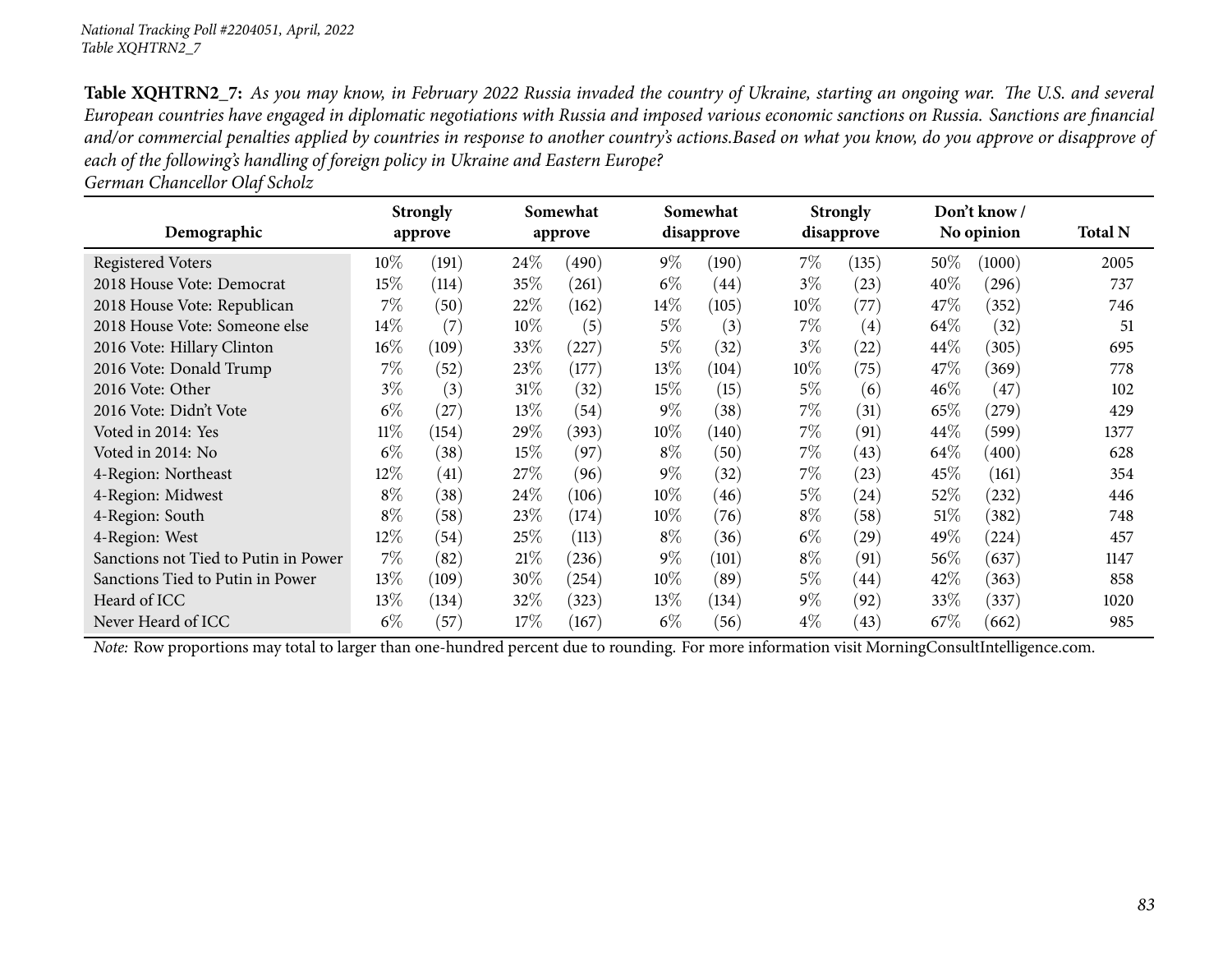*National Tracking Poll #2204051, April, 2022*
*Table XQHTRN2_7*

**Table XQHTRN2_7:** *As you may know, in February 2022 Russia invaded the country of Ukraine, starting an ongoing war. The U.S. and several European countries have engaged in diplomatic negotiations with Russia and imposed various economic sanctions on Russia. Sanctions are financial and/or commercial penalties applied by countries in response to another country's actions.Based on what you know, do you approve or disapprove of each of the following's handling of foreign policy in Ukraine and Eastern Europe?*
*German Chancellor Olaf Scholz*

| Demographic | Strongly approve | | Somewhat approve | | Somewhat disapprove | | Strongly disapprove | | Don't know / No opinion | | Total N |
|---|---|---|---|---|---|---|---|---|---|---|---|
| Registered Voters | 10% | (191) | 24% | (490) | 9% | (190) | 7% | (135) | 50% | (1000) | 2005 |
| 2018 House Vote: Democrat | 15% | (114) | 35% | (261) | 6% | (44) | 3% | (23) | 40% | (296) | 737 |
| 2018 House Vote: Republican | 7% | (50) | 22% | (162) | 14% | (105) | 10% | (77) | 47% | (352) | 746 |
| 2018 House Vote: Someone else | 14% | (7) | 10% | (5) | 5% | (3) | 7% | (4) | 64% | (32) | 51 |
| 2016 Vote: Hillary Clinton | 16% | (109) | 33% | (227) | 5% | (32) | 3% | (22) | 44% | (305) | 695 |
| 2016 Vote: Donald Trump | 7% | (52) | 23% | (177) | 13% | (104) | 10% | (75) | 47% | (369) | 778 |
| 2016 Vote: Other | 3% | (3) | 31% | (32) | 15% | (15) | 5% | (6) | 46% | (47) | 102 |
| 2016 Vote: Didn't Vote | 6% | (27) | 13% | (54) | 9% | (38) | 7% | (31) | 65% | (279) | 429 |
| Voted in 2014: Yes | 11% | (154) | 29% | (393) | 10% | (140) | 7% | (91) | 44% | (599) | 1377 |
| Voted in 2014: No | 6% | (38) | 15% | (97) | 8% | (50) | 7% | (43) | 64% | (400) | 628 |
| 4-Region: Northeast | 12% | (41) | 27% | (96) | 9% | (32) | 7% | (23) | 45% | (161) | 354 |
| 4-Region: Midwest | 8% | (38) | 24% | (106) | 10% | (46) | 5% | (24) | 52% | (232) | 446 |
| 4-Region: South | 8% | (58) | 23% | (174) | 10% | (76) | 8% | (58) | 51% | (382) | 748 |
| 4-Region: West | 12% | (54) | 25% | (113) | 8% | (36) | 6% | (29) | 49% | (224) | 457 |
| Sanctions not Tied to Putin in Power | 7% | (82) | 21% | (236) | 9% | (101) | 8% | (91) | 56% | (637) | 1147 |
| Sanctions Tied to Putin in Power | 13% | (109) | 30% | (254) | 10% | (89) | 5% | (44) | 42% | (363) | 858 |
| Heard of ICC | 13% | (134) | 32% | (323) | 13% | (134) | 9% | (92) | 33% | (337) | 1020 |
| Never Heard of ICC | 6% | (57) | 17% | (167) | 6% | (56) | 4% | (43) | 67% | (662) | 985 |

*Note:* Row proportions may total to larger than one-hundred percent due to rounding. For more information visit MorningConsultIntelligence.com.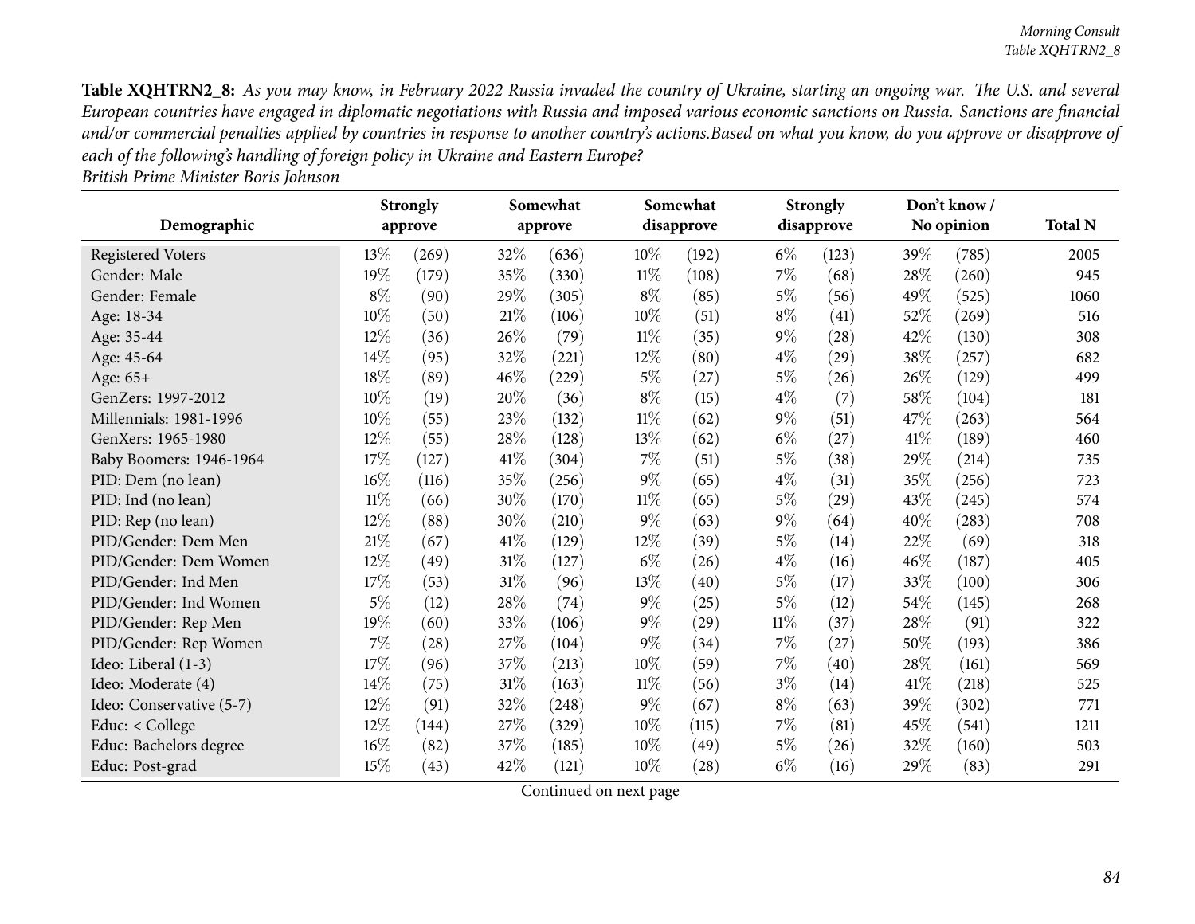**Table XQHTRN2_8:** *As you may know, in February 2022 Russia invaded the country of Ukraine, starting an ongoing war. The U.S. and several European countries have engaged in diplomatic negotiations with Russia and imposed various economic sanctions on Russia. Sanctions are financial and/or commercial penalties applied by countries in response to another country's actions.Based on what you know, do you approve or disapprove of each of the following's handling of foreign policy in Ukraine and Eastern Europe?*
*British Prime Minister Boris Johnson*

| Demographic | Strongly approve | | Somewhat approve | | Somewhat disapprove | | Strongly disapprove | | Don't know / No opinion | | Total N |
|---|---|---|---|---|---|---|---|---|---|---|---|
| Registered Voters | 13% | (269) | 32% | (636) | 10% | (192) | 6% | (123) | 39% | (785) | 2005 |
| Gender: Male | 19% | (179) | 35% | (330) | 11% | (108) | 7% | (68) | 28% | (260) | 945 |
| Gender: Female | 8% | (90) | 29% | (305) | 8% | (85) | 5% | (56) | 49% | (525) | 1060 |
| Age: 18-34 | 10% | (50) | 21% | (106) | 10% | (51) | 8% | (41) | 52% | (269) | 516 |
| Age: 35-44 | 12% | (36) | 26% | (79) | 11% | (35) | 9% | (28) | 42% | (130) | 308 |
| Age: 45-64 | 14% | (95) | 32% | (221) | 12% | (80) | 4% | (29) | 38% | (257) | 682 |
| Age: 65+ | 18% | (89) | 46% | (229) | 5% | (27) | 5% | (26) | 26% | (129) | 499 |
| GenZers: 1997-2012 | 10% | (19) | 20% | (36) | 8% | (15) | 4% | (7) | 58% | (104) | 181 |
| Millennials: 1981-1996 | 10% | (55) | 23% | (132) | 11% | (62) | 9% | (51) | 47% | (263) | 564 |
| GenXers: 1965-1980 | 12% | (55) | 28% | (128) | 13% | (62) | 6% | (27) | 41% | (189) | 460 |
| Baby Boomers: 1946-1964 | 17% | (127) | 41% | (304) | 7% | (51) | 5% | (38) | 29% | (214) | 735 |
| PID: Dem (no lean) | 16% | (116) | 35% | (256) | 9% | (65) | 4% | (31) | 35% | (256) | 723 |
| PID: Ind (no lean) | 11% | (66) | 30% | (170) | 11% | (65) | 5% | (29) | 43% | (245) | 574 |
| PID: Rep (no lean) | 12% | (88) | 30% | (210) | 9% | (63) | 9% | (64) | 40% | (283) | 708 |
| PID/Gender: Dem Men | 21% | (67) | 41% | (129) | 12% | (39) | 5% | (14) | 22% | (69) | 318 |
| PID/Gender: Dem Women | 12% | (49) | 31% | (127) | 6% | (26) | 4% | (16) | 46% | (187) | 405 |
| PID/Gender: Ind Men | 17% | (53) | 31% | (96) | 13% | (40) | 5% | (17) | 33% | (100) | 306 |
| PID/Gender: Ind Women | 5% | (12) | 28% | (74) | 9% | (25) | 5% | (12) | 54% | (145) | 268 |
| PID/Gender: Rep Men | 19% | (60) | 33% | (106) | 9% | (29) | 11% | (37) | 28% | (91) | 322 |
| PID/Gender: Rep Women | 7% | (28) | 27% | (104) | 9% | (34) | 7% | (27) | 50% | (193) | 386 |
| Ideo: Liberal (1-3) | 17% | (96) | 37% | (213) | 10% | (59) | 7% | (40) | 28% | (161) | 569 |
| Ideo: Moderate (4) | 14% | (75) | 31% | (163) | 11% | (56) | 3% | (14) | 41% | (218) | 525 |
| Ideo: Conservative (5-7) | 12% | (91) | 32% | (248) | 9% | (67) | 8% | (63) | 39% | (302) | 771 |
| Educ: < College | 12% | (144) | 27% | (329) | 10% | (115) | 7% | (81) | 45% | (541) | 1211 |
| Educ: Bachelors degree | 16% | (82) | 37% | (185) | 10% | (49) | 5% | (26) | 32% | (160) | 503 |
| Educ: Post-grad | 15% | (43) | 42% | (121) | 10% | (28) | 6% | (16) | 29% | (83) | 291 |

Continued on next page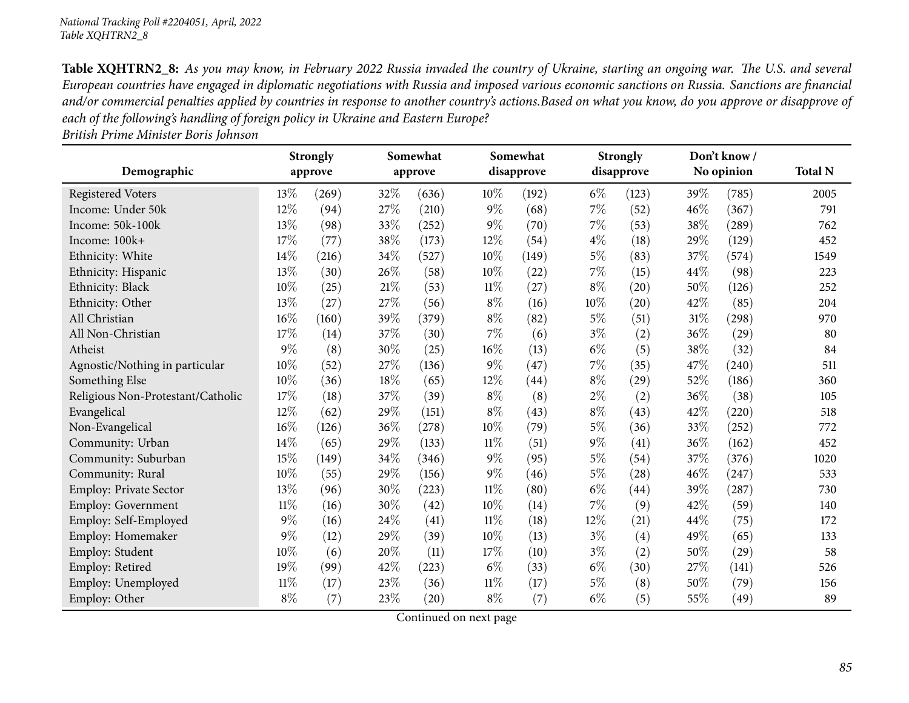**Table XQHTRN2_8:** *As you may know, in February 2022 Russia invaded the country of Ukraine, starting an ongoing war. The U.S. and several European countries have engaged in diplomatic negotiations with Russia and imposed various economic sanctions on Russia. Sanctions are financial and/or commercial penalties applied by countries in response to another country's actions.Based on what you know, do you approve or disapprove of each of the following's handling of foreign policy in Ukraine and Eastern Europe?*
*British Prime Minister Boris Johnson*

| Demographic | Strongly approve | | Somewhat approve | | Somewhat disapprove | | Strongly disapprove | | Don't know / No opinion | | Total N |
|---|---|---|---|---|---|---|---|---|---|---|---|
| Registered Voters | 13% | (269) | 32% | (636) | 10% | (192) | 6% | (123) | 39% | (785) | 2005 |
| Income: Under 50k | 12% | (94) | 27% | (210) | 9% | (68) | 7% | (52) | 46% | (367) | 791 |
| Income: 50k-100k | 13% | (98) | 33% | (252) | 9% | (70) | 7% | (53) | 38% | (289) | 762 |
| Income: 100k+ | 17% | (77) | 38% | (173) | 12% | (54) | 4% | (18) | 29% | (129) | 452 |
| Ethnicity: White | 14% | (216) | 34% | (527) | 10% | (149) | 5% | (83) | 37% | (574) | 1549 |
| Ethnicity: Hispanic | 13% | (30) | 26% | (58) | 10% | (22) | 7% | (15) | 44% | (98) | 223 |
| Ethnicity: Black | 10% | (25) | 21% | (53) | 11% | (27) | 8% | (20) | 50% | (126) | 252 |
| Ethnicity: Other | 13% | (27) | 27% | (56) | 8% | (16) | 10% | (20) | 42% | (85) | 204 |
| All Christian | 16% | (160) | 39% | (379) | 8% | (82) | 5% | (51) | 31% | (298) | 970 |
| All Non-Christian | 17% | (14) | 37% | (30) | 7% | (6) | 3% | (2) | 36% | (29) | 80 |
| Atheist | 9% | (8) | 30% | (25) | 16% | (13) | 6% | (5) | 38% | (32) | 84 |
| Agnostic/Nothing in particular | 10% | (52) | 27% | (136) | 9% | (47) | 7% | (35) | 47% | (240) | 511 |
| Something Else | 10% | (36) | 18% | (65) | 12% | (44) | 8% | (29) | 52% | (186) | 360 |
| Religious Non-Protestant/Catholic | 17% | (18) | 37% | (39) | 8% | (8) | 2% | (2) | 36% | (38) | 105 |
| Evangelical | 12% | (62) | 29% | (151) | 8% | (43) | 8% | (43) | 42% | (220) | 518 |
| Non-Evangelical | 16% | (126) | 36% | (278) | 10% | (79) | 5% | (36) | 33% | (252) | 772 |
| Community: Urban | 14% | (65) | 29% | (133) | 11% | (51) | 9% | (41) | 36% | (162) | 452 |
| Community: Suburban | 15% | (149) | 34% | (346) | 9% | (95) | 5% | (54) | 37% | (376) | 1020 |
| Community: Rural | 10% | (55) | 29% | (156) | 9% | (46) | 5% | (28) | 46% | (247) | 533 |
| Employ: Private Sector | 13% | (96) | 30% | (223) | 11% | (80) | 6% | (44) | 39% | (287) | 730 |
| Employ: Government | 11% | (16) | 30% | (42) | 10% | (14) | 7% | (9) | 42% | (59) | 140 |
| Employ: Self-Employed | 9% | (16) | 24% | (41) | 11% | (18) | 12% | (21) | 44% | (75) | 172 |
| Employ: Homemaker | 9% | (12) | 29% | (39) | 10% | (13) | 3% | (4) | 49% | (65) | 133 |
| Employ: Student | 10% | (6) | 20% | (11) | 17% | (10) | 3% | (2) | 50% | (29) | 58 |
| Employ: Retired | 19% | (99) | 42% | (223) | 6% | (33) | 6% | (30) | 27% | (141) | 526 |
| Employ: Unemployed | 11% | (17) | 23% | (36) | 11% | (17) | 5% | (8) | 50% | (79) | 156 |
| Employ: Other | 8% | (7) | 23% | (20) | 8% | (7) | 6% | (5) | 55% | (49) | 89 |

Continued on next page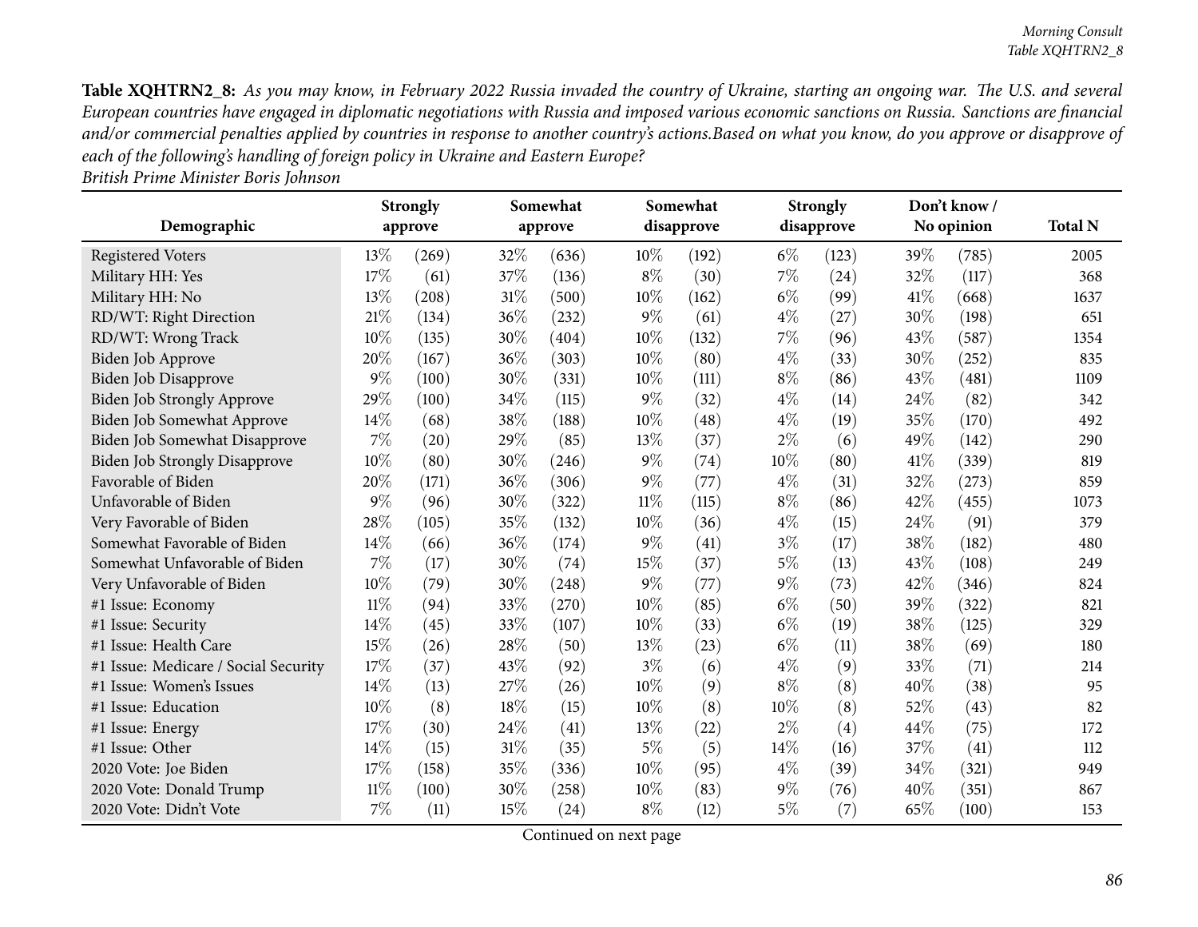**Table XQHTRN2_8:** *As you may know, in February 2022 Russia invaded the country of Ukraine, starting an ongoing war. The U.S. and several European countries have engaged in diplomatic negotiations with Russia and imposed various economic sanctions on Russia. Sanctions are financial and/or commercial penalties applied by countries in response to another country's actions.Based on what you know, do you approve or disapprove of each of the following's handling of foreign policy in Ukraine and Eastern Europe?*
*British Prime Minister Boris Johnson*

| Demographic | Strongly approve | | Somewhat approve | | Somewhat disapprove | | Strongly disapprove | | Don't know / No opinion | | Total N |
|---|---|---|---|---|---|---|---|---|---|---|---|
| Registered Voters | 13% | (269) | 32% | (636) | 10% | (192) | 6% | (123) | 39% | (785) | 2005 |
| Military HH: Yes | 17% | (61) | 37% | (136) | 8% | (30) | 7% | (24) | 32% | (117) | 368 |
| Military HH: No | 13% | (208) | 31% | (500) | 10% | (162) | 6% | (99) | 41% | (668) | 1637 |
| RD/WT: Right Direction | 21% | (134) | 36% | (232) | 9% | (61) | 4% | (27) | 30% | (198) | 651 |
| RD/WT: Wrong Track | 10% | (135) | 30% | (404) | 10% | (132) | 7% | (96) | 43% | (587) | 1354 |
| Biden Job Approve | 20% | (167) | 36% | (303) | 10% | (80) | 4% | (33) | 30% | (252) | 835 |
| Biden Job Disapprove | 9% | (100) | 30% | (331) | 10% | (111) | 8% | (86) | 43% | (481) | 1109 |
| Biden Job Strongly Approve | 29% | (100) | 34% | (115) | 9% | (32) | 4% | (14) | 24% | (82) | 342 |
| Biden Job Somewhat Approve | 14% | (68) | 38% | (188) | 10% | (48) | 4% | (19) | 35% | (170) | 492 |
| Biden Job Somewhat Disapprove | 7% | (20) | 29% | (85) | 13% | (37) | 2% | (6) | 49% | (142) | 290 |
| Biden Job Strongly Disapprove | 10% | (80) | 30% | (246) | 9% | (74) | 10% | (80) | 41% | (339) | 819 |
| Favorable of Biden | 20% | (171) | 36% | (306) | 9% | (77) | 4% | (31) | 32% | (273) | 859 |
| Unfavorable of Biden | 9% | (96) | 30% | (322) | 11% | (115) | 8% | (86) | 42% | (455) | 1073 |
| Very Favorable of Biden | 28% | (105) | 35% | (132) | 10% | (36) | 4% | (15) | 24% | (91) | 379 |
| Somewhat Favorable of Biden | 14% | (66) | 36% | (174) | 9% | (41) | 3% | (17) | 38% | (182) | 480 |
| Somewhat Unfavorable of Biden | 7% | (17) | 30% | (74) | 15% | (37) | 5% | (13) | 43% | (108) | 249 |
| Very Unfavorable of Biden | 10% | (79) | 30% | (248) | 9% | (77) | 9% | (73) | 42% | (346) | 824 |
| #1 Issue: Economy | 11% | (94) | 33% | (270) | 10% | (85) | 6% | (50) | 39% | (322) | 821 |
| #1 Issue: Security | 14% | (45) | 33% | (107) | 10% | (33) | 6% | (19) | 38% | (125) | 329 |
| #1 Issue: Health Care | 15% | (26) | 28% | (50) | 13% | (23) | 6% | (11) | 38% | (69) | 180 |
| #1 Issue: Medicare / Social Security | 17% | (37) | 43% | (92) | 3% | (6) | 4% | (9) | 33% | (71) | 214 |
| #1 Issue: Women's Issues | 14% | (13) | 27% | (26) | 10% | (9) | 8% | (8) | 40% | (38) | 95 |
| #1 Issue: Education | 10% | (8) | 18% | (15) | 10% | (8) | 10% | (8) | 52% | (43) | 82 |
| #1 Issue: Energy | 17% | (30) | 24% | (41) | 13% | (22) | 2% | (4) | 44% | (75) | 172 |
| #1 Issue: Other | 14% | (15) | 31% | (35) | 5% | (5) | 14% | (16) | 37% | (41) | 112 |
| 2020 Vote: Joe Biden | 17% | (158) | 35% | (336) | 10% | (95) | 4% | (39) | 34% | (321) | 949 |
| 2020 Vote: Donald Trump | 11% | (100) | 30% | (258) | 10% | (83) | 9% | (76) | 40% | (351) | 867 |
| 2020 Vote: Didn't Vote | 7% | (11) | 15% | (24) | 8% | (12) | 5% | (7) | 65% | (100) | 153 |

Continued on next page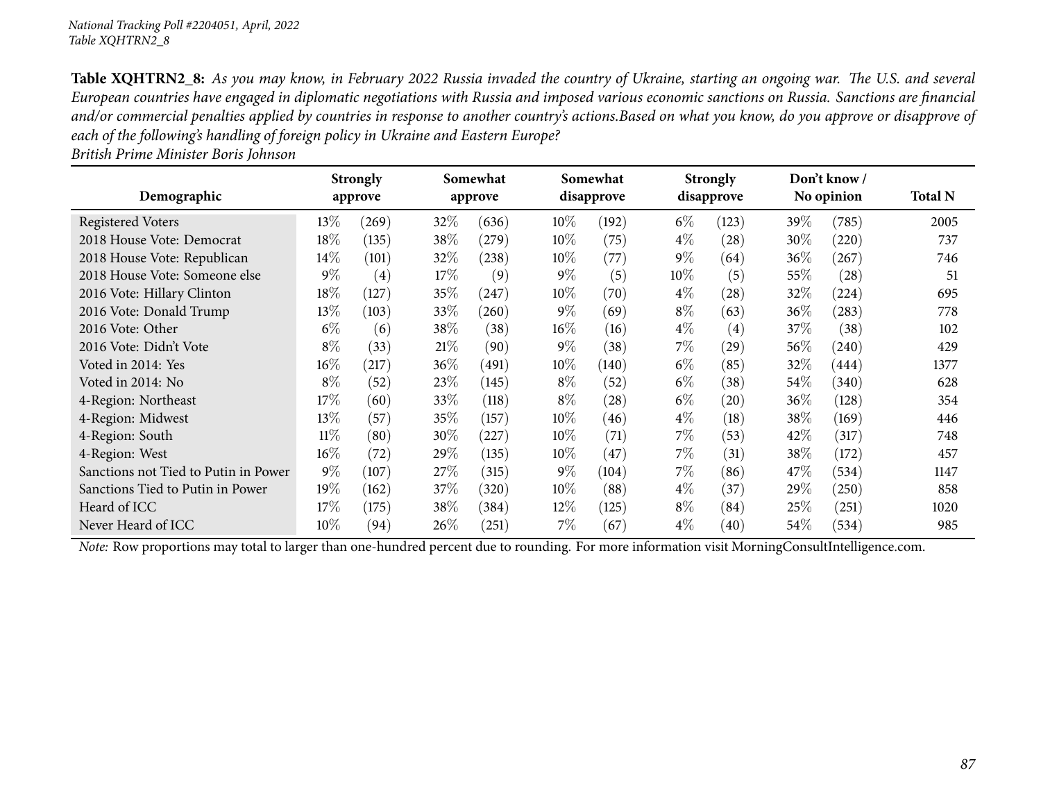**Table XQHTRN2_8:** *As you may know, in February 2022 Russia invaded the country of Ukraine, starting an ongoing war. The U.S. and several European countries have engaged in diplomatic negotiations with Russia and imposed various economic sanctions on Russia. Sanctions are financial and/or commercial penalties applied by countries in response to another country's actions.Based on what you know, do you approve or disapprove of each of the following's handling of foreign policy in Ukraine and Eastern Europe?*
*British Prime Minister Boris Johnson*

| Demographic | Strongly approve | | Somewhat approve | | Somewhat disapprove | | Strongly disapprove | | Don't know / No opinion | | Total N |
|---|---|---|---|---|---|---|---|---|---|---|---|
| Registered Voters | 13% | (269) | 32% | (636) | 10% | (192) | 6% | (123) | 39% | (785) | 2005 |
| 2018 House Vote: Democrat | 18% | (135) | 38% | (279) | 10% | (75) | 4% | (28) | 30% | (220) | 737 |
| 2018 House Vote: Republican | 14% | (101) | 32% | (238) | 10% | (77) | 9% | (64) | 36% | (267) | 746 |
| 2018 House Vote: Someone else | 9% | (4) | 17% | (9) | 9% | (5) | 10% | (5) | 55% | (28) | 51 |
| 2016 Vote: Hillary Clinton | 18% | (127) | 35% | (247) | 10% | (70) | 4% | (28) | 32% | (224) | 695 |
| 2016 Vote: Donald Trump | 13% | (103) | 33% | (260) | 9% | (69) | 8% | (63) | 36% | (283) | 778 |
| 2016 Vote: Other | 6% | (6) | 38% | (38) | 16% | (16) | 4% | (4) | 37% | (38) | 102 |
| 2016 Vote: Didn't Vote | 8% | (33) | 21% | (90) | 9% | (38) | 7% | (29) | 56% | (240) | 429 |
| Voted in 2014: Yes | 16% | (217) | 36% | (491) | 10% | (140) | 6% | (85) | 32% | (444) | 1377 |
| Voted in 2014: No | 8% | (52) | 23% | (145) | 8% | (52) | 6% | (38) | 54% | (340) | 628 |
| 4-Region: Northeast | 17% | (60) | 33% | (118) | 8% | (28) | 6% | (20) | 36% | (128) | 354 |
| 4-Region: Midwest | 13% | (57) | 35% | (157) | 10% | (46) | 4% | (18) | 38% | (169) | 446 |
| 4-Region: South | 11% | (80) | 30% | (227) | 10% | (71) | 7% | (53) | 42% | (317) | 748 |
| 4-Region: West | 16% | (72) | 29% | (135) | 10% | (47) | 7% | (31) | 38% | (172) | 457 |
| Sanctions not Tied to Putin in Power | 9% | (107) | 27% | (315) | 9% | (104) | 7% | (86) | 47% | (534) | 1147 |
| Sanctions Tied to Putin in Power | 19% | (162) | 37% | (320) | 10% | (88) | 4% | (37) | 29% | (250) | 858 |
| Heard of ICC | 17% | (175) | 38% | (384) | 12% | (125) | 8% | (84) | 25% | (251) | 1020 |
| Never Heard of ICC | 10% | (94) | 26% | (251) | 7% | (67) | 4% | (40) | 54% | (534) | 985 |

*Note:* Row proportions may total to larger than one-hundred percent due to rounding. For more information visit MorningConsultIntelligence.com.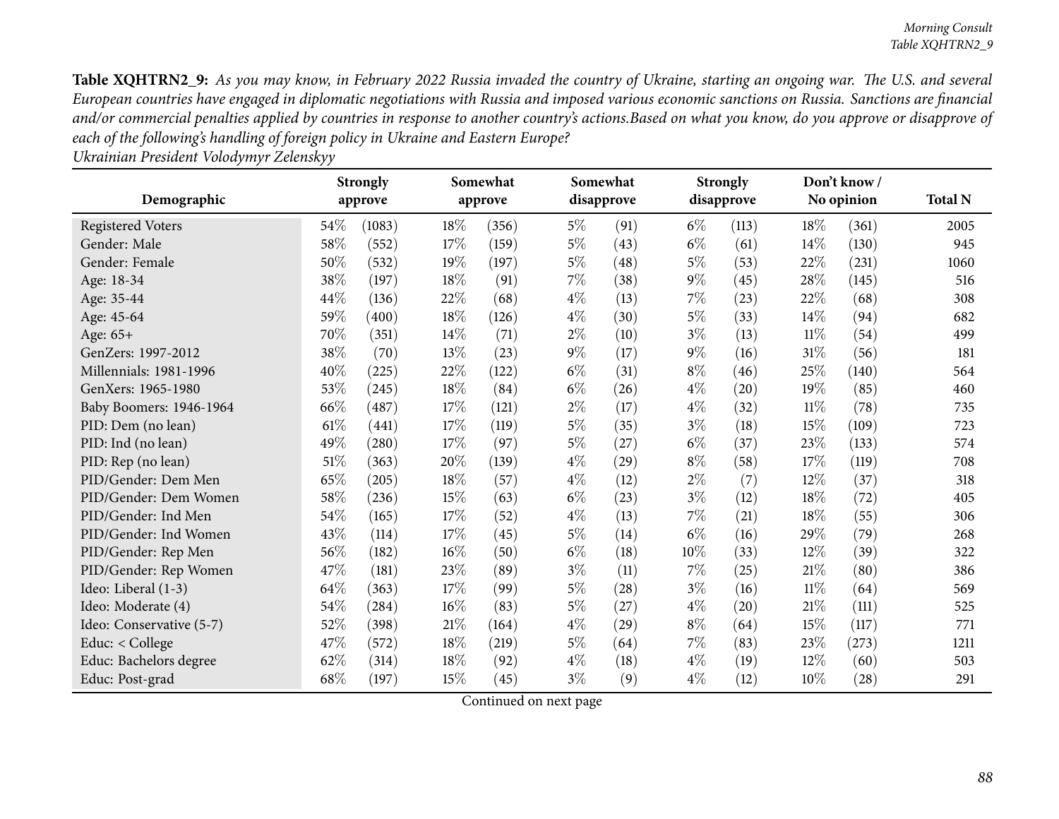**Table XQHTRN2_9:** *As you may know, in February 2022 Russia invaded the country of Ukraine, starting an ongoing war. The U.S. and several European countries have engaged in diplomatic negotiations with Russia and imposed various economic sanctions on Russia. Sanctions are financial and/or commercial penalties applied by countries in response to another country's actions.Based on what you know, do you approve or disapprove of each of the following's handling of foreign policy in Ukraine and Eastern Europe?*

*Ukrainian President Volodymyr Zelenskyy*

| Demographic | Strongly approve | | Somewhat approve | | Somewhat disapprove | | Strongly disapprove | | Don't know / No opinion | | Total N |
|---|---|---|---|---|---|---|---|---|---|---|---|
| Registered Voters | 54% | (1083) | 18% | (356) | 5% | (91) | 6% | (113) | 18% | (361) | 2005 |
| Gender: Male | 58% | (552) | 17% | (159) | 5% | (43) | 6% | (61) | 14% | (130) | 945 |
| Gender: Female | 50% | (532) | 19% | (197) | 5% | (48) | 5% | (53) | 22% | (231) | 1060 |
| Age: 18-34 | 38% | (197) | 18% | (91) | 7% | (38) | 9% | (45) | 28% | (145) | 516 |
| Age: 35-44 | 44% | (136) | 22% | (68) | 4% | (13) | 7% | (23) | 22% | (68) | 308 |
| Age: 45-64 | 59% | (400) | 18% | (126) | 4% | (30) | 5% | (33) | 14% | (94) | 682 |
| Age: 65+ | 70% | (351) | 14% | (71) | 2% | (10) | 3% | (13) | 11% | (54) | 499 |
| GenZers: 1997-2012 | 38% | (70) | 13% | (23) | 9% | (17) | 9% | (16) | 31% | (56) | 181 |
| Millennials: 1981-1996 | 40% | (225) | 22% | (122) | 6% | (31) | 8% | (46) | 25% | (140) | 564 |
| GenXers: 1965-1980 | 53% | (245) | 18% | (84) | 6% | (26) | 4% | (20) | 19% | (85) | 460 |
| Baby Boomers: 1946-1964 | 66% | (487) | 17% | (121) | 2% | (17) | 4% | (32) | 11% | (78) | 735 |
| PID: Dem (no lean) | 61% | (441) | 17% | (119) | 5% | (35) | 3% | (18) | 15% | (109) | 723 |
| PID: Ind (no lean) | 49% | (280) | 17% | (97) | 5% | (27) | 6% | (37) | 23% | (133) | 574 |
| PID: Rep (no lean) | 51% | (363) | 20% | (139) | 4% | (29) | 8% | (58) | 17% | (119) | 708 |
| PID/Gender: Dem Men | 65% | (205) | 18% | (57) | 4% | (12) | 2% | (7) | 12% | (37) | 318 |
| PID/Gender: Dem Women | 58% | (236) | 15% | (63) | 6% | (23) | 3% | (12) | 18% | (72) | 405 |
| PID/Gender: Ind Men | 54% | (165) | 17% | (52) | 4% | (13) | 7% | (21) | 18% | (55) | 306 |
| PID/Gender: Ind Women | 43% | (114) | 17% | (45) | 5% | (14) | 6% | (16) | 29% | (79) | 268 |
| PID/Gender: Rep Men | 56% | (182) | 16% | (50) | 6% | (18) | 10% | (33) | 12% | (39) | 322 |
| PID/Gender: Rep Women | 47% | (181) | 23% | (89) | 3% | (11) | 7% | (25) | 21% | (80) | 386 |
| Ideo: Liberal (1-3) | 64% | (363) | 17% | (99) | 5% | (28) | 3% | (16) | 11% | (64) | 569 |
| Ideo: Moderate (4) | 54% | (284) | 16% | (83) | 5% | (27) | 4% | (20) | 21% | (111) | 525 |
| Ideo: Conservative (5-7) | 52% | (398) | 21% | (164) | 4% | (29) | 8% | (64) | 15% | (117) | 771 |
| Educ: < College | 47% | (572) | 18% | (219) | 5% | (64) | 7% | (83) | 23% | (273) | 1211 |
| Educ: Bachelors degree | 62% | (314) | 18% | (92) | 4% | (18) | 4% | (19) | 12% | (60) | 503 |
| Educ: Post-grad | 68% | (197) | 15% | (45) | 3% | (9) | 4% | (12) | 10% | (28) | 291 |

Continued on next page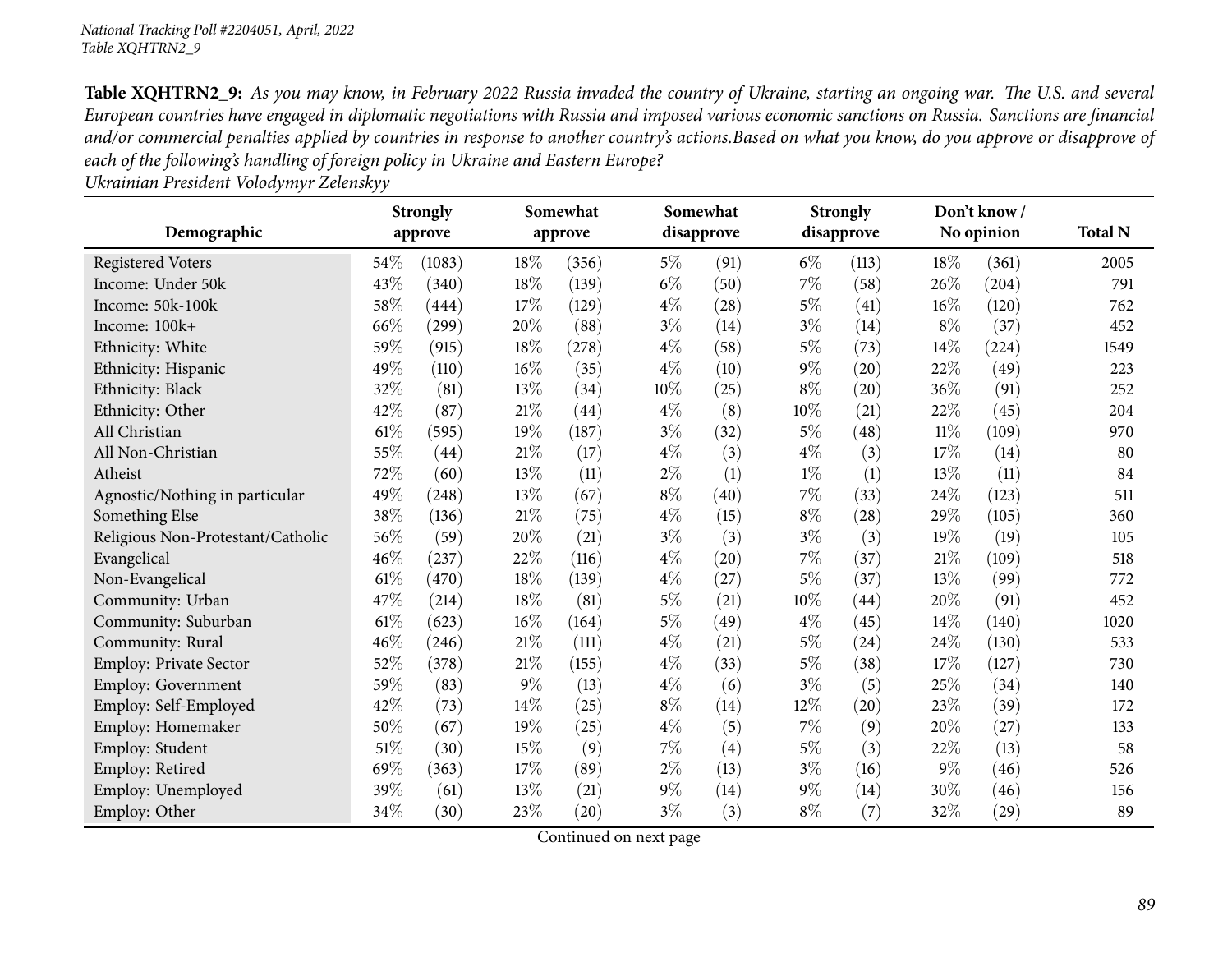**Table XQHTRN2_9:** *As you may know, in February 2022 Russia invaded the country of Ukraine, starting an ongoing war. The U.S. and several European countries have engaged in diplomatic negotiations with Russia and imposed various economic sanctions on Russia. Sanctions are financial and/or commercial penalties applied by countries in response to another country's actions.Based on what you know, do you approve or disapprove of each of the following's handling of foreign policy in Ukraine and Eastern Europe?*
*Ukrainian President Volodymyr Zelenskyy*

| Demographic | Strongly approve | | Somewhat approve | | Somewhat disapprove | | Strongly disapprove | | Don't know / No opinion | | Total N |
|---|---|---|---|---|---|---|---|---|---|---|---|
| Registered Voters | 54% | (1083) | 18% | (356) | 5% | (91) | 6% | (113) | 18% | (361) | 2005 |
| Income: Under 50k | 43% | (340) | 18% | (139) | 6% | (50) | 7% | (58) | 26% | (204) | 791 |
| Income: 50k-100k | 58% | (444) | 17% | (129) | 4% | (28) | 5% | (41) | 16% | (120) | 762 |
| Income: 100k+ | 66% | (299) | 20% | (88) | 3% | (14) | 3% | (14) | 8% | (37) | 452 |
| Ethnicity: White | 59% | (915) | 18% | (278) | 4% | (58) | 5% | (73) | 14% | (224) | 1549 |
| Ethnicity: Hispanic | 49% | (110) | 16% | (35) | 4% | (10) | 9% | (20) | 22% | (49) | 223 |
| Ethnicity: Black | 32% | (81) | 13% | (34) | 10% | (25) | 8% | (20) | 36% | (91) | 252 |
| Ethnicity: Other | 42% | (87) | 21% | (44) | 4% | (8) | 10% | (21) | 22% | (45) | 204 |
| All Christian | 61% | (595) | 19% | (187) | 3% | (32) | 5% | (48) | 11% | (109) | 970 |
| All Non-Christian | 55% | (44) | 21% | (17) | 4% | (3) | 4% | (3) | 17% | (14) | 80 |
| Atheist | 72% | (60) | 13% | (11) | 2% | (1) | 1% | (1) | 13% | (11) | 84 |
| Agnostic/Nothing in particular | 49% | (248) | 13% | (67) | 8% | (40) | 7% | (33) | 24% | (123) | 511 |
| Something Else | 38% | (136) | 21% | (75) | 4% | (15) | 8% | (28) | 29% | (105) | 360 |
| Religious Non-Protestant/Catholic | 56% | (59) | 20% | (21) | 3% | (3) | 3% | (3) | 19% | (19) | 105 |
| Evangelical | 46% | (237) | 22% | (116) | 4% | (20) | 7% | (37) | 21% | (109) | 518 |
| Non-Evangelical | 61% | (470) | 18% | (139) | 4% | (27) | 5% | (37) | 13% | (99) | 772 |
| Community: Urban | 47% | (214) | 18% | (81) | 5% | (21) | 10% | (44) | 20% | (91) | 452 |
| Community: Suburban | 61% | (623) | 16% | (164) | 5% | (49) | 4% | (45) | 14% | (140) | 1020 |
| Community: Rural | 46% | (246) | 21% | (111) | 4% | (21) | 5% | (24) | 24% | (130) | 533 |
| Employ: Private Sector | 52% | (378) | 21% | (155) | 4% | (33) | 5% | (38) | 17% | (127) | 730 |
| Employ: Government | 59% | (83) | 9% | (13) | 4% | (6) | 3% | (5) | 25% | (34) | 140 |
| Employ: Self-Employed | 42% | (73) | 14% | (25) | 8% | (14) | 12% | (20) | 23% | (39) | 172 |
| Employ: Homemaker | 50% | (67) | 19% | (25) | 4% | (5) | 7% | (9) | 20% | (27) | 133 |
| Employ: Student | 51% | (30) | 15% | (9) | 7% | (4) | 5% | (3) | 22% | (13) | 58 |
| Employ: Retired | 69% | (363) | 17% | (89) | 2% | (13) | 3% | (16) | 9% | (46) | 526 |
| Employ: Unemployed | 39% | (61) | 13% | (21) | 9% | (14) | 9% | (14) | 30% | (46) | 156 |
| Employ: Other | 34% | (30) | 23% | (20) | 3% | (3) | 8% | (7) | 32% | (29) | 89 |

Continued on next page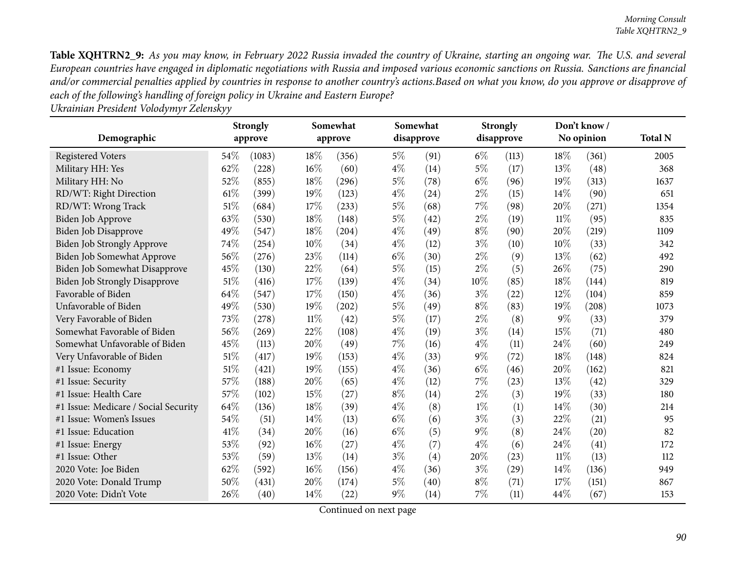**Table XQHTRN2_9:** *As you may know, in February 2022 Russia invaded the country of Ukraine, starting an ongoing war. The U.S. and several European countries have engaged in diplomatic negotiations with Russia and imposed various economic sanctions on Russia. Sanctions are financial and/or commercial penalties applied by countries in response to another country's actions.Based on what you know, do you approve or disapprove of each of the following's handling of foreign policy in Ukraine and Eastern Europe?*

*Ukrainian President Volodymyr Zelenskyy*

| Demographic | Strongly approve | | Somewhat approve | | Somewhat disapprove | | Strongly disapprove | | Don't know / No opinion | | Total N |
|---|---|---|---|---|---|---|---|---|---|---|---|
| Registered Voters | 54% | (1083) | 18% | (356) | 5% | (91) | 6% | (113) | 18% | (361) | 2005 |
| Military HH: Yes | 62% | (228) | 16% | (60) | 4% | (14) | 5% | (17) | 13% | (48) | 368 |
| Military HH: No | 52% | (855) | 18% | (296) | 5% | (78) | 6% | (96) | 19% | (313) | 1637 |
| RD/WT: Right Direction | 61% | (399) | 19% | (123) | 4% | (24) | 2% | (15) | 14% | (90) | 651 |
| RD/WT: Wrong Track | 51% | (684) | 17% | (233) | 5% | (68) | 7% | (98) | 20% | (271) | 1354 |
| Biden Job Approve | 63% | (530) | 18% | (148) | 5% | (42) | 2% | (19) | 11% | (95) | 835 |
| Biden Job Disapprove | 49% | (547) | 18% | (204) | 4% | (49) | 8% | (90) | 20% | (219) | 1109 |
| Biden Job Strongly Approve | 74% | (254) | 10% | (34) | 4% | (12) | 3% | (10) | 10% | (33) | 342 |
| Biden Job Somewhat Approve | 56% | (276) | 23% | (114) | 6% | (30) | 2% | (9) | 13% | (62) | 492 |
| Biden Job Somewhat Disapprove | 45% | (130) | 22% | (64) | 5% | (15) | 2% | (5) | 26% | (75) | 290 |
| Biden Job Strongly Disapprove | 51% | (416) | 17% | (139) | 4% | (34) | 10% | (85) | 18% | (144) | 819 |
| Favorable of Biden | 64% | (547) | 17% | (150) | 4% | (36) | 3% | (22) | 12% | (104) | 859 |
| Unfavorable of Biden | 49% | (530) | 19% | (202) | 5% | (49) | 8% | (83) | 19% | (208) | 1073 |
| Very Favorable of Biden | 73% | (278) | 11% | (42) | 5% | (17) | 2% | (8) | 9% | (33) | 379 |
| Somewhat Favorable of Biden | 56% | (269) | 22% | (108) | 4% | (19) | 3% | (14) | 15% | (71) | 480 |
| Somewhat Unfavorable of Biden | 45% | (113) | 20% | (49) | 7% | (16) | 4% | (11) | 24% | (60) | 249 |
| Very Unfavorable of Biden | 51% | (417) | 19% | (153) | 4% | (33) | 9% | (72) | 18% | (148) | 824 |
| #1 Issue: Economy | 51% | (421) | 19% | (155) | 4% | (36) | 6% | (46) | 20% | (162) | 821 |
| #1 Issue: Security | 57% | (188) | 20% | (65) | 4% | (12) | 7% | (23) | 13% | (42) | 329 |
| #1 Issue: Health Care | 57% | (102) | 15% | (27) | 8% | (14) | 2% | (3) | 19% | (33) | 180 |
| #1 Issue: Medicare / Social Security | 64% | (136) | 18% | (39) | 4% | (8) | 1% | (1) | 14% | (30) | 214 |
| #1 Issue: Women's Issues | 54% | (51) | 14% | (13) | 6% | (6) | 3% | (3) | 22% | (21) | 95 |
| #1 Issue: Education | 41% | (34) | 20% | (16) | 6% | (5) | 9% | (8) | 24% | (20) | 82 |
| #1 Issue: Energy | 53% | (92) | 16% | (27) | 4% | (7) | 4% | (6) | 24% | (41) | 172 |
| #1 Issue: Other | 53% | (59) | 13% | (14) | 3% | (4) | 20% | (23) | 11% | (13) | 112 |
| 2020 Vote: Joe Biden | 62% | (592) | 16% | (156) | 4% | (36) | 3% | (29) | 14% | (136) | 949 |
| 2020 Vote: Donald Trump | 50% | (431) | 20% | (174) | 5% | (40) | 8% | (71) | 17% | (151) | 867 |
| 2020 Vote: Didn't Vote | 26% | (40) | 14% | (22) | 9% | (14) | 7% | (11) | 44% | (67) | 153 |

Continued on next page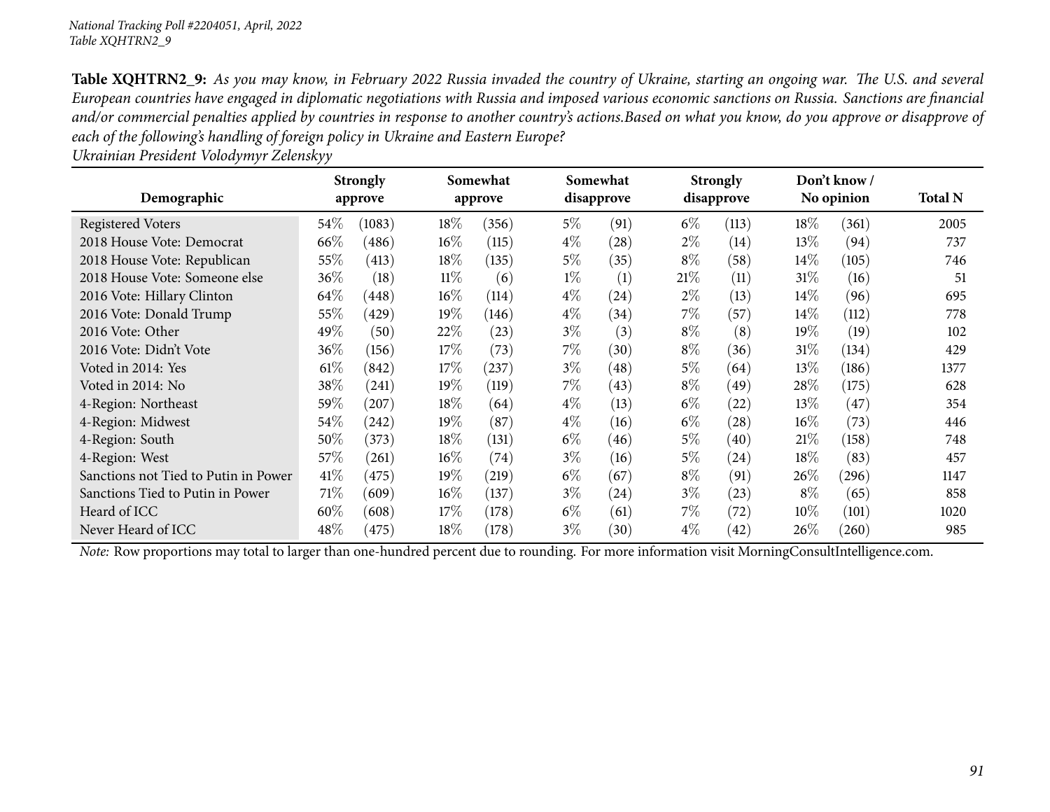National Tracking Poll #2204051, April, 2022
Table XQHTRN2_9

**Table XQHTRN2_9:** *As you may know, in February 2022 Russia invaded the country of Ukraine, starting an ongoing war. The U.S. and several European countries have engaged in diplomatic negotiations with Russia and imposed various economic sanctions on Russia. Sanctions are financial and/or commercial penalties applied by countries in response to another country's actions.Based on what you know, do you approve or disapprove of each of the following's handling of foreign policy in Ukraine and Eastern Europe?*
*Ukrainian President Volodymyr Zelenskyy*

| Demographic | Strongly approve | | Somewhat approve | | Somewhat disapprove | | Strongly disapprove | | Don't know / No opinion | | Total N |
|---|---|---|---|---|---|---|---|---|---|---|---|
| Registered Voters | 54% | (1083) | 18% | (356) | 5% | (91) | 6% | (113) | 18% | (361) | 2005 |
| 2018 House Vote: Democrat | 66% | (486) | 16% | (115) | 4% | (28) | 2% | (14) | 13% | (94) | 737 |
| 2018 House Vote: Republican | 55% | (413) | 18% | (135) | 5% | (35) | 8% | (58) | 14% | (105) | 746 |
| 2018 House Vote: Someone else | 36% | (18) | 11% | (6) | 1% | (1) | 21% | (11) | 31% | (16) | 51 |
| 2016 Vote: Hillary Clinton | 64% | (448) | 16% | (114) | 4% | (24) | 2% | (13) | 14% | (96) | 695 |
| 2016 Vote: Donald Trump | 55% | (429) | 19% | (146) | 4% | (34) | 7% | (57) | 14% | (112) | 778 |
| 2016 Vote: Other | 49% | (50) | 22% | (23) | 3% | (3) | 8% | (8) | 19% | (19) | 102 |
| 2016 Vote: Didn't Vote | 36% | (156) | 17% | (73) | 7% | (30) | 8% | (36) | 31% | (134) | 429 |
| Voted in 2014: Yes | 61% | (842) | 17% | (237) | 3% | (48) | 5% | (64) | 13% | (186) | 1377 |
| Voted in 2014: No | 38% | (241) | 19% | (119) | 7% | (43) | 8% | (49) | 28% | (175) | 628 |
| 4-Region: Northeast | 59% | (207) | 18% | (64) | 4% | (13) | 6% | (22) | 13% | (47) | 354 |
| 4-Region: Midwest | 54% | (242) | 19% | (87) | 4% | (16) | 6% | (28) | 16% | (73) | 446 |
| 4-Region: South | 50% | (373) | 18% | (131) | 6% | (46) | 5% | (40) | 21% | (158) | 748 |
| 4-Region: West | 57% | (261) | 16% | (74) | 3% | (16) | 5% | (24) | 18% | (83) | 457 |
| Sanctions not Tied to Putin in Power | 41% | (475) | 19% | (219) | 6% | (67) | 8% | (91) | 26% | (296) | 1147 |
| Sanctions Tied to Putin in Power | 71% | (609) | 16% | (137) | 3% | (24) | 3% | (23) | 8% | (65) | 858 |
| Heard of ICC | 60% | (608) | 17% | (178) | 6% | (61) | 7% | (72) | 10% | (101) | 1020 |
| Never Heard of ICC | 48% | (475) | 18% | (178) | 3% | (30) | 4% | (42) | 26% | (260) | 985 |

*Note:* Row proportions may total to larger than one-hundred percent due to rounding. For more information visit MorningConsultIntelligence.com.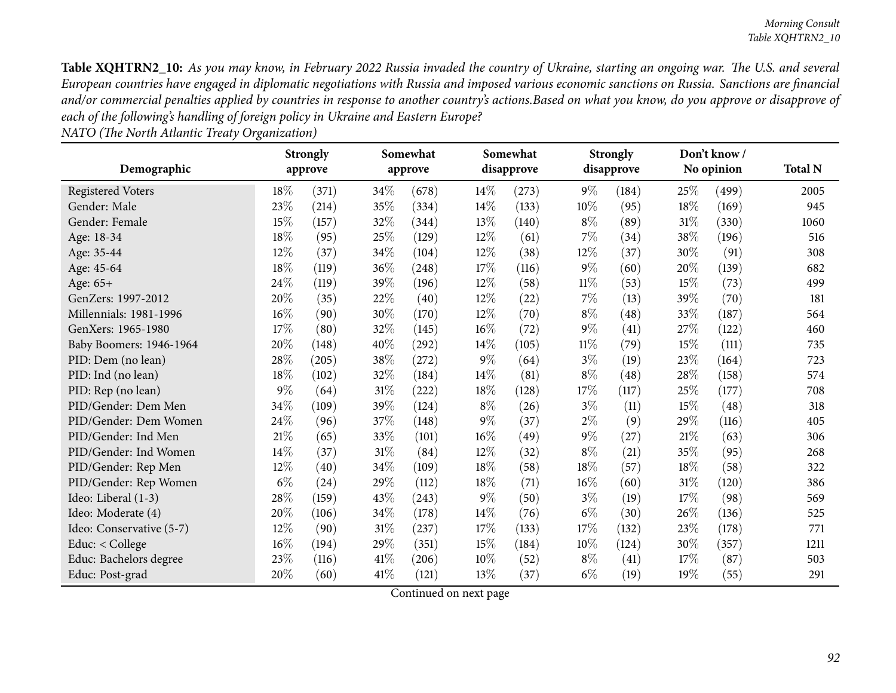**Table XQHTRN2_10:** *As you may know, in February 2022 Russia invaded the country of Ukraine, starting an ongoing war. The U.S. and several European countries have engaged in diplomatic negotiations with Russia and imposed various economic sanctions on Russia. Sanctions are financial and/or commercial penalties applied by countries in response to another country's actions.Based on what you know, do you approve or disapprove of each of the following's handling of foreign policy in Ukraine and Eastern Europe?*
*NATO (The North Atlantic Treaty Organization)*

| Demographic | Strongly approve | | Somewhat approve | | Somewhat disapprove | | Strongly disapprove | | Don't know / No opinion | | Total N |
|---|---|---|---|---|---|---|---|---|---|---|---|
| Registered Voters | 18% | (371) | 34% | (678) | 14% | (273) | 9% | (184) | 25% | (499) | 2005 |
| Gender: Male | 23% | (214) | 35% | (334) | 14% | (133) | 10% | (95) | 18% | (169) | 945 |
| Gender: Female | 15% | (157) | 32% | (344) | 13% | (140) | 8% | (89) | 31% | (330) | 1060 |
| Age: 18-34 | 18% | (95) | 25% | (129) | 12% | (61) | 7% | (34) | 38% | (196) | 516 |
| Age: 35-44 | 12% | (37) | 34% | (104) | 12% | (38) | 12% | (37) | 30% | (91) | 308 |
| Age: 45-64 | 18% | (119) | 36% | (248) | 17% | (116) | 9% | (60) | 20% | (139) | 682 |
| Age: 65+ | 24% | (119) | 39% | (196) | 12% | (58) | 11% | (53) | 15% | (73) | 499 |
| GenZers: 1997-2012 | 20% | (35) | 22% | (40) | 12% | (22) | 7% | (13) | 39% | (70) | 181 |
| Millennials: 1981-1996 | 16% | (90) | 30% | (170) | 12% | (70) | 8% | (48) | 33% | (187) | 564 |
| GenXers: 1965-1980 | 17% | (80) | 32% | (145) | 16% | (72) | 9% | (41) | 27% | (122) | 460 |
| Baby Boomers: 1946-1964 | 20% | (148) | 40% | (292) | 14% | (105) | 11% | (79) | 15% | (111) | 735 |
| PID: Dem (no lean) | 28% | (205) | 38% | (272) | 9% | (64) | 3% | (19) | 23% | (164) | 723 |
| PID: Ind (no lean) | 18% | (102) | 32% | (184) | 14% | (81) | 8% | (48) | 28% | (158) | 574 |
| PID: Rep (no lean) | 9% | (64) | 31% | (222) | 18% | (128) | 17% | (117) | 25% | (177) | 708 |
| PID/Gender: Dem Men | 34% | (109) | 39% | (124) | 8% | (26) | 3% | (11) | 15% | (48) | 318 |
| PID/Gender: Dem Women | 24% | (96) | 37% | (148) | 9% | (37) | 2% | (9) | 29% | (116) | 405 |
| PID/Gender: Ind Men | 21% | (65) | 33% | (101) | 16% | (49) | 9% | (27) | 21% | (63) | 306 |
| PID/Gender: Ind Women | 14% | (37) | 31% | (84) | 12% | (32) | 8% | (21) | 35% | (95) | 268 |
| PID/Gender: Rep Men | 12% | (40) | 34% | (109) | 18% | (58) | 18% | (57) | 18% | (58) | 322 |
| PID/Gender: Rep Women | 6% | (24) | 29% | (112) | 18% | (71) | 16% | (60) | 31% | (120) | 386 |
| Ideo: Liberal (1-3) | 28% | (159) | 43% | (243) | 9% | (50) | 3% | (19) | 17% | (98) | 569 |
| Ideo: Moderate (4) | 20% | (106) | 34% | (178) | 14% | (76) | 6% | (30) | 26% | (136) | 525 |
| Ideo: Conservative (5-7) | 12% | (90) | 31% | (237) | 17% | (133) | 17% | (132) | 23% | (178) | 771 |
| Educ: < College | 16% | (194) | 29% | (351) | 15% | (184) | 10% | (124) | 30% | (357) | 1211 |
| Educ: Bachelors degree | 23% | (116) | 41% | (206) | 10% | (52) | 8% | (41) | 17% | (87) | 503 |
| Educ: Post-grad | 20% | (60) | 41% | (121) | 13% | (37) | 6% | (19) | 19% | (55) | 291 |

Continued on next page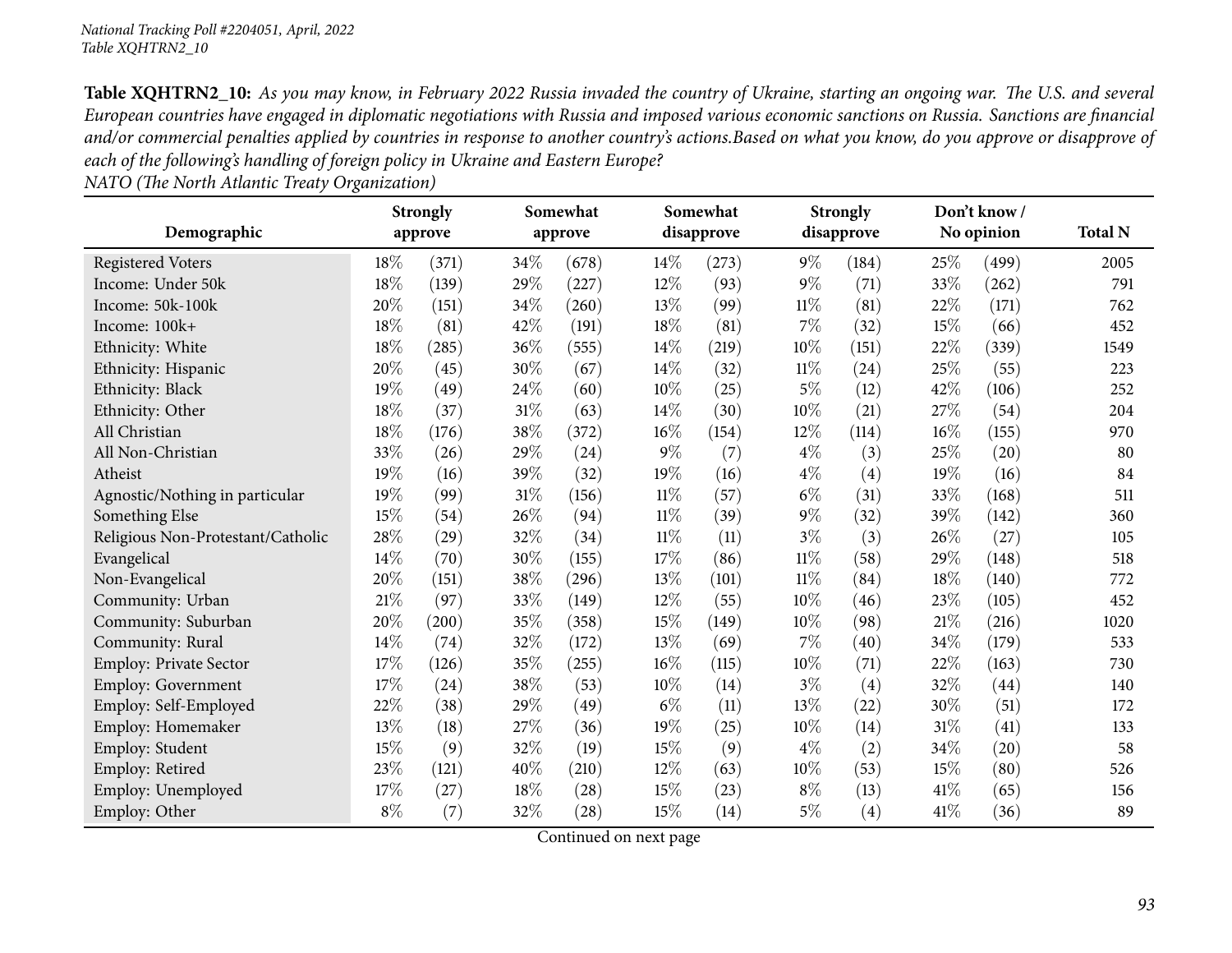**Table XQHTRN2_10:** *As you may know, in February 2022 Russia invaded the country of Ukraine, starting an ongoing war. The U.S. and several European countries have engaged in diplomatic negotiations with Russia and imposed various economic sanctions on Russia. Sanctions are financial and/or commercial penalties applied by countries in response to another country's actions.Based on what you know, do you approve or disapprove of each of the following's handling of foreign policy in Ukraine and Eastern Europe?*
*NATO (The North Atlantic Treaty Organization)*

| Demographic | Strongly approve | | Somewhat approve | | Somewhat disapprove | | Strongly disapprove | | Don't know / No opinion | | Total N |
|---|---|---|---|---|---|---|---|---|---|---|---|
| Registered Voters | 18% | (371) | 34% | (678) | 14% | (273) | 9% | (184) | 25% | (499) | 2005 |
| Income: Under 50k | 18% | (139) | 29% | (227) | 12% | (93) | 9% | (71) | 33% | (262) | 791 |
| Income: 50k-100k | 20% | (151) | 34% | (260) | 13% | (99) | 11% | (81) | 22% | (171) | 762 |
| Income: 100k+ | 18% | (81) | 42% | (191) | 18% | (81) | 7% | (32) | 15% | (66) | 452 |
| Ethnicity: White | 18% | (285) | 36% | (555) | 14% | (219) | 10% | (151) | 22% | (339) | 1549 |
| Ethnicity: Hispanic | 20% | (45) | 30% | (67) | 14% | (32) | 11% | (24) | 25% | (55) | 223 |
| Ethnicity: Black | 19% | (49) | 24% | (60) | 10% | (25) | 5% | (12) | 42% | (106) | 252 |
| Ethnicity: Other | 18% | (37) | 31% | (63) | 14% | (30) | 10% | (21) | 27% | (54) | 204 |
| All Christian | 18% | (176) | 38% | (372) | 16% | (154) | 12% | (114) | 16% | (155) | 970 |
| All Non-Christian | 33% | (26) | 29% | (24) | 9% | (7) | 4% | (3) | 25% | (20) | 80 |
| Atheist | 19% | (16) | 39% | (32) | 19% | (16) | 4% | (4) | 19% | (16) | 84 |
| Agnostic/Nothing in particular | 19% | (99) | 31% | (156) | 11% | (57) | 6% | (31) | 33% | (168) | 511 |
| Something Else | 15% | (54) | 26% | (94) | 11% | (39) | 9% | (32) | 39% | (142) | 360 |
| Religious Non-Protestant/Catholic | 28% | (29) | 32% | (34) | 11% | (11) | 3% | (3) | 26% | (27) | 105 |
| Evangelical | 14% | (70) | 30% | (155) | 17% | (86) | 11% | (58) | 29% | (148) | 518 |
| Non-Evangelical | 20% | (151) | 38% | (296) | 13% | (101) | 11% | (84) | 18% | (140) | 772 |
| Community: Urban | 21% | (97) | 33% | (149) | 12% | (55) | 10% | (46) | 23% | (105) | 452 |
| Community: Suburban | 20% | (200) | 35% | (358) | 15% | (149) | 10% | (98) | 21% | (216) | 1020 |
| Community: Rural | 14% | (74) | 32% | (172) | 13% | (69) | 7% | (40) | 34% | (179) | 533 |
| Employ: Private Sector | 17% | (126) | 35% | (255) | 16% | (115) | 10% | (71) | 22% | (163) | 730 |
| Employ: Government | 17% | (24) | 38% | (53) | 10% | (14) | 3% | (4) | 32% | (44) | 140 |
| Employ: Self-Employed | 22% | (38) | 29% | (49) | 6% | (11) | 13% | (22) | 30% | (51) | 172 |
| Employ: Homemaker | 13% | (18) | 27% | (36) | 19% | (25) | 10% | (14) | 31% | (41) | 133 |
| Employ: Student | 15% | (9) | 32% | (19) | 15% | (9) | 4% | (2) | 34% | (20) | 58 |
| Employ: Retired | 23% | (121) | 40% | (210) | 12% | (63) | 10% | (53) | 15% | (80) | 526 |
| Employ: Unemployed | 17% | (27) | 18% | (28) | 15% | (23) | 8% | (13) | 41% | (65) | 156 |
| Employ: Other | 8% | (7) | 32% | (28) | 15% | (14) | 5% | (4) | 41% | (36) | 89 |

Continued on next page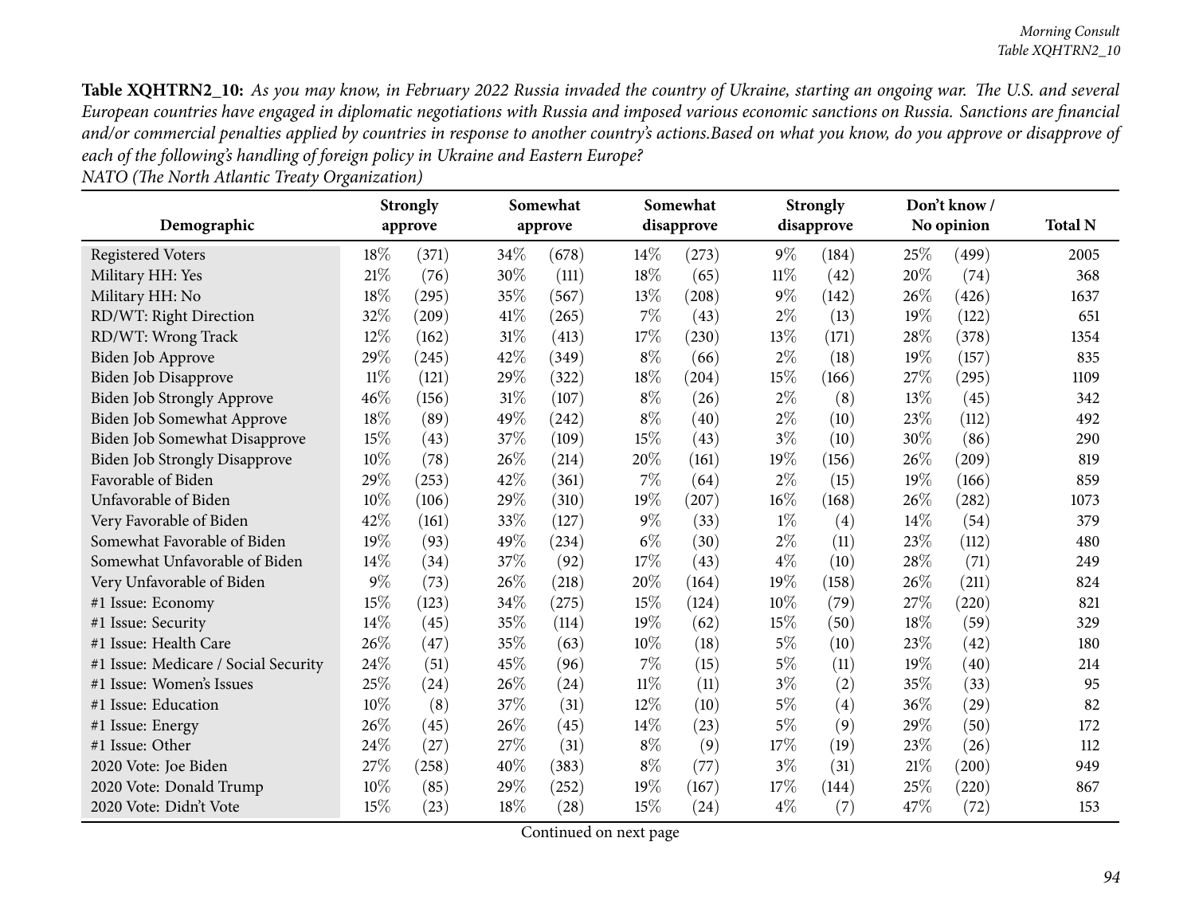**Table XQHTRN2_10:** *As you may know, in February 2022 Russia invaded the country of Ukraine, starting an ongoing war. The U.S. and several European countries have engaged in diplomatic negotiations with Russia and imposed various economic sanctions on Russia. Sanctions are financial and/or commercial penalties applied by countries in response to another country's actions.Based on what you know, do you approve or disapprove of each of the following's handling of foreign policy in Ukraine and Eastern Europe?*
*NATO (The North Atlantic Treaty Organization)*

| Demographic | Strongly approve | | Somewhat approve | | Somewhat disapprove | | Strongly disapprove | | Don't know / No opinion | | Total N |
|---|---|---|---|---|---|---|---|---|---|---|---|
| Registered Voters | 18% | (371) | 34% | (678) | 14% | (273) | 9% | (184) | 25% | (499) | 2005 |
| Military HH: Yes | 21% | (76) | 30% | (111) | 18% | (65) | 11% | (42) | 20% | (74) | 368 |
| Military HH: No | 18% | (295) | 35% | (567) | 13% | (208) | 9% | (142) | 26% | (426) | 1637 |
| RD/WT: Right Direction | 32% | (209) | 41% | (265) | 7% | (43) | 2% | (13) | 19% | (122) | 651 |
| RD/WT: Wrong Track | 12% | (162) | 31% | (413) | 17% | (230) | 13% | (171) | 28% | (378) | 1354 |
| Biden Job Approve | 29% | (245) | 42% | (349) | 8% | (66) | 2% | (18) | 19% | (157) | 835 |
| Biden Job Disapprove | 11% | (121) | 29% | (322) | 18% | (204) | 15% | (166) | 27% | (295) | 1109 |
| Biden Job Strongly Approve | 46% | (156) | 31% | (107) | 8% | (26) | 2% | (8) | 13% | (45) | 342 |
| Biden Job Somewhat Approve | 18% | (89) | 49% | (242) | 8% | (40) | 2% | (10) | 23% | (112) | 492 |
| Biden Job Somewhat Disapprove | 15% | (43) | 37% | (109) | 15% | (43) | 3% | (10) | 30% | (86) | 290 |
| Biden Job Strongly Disapprove | 10% | (78) | 26% | (214) | 20% | (161) | 19% | (156) | 26% | (209) | 819 |
| Favorable of Biden | 29% | (253) | 42% | (361) | 7% | (64) | 2% | (15) | 19% | (166) | 859 |
| Unfavorable of Biden | 10% | (106) | 29% | (310) | 19% | (207) | 16% | (168) | 26% | (282) | 1073 |
| Very Favorable of Biden | 42% | (161) | 33% | (127) | 9% | (33) | 1% | (4) | 14% | (54) | 379 |
| Somewhat Favorable of Biden | 19% | (93) | 49% | (234) | 6% | (30) | 2% | (11) | 23% | (112) | 480 |
| Somewhat Unfavorable of Biden | 14% | (34) | 37% | (92) | 17% | (43) | 4% | (10) | 28% | (71) | 249 |
| Very Unfavorable of Biden | 9% | (73) | 26% | (218) | 20% | (164) | 19% | (158) | 26% | (211) | 824 |
| #1 Issue: Economy | 15% | (123) | 34% | (275) | 15% | (124) | 10% | (79) | 27% | (220) | 821 |
| #1 Issue: Security | 14% | (45) | 35% | (114) | 19% | (62) | 15% | (50) | 18% | (59) | 329 |
| #1 Issue: Health Care | 26% | (47) | 35% | (63) | 10% | (18) | 5% | (10) | 23% | (42) | 180 |
| #1 Issue: Medicare / Social Security | 24% | (51) | 45% | (96) | 7% | (15) | 5% | (11) | 19% | (40) | 214 |
| #1 Issue: Women's Issues | 25% | (24) | 26% | (24) | 11% | (11) | 3% | (2) | 35% | (33) | 95 |
| #1 Issue: Education | 10% | (8) | 37% | (31) | 12% | (10) | 5% | (4) | 36% | (29) | 82 |
| #1 Issue: Energy | 26% | (45) | 26% | (45) | 14% | (23) | 5% | (9) | 29% | (50) | 172 |
| #1 Issue: Other | 24% | (27) | 27% | (31) | 8% | (9) | 17% | (19) | 23% | (26) | 112 |
| 2020 Vote: Joe Biden | 27% | (258) | 40% | (383) | 8% | (77) | 3% | (31) | 21% | (200) | 949 |
| 2020 Vote: Donald Trump | 10% | (85) | 29% | (252) | 19% | (167) | 17% | (144) | 25% | (220) | 867 |
| 2020 Vote: Didn't Vote | 15% | (23) | 18% | (28) | 15% | (24) | 4% | (7) | 47% | (72) | 153 |

Continued on next page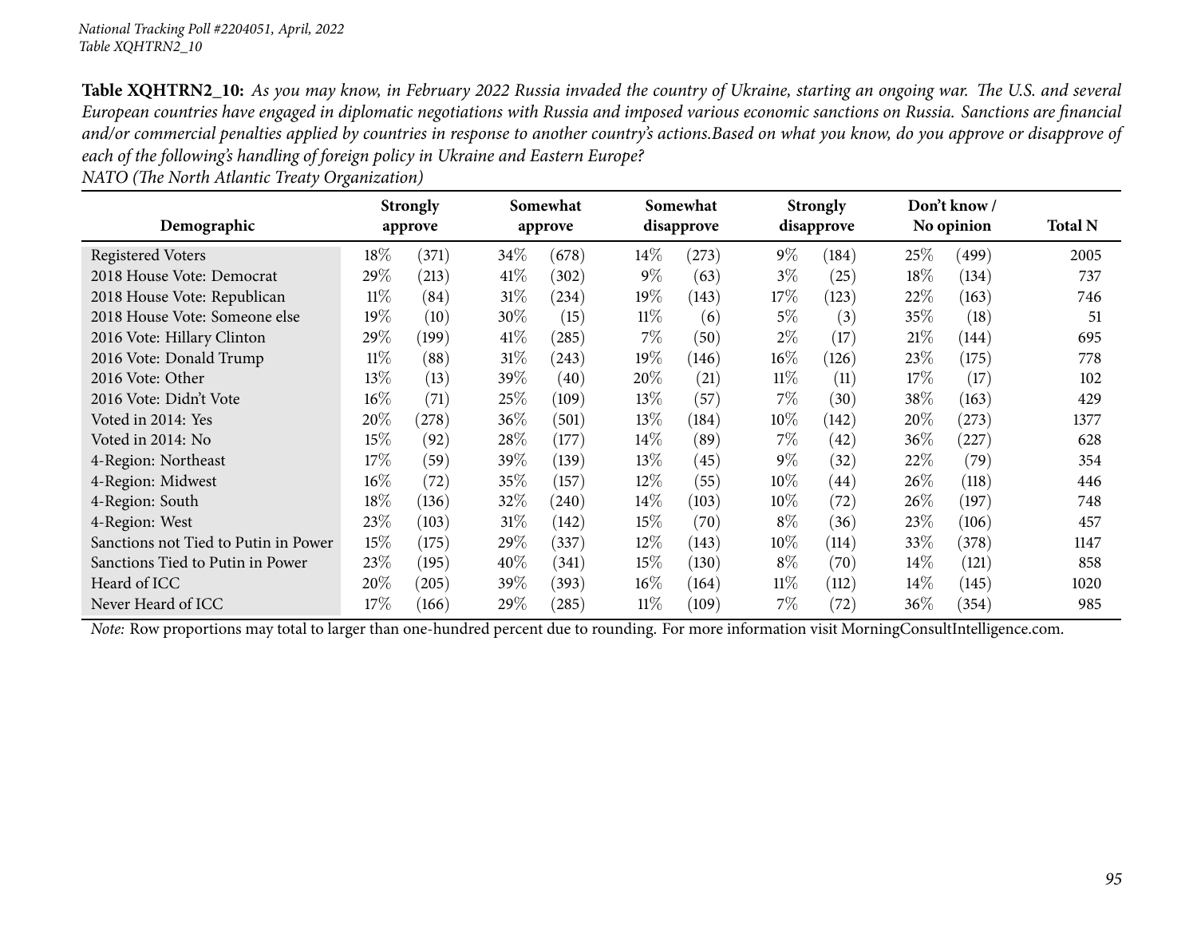**Table XQHTRN2_10:** *As you may know, in February 2022 Russia invaded the country of Ukraine, starting an ongoing war. The U.S. and several European countries have engaged in diplomatic negotiations with Russia and imposed various economic sanctions on Russia. Sanctions are financial and/or commercial penalties applied by countries in response to another country's actions.Based on what you know, do you approve or disapprove of each of the following's handling of foreign policy in Ukraine and Eastern Europe?*
*NATO (The North Atlantic Treaty Organization)*

| Demographic | Strongly approve | | Somewhat approve | | Somewhat disapprove | | Strongly disapprove | | Don't know / No opinion | | Total N |
|---|---|---|---|---|---|---|---|---|---|---|---|
| Registered Voters | 18% | (371) | 34% | (678) | 14% | (273) | 9% | (184) | 25% | (499) | 2005 |
| 2018 House Vote: Democrat | 29% | (213) | 41% | (302) | 9% | (63) | 3% | (25) | 18% | (134) | 737 |
| 2018 House Vote: Republican | 11% | (84) | 31% | (234) | 19% | (143) | 17% | (123) | 22% | (163) | 746 |
| 2018 House Vote: Someone else | 19% | (10) | 30% | (15) | 11% | (6) | 5% | (3) | 35% | (18) | 51 |
| 2016 Vote: Hillary Clinton | 29% | (199) | 41% | (285) | 7% | (50) | 2% | (17) | 21% | (144) | 695 |
| 2016 Vote: Donald Trump | 11% | (88) | 31% | (243) | 19% | (146) | 16% | (126) | 23% | (175) | 778 |
| 2016 Vote: Other | 13% | (13) | 39% | (40) | 20% | (21) | 11% | (11) | 17% | (17) | 102 |
| 2016 Vote: Didn't Vote | 16% | (71) | 25% | (109) | 13% | (57) | 7% | (30) | 38% | (163) | 429 |
| Voted in 2014: Yes | 20% | (278) | 36% | (501) | 13% | (184) | 10% | (142) | 20% | (273) | 1377 |
| Voted in 2014: No | 15% | (92) | 28% | (177) | 14% | (89) | 7% | (42) | 36% | (227) | 628 |
| 4-Region: Northeast | 17% | (59) | 39% | (139) | 13% | (45) | 9% | (32) | 22% | (79) | 354 |
| 4-Region: Midwest | 16% | (72) | 35% | (157) | 12% | (55) | 10% | (44) | 26% | (118) | 446 |
| 4-Region: South | 18% | (136) | 32% | (240) | 14% | (103) | 10% | (72) | 26% | (197) | 748 |
| 4-Region: West | 23% | (103) | 31% | (142) | 15% | (70) | 8% | (36) | 23% | (106) | 457 |
| Sanctions not Tied to Putin in Power | 15% | (175) | 29% | (337) | 12% | (143) | 10% | (114) | 33% | (378) | 1147 |
| Sanctions Tied to Putin in Power | 23% | (195) | 40% | (341) | 15% | (130) | 8% | (70) | 14% | (121) | 858 |
| Heard of ICC | 20% | (205) | 39% | (393) | 16% | (164) | 11% | (112) | 14% | (145) | 1020 |
| Never Heard of ICC | 17% | (166) | 29% | (285) | 11% | (109) | 7% | (72) | 36% | (354) | 985 |

*Note:* Row proportions may total to larger than one-hundred percent due to rounding. For more information visit MorningConsultIntelligence.com.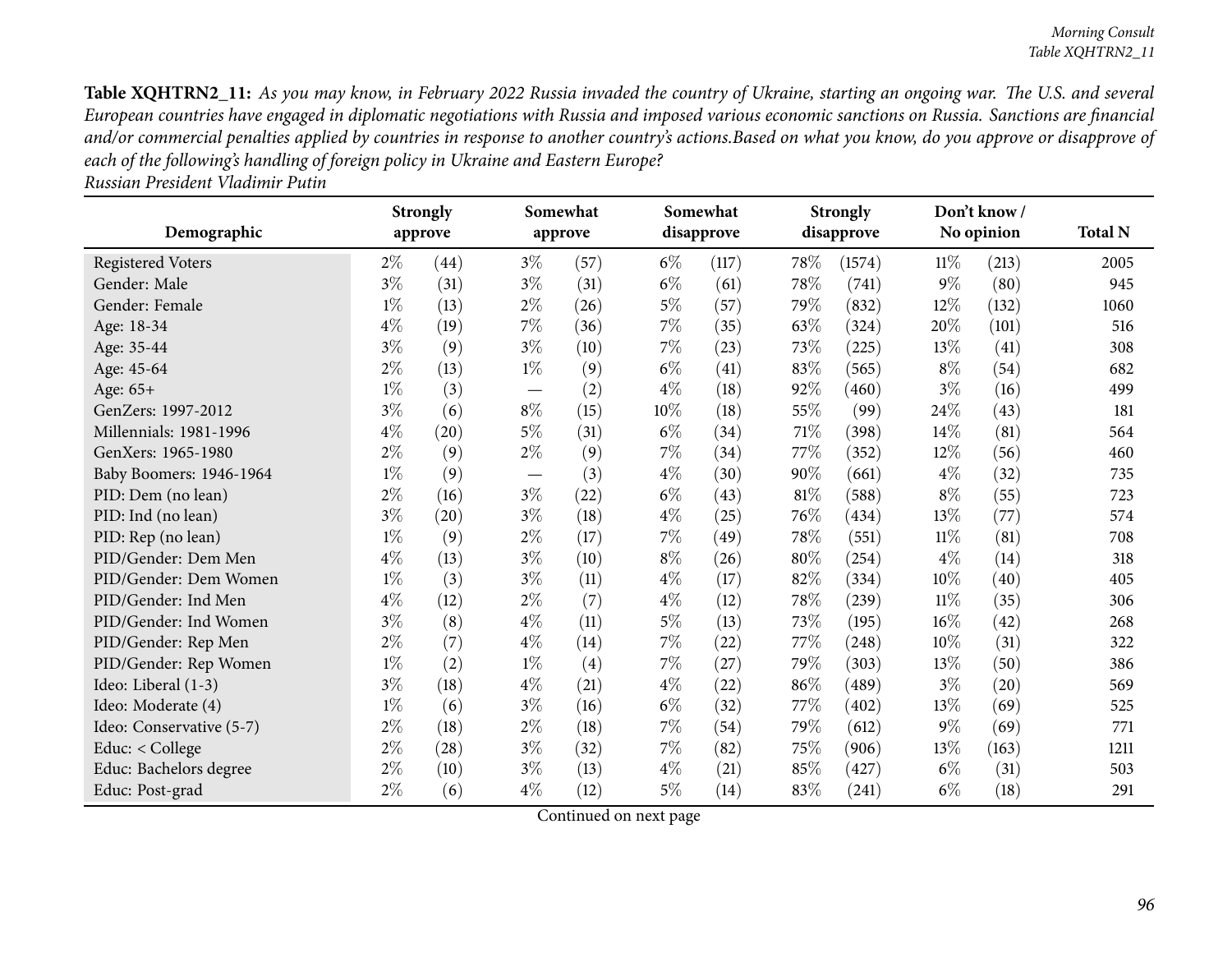**Table XQHTRN2_11:** *As you may know, in February 2022 Russia invaded the country of Ukraine, starting an ongoing war. The U.S. and several European countries have engaged in diplomatic negotiations with Russia and imposed various economic sanctions on Russia. Sanctions are financial and/or commercial penalties applied by countries in response to another country's actions.Based on what you know, do you approve or disapprove of each of the following's handling of foreign policy in Ukraine and Eastern Europe?*
*Russian President Vladimir Putin*

| Demographic | Strongly approve | | Somewhat approve | | Somewhat disapprove | | Strongly disapprove | | Don't know / No opinion | | Total N |
|---|---|---|---|---|---|---|---|---|---|---|---|
| Registered Voters | 2% | (44) | 3% | (57) | 6% | (117) | 78% | (1574) | 11% | (213) | 2005 |
| Gender: Male | 3% | (31) | 3% | (31) | 6% | (61) | 78% | (741) | 9% | (80) | 945 |
| Gender: Female | 1% | (13) | 2% | (26) | 5% | (57) | 79% | (832) | 12% | (132) | 1060 |
| Age: 18-34 | 4% | (19) | 7% | (36) | 7% | (35) | 63% | (324) | 20% | (101) | 516 |
| Age: 35-44 | 3% | (9) | 3% | (10) | 7% | (23) | 73% | (225) | 13% | (41) | 308 |
| Age: 45-64 | 2% | (13) | 1% | (9) | 6% | (41) | 83% | (565) | 8% | (54) | 682 |
| Age: 65+ | 1% | (3) | — | (2) | 4% | (18) | 92% | (460) | 3% | (16) | 499 |
| GenZers: 1997-2012 | 3% | (6) | 8% | (15) | 10% | (18) | 55% | (99) | 24% | (43) | 181 |
| Millennials: 1981-1996 | 4% | (20) | 5% | (31) | 6% | (34) | 71% | (398) | 14% | (81) | 564 |
| GenXers: 1965-1980 | 2% | (9) | 2% | (9) | 7% | (34) | 77% | (352) | 12% | (56) | 460 |
| Baby Boomers: 1946-1964 | 1% | (9) | — | (3) | 4% | (30) | 90% | (661) | 4% | (32) | 735 |
| PID: Dem (no lean) | 2% | (16) | 3% | (22) | 6% | (43) | 81% | (588) | 8% | (55) | 723 |
| PID: Ind (no lean) | 3% | (20) | 3% | (18) | 4% | (25) | 76% | (434) | 13% | (77) | 574 |
| PID: Rep (no lean) | 1% | (9) | 2% | (17) | 7% | (49) | 78% | (551) | 11% | (81) | 708 |
| PID/Gender: Dem Men | 4% | (13) | 3% | (10) | 8% | (26) | 80% | (254) | 4% | (14) | 318 |
| PID/Gender: Dem Women | 1% | (3) | 3% | (11) | 4% | (17) | 82% | (334) | 10% | (40) | 405 |
| PID/Gender: Ind Men | 4% | (12) | 2% | (7) | 4% | (12) | 78% | (239) | 11% | (35) | 306 |
| PID/Gender: Ind Women | 3% | (8) | 4% | (11) | 5% | (13) | 73% | (195) | 16% | (42) | 268 |
| PID/Gender: Rep Men | 2% | (7) | 4% | (14) | 7% | (22) | 77% | (248) | 10% | (31) | 322 |
| PID/Gender: Rep Women | 1% | (2) | 1% | (4) | 7% | (27) | 79% | (303) | 13% | (50) | 386 |
| Ideo: Liberal (1-3) | 3% | (18) | 4% | (21) | 4% | (22) | 86% | (489) | 3% | (20) | 569 |
| Ideo: Moderate (4) | 1% | (6) | 3% | (16) | 6% | (32) | 77% | (402) | 13% | (69) | 525 |
| Ideo: Conservative (5-7) | 2% | (18) | 2% | (18) | 7% | (54) | 79% | (612) | 9% | (69) | 771 |
| Educ: < College | 2% | (28) | 3% | (32) | 7% | (82) | 75% | (906) | 13% | (163) | 1211 |
| Educ: Bachelors degree | 2% | (10) | 3% | (13) | 4% | (21) | 85% | (427) | 6% | (31) | 503 |
| Educ: Post-grad | 2% | (6) | 4% | (12) | 5% | (14) | 83% | (241) | 6% | (18) | 291 |

Continued on next page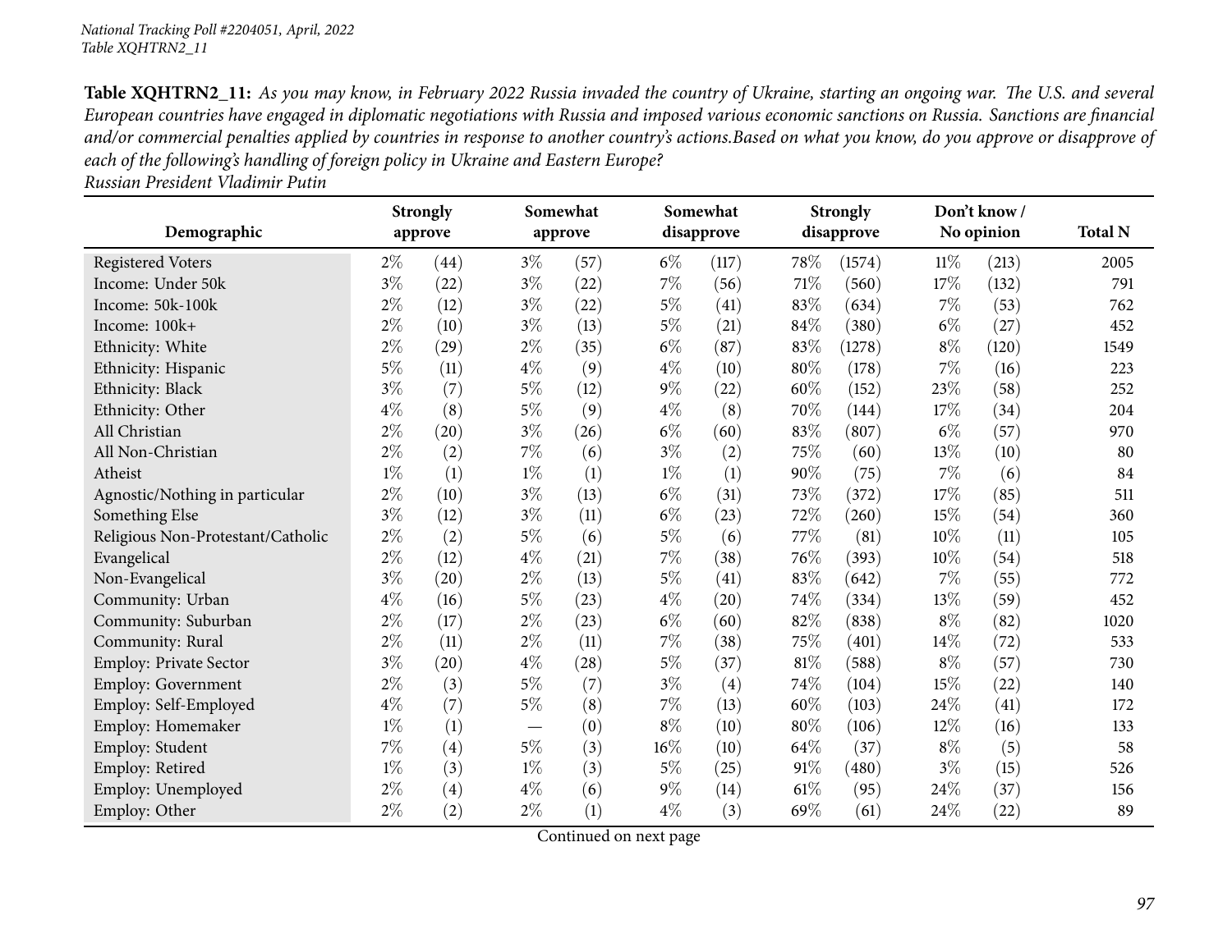National Tracking Poll #2204051, April, 2022
Table XQHTRN2_11

**Table XQHTRN2_11:** *As you may know, in February 2022 Russia invaded the country of Ukraine, starting an ongoing war. The U.S. and several European countries have engaged in diplomatic negotiations with Russia and imposed various economic sanctions on Russia. Sanctions are financial and/or commercial penalties applied by countries in response to another country's actions.Based on what you know, do you approve or disapprove of each of the following's handling of foreign policy in Ukraine and Eastern Europe?*
*Russian President Vladimir Putin*

| Demographic | Strongly approve | | Somewhat approve | | Somewhat disapprove | | Strongly disapprove | | Don't know / No opinion | | Total N |
|---|---|---|---|---|---|---|---|---|---|---|---|
| Registered Voters | 2% | (44) | 3% | (57) | 6% | (117) | 78% | (1574) | 11% | (213) | 2005 |
| Income: Under 50k | 3% | (22) | 3% | (22) | 7% | (56) | 71% | (560) | 17% | (132) | 791 |
| Income: 50k-100k | 2% | (12) | 3% | (22) | 5% | (41) | 83% | (634) | 7% | (53) | 762 |
| Income: 100k+ | 2% | (10) | 3% | (13) | 5% | (21) | 84% | (380) | 6% | (27) | 452 |
| Ethnicity: White | 2% | (29) | 2% | (35) | 6% | (87) | 83% | (1278) | 8% | (120) | 1549 |
| Ethnicity: Hispanic | 5% | (11) | 4% | (9) | 4% | (10) | 80% | (178) | 7% | (16) | 223 |
| Ethnicity: Black | 3% | (7) | 5% | (12) | 9% | (22) | 60% | (152) | 23% | (58) | 252 |
| Ethnicity: Other | 4% | (8) | 5% | (9) | 4% | (8) | 70% | (144) | 17% | (34) | 204 |
| All Christian | 2% | (20) | 3% | (26) | 6% | (60) | 83% | (807) | 6% | (57) | 970 |
| All Non-Christian | 2% | (2) | 7% | (6) | 3% | (2) | 75% | (60) | 13% | (10) | 80 |
| Atheist | 1% | (1) | 1% | (1) | 1% | (1) | 90% | (75) | 7% | (6) | 84 |
| Agnostic/Nothing in particular | 2% | (10) | 3% | (13) | 6% | (31) | 73% | (372) | 17% | (85) | 511 |
| Something Else | 3% | (12) | 3% | (11) | 6% | (23) | 72% | (260) | 15% | (54) | 360 |
| Religious Non-Protestant/Catholic | 2% | (2) | 5% | (6) | 5% | (6) | 77% | (81) | 10% | (11) | 105 |
| Evangelical | 2% | (12) | 4% | (21) | 7% | (38) | 76% | (393) | 10% | (54) | 518 |
| Non-Evangelical | 3% | (20) | 2% | (13) | 5% | (41) | 83% | (642) | 7% | (55) | 772 |
| Community: Urban | 4% | (16) | 5% | (23) | 4% | (20) | 74% | (334) | 13% | (59) | 452 |
| Community: Suburban | 2% | (17) | 2% | (23) | 6% | (60) | 82% | (838) | 8% | (82) | 1020 |
| Community: Rural | 2% | (11) | 2% | (11) | 7% | (38) | 75% | (401) | 14% | (72) | 533 |
| Employ: Private Sector | 3% | (20) | 4% | (28) | 5% | (37) | 81% | (588) | 8% | (57) | 730 |
| Employ: Government | 2% | (3) | 5% | (7) | 3% | (4) | 74% | (104) | 15% | (22) | 140 |
| Employ: Self-Employed | 4% | (7) | 5% | (8) | 7% | (13) | 60% | (103) | 24% | (41) | 172 |
| Employ: Homemaker | 1% | (1) | — | (0) | 8% | (10) | 80% | (106) | 12% | (16) | 133 |
| Employ: Student | 7% | (4) | 5% | (3) | 16% | (10) | 64% | (37) | 8% | (5) | 58 |
| Employ: Retired | 1% | (3) | 1% | (3) | 5% | (25) | 91% | (480) | 3% | (15) | 526 |
| Employ: Unemployed | 2% | (4) | 4% | (6) | 9% | (14) | 61% | (95) | 24% | (37) | 156 |
| Employ: Other | 2% | (2) | 2% | (1) | 4% | (3) | 69% | (61) | 24% | (22) | 89 |

Continued on next page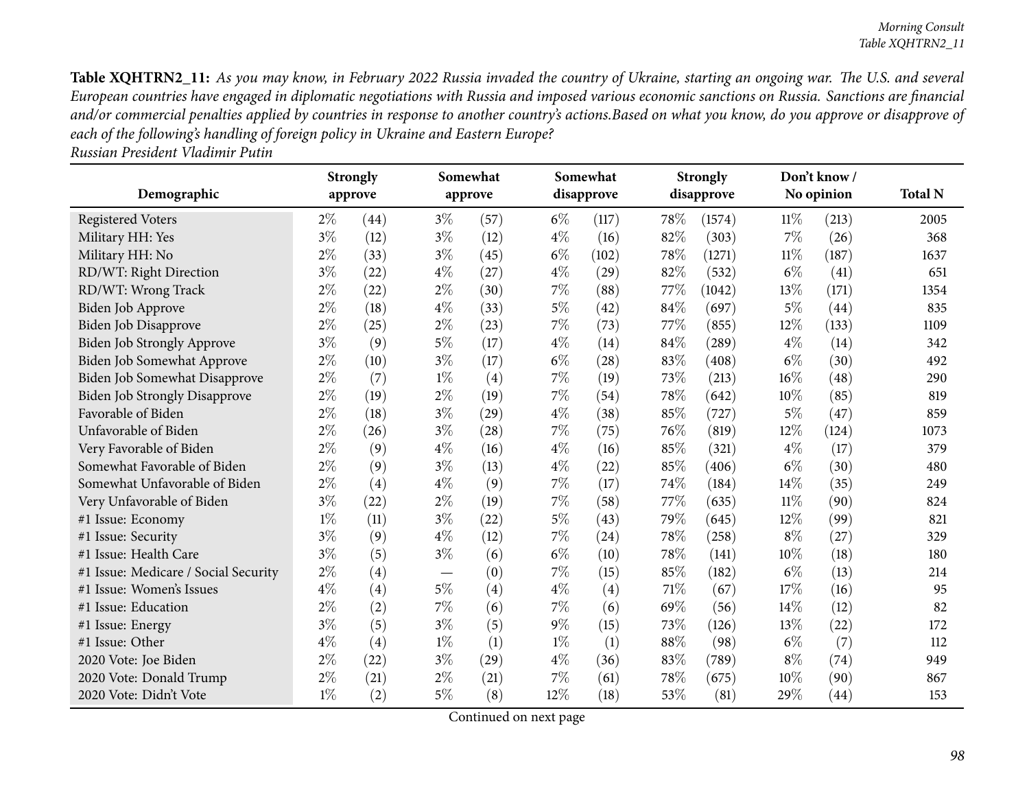**Table XQHTRN2_11:** *As you may know, in February 2022 Russia invaded the country of Ukraine, starting an ongoing war. The U.S. and several European countries have engaged in diplomatic negotiations with Russia and imposed various economic sanctions on Russia. Sanctions are financial and/or commercial penalties applied by countries in response to another country's actions.Based on what you know, do you approve or disapprove of each of the following's handling of foreign policy in Ukraine and Eastern Europe?*
*Russian President Vladimir Putin*

| Demographic | Strongly approve | | Somewhat approve | | Somewhat disapprove | | Strongly disapprove | | Don't know / No opinion | | Total N |
|---|---|---|---|---|---|---|---|---|---|---|---|
| Registered Voters | 2% | (44) | 3% | (57) | 6% | (117) | 78% | (1574) | 11% | (213) | 2005 |
| Military HH: Yes | 3% | (12) | 3% | (12) | 4% | (16) | 82% | (303) | 7% | (26) | 368 |
| Military HH: No | 2% | (33) | 3% | (45) | 6% | (102) | 78% | (1271) | 11% | (187) | 1637 |
| RD/WT: Right Direction | 3% | (22) | 4% | (27) | 4% | (29) | 82% | (532) | 6% | (41) | 651 |
| RD/WT: Wrong Track | 2% | (22) | 2% | (30) | 7% | (88) | 77% | (1042) | 13% | (171) | 1354 |
| Biden Job Approve | 2% | (18) | 4% | (33) | 5% | (42) | 84% | (697) | 5% | (44) | 835 |
| Biden Job Disapprove | 2% | (25) | 2% | (23) | 7% | (73) | 77% | (855) | 12% | (133) | 1109 |
| Biden Job Strongly Approve | 3% | (9) | 5% | (17) | 4% | (14) | 84% | (289) | 4% | (14) | 342 |
| Biden Job Somewhat Approve | 2% | (10) | 3% | (17) | 6% | (28) | 83% | (408) | 6% | (30) | 492 |
| Biden Job Somewhat Disapprove | 2% | (7) | 1% | (4) | 7% | (19) | 73% | (213) | 16% | (48) | 290 |
| Biden Job Strongly Disapprove | 2% | (19) | 2% | (19) | 7% | (54) | 78% | (642) | 10% | (85) | 819 |
| Favorable of Biden | 2% | (18) | 3% | (29) | 4% | (38) | 85% | (727) | 5% | (47) | 859 |
| Unfavorable of Biden | 2% | (26) | 3% | (28) | 7% | (75) | 76% | (819) | 12% | (124) | 1073 |
| Very Favorable of Biden | 2% | (9) | 4% | (16) | 4% | (16) | 85% | (321) | 4% | (17) | 379 |
| Somewhat Favorable of Biden | 2% | (9) | 3% | (13) | 4% | (22) | 85% | (406) | 6% | (30) | 480 |
| Somewhat Unfavorable of Biden | 2% | (4) | 4% | (9) | 7% | (17) | 74% | (184) | 14% | (35) | 249 |
| Very Unfavorable of Biden | 3% | (22) | 2% | (19) | 7% | (58) | 77% | (635) | 11% | (90) | 824 |
| #1 Issue: Economy | 1% | (11) | 3% | (22) | 5% | (43) | 79% | (645) | 12% | (99) | 821 |
| #1 Issue: Security | 3% | (9) | 4% | (12) | 7% | (24) | 78% | (258) | 8% | (27) | 329 |
| #1 Issue: Health Care | 3% | (5) | 3% | (6) | 6% | (10) | 78% | (141) | 10% | (18) | 180 |
| #1 Issue: Medicare / Social Security | 2% | (4) | — | (0) | 7% | (15) | 85% | (182) | 6% | (13) | 214 |
| #1 Issue: Women's Issues | 4% | (4) | 5% | (4) | 4% | (4) | 71% | (67) | 17% | (16) | 95 |
| #1 Issue: Education | 2% | (2) | 7% | (6) | 7% | (6) | 69% | (56) | 14% | (12) | 82 |
| #1 Issue: Energy | 3% | (5) | 3% | (5) | 9% | (15) | 73% | (126) | 13% | (22) | 172 |
| #1 Issue: Other | 4% | (4) | 1% | (1) | 1% | (1) | 88% | (98) | 6% | (7) | 112 |
| 2020 Vote: Joe Biden | 2% | (22) | 3% | (29) | 4% | (36) | 83% | (789) | 8% | (74) | 949 |
| 2020 Vote: Donald Trump | 2% | (21) | 2% | (21) | 7% | (61) | 78% | (675) | 10% | (90) | 867 |
| 2020 Vote: Didn't Vote | 1% | (2) | 5% | (8) | 12% | (18) | 53% | (81) | 29% | (44) | 153 |

Continued on next page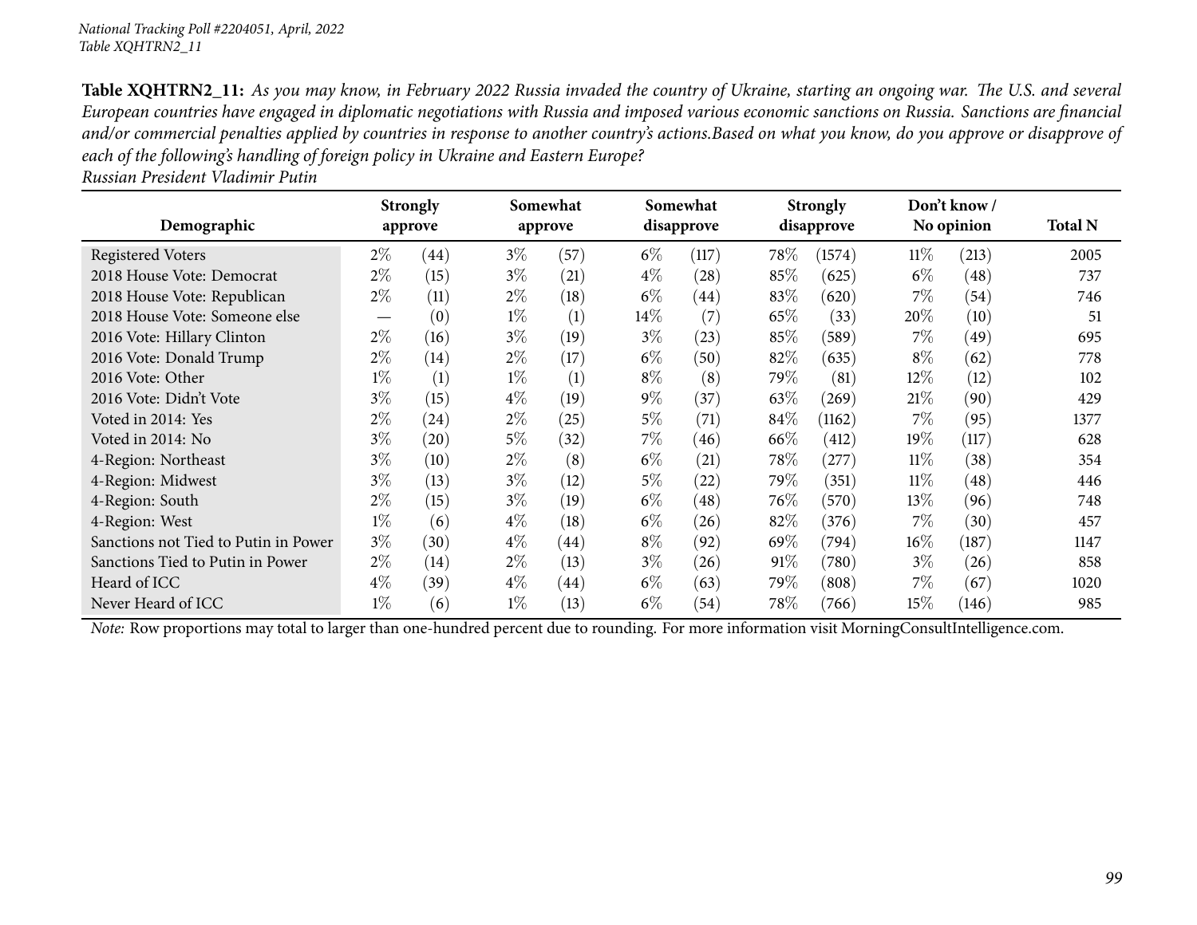National Tracking Poll #2204051, April, 2022
Table XQHTRN2_11

**Table XQHTRN2_11:** *As you may know, in February 2022 Russia invaded the country of Ukraine, starting an ongoing war. The U.S. and several European countries have engaged in diplomatic negotiations with Russia and imposed various economic sanctions on Russia. Sanctions are financial and/or commercial penalties applied by countries in response to another country's actions.Based on what you know, do you approve or disapprove of each of the following's handling of foreign policy in Ukraine and Eastern Europe?*
*Russian President Vladimir Putin*

| Demographic | Strongly approve | | Somewhat approve | | Somewhat disapprove | | Strongly disapprove | | Don't know / No opinion | | Total N |
|---|---|---|---|---|---|---|---|---|---|---|---|
| Registered Voters | 2% | (44) | 3% | (57) | 6% | (117) | 78% | (1574) | 11% | (213) | 2005 |
| 2018 House Vote: Democrat | 2% | (15) | 3% | (21) | 4% | (28) | 85% | (625) | 6% | (48) | 737 |
| 2018 House Vote: Republican | 2% | (11) | 2% | (18) | 6% | (44) | 83% | (620) | 7% | (54) | 746 |
| 2018 House Vote: Someone else | — | (0) | 1% | (1) | 14% | (7) | 65% | (33) | 20% | (10) | 51 |
| 2016 Vote: Hillary Clinton | 2% | (16) | 3% | (19) | 3% | (23) | 85% | (589) | 7% | (49) | 695 |
| 2016 Vote: Donald Trump | 2% | (14) | 2% | (17) | 6% | (50) | 82% | (635) | 8% | (62) | 778 |
| 2016 Vote: Other | 1% | (1) | 1% | (1) | 8% | (8) | 79% | (81) | 12% | (12) | 102 |
| 2016 Vote: Didn't Vote | 3% | (15) | 4% | (19) | 9% | (37) | 63% | (269) | 21% | (90) | 429 |
| Voted in 2014: Yes | 2% | (24) | 2% | (25) | 5% | (71) | 84% | (1162) | 7% | (95) | 1377 |
| Voted in 2014: No | 3% | (20) | 5% | (32) | 7% | (46) | 66% | (412) | 19% | (117) | 628 |
| 4-Region: Northeast | 3% | (10) | 2% | (8) | 6% | (21) | 78% | (277) | 11% | (38) | 354 |
| 4-Region: Midwest | 3% | (13) | 3% | (12) | 5% | (22) | 79% | (351) | 11% | (48) | 446 |
| 4-Region: South | 2% | (15) | 3% | (19) | 6% | (48) | 76% | (570) | 13% | (96) | 748 |
| 4-Region: West | 1% | (6) | 4% | (18) | 6% | (26) | 82% | (376) | 7% | (30) | 457 |
| Sanctions not Tied to Putin in Power | 3% | (30) | 4% | (44) | 8% | (92) | 69% | (794) | 16% | (187) | 1147 |
| Sanctions Tied to Putin in Power | 2% | (14) | 2% | (13) | 3% | (26) | 91% | (780) | 3% | (26) | 858 |
| Heard of ICC | 4% | (39) | 4% | (44) | 6% | (63) | 79% | (808) | 7% | (67) | 1020 |
| Never Heard of ICC | 1% | (6) | 1% | (13) | 6% | (54) | 78% | (766) | 15% | (146) | 985 |

*Note:* Row proportions may total to larger than one-hundred percent due to rounding. For more information visit MorningConsultIntelligence.com.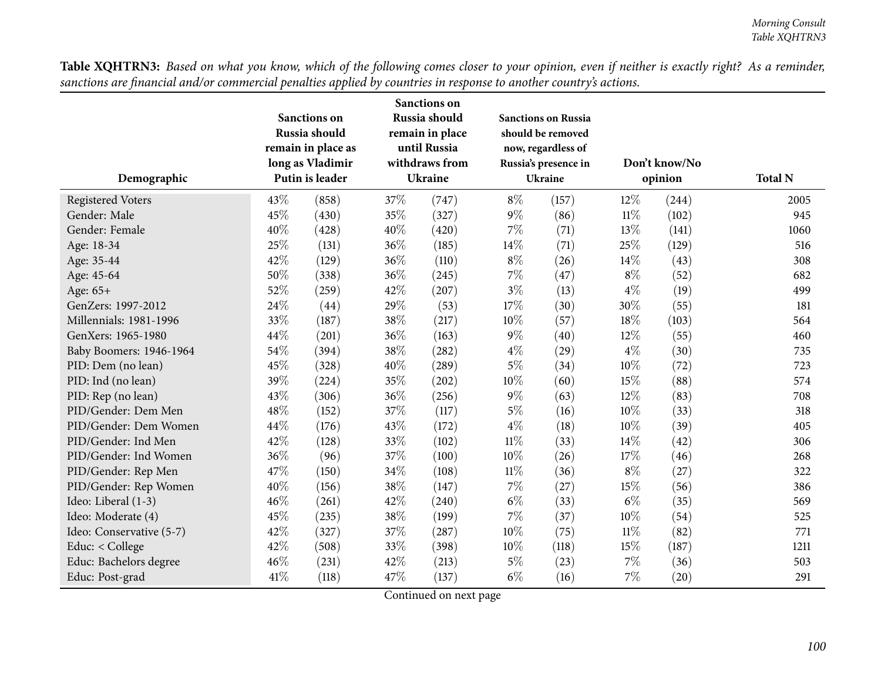**Table XQHTRN3:** *Based on what you know, which of the following comes closer to your opinion, even if neither is exactly right? As a reminder, sanctions are financial and/or commercial penalties applied by countries in response to another country's actions.*

| Demographic | Sanctions on Russia should remain in place as long as Vladimir Putin is leader | | Sanctions on Russia should remain in place until Russia withdraws from Ukraine | | Sanctions on Russia should be removed now, regardless of Russia's presence in Ukraine | | Don't know/No opinion | | Total N |
|---|---|---|---|---|---|---|---|---|---|
| Registered Voters | 43% | (858) | 37% | (747) | 8% | (157) | 12% | (244) | 2005 |
| Gender: Male | 45% | (430) | 35% | (327) | 9% | (86) | 11% | (102) | 945 |
| Gender: Female | 40% | (428) | 40% | (420) | 7% | (71) | 13% | (141) | 1060 |
| Age: 18-34 | 25% | (131) | 36% | (185) | 14% | (71) | 25% | (129) | 516 |
| Age: 35-44 | 42% | (129) | 36% | (110) | 8% | (26) | 14% | (43) | 308 |
| Age: 45-64 | 50% | (338) | 36% | (245) | 7% | (47) | 8% | (52) | 682 |
| Age: 65+ | 52% | (259) | 42% | (207) | 3% | (13) | 4% | (19) | 499 |
| GenZers: 1997-2012 | 24% | (44) | 29% | (53) | 17% | (30) | 30% | (55) | 181 |
| Millennials: 1981-1996 | 33% | (187) | 38% | (217) | 10% | (57) | 18% | (103) | 564 |
| GenXers: 1965-1980 | 44% | (201) | 36% | (163) | 9% | (40) | 12% | (55) | 460 |
| Baby Boomers: 1946-1964 | 54% | (394) | 38% | (282) | 4% | (29) | 4% | (30) | 735 |
| PID: Dem (no lean) | 45% | (328) | 40% | (289) | 5% | (34) | 10% | (72) | 723 |
| PID: Ind (no lean) | 39% | (224) | 35% | (202) | 10% | (60) | 15% | (88) | 574 |
| PID: Rep (no lean) | 43% | (306) | 36% | (256) | 9% | (63) | 12% | (83) | 708 |
| PID/Gender: Dem Men | 48% | (152) | 37% | (117) | 5% | (16) | 10% | (33) | 318 |
| PID/Gender: Dem Women | 44% | (176) | 43% | (172) | 4% | (18) | 10% | (39) | 405 |
| PID/Gender: Ind Men | 42% | (128) | 33% | (102) | 11% | (33) | 14% | (42) | 306 |
| PID/Gender: Ind Women | 36% | (96) | 37% | (100) | 10% | (26) | 17% | (46) | 268 |
| PID/Gender: Rep Men | 47% | (150) | 34% | (108) | 11% | (36) | 8% | (27) | 322 |
| PID/Gender: Rep Women | 40% | (156) | 38% | (147) | 7% | (27) | 15% | (56) | 386 |
| Ideo: Liberal (1-3) | 46% | (261) | 42% | (240) | 6% | (33) | 6% | (35) | 569 |
| Ideo: Moderate (4) | 45% | (235) | 38% | (199) | 7% | (37) | 10% | (54) | 525 |
| Ideo: Conservative (5-7) | 42% | (327) | 37% | (287) | 10% | (75) | 11% | (82) | 771 |
| Educ: < College | 42% | (508) | 33% | (398) | 10% | (118) | 15% | (187) | 1211 |
| Educ: Bachelors degree | 46% | (231) | 42% | (213) | 5% | (23) | 7% | (36) | 503 |
| Educ: Post-grad | 41% | (118) | 47% | (137) | 6% | (16) | 7% | (20) | 291 |

Continued on next page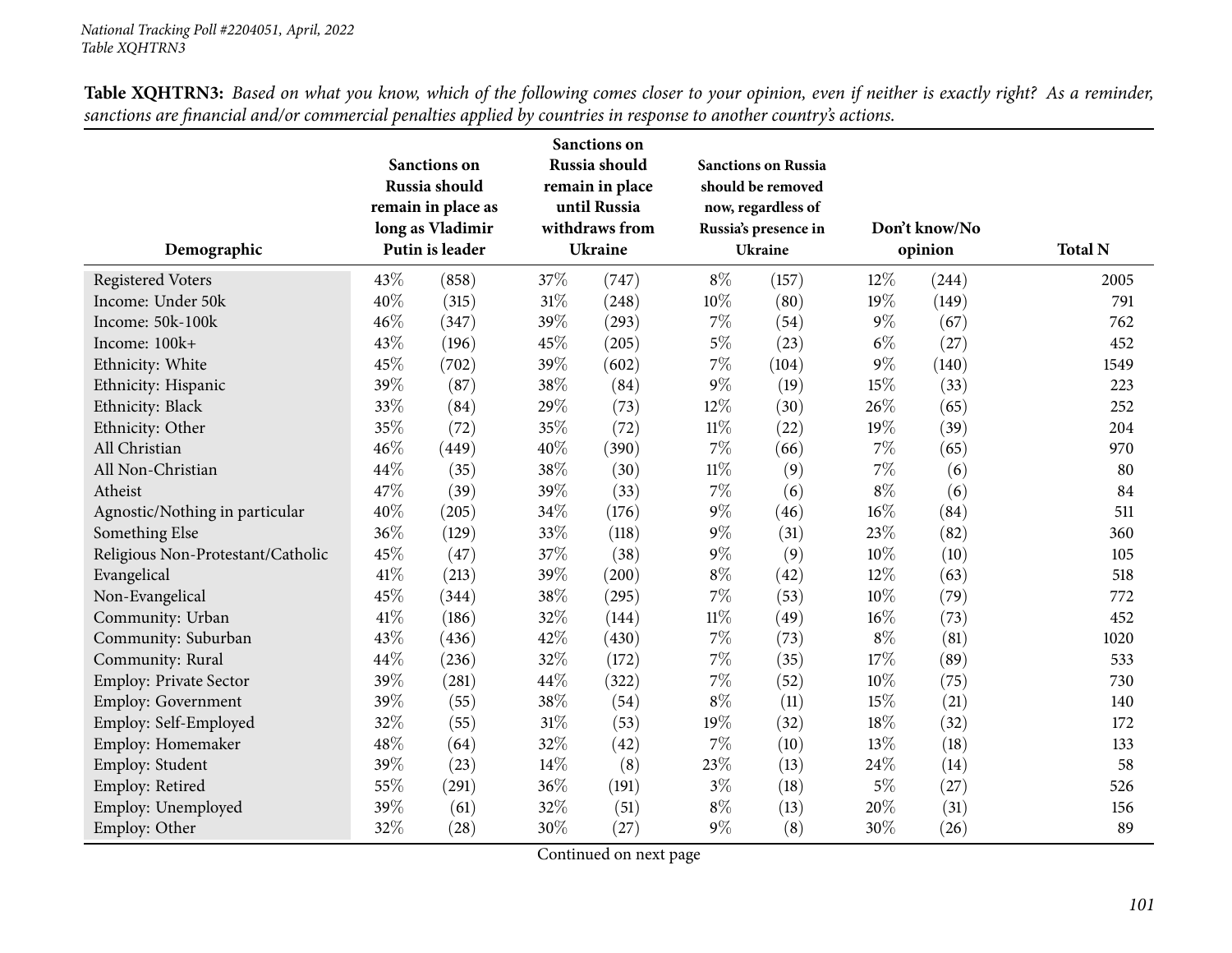**Table XQHTRN3:** *Based on what you know, which of the following comes closer to your opinion, even if neither is exactly right? As a reminder, sanctions are financial and/or commercial penalties applied by countries in response to another country's actions.*

| Demographic | Sanctions on Russia should remain in place as long as Vladimir Putin is leader | | Sanctions on Russia should remain in place until Russia withdraws from Ukraine | | Sanctions on Russia should be removed now, regardless of Russia's presence in Ukraine | | Don't know/No opinion | | Total N |
|---|---|---|---|---|---|---|---|---|---|
| Registered Voters | 43% | (858) | 37% | (747) | 8% | (157) | 12% | (244) | 2005 |
| Income: Under 50k | 40% | (315) | 31% | (248) | 10% | (80) | 19% | (149) | 791 |
| Income: 50k-100k | 46% | (347) | 39% | (293) | 7% | (54) | 9% | (67) | 762 |
| Income: 100k+ | 43% | (196) | 45% | (205) | 5% | (23) | 6% | (27) | 452 |
| Ethnicity: White | 45% | (702) | 39% | (602) | 7% | (104) | 9% | (140) | 1549 |
| Ethnicity: Hispanic | 39% | (87) | 38% | (84) | 9% | (19) | 15% | (33) | 223 |
| Ethnicity: Black | 33% | (84) | 29% | (73) | 12% | (30) | 26% | (65) | 252 |
| Ethnicity: Other | 35% | (72) | 35% | (72) | 11% | (22) | 19% | (39) | 204 |
| All Christian | 46% | (449) | 40% | (390) | 7% | (66) | 7% | (65) | 970 |
| All Non-Christian | 44% | (35) | 38% | (30) | 11% | (9) | 7% | (6) | 80 |
| Atheist | 47% | (39) | 39% | (33) | 7% | (6) | 8% | (6) | 84 |
| Agnostic/Nothing in particular | 40% | (205) | 34% | (176) | 9% | (46) | 16% | (84) | 511 |
| Something Else | 36% | (129) | 33% | (118) | 9% | (31) | 23% | (82) | 360 |
| Religious Non-Protestant/Catholic | 45% | (47) | 37% | (38) | 9% | (9) | 10% | (10) | 105 |
| Evangelical | 41% | (213) | 39% | (200) | 8% | (42) | 12% | (63) | 518 |
| Non-Evangelical | 45% | (344) | 38% | (295) | 7% | (53) | 10% | (79) | 772 |
| Community: Urban | 41% | (186) | 32% | (144) | 11% | (49) | 16% | (73) | 452 |
| Community: Suburban | 43% | (436) | 42% | (430) | 7% | (73) | 8% | (81) | 1020 |
| Community: Rural | 44% | (236) | 32% | (172) | 7% | (35) | 17% | (89) | 533 |
| Employ: Private Sector | 39% | (281) | 44% | (322) | 7% | (52) | 10% | (75) | 730 |
| Employ: Government | 39% | (55) | 38% | (54) | 8% | (11) | 15% | (21) | 140 |
| Employ: Self-Employed | 32% | (55) | 31% | (53) | 19% | (32) | 18% | (32) | 172 |
| Employ: Homemaker | 48% | (64) | 32% | (42) | 7% | (10) | 13% | (18) | 133 |
| Employ: Student | 39% | (23) | 14% | (8) | 23% | (13) | 24% | (14) | 58 |
| Employ: Retired | 55% | (291) | 36% | (191) | 3% | (18) | 5% | (27) | 526 |
| Employ: Unemployed | 39% | (61) | 32% | (51) | 8% | (13) | 20% | (31) | 156 |
| Employ: Other | 32% | (28) | 30% | (27) | 9% | (8) | 30% | (26) | 89 |

Continued on next page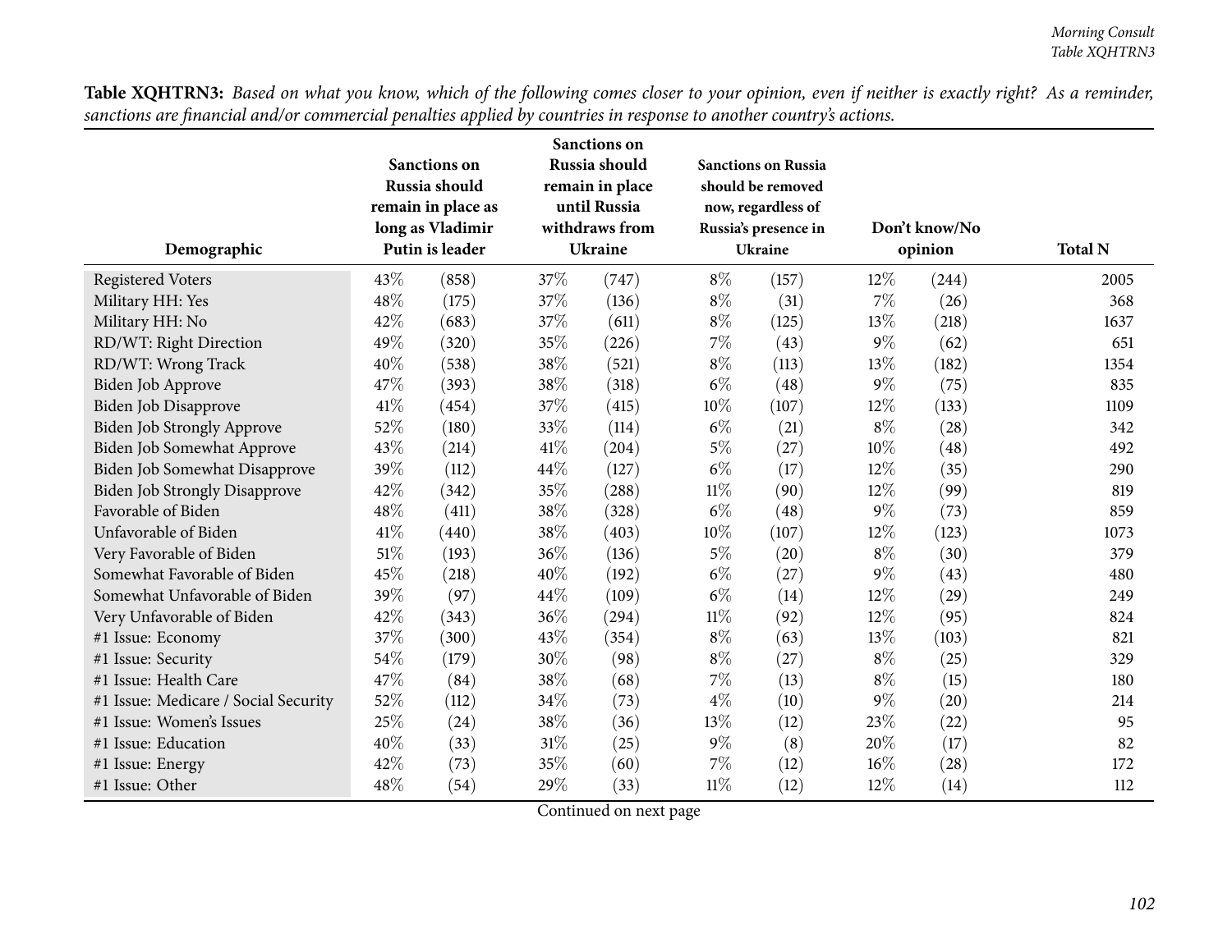**Table XQHTRN3:** *Based on what you know, which of the following comes closer to your opinion, even if neither is exactly right? As a reminder, sanctions are financial and/or commercial penalties applied by countries in response to another country's actions.*

| Demographic | Sanctions on Russia should remain in place as long as Vladimir Putin is leader | | Sanctions on Russia should remain in place until Russia withdraws from Ukraine | | Sanctions on Russia should be removed now, regardless of Russia's presence in Ukraine | | Don't know/No opinion | | Total N |
|---|---|---|---|---|---|---|---|---|---|
| Registered Voters | 43% | (858) | 37% | (747) | 8% | (157) | 12% | (244) | 2005 |
| Military HH: Yes | 48% | (175) | 37% | (136) | 8% | (31) | 7% | (26) | 368 |
| Military HH: No | 42% | (683) | 37% | (611) | 8% | (125) | 13% | (218) | 1637 |
| RD/WT: Right Direction | 49% | (320) | 35% | (226) | 7% | (43) | 9% | (62) | 651 |
| RD/WT: Wrong Track | 40% | (538) | 38% | (521) | 8% | (113) | 13% | (182) | 1354 |
| Biden Job Approve | 47% | (393) | 38% | (318) | 6% | (48) | 9% | (75) | 835 |
| Biden Job Disapprove | 41% | (454) | 37% | (415) | 10% | (107) | 12% | (133) | 1109 |
| Biden Job Strongly Approve | 52% | (180) | 33% | (114) | 6% | (21) | 8% | (28) | 342 |
| Biden Job Somewhat Approve | 43% | (214) | 41% | (204) | 5% | (27) | 10% | (48) | 492 |
| Biden Job Somewhat Disapprove | 39% | (112) | 44% | (127) | 6% | (17) | 12% | (35) | 290 |
| Biden Job Strongly Disapprove | 42% | (342) | 35% | (288) | 11% | (90) | 12% | (99) | 819 |
| Favorable of Biden | 48% | (411) | 38% | (328) | 6% | (48) | 9% | (73) | 859 |
| Unfavorable of Biden | 41% | (440) | 38% | (403) | 10% | (107) | 12% | (123) | 1073 |
| Very Favorable of Biden | 51% | (193) | 36% | (136) | 5% | (20) | 8% | (30) | 379 |
| Somewhat Favorable of Biden | 45% | (218) | 40% | (192) | 6% | (27) | 9% | (43) | 480 |
| Somewhat Unfavorable of Biden | 39% | (97) | 44% | (109) | 6% | (14) | 12% | (29) | 249 |
| Very Unfavorable of Biden | 42% | (343) | 36% | (294) | 11% | (92) | 12% | (95) | 824 |
| #1 Issue: Economy | 37% | (300) | 43% | (354) | 8% | (63) | 13% | (103) | 821 |
| #1 Issue: Security | 54% | (179) | 30% | (98) | 8% | (27) | 8% | (25) | 329 |
| #1 Issue: Health Care | 47% | (84) | 38% | (68) | 7% | (13) | 8% | (15) | 180 |
| #1 Issue: Medicare / Social Security | 52% | (112) | 34% | (73) | 4% | (10) | 9% | (20) | 214 |
| #1 Issue: Women's Issues | 25% | (24) | 38% | (36) | 13% | (12) | 23% | (22) | 95 |
| #1 Issue: Education | 40% | (33) | 31% | (25) | 9% | (8) | 20% | (17) | 82 |
| #1 Issue: Energy | 42% | (73) | 35% | (60) | 7% | (12) | 16% | (28) | 172 |
| #1 Issue: Other | 48% | (54) | 29% | (33) | 11% | (12) | 12% | (14) | 112 |

Continued on next page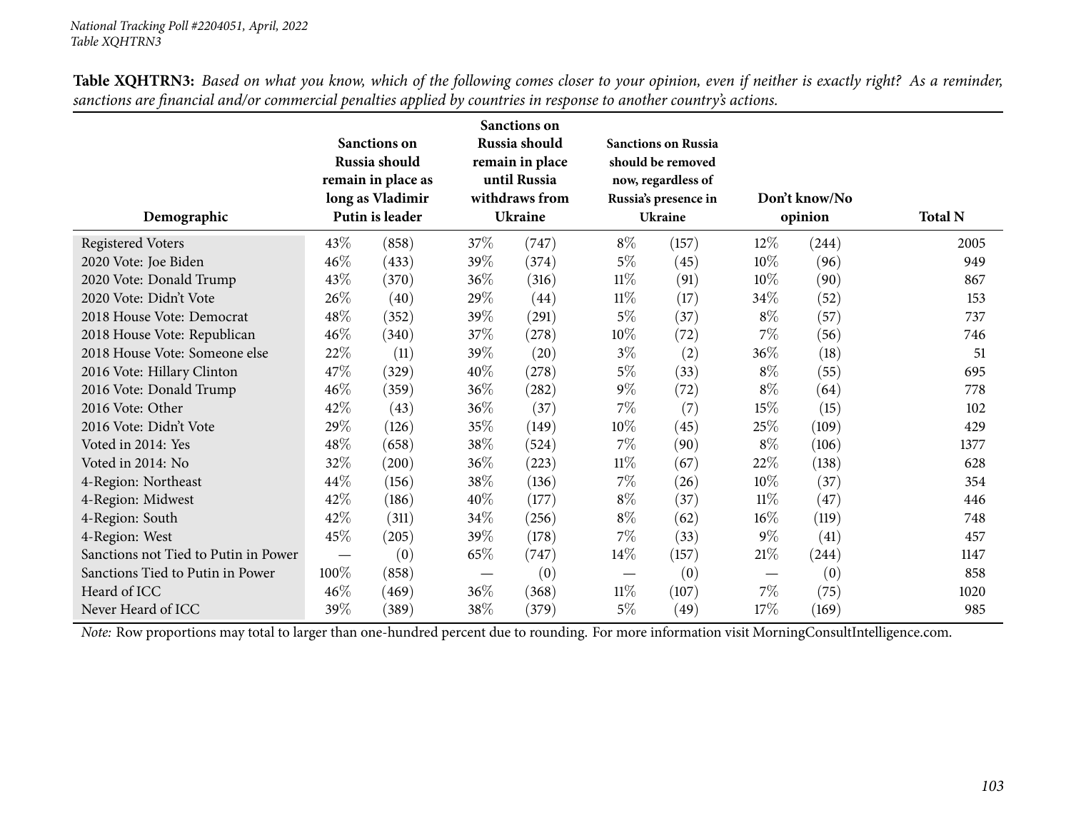*National Tracking Poll #2204051, April, 2022*
*Table XQHTRN3*

**Table XQHTRN3:** *Based on what you know, which of the following comes closer to your opinion, even if neither is exactly right? As a reminder, sanctions are financial and/or commercial penalties applied by countries in response to another country's actions.*

| Demographic | Sanctions on Russia should remain in place as long as Vladimir Putin is leader | | Sanctions on Russia should remain in place until Russia withdraws from Ukraine | | Sanctions on Russia should be removed now, regardless of Russia's presence in Ukraine | | Don't know/No opinion | | Total N |
|---|---|---|---|---|---|---|---|---|---|
| Registered Voters | 43% | (858) | 37% | (747) | 8% | (157) | 12% | (244) | 2005 |
| 2020 Vote: Joe Biden | 46% | (433) | 39% | (374) | 5% | (45) | 10% | (96) | 949 |
| 2020 Vote: Donald Trump | 43% | (370) | 36% | (316) | 11% | (91) | 10% | (90) | 867 |
| 2020 Vote: Didn't Vote | 26% | (40) | 29% | (44) | 11% | (17) | 34% | (52) | 153 |
| 2018 House Vote: Democrat | 48% | (352) | 39% | (291) | 5% | (37) | 8% | (57) | 737 |
| 2018 House Vote: Republican | 46% | (340) | 37% | (278) | 10% | (72) | 7% | (56) | 746 |
| 2018 House Vote: Someone else | 22% | (11) | 39% | (20) | 3% | (2) | 36% | (18) | 51 |
| 2016 Vote: Hillary Clinton | 47% | (329) | 40% | (278) | 5% | (33) | 8% | (55) | 695 |
| 2016 Vote: Donald Trump | 46% | (359) | 36% | (282) | 9% | (72) | 8% | (64) | 778 |
| 2016 Vote: Other | 42% | (43) | 36% | (37) | 7% | (7) | 15% | (15) | 102 |
| 2016 Vote: Didn't Vote | 29% | (126) | 35% | (149) | 10% | (45) | 25% | (109) | 429 |
| Voted in 2014: Yes | 48% | (658) | 38% | (524) | 7% | (90) | 8% | (106) | 1377 |
| Voted in 2014: No | 32% | (200) | 36% | (223) | 11% | (67) | 22% | (138) | 628 |
| 4-Region: Northeast | 44% | (156) | 38% | (136) | 7% | (26) | 10% | (37) | 354 |
| 4-Region: Midwest | 42% | (186) | 40% | (177) | 8% | (37) | 11% | (47) | 446 |
| 4-Region: South | 42% | (311) | 34% | (256) | 8% | (62) | 16% | (119) | 748 |
| 4-Region: West | 45% | (205) | 39% | (178) | 7% | (33) | 9% | (41) | 457 |
| Sanctions not Tied to Putin in Power | — | (0) | 65% | (747) | 14% | (157) | 21% | (244) | 1147 |
| Sanctions Tied to Putin in Power | 100% | (858) | — | (0) | — | (0) | — | (0) | 858 |
| Heard of ICC | 46% | (469) | 36% | (368) | 11% | (107) | 7% | (75) | 1020 |
| Never Heard of ICC | 39% | (389) | 38% | (379) | 5% | (49) | 17% | (169) | 985 |

*Note:* Row proportions may total to larger than one-hundred percent due to rounding. For more information visit MorningConsultIntelligence.com.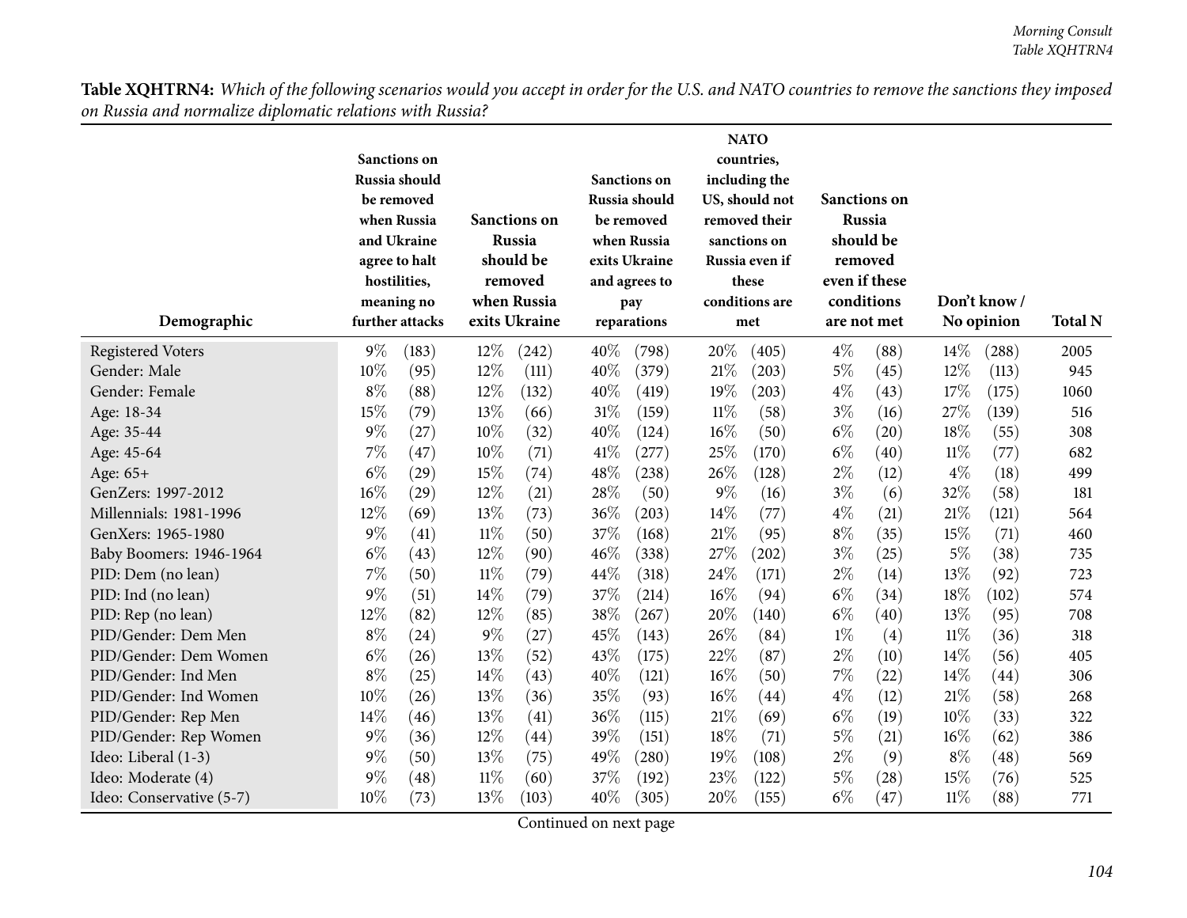**Table XQHTRN4:** *Which of the following scenarios would you accept in order for the U.S. and NATO countries to remove the sanctions they imposed on Russia and normalize diplomatic relations with Russia?*

| Demographic | Sanctions on Russia should be removed when Russia and Ukraine agree to halt hostilities, meaning no further attacks | | Sanctions on Russia should be removed when Russia exits Ukraine | | Sanctions on Russia should be removed when Russia exits Ukraine and agrees to pay reparations | | NATO countries, including the US, should not removed their sanctions on Russia even if these conditions are met | | Sanctions on Russia should be removed even if these conditions are not met | | Don't know / No opinion | | Total N |
|---|---|---|---|---|---|---|---|---|---|---|---|---|---|
| Registered Voters | 9% | (183) | 12% | (242) | 40% | (798) | 20% | (405) | 4% | (88) | 14% | (288) | 2005 |
| Gender: Male | 10% | (95) | 12% | (111) | 40% | (379) | 21% | (203) | 5% | (45) | 12% | (113) | 945 |
| Gender: Female | 8% | (88) | 12% | (132) | 40% | (419) | 19% | (203) | 4% | (43) | 17% | (175) | 1060 |
| Age: 18-34 | 15% | (79) | 13% | (66) | 31% | (159) | 11% | (58) | 3% | (16) | 27% | (139) | 516 |
| Age: 35-44 | 9% | (27) | 10% | (32) | 40% | (124) | 16% | (50) | 6% | (20) | 18% | (55) | 308 |
| Age: 45-64 | 7% | (47) | 10% | (71) | 41% | (277) | 25% | (170) | 6% | (40) | 11% | (77) | 682 |
| Age: 65+ | 6% | (29) | 15% | (74) | 48% | (238) | 26% | (128) | 2% | (12) | 4% | (18) | 499 |
| GenZers: 1997-2012 | 16% | (29) | 12% | (21) | 28% | (50) | 9% | (16) | 3% | (6) | 32% | (58) | 181 |
| Millennials: 1981-1996 | 12% | (69) | 13% | (73) | 36% | (203) | 14% | (77) | 4% | (21) | 21% | (121) | 564 |
| GenXers: 1965-1980 | 9% | (41) | 11% | (50) | 37% | (168) | 21% | (95) | 8% | (35) | 15% | (71) | 460 |
| Baby Boomers: 1946-1964 | 6% | (43) | 12% | (90) | 46% | (338) | 27% | (202) | 3% | (25) | 5% | (38) | 735 |
| PID: Dem (no lean) | 7% | (50) | 11% | (79) | 44% | (318) | 24% | (171) | 2% | (14) | 13% | (92) | 723 |
| PID: Ind (no lean) | 9% | (51) | 14% | (79) | 37% | (214) | 16% | (94) | 6% | (34) | 18% | (102) | 574 |
| PID: Rep (no lean) | 12% | (82) | 12% | (85) | 38% | (267) | 20% | (140) | 6% | (40) | 13% | (95) | 708 |
| PID/Gender: Dem Men | 8% | (24) | 9% | (27) | 45% | (143) | 26% | (84) | 1% | (4) | 11% | (36) | 318 |
| PID/Gender: Dem Women | 6% | (26) | 13% | (52) | 43% | (175) | 22% | (87) | 2% | (10) | 14% | (56) | 405 |
| PID/Gender: Ind Men | 8% | (25) | 14% | (43) | 40% | (121) | 16% | (50) | 7% | (22) | 14% | (44) | 306 |
| PID/Gender: Ind Women | 10% | (26) | 13% | (36) | 35% | (93) | 16% | (44) | 4% | (12) | 21% | (58) | 268 |
| PID/Gender: Rep Men | 14% | (46) | 13% | (41) | 36% | (115) | 21% | (69) | 6% | (19) | 10% | (33) | 322 |
| PID/Gender: Rep Women | 9% | (36) | 12% | (44) | 39% | (151) | 18% | (71) | 5% | (21) | 16% | (62) | 386 |
| Ideo: Liberal (1-3) | 9% | (50) | 13% | (75) | 49% | (280) | 19% | (108) | 2% | (9) | 8% | (48) | 569 |
| Ideo: Moderate (4) | 9% | (48) | 11% | (60) | 37% | (192) | 23% | (122) | 5% | (28) | 15% | (76) | 525 |
| Ideo: Conservative (5-7) | 10% | (73) | 13% | (103) | 40% | (305) | 20% | (155) | 6% | (47) | 11% | (88) | 771 |

Continued on next page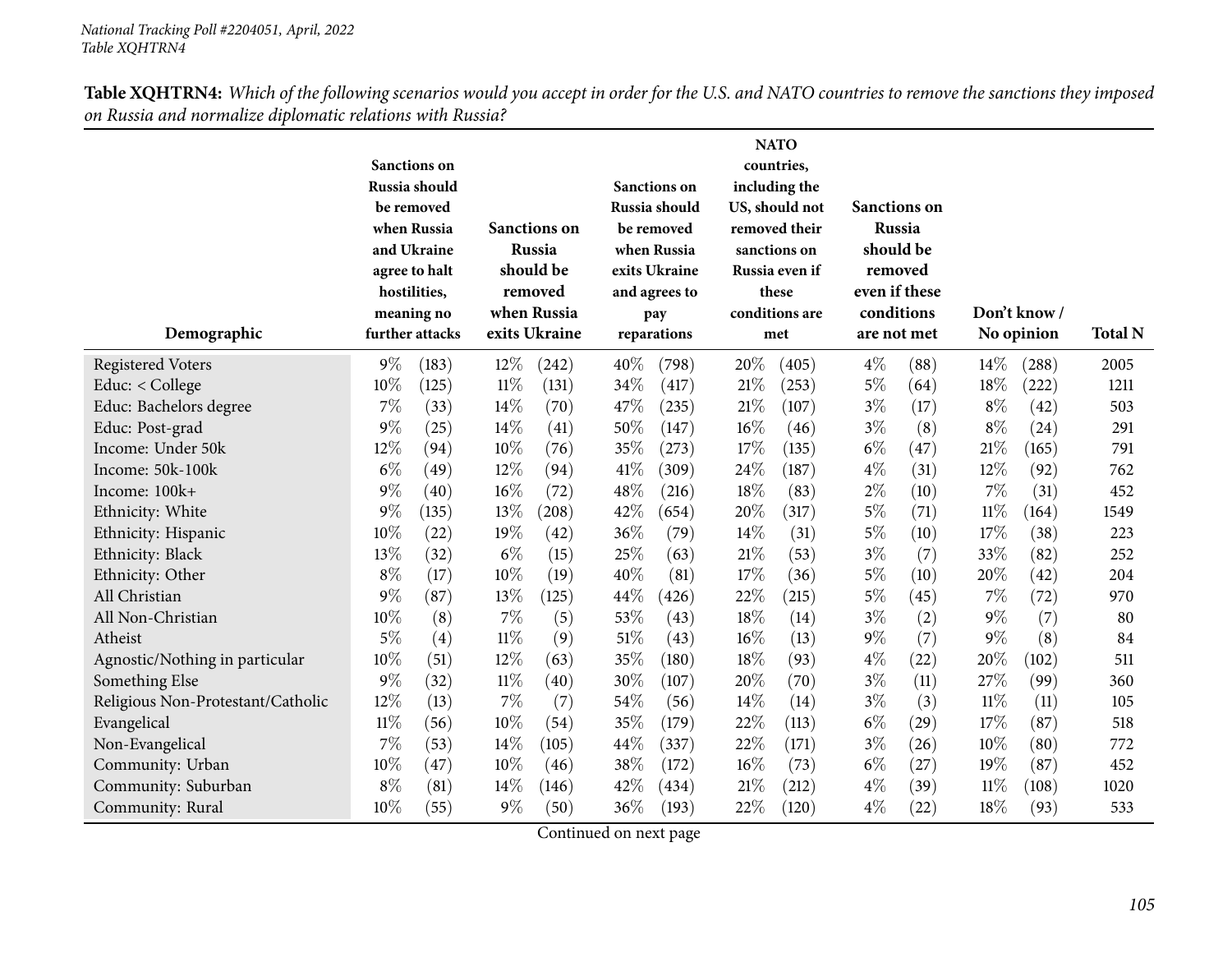National Tracking Poll #2204051, April, 2022
Table XQHTRN4

**Table XQHTRN4:** *Which of the following scenarios would you accept in order for the U.S. and NATO countries to remove the sanctions they imposed on Russia and normalize diplomatic relations with Russia?*

| Demographic | Sanctions on Russia should be removed when Russia and Ukraine agree to halt hostilities, meaning no further attacks | | Sanctions on Russia should be removed when Russia exits Ukraine | | Sanctions on Russia should be removed when Russia exits Ukraine and agrees to pay reparations | | NATO countries, including the US, should not removed their sanctions on Russia even if these conditions are met | | Sanctions on Russia should be removed even if these conditions are not met | | Don't know / No opinion | | Total N |
|---|---|---|---|---|---|---|---|---|---|---|---|---|---|
| Registered Voters | 9% | (183) | 12% | (242) | 40% | (798) | 20% | (405) | 4% | (88) | 14% | (288) | 2005 |
| Educ: < College | 10% | (125) | 11% | (131) | 34% | (417) | 21% | (253) | 5% | (64) | 18% | (222) | 1211 |
| Educ: Bachelors degree | 7% | (33) | 14% | (70) | 47% | (235) | 21% | (107) | 3% | (17) | 8% | (42) | 503 |
| Educ: Post-grad | 9% | (25) | 14% | (41) | 50% | (147) | 16% | (46) | 3% | (8) | 8% | (24) | 291 |
| Income: Under 50k | 12% | (94) | 10% | (76) | 35% | (273) | 17% | (135) | 6% | (47) | 21% | (165) | 791 |
| Income: 50k-100k | 6% | (49) | 12% | (94) | 41% | (309) | 24% | (187) | 4% | (31) | 12% | (92) | 762 |
| Income: 100k+ | 9% | (40) | 16% | (72) | 48% | (216) | 18% | (83) | 2% | (10) | 7% | (31) | 452 |
| Ethnicity: White | 9% | (135) | 13% | (208) | 42% | (654) | 20% | (317) | 5% | (71) | 11% | (164) | 1549 |
| Ethnicity: Hispanic | 10% | (22) | 19% | (42) | 36% | (79) | 14% | (31) | 5% | (10) | 17% | (38) | 223 |
| Ethnicity: Black | 13% | (32) | 6% | (15) | 25% | (63) | 21% | (53) | 3% | (7) | 33% | (82) | 252 |
| Ethnicity: Other | 8% | (17) | 10% | (19) | 40% | (81) | 17% | (36) | 5% | (10) | 20% | (42) | 204 |
| All Christian | 9% | (87) | 13% | (125) | 44% | (426) | 22% | (215) | 5% | (45) | 7% | (72) | 970 |
| All Non-Christian | 10% | (8) | 7% | (5) | 53% | (43) | 18% | (14) | 3% | (2) | 9% | (7) | 80 |
| Atheist | 5% | (4) | 11% | (9) | 51% | (43) | 16% | (13) | 9% | (7) | 9% | (8) | 84 |
| Agnostic/Nothing in particular | 10% | (51) | 12% | (63) | 35% | (180) | 18% | (93) | 4% | (22) | 20% | (102) | 511 |
| Something Else | 9% | (32) | 11% | (40) | 30% | (107) | 20% | (70) | 3% | (11) | 27% | (99) | 360 |
| Religious Non-Protestant/Catholic | 12% | (13) | 7% | (7) | 54% | (56) | 14% | (14) | 3% | (3) | 11% | (11) | 105 |
| Evangelical | 11% | (56) | 10% | (54) | 35% | (179) | 22% | (113) | 6% | (29) | 17% | (87) | 518 |
| Non-Evangelical | 7% | (53) | 14% | (105) | 44% | (337) | 22% | (171) | 3% | (26) | 10% | (80) | 772 |
| Community: Urban | 10% | (47) | 10% | (46) | 38% | (172) | 16% | (73) | 6% | (27) | 19% | (87) | 452 |
| Community: Suburban | 8% | (81) | 14% | (146) | 42% | (434) | 21% | (212) | 4% | (39) | 11% | (108) | 1020 |
| Community: Rural | 10% | (55) | 9% | (50) | 36% | (193) | 22% | (120) | 4% | (22) | 18% | (93) | 533 |

Continued on next page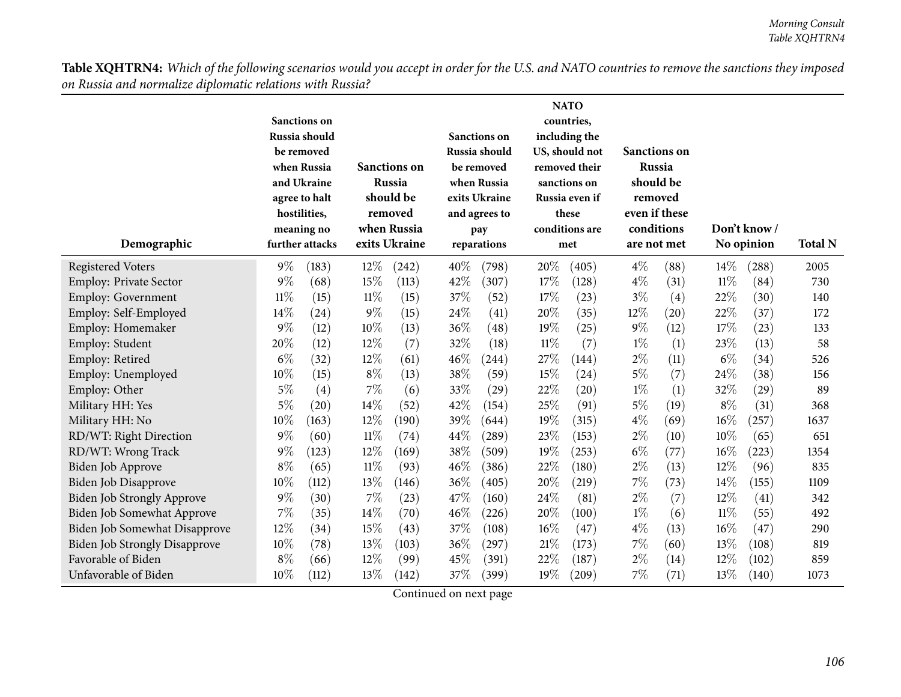**Table XQHTRN4:** *Which of the following scenarios would you accept in order for the U.S. and NATO countries to remove the sanctions they imposed on Russia and normalize diplomatic relations with Russia?*

| Demographic | Sanctions on Russia should be removed when Russia and Ukraine agree to halt hostilities, meaning no further attacks | Sanctions on Russia should be removed when Russia exits Ukraine | Sanctions on Russia should be removed when Russia exits Ukraine and agrees to pay reparations | NATO countries, including the US, should not removed their sanctions on Russia even if these conditions are met | Sanctions on Russia should be removed even if these conditions are not met | Don't know / No opinion | Total N |
|---|---|---|---|---|---|---|---|
| Registered Voters | 9% (183) | 12% (242) | 40% (798) | 20% (405) | 4% (88) | 14% (288) | 2005 |
| Employ: Private Sector | 9% (68) | 15% (113) | 42% (307) | 17% (128) | 4% (31) | 11% (84) | 730 |
| Employ: Government | 11% (15) | 11% (15) | 37% (52) | 17% (23) | 3% (4) | 22% (30) | 140 |
| Employ: Self-Employed | 14% (24) | 9% (15) | 24% (41) | 20% (35) | 12% (20) | 22% (37) | 172 |
| Employ: Homemaker | 9% (12) | 10% (13) | 36% (48) | 19% (25) | 9% (12) | 17% (23) | 133 |
| Employ: Student | 20% (12) | 12% (7) | 32% (18) | 11% (7) | 1% (1) | 23% (13) | 58 |
| Employ: Retired | 6% (32) | 12% (61) | 46% (244) | 27% (144) | 2% (11) | 6% (34) | 526 |
| Employ: Unemployed | 10% (15) | 8% (13) | 38% (59) | 15% (24) | 5% (7) | 24% (38) | 156 |
| Employ: Other | 5% (4) | 7% (6) | 33% (29) | 22% (20) | 1% (1) | 32% (29) | 89 |
| Military HH: Yes | 5% (20) | 14% (52) | 42% (154) | 25% (91) | 5% (19) | 8% (31) | 368 |
| Military HH: No | 10% (163) | 12% (190) | 39% (644) | 19% (315) | 4% (69) | 16% (257) | 1637 |
| RD/WT: Right Direction | 9% (60) | 11% (74) | 44% (289) | 23% (153) | 2% (10) | 10% (65) | 651 |
| RD/WT: Wrong Track | 9% (123) | 12% (169) | 38% (509) | 19% (253) | 6% (77) | 16% (223) | 1354 |
| Biden Job Approve | 8% (65) | 11% (93) | 46% (386) | 22% (180) | 2% (13) | 12% (96) | 835 |
| Biden Job Disapprove | 10% (112) | 13% (146) | 36% (405) | 20% (219) | 7% (73) | 14% (155) | 1109 |
| Biden Job Strongly Approve | 9% (30) | 7% (23) | 47% (160) | 24% (81) | 2% (7) | 12% (41) | 342 |
| Biden Job Somewhat Approve | 7% (35) | 14% (70) | 46% (226) | 20% (100) | 1% (6) | 11% (55) | 492 |
| Biden Job Somewhat Disapprove | 12% (34) | 15% (43) | 37% (108) | 16% (47) | 4% (13) | 16% (47) | 290 |
| Biden Job Strongly Disapprove | 10% (78) | 13% (103) | 36% (297) | 21% (173) | 7% (60) | 13% (108) | 819 |
| Favorable of Biden | 8% (66) | 12% (99) | 45% (391) | 22% (187) | 2% (14) | 12% (102) | 859 |
| Unfavorable of Biden | 10% (112) | 13% (142) | 37% (399) | 19% (209) | 7% (71) | 13% (140) | 1073 |

Continued on next page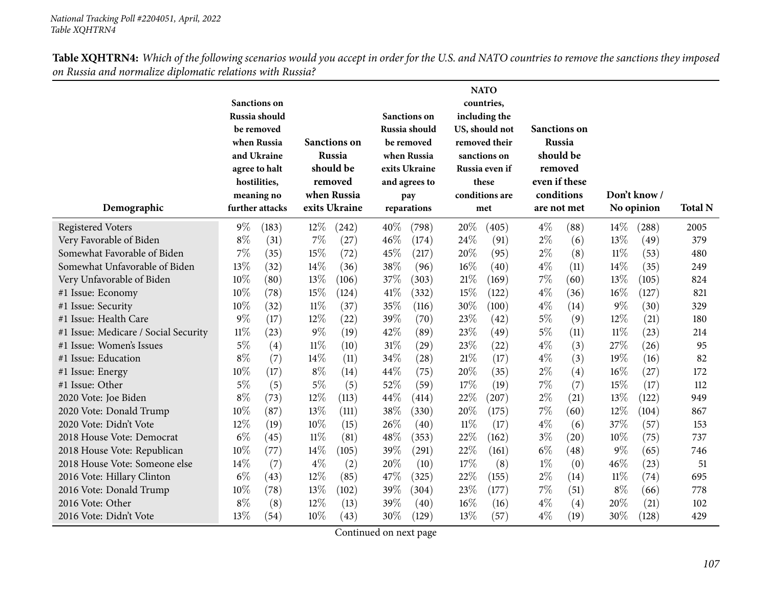*National Tracking Poll #2204051, April, 2022*
*Table XQHTRN4*

**Table XQHTRN4:** *Which of the following scenarios would you accept in order for the U.S. and NATO countries to remove the sanctions they imposed on Russia and normalize diplomatic relations with Russia?*

| Demographic | Sanctions on Russia should be removed when Russia and Ukraine agree to halt hostilities, meaning no further attacks | | Sanctions on Russia should be removed when Russia exits Ukraine | | Sanctions on Russia should be removed when Russia exits Ukraine and agrees to pay reparations | | NATO countries, including the US, should not removed their sanctions on Russia even if these conditions are met | | Sanctions on Russia should be removed even if these conditions are not met | | Don't know / No opinion | | Total N |
|---|---|---|---|---|---|---|---|---|---|---|---|---|---|
| Registered Voters | 9% | (183) | 12% | (242) | 40% | (798) | 20% | (405) | 4% | (88) | 14% | (288) | 2005 |
| Very Favorable of Biden | 8% | (31) | 7% | (27) | 46% | (174) | 24% | (91) | 2% | (6) | 13% | (49) | 379 |
| Somewhat Favorable of Biden | 7% | (35) | 15% | (72) | 45% | (217) | 20% | (95) | 2% | (8) | 11% | (53) | 480 |
| Somewhat Unfavorable of Biden | 13% | (32) | 14% | (36) | 38% | (96) | 16% | (40) | 4% | (11) | 14% | (35) | 249 |
| Very Unfavorable of Biden | 10% | (80) | 13% | (106) | 37% | (303) | 21% | (169) | 7% | (60) | 13% | (105) | 824 |
| #1 Issue: Economy | 10% | (78) | 15% | (124) | 41% | (332) | 15% | (122) | 4% | (36) | 16% | (127) | 821 |
| #1 Issue: Security | 10% | (32) | 11% | (37) | 35% | (116) | 30% | (100) | 4% | (14) | 9% | (30) | 329 |
| #1 Issue: Health Care | 9% | (17) | 12% | (22) | 39% | (70) | 23% | (42) | 5% | (9) | 12% | (21) | 180 |
| #1 Issue: Medicare / Social Security | 11% | (23) | 9% | (19) | 42% | (89) | 23% | (49) | 5% | (11) | 11% | (23) | 214 |
| #1 Issue: Women's Issues | 5% | (4) | 11% | (10) | 31% | (29) | 23% | (22) | 4% | (3) | 27% | (26) | 95 |
| #1 Issue: Education | 8% | (7) | 14% | (11) | 34% | (28) | 21% | (17) | 4% | (3) | 19% | (16) | 82 |
| #1 Issue: Energy | 10% | (17) | 8% | (14) | 44% | (75) | 20% | (35) | 2% | (4) | 16% | (27) | 172 |
| #1 Issue: Other | 5% | (5) | 5% | (5) | 52% | (59) | 17% | (19) | 7% | (7) | 15% | (17) | 112 |
| 2020 Vote: Joe Biden | 8% | (73) | 12% | (113) | 44% | (414) | 22% | (207) | 2% | (21) | 13% | (122) | 949 |
| 2020 Vote: Donald Trump | 10% | (87) | 13% | (111) | 38% | (330) | 20% | (175) | 7% | (60) | 12% | (104) | 867 |
| 2020 Vote: Didn't Vote | 12% | (19) | 10% | (15) | 26% | (40) | 11% | (17) | 4% | (6) | 37% | (57) | 153 |
| 2018 House Vote: Democrat | 6% | (45) | 11% | (81) | 48% | (353) | 22% | (162) | 3% | (20) | 10% | (75) | 737 |
| 2018 House Vote: Republican | 10% | (77) | 14% | (105) | 39% | (291) | 22% | (161) | 6% | (48) | 9% | (65) | 746 |
| 2018 House Vote: Someone else | 14% | (7) | 4% | (2) | 20% | (10) | 17% | (8) | 1% | (0) | 46% | (23) | 51 |
| 2016 Vote: Hillary Clinton | 6% | (43) | 12% | (85) | 47% | (325) | 22% | (155) | 2% | (14) | 11% | (74) | 695 |
| 2016 Vote: Donald Trump | 10% | (78) | 13% | (102) | 39% | (304) | 23% | (177) | 7% | (51) | 8% | (66) | 778 |
| 2016 Vote: Other | 8% | (8) | 12% | (13) | 39% | (40) | 16% | (16) | 4% | (4) | 20% | (21) | 102 |
| 2016 Vote: Didn't Vote | 13% | (54) | 10% | (43) | 30% | (129) | 13% | (57) | 4% | (19) | 30% | (128) | 429 |

Continued on next page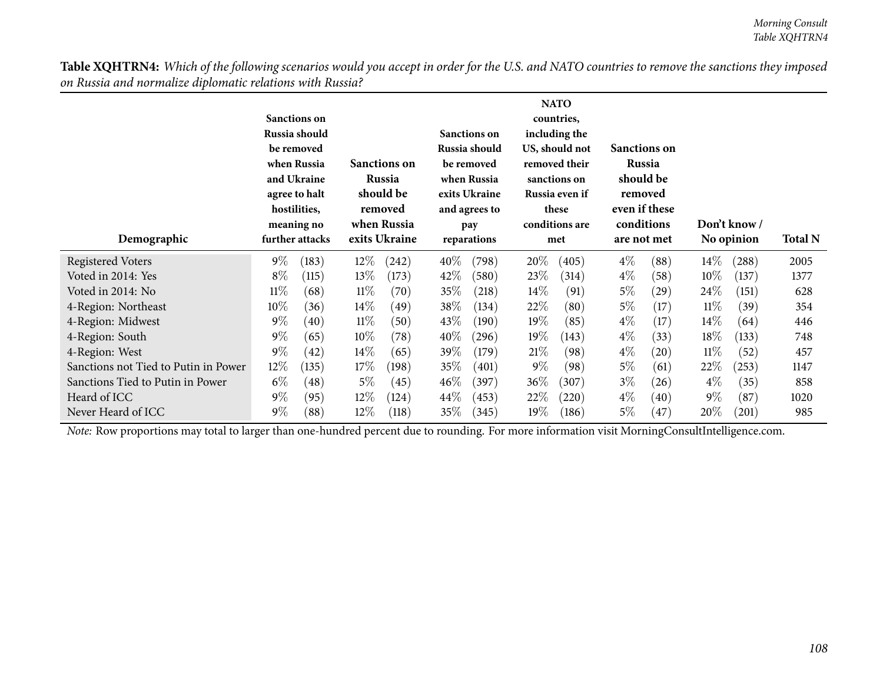**Table XQHTRN4:** *Which of the following scenarios would you accept in order for the U.S. and NATO countries to remove the sanctions they imposed on Russia and normalize diplomatic relations with Russia?*

| Demographic | Sanctions on Russia should be removed when Russia and Ukraine agree to halt hostilities, meaning no further attacks | | Sanctions on Russia should be removed when Russia exits Ukraine | | Sanctions on Russia should be removed when Russia exits Ukraine and agrees to pay reparations | | NATO countries, including the US, should not removed their sanctions on Russia even if these conditions are met | | Sanctions on Russia should be removed even if these conditions are not met | | Don't know / No opinion | | Total N |
|---|---|---|---|---|---|---|---|---|---|---|---|---|---|
| Registered Voters | 9% | (183) | 12% | (242) | 40% | (798) | 20% | (405) | 4% | (88) | 14% | (288) | 2005 |
| Voted in 2014: Yes | 8% | (115) | 13% | (173) | 42% | (580) | 23% | (314) | 4% | (58) | 10% | (137) | 1377 |
| Voted in 2014: No | 11% | (68) | 11% | (70) | 35% | (218) | 14% | (91) | 5% | (29) | 24% | (151) | 628 |
| 4-Region: Northeast | 10% | (36) | 14% | (49) | 38% | (134) | 22% | (80) | 5% | (17) | 11% | (39) | 354 |
| 4-Region: Midwest | 9% | (40) | 11% | (50) | 43% | (190) | 19% | (85) | 4% | (17) | 14% | (64) | 446 |
| 4-Region: South | 9% | (65) | 10% | (78) | 40% | (296) | 19% | (143) | 4% | (33) | 18% | (133) | 748 |
| 4-Region: West | 9% | (42) | 14% | (65) | 39% | (179) | 21% | (98) | 4% | (20) | 11% | (52) | 457 |
| Sanctions not Tied to Putin in Power | 12% | (135) | 17% | (198) | 35% | (401) | 9% | (98) | 5% | (61) | 22% | (253) | 1147 |
| Sanctions Tied to Putin in Power | 6% | (48) | 5% | (45) | 46% | (397) | 36% | (307) | 3% | (26) | 4% | (35) | 858 |
| Heard of ICC | 9% | (95) | 12% | (124) | 44% | (453) | 22% | (220) | 4% | (40) | 9% | (87) | 1020 |
| Never Heard of ICC | 9% | (88) | 12% | (118) | 35% | (345) | 19% | (186) | 5% | (47) | 20% | (201) | 985 |

*Note:* Row proportions may total to larger than one-hundred percent due to rounding. For more information visit MorningConsultIntelligence.com.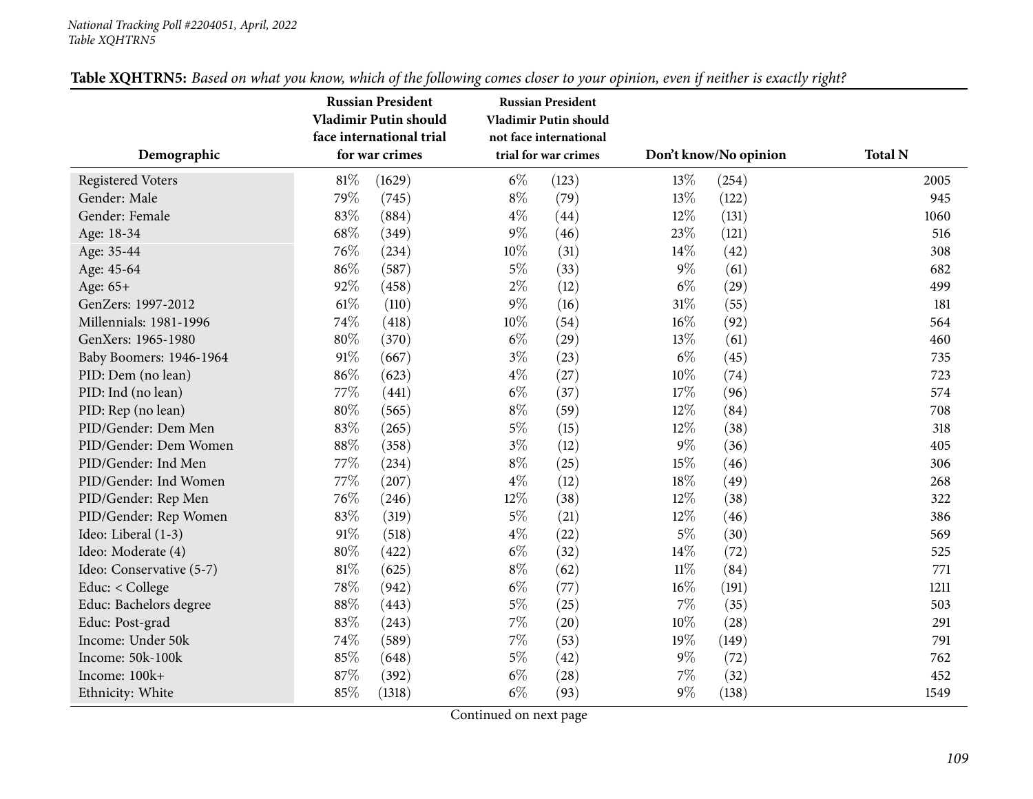National Tracking Poll #2204051, April, 2022
Table XQHTRN5

**Table XQHTRN5:** *Based on what you know, which of the following comes closer to your opinion, even if neither is exactly right?*

| Demographic | Russian President Vladimir Putin should face international trial for war crimes | | Russian President Vladimir Putin should not face international trial for war crimes | | Don't know/No opinion | | Total N |
|---|---|---|---|---|---|---|---|
| Registered Voters | 81% | (1629) | 6% | (123) | 13% | (254) | 2005 |
| Gender: Male | 79% | (745) | 8% | (79) | 13% | (122) | 945 |
| Gender: Female | 83% | (884) | 4% | (44) | 12% | (131) | 1060 |
| Age: 18-34 | 68% | (349) | 9% | (46) | 23% | (121) | 516 |
| Age: 35-44 | 76% | (234) | 10% | (31) | 14% | (42) | 308 |
| Age: 45-64 | 86% | (587) | 5% | (33) | 9% | (61) | 682 |
| Age: 65+ | 92% | (458) | 2% | (12) | 6% | (29) | 499 |
| GenZers: 1997-2012 | 61% | (110) | 9% | (16) | 31% | (55) | 181 |
| Millennials: 1981-1996 | 74% | (418) | 10% | (54) | 16% | (92) | 564 |
| GenXers: 1965-1980 | 80% | (370) | 6% | (29) | 13% | (61) | 460 |
| Baby Boomers: 1946-1964 | 91% | (667) | 3% | (23) | 6% | (45) | 735 |
| PID: Dem (no lean) | 86% | (623) | 4% | (27) | 10% | (74) | 723 |
| PID: Ind (no lean) | 77% | (441) | 6% | (37) | 17% | (96) | 574 |
| PID: Rep (no lean) | 80% | (565) | 8% | (59) | 12% | (84) | 708 |
| PID/Gender: Dem Men | 83% | (265) | 5% | (15) | 12% | (38) | 318 |
| PID/Gender: Dem Women | 88% | (358) | 3% | (12) | 9% | (36) | 405 |
| PID/Gender: Ind Men | 77% | (234) | 8% | (25) | 15% | (46) | 306 |
| PID/Gender: Ind Women | 77% | (207) | 4% | (12) | 18% | (49) | 268 |
| PID/Gender: Rep Men | 76% | (246) | 12% | (38) | 12% | (38) | 322 |
| PID/Gender: Rep Women | 83% | (319) | 5% | (21) | 12% | (46) | 386 |
| Ideo: Liberal (1-3) | 91% | (518) | 4% | (22) | 5% | (30) | 569 |
| Ideo: Moderate (4) | 80% | (422) | 6% | (32) | 14% | (72) | 525 |
| Ideo: Conservative (5-7) | 81% | (625) | 8% | (62) | 11% | (84) | 771 |
| Educ: < College | 78% | (942) | 6% | (77) | 16% | (191) | 1211 |
| Educ: Bachelors degree | 88% | (443) | 5% | (25) | 7% | (35) | 503 |
| Educ: Post-grad | 83% | (243) | 7% | (20) | 10% | (28) | 291 |
| Income: Under 50k | 74% | (589) | 7% | (53) | 19% | (149) | 791 |
| Income: 50k-100k | 85% | (648) | 5% | (42) | 9% | (72) | 762 |
| Income: 100k+ | 87% | (392) | 6% | (28) | 7% | (32) | 452 |
| Ethnicity: White | 85% | (1318) | 6% | (93) | 9% | (138) | 1549 |

Continued on next page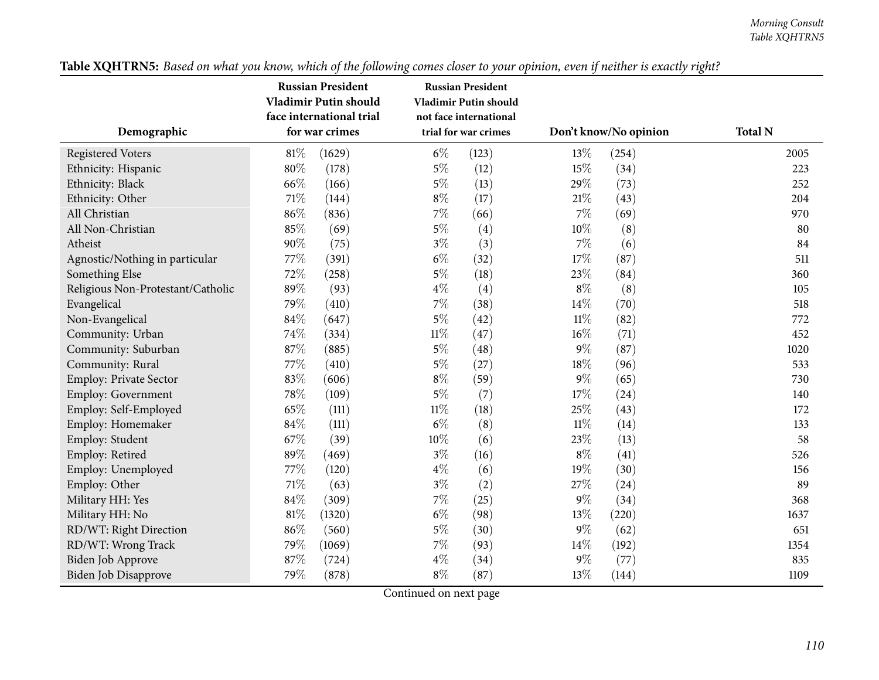**Table XQHTRN5:** *Based on what you know, which of the following comes closer to your opinion, even if neither is exactly right?*

| Demographic | Russian President Vladimir Putin should face international trial for war crimes | | Russian President Vladimir Putin should not face international trial for war crimes | | Don't know/No opinion | | Total N |
|---|---|---|---|---|---|---|---|
| Registered Voters | 81% | (1629) | 6% | (123) | 13% | (254) | 2005 |
| Ethnicity: Hispanic | 80% | (178) | 5% | (12) | 15% | (34) | 223 |
| Ethnicity: Black | 66% | (166) | 5% | (13) | 29% | (73) | 252 |
| Ethnicity: Other | 71% | (144) | 8% | (17) | 21% | (43) | 204 |
| All Christian | 86% | (836) | 7% | (66) | 7% | (69) | 970 |
| All Non-Christian | 85% | (69) | 5% | (4) | 10% | (8) | 80 |
| Atheist | 90% | (75) | 3% | (3) | 7% | (6) | 84 |
| Agnostic/Nothing in particular | 77% | (391) | 6% | (32) | 17% | (87) | 511 |
| Something Else | 72% | (258) | 5% | (18) | 23% | (84) | 360 |
| Religious Non-Protestant/Catholic | 89% | (93) | 4% | (4) | 8% | (8) | 105 |
| Evangelical | 79% | (410) | 7% | (38) | 14% | (70) | 518 |
| Non-Evangelical | 84% | (647) | 5% | (42) | 11% | (82) | 772 |
| Community: Urban | 74% | (334) | 11% | (47) | 16% | (71) | 452 |
| Community: Suburban | 87% | (885) | 5% | (48) | 9% | (87) | 1020 |
| Community: Rural | 77% | (410) | 5% | (27) | 18% | (96) | 533 |
| Employ: Private Sector | 83% | (606) | 8% | (59) | 9% | (65) | 730 |
| Employ: Government | 78% | (109) | 5% | (7) | 17% | (24) | 140 |
| Employ: Self-Employed | 65% | (111) | 11% | (18) | 25% | (43) | 172 |
| Employ: Homemaker | 84% | (111) | 6% | (8) | 11% | (14) | 133 |
| Employ: Student | 67% | (39) | 10% | (6) | 23% | (13) | 58 |
| Employ: Retired | 89% | (469) | 3% | (16) | 8% | (41) | 526 |
| Employ: Unemployed | 77% | (120) | 4% | (6) | 19% | (30) | 156 |
| Employ: Other | 71% | (63) | 3% | (2) | 27% | (24) | 89 |
| Military HH: Yes | 84% | (309) | 7% | (25) | 9% | (34) | 368 |
| Military HH: No | 81% | (1320) | 6% | (98) | 13% | (220) | 1637 |
| RD/WT: Right Direction | 86% | (560) | 5% | (30) | 9% | (62) | 651 |
| RD/WT: Wrong Track | 79% | (1069) | 7% | (93) | 14% | (192) | 1354 |
| Biden Job Approve | 87% | (724) | 4% | (34) | 9% | (77) | 835 |
| Biden Job Disapprove | 79% | (878) | 8% | (87) | 13% | (144) | 1109 |

Continued on next page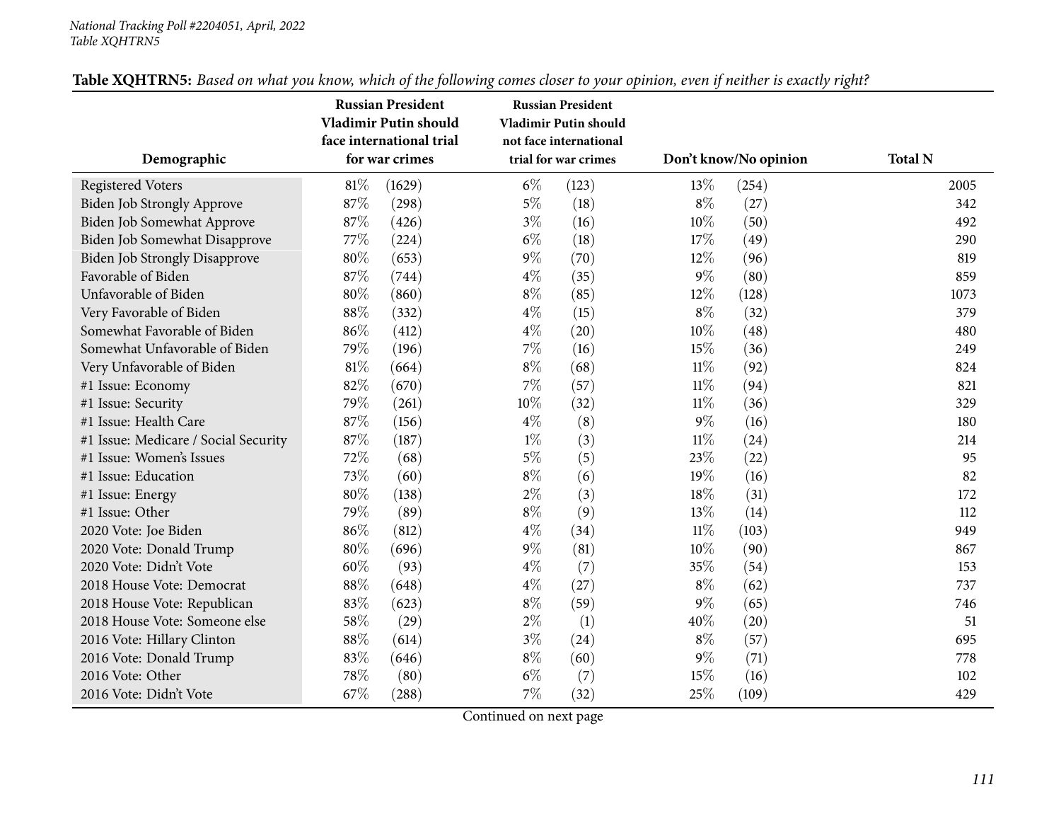*National Tracking Poll #2204051, April, 2022*
*Table XQHTRN5*

**Table XQHTRN5:** *Based on what you know, which of the following comes closer to your opinion, even if neither is exactly right?*

| Demographic | Russian President Vladimir Putin should face international trial for war crimes | | Russian President Vladimir Putin should not face international trial for war crimes | | Don't know/No opinion | | Total N |
|---|---|---|---|---|---|---|---|
| Registered Voters | 81% | (1629) | 6% | (123) | 13% | (254) | 2005 |
| Biden Job Strongly Approve | 87% | (298) | 5% | (18) | 8% | (27) | 342 |
| Biden Job Somewhat Approve | 87% | (426) | 3% | (16) | 10% | (50) | 492 |
| Biden Job Somewhat Disapprove | 77% | (224) | 6% | (18) | 17% | (49) | 290 |
| Biden Job Strongly Disapprove | 80% | (653) | 9% | (70) | 12% | (96) | 819 |
| Favorable of Biden | 87% | (744) | 4% | (35) | 9% | (80) | 859 |
| Unfavorable of Biden | 80% | (860) | 8% | (85) | 12% | (128) | 1073 |
| Very Favorable of Biden | 88% | (332) | 4% | (15) | 8% | (32) | 379 |
| Somewhat Favorable of Biden | 86% | (412) | 4% | (20) | 10% | (48) | 480 |
| Somewhat Unfavorable of Biden | 79% | (196) | 7% | (16) | 15% | (36) | 249 |
| Very Unfavorable of Biden | 81% | (664) | 8% | (68) | 11% | (92) | 824 |
| #1 Issue: Economy | 82% | (670) | 7% | (57) | 11% | (94) | 821 |
| #1 Issue: Security | 79% | (261) | 10% | (32) | 11% | (36) | 329 |
| #1 Issue: Health Care | 87% | (156) | 4% | (8) | 9% | (16) | 180 |
| #1 Issue: Medicare / Social Security | 87% | (187) | 1% | (3) | 11% | (24) | 214 |
| #1 Issue: Women's Issues | 72% | (68) | 5% | (5) | 23% | (22) | 95 |
| #1 Issue: Education | 73% | (60) | 8% | (6) | 19% | (16) | 82 |
| #1 Issue: Energy | 80% | (138) | 2% | (3) | 18% | (31) | 172 |
| #1 Issue: Other | 79% | (89) | 8% | (9) | 13% | (14) | 112 |
| 2020 Vote: Joe Biden | 86% | (812) | 4% | (34) | 11% | (103) | 949 |
| 2020 Vote: Donald Trump | 80% | (696) | 9% | (81) | 10% | (90) | 867 |
| 2020 Vote: Didn't Vote | 60% | (93) | 4% | (7) | 35% | (54) | 153 |
| 2018 House Vote: Democrat | 88% | (648) | 4% | (27) | 8% | (62) | 737 |
| 2018 House Vote: Republican | 83% | (623) | 8% | (59) | 9% | (65) | 746 |
| 2018 House Vote: Someone else | 58% | (29) | 2% | (1) | 40% | (20) | 51 |
| 2016 Vote: Hillary Clinton | 88% | (614) | 3% | (24) | 8% | (57) | 695 |
| 2016 Vote: Donald Trump | 83% | (646) | 8% | (60) | 9% | (71) | 778 |
| 2016 Vote: Other | 78% | (80) | 6% | (7) | 15% | (16) | 102 |
| 2016 Vote: Didn't Vote | 67% | (288) | 7% | (32) | 25% | (109) | 429 |

Continued on next page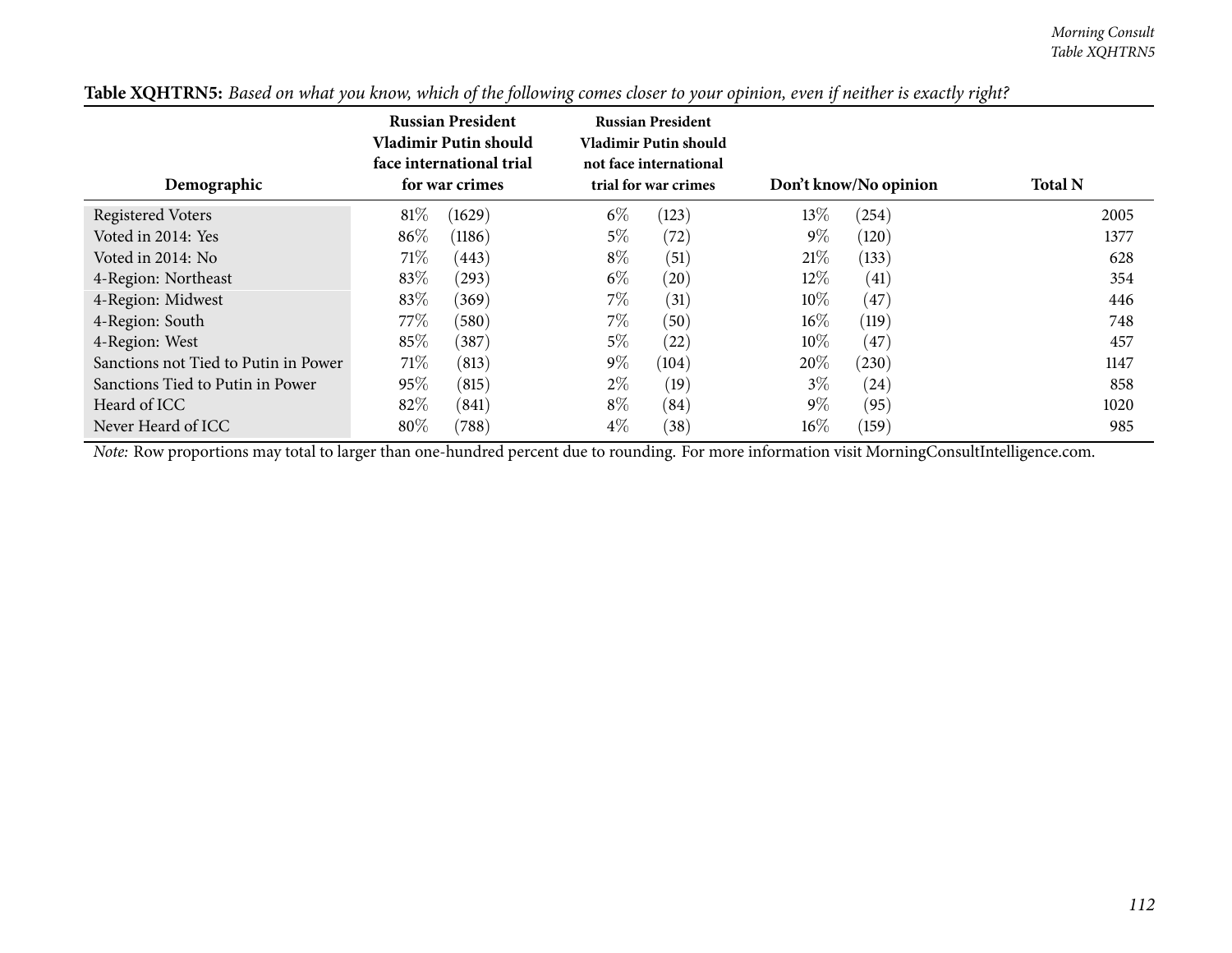**Table XQHTRN5:** *Based on what you know, which of the following comes closer to your opinion, even if neither is exactly right?*

| Demographic | Russian President Vladimir Putin should face international trial for war crimes | | Russian President Vladimir Putin should not face international trial for war crimes | | Don't know/No opinion | | Total N |
|---|---|---|---|---|---|---|---|
| Registered Voters | 81% | (1629) | 6% | (123) | 13% | (254) | 2005 |
| Voted in 2014: Yes | 86% | (1186) | 5% | (72) | 9% | (120) | 1377 |
| Voted in 2014: No | 71% | (443) | 8% | (51) | 21% | (133) | 628 |
| 4-Region: Northeast | 83% | (293) | 6% | (20) | 12% | (41) | 354 |
| 4-Region: Midwest | 83% | (369) | 7% | (31) | 10% | (47) | 446 |
| 4-Region: South | 77% | (580) | 7% | (50) | 16% | (119) | 748 |
| 4-Region: West | 85% | (387) | 5% | (22) | 10% | (47) | 457 |
| Sanctions not Tied to Putin in Power | 71% | (813) | 9% | (104) | 20% | (230) | 1147 |
| Sanctions Tied to Putin in Power | 95% | (815) | 2% | (19) | 3% | (24) | 858 |
| Heard of ICC | 82% | (841) | 8% | (84) | 9% | (95) | 1020 |
| Never Heard of ICC | 80% | (788) | 4% | (38) | 16% | (159) | 985 |

*Note:* Row proportions may total to larger than one-hundred percent due to rounding. For more information visit MorningConsultIntelligence.com.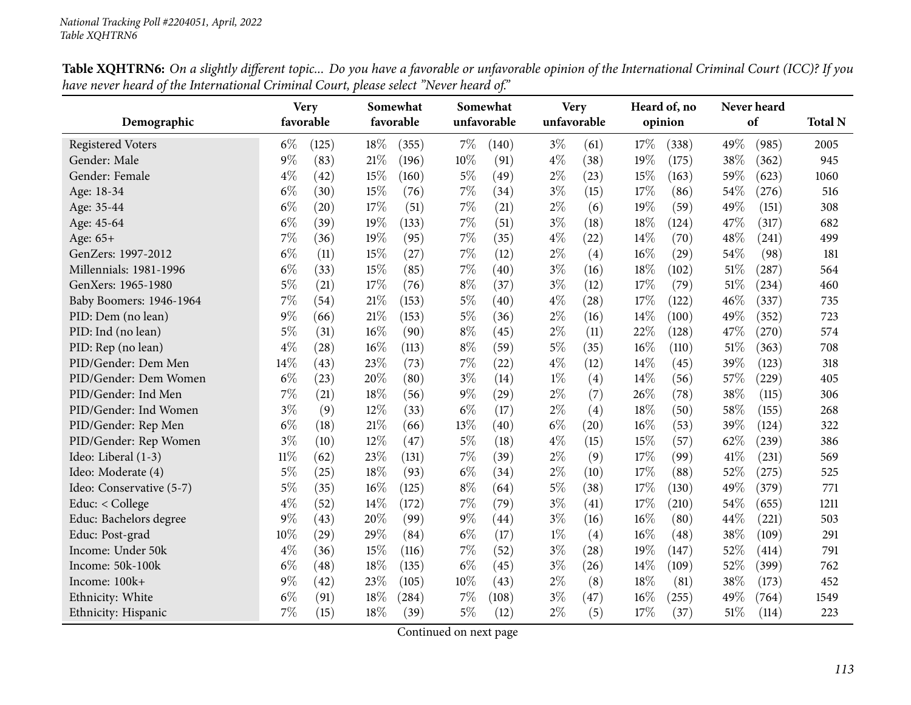*National Tracking Poll #2204051, April, 2022*
*Table XQHTRN6*

**Table XQHTRN6:** *On a slightly different topic... Do you have a favorable or unfavorable opinion of the International Criminal Court (ICC)? If you have never heard of the International Criminal Court, please select "Never heard of."*

| Demographic | Very favorable | | Somewhat favorable | | Somewhat unfavorable | | Very unfavorable | | Heard of, no opinion | | Never heard of | | Total N |
|---|---|---|---|---|---|---|---|---|---|---|---|---|---|
| Registered Voters | 6% | (125) | 18% | (355) | 7% | (140) | 3% | (61) | 17% | (338) | 49% | (985) | 2005 |
| Gender: Male | 9% | (83) | 21% | (196) | 10% | (91) | 4% | (38) | 19% | (175) | 38% | (362) | 945 |
| Gender: Female | 4% | (42) | 15% | (160) | 5% | (49) | 2% | (23) | 15% | (163) | 59% | (623) | 1060 |
| Age: 18-34 | 6% | (30) | 15% | (76) | 7% | (34) | 3% | (15) | 17% | (86) | 54% | (276) | 516 |
| Age: 35-44 | 6% | (20) | 17% | (51) | 7% | (21) | 2% | (6) | 19% | (59) | 49% | (151) | 308 |
| Age: 45-64 | 6% | (39) | 19% | (133) | 7% | (51) | 3% | (18) | 18% | (124) | 47% | (317) | 682 |
| Age: 65+ | 7% | (36) | 19% | (95) | 7% | (35) | 4% | (22) | 14% | (70) | 48% | (241) | 499 |
| GenZers: 1997-2012 | 6% | (11) | 15% | (27) | 7% | (12) | 2% | (4) | 16% | (29) | 54% | (98) | 181 |
| Millennials: 1981-1996 | 6% | (33) | 15% | (85) | 7% | (40) | 3% | (16) | 18% | (102) | 51% | (287) | 564 |
| GenXers: 1965-1980 | 5% | (21) | 17% | (76) | 8% | (37) | 3% | (12) | 17% | (79) | 51% | (234) | 460 |
| Baby Boomers: 1946-1964 | 7% | (54) | 21% | (153) | 5% | (40) | 4% | (28) | 17% | (122) | 46% | (337) | 735 |
| PID: Dem (no lean) | 9% | (66) | 21% | (153) | 5% | (36) | 2% | (16) | 14% | (100) | 49% | (352) | 723 |
| PID: Ind (no lean) | 5% | (31) | 16% | (90) | 8% | (45) | 2% | (11) | 22% | (128) | 47% | (270) | 574 |
| PID: Rep (no lean) | 4% | (28) | 16% | (113) | 8% | (59) | 5% | (35) | 16% | (110) | 51% | (363) | 708 |
| PID/Gender: Dem Men | 14% | (43) | 23% | (73) | 7% | (22) | 4% | (12) | 14% | (45) | 39% | (123) | 318 |
| PID/Gender: Dem Women | 6% | (23) | 20% | (80) | 3% | (14) | 1% | (4) | 14% | (56) | 57% | (229) | 405 |
| PID/Gender: Ind Men | 7% | (21) | 18% | (56) | 9% | (29) | 2% | (7) | 26% | (78) | 38% | (115) | 306 |
| PID/Gender: Ind Women | 3% | (9) | 12% | (33) | 6% | (17) | 2% | (4) | 18% | (50) | 58% | (155) | 268 |
| PID/Gender: Rep Men | 6% | (18) | 21% | (66) | 13% | (40) | 6% | (20) | 16% | (53) | 39% | (124) | 322 |
| PID/Gender: Rep Women | 3% | (10) | 12% | (47) | 5% | (18) | 4% | (15) | 15% | (57) | 62% | (239) | 386 |
| Ideo: Liberal (1-3) | 11% | (62) | 23% | (131) | 7% | (39) | 2% | (9) | 17% | (99) | 41% | (231) | 569 |
| Ideo: Moderate (4) | 5% | (25) | 18% | (93) | 6% | (34) | 2% | (10) | 17% | (88) | 52% | (275) | 525 |
| Ideo: Conservative (5-7) | 5% | (35) | 16% | (125) | 8% | (64) | 5% | (38) | 17% | (130) | 49% | (379) | 771 |
| Educ: < College | 4% | (52) | 14% | (172) | 7% | (79) | 3% | (41) | 17% | (210) | 54% | (655) | 1211 |
| Educ: Bachelors degree | 9% | (43) | 20% | (99) | 9% | (44) | 3% | (16) | 16% | (80) | 44% | (221) | 503 |
| Educ: Post-grad | 10% | (29) | 29% | (84) | 6% | (17) | 1% | (4) | 16% | (48) | 38% | (109) | 291 |
| Income: Under 50k | 4% | (36) | 15% | (116) | 7% | (52) | 3% | (28) | 19% | (147) | 52% | (414) | 791 |
| Income: 50k-100k | 6% | (48) | 18% | (135) | 6% | (45) | 3% | (26) | 14% | (109) | 52% | (399) | 762 |
| Income: 100k+ | 9% | (42) | 23% | (105) | 10% | (43) | 2% | (8) | 18% | (81) | 38% | (173) | 452 |
| Ethnicity: White | 6% | (91) | 18% | (284) | 7% | (108) | 3% | (47) | 16% | (255) | 49% | (764) | 1549 |
| Ethnicity: Hispanic | 7% | (15) | 18% | (39) | 5% | (12) | 2% | (5) | 17% | (37) | 51% | (114) | 223 |

Continued on next page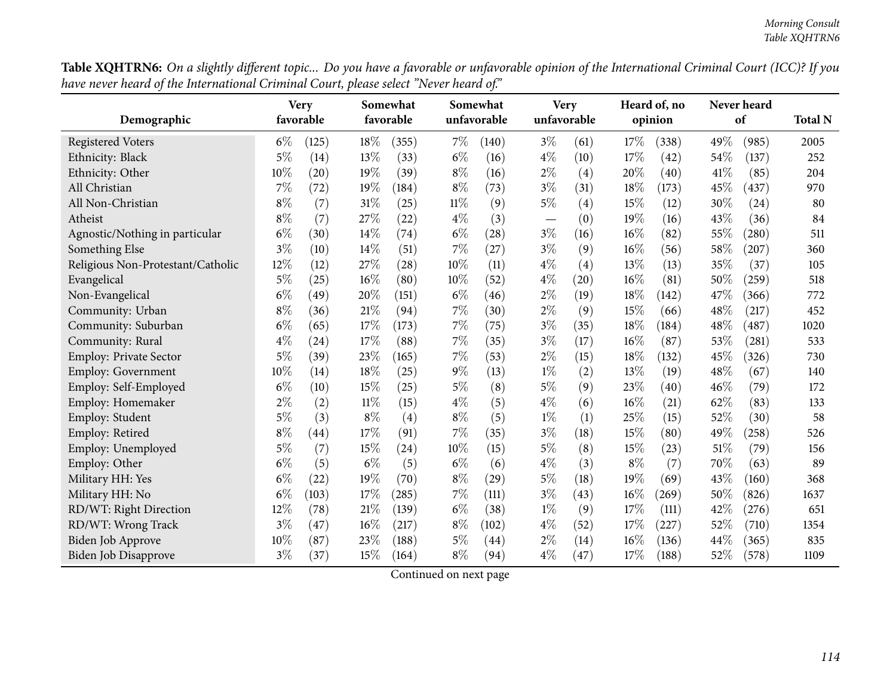**Table XQHTRN6:** *On a slightly different topic... Do you have a favorable or unfavorable opinion of the International Criminal Court (ICC)? If you have never heard of the International Criminal Court, please select "Never heard of."*

| Demographic | Very favorable | | Somewhat favorable | | Somewhat unfavorable | | Very unfavorable | | Heard of, no opinion | | Never heard of | | Total N |
|---|---|---|---|---|---|---|---|---|---|---|---|---|---|
| Registered Voters | 6% | (125) | 18% | (355) | 7% | (140) | 3% | (61) | 17% | (338) | 49% | (985) | 2005 |
| Ethnicity: Black | 5% | (14) | 13% | (33) | 6% | (16) | 4% | (10) | 17% | (42) | 54% | (137) | 252 |
| Ethnicity: Other | 10% | (20) | 19% | (39) | 8% | (16) | 2% | (4) | 20% | (40) | 41% | (85) | 204 |
| All Christian | 7% | (72) | 19% | (184) | 8% | (73) | 3% | (31) | 18% | (173) | 45% | (437) | 970 |
| All Non-Christian | 8% | (7) | 31% | (25) | 11% | (9) | 5% | (4) | 15% | (12) | 30% | (24) | 80 |
| Atheist | 8% | (7) | 27% | (22) | 4% | (3) | — | (0) | 19% | (16) | 43% | (36) | 84 |
| Agnostic/Nothing in particular | 6% | (30) | 14% | (74) | 6% | (28) | 3% | (16) | 16% | (82) | 55% | (280) | 511 |
| Something Else | 3% | (10) | 14% | (51) | 7% | (27) | 3% | (9) | 16% | (56) | 58% | (207) | 360 |
| Religious Non-Protestant/Catholic | 12% | (12) | 27% | (28) | 10% | (11) | 4% | (4) | 13% | (13) | 35% | (37) | 105 |
| Evangelical | 5% | (25) | 16% | (80) | 10% | (52) | 4% | (20) | 16% | (81) | 50% | (259) | 518 |
| Non-Evangelical | 6% | (49) | 20% | (151) | 6% | (46) | 2% | (19) | 18% | (142) | 47% | (366) | 772 |
| Community: Urban | 8% | (36) | 21% | (94) | 7% | (30) | 2% | (9) | 15% | (66) | 48% | (217) | 452 |
| Community: Suburban | 6% | (65) | 17% | (173) | 7% | (75) | 3% | (35) | 18% | (184) | 48% | (487) | 1020 |
| Community: Rural | 4% | (24) | 17% | (88) | 7% | (35) | 3% | (17) | 16% | (87) | 53% | (281) | 533 |
| Employ: Private Sector | 5% | (39) | 23% | (165) | 7% | (53) | 2% | (15) | 18% | (132) | 45% | (326) | 730 |
| Employ: Government | 10% | (14) | 18% | (25) | 9% | (13) | 1% | (2) | 13% | (19) | 48% | (67) | 140 |
| Employ: Self-Employed | 6% | (10) | 15% | (25) | 5% | (8) | 5% | (9) | 23% | (40) | 46% | (79) | 172 |
| Employ: Homemaker | 2% | (2) | 11% | (15) | 4% | (5) | 4% | (6) | 16% | (21) | 62% | (83) | 133 |
| Employ: Student | 5% | (3) | 8% | (4) | 8% | (5) | 1% | (1) | 25% | (15) | 52% | (30) | 58 |
| Employ: Retired | 8% | (44) | 17% | (91) | 7% | (35) | 3% | (18) | 15% | (80) | 49% | (258) | 526 |
| Employ: Unemployed | 5% | (7) | 15% | (24) | 10% | (15) | 5% | (8) | 15% | (23) | 51% | (79) | 156 |
| Employ: Other | 6% | (5) | 6% | (5) | 6% | (6) | 4% | (3) | 8% | (7) | 70% | (63) | 89 |
| Military HH: Yes | 6% | (22) | 19% | (70) | 8% | (29) | 5% | (18) | 19% | (69) | 43% | (160) | 368 |
| Military HH: No | 6% | (103) | 17% | (285) | 7% | (111) | 3% | (43) | 16% | (269) | 50% | (826) | 1637 |
| RD/WT: Right Direction | 12% | (78) | 21% | (139) | 6% | (38) | 1% | (9) | 17% | (111) | 42% | (276) | 651 |
| RD/WT: Wrong Track | 3% | (47) | 16% | (217) | 8% | (102) | 4% | (52) | 17% | (227) | 52% | (710) | 1354 |
| Biden Job Approve | 10% | (87) | 23% | (188) | 5% | (44) | 2% | (14) | 16% | (136) | 44% | (365) | 835 |
| Biden Job Disapprove | 3% | (37) | 15% | (164) | 8% | (94) | 4% | (47) | 17% | (188) | 52% | (578) | 1109 |

Continued on next page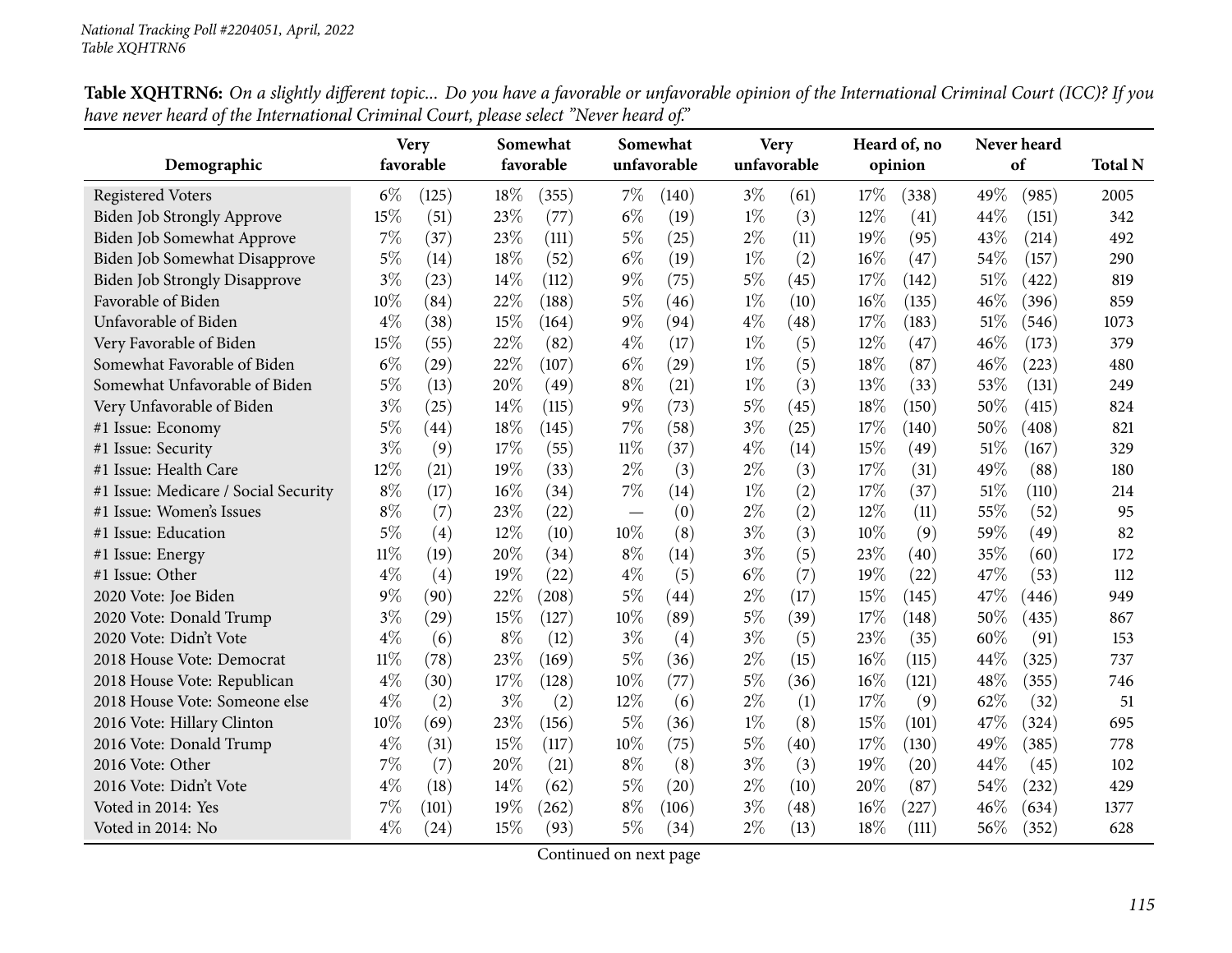National Tracking Poll #2204051, April, 2022
Table XQHTRN6

**Table XQHTRN6:** *On a slightly different topic... Do you have a favorable or unfavorable opinion of the International Criminal Court (ICC)? If you have never heard of the International Criminal Court, please select "Never heard of."*

| Demographic | Very favorable | | Somewhat favorable | | Somewhat unfavorable | | Very unfavorable | | Heard of, no opinion | | Never heard of | | Total N |
|---|---|---|---|---|---|---|---|---|---|---|---|---|---|
| Registered Voters | 6% | (125) | 18% | (355) | 7% | (140) | 3% | (61) | 17% | (338) | 49% | (985) | 2005 |
| Biden Job Strongly Approve | 15% | (51) | 23% | (77) | 6% | (19) | 1% | (3) | 12% | (41) | 44% | (151) | 342 |
| Biden Job Somewhat Approve | 7% | (37) | 23% | (111) | 5% | (25) | 2% | (11) | 19% | (95) | 43% | (214) | 492 |
| Biden Job Somewhat Disapprove | 5% | (14) | 18% | (52) | 6% | (19) | 1% | (2) | 16% | (47) | 54% | (157) | 290 |
| Biden Job Strongly Disapprove | 3% | (23) | 14% | (112) | 9% | (75) | 5% | (45) | 17% | (142) | 51% | (422) | 819 |
| Favorable of Biden | 10% | (84) | 22% | (188) | 5% | (46) | 1% | (10) | 16% | (135) | 46% | (396) | 859 |
| Unfavorable of Biden | 4% | (38) | 15% | (164) | 9% | (94) | 4% | (48) | 17% | (183) | 51% | (546) | 1073 |
| Very Favorable of Biden | 15% | (55) | 22% | (82) | 4% | (17) | 1% | (5) | 12% | (47) | 46% | (173) | 379 |
| Somewhat Favorable of Biden | 6% | (29) | 22% | (107) | 6% | (29) | 1% | (5) | 18% | (87) | 46% | (223) | 480 |
| Somewhat Unfavorable of Biden | 5% | (13) | 20% | (49) | 8% | (21) | 1% | (3) | 13% | (33) | 53% | (131) | 249 |
| Very Unfavorable of Biden | 3% | (25) | 14% | (115) | 9% | (73) | 5% | (45) | 18% | (150) | 50% | (415) | 824 |
| #1 Issue: Economy | 5% | (44) | 18% | (145) | 7% | (58) | 3% | (25) | 17% | (140) | 50% | (408) | 821 |
| #1 Issue: Security | 3% | (9) | 17% | (55) | 11% | (37) | 4% | (14) | 15% | (49) | 51% | (167) | 329 |
| #1 Issue: Health Care | 12% | (21) | 19% | (33) | 2% | (3) | 2% | (3) | 17% | (31) | 49% | (88) | 180 |
| #1 Issue: Medicare / Social Security | 8% | (17) | 16% | (34) | 7% | (14) | 1% | (2) | 17% | (37) | 51% | (110) | 214 |
| #1 Issue: Women's Issues | 8% | (7) | 23% | (22) | — | (0) | 2% | (2) | 12% | (11) | 55% | (52) | 95 |
| #1 Issue: Education | 5% | (4) | 12% | (10) | 10% | (8) | 3% | (3) | 10% | (9) | 59% | (49) | 82 |
| #1 Issue: Energy | 11% | (19) | 20% | (34) | 8% | (14) | 3% | (5) | 23% | (40) | 35% | (60) | 172 |
| #1 Issue: Other | 4% | (4) | 19% | (22) | 4% | (5) | 6% | (7) | 19% | (22) | 47% | (53) | 112 |
| 2020 Vote: Joe Biden | 9% | (90) | 22% | (208) | 5% | (44) | 2% | (17) | 15% | (145) | 47% | (446) | 949 |
| 2020 Vote: Donald Trump | 3% | (29) | 15% | (127) | 10% | (89) | 5% | (39) | 17% | (148) | 50% | (435) | 867 |
| 2020 Vote: Didn't Vote | 4% | (6) | 8% | (12) | 3% | (4) | 3% | (5) | 23% | (35) | 60% | (91) | 153 |
| 2018 House Vote: Democrat | 11% | (78) | 23% | (169) | 5% | (36) | 2% | (15) | 16% | (115) | 44% | (325) | 737 |
| 2018 House Vote: Republican | 4% | (30) | 17% | (128) | 10% | (77) | 5% | (36) | 16% | (121) | 48% | (355) | 746 |
| 2018 House Vote: Someone else | 4% | (2) | 3% | (2) | 12% | (6) | 2% | (1) | 17% | (9) | 62% | (32) | 51 |
| 2016 Vote: Hillary Clinton | 10% | (69) | 23% | (156) | 5% | (36) | 1% | (8) | 15% | (101) | 47% | (324) | 695 |
| 2016 Vote: Donald Trump | 4% | (31) | 15% | (117) | 10% | (75) | 5% | (40) | 17% | (130) | 49% | (385) | 778 |
| 2016 Vote: Other | 7% | (7) | 20% | (21) | 8% | (8) | 3% | (3) | 19% | (20) | 44% | (45) | 102 |
| 2016 Vote: Didn't Vote | 4% | (18) | 14% | (62) | 5% | (20) | 2% | (10) | 20% | (87) | 54% | (232) | 429 |
| Voted in 2014: Yes | 7% | (101) | 19% | (262) | 8% | (106) | 3% | (48) | 16% | (227) | 46% | (634) | 1377 |
| Voted in 2014: No | 4% | (24) | 15% | (93) | 5% | (34) | 2% | (13) | 18% | (111) | 56% | (352) | 628 |

Continued on next page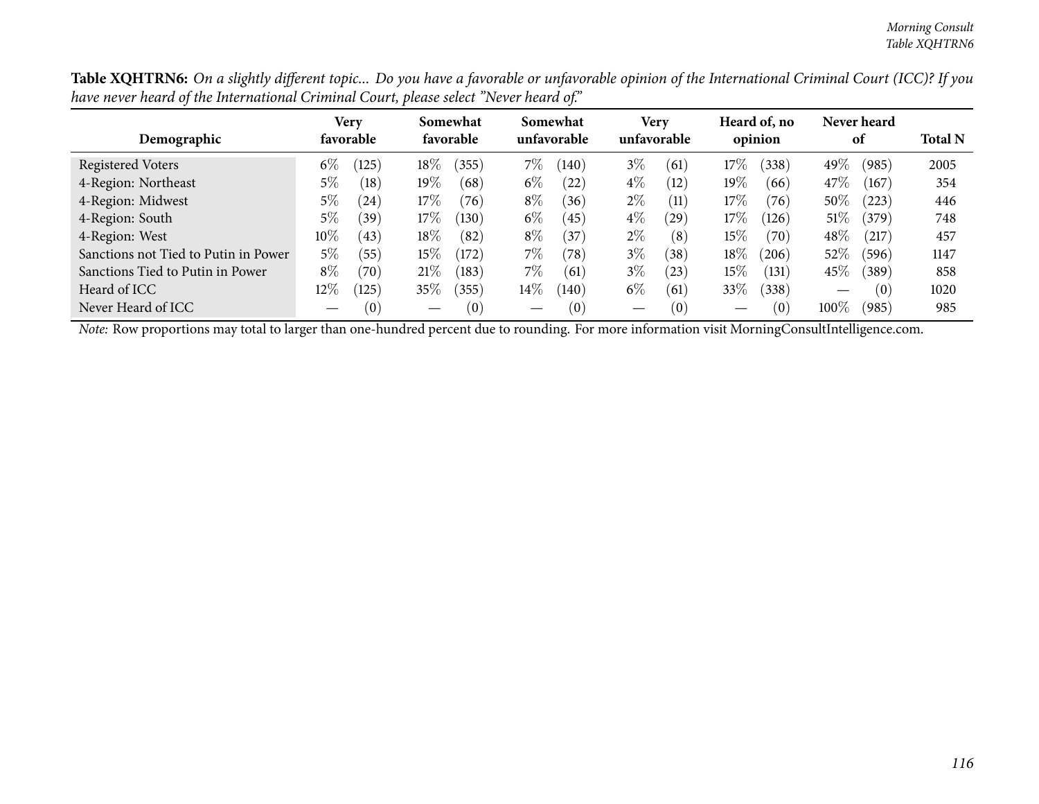**Table XQHTRN6:** *On a slightly different topic... Do you have a favorable or unfavorable opinion of the International Criminal Court (ICC)? If you have never heard of the International Criminal Court, please select "Never heard of."*

| Demographic | Very favorable | | Somewhat favorable | | Somewhat unfavorable | | Very unfavorable | | Heard of, no opinion | | Never heard of | | Total N |
|---|---|---|---|---|---|---|---|---|---|---|---|---|---|
| Registered Voters | 6% | (125) | 18% | (355) | 7% | (140) | 3% | (61) | 17% | (338) | 49% | (985) | 2005 |
| 4-Region: Northeast | 5% | (18) | 19% | (68) | 6% | (22) | 4% | (12) | 19% | (66) | 47% | (167) | 354 |
| 4-Region: Midwest | 5% | (24) | 17% | (76) | 8% | (36) | 2% | (11) | 17% | (76) | 50% | (223) | 446 |
| 4-Region: South | 5% | (39) | 17% | (130) | 6% | (45) | 4% | (29) | 17% | (126) | 51% | (379) | 748 |
| 4-Region: West | 10% | (43) | 18% | (82) | 8% | (37) | 2% | (8) | 15% | (70) | 48% | (217) | 457 |
| Sanctions not Tied to Putin in Power | 5% | (55) | 15% | (172) | 7% | (78) | 3% | (38) | 18% | (206) | 52% | (596) | 1147 |
| Sanctions Tied to Putin in Power | 8% | (70) | 21% | (183) | 7% | (61) | 3% | (23) | 15% | (131) | 45% | (389) | 858 |
| Heard of ICC | 12% | (125) | 35% | (355) | 14% | (140) | 6% | (61) | 33% | (338) | — | (0) | 1020 |
| Never Heard of ICC | — | (0) | — | (0) | — | (0) | — | (0) | — | (0) | 100% | (985) | 985 |

*Note:* Row proportions may total to larger than one-hundred percent due to rounding. For more information visit MorningConsultIntelligence.com.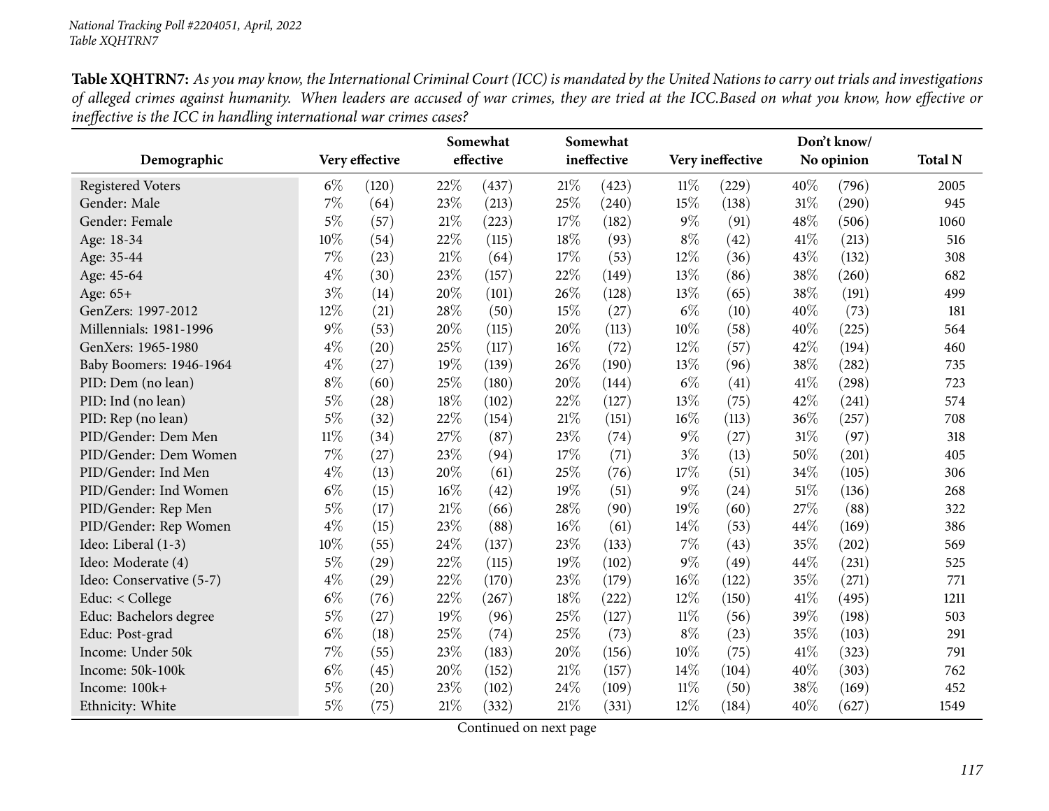**Table XQHTRN7:** *As you may know, the International Criminal Court (ICC) is mandated by the United Nations to carry out trials and investigations of alleged crimes against humanity. When leaders are accused of war crimes, they are tried at the ICC.Based on what you know, how effective or ineffective is the ICC in handling international war crimes cases?*

| Demographic | Very effective | | Somewhat effective | | Somewhat ineffective | | Very ineffective | | Don't know/ No opinion | | Total N |
|---|---|---|---|---|---|---|---|---|---|---|---|
| Registered Voters | 6% | (120) | 22% | (437) | 21% | (423) | 11% | (229) | 40% | (796) | 2005 |
| Gender: Male | 7% | (64) | 23% | (213) | 25% | (240) | 15% | (138) | 31% | (290) | 945 |
| Gender: Female | 5% | (57) | 21% | (223) | 17% | (182) | 9% | (91) | 48% | (506) | 1060 |
| Age: 18-34 | 10% | (54) | 22% | (115) | 18% | (93) | 8% | (42) | 41% | (213) | 516 |
| Age: 35-44 | 7% | (23) | 21% | (64) | 17% | (53) | 12% | (36) | 43% | (132) | 308 |
| Age: 45-64 | 4% | (30) | 23% | (157) | 22% | (149) | 13% | (86) | 38% | (260) | 682 |
| Age: 65+ | 3% | (14) | 20% | (101) | 26% | (128) | 13% | (65) | 38% | (191) | 499 |
| GenZers: 1997-2012 | 12% | (21) | 28% | (50) | 15% | (27) | 6% | (10) | 40% | (73) | 181 |
| Millennials: 1981-1996 | 9% | (53) | 20% | (115) | 20% | (113) | 10% | (58) | 40% | (225) | 564 |
| GenXers: 1965-1980 | 4% | (20) | 25% | (117) | 16% | (72) | 12% | (57) | 42% | (194) | 460 |
| Baby Boomers: 1946-1964 | 4% | (27) | 19% | (139) | 26% | (190) | 13% | (96) | 38% | (282) | 735 |
| PID: Dem (no lean) | 8% | (60) | 25% | (180) | 20% | (144) | 6% | (41) | 41% | (298) | 723 |
| PID: Ind (no lean) | 5% | (28) | 18% | (102) | 22% | (127) | 13% | (75) | 42% | (241) | 574 |
| PID: Rep (no lean) | 5% | (32) | 22% | (154) | 21% | (151) | 16% | (113) | 36% | (257) | 708 |
| PID/Gender: Dem Men | 11% | (34) | 27% | (87) | 23% | (74) | 9% | (27) | 31% | (97) | 318 |
| PID/Gender: Dem Women | 7% | (27) | 23% | (94) | 17% | (71) | 3% | (13) | 50% | (201) | 405 |
| PID/Gender: Ind Men | 4% | (13) | 20% | (61) | 25% | (76) | 17% | (51) | 34% | (105) | 306 |
| PID/Gender: Ind Women | 6% | (15) | 16% | (42) | 19% | (51) | 9% | (24) | 51% | (136) | 268 |
| PID/Gender: Rep Men | 5% | (17) | 21% | (66) | 28% | (90) | 19% | (60) | 27% | (88) | 322 |
| PID/Gender: Rep Women | 4% | (15) | 23% | (88) | 16% | (61) | 14% | (53) | 44% | (169) | 386 |
| Ideo: Liberal (1-3) | 10% | (55) | 24% | (137) | 23% | (133) | 7% | (43) | 35% | (202) | 569 |
| Ideo: Moderate (4) | 5% | (29) | 22% | (115) | 19% | (102) | 9% | (49) | 44% | (231) | 525 |
| Ideo: Conservative (5-7) | 4% | (29) | 22% | (170) | 23% | (179) | 16% | (122) | 35% | (271) | 771 |
| Educ: < College | 6% | (76) | 22% | (267) | 18% | (222) | 12% | (150) | 41% | (495) | 1211 |
| Educ: Bachelors degree | 5% | (27) | 19% | (96) | 25% | (127) | 11% | (56) | 39% | (198) | 503 |
| Educ: Post-grad | 6% | (18) | 25% | (74) | 25% | (73) | 8% | (23) | 35% | (103) | 291 |
| Income: Under 50k | 7% | (55) | 23% | (183) | 20% | (156) | 10% | (75) | 41% | (323) | 791 |
| Income: 50k-100k | 6% | (45) | 20% | (152) | 21% | (157) | 14% | (104) | 40% | (303) | 762 |
| Income: 100k+ | 5% | (20) | 23% | (102) | 24% | (109) | 11% | (50) | 38% | (169) | 452 |
| Ethnicity: White | 5% | (75) | 21% | (332) | 21% | (331) | 12% | (184) | 40% | (627) | 1549 |

Continued on next page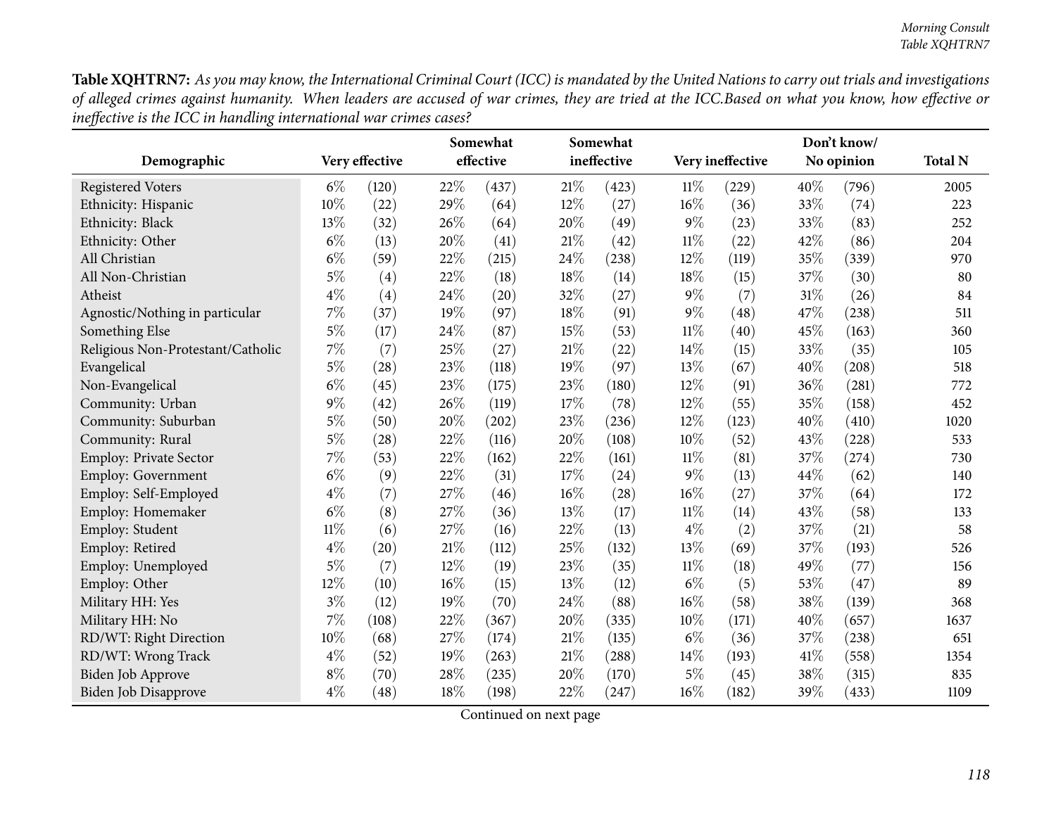**Table XQHTRN7:** *As you may know, the International Criminal Court (ICC) is mandated by the United Nations to carry out trials and investigations of alleged crimes against humanity. When leaders are accused of war crimes, they are tried at the ICC.Based on what you know, how effective or ineffective is the ICC in handling international war crimes cases?*

| Demographic | Very effective | | Somewhat effective | | Somewhat ineffective | | Very ineffective | | Don't know/ No opinion | | Total N |
|---|---|---|---|---|---|---|---|---|---|---|---|
| Registered Voters | 6% | (120) | 22% | (437) | 21% | (423) | 11% | (229) | 40% | (796) | 2005 |
| Ethnicity: Hispanic | 10% | (22) | 29% | (64) | 12% | (27) | 16% | (36) | 33% | (74) | 223 |
| Ethnicity: Black | 13% | (32) | 26% | (64) | 20% | (49) | 9% | (23) | 33% | (83) | 252 |
| Ethnicity: Other | 6% | (13) | 20% | (41) | 21% | (42) | 11% | (22) | 42% | (86) | 204 |
| All Christian | 6% | (59) | 22% | (215) | 24% | (238) | 12% | (119) | 35% | (339) | 970 |
| All Non-Christian | 5% | (4) | 22% | (18) | 18% | (14) | 18% | (15) | 37% | (30) | 80 |
| Atheist | 4% | (4) | 24% | (20) | 32% | (27) | 9% | (7) | 31% | (26) | 84 |
| Agnostic/Nothing in particular | 7% | (37) | 19% | (97) | 18% | (91) | 9% | (48) | 47% | (238) | 511 |
| Something Else | 5% | (17) | 24% | (87) | 15% | (53) | 11% | (40) | 45% | (163) | 360 |
| Religious Non-Protestant/Catholic | 7% | (7) | 25% | (27) | 21% | (22) | 14% | (15) | 33% | (35) | 105 |
| Evangelical | 5% | (28) | 23% | (118) | 19% | (97) | 13% | (67) | 40% | (208) | 518 |
| Non-Evangelical | 6% | (45) | 23% | (175) | 23% | (180) | 12% | (91) | 36% | (281) | 772 |
| Community: Urban | 9% | (42) | 26% | (119) | 17% | (78) | 12% | (55) | 35% | (158) | 452 |
| Community: Suburban | 5% | (50) | 20% | (202) | 23% | (236) | 12% | (123) | 40% | (410) | 1020 |
| Community: Rural | 5% | (28) | 22% | (116) | 20% | (108) | 10% | (52) | 43% | (228) | 533 |
| Employ: Private Sector | 7% | (53) | 22% | (162) | 22% | (161) | 11% | (81) | 37% | (274) | 730 |
| Employ: Government | 6% | (9) | 22% | (31) | 17% | (24) | 9% | (13) | 44% | (62) | 140 |
| Employ: Self-Employed | 4% | (7) | 27% | (46) | 16% | (28) | 16% | (27) | 37% | (64) | 172 |
| Employ: Homemaker | 6% | (8) | 27% | (36) | 13% | (17) | 11% | (14) | 43% | (58) | 133 |
| Employ: Student | 11% | (6) | 27% | (16) | 22% | (13) | 4% | (2) | 37% | (21) | 58 |
| Employ: Retired | 4% | (20) | 21% | (112) | 25% | (132) | 13% | (69) | 37% | (193) | 526 |
| Employ: Unemployed | 5% | (7) | 12% | (19) | 23% | (35) | 11% | (18) | 49% | (77) | 156 |
| Employ: Other | 12% | (10) | 16% | (15) | 13% | (12) | 6% | (5) | 53% | (47) | 89 |
| Military HH: Yes | 3% | (12) | 19% | (70) | 24% | (88) | 16% | (58) | 38% | (139) | 368 |
| Military HH: No | 7% | (108) | 22% | (367) | 20% | (335) | 10% | (171) | 40% | (657) | 1637 |
| RD/WT: Right Direction | 10% | (68) | 27% | (174) | 21% | (135) | 6% | (36) | 37% | (238) | 651 |
| RD/WT: Wrong Track | 4% | (52) | 19% | (263) | 21% | (288) | 14% | (193) | 41% | (558) | 1354 |
| Biden Job Approve | 8% | (70) | 28% | (235) | 20% | (170) | 5% | (45) | 38% | (315) | 835 |
| Biden Job Disapprove | 4% | (48) | 18% | (198) | 22% | (247) | 16% | (182) | 39% | (433) | 1109 |

Continued on next page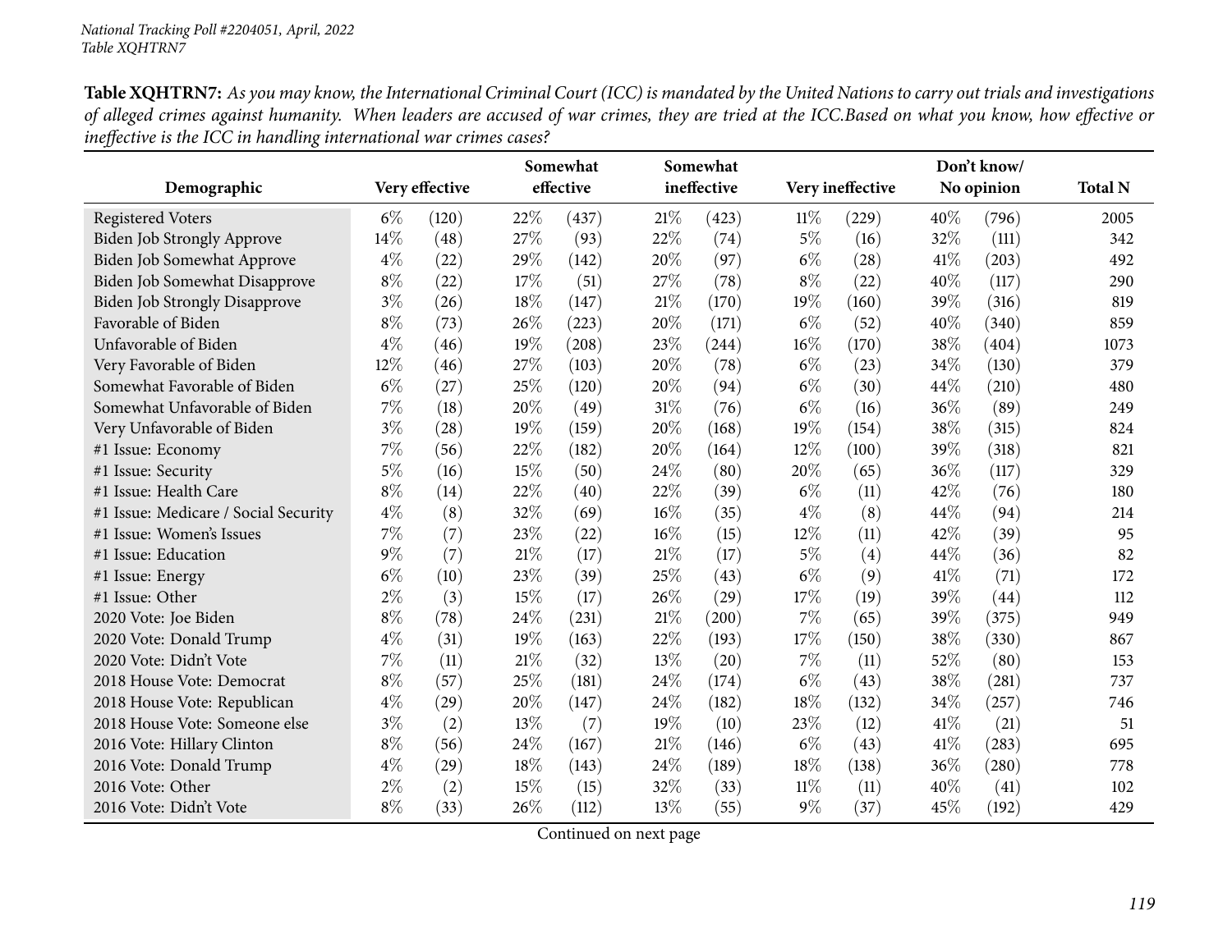*National Tracking Poll #2204051, April, 2022*
*Table XQHTRN7*

**Table XQHTRN7:** *As you may know, the International Criminal Court (ICC) is mandated by the United Nations to carry out trials and investigations of alleged crimes against humanity. When leaders are accused of war crimes, they are tried at the ICC.Based on what you know, how effective or ineffective is the ICC in handling international war crimes cases?*

| Demographic | Very effective | | Somewhat effective | | Somewhat ineffective | | Very ineffective | | Don't know/ No opinion | | Total N |
|---|---|---|---|---|---|---|---|---|---|---|---|
| Registered Voters | 6% | (120) | 22% | (437) | 21% | (423) | 11% | (229) | 40% | (796) | 2005 |
| Biden Job Strongly Approve | 14% | (48) | 27% | (93) | 22% | (74) | 5% | (16) | 32% | (111) | 342 |
| Biden Job Somewhat Approve | 4% | (22) | 29% | (142) | 20% | (97) | 6% | (28) | 41% | (203) | 492 |
| Biden Job Somewhat Disapprove | 8% | (22) | 17% | (51) | 27% | (78) | 8% | (22) | 40% | (117) | 290 |
| Biden Job Strongly Disapprove | 3% | (26) | 18% | (147) | 21% | (170) | 19% | (160) | 39% | (316) | 819 |
| Favorable of Biden | 8% | (73) | 26% | (223) | 20% | (171) | 6% | (52) | 40% | (340) | 859 |
| Unfavorable of Biden | 4% | (46) | 19% | (208) | 23% | (244) | 16% | (170) | 38% | (404) | 1073 |
| Very Favorable of Biden | 12% | (46) | 27% | (103) | 20% | (78) | 6% | (23) | 34% | (130) | 379 |
| Somewhat Favorable of Biden | 6% | (27) | 25% | (120) | 20% | (94) | 6% | (30) | 44% | (210) | 480 |
| Somewhat Unfavorable of Biden | 7% | (18) | 20% | (49) | 31% | (76) | 6% | (16) | 36% | (89) | 249 |
| Very Unfavorable of Biden | 3% | (28) | 19% | (159) | 20% | (168) | 19% | (154) | 38% | (315) | 824 |
| #1 Issue: Economy | 7% | (56) | 22% | (182) | 20% | (164) | 12% | (100) | 39% | (318) | 821 |
| #1 Issue: Security | 5% | (16) | 15% | (50) | 24% | (80) | 20% | (65) | 36% | (117) | 329 |
| #1 Issue: Health Care | 8% | (14) | 22% | (40) | 22% | (39) | 6% | (11) | 42% | (76) | 180 |
| #1 Issue: Medicare / Social Security | 4% | (8) | 32% | (69) | 16% | (35) | 4% | (8) | 44% | (94) | 214 |
| #1 Issue: Women's Issues | 7% | (7) | 23% | (22) | 16% | (15) | 12% | (11) | 42% | (39) | 95 |
| #1 Issue: Education | 9% | (7) | 21% | (17) | 21% | (17) | 5% | (4) | 44% | (36) | 82 |
| #1 Issue: Energy | 6% | (10) | 23% | (39) | 25% | (43) | 6% | (9) | 41% | (71) | 172 |
| #1 Issue: Other | 2% | (3) | 15% | (17) | 26% | (29) | 17% | (19) | 39% | (44) | 112 |
| 2020 Vote: Joe Biden | 8% | (78) | 24% | (231) | 21% | (200) | 7% | (65) | 39% | (375) | 949 |
| 2020 Vote: Donald Trump | 4% | (31) | 19% | (163) | 22% | (193) | 17% | (150) | 38% | (330) | 867 |
| 2020 Vote: Didn't Vote | 7% | (11) | 21% | (32) | 13% | (20) | 7% | (11) | 52% | (80) | 153 |
| 2018 House Vote: Democrat | 8% | (57) | 25% | (181) | 24% | (174) | 6% | (43) | 38% | (281) | 737 |
| 2018 House Vote: Republican | 4% | (29) | 20% | (147) | 24% | (182) | 18% | (132) | 34% | (257) | 746 |
| 2018 House Vote: Someone else | 3% | (2) | 13% | (7) | 19% | (10) | 23% | (12) | 41% | (21) | 51 |
| 2016 Vote: Hillary Clinton | 8% | (56) | 24% | (167) | 21% | (146) | 6% | (43) | 41% | (283) | 695 |
| 2016 Vote: Donald Trump | 4% | (29) | 18% | (143) | 24% | (189) | 18% | (138) | 36% | (280) | 778 |
| 2016 Vote: Other | 2% | (2) | 15% | (15) | 32% | (33) | 11% | (11) | 40% | (41) | 102 |
| 2016 Vote: Didn't Vote | 8% | (33) | 26% | (112) | 13% | (55) | 9% | (37) | 45% | (192) | 429 |

Continued on next page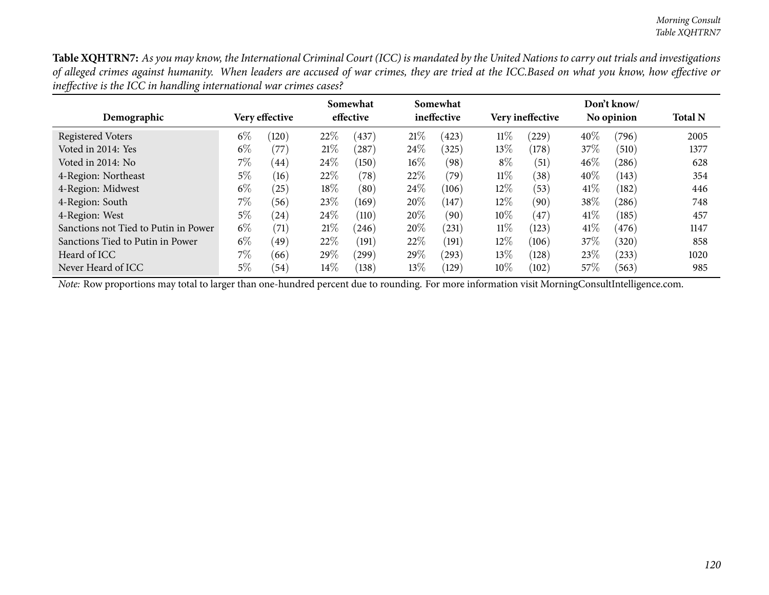**Table XQHTRN7:** *As you may know, the International Criminal Court (ICC) is mandated by the United Nations to carry out trials and investigations of alleged crimes against humanity. When leaders are accused of war crimes, they are tried at the ICC.Based on what you know, how effective or ineffective is the ICC in handling international war crimes cases?*

| Demographic | Very effective | | Somewhat effective | | Somewhat ineffective | | Very ineffective | | Don't know/ No opinion | | Total N |
|---|---|---|---|---|---|---|---|---|---|---|---|
| Registered Voters | 6% | (120) | 22% | (437) | 21% | (423) | 11% | (229) | 40% | (796) | 2005 |
| Voted in 2014: Yes | 6% | (77) | 21% | (287) | 24% | (325) | 13% | (178) | 37% | (510) | 1377 |
| Voted in 2014: No | 7% | (44) | 24% | (150) | 16% | (98) | 8% | (51) | 46% | (286) | 628 |
| 4-Region: Northeast | 5% | (16) | 22% | (78) | 22% | (79) | 11% | (38) | 40% | (143) | 354 |
| 4-Region: Midwest | 6% | (25) | 18% | (80) | 24% | (106) | 12% | (53) | 41% | (182) | 446 |
| 4-Region: South | 7% | (56) | 23% | (169) | 20% | (147) | 12% | (90) | 38% | (286) | 748 |
| 4-Region: West | 5% | (24) | 24% | (110) | 20% | (90) | 10% | (47) | 41% | (185) | 457 |
| Sanctions not Tied to Putin in Power | 6% | (71) | 21% | (246) | 20% | (231) | 11% | (123) | 41% | (476) | 1147 |
| Sanctions Tied to Putin in Power | 6% | (49) | 22% | (191) | 22% | (191) | 12% | (106) | 37% | (320) | 858 |
| Heard of ICC | 7% | (66) | 29% | (299) | 29% | (293) | 13% | (128) | 23% | (233) | 1020 |
| Never Heard of ICC | 5% | (54) | 14% | (138) | 13% | (129) | 10% | (102) | 57% | (563) | 985 |

*Note:* Row proportions may total to larger than one-hundred percent due to rounding. For more information visit MorningConsultIntelligence.com.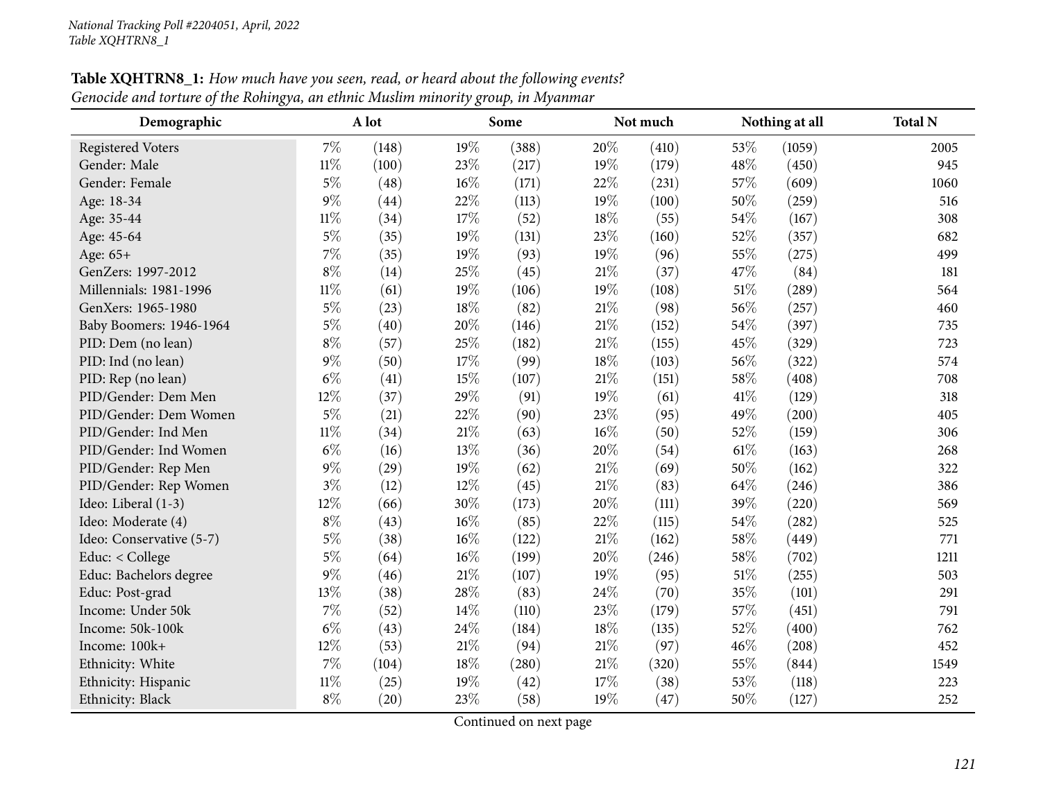**Table XQHTRN8_1:** *How much have you seen, read, or heard about the following events?*
*Genocide and torture of the Rohingya, an ethnic Muslim minority group, in Myanmar*

| Demographic | A lot | | Some | | Not much | | Nothing at all | | Total N |
|---|---|---|---|---|---|---|---|---|---|
| Registered Voters | 7% | (148) | 19% | (388) | 20% | (410) | 53% | (1059) | 2005 |
| Gender: Male | 11% | (100) | 23% | (217) | 19% | (179) | 48% | (450) | 945 |
| Gender: Female | 5% | (48) | 16% | (171) | 22% | (231) | 57% | (609) | 1060 |
| Age: 18-34 | 9% | (44) | 22% | (113) | 19% | (100) | 50% | (259) | 516 |
| Age: 35-44 | 11% | (34) | 17% | (52) | 18% | (55) | 54% | (167) | 308 |
| Age: 45-64 | 5% | (35) | 19% | (131) | 23% | (160) | 52% | (357) | 682 |
| Age: 65+ | 7% | (35) | 19% | (93) | 19% | (96) | 55% | (275) | 499 |
| GenZers: 1997-2012 | 8% | (14) | 25% | (45) | 21% | (37) | 47% | (84) | 181 |
| Millennials: 1981-1996 | 11% | (61) | 19% | (106) | 19% | (108) | 51% | (289) | 564 |
| GenXers: 1965-1980 | 5% | (23) | 18% | (82) | 21% | (98) | 56% | (257) | 460 |
| Baby Boomers: 1946-1964 | 5% | (40) | 20% | (146) | 21% | (152) | 54% | (397) | 735 |
| PID: Dem (no lean) | 8% | (57) | 25% | (182) | 21% | (155) | 45% | (329) | 723 |
| PID: Ind (no lean) | 9% | (50) | 17% | (99) | 18% | (103) | 56% | (322) | 574 |
| PID: Rep (no lean) | 6% | (41) | 15% | (107) | 21% | (151) | 58% | (408) | 708 |
| PID/Gender: Dem Men | 12% | (37) | 29% | (91) | 19% | (61) | 41% | (129) | 318 |
| PID/Gender: Dem Women | 5% | (21) | 22% | (90) | 23% | (95) | 49% | (200) | 405 |
| PID/Gender: Ind Men | 11% | (34) | 21% | (63) | 16% | (50) | 52% | (159) | 306 |
| PID/Gender: Ind Women | 6% | (16) | 13% | (36) | 20% | (54) | 61% | (163) | 268 |
| PID/Gender: Rep Men | 9% | (29) | 19% | (62) | 21% | (69) | 50% | (162) | 322 |
| PID/Gender: Rep Women | 3% | (12) | 12% | (45) | 21% | (83) | 64% | (246) | 386 |
| Ideo: Liberal (1-3) | 12% | (66) | 30% | (173) | 20% | (111) | 39% | (220) | 569 |
| Ideo: Moderate (4) | 8% | (43) | 16% | (85) | 22% | (115) | 54% | (282) | 525 |
| Ideo: Conservative (5-7) | 5% | (38) | 16% | (122) | 21% | (162) | 58% | (449) | 771 |
| Educ: < College | 5% | (64) | 16% | (199) | 20% | (246) | 58% | (702) | 1211 |
| Educ: Bachelors degree | 9% | (46) | 21% | (107) | 19% | (95) | 51% | (255) | 503 |
| Educ: Post-grad | 13% | (38) | 28% | (83) | 24% | (70) | 35% | (101) | 291 |
| Income: Under 50k | 7% | (52) | 14% | (110) | 23% | (179) | 57% | (451) | 791 |
| Income: 50k-100k | 6% | (43) | 24% | (184) | 18% | (135) | 52% | (400) | 762 |
| Income: 100k+ | 12% | (53) | 21% | (94) | 21% | (97) | 46% | (208) | 452 |
| Ethnicity: White | 7% | (104) | 18% | (280) | 21% | (320) | 55% | (844) | 1549 |
| Ethnicity: Hispanic | 11% | (25) | 19% | (42) | 17% | (38) | 53% | (118) | 223 |
| Ethnicity: Black | 8% | (20) | 23% | (58) | 19% | (47) | 50% | (127) | 252 |

Continued on next page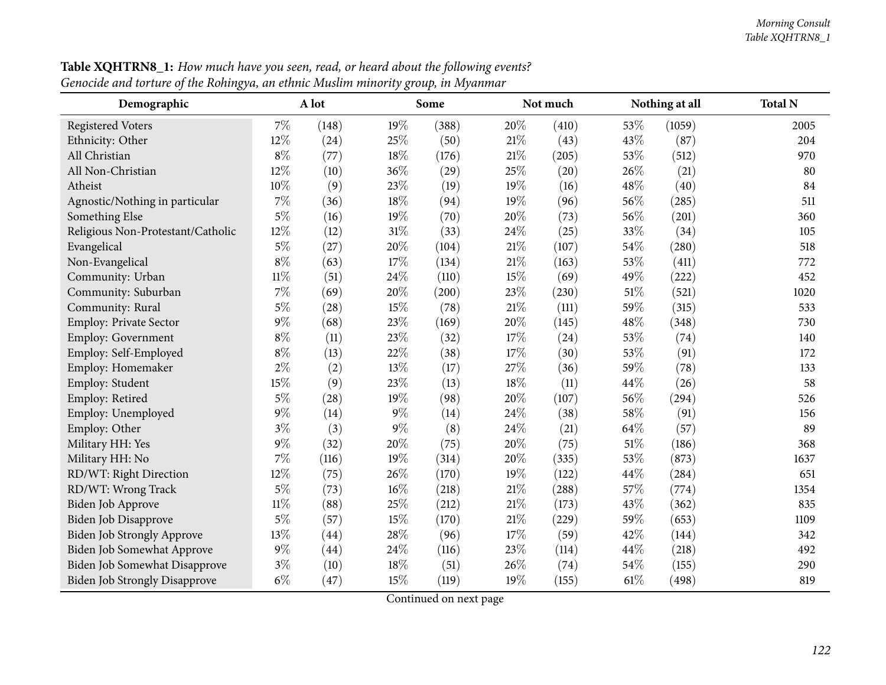**Table XQHTRN8_1:** *How much have you seen, read, or heard about the following events?*
*Genocide and torture of the Rohingya, an ethnic Muslim minority group, in Myanmar*

| Demographic | A lot | | Some | | Not much | | Nothing at all | | Total N |
|---|---|---|---|---|---|---|---|---|---|
| Registered Voters | 7% | (148) | 19% | (388) | 20% | (410) | 53% | (1059) | 2005 |
| Ethnicity: Other | 12% | (24) | 25% | (50) | 21% | (43) | 43% | (87) | 204 |
| All Christian | 8% | (77) | 18% | (176) | 21% | (205) | 53% | (512) | 970 |
| All Non-Christian | 12% | (10) | 36% | (29) | 25% | (20) | 26% | (21) | 80 |
| Atheist | 10% | (9) | 23% | (19) | 19% | (16) | 48% | (40) | 84 |
| Agnostic/Nothing in particular | 7% | (36) | 18% | (94) | 19% | (96) | 56% | (285) | 511 |
| Something Else | 5% | (16) | 19% | (70) | 20% | (73) | 56% | (201) | 360 |
| Religious Non-Protestant/Catholic | 12% | (12) | 31% | (33) | 24% | (25) | 33% | (34) | 105 |
| Evangelical | 5% | (27) | 20% | (104) | 21% | (107) | 54% | (280) | 518 |
| Non-Evangelical | 8% | (63) | 17% | (134) | 21% | (163) | 53% | (411) | 772 |
| Community: Urban | 11% | (51) | 24% | (110) | 15% | (69) | 49% | (222) | 452 |
| Community: Suburban | 7% | (69) | 20% | (200) | 23% | (230) | 51% | (521) | 1020 |
| Community: Rural | 5% | (28) | 15% | (78) | 21% | (111) | 59% | (315) | 533 |
| Employ: Private Sector | 9% | (68) | 23% | (169) | 20% | (145) | 48% | (348) | 730 |
| Employ: Government | 8% | (11) | 23% | (32) | 17% | (24) | 53% | (74) | 140 |
| Employ: Self-Employed | 8% | (13) | 22% | (38) | 17% | (30) | 53% | (91) | 172 |
| Employ: Homemaker | 2% | (2) | 13% | (17) | 27% | (36) | 59% | (78) | 133 |
| Employ: Student | 15% | (9) | 23% | (13) | 18% | (11) | 44% | (26) | 58 |
| Employ: Retired | 5% | (28) | 19% | (98) | 20% | (107) | 56% | (294) | 526 |
| Employ: Unemployed | 9% | (14) | 9% | (14) | 24% | (38) | 58% | (91) | 156 |
| Employ: Other | 3% | (3) | 9% | (8) | 24% | (21) | 64% | (57) | 89 |
| Military HH: Yes | 9% | (32) | 20% | (75) | 20% | (75) | 51% | (186) | 368 |
| Military HH: No | 7% | (116) | 19% | (314) | 20% | (335) | 53% | (873) | 1637 |
| RD/WT: Right Direction | 12% | (75) | 26% | (170) | 19% | (122) | 44% | (284) | 651 |
| RD/WT: Wrong Track | 5% | (73) | 16% | (218) | 21% | (288) | 57% | (774) | 1354 |
| Biden Job Approve | 11% | (88) | 25% | (212) | 21% | (173) | 43% | (362) | 835 |
| Biden Job Disapprove | 5% | (57) | 15% | (170) | 21% | (229) | 59% | (653) | 1109 |
| Biden Job Strongly Approve | 13% | (44) | 28% | (96) | 17% | (59) | 42% | (144) | 342 |
| Biden Job Somewhat Approve | 9% | (44) | 24% | (116) | 23% | (114) | 44% | (218) | 492 |
| Biden Job Somewhat Disapprove | 3% | (10) | 18% | (51) | 26% | (74) | 54% | (155) | 290 |
| Biden Job Strongly Disapprove | 6% | (47) | 15% | (119) | 19% | (155) | 61% | (498) | 819 |

Continued on next page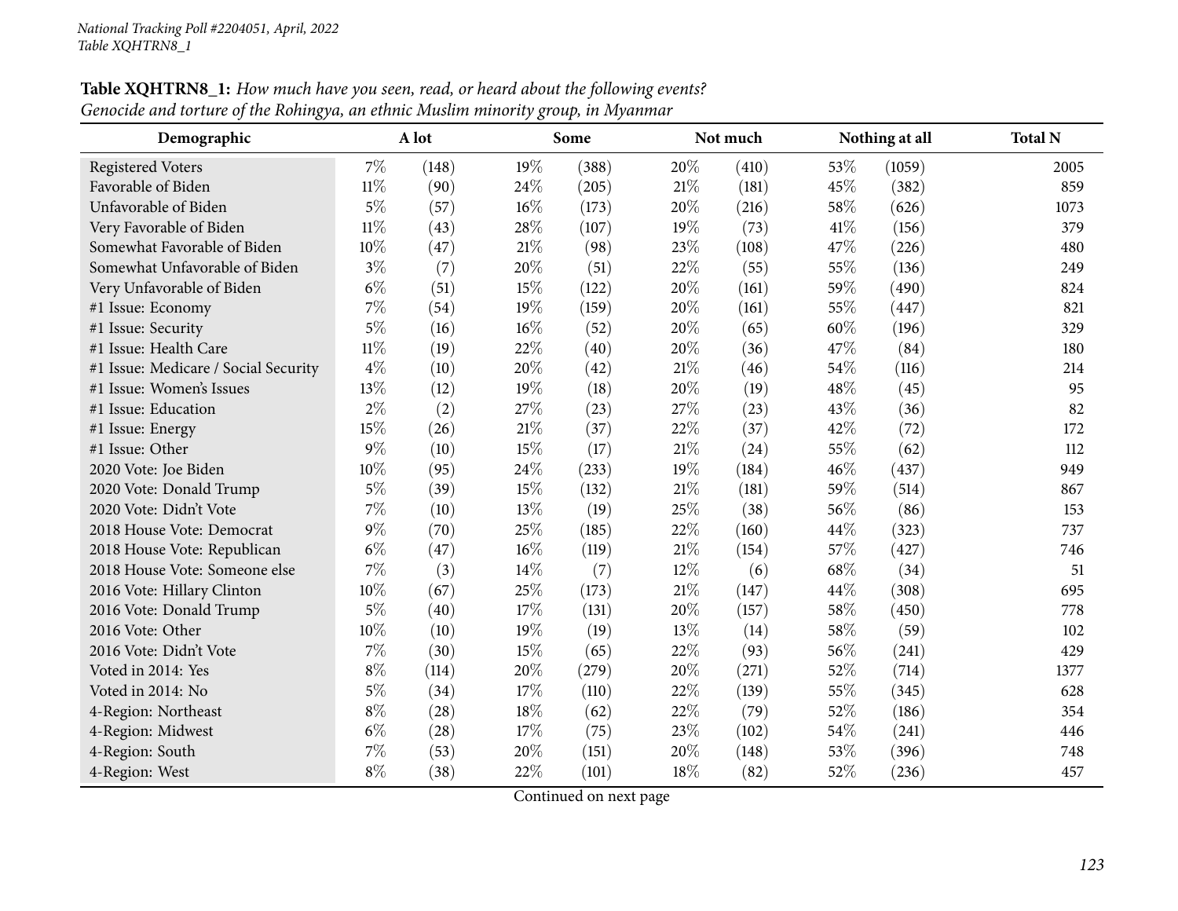National Tracking Poll #2204051, April, 2022
Table XQHTRN8_1

**Table XQHTRN8_1:** *How much have you seen, read, or heard about the following events?*
*Genocide and torture of the Rohingya, an ethnic Muslim minority group, in Myanmar*

| Demographic | A lot | | Some | | Not much | | Nothing at all | | Total N |
|---|---|---|---|---|---|---|---|---|---|
| Registered Voters | 7% | (148) | 19% | (388) | 20% | (410) | 53% | (1059) | 2005 |
| Favorable of Biden | 11% | (90) | 24% | (205) | 21% | (181) | 45% | (382) | 859 |
| Unfavorable of Biden | 5% | (57) | 16% | (173) | 20% | (216) | 58% | (626) | 1073 |
| Very Favorable of Biden | 11% | (43) | 28% | (107) | 19% | (73) | 41% | (156) | 379 |
| Somewhat Favorable of Biden | 10% | (47) | 21% | (98) | 23% | (108) | 47% | (226) | 480 |
| Somewhat Unfavorable of Biden | 3% | (7) | 20% | (51) | 22% | (55) | 55% | (136) | 249 |
| Very Unfavorable of Biden | 6% | (51) | 15% | (122) | 20% | (161) | 59% | (490) | 824 |
| #1 Issue: Economy | 7% | (54) | 19% | (159) | 20% | (161) | 55% | (447) | 821 |
| #1 Issue: Security | 5% | (16) | 16% | (52) | 20% | (65) | 60% | (196) | 329 |
| #1 Issue: Health Care | 11% | (19) | 22% | (40) | 20% | (36) | 47% | (84) | 180 |
| #1 Issue: Medicare / Social Security | 4% | (10) | 20% | (42) | 21% | (46) | 54% | (116) | 214 |
| #1 Issue: Women's Issues | 13% | (12) | 19% | (18) | 20% | (19) | 48% | (45) | 95 |
| #1 Issue: Education | 2% | (2) | 27% | (23) | 27% | (23) | 43% | (36) | 82 |
| #1 Issue: Energy | 15% | (26) | 21% | (37) | 22% | (37) | 42% | (72) | 172 |
| #1 Issue: Other | 9% | (10) | 15% | (17) | 21% | (24) | 55% | (62) | 112 |
| 2020 Vote: Joe Biden | 10% | (95) | 24% | (233) | 19% | (184) | 46% | (437) | 949 |
| 2020 Vote: Donald Trump | 5% | (39) | 15% | (132) | 21% | (181) | 59% | (514) | 867 |
| 2020 Vote: Didn't Vote | 7% | (10) | 13% | (19) | 25% | (38) | 56% | (86) | 153 |
| 2018 House Vote: Democrat | 9% | (70) | 25% | (185) | 22% | (160) | 44% | (323) | 737 |
| 2018 House Vote: Republican | 6% | (47) | 16% | (119) | 21% | (154) | 57% | (427) | 746 |
| 2018 House Vote: Someone else | 7% | (3) | 14% | (7) | 12% | (6) | 68% | (34) | 51 |
| 2016 Vote: Hillary Clinton | 10% | (67) | 25% | (173) | 21% | (147) | 44% | (308) | 695 |
| 2016 Vote: Donald Trump | 5% | (40) | 17% | (131) | 20% | (157) | 58% | (450) | 778 |
| 2016 Vote: Other | 10% | (10) | 19% | (19) | 13% | (14) | 58% | (59) | 102 |
| 2016 Vote: Didn't Vote | 7% | (30) | 15% | (65) | 22% | (93) | 56% | (241) | 429 |
| Voted in 2014: Yes | 8% | (114) | 20% | (279) | 20% | (271) | 52% | (714) | 1377 |
| Voted in 2014: No | 5% | (34) | 17% | (110) | 22% | (139) | 55% | (345) | 628 |
| 4-Region: Northeast | 8% | (28) | 18% | (62) | 22% | (79) | 52% | (186) | 354 |
| 4-Region: Midwest | 6% | (28) | 17% | (75) | 23% | (102) | 54% | (241) | 446 |
| 4-Region: South | 7% | (53) | 20% | (151) | 20% | (148) | 53% | (396) | 748 |
| 4-Region: West | 8% | (38) | 22% | (101) | 18% | (82) | 52% | (236) | 457 |

Continued on next page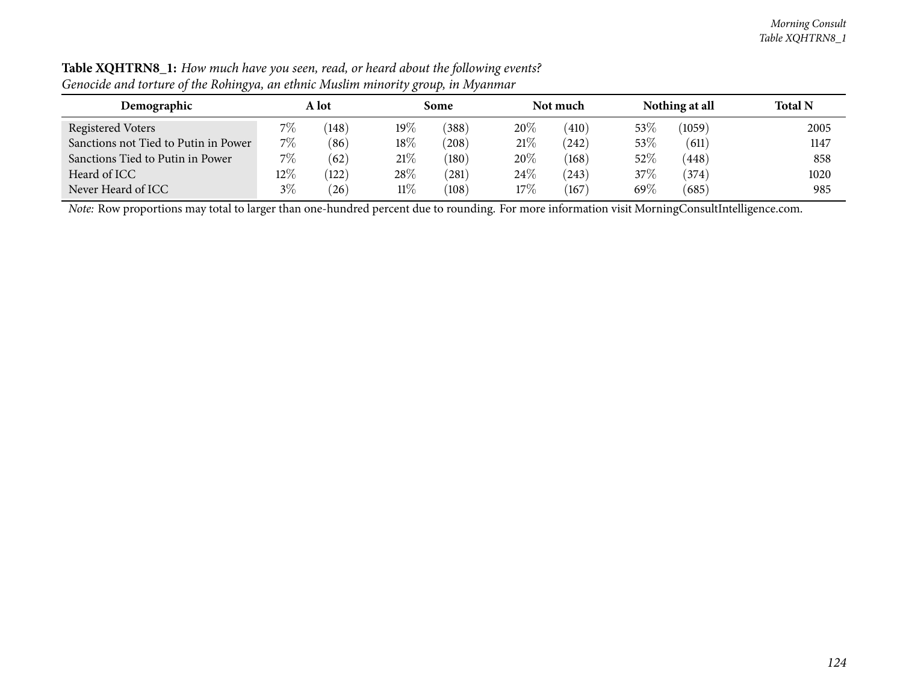**Table XQHTRN8_1:** *How much have you seen, read, or heard about the following events?*
*Genocide and torture of the Rohingya, an ethnic Muslim minority group, in Myanmar*

| Demographic | A lot | | Some | | Not much | | Nothing at all | | Total N |
|---|---|---|---|---|---|---|---|---|---|
| Registered Voters | 7% | (148) | 19% | (388) | 20% | (410) | 53% | (1059) | 2005 |
| Sanctions not Tied to Putin in Power | 7% | (86) | 18% | (208) | 21% | (242) | 53% | (611) | 1147 |
| Sanctions Tied to Putin in Power | 7% | (62) | 21% | (180) | 20% | (168) | 52% | (448) | 858 |
| Heard of ICC | 12% | (122) | 28% | (281) | 24% | (243) | 37% | (374) | 1020 |
| Never Heard of ICC | 3% | (26) | 11% | (108) | 17% | (167) | 69% | (685) | 985 |

*Note:* Row proportions may total to larger than one-hundred percent due to rounding. For more information visit MorningConsultIntelligence.com.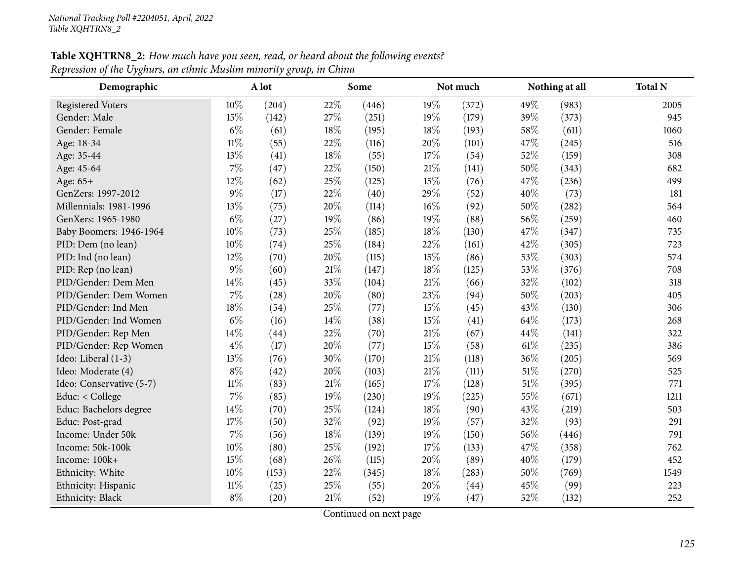**Table XQHTRN8_2:** *How much have you seen, read, or heard about the following events?*
*Repression of the Uyghurs, an ethnic Muslim minority group, in China*

| Demographic | A lot | | Some | | Not much | | Nothing at all | | Total N |
|---|---|---|---|---|---|---|---|---|---|
| Registered Voters | 10% | (204) | 22% | (446) | 19% | (372) | 49% | (983) | 2005 |
| Gender: Male | 15% | (142) | 27% | (251) | 19% | (179) | 39% | (373) | 945 |
| Gender: Female | 6% | (61) | 18% | (195) | 18% | (193) | 58% | (611) | 1060 |
| Age: 18-34 | 11% | (55) | 22% | (116) | 20% | (101) | 47% | (245) | 516 |
| Age: 35-44 | 13% | (41) | 18% | (55) | 17% | (54) | 52% | (159) | 308 |
| Age: 45-64 | 7% | (47) | 22% | (150) | 21% | (141) | 50% | (343) | 682 |
| Age: 65+ | 12% | (62) | 25% | (125) | 15% | (76) | 47% | (236) | 499 |
| GenZers: 1997-2012 | 9% | (17) | 22% | (40) | 29% | (52) | 40% | (73) | 181 |
| Millennials: 1981-1996 | 13% | (75) | 20% | (114) | 16% | (92) | 50% | (282) | 564 |
| GenXers: 1965-1980 | 6% | (27) | 19% | (86) | 19% | (88) | 56% | (259) | 460 |
| Baby Boomers: 1946-1964 | 10% | (73) | 25% | (185) | 18% | (130) | 47% | (347) | 735 |
| PID: Dem (no lean) | 10% | (74) | 25% | (184) | 22% | (161) | 42% | (305) | 723 |
| PID: Ind (no lean) | 12% | (70) | 20% | (115) | 15% | (86) | 53% | (303) | 574 |
| PID: Rep (no lean) | 9% | (60) | 21% | (147) | 18% | (125) | 53% | (376) | 708 |
| PID/Gender: Dem Men | 14% | (45) | 33% | (104) | 21% | (66) | 32% | (102) | 318 |
| PID/Gender: Dem Women | 7% | (28) | 20% | (80) | 23% | (94) | 50% | (203) | 405 |
| PID/Gender: Ind Men | 18% | (54) | 25% | (77) | 15% | (45) | 43% | (130) | 306 |
| PID/Gender: Ind Women | 6% | (16) | 14% | (38) | 15% | (41) | 64% | (173) | 268 |
| PID/Gender: Rep Men | 14% | (44) | 22% | (70) | 21% | (67) | 44% | (141) | 322 |
| PID/Gender: Rep Women | 4% | (17) | 20% | (77) | 15% | (58) | 61% | (235) | 386 |
| Ideo: Liberal (1-3) | 13% | (76) | 30% | (170) | 21% | (118) | 36% | (205) | 569 |
| Ideo: Moderate (4) | 8% | (42) | 20% | (103) | 21% | (111) | 51% | (270) | 525 |
| Ideo: Conservative (5-7) | 11% | (83) | 21% | (165) | 17% | (128) | 51% | (395) | 771 |
| Educ: < College | 7% | (85) | 19% | (230) | 19% | (225) | 55% | (671) | 1211 |
| Educ: Bachelors degree | 14% | (70) | 25% | (124) | 18% | (90) | 43% | (219) | 503 |
| Educ: Post-grad | 17% | (50) | 32% | (92) | 19% | (57) | 32% | (93) | 291 |
| Income: Under 50k | 7% | (56) | 18% | (139) | 19% | (150) | 56% | (446) | 791 |
| Income: 50k-100k | 10% | (80) | 25% | (192) | 17% | (133) | 47% | (358) | 762 |
| Income: 100k+ | 15% | (68) | 26% | (115) | 20% | (89) | 40% | (179) | 452 |
| Ethnicity: White | 10% | (153) | 22% | (345) | 18% | (283) | 50% | (769) | 1549 |
| Ethnicity: Hispanic | 11% | (25) | 25% | (55) | 20% | (44) | 45% | (99) | 223 |
| Ethnicity: Black | 8% | (20) | 21% | (52) | 19% | (47) | 52% | (132) | 252 |

Continued on next page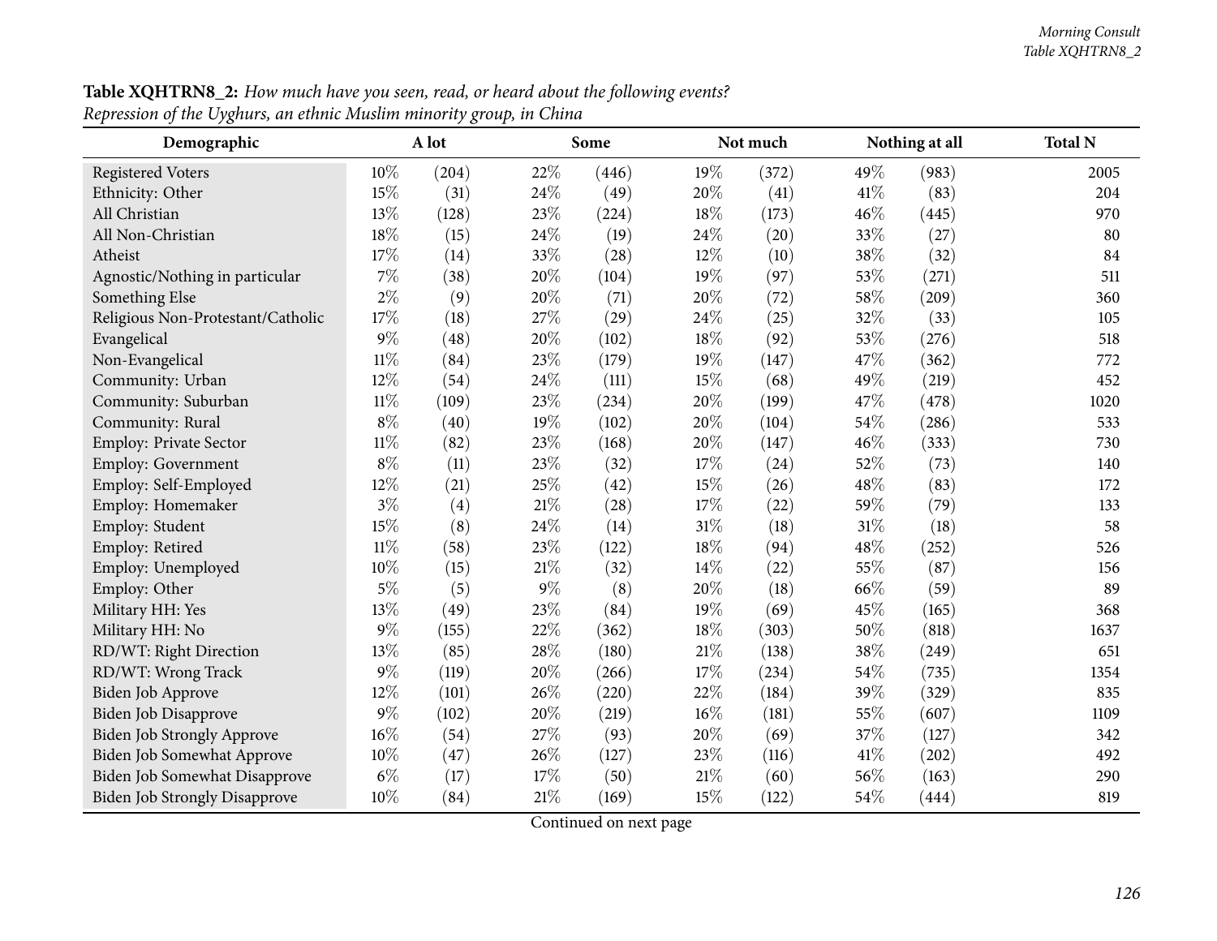**Table XQHTRN8_2:** *How much have you seen, read, or heard about the following events?*
*Repression of the Uyghurs, an ethnic Muslim minority group, in China*

| Demographic | A lot | | Some | | Not much | | Nothing at all | | Total N |
|---|---|---|---|---|---|---|---|---|---|
| Registered Voters | 10% | (204) | 22% | (446) | 19% | (372) | 49% | (983) | 2005 |
| Ethnicity: Other | 15% | (31) | 24% | (49) | 20% | (41) | 41% | (83) | 204 |
| All Christian | 13% | (128) | 23% | (224) | 18% | (173) | 46% | (445) | 970 |
| All Non-Christian | 18% | (15) | 24% | (19) | 24% | (20) | 33% | (27) | 80 |
| Atheist | 17% | (14) | 33% | (28) | 12% | (10) | 38% | (32) | 84 |
| Agnostic/Nothing in particular | 7% | (38) | 20% | (104) | 19% | (97) | 53% | (271) | 511 |
| Something Else | 2% | (9) | 20% | (71) | 20% | (72) | 58% | (209) | 360 |
| Religious Non-Protestant/Catholic | 17% | (18) | 27% | (29) | 24% | (25) | 32% | (33) | 105 |
| Evangelical | 9% | (48) | 20% | (102) | 18% | (92) | 53% | (276) | 518 |
| Non-Evangelical | 11% | (84) | 23% | (179) | 19% | (147) | 47% | (362) | 772 |
| Community: Urban | 12% | (54) | 24% | (111) | 15% | (68) | 49% | (219) | 452 |
| Community: Suburban | 11% | (109) | 23% | (234) | 20% | (199) | 47% | (478) | 1020 |
| Community: Rural | 8% | (40) | 19% | (102) | 20% | (104) | 54% | (286) | 533 |
| Employ: Private Sector | 11% | (82) | 23% | (168) | 20% | (147) | 46% | (333) | 730 |
| Employ: Government | 8% | (11) | 23% | (32) | 17% | (24) | 52% | (73) | 140 |
| Employ: Self-Employed | 12% | (21) | 25% | (42) | 15% | (26) | 48% | (83) | 172 |
| Employ: Homemaker | 3% | (4) | 21% | (28) | 17% | (22) | 59% | (79) | 133 |
| Employ: Student | 15% | (8) | 24% | (14) | 31% | (18) | 31% | (18) | 58 |
| Employ: Retired | 11% | (58) | 23% | (122) | 18% | (94) | 48% | (252) | 526 |
| Employ: Unemployed | 10% | (15) | 21% | (32) | 14% | (22) | 55% | (87) | 156 |
| Employ: Other | 5% | (5) | 9% | (8) | 20% | (18) | 66% | (59) | 89 |
| Military HH: Yes | 13% | (49) | 23% | (84) | 19% | (69) | 45% | (165) | 368 |
| Military HH: No | 9% | (155) | 22% | (362) | 18% | (303) | 50% | (818) | 1637 |
| RD/WT: Right Direction | 13% | (85) | 28% | (180) | 21% | (138) | 38% | (249) | 651 |
| RD/WT: Wrong Track | 9% | (119) | 20% | (266) | 17% | (234) | 54% | (735) | 1354 |
| Biden Job Approve | 12% | (101) | 26% | (220) | 22% | (184) | 39% | (329) | 835 |
| Biden Job Disapprove | 9% | (102) | 20% | (219) | 16% | (181) | 55% | (607) | 1109 |
| Biden Job Strongly Approve | 16% | (54) | 27% | (93) | 20% | (69) | 37% | (127) | 342 |
| Biden Job Somewhat Approve | 10% | (47) | 26% | (127) | 23% | (116) | 41% | (202) | 492 |
| Biden Job Somewhat Disapprove | 6% | (17) | 17% | (50) | 21% | (60) | 56% | (163) | 290 |
| Biden Job Strongly Disapprove | 10% | (84) | 21% | (169) | 15% | (122) | 54% | (444) | 819 |

Continued on next page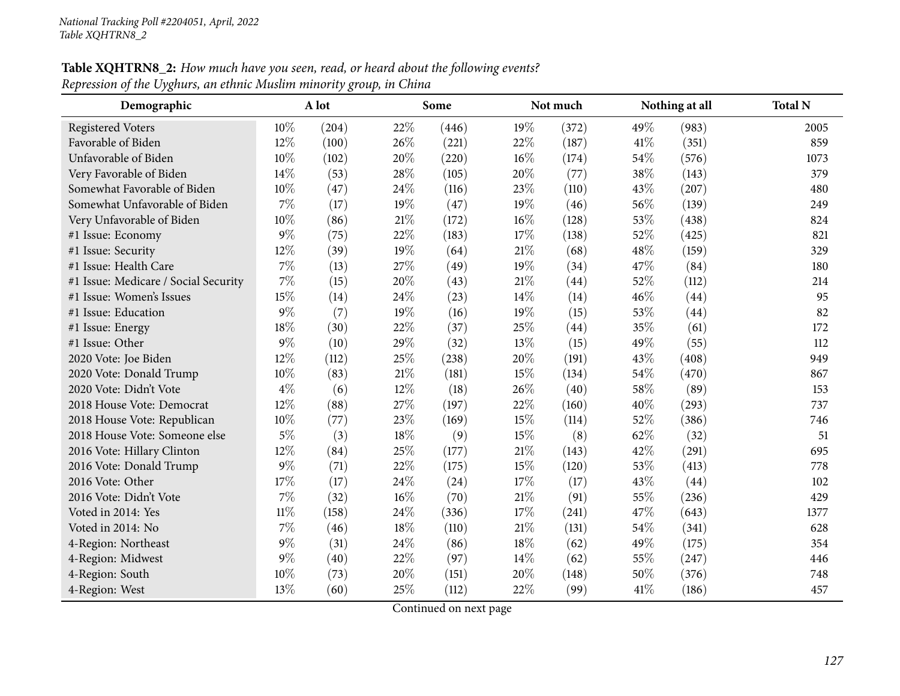**Table XQHTRN8_2:** *How much have you seen, read, or heard about the following events?*
*Repression of the Uyghurs, an ethnic Muslim minority group, in China*

| Demographic | A lot | | Some | | Not much | | Nothing at all | | Total N |
|---|---|---|---|---|---|---|---|---|---|
| Registered Voters | 10% | (204) | 22% | (446) | 19% | (372) | 49% | (983) | 2005 |
| Favorable of Biden | 12% | (100) | 26% | (221) | 22% | (187) | 41% | (351) | 859 |
| Unfavorable of Biden | 10% | (102) | 20% | (220) | 16% | (174) | 54% | (576) | 1073 |
| Very Favorable of Biden | 14% | (53) | 28% | (105) | 20% | (77) | 38% | (143) | 379 |
| Somewhat Favorable of Biden | 10% | (47) | 24% | (116) | 23% | (110) | 43% | (207) | 480 |
| Somewhat Unfavorable of Biden | 7% | (17) | 19% | (47) | 19% | (46) | 56% | (139) | 249 |
| Very Unfavorable of Biden | 10% | (86) | 21% | (172) | 16% | (128) | 53% | (438) | 824 |
| #1 Issue: Economy | 9% | (75) | 22% | (183) | 17% | (138) | 52% | (425) | 821 |
| #1 Issue: Security | 12% | (39) | 19% | (64) | 21% | (68) | 48% | (159) | 329 |
| #1 Issue: Health Care | 7% | (13) | 27% | (49) | 19% | (34) | 47% | (84) | 180 |
| #1 Issue: Medicare / Social Security | 7% | (15) | 20% | (43) | 21% | (44) | 52% | (112) | 214 |
| #1 Issue: Women's Issues | 15% | (14) | 24% | (23) | 14% | (14) | 46% | (44) | 95 |
| #1 Issue: Education | 9% | (7) | 19% | (16) | 19% | (15) | 53% | (44) | 82 |
| #1 Issue: Energy | 18% | (30) | 22% | (37) | 25% | (44) | 35% | (61) | 172 |
| #1 Issue: Other | 9% | (10) | 29% | (32) | 13% | (15) | 49% | (55) | 112 |
| 2020 Vote: Joe Biden | 12% | (112) | 25% | (238) | 20% | (191) | 43% | (408) | 949 |
| 2020 Vote: Donald Trump | 10% | (83) | 21% | (181) | 15% | (134) | 54% | (470) | 867 |
| 2020 Vote: Didn't Vote | 4% | (6) | 12% | (18) | 26% | (40) | 58% | (89) | 153 |
| 2018 House Vote: Democrat | 12% | (88) | 27% | (197) | 22% | (160) | 40% | (293) | 737 |
| 2018 House Vote: Republican | 10% | (77) | 23% | (169) | 15% | (114) | 52% | (386) | 746 |
| 2018 House Vote: Someone else | 5% | (3) | 18% | (9) | 15% | (8) | 62% | (32) | 51 |
| 2016 Vote: Hillary Clinton | 12% | (84) | 25% | (177) | 21% | (143) | 42% | (291) | 695 |
| 2016 Vote: Donald Trump | 9% | (71) | 22% | (175) | 15% | (120) | 53% | (413) | 778 |
| 2016 Vote: Other | 17% | (17) | 24% | (24) | 17% | (17) | 43% | (44) | 102 |
| 2016 Vote: Didn't Vote | 7% | (32) | 16% | (70) | 21% | (91) | 55% | (236) | 429 |
| Voted in 2014: Yes | 11% | (158) | 24% | (336) | 17% | (241) | 47% | (643) | 1377 |
| Voted in 2014: No | 7% | (46) | 18% | (110) | 21% | (131) | 54% | (341) | 628 |
| 4-Region: Northeast | 9% | (31) | 24% | (86) | 18% | (62) | 49% | (175) | 354 |
| 4-Region: Midwest | 9% | (40) | 22% | (97) | 14% | (62) | 55% | (247) | 446 |
| 4-Region: South | 10% | (73) | 20% | (151) | 20% | (148) | 50% | (376) | 748 |
| 4-Region: West | 13% | (60) | 25% | (112) | 22% | (99) | 41% | (186) | 457 |

Continued on next page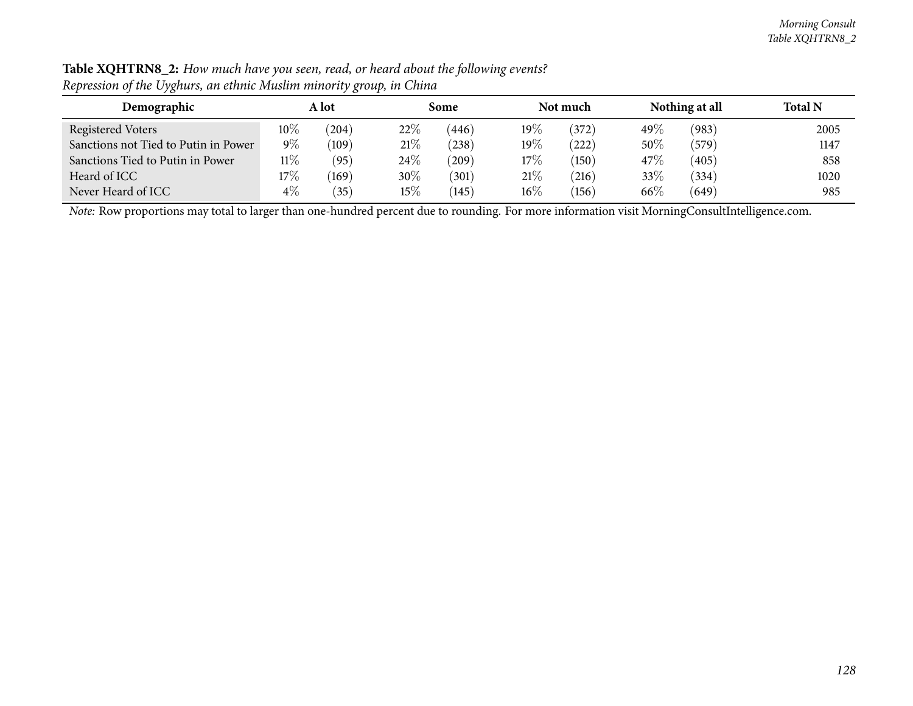**Table XQHTRN8_2:** *How much have you seen, read, or heard about the following events?*
*Repression of the Uyghurs, an ethnic Muslim minority group, in China*

| Demographic | A lot | | Some | | Not much | | Nothing at all | | Total N |
|---|---|---|---|---|---|---|---|---|---|
| Registered Voters | 10% | (204) | 22% | (446) | 19% | (372) | 49% | (983) | 2005 |
| Sanctions not Tied to Putin in Power | 9% | (109) | 21% | (238) | 19% | (222) | 50% | (579) | 1147 |
| Sanctions Tied to Putin in Power | 11% | (95) | 24% | (209) | 17% | (150) | 47% | (405) | 858 |
| Heard of ICC | 17% | (169) | 30% | (301) | 21% | (216) | 33% | (334) | 1020 |
| Never Heard of ICC | 4% | (35) | 15% | (145) | 16% | (156) | 66% | (649) | 985 |

*Note:* Row proportions may total to larger than one-hundred percent due to rounding. For more information visit MorningConsultIntelligence.com.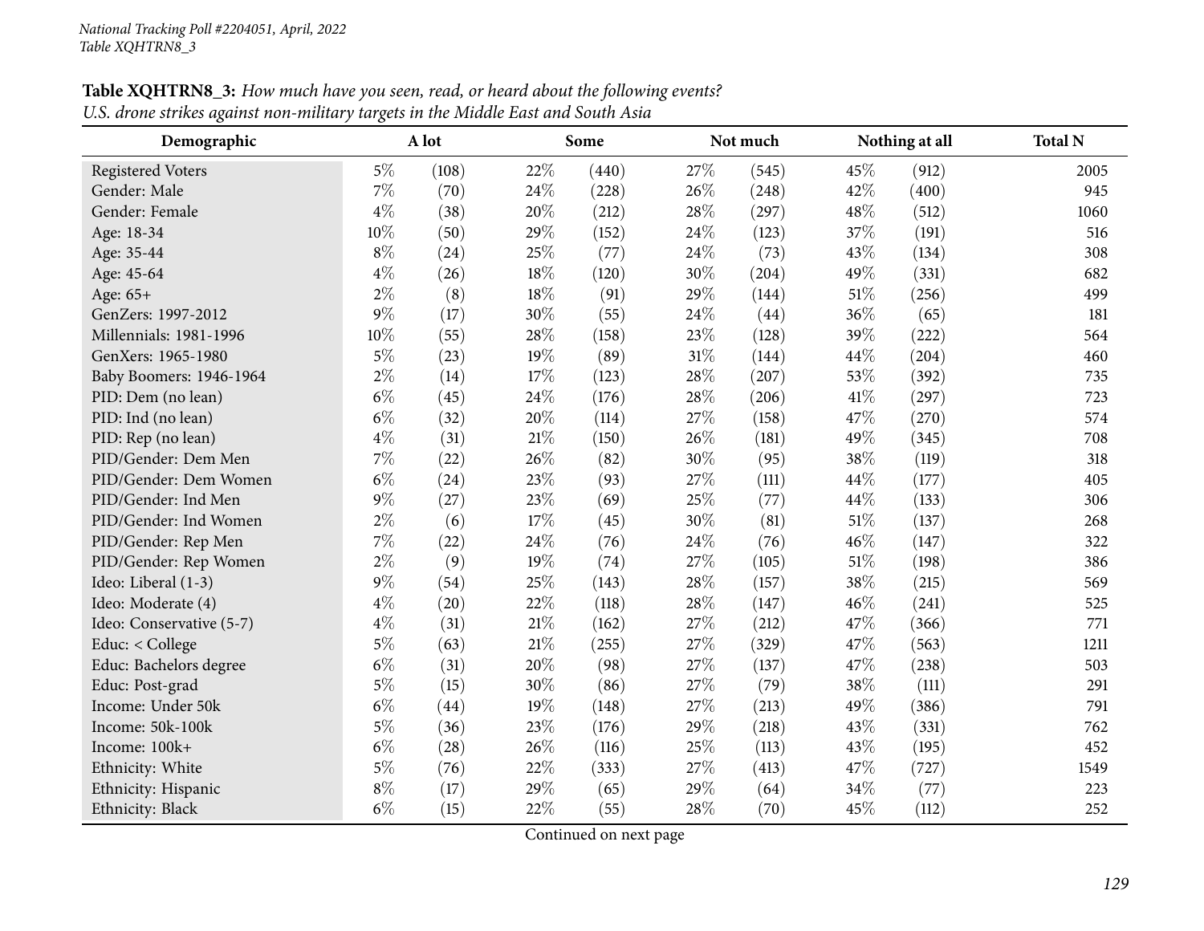National Tracking Poll #2204051, April, 2022
Table XQHTRN8_3

**Table XQHTRN8_3:** *How much have you seen, read, or heard about the following events?*
*U.S. drone strikes against non-military targets in the Middle East and South Asia*

| Demographic | A lot | | Some | | Not much | | Nothing at all | | Total N |
|---|---|---|---|---|---|---|---|---|---|
| Registered Voters | 5% | (108) | 22% | (440) | 27% | (545) | 45% | (912) | 2005 |
| Gender: Male | 7% | (70) | 24% | (228) | 26% | (248) | 42% | (400) | 945 |
| Gender: Female | 4% | (38) | 20% | (212) | 28% | (297) | 48% | (512) | 1060 |
| Age: 18-34 | 10% | (50) | 29% | (152) | 24% | (123) | 37% | (191) | 516 |
| Age: 35-44 | 8% | (24) | 25% | (77) | 24% | (73) | 43% | (134) | 308 |
| Age: 45-64 | 4% | (26) | 18% | (120) | 30% | (204) | 49% | (331) | 682 |
| Age: 65+ | 2% | (8) | 18% | (91) | 29% | (144) | 51% | (256) | 499 |
| GenZers: 1997-2012 | 9% | (17) | 30% | (55) | 24% | (44) | 36% | (65) | 181 |
| Millennials: 1981-1996 | 10% | (55) | 28% | (158) | 23% | (128) | 39% | (222) | 564 |
| GenXers: 1965-1980 | 5% | (23) | 19% | (89) | 31% | (144) | 44% | (204) | 460 |
| Baby Boomers: 1946-1964 | 2% | (14) | 17% | (123) | 28% | (207) | 53% | (392) | 735 |
| PID: Dem (no lean) | 6% | (45) | 24% | (176) | 28% | (206) | 41% | (297) | 723 |
| PID: Ind (no lean) | 6% | (32) | 20% | (114) | 27% | (158) | 47% | (270) | 574 |
| PID: Rep (no lean) | 4% | (31) | 21% | (150) | 26% | (181) | 49% | (345) | 708 |
| PID/Gender: Dem Men | 7% | (22) | 26% | (82) | 30% | (95) | 38% | (119) | 318 |
| PID/Gender: Dem Women | 6% | (24) | 23% | (93) | 27% | (111) | 44% | (177) | 405 |
| PID/Gender: Ind Men | 9% | (27) | 23% | (69) | 25% | (77) | 44% | (133) | 306 |
| PID/Gender: Ind Women | 2% | (6) | 17% | (45) | 30% | (81) | 51% | (137) | 268 |
| PID/Gender: Rep Men | 7% | (22) | 24% | (76) | 24% | (76) | 46% | (147) | 322 |
| PID/Gender: Rep Women | 2% | (9) | 19% | (74) | 27% | (105) | 51% | (198) | 386 |
| Ideo: Liberal (1-3) | 9% | (54) | 25% | (143) | 28% | (157) | 38% | (215) | 569 |
| Ideo: Moderate (4) | 4% | (20) | 22% | (118) | 28% | (147) | 46% | (241) | 525 |
| Ideo: Conservative (5-7) | 4% | (31) | 21% | (162) | 27% | (212) | 47% | (366) | 771 |
| Educ: < College | 5% | (63) | 21% | (255) | 27% | (329) | 47% | (563) | 1211 |
| Educ: Bachelors degree | 6% | (31) | 20% | (98) | 27% | (137) | 47% | (238) | 503 |
| Educ: Post-grad | 5% | (15) | 30% | (86) | 27% | (79) | 38% | (111) | 291 |
| Income: Under 50k | 6% | (44) | 19% | (148) | 27% | (213) | 49% | (386) | 791 |
| Income: 50k-100k | 5% | (36) | 23% | (176) | 29% | (218) | 43% | (331) | 762 |
| Income: 100k+ | 6% | (28) | 26% | (116) | 25% | (113) | 43% | (195) | 452 |
| Ethnicity: White | 5% | (76) | 22% | (333) | 27% | (413) | 47% | (727) | 1549 |
| Ethnicity: Hispanic | 8% | (17) | 29% | (65) | 29% | (64) | 34% | (77) | 223 |
| Ethnicity: Black | 6% | (15) | 22% | (55) | 28% | (70) | 45% | (112) | 252 |

Continued on next page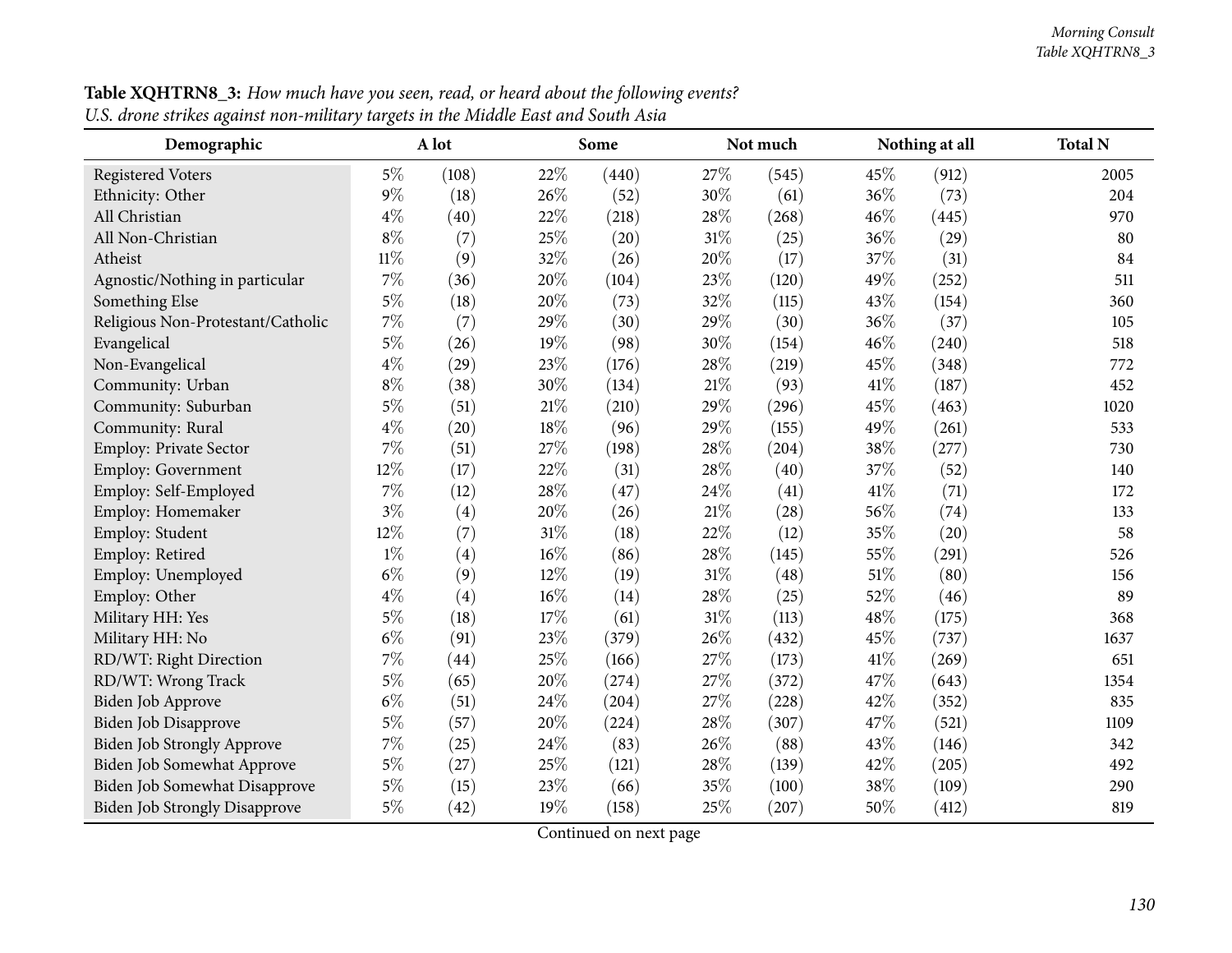**Table XQHTRN8_3:** *How much have you seen, read, or heard about the following events?*
*U.S. drone strikes against non-military targets in the Middle East and South Asia*

| Demographic | A lot | | Some | | Not much | | Nothing at all | | Total N |
|---|---|---|---|---|---|---|---|---|---|
| Registered Voters | 5% | (108) | 22% | (440) | 27% | (545) | 45% | (912) | 2005 |
| Ethnicity: Other | 9% | (18) | 26% | (52) | 30% | (61) | 36% | (73) | 204 |
| All Christian | 4% | (40) | 22% | (218) | 28% | (268) | 46% | (445) | 970 |
| All Non-Christian | 8% | (7) | 25% | (20) | 31% | (25) | 36% | (29) | 80 |
| Atheist | 11% | (9) | 32% | (26) | 20% | (17) | 37% | (31) | 84 |
| Agnostic/Nothing in particular | 7% | (36) | 20% | (104) | 23% | (120) | 49% | (252) | 511 |
| Something Else | 5% | (18) | 20% | (73) | 32% | (115) | 43% | (154) | 360 |
| Religious Non-Protestant/Catholic | 7% | (7) | 29% | (30) | 29% | (30) | 36% | (37) | 105 |
| Evangelical | 5% | (26) | 19% | (98) | 30% | (154) | 46% | (240) | 518 |
| Non-Evangelical | 4% | (29) | 23% | (176) | 28% | (219) | 45% | (348) | 772 |
| Community: Urban | 8% | (38) | 30% | (134) | 21% | (93) | 41% | (187) | 452 |
| Community: Suburban | 5% | (51) | 21% | (210) | 29% | (296) | 45% | (463) | 1020 |
| Community: Rural | 4% | (20) | 18% | (96) | 29% | (155) | 49% | (261) | 533 |
| Employ: Private Sector | 7% | (51) | 27% | (198) | 28% | (204) | 38% | (277) | 730 |
| Employ: Government | 12% | (17) | 22% | (31) | 28% | (40) | 37% | (52) | 140 |
| Employ: Self-Employed | 7% | (12) | 28% | (47) | 24% | (41) | 41% | (71) | 172 |
| Employ: Homemaker | 3% | (4) | 20% | (26) | 21% | (28) | 56% | (74) | 133 |
| Employ: Student | 12% | (7) | 31% | (18) | 22% | (12) | 35% | (20) | 58 |
| Employ: Retired | 1% | (4) | 16% | (86) | 28% | (145) | 55% | (291) | 526 |
| Employ: Unemployed | 6% | (9) | 12% | (19) | 31% | (48) | 51% | (80) | 156 |
| Employ: Other | 4% | (4) | 16% | (14) | 28% | (25) | 52% | (46) | 89 |
| Military HH: Yes | 5% | (18) | 17% | (61) | 31% | (113) | 48% | (175) | 368 |
| Military HH: No | 6% | (91) | 23% | (379) | 26% | (432) | 45% | (737) | 1637 |
| RD/WT: Right Direction | 7% | (44) | 25% | (166) | 27% | (173) | 41% | (269) | 651 |
| RD/WT: Wrong Track | 5% | (65) | 20% | (274) | 27% | (372) | 47% | (643) | 1354 |
| Biden Job Approve | 6% | (51) | 24% | (204) | 27% | (228) | 42% | (352) | 835 |
| Biden Job Disapprove | 5% | (57) | 20% | (224) | 28% | (307) | 47% | (521) | 1109 |
| Biden Job Strongly Approve | 7% | (25) | 24% | (83) | 26% | (88) | 43% | (146) | 342 |
| Biden Job Somewhat Approve | 5% | (27) | 25% | (121) | 28% | (139) | 42% | (205) | 492 |
| Biden Job Somewhat Disapprove | 5% | (15) | 23% | (66) | 35% | (100) | 38% | (109) | 290 |
| Biden Job Strongly Disapprove | 5% | (42) | 19% | (158) | 25% | (207) | 50% | (412) | 819 |

Continued on next page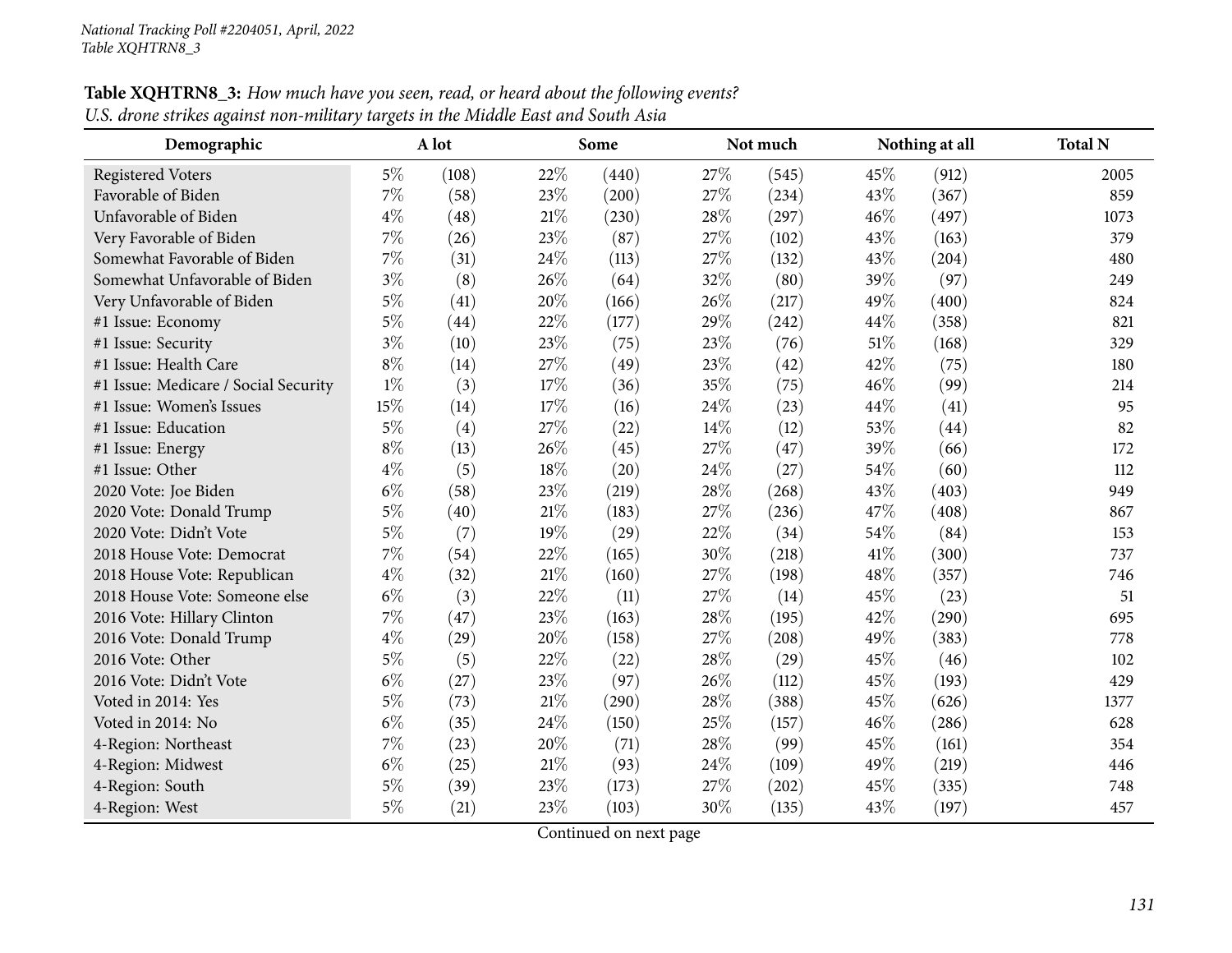National Tracking Poll #2204051, April, 2022
Table XQHTRN8_3

**Table XQHTRN8_3:** *How much have you seen, read, or heard about the following events?*
*U.S. drone strikes against non-military targets in the Middle East and South Asia*

| Demographic | A lot | | Some | | Not much | | Nothing at all | | Total N |
|---|---|---|---|---|---|---|---|---|---|
| Registered Voters | 5% | (108) | 22% | (440) | 27% | (545) | 45% | (912) | 2005 |
| Favorable of Biden | 7% | (58) | 23% | (200) | 27% | (234) | 43% | (367) | 859 |
| Unfavorable of Biden | 4% | (48) | 21% | (230) | 28% | (297) | 46% | (497) | 1073 |
| Very Favorable of Biden | 7% | (26) | 23% | (87) | 27% | (102) | 43% | (163) | 379 |
| Somewhat Favorable of Biden | 7% | (31) | 24% | (113) | 27% | (132) | 43% | (204) | 480 |
| Somewhat Unfavorable of Biden | 3% | (8) | 26% | (64) | 32% | (80) | 39% | (97) | 249 |
| Very Unfavorable of Biden | 5% | (41) | 20% | (166) | 26% | (217) | 49% | (400) | 824 |
| #1 Issue: Economy | 5% | (44) | 22% | (177) | 29% | (242) | 44% | (358) | 821 |
| #1 Issue: Security | 3% | (10) | 23% | (75) | 23% | (76) | 51% | (168) | 329 |
| #1 Issue: Health Care | 8% | (14) | 27% | (49) | 23% | (42) | 42% | (75) | 180 |
| #1 Issue: Medicare / Social Security | 1% | (3) | 17% | (36) | 35% | (75) | 46% | (99) | 214 |
| #1 Issue: Women's Issues | 15% | (14) | 17% | (16) | 24% | (23) | 44% | (41) | 95 |
| #1 Issue: Education | 5% | (4) | 27% | (22) | 14% | (12) | 53% | (44) | 82 |
| #1 Issue: Energy | 8% | (13) | 26% | (45) | 27% | (47) | 39% | (66) | 172 |
| #1 Issue: Other | 4% | (5) | 18% | (20) | 24% | (27) | 54% | (60) | 112 |
| 2020 Vote: Joe Biden | 6% | (58) | 23% | (219) | 28% | (268) | 43% | (403) | 949 |
| 2020 Vote: Donald Trump | 5% | (40) | 21% | (183) | 27% | (236) | 47% | (408) | 867 |
| 2020 Vote: Didn't Vote | 5% | (7) | 19% | (29) | 22% | (34) | 54% | (84) | 153 |
| 2018 House Vote: Democrat | 7% | (54) | 22% | (165) | 30% | (218) | 41% | (300) | 737 |
| 2018 House Vote: Republican | 4% | (32) | 21% | (160) | 27% | (198) | 48% | (357) | 746 |
| 2018 House Vote: Someone else | 6% | (3) | 22% | (11) | 27% | (14) | 45% | (23) | 51 |
| 2016 Vote: Hillary Clinton | 7% | (47) | 23% | (163) | 28% | (195) | 42% | (290) | 695 |
| 2016 Vote: Donald Trump | 4% | (29) | 20% | (158) | 27% | (208) | 49% | (383) | 778 |
| 2016 Vote: Other | 5% | (5) | 22% | (22) | 28% | (29) | 45% | (46) | 102 |
| 2016 Vote: Didn't Vote | 6% | (27) | 23% | (97) | 26% | (112) | 45% | (193) | 429 |
| Voted in 2014: Yes | 5% | (73) | 21% | (290) | 28% | (388) | 45% | (626) | 1377 |
| Voted in 2014: No | 6% | (35) | 24% | (150) | 25% | (157) | 46% | (286) | 628 |
| 4-Region: Northeast | 7% | (23) | 20% | (71) | 28% | (99) | 45% | (161) | 354 |
| 4-Region: Midwest | 6% | (25) | 21% | (93) | 24% | (109) | 49% | (219) | 446 |
| 4-Region: South | 5% | (39) | 23% | (173) | 27% | (202) | 45% | (335) | 748 |
| 4-Region: West | 5% | (21) | 23% | (103) | 30% | (135) | 43% | (197) | 457 |

Continued on next page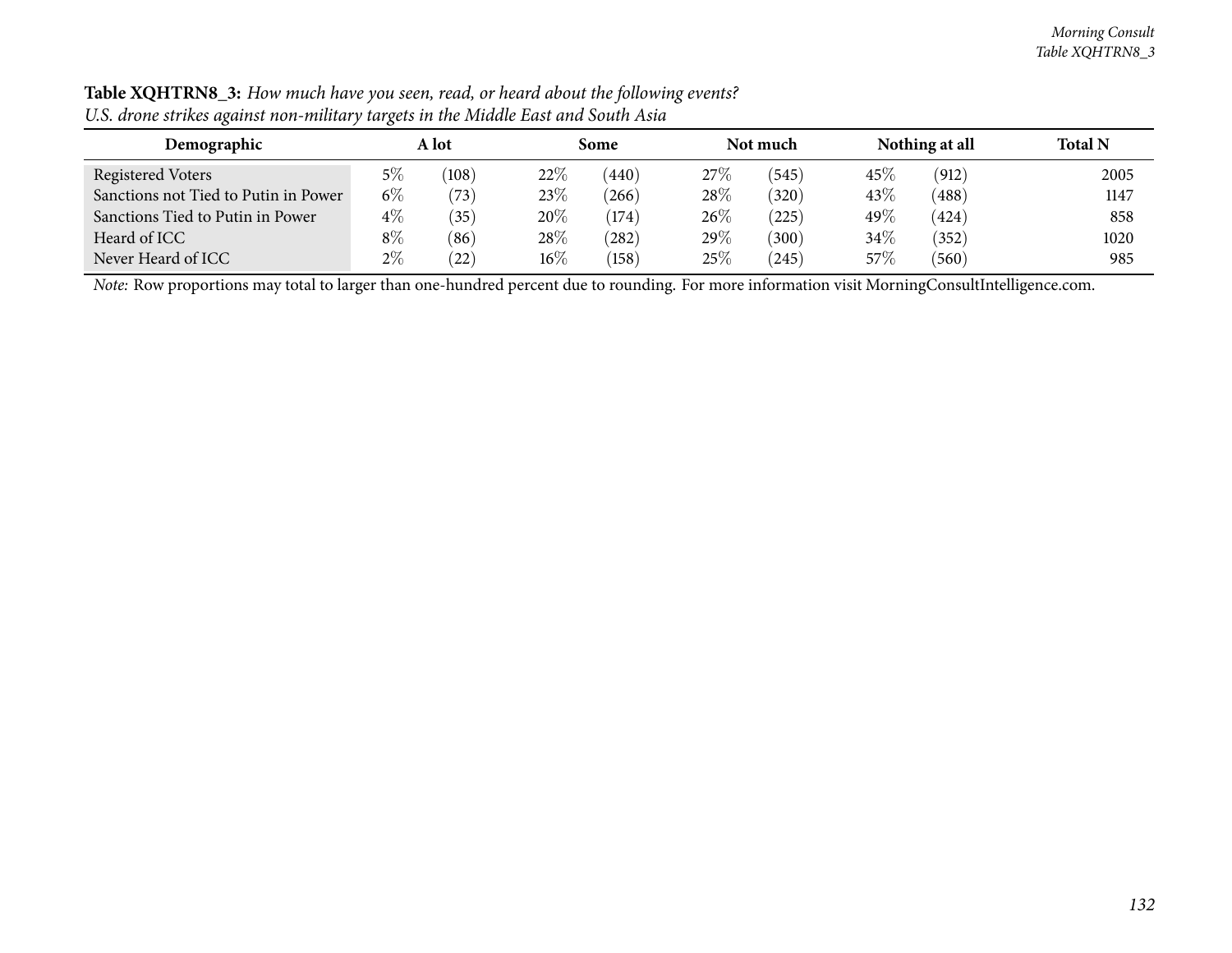**Table XQHTRN8_3:** *How much have you seen, read, or heard about the following events?*
*U.S. drone strikes against non-military targets in the Middle East and South Asia*

| Demographic | A lot | | Some | | Not much | | Nothing at all | | Total N |
|---|---|---|---|---|---|---|---|---|---|
| Registered Voters | 5% | (108) | 22% | (440) | 27% | (545) | 45% | (912) | 2005 |
| Sanctions not Tied to Putin in Power | 6% | (73) | 23% | (266) | 28% | (320) | 43% | (488) | 1147 |
| Sanctions Tied to Putin in Power | 4% | (35) | 20% | (174) | 26% | (225) | 49% | (424) | 858 |
| Heard of ICC | 8% | (86) | 28% | (282) | 29% | (300) | 34% | (352) | 1020 |
| Never Heard of ICC | 2% | (22) | 16% | (158) | 25% | (245) | 57% | (560) | 985 |

*Note:* Row proportions may total to larger than one-hundred percent due to rounding. For more information visit MorningConsultIntelligence.com.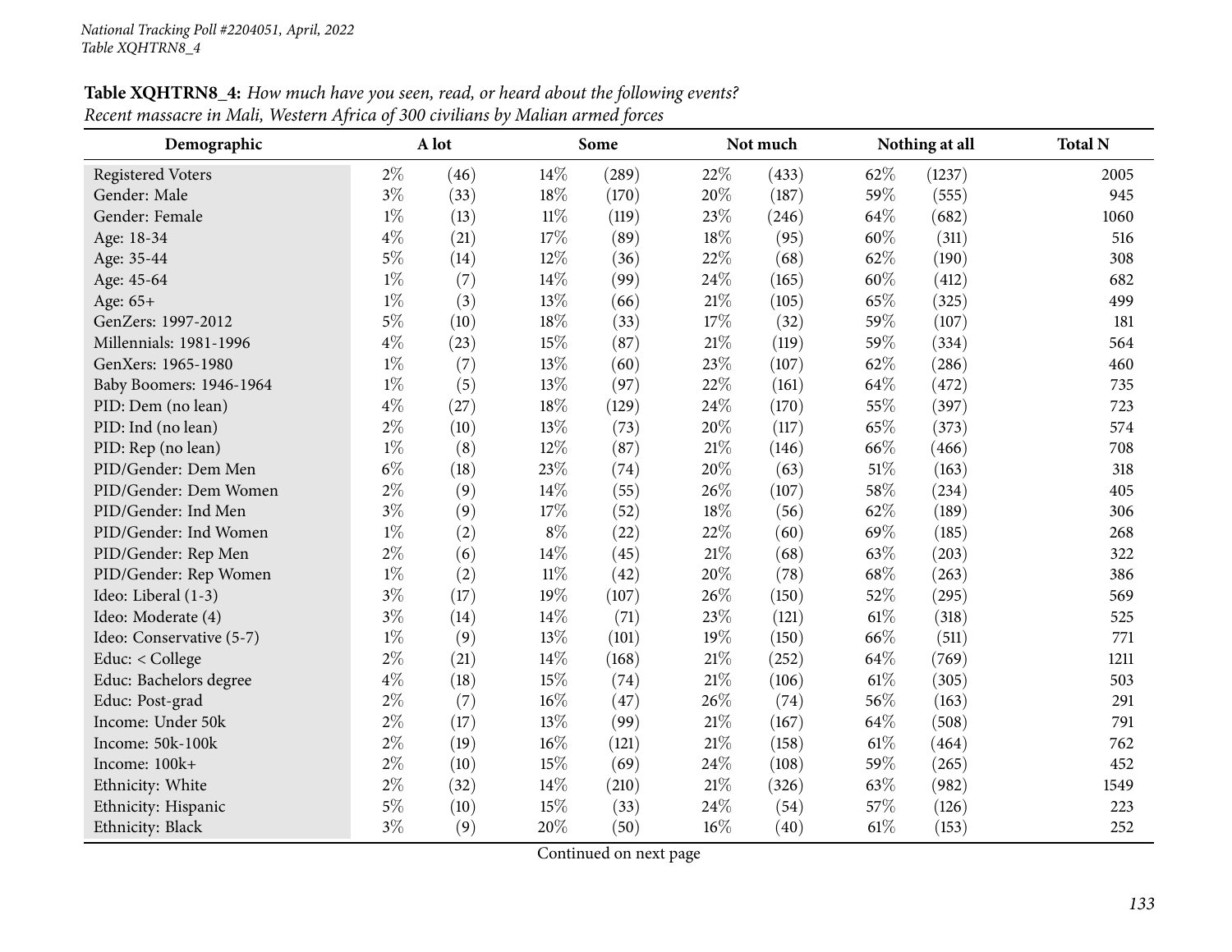National Tracking Poll #2204051, April, 2022
Table XQHTRN8_4

**Table XQHTRN8_4:** *How much have you seen, read, or heard about the following events?*
*Recent massacre in Mali, Western Africa of 300 civilians by Malian armed forces*

| Demographic | A lot | | Some | | Not much | | Nothing at all | | Total N |
|---|---|---|---|---|---|---|---|---|---|
| Registered Voters | 2% | (46) | 14% | (289) | 22% | (433) | 62% | (1237) | 2005 |
| Gender: Male | 3% | (33) | 18% | (170) | 20% | (187) | 59% | (555) | 945 |
| Gender: Female | 1% | (13) | 11% | (119) | 23% | (246) | 64% | (682) | 1060 |
| Age: 18-34 | 4% | (21) | 17% | (89) | 18% | (95) | 60% | (311) | 516 |
| Age: 35-44 | 5% | (14) | 12% | (36) | 22% | (68) | 62% | (190) | 308 |
| Age: 45-64 | 1% | (7) | 14% | (99) | 24% | (165) | 60% | (412) | 682 |
| Age: 65+ | 1% | (3) | 13% | (66) | 21% | (105) | 65% | (325) | 499 |
| GenZers: 1997-2012 | 5% | (10) | 18% | (33) | 17% | (32) | 59% | (107) | 181 |
| Millennials: 1981-1996 | 4% | (23) | 15% | (87) | 21% | (119) | 59% | (334) | 564 |
| GenXers: 1965-1980 | 1% | (7) | 13% | (60) | 23% | (107) | 62% | (286) | 460 |
| Baby Boomers: 1946-1964 | 1% | (5) | 13% | (97) | 22% | (161) | 64% | (472) | 735 |
| PID: Dem (no lean) | 4% | (27) | 18% | (129) | 24% | (170) | 55% | (397) | 723 |
| PID: Ind (no lean) | 2% | (10) | 13% | (73) | 20% | (117) | 65% | (373) | 574 |
| PID: Rep (no lean) | 1% | (8) | 12% | (87) | 21% | (146) | 66% | (466) | 708 |
| PID/Gender: Dem Men | 6% | (18) | 23% | (74) | 20% | (63) | 51% | (163) | 318 |
| PID/Gender: Dem Women | 2% | (9) | 14% | (55) | 26% | (107) | 58% | (234) | 405 |
| PID/Gender: Ind Men | 3% | (9) | 17% | (52) | 18% | (56) | 62% | (189) | 306 |
| PID/Gender: Ind Women | 1% | (2) | 8% | (22) | 22% | (60) | 69% | (185) | 268 |
| PID/Gender: Rep Men | 2% | (6) | 14% | (45) | 21% | (68) | 63% | (203) | 322 |
| PID/Gender: Rep Women | 1% | (2) | 11% | (42) | 20% | (78) | 68% | (263) | 386 |
| Ideo: Liberal (1-3) | 3% | (17) | 19% | (107) | 26% | (150) | 52% | (295) | 569 |
| Ideo: Moderate (4) | 3% | (14) | 14% | (71) | 23% | (121) | 61% | (318) | 525 |
| Ideo: Conservative (5-7) | 1% | (9) | 13% | (101) | 19% | (150) | 66% | (511) | 771 |
| Educ: < College | 2% | (21) | 14% | (168) | 21% | (252) | 64% | (769) | 1211 |
| Educ: Bachelors degree | 4% | (18) | 15% | (74) | 21% | (106) | 61% | (305) | 503 |
| Educ: Post-grad | 2% | (7) | 16% | (47) | 26% | (74) | 56% | (163) | 291 |
| Income: Under 50k | 2% | (17) | 13% | (99) | 21% | (167) | 64% | (508) | 791 |
| Income: 50k-100k | 2% | (19) | 16% | (121) | 21% | (158) | 61% | (464) | 762 |
| Income: 100k+ | 2% | (10) | 15% | (69) | 24% | (108) | 59% | (265) | 452 |
| Ethnicity: White | 2% | (32) | 14% | (210) | 21% | (326) | 63% | (982) | 1549 |
| Ethnicity: Hispanic | 5% | (10) | 15% | (33) | 24% | (54) | 57% | (126) | 223 |
| Ethnicity: Black | 3% | (9) | 20% | (50) | 16% | (40) | 61% | (153) | 252 |

Continued on next page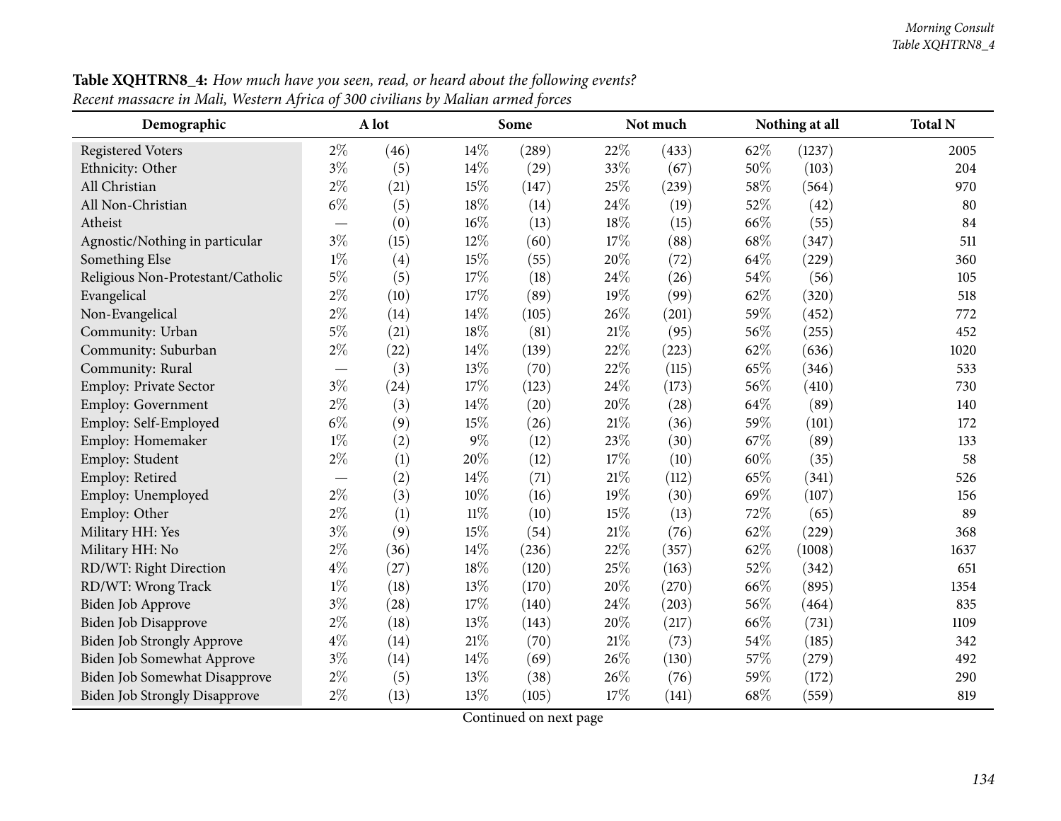**Table XQHTRN8_4:** *How much have you seen, read, or heard about the following events?*
*Recent massacre in Mali, Western Africa of 300 civilians by Malian armed forces*

| Demographic | A lot | | Some | | Not much | | Nothing at all | | Total N |
|---|---|---|---|---|---|---|---|---|---|
| Registered Voters | 2% | (46) | 14% | (289) | 22% | (433) | 62% | (1237) | 2005 |
| Ethnicity: Other | 3% | (5) | 14% | (29) | 33% | (67) | 50% | (103) | 204 |
| All Christian | 2% | (21) | 15% | (147) | 25% | (239) | 58% | (564) | 970 |
| All Non-Christian | 6% | (5) | 18% | (14) | 24% | (19) | 52% | (42) | 80 |
| Atheist | — | (0) | 16% | (13) | 18% | (15) | 66% | (55) | 84 |
| Agnostic/Nothing in particular | 3% | (15) | 12% | (60) | 17% | (88) | 68% | (347) | 511 |
| Something Else | 1% | (4) | 15% | (55) | 20% | (72) | 64% | (229) | 360 |
| Religious Non-Protestant/Catholic | 5% | (5) | 17% | (18) | 24% | (26) | 54% | (56) | 105 |
| Evangelical | 2% | (10) | 17% | (89) | 19% | (99) | 62% | (320) | 518 |
| Non-Evangelical | 2% | (14) | 14% | (105) | 26% | (201) | 59% | (452) | 772 |
| Community: Urban | 5% | (21) | 18% | (81) | 21% | (95) | 56% | (255) | 452 |
| Community: Suburban | 2% | (22) | 14% | (139) | 22% | (223) | 62% | (636) | 1020 |
| Community: Rural | — | (3) | 13% | (70) | 22% | (115) | 65% | (346) | 533 |
| Employ: Private Sector | 3% | (24) | 17% | (123) | 24% | (173) | 56% | (410) | 730 |
| Employ: Government | 2% | (3) | 14% | (20) | 20% | (28) | 64% | (89) | 140 |
| Employ: Self-Employed | 6% | (9) | 15% | (26) | 21% | (36) | 59% | (101) | 172 |
| Employ: Homemaker | 1% | (2) | 9% | (12) | 23% | (30) | 67% | (89) | 133 |
| Employ: Student | 2% | (1) | 20% | (12) | 17% | (10) | 60% | (35) | 58 |
| Employ: Retired | — | (2) | 14% | (71) | 21% | (112) | 65% | (341) | 526 |
| Employ: Unemployed | 2% | (3) | 10% | (16) | 19% | (30) | 69% | (107) | 156 |
| Employ: Other | 2% | (1) | 11% | (10) | 15% | (13) | 72% | (65) | 89 |
| Military HH: Yes | 3% | (9) | 15% | (54) | 21% | (76) | 62% | (229) | 368 |
| Military HH: No | 2% | (36) | 14% | (236) | 22% | (357) | 62% | (1008) | 1637 |
| RD/WT: Right Direction | 4% | (27) | 18% | (120) | 25% | (163) | 52% | (342) | 651 |
| RD/WT: Wrong Track | 1% | (18) | 13% | (170) | 20% | (270) | 66% | (895) | 1354 |
| Biden Job Approve | 3% | (28) | 17% | (140) | 24% | (203) | 56% | (464) | 835 |
| Biden Job Disapprove | 2% | (18) | 13% | (143) | 20% | (217) | 66% | (731) | 1109 |
| Biden Job Strongly Approve | 4% | (14) | 21% | (70) | 21% | (73) | 54% | (185) | 342 |
| Biden Job Somewhat Approve | 3% | (14) | 14% | (69) | 26% | (130) | 57% | (279) | 492 |
| Biden Job Somewhat Disapprove | 2% | (5) | 13% | (38) | 26% | (76) | 59% | (172) | 290 |
| Biden Job Strongly Disapprove | 2% | (13) | 13% | (105) | 17% | (141) | 68% | (559) | 819 |

Continued on next page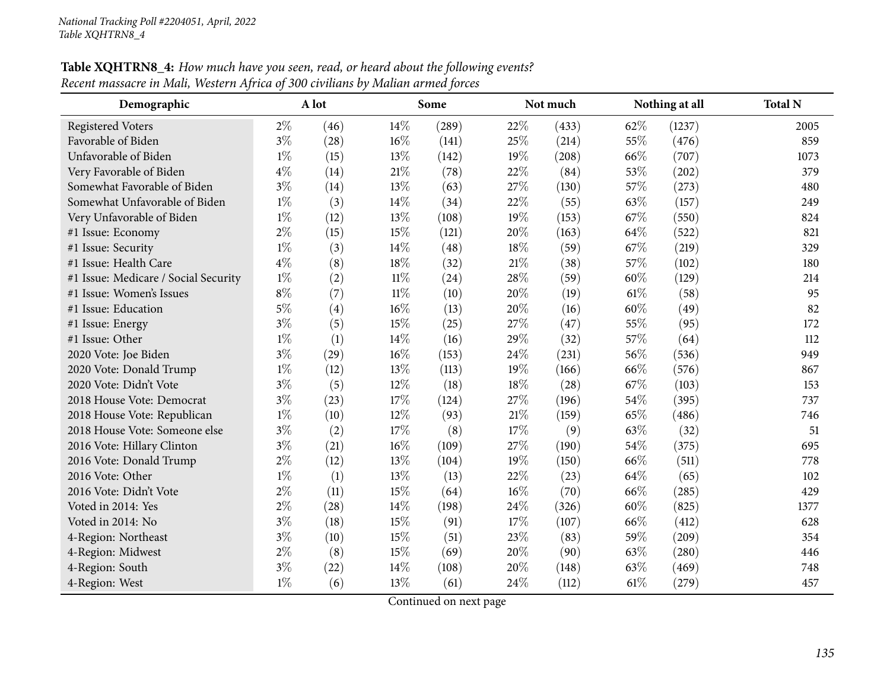**Table XQHTRN8_4:** *How much have you seen, read, or heard about the following events?*
*Recent massacre in Mali, Western Africa of 300 civilians by Malian armed forces*

| Demographic | A lot | | Some | | Not much | | Nothing at all | | Total N |
|---|---|---|---|---|---|---|---|---|---|
| Registered Voters | 2% | (46) | 14% | (289) | 22% | (433) | 62% | (1237) | 2005 |
| Favorable of Biden | 3% | (28) | 16% | (141) | 25% | (214) | 55% | (476) | 859 |
| Unfavorable of Biden | 1% | (15) | 13% | (142) | 19% | (208) | 66% | (707) | 1073 |
| Very Favorable of Biden | 4% | (14) | 21% | (78) | 22% | (84) | 53% | (202) | 379 |
| Somewhat Favorable of Biden | 3% | (14) | 13% | (63) | 27% | (130) | 57% | (273) | 480 |
| Somewhat Unfavorable of Biden | 1% | (3) | 14% | (34) | 22% | (55) | 63% | (157) | 249 |
| Very Unfavorable of Biden | 1% | (12) | 13% | (108) | 19% | (153) | 67% | (550) | 824 |
| #1 Issue: Economy | 2% | (15) | 15% | (121) | 20% | (163) | 64% | (522) | 821 |
| #1 Issue: Security | 1% | (3) | 14% | (48) | 18% | (59) | 67% | (219) | 329 |
| #1 Issue: Health Care | 4% | (8) | 18% | (32) | 21% | (38) | 57% | (102) | 180 |
| #1 Issue: Medicare / Social Security | 1% | (2) | 11% | (24) | 28% | (59) | 60% | (129) | 214 |
| #1 Issue: Women's Issues | 8% | (7) | 11% | (10) | 20% | (19) | 61% | (58) | 95 |
| #1 Issue: Education | 5% | (4) | 16% | (13) | 20% | (16) | 60% | (49) | 82 |
| #1 Issue: Energy | 3% | (5) | 15% | (25) | 27% | (47) | 55% | (95) | 172 |
| #1 Issue: Other | 1% | (1) | 14% | (16) | 29% | (32) | 57% | (64) | 112 |
| 2020 Vote: Joe Biden | 3% | (29) | 16% | (153) | 24% | (231) | 56% | (536) | 949 |
| 2020 Vote: Donald Trump | 1% | (12) | 13% | (113) | 19% | (166) | 66% | (576) | 867 |
| 2020 Vote: Didn't Vote | 3% | (5) | 12% | (18) | 18% | (28) | 67% | (103) | 153 |
| 2018 House Vote: Democrat | 3% | (23) | 17% | (124) | 27% | (196) | 54% | (395) | 737 |
| 2018 House Vote: Republican | 1% | (10) | 12% | (93) | 21% | (159) | 65% | (486) | 746 |
| 2018 House Vote: Someone else | 3% | (2) | 17% | (8) | 17% | (9) | 63% | (32) | 51 |
| 2016 Vote: Hillary Clinton | 3% | (21) | 16% | (109) | 27% | (190) | 54% | (375) | 695 |
| 2016 Vote: Donald Trump | 2% | (12) | 13% | (104) | 19% | (150) | 66% | (511) | 778 |
| 2016 Vote: Other | 1% | (1) | 13% | (13) | 22% | (23) | 64% | (65) | 102 |
| 2016 Vote: Didn't Vote | 2% | (11) | 15% | (64) | 16% | (70) | 66% | (285) | 429 |
| Voted in 2014: Yes | 2% | (28) | 14% | (198) | 24% | (326) | 60% | (825) | 1377 |
| Voted in 2014: No | 3% | (18) | 15% | (91) | 17% | (107) | 66% | (412) | 628 |
| 4-Region: Northeast | 3% | (10) | 15% | (51) | 23% | (83) | 59% | (209) | 354 |
| 4-Region: Midwest | 2% | (8) | 15% | (69) | 20% | (90) | 63% | (280) | 446 |
| 4-Region: South | 3% | (22) | 14% | (108) | 20% | (148) | 63% | (469) | 748 |
| 4-Region: West | 1% | (6) | 13% | (61) | 24% | (112) | 61% | (279) | 457 |

Continued on next page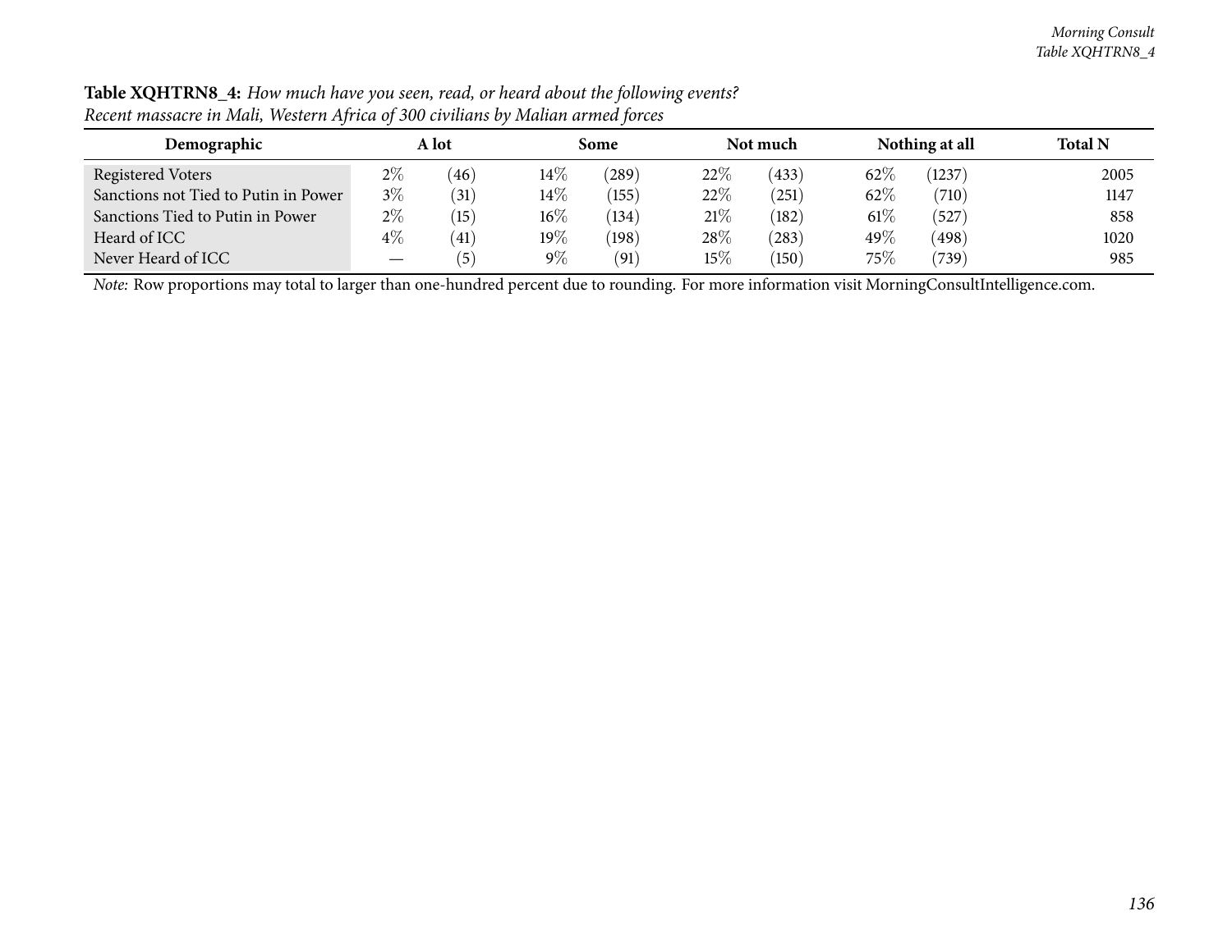**Table XQHTRN8_4:** *How much have you seen, read, or heard about the following events?*
*Recent massacre in Mali, Western Africa of 300 civilians by Malian armed forces*

| Demographic | A lot | | Some | | Not much | | Nothing at all | | Total N |
|---|---|---|---|---|---|---|---|---|---|
| Registered Voters | 2% | (46) | 14% | (289) | 22% | (433) | 62% | (1237) | 2005 |
| Sanctions not Tied to Putin in Power | 3% | (31) | 14% | (155) | 22% | (251) | 62% | (710) | 1147 |
| Sanctions Tied to Putin in Power | 2% | (15) | 16% | (134) | 21% | (182) | 61% | (527) | 858 |
| Heard of ICC | 4% | (41) | 19% | (198) | 28% | (283) | 49% | (498) | 1020 |
| Never Heard of ICC | — | (5) | 9% | (91) | 15% | (150) | 75% | (739) | 985 |

*Note:* Row proportions may total to larger than one-hundred percent due to rounding. For more information visit MorningConsultIntelligence.com.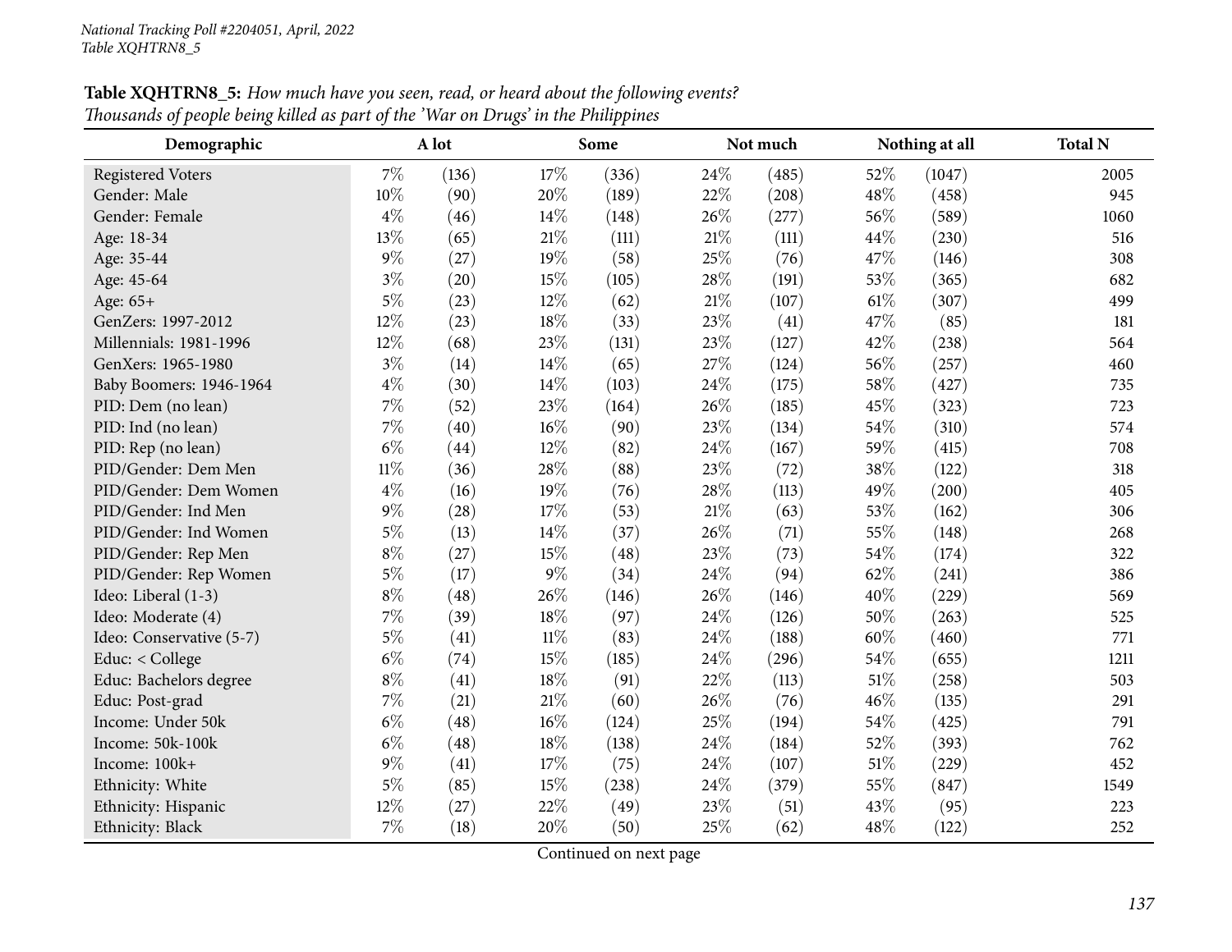**Table XQHTRN8_5:** *How much have you seen, read, or heard about the following events?*
*Thousands of people being killed as part of the 'War on Drugs' in the Philippines*

| Demographic | A lot | | Some | | Not much | | Nothing at all | | Total N |
|---|---|---|---|---|---|---|---|---|---|
| Registered Voters | 7% | (136) | 17% | (336) | 24% | (485) | 52% | (1047) | 2005 |
| Gender: Male | 10% | (90) | 20% | (189) | 22% | (208) | 48% | (458) | 945 |
| Gender: Female | 4% | (46) | 14% | (148) | 26% | (277) | 56% | (589) | 1060 |
| Age: 18-34 | 13% | (65) | 21% | (111) | 21% | (111) | 44% | (230) | 516 |
| Age: 35-44 | 9% | (27) | 19% | (58) | 25% | (76) | 47% | (146) | 308 |
| Age: 45-64 | 3% | (20) | 15% | (105) | 28% | (191) | 53% | (365) | 682 |
| Age: 65+ | 5% | (23) | 12% | (62) | 21% | (107) | 61% | (307) | 499 |
| GenZers: 1997-2012 | 12% | (23) | 18% | (33) | 23% | (41) | 47% | (85) | 181 |
| Millennials: 1981-1996 | 12% | (68) | 23% | (131) | 23% | (127) | 42% | (238) | 564 |
| GenXers: 1965-1980 | 3% | (14) | 14% | (65) | 27% | (124) | 56% | (257) | 460 |
| Baby Boomers: 1946-1964 | 4% | (30) | 14% | (103) | 24% | (175) | 58% | (427) | 735 |
| PID: Dem (no lean) | 7% | (52) | 23% | (164) | 26% | (185) | 45% | (323) | 723 |
| PID: Ind (no lean) | 7% | (40) | 16% | (90) | 23% | (134) | 54% | (310) | 574 |
| PID: Rep (no lean) | 6% | (44) | 12% | (82) | 24% | (167) | 59% | (415) | 708 |
| PID/Gender: Dem Men | 11% | (36) | 28% | (88) | 23% | (72) | 38% | (122) | 318 |
| PID/Gender: Dem Women | 4% | (16) | 19% | (76) | 28% | (113) | 49% | (200) | 405 |
| PID/Gender: Ind Men | 9% | (28) | 17% | (53) | 21% | (63) | 53% | (162) | 306 |
| PID/Gender: Ind Women | 5% | (13) | 14% | (37) | 26% | (71) | 55% | (148) | 268 |
| PID/Gender: Rep Men | 8% | (27) | 15% | (48) | 23% | (73) | 54% | (174) | 322 |
| PID/Gender: Rep Women | 5% | (17) | 9% | (34) | 24% | (94) | 62% | (241) | 386 |
| Ideo: Liberal (1-3) | 8% | (48) | 26% | (146) | 26% | (146) | 40% | (229) | 569 |
| Ideo: Moderate (4) | 7% | (39) | 18% | (97) | 24% | (126) | 50% | (263) | 525 |
| Ideo: Conservative (5-7) | 5% | (41) | 11% | (83) | 24% | (188) | 60% | (460) | 771 |
| Educ: < College | 6% | (74) | 15% | (185) | 24% | (296) | 54% | (655) | 1211 |
| Educ: Bachelors degree | 8% | (41) | 18% | (91) | 22% | (113) | 51% | (258) | 503 |
| Educ: Post-grad | 7% | (21) | 21% | (60) | 26% | (76) | 46% | (135) | 291 |
| Income: Under 50k | 6% | (48) | 16% | (124) | 25% | (194) | 54% | (425) | 791 |
| Income: 50k-100k | 6% | (48) | 18% | (138) | 24% | (184) | 52% | (393) | 762 |
| Income: 100k+ | 9% | (41) | 17% | (75) | 24% | (107) | 51% | (229) | 452 |
| Ethnicity: White | 5% | (85) | 15% | (238) | 24% | (379) | 55% | (847) | 1549 |
| Ethnicity: Hispanic | 12% | (27) | 22% | (49) | 23% | (51) | 43% | (95) | 223 |
| Ethnicity: Black | 7% | (18) | 20% | (50) | 25% | (62) | 48% | (122) | 252 |

Continued on next page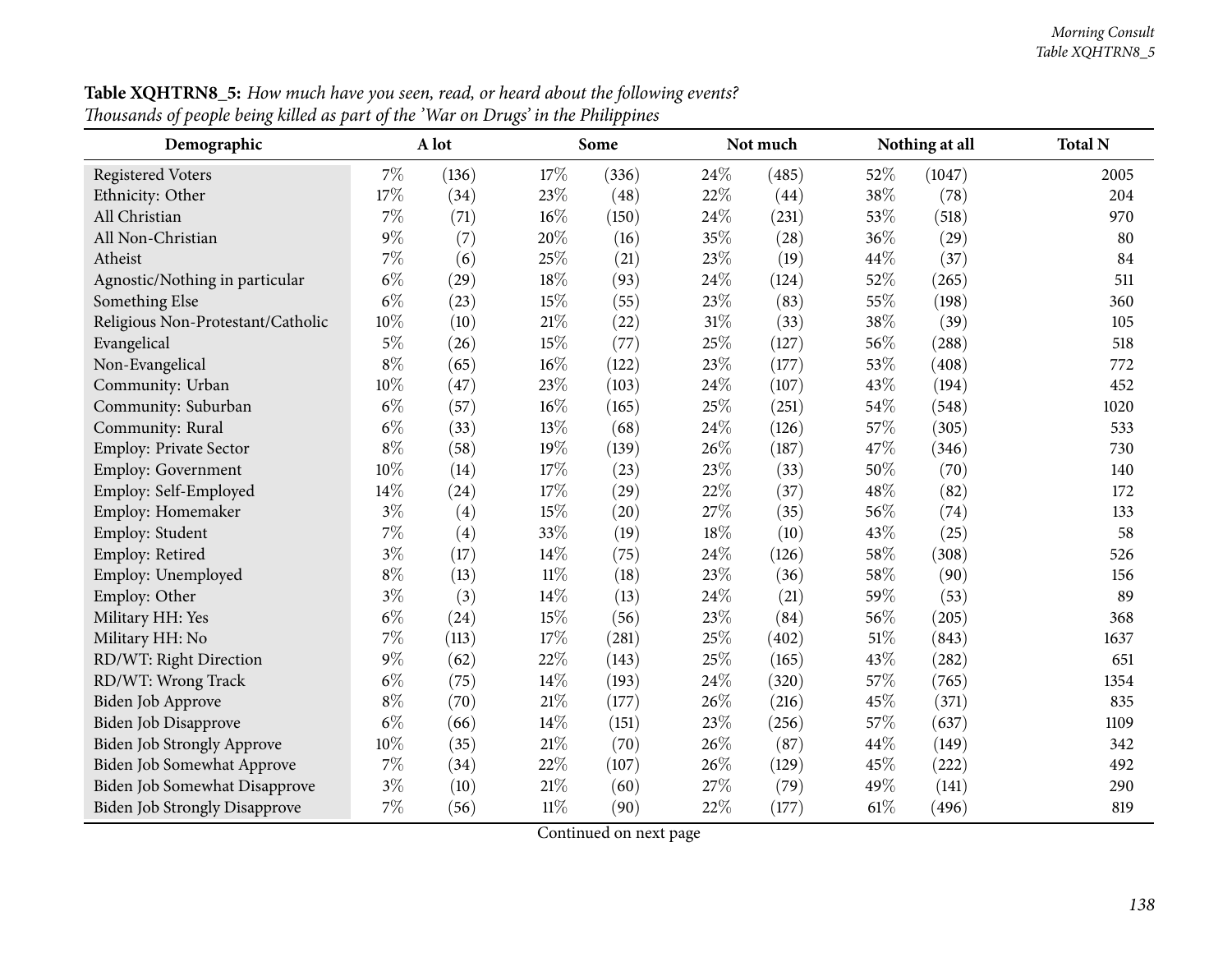**Table XQHTRN8_5:** *How much have you seen, read, or heard about the following events?*
*Thousands of people being killed as part of the 'War on Drugs' in the Philippines*

| Demographic | A lot | | Some | | Not much | | Nothing at all | | Total N |
|---|---|---|---|---|---|---|---|---|---|
| Registered Voters | 7% | (136) | 17% | (336) | 24% | (485) | 52% | (1047) | 2005 |
| Ethnicity: Other | 17% | (34) | 23% | (48) | 22% | (44) | 38% | (78) | 204 |
| All Christian | 7% | (71) | 16% | (150) | 24% | (231) | 53% | (518) | 970 |
| All Non-Christian | 9% | (7) | 20% | (16) | 35% | (28) | 36% | (29) | 80 |
| Atheist | 7% | (6) | 25% | (21) | 23% | (19) | 44% | (37) | 84 |
| Agnostic/Nothing in particular | 6% | (29) | 18% | (93) | 24% | (124) | 52% | (265) | 511 |
| Something Else | 6% | (23) | 15% | (55) | 23% | (83) | 55% | (198) | 360 |
| Religious Non-Protestant/Catholic | 10% | (10) | 21% | (22) | 31% | (33) | 38% | (39) | 105 |
| Evangelical | 5% | (26) | 15% | (77) | 25% | (127) | 56% | (288) | 518 |
| Non-Evangelical | 8% | (65) | 16% | (122) | 23% | (177) | 53% | (408) | 772 |
| Community: Urban | 10% | (47) | 23% | (103) | 24% | (107) | 43% | (194) | 452 |
| Community: Suburban | 6% | (57) | 16% | (165) | 25% | (251) | 54% | (548) | 1020 |
| Community: Rural | 6% | (33) | 13% | (68) | 24% | (126) | 57% | (305) | 533 |
| Employ: Private Sector | 8% | (58) | 19% | (139) | 26% | (187) | 47% | (346) | 730 |
| Employ: Government | 10% | (14) | 17% | (23) | 23% | (33) | 50% | (70) | 140 |
| Employ: Self-Employed | 14% | (24) | 17% | (29) | 22% | (37) | 48% | (82) | 172 |
| Employ: Homemaker | 3% | (4) | 15% | (20) | 27% | (35) | 56% | (74) | 133 |
| Employ: Student | 7% | (4) | 33% | (19) | 18% | (10) | 43% | (25) | 58 |
| Employ: Retired | 3% | (17) | 14% | (75) | 24% | (126) | 58% | (308) | 526 |
| Employ: Unemployed | 8% | (13) | 11% | (18) | 23% | (36) | 58% | (90) | 156 |
| Employ: Other | 3% | (3) | 14% | (13) | 24% | (21) | 59% | (53) | 89 |
| Military HH: Yes | 6% | (24) | 15% | (56) | 23% | (84) | 56% | (205) | 368 |
| Military HH: No | 7% | (113) | 17% | (281) | 25% | (402) | 51% | (843) | 1637 |
| RD/WT: Right Direction | 9% | (62) | 22% | (143) | 25% | (165) | 43% | (282) | 651 |
| RD/WT: Wrong Track | 6% | (75) | 14% | (193) | 24% | (320) | 57% | (765) | 1354 |
| Biden Job Approve | 8% | (70) | 21% | (177) | 26% | (216) | 45% | (371) | 835 |
| Biden Job Disapprove | 6% | (66) | 14% | (151) | 23% | (256) | 57% | (637) | 1109 |
| Biden Job Strongly Approve | 10% | (35) | 21% | (70) | 26% | (87) | 44% | (149) | 342 |
| Biden Job Somewhat Approve | 7% | (34) | 22% | (107) | 26% | (129) | 45% | (222) | 492 |
| Biden Job Somewhat Disapprove | 3% | (10) | 21% | (60) | 27% | (79) | 49% | (141) | 290 |
| Biden Job Strongly Disapprove | 7% | (56) | 11% | (90) | 22% | (177) | 61% | (496) | 819 |

Continued on next page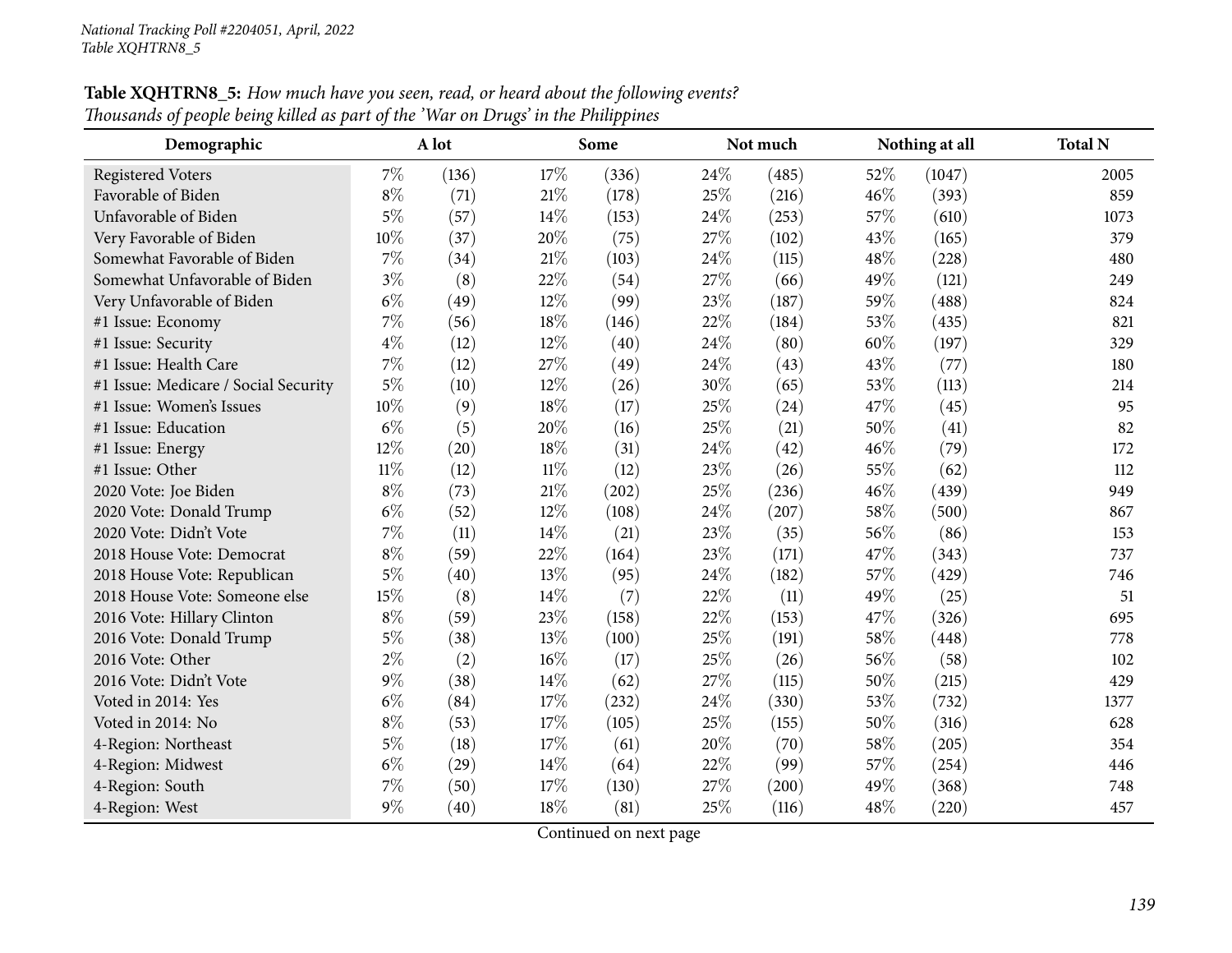**Table XQHTRN8_5:** *How much have you seen, read, or heard about the following events?*
*Thousands of people being killed as part of the 'War on Drugs' in the Philippines*

| Demographic | A lot | | Some | | Not much | | Nothing at all | | Total N |
|---|---|---|---|---|---|---|---|---|---|
| Registered Voters | 7% | (136) | 17% | (336) | 24% | (485) | 52% | (1047) | 2005 |
| Favorable of Biden | 8% | (71) | 21% | (178) | 25% | (216) | 46% | (393) | 859 |
| Unfavorable of Biden | 5% | (57) | 14% | (153) | 24% | (253) | 57% | (610) | 1073 |
| Very Favorable of Biden | 10% | (37) | 20% | (75) | 27% | (102) | 43% | (165) | 379 |
| Somewhat Favorable of Biden | 7% | (34) | 21% | (103) | 24% | (115) | 48% | (228) | 480 |
| Somewhat Unfavorable of Biden | 3% | (8) | 22% | (54) | 27% | (66) | 49% | (121) | 249 |
| Very Unfavorable of Biden | 6% | (49) | 12% | (99) | 23% | (187) | 59% | (488) | 824 |
| #1 Issue: Economy | 7% | (56) | 18% | (146) | 22% | (184) | 53% | (435) | 821 |
| #1 Issue: Security | 4% | (12) | 12% | (40) | 24% | (80) | 60% | (197) | 329 |
| #1 Issue: Health Care | 7% | (12) | 27% | (49) | 24% | (43) | 43% | (77) | 180 |
| #1 Issue: Medicare / Social Security | 5% | (10) | 12% | (26) | 30% | (65) | 53% | (113) | 214 |
| #1 Issue: Women's Issues | 10% | (9) | 18% | (17) | 25% | (24) | 47% | (45) | 95 |
| #1 Issue: Education | 6% | (5) | 20% | (16) | 25% | (21) | 50% | (41) | 82 |
| #1 Issue: Energy | 12% | (20) | 18% | (31) | 24% | (42) | 46% | (79) | 172 |
| #1 Issue: Other | 11% | (12) | 11% | (12) | 23% | (26) | 55% | (62) | 112 |
| 2020 Vote: Joe Biden | 8% | (73) | 21% | (202) | 25% | (236) | 46% | (439) | 949 |
| 2020 Vote: Donald Trump | 6% | (52) | 12% | (108) | 24% | (207) | 58% | (500) | 867 |
| 2020 Vote: Didn't Vote | 7% | (11) | 14% | (21) | 23% | (35) | 56% | (86) | 153 |
| 2018 House Vote: Democrat | 8% | (59) | 22% | (164) | 23% | (171) | 47% | (343) | 737 |
| 2018 House Vote: Republican | 5% | (40) | 13% | (95) | 24% | (182) | 57% | (429) | 746 |
| 2018 House Vote: Someone else | 15% | (8) | 14% | (7) | 22% | (11) | 49% | (25) | 51 |
| 2016 Vote: Hillary Clinton | 8% | (59) | 23% | (158) | 22% | (153) | 47% | (326) | 695 |
| 2016 Vote: Donald Trump | 5% | (38) | 13% | (100) | 25% | (191) | 58% | (448) | 778 |
| 2016 Vote: Other | 2% | (2) | 16% | (17) | 25% | (26) | 56% | (58) | 102 |
| 2016 Vote: Didn't Vote | 9% | (38) | 14% | (62) | 27% | (115) | 50% | (215) | 429 |
| Voted in 2014: Yes | 6% | (84) | 17% | (232) | 24% | (330) | 53% | (732) | 1377 |
| Voted in 2014: No | 8% | (53) | 17% | (105) | 25% | (155) | 50% | (316) | 628 |
| 4-Region: Northeast | 5% | (18) | 17% | (61) | 20% | (70) | 58% | (205) | 354 |
| 4-Region: Midwest | 6% | (29) | 14% | (64) | 22% | (99) | 57% | (254) | 446 |
| 4-Region: South | 7% | (50) | 17% | (130) | 27% | (200) | 49% | (368) | 748 |
| 4-Region: West | 9% | (40) | 18% | (81) | 25% | (116) | 48% | (220) | 457 |

Continued on next page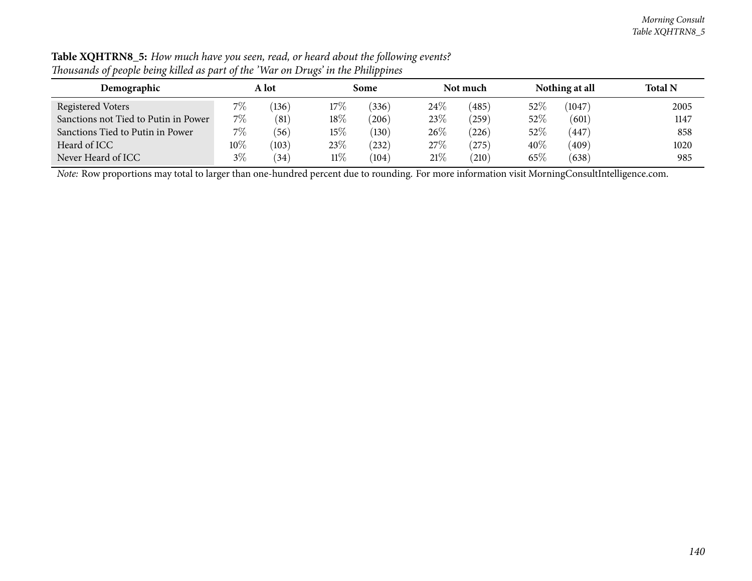**Table XQHTRN8_5:** *How much have you seen, read, or heard about the following events?*
*Thousands of people being killed as part of the 'War on Drugs' in the Philippines*

| Demographic | A lot | | Some | | Not much | | Nothing at all | | Total N |
|---|---|---|---|---|---|---|---|---|---|
| Registered Voters | 7% | (136) | 17% | (336) | 24% | (485) | 52% | (1047) | 2005 |
| Sanctions not Tied to Putin in Power | 7% | (81) | 18% | (206) | 23% | (259) | 52% | (601) | 1147 |
| Sanctions Tied to Putin in Power | 7% | (56) | 15% | (130) | 26% | (226) | 52% | (447) | 858 |
| Heard of ICC | 10% | (103) | 23% | (232) | 27% | (275) | 40% | (409) | 1020 |
| Never Heard of ICC | 3% | (34) | 11% | (104) | 21% | (210) | 65% | (638) | 985 |

*Note:* Row proportions may total to larger than one-hundred percent due to rounding. For more information visit MorningConsultIntelligence.com.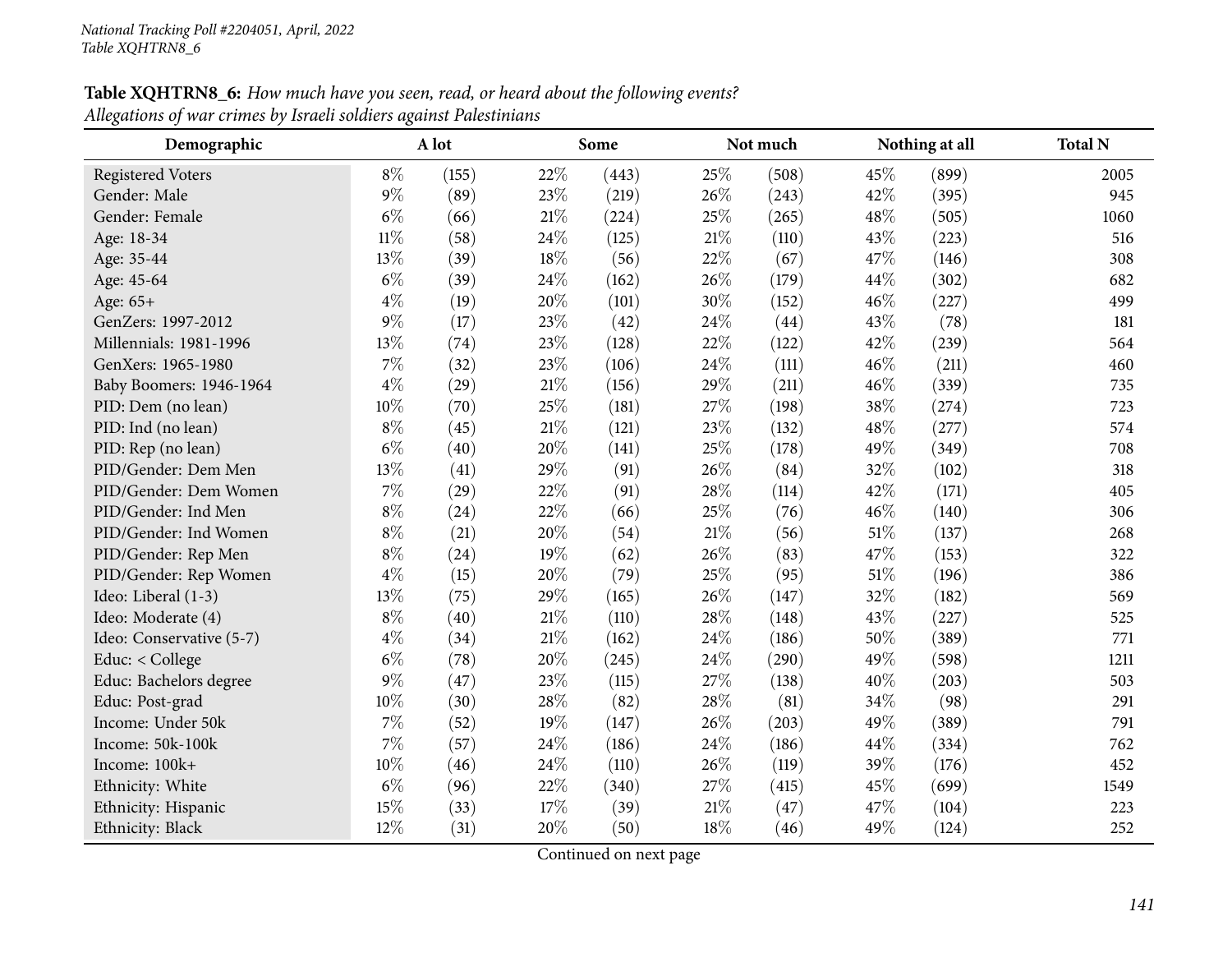**Table XQHTRN8_6:** *How much have you seen, read, or heard about the following events?*
*Allegations of war crimes by Israeli soldiers against Palestinians*

| Demographic | A lot | | Some | | Not much | | Nothing at all | | Total N |
|---|---|---|---|---|---|---|---|---|---|
| Registered Voters | 8% | (155) | 22% | (443) | 25% | (508) | 45% | (899) | 2005 |
| Gender: Male | 9% | (89) | 23% | (219) | 26% | (243) | 42% | (395) | 945 |
| Gender: Female | 6% | (66) | 21% | (224) | 25% | (265) | 48% | (505) | 1060 |
| Age: 18-34 | 11% | (58) | 24% | (125) | 21% | (110) | 43% | (223) | 516 |
| Age: 35-44 | 13% | (39) | 18% | (56) | 22% | (67) | 47% | (146) | 308 |
| Age: 45-64 | 6% | (39) | 24% | (162) | 26% | (179) | 44% | (302) | 682 |
| Age: 65+ | 4% | (19) | 20% | (101) | 30% | (152) | 46% | (227) | 499 |
| GenZers: 1997-2012 | 9% | (17) | 23% | (42) | 24% | (44) | 43% | (78) | 181 |
| Millennials: 1981-1996 | 13% | (74) | 23% | (128) | 22% | (122) | 42% | (239) | 564 |
| GenXers: 1965-1980 | 7% | (32) | 23% | (106) | 24% | (111) | 46% | (211) | 460 |
| Baby Boomers: 1946-1964 | 4% | (29) | 21% | (156) | 29% | (211) | 46% | (339) | 735 |
| PID: Dem (no lean) | 10% | (70) | 25% | (181) | 27% | (198) | 38% | (274) | 723 |
| PID: Ind (no lean) | 8% | (45) | 21% | (121) | 23% | (132) | 48% | (277) | 574 |
| PID: Rep (no lean) | 6% | (40) | 20% | (141) | 25% | (178) | 49% | (349) | 708 |
| PID/Gender: Dem Men | 13% | (41) | 29% | (91) | 26% | (84) | 32% | (102) | 318 |
| PID/Gender: Dem Women | 7% | (29) | 22% | (91) | 28% | (114) | 42% | (171) | 405 |
| PID/Gender: Ind Men | 8% | (24) | 22% | (66) | 25% | (76) | 46% | (140) | 306 |
| PID/Gender: Ind Women | 8% | (21) | 20% | (54) | 21% | (56) | 51% | (137) | 268 |
| PID/Gender: Rep Men | 8% | (24) | 19% | (62) | 26% | (83) | 47% | (153) | 322 |
| PID/Gender: Rep Women | 4% | (15) | 20% | (79) | 25% | (95) | 51% | (196) | 386 |
| Ideo: Liberal (1-3) | 13% | (75) | 29% | (165) | 26% | (147) | 32% | (182) | 569 |
| Ideo: Moderate (4) | 8% | (40) | 21% | (110) | 28% | (148) | 43% | (227) | 525 |
| Ideo: Conservative (5-7) | 4% | (34) | 21% | (162) | 24% | (186) | 50% | (389) | 771 |
| Educ: < College | 6% | (78) | 20% | (245) | 24% | (290) | 49% | (598) | 1211 |
| Educ: Bachelors degree | 9% | (47) | 23% | (115) | 27% | (138) | 40% | (203) | 503 |
| Educ: Post-grad | 10% | (30) | 28% | (82) | 28% | (81) | 34% | (98) | 291 |
| Income: Under 50k | 7% | (52) | 19% | (147) | 26% | (203) | 49% | (389) | 791 |
| Income: 50k-100k | 7% | (57) | 24% | (186) | 24% | (186) | 44% | (334) | 762 |
| Income: 100k+ | 10% | (46) | 24% | (110) | 26% | (119) | 39% | (176) | 452 |
| Ethnicity: White | 6% | (96) | 22% | (340) | 27% | (415) | 45% | (699) | 1549 |
| Ethnicity: Hispanic | 15% | (33) | 17% | (39) | 21% | (47) | 47% | (104) | 223 |
| Ethnicity: Black | 12% | (31) | 20% | (50) | 18% | (46) | 49% | (124) | 252 |

Continued on next page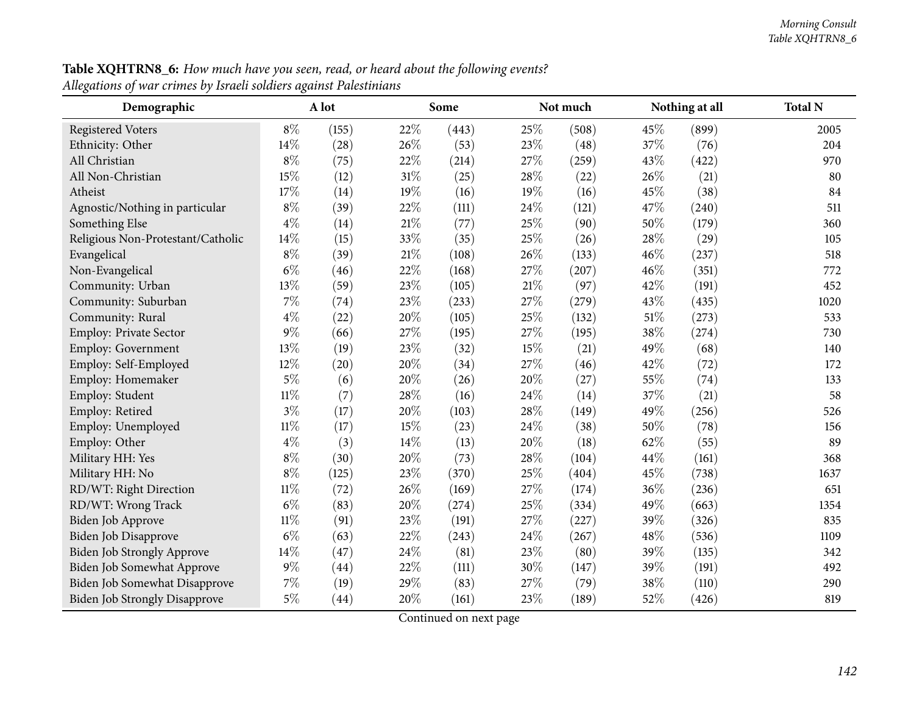**Table XQHTRN8_6:** *How much have you seen, read, or heard about the following events?*
*Allegations of war crimes by Israeli soldiers against Palestinians*

| Demographic | A lot | | Some | | Not much | | Nothing at all | | Total N |
|---|---|---|---|---|---|---|---|---|---|
| Registered Voters | 8% | (155) | 22% | (443) | 25% | (508) | 45% | (899) | 2005 |
| Ethnicity: Other | 14% | (28) | 26% | (53) | 23% | (48) | 37% | (76) | 204 |
| All Christian | 8% | (75) | 22% | (214) | 27% | (259) | 43% | (422) | 970 |
| All Non-Christian | 15% | (12) | 31% | (25) | 28% | (22) | 26% | (21) | 80 |
| Atheist | 17% | (14) | 19% | (16) | 19% | (16) | 45% | (38) | 84 |
| Agnostic/Nothing in particular | 8% | (39) | 22% | (111) | 24% | (121) | 47% | (240) | 511 |
| Something Else | 4% | (14) | 21% | (77) | 25% | (90) | 50% | (179) | 360 |
| Religious Non-Protestant/Catholic | 14% | (15) | 33% | (35) | 25% | (26) | 28% | (29) | 105 |
| Evangelical | 8% | (39) | 21% | (108) | 26% | (133) | 46% | (237) | 518 |
| Non-Evangelical | 6% | (46) | 22% | (168) | 27% | (207) | 46% | (351) | 772 |
| Community: Urban | 13% | (59) | 23% | (105) | 21% | (97) | 42% | (191) | 452 |
| Community: Suburban | 7% | (74) | 23% | (233) | 27% | (279) | 43% | (435) | 1020 |
| Community: Rural | 4% | (22) | 20% | (105) | 25% | (132) | 51% | (273) | 533 |
| Employ: Private Sector | 9% | (66) | 27% | (195) | 27% | (195) | 38% | (274) | 730 |
| Employ: Government | 13% | (19) | 23% | (32) | 15% | (21) | 49% | (68) | 140 |
| Employ: Self-Employed | 12% | (20) | 20% | (34) | 27% | (46) | 42% | (72) | 172 |
| Employ: Homemaker | 5% | (6) | 20% | (26) | 20% | (27) | 55% | (74) | 133 |
| Employ: Student | 11% | (7) | 28% | (16) | 24% | (14) | 37% | (21) | 58 |
| Employ: Retired | 3% | (17) | 20% | (103) | 28% | (149) | 49% | (256) | 526 |
| Employ: Unemployed | 11% | (17) | 15% | (23) | 24% | (38) | 50% | (78) | 156 |
| Employ: Other | 4% | (3) | 14% | (13) | 20% | (18) | 62% | (55) | 89 |
| Military HH: Yes | 8% | (30) | 20% | (73) | 28% | (104) | 44% | (161) | 368 |
| Military HH: No | 8% | (125) | 23% | (370) | 25% | (404) | 45% | (738) | 1637 |
| RD/WT: Right Direction | 11% | (72) | 26% | (169) | 27% | (174) | 36% | (236) | 651 |
| RD/WT: Wrong Track | 6% | (83) | 20% | (274) | 25% | (334) | 49% | (663) | 1354 |
| Biden Job Approve | 11% | (91) | 23% | (191) | 27% | (227) | 39% | (326) | 835 |
| Biden Job Disapprove | 6% | (63) | 22% | (243) | 24% | (267) | 48% | (536) | 1109 |
| Biden Job Strongly Approve | 14% | (47) | 24% | (81) | 23% | (80) | 39% | (135) | 342 |
| Biden Job Somewhat Approve | 9% | (44) | 22% | (111) | 30% | (147) | 39% | (191) | 492 |
| Biden Job Somewhat Disapprove | 7% | (19) | 29% | (83) | 27% | (79) | 38% | (110) | 290 |
| Biden Job Strongly Disapprove | 5% | (44) | 20% | (161) | 23% | (189) | 52% | (426) | 819 |

Continued on next page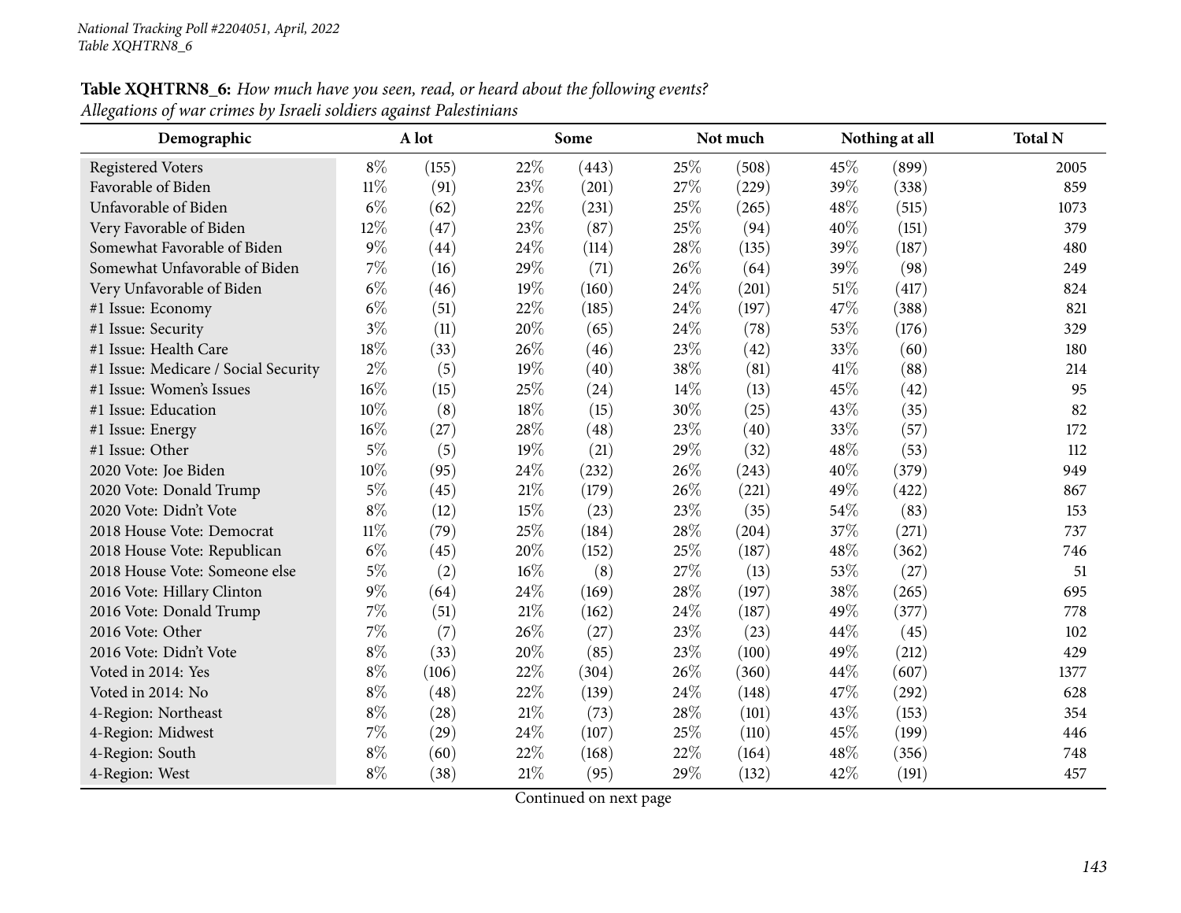**Table XQHTRN8_6:** *How much have you seen, read, or heard about the following events?*
*Allegations of war crimes by Israeli soldiers against Palestinians*

| Demographic | A lot | | Some | | Not much | | Nothing at all | | Total N |
|---|---|---|---|---|---|---|---|---|---|
| Registered Voters | 8% | (155) | 22% | (443) | 25% | (508) | 45% | (899) | 2005 |
| Favorable of Biden | 11% | (91) | 23% | (201) | 27% | (229) | 39% | (338) | 859 |
| Unfavorable of Biden | 6% | (62) | 22% | (231) | 25% | (265) | 48% | (515) | 1073 |
| Very Favorable of Biden | 12% | (47) | 23% | (87) | 25% | (94) | 40% | (151) | 379 |
| Somewhat Favorable of Biden | 9% | (44) | 24% | (114) | 28% | (135) | 39% | (187) | 480 |
| Somewhat Unfavorable of Biden | 7% | (16) | 29% | (71) | 26% | (64) | 39% | (98) | 249 |
| Very Unfavorable of Biden | 6% | (46) | 19% | (160) | 24% | (201) | 51% | (417) | 824 |
| #1 Issue: Economy | 6% | (51) | 22% | (185) | 24% | (197) | 47% | (388) | 821 |
| #1 Issue: Security | 3% | (11) | 20% | (65) | 24% | (78) | 53% | (176) | 329 |
| #1 Issue: Health Care | 18% | (33) | 26% | (46) | 23% | (42) | 33% | (60) | 180 |
| #1 Issue: Medicare / Social Security | 2% | (5) | 19% | (40) | 38% | (81) | 41% | (88) | 214 |
| #1 Issue: Women's Issues | 16% | (15) | 25% | (24) | 14% | (13) | 45% | (42) | 95 |
| #1 Issue: Education | 10% | (8) | 18% | (15) | 30% | (25) | 43% | (35) | 82 |
| #1 Issue: Energy | 16% | (27) | 28% | (48) | 23% | (40) | 33% | (57) | 172 |
| #1 Issue: Other | 5% | (5) | 19% | (21) | 29% | (32) | 48% | (53) | 112 |
| 2020 Vote: Joe Biden | 10% | (95) | 24% | (232) | 26% | (243) | 40% | (379) | 949 |
| 2020 Vote: Donald Trump | 5% | (45) | 21% | (179) | 26% | (221) | 49% | (422) | 867 |
| 2020 Vote: Didn't Vote | 8% | (12) | 15% | (23) | 23% | (35) | 54% | (83) | 153 |
| 2018 House Vote: Democrat | 11% | (79) | 25% | (184) | 28% | (204) | 37% | (271) | 737 |
| 2018 House Vote: Republican | 6% | (45) | 20% | (152) | 25% | (187) | 48% | (362) | 746 |
| 2018 House Vote: Someone else | 5% | (2) | 16% | (8) | 27% | (13) | 53% | (27) | 51 |
| 2016 Vote: Hillary Clinton | 9% | (64) | 24% | (169) | 28% | (197) | 38% | (265) | 695 |
| 2016 Vote: Donald Trump | 7% | (51) | 21% | (162) | 24% | (187) | 49% | (377) | 778 |
| 2016 Vote: Other | 7% | (7) | 26% | (27) | 23% | (23) | 44% | (45) | 102 |
| 2016 Vote: Didn't Vote | 8% | (33) | 20% | (85) | 23% | (100) | 49% | (212) | 429 |
| Voted in 2014: Yes | 8% | (106) | 22% | (304) | 26% | (360) | 44% | (607) | 1377 |
| Voted in 2014: No | 8% | (48) | 22% | (139) | 24% | (148) | 47% | (292) | 628 |
| 4-Region: Northeast | 8% | (28) | 21% | (73) | 28% | (101) | 43% | (153) | 354 |
| 4-Region: Midwest | 7% | (29) | 24% | (107) | 25% | (110) | 45% | (199) | 446 |
| 4-Region: South | 8% | (60) | 22% | (168) | 22% | (164) | 48% | (356) | 748 |
| 4-Region: West | 8% | (38) | 21% | (95) | 29% | (132) | 42% | (191) | 457 |

Continued on next page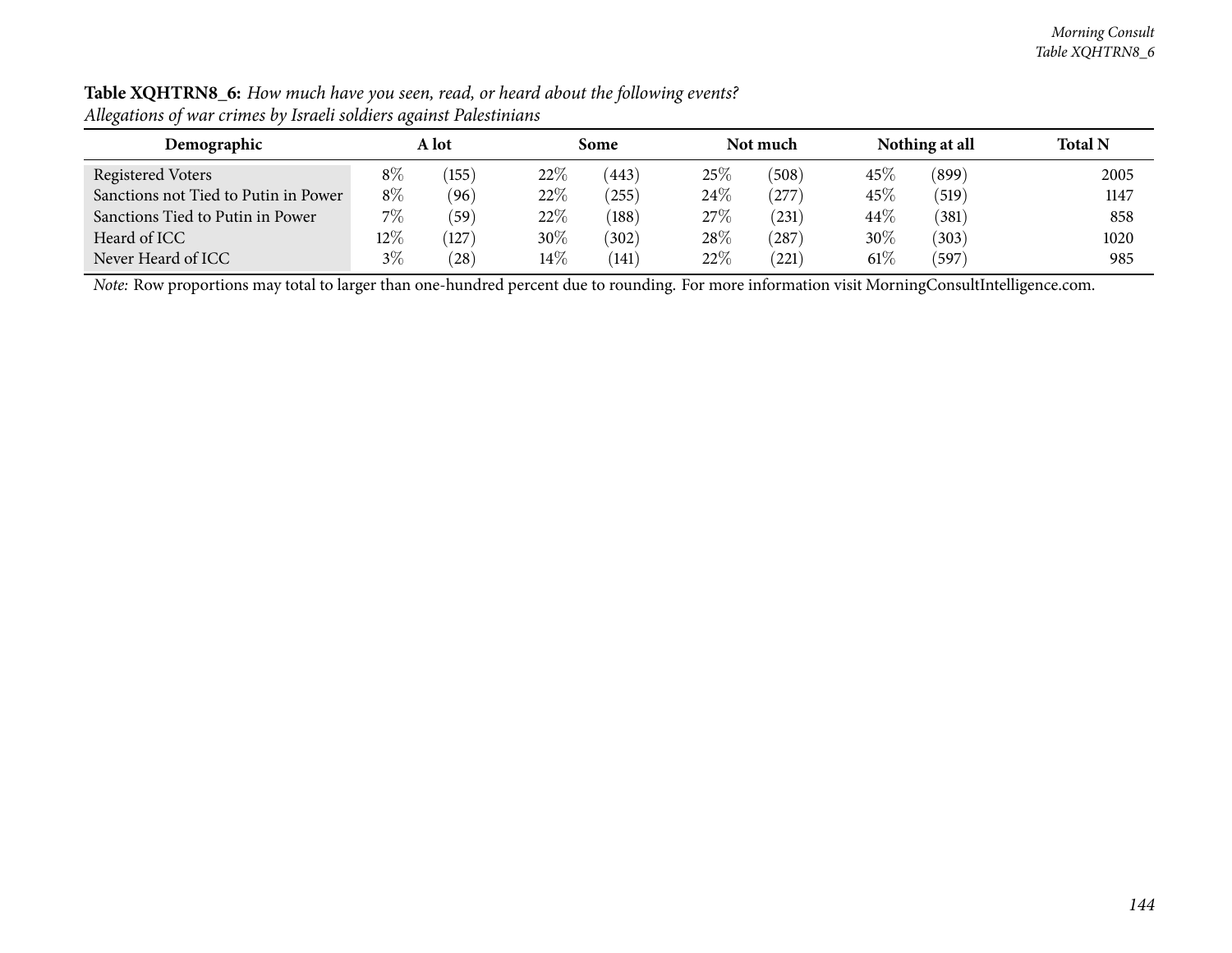**Table XQHTRN8_6:** *How much have you seen, read, or heard about the following events?*
*Allegations of war crimes by Israeli soldiers against Palestinians*

| Demographic | A lot | | Some | | Not much | | Nothing at all | | Total N |
|---|---|---|---|---|---|---|---|---|---|
| Registered Voters | 8% | (155) | 22% | (443) | 25% | (508) | 45% | (899) | 2005 |
| Sanctions not Tied to Putin in Power | 8% | (96) | 22% | (255) | 24% | (277) | 45% | (519) | 1147 |
| Sanctions Tied to Putin in Power | 7% | (59) | 22% | (188) | 27% | (231) | 44% | (381) | 858 |
| Heard of ICC | 12% | (127) | 30% | (302) | 28% | (287) | 30% | (303) | 1020 |
| Never Heard of ICC | 3% | (28) | 14% | (141) | 22% | (221) | 61% | (597) | 985 |

*Note:* Row proportions may total to larger than one-hundred percent due to rounding. For more information visit MorningConsultIntelligence.com.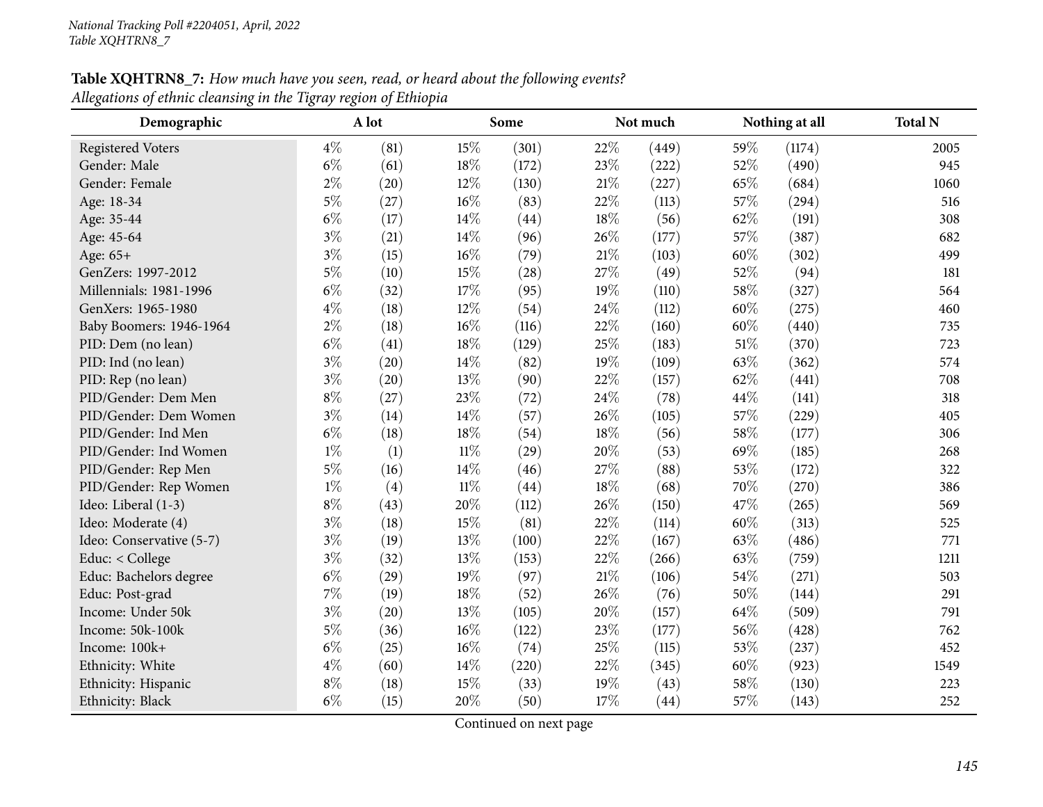National Tracking Poll #2204051, April, 2022
Table XQHTRN8_7

**Table XQHTRN8_7:** *How much have you seen, read, or heard about the following events?*
*Allegations of ethnic cleansing in the Tigray region of Ethiopia*

| Demographic | A lot | | Some | | Not much | | Nothing at all | | Total N |
|---|---|---|---|---|---|---|---|---|---|
| Registered Voters | 4% | (81) | 15% | (301) | 22% | (449) | 59% | (1174) | 2005 |
| Gender: Male | 6% | (61) | 18% | (172) | 23% | (222) | 52% | (490) | 945 |
| Gender: Female | 2% | (20) | 12% | (130) | 21% | (227) | 65% | (684) | 1060 |
| Age: 18-34 | 5% | (27) | 16% | (83) | 22% | (113) | 57% | (294) | 516 |
| Age: 35-44 | 6% | (17) | 14% | (44) | 18% | (56) | 62% | (191) | 308 |
| Age: 45-64 | 3% | (21) | 14% | (96) | 26% | (177) | 57% | (387) | 682 |
| Age: 65+ | 3% | (15) | 16% | (79) | 21% | (103) | 60% | (302) | 499 |
| GenZers: 1997-2012 | 5% | (10) | 15% | (28) | 27% | (49) | 52% | (94) | 181 |
| Millennials: 1981-1996 | 6% | (32) | 17% | (95) | 19% | (110) | 58% | (327) | 564 |
| GenXers: 1965-1980 | 4% | (18) | 12% | (54) | 24% | (112) | 60% | (275) | 460 |
| Baby Boomers: 1946-1964 | 2% | (18) | 16% | (116) | 22% | (160) | 60% | (440) | 735 |
| PID: Dem (no lean) | 6% | (41) | 18% | (129) | 25% | (183) | 51% | (370) | 723 |
| PID: Ind (no lean) | 3% | (20) | 14% | (82) | 19% | (109) | 63% | (362) | 574 |
| PID: Rep (no lean) | 3% | (20) | 13% | (90) | 22% | (157) | 62% | (441) | 708 |
| PID/Gender: Dem Men | 8% | (27) | 23% | (72) | 24% | (78) | 44% | (141) | 318 |
| PID/Gender: Dem Women | 3% | (14) | 14% | (57) | 26% | (105) | 57% | (229) | 405 |
| PID/Gender: Ind Men | 6% | (18) | 18% | (54) | 18% | (56) | 58% | (177) | 306 |
| PID/Gender: Ind Women | 1% | (1) | 11% | (29) | 20% | (53) | 69% | (185) | 268 |
| PID/Gender: Rep Men | 5% | (16) | 14% | (46) | 27% | (88) | 53% | (172) | 322 |
| PID/Gender: Rep Women | 1% | (4) | 11% | (44) | 18% | (68) | 70% | (270) | 386 |
| Ideo: Liberal (1-3) | 8% | (43) | 20% | (112) | 26% | (150) | 47% | (265) | 569 |
| Ideo: Moderate (4) | 3% | (18) | 15% | (81) | 22% | (114) | 60% | (313) | 525 |
| Ideo: Conservative (5-7) | 3% | (19) | 13% | (100) | 22% | (167) | 63% | (486) | 771 |
| Educ: < College | 3% | (32) | 13% | (153) | 22% | (266) | 63% | (759) | 1211 |
| Educ: Bachelors degree | 6% | (29) | 19% | (97) | 21% | (106) | 54% | (271) | 503 |
| Educ: Post-grad | 7% | (19) | 18% | (52) | 26% | (76) | 50% | (144) | 291 |
| Income: Under 50k | 3% | (20) | 13% | (105) | 20% | (157) | 64% | (509) | 791 |
| Income: 50k-100k | 5% | (36) | 16% | (122) | 23% | (177) | 56% | (428) | 762 |
| Income: 100k+ | 6% | (25) | 16% | (74) | 25% | (115) | 53% | (237) | 452 |
| Ethnicity: White | 4% | (60) | 14% | (220) | 22% | (345) | 60% | (923) | 1549 |
| Ethnicity: Hispanic | 8% | (18) | 15% | (33) | 19% | (43) | 58% | (130) | 223 |
| Ethnicity: Black | 6% | (15) | 20% | (50) | 17% | (44) | 57% | (143) | 252 |

Continued on next page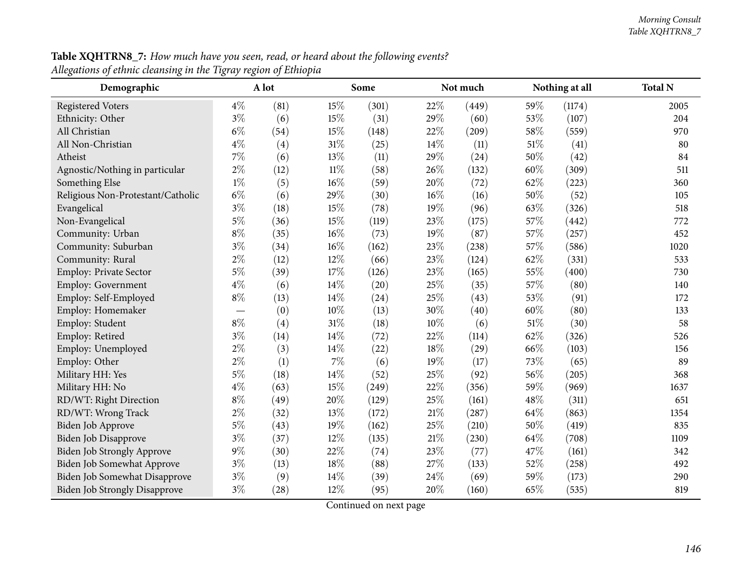**Table XQHTRN8_7:** *How much have you seen, read, or heard about the following events?*
*Allegations of ethnic cleansing in the Tigray region of Ethiopia*

| Demographic | A lot | | Some | | Not much | | Nothing at all | | Total N |
|---|---|---|---|---|---|---|---|---|---|
| Registered Voters | 4% | (81) | 15% | (301) | 22% | (449) | 59% | (1174) | 2005 |
| Ethnicity: Other | 3% | (6) | 15% | (31) | 29% | (60) | 53% | (107) | 204 |
| All Christian | 6% | (54) | 15% | (148) | 22% | (209) | 58% | (559) | 970 |
| All Non-Christian | 4% | (4) | 31% | (25) | 14% | (11) | 51% | (41) | 80 |
| Atheist | 7% | (6) | 13% | (11) | 29% | (24) | 50% | (42) | 84 |
| Agnostic/Nothing in particular | 2% | (12) | 11% | (58) | 26% | (132) | 60% | (309) | 511 |
| Something Else | 1% | (5) | 16% | (59) | 20% | (72) | 62% | (223) | 360 |
| Religious Non-Protestant/Catholic | 6% | (6) | 29% | (30) | 16% | (16) | 50% | (52) | 105 |
| Evangelical | 3% | (18) | 15% | (78) | 19% | (96) | 63% | (326) | 518 |
| Non-Evangelical | 5% | (36) | 15% | (119) | 23% | (175) | 57% | (442) | 772 |
| Community: Urban | 8% | (35) | 16% | (73) | 19% | (87) | 57% | (257) | 452 |
| Community: Suburban | 3% | (34) | 16% | (162) | 23% | (238) | 57% | (586) | 1020 |
| Community: Rural | 2% | (12) | 12% | (66) | 23% | (124) | 62% | (331) | 533 |
| Employ: Private Sector | 5% | (39) | 17% | (126) | 23% | (165) | 55% | (400) | 730 |
| Employ: Government | 4% | (6) | 14% | (20) | 25% | (35) | 57% | (80) | 140 |
| Employ: Self-Employed | 8% | (13) | 14% | (24) | 25% | (43) | 53% | (91) | 172 |
| Employ: Homemaker | — | (0) | 10% | (13) | 30% | (40) | 60% | (80) | 133 |
| Employ: Student | 8% | (4) | 31% | (18) | 10% | (6) | 51% | (30) | 58 |
| Employ: Retired | 3% | (14) | 14% | (72) | 22% | (114) | 62% | (326) | 526 |
| Employ: Unemployed | 2% | (3) | 14% | (22) | 18% | (29) | 66% | (103) | 156 |
| Employ: Other | 2% | (1) | 7% | (6) | 19% | (17) | 73% | (65) | 89 |
| Military HH: Yes | 5% | (18) | 14% | (52) | 25% | (92) | 56% | (205) | 368 |
| Military HH: No | 4% | (63) | 15% | (249) | 22% | (356) | 59% | (969) | 1637 |
| RD/WT: Right Direction | 8% | (49) | 20% | (129) | 25% | (161) | 48% | (311) | 651 |
| RD/WT: Wrong Track | 2% | (32) | 13% | (172) | 21% | (287) | 64% | (863) | 1354 |
| Biden Job Approve | 5% | (43) | 19% | (162) | 25% | (210) | 50% | (419) | 835 |
| Biden Job Disapprove | 3% | (37) | 12% | (135) | 21% | (230) | 64% | (708) | 1109 |
| Biden Job Strongly Approve | 9% | (30) | 22% | (74) | 23% | (77) | 47% | (161) | 342 |
| Biden Job Somewhat Approve | 3% | (13) | 18% | (88) | 27% | (133) | 52% | (258) | 492 |
| Biden Job Somewhat Disapprove | 3% | (9) | 14% | (39) | 24% | (69) | 59% | (173) | 290 |
| Biden Job Strongly Disapprove | 3% | (28) | 12% | (95) | 20% | (160) | 65% | (535) | 819 |

Continued on next page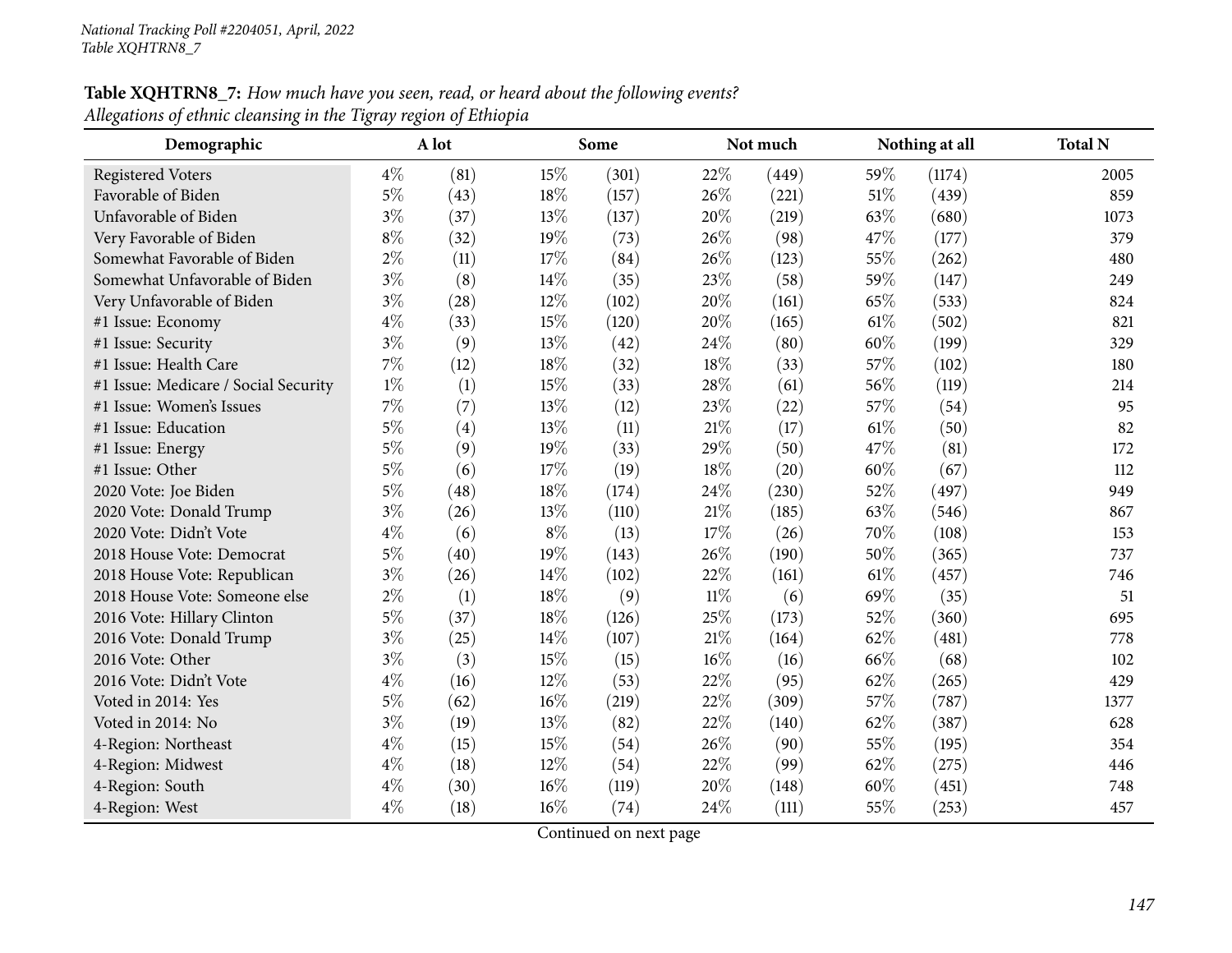**Table XQHTRN8_7:** *How much have you seen, read, or heard about the following events?*
*Allegations of ethnic cleansing in the Tigray region of Ethiopia*

| Demographic | A lot | | Some | | Not much | | Nothing at all | | Total N |
|---|---|---|---|---|---|---|---|---|---|
| Registered Voters | 4% | (81) | 15% | (301) | 22% | (449) | 59% | (1174) | 2005 |
| Favorable of Biden | 5% | (43) | 18% | (157) | 26% | (221) | 51% | (439) | 859 |
| Unfavorable of Biden | 3% | (37) | 13% | (137) | 20% | (219) | 63% | (680) | 1073 |
| Very Favorable of Biden | 8% | (32) | 19% | (73) | 26% | (98) | 47% | (177) | 379 |
| Somewhat Favorable of Biden | 2% | (11) | 17% | (84) | 26% | (123) | 55% | (262) | 480 |
| Somewhat Unfavorable of Biden | 3% | (8) | 14% | (35) | 23% | (58) | 59% | (147) | 249 |
| Very Unfavorable of Biden | 3% | (28) | 12% | (102) | 20% | (161) | 65% | (533) | 824 |
| #1 Issue: Economy | 4% | (33) | 15% | (120) | 20% | (165) | 61% | (502) | 821 |
| #1 Issue: Security | 3% | (9) | 13% | (42) | 24% | (80) | 60% | (199) | 329 |
| #1 Issue: Health Care | 7% | (12) | 18% | (32) | 18% | (33) | 57% | (102) | 180 |
| #1 Issue: Medicare / Social Security | 1% | (1) | 15% | (33) | 28% | (61) | 56% | (119) | 214 |
| #1 Issue: Women's Issues | 7% | (7) | 13% | (12) | 23% | (22) | 57% | (54) | 95 |
| #1 Issue: Education | 5% | (4) | 13% | (11) | 21% | (17) | 61% | (50) | 82 |
| #1 Issue: Energy | 5% | (9) | 19% | (33) | 29% | (50) | 47% | (81) | 172 |
| #1 Issue: Other | 5% | (6) | 17% | (19) | 18% | (20) | 60% | (67) | 112 |
| 2020 Vote: Joe Biden | 5% | (48) | 18% | (174) | 24% | (230) | 52% | (497) | 949 |
| 2020 Vote: Donald Trump | 3% | (26) | 13% | (110) | 21% | (185) | 63% | (546) | 867 |
| 2020 Vote: Didn't Vote | 4% | (6) | 8% | (13) | 17% | (26) | 70% | (108) | 153 |
| 2018 House Vote: Democrat | 5% | (40) | 19% | (143) | 26% | (190) | 50% | (365) | 737 |
| 2018 House Vote: Republican | 3% | (26) | 14% | (102) | 22% | (161) | 61% | (457) | 746 |
| 2018 House Vote: Someone else | 2% | (1) | 18% | (9) | 11% | (6) | 69% | (35) | 51 |
| 2016 Vote: Hillary Clinton | 5% | (37) | 18% | (126) | 25% | (173) | 52% | (360) | 695 |
| 2016 Vote: Donald Trump | 3% | (25) | 14% | (107) | 21% | (164) | 62% | (481) | 778 |
| 2016 Vote: Other | 3% | (3) | 15% | (15) | 16% | (16) | 66% | (68) | 102 |
| 2016 Vote: Didn't Vote | 4% | (16) | 12% | (53) | 22% | (95) | 62% | (265) | 429 |
| Voted in 2014: Yes | 5% | (62) | 16% | (219) | 22% | (309) | 57% | (787) | 1377 |
| Voted in 2014: No | 3% | (19) | 13% | (82) | 22% | (140) | 62% | (387) | 628 |
| 4-Region: Northeast | 4% | (15) | 15% | (54) | 26% | (90) | 55% | (195) | 354 |
| 4-Region: Midwest | 4% | (18) | 12% | (54) | 22% | (99) | 62% | (275) | 446 |
| 4-Region: South | 4% | (30) | 16% | (119) | 20% | (148) | 60% | (451) | 748 |
| 4-Region: West | 4% | (18) | 16% | (74) | 24% | (111) | 55% | (253) | 457 |

Continued on next page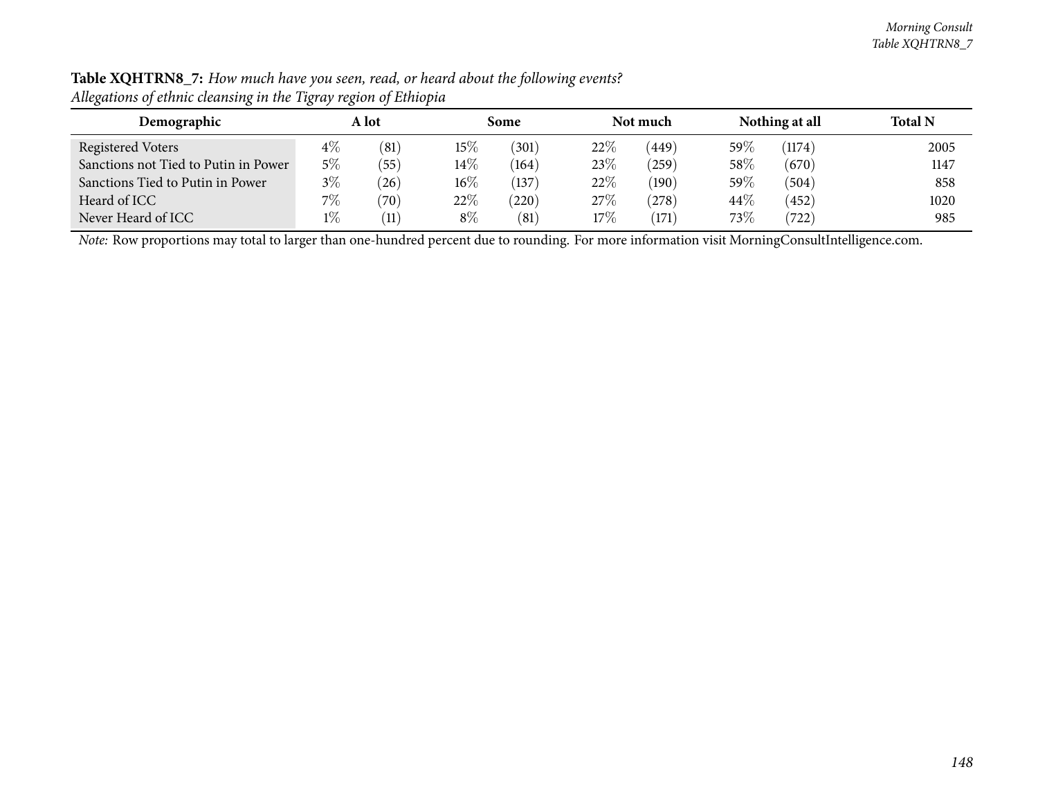**Table XQHTRN8_7:** *How much have you seen, read, or heard about the following events?*
*Allegations of ethnic cleansing in the Tigray region of Ethiopia*

| Demographic | A lot | | Some | | Not much | | Nothing at all | | Total N |
|---|---|---|---|---|---|---|---|---|---|
| Registered Voters | 4% | (81) | 15% | (301) | 22% | (449) | 59% | (1174) | 2005 |
| Sanctions not Tied to Putin in Power | 5% | (55) | 14% | (164) | 23% | (259) | 58% | (670) | 1147 |
| Sanctions Tied to Putin in Power | 3% | (26) | 16% | (137) | 22% | (190) | 59% | (504) | 858 |
| Heard of ICC | 7% | (70) | 22% | (220) | 27% | (278) | 44% | (452) | 1020 |
| Never Heard of ICC | 1% | (11) | 8% | (81) | 17% | (171) | 73% | (722) | 985 |

*Note:* Row proportions may total to larger than one-hundred percent due to rounding. For more information visit MorningConsultIntelligence.com.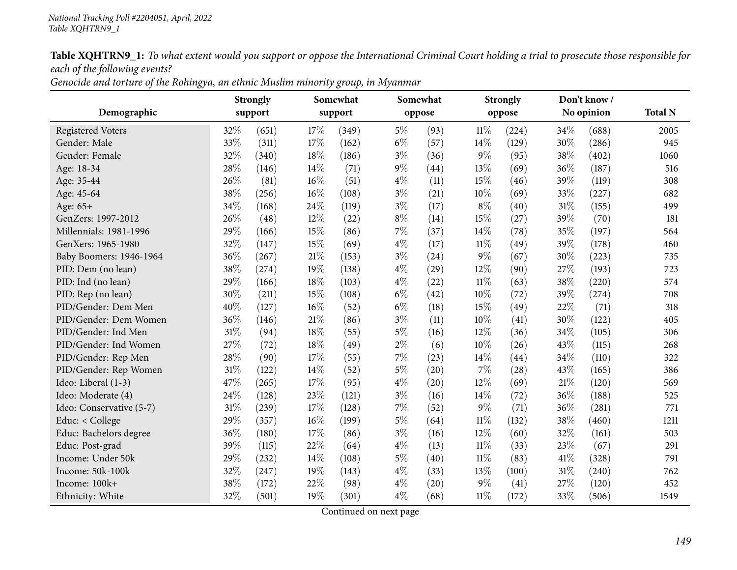**Table XQHTRN9_1:** *To what extent would you support or oppose the International Criminal Court holding a trial to prosecute those responsible for each of the following events?*
*Genocide and torture of the Rohingya, an ethnic Muslim minority group, in Myanmar*

| Demographic | Strongly support | | Somewhat support | | Somewhat oppose | | Strongly oppose | | Don't know / No opinion | | Total N |
|---|---|---|---|---|---|---|---|---|---|---|---|
| Registered Voters | 32% | (651) | 17% | (349) | 5% | (93) | 11% | (224) | 34% | (688) | 2005 |
| Gender: Male | 33% | (311) | 17% | (162) | 6% | (57) | 14% | (129) | 30% | (286) | 945 |
| Gender: Female | 32% | (340) | 18% | (186) | 3% | (36) | 9% | (95) | 38% | (402) | 1060 |
| Age: 18-34 | 28% | (146) | 14% | (71) | 9% | (44) | 13% | (69) | 36% | (187) | 516 |
| Age: 35-44 | 26% | (81) | 16% | (51) | 4% | (11) | 15% | (46) | 39% | (119) | 308 |
| Age: 45-64 | 38% | (256) | 16% | (108) | 3% | (21) | 10% | (69) | 33% | (227) | 682 |
| Age: 65+ | 34% | (168) | 24% | (119) | 3% | (17) | 8% | (40) | 31% | (155) | 499 |
| GenZers: 1997-2012 | 26% | (48) | 12% | (22) | 8% | (14) | 15% | (27) | 39% | (70) | 181 |
| Millennials: 1981-1996 | 29% | (166) | 15% | (86) | 7% | (37) | 14% | (78) | 35% | (197) | 564 |
| GenXers: 1965-1980 | 32% | (147) | 15% | (69) | 4% | (17) | 11% | (49) | 39% | (178) | 460 |
| Baby Boomers: 1946-1964 | 36% | (267) | 21% | (153) | 3% | (24) | 9% | (67) | 30% | (223) | 735 |
| PID: Dem (no lean) | 38% | (274) | 19% | (138) | 4% | (29) | 12% | (90) | 27% | (193) | 723 |
| PID: Ind (no lean) | 29% | (166) | 18% | (103) | 4% | (22) | 11% | (63) | 38% | (220) | 574 |
| PID: Rep (no lean) | 30% | (211) | 15% | (108) | 6% | (42) | 10% | (72) | 39% | (274) | 708 |
| PID/Gender: Dem Men | 40% | (127) | 16% | (52) | 6% | (18) | 15% | (49) | 22% | (71) | 318 |
| PID/Gender: Dem Women | 36% | (146) | 21% | (86) | 3% | (11) | 10% | (41) | 30% | (122) | 405 |
| PID/Gender: Ind Men | 31% | (94) | 18% | (55) | 5% | (16) | 12% | (36) | 34% | (105) | 306 |
| PID/Gender: Ind Women | 27% | (72) | 18% | (49) | 2% | (6) | 10% | (26) | 43% | (115) | 268 |
| PID/Gender: Rep Men | 28% | (90) | 17% | (55) | 7% | (23) | 14% | (44) | 34% | (110) | 322 |
| PID/Gender: Rep Women | 31% | (122) | 14% | (52) | 5% | (20) | 7% | (28) | 43% | (165) | 386 |
| Ideo: Liberal (1-3) | 47% | (265) | 17% | (95) | 4% | (20) | 12% | (69) | 21% | (120) | 569 |
| Ideo: Moderate (4) | 24% | (128) | 23% | (121) | 3% | (16) | 14% | (72) | 36% | (188) | 525 |
| Ideo: Conservative (5-7) | 31% | (239) | 17% | (128) | 7% | (52) | 9% | (71) | 36% | (281) | 771 |
| Educ: < College | 29% | (357) | 16% | (199) | 5% | (64) | 11% | (132) | 38% | (460) | 1211 |
| Educ: Bachelors degree | 36% | (180) | 17% | (86) | 3% | (16) | 12% | (60) | 32% | (161) | 503 |
| Educ: Post-grad | 39% | (115) | 22% | (64) | 4% | (13) | 11% | (33) | 23% | (67) | 291 |
| Income: Under 50k | 29% | (232) | 14% | (108) | 5% | (40) | 11% | (83) | 41% | (328) | 791 |
| Income: 50k-100k | 32% | (247) | 19% | (143) | 4% | (33) | 13% | (100) | 31% | (240) | 762 |
| Income: 100k+ | 38% | (172) | 22% | (98) | 4% | (20) | 9% | (41) | 27% | (120) | 452 |
| Ethnicity: White | 32% | (501) | 19% | (301) | 4% | (68) | 11% | (172) | 33% | (506) | 1549 |

Continued on next page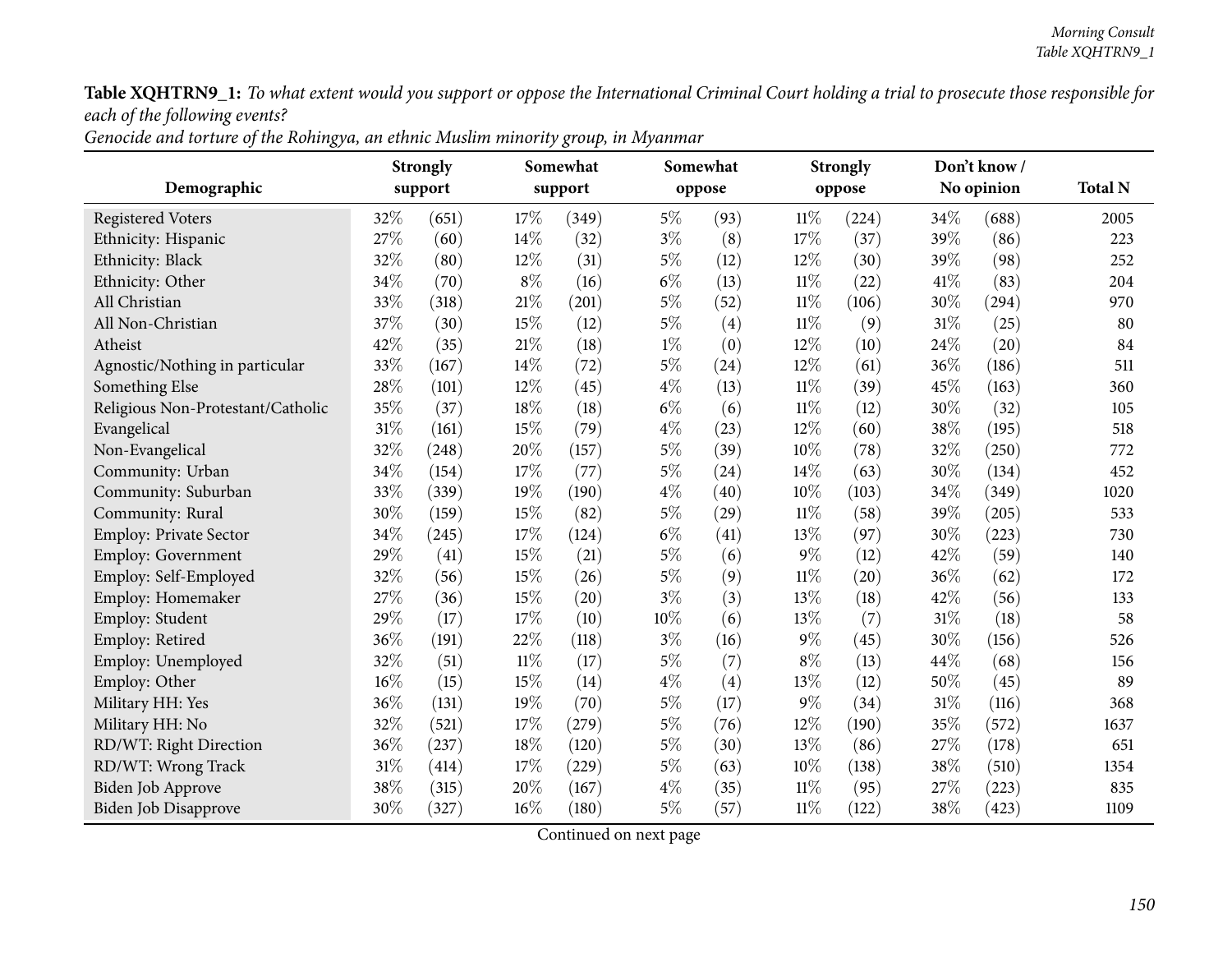**Table XQHTRN9_1:** *To what extent would you support or oppose the International Criminal Court holding a trial to prosecute those responsible for each of the following events?*

*Genocide and torture of the Rohingya, an ethnic Muslim minority group, in Myanmar*

| Demographic | Strongly support | | Somewhat support | | Somewhat oppose | | Strongly oppose | | Don't know / No opinion | | Total N |
|---|---|---|---|---|---|---|---|---|---|---|---|
| Registered Voters | 32% | (651) | 17% | (349) | 5% | (93) | 11% | (224) | 34% | (688) | 2005 |
| Ethnicity: Hispanic | 27% | (60) | 14% | (32) | 3% | (8) | 17% | (37) | 39% | (86) | 223 |
| Ethnicity: Black | 32% | (80) | 12% | (31) | 5% | (12) | 12% | (30) | 39% | (98) | 252 |
| Ethnicity: Other | 34% | (70) | 8% | (16) | 6% | (13) | 11% | (22) | 41% | (83) | 204 |
| All Christian | 33% | (318) | 21% | (201) | 5% | (52) | 11% | (106) | 30% | (294) | 970 |
| All Non-Christian | 37% | (30) | 15% | (12) | 5% | (4) | 11% | (9) | 31% | (25) | 80 |
| Atheist | 42% | (35) | 21% | (18) | 1% | (0) | 12% | (10) | 24% | (20) | 84 |
| Agnostic/Nothing in particular | 33% | (167) | 14% | (72) | 5% | (24) | 12% | (61) | 36% | (186) | 511 |
| Something Else | 28% | (101) | 12% | (45) | 4% | (13) | 11% | (39) | 45% | (163) | 360 |
| Religious Non-Protestant/Catholic | 35% | (37) | 18% | (18) | 6% | (6) | 11% | (12) | 30% | (32) | 105 |
| Evangelical | 31% | (161) | 15% | (79) | 4% | (23) | 12% | (60) | 38% | (195) | 518 |
| Non-Evangelical | 32% | (248) | 20% | (157) | 5% | (39) | 10% | (78) | 32% | (250) | 772 |
| Community: Urban | 34% | (154) | 17% | (77) | 5% | (24) | 14% | (63) | 30% | (134) | 452 |
| Community: Suburban | 33% | (339) | 19% | (190) | 4% | (40) | 10% | (103) | 34% | (349) | 1020 |
| Community: Rural | 30% | (159) | 15% | (82) | 5% | (29) | 11% | (58) | 39% | (205) | 533 |
| Employ: Private Sector | 34% | (245) | 17% | (124) | 6% | (41) | 13% | (97) | 30% | (223) | 730 |
| Employ: Government | 29% | (41) | 15% | (21) | 5% | (6) | 9% | (12) | 42% | (59) | 140 |
| Employ: Self-Employed | 32% | (56) | 15% | (26) | 5% | (9) | 11% | (20) | 36% | (62) | 172 |
| Employ: Homemaker | 27% | (36) | 15% | (20) | 3% | (3) | 13% | (18) | 42% | (56) | 133 |
| Employ: Student | 29% | (17) | 17% | (10) | 10% | (6) | 13% | (7) | 31% | (18) | 58 |
| Employ: Retired | 36% | (191) | 22% | (118) | 3% | (16) | 9% | (45) | 30% | (156) | 526 |
| Employ: Unemployed | 32% | (51) | 11% | (17) | 5% | (7) | 8% | (13) | 44% | (68) | 156 |
| Employ: Other | 16% | (15) | 15% | (14) | 4% | (4) | 13% | (12) | 50% | (45) | 89 |
| Military HH: Yes | 36% | (131) | 19% | (70) | 5% | (17) | 9% | (34) | 31% | (116) | 368 |
| Military HH: No | 32% | (521) | 17% | (279) | 5% | (76) | 12% | (190) | 35% | (572) | 1637 |
| RD/WT: Right Direction | 36% | (237) | 18% | (120) | 5% | (30) | 13% | (86) | 27% | (178) | 651 |
| RD/WT: Wrong Track | 31% | (414) | 17% | (229) | 5% | (63) | 10% | (138) | 38% | (510) | 1354 |
| Biden Job Approve | 38% | (315) | 20% | (167) | 4% | (35) | 11% | (95) | 27% | (223) | 835 |
| Biden Job Disapprove | 30% | (327) | 16% | (180) | 5% | (57) | 11% | (122) | 38% | (423) | 1109 |

Continued on next page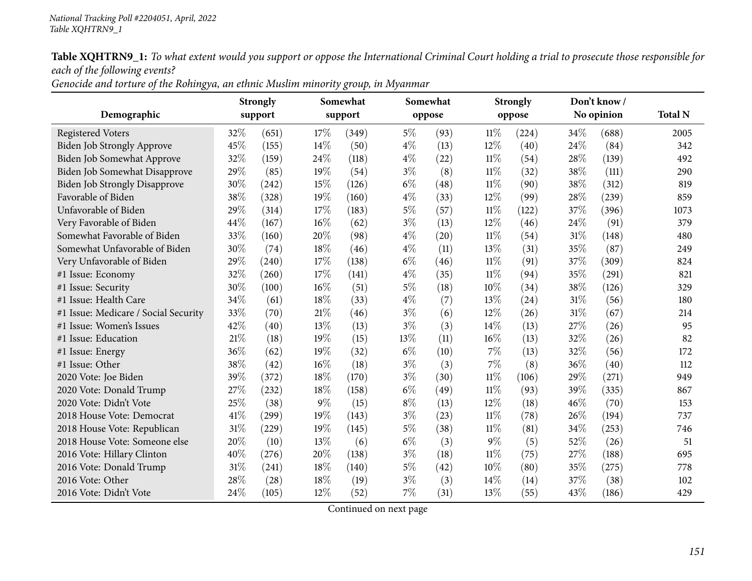**Table XQHTRN9_1:** *To what extent would you support or oppose the International Criminal Court holding a trial to prosecute those responsible for each of the following events?*

*Genocide and torture of the Rohingya, an ethnic Muslim minority group, in Myanmar*

| Demographic | Strongly support | | Somewhat support | | Somewhat oppose | | Strongly oppose | | Don't know / No opinion | | Total N |
|---|---|---|---|---|---|---|---|---|---|---|---|
| Registered Voters | 32% | (651) | 17% | (349) | 5% | (93) | 11% | (224) | 34% | (688) | 2005 |
| Biden Job Strongly Approve | 45% | (155) | 14% | (50) | 4% | (13) | 12% | (40) | 24% | (84) | 342 |
| Biden Job Somewhat Approve | 32% | (159) | 24% | (118) | 4% | (22) | 11% | (54) | 28% | (139) | 492 |
| Biden Job Somewhat Disapprove | 29% | (85) | 19% | (54) | 3% | (8) | 11% | (32) | 38% | (111) | 290 |
| Biden Job Strongly Disapprove | 30% | (242) | 15% | (126) | 6% | (48) | 11% | (90) | 38% | (312) | 819 |
| Favorable of Biden | 38% | (328) | 19% | (160) | 4% | (33) | 12% | (99) | 28% | (239) | 859 |
| Unfavorable of Biden | 29% | (314) | 17% | (183) | 5% | (57) | 11% | (122) | 37% | (396) | 1073 |
| Very Favorable of Biden | 44% | (167) | 16% | (62) | 3% | (13) | 12% | (46) | 24% | (91) | 379 |
| Somewhat Favorable of Biden | 33% | (160) | 20% | (98) | 4% | (20) | 11% | (54) | 31% | (148) | 480 |
| Somewhat Unfavorable of Biden | 30% | (74) | 18% | (46) | 4% | (11) | 13% | (31) | 35% | (87) | 249 |
| Very Unfavorable of Biden | 29% | (240) | 17% | (138) | 6% | (46) | 11% | (91) | 37% | (309) | 824 |
| #1 Issue: Economy | 32% | (260) | 17% | (141) | 4% | (35) | 11% | (94) | 35% | (291) | 821 |
| #1 Issue: Security | 30% | (100) | 16% | (51) | 5% | (18) | 10% | (34) | 38% | (126) | 329 |
| #1 Issue: Health Care | 34% | (61) | 18% | (33) | 4% | (7) | 13% | (24) | 31% | (56) | 180 |
| #1 Issue: Medicare / Social Security | 33% | (70) | 21% | (46) | 3% | (6) | 12% | (26) | 31% | (67) | 214 |
| #1 Issue: Women's Issues | 42% | (40) | 13% | (13) | 3% | (3) | 14% | (13) | 27% | (26) | 95 |
| #1 Issue: Education | 21% | (18) | 19% | (15) | 13% | (11) | 16% | (13) | 32% | (26) | 82 |
| #1 Issue: Energy | 36% | (62) | 19% | (32) | 6% | (10) | 7% | (13) | 32% | (56) | 172 |
| #1 Issue: Other | 38% | (42) | 16% | (18) | 3% | (3) | 7% | (8) | 36% | (40) | 112 |
| 2020 Vote: Joe Biden | 39% | (372) | 18% | (170) | 3% | (30) | 11% | (106) | 29% | (271) | 949 |
| 2020 Vote: Donald Trump | 27% | (232) | 18% | (158) | 6% | (49) | 11% | (93) | 39% | (335) | 867 |
| 2020 Vote: Didn't Vote | 25% | (38) | 9% | (15) | 8% | (13) | 12% | (18) | 46% | (70) | 153 |
| 2018 House Vote: Democrat | 41% | (299) | 19% | (143) | 3% | (23) | 11% | (78) | 26% | (194) | 737 |
| 2018 House Vote: Republican | 31% | (229) | 19% | (145) | 5% | (38) | 11% | (81) | 34% | (253) | 746 |
| 2018 House Vote: Someone else | 20% | (10) | 13% | (6) | 6% | (3) | 9% | (5) | 52% | (26) | 51 |
| 2016 Vote: Hillary Clinton | 40% | (276) | 20% | (138) | 3% | (18) | 11% | (75) | 27% | (188) | 695 |
| 2016 Vote: Donald Trump | 31% | (241) | 18% | (140) | 5% | (42) | 10% | (80) | 35% | (275) | 778 |
| 2016 Vote: Other | 28% | (28) | 18% | (19) | 3% | (3) | 14% | (14) | 37% | (38) | 102 |
| 2016 Vote: Didn't Vote | 24% | (105) | 12% | (52) | 7% | (31) | 13% | (55) | 43% | (186) | 429 |

Continued on next page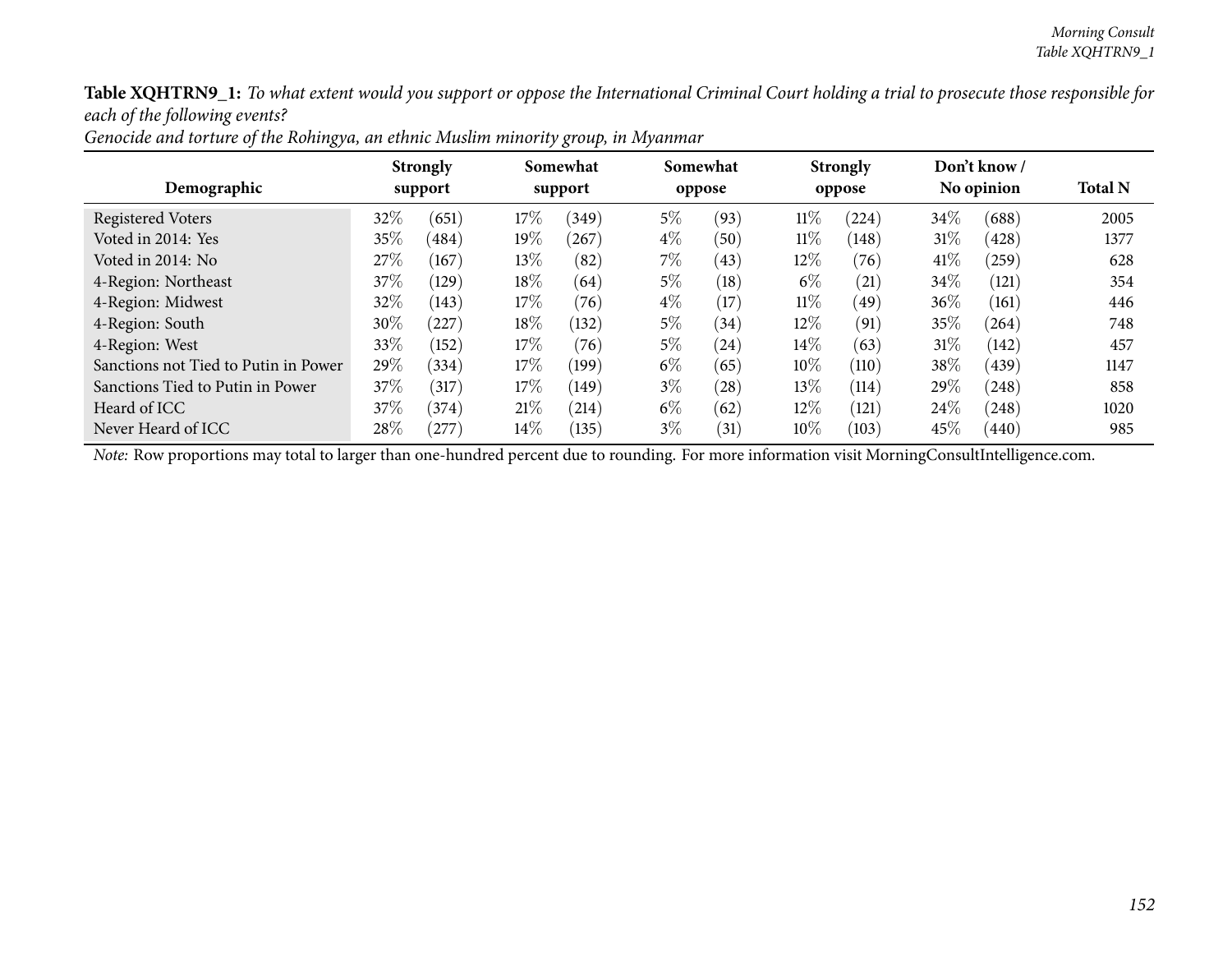**Table XQHTRN9_1:** *To what extent would you support or oppose the International Criminal Court holding a trial to prosecute those responsible for each of the following events?*

*Genocide and torture of the Rohingya, an ethnic Muslim minority group, in Myanmar*

| Demographic | Strongly support | | Somewhat support | | Somewhat oppose | | Strongly oppose | | Don't know / No opinion | | Total N |
|---|---|---|---|---|---|---|---|---|---|---|---|
| Registered Voters | 32% | (651) | 17% | (349) | 5% | (93) | 11% | (224) | 34% | (688) | 2005 |
| Voted in 2014: Yes | 35% | (484) | 19% | (267) | 4% | (50) | 11% | (148) | 31% | (428) | 1377 |
| Voted in 2014: No | 27% | (167) | 13% | (82) | 7% | (43) | 12% | (76) | 41% | (259) | 628 |
| 4-Region: Northeast | 37% | (129) | 18% | (64) | 5% | (18) | 6% | (21) | 34% | (121) | 354 |
| 4-Region: Midwest | 32% | (143) | 17% | (76) | 4% | (17) | 11% | (49) | 36% | (161) | 446 |
| 4-Region: South | 30% | (227) | 18% | (132) | 5% | (34) | 12% | (91) | 35% | (264) | 748 |
| 4-Region: West | 33% | (152) | 17% | (76) | 5% | (24) | 14% | (63) | 31% | (142) | 457 |
| Sanctions not Tied to Putin in Power | 29% | (334) | 17% | (199) | 6% | (65) | 10% | (110) | 38% | (439) | 1147 |
| Sanctions Tied to Putin in Power | 37% | (317) | 17% | (149) | 3% | (28) | 13% | (114) | 29% | (248) | 858 |
| Heard of ICC | 37% | (374) | 21% | (214) | 6% | (62) | 12% | (121) | 24% | (248) | 1020 |
| Never Heard of ICC | 28% | (277) | 14% | (135) | 3% | (31) | 10% | (103) | 45% | (440) | 985 |

*Note:* Row proportions may total to larger than one-hundred percent due to rounding. For more information visit MorningConsultIntelligence.com.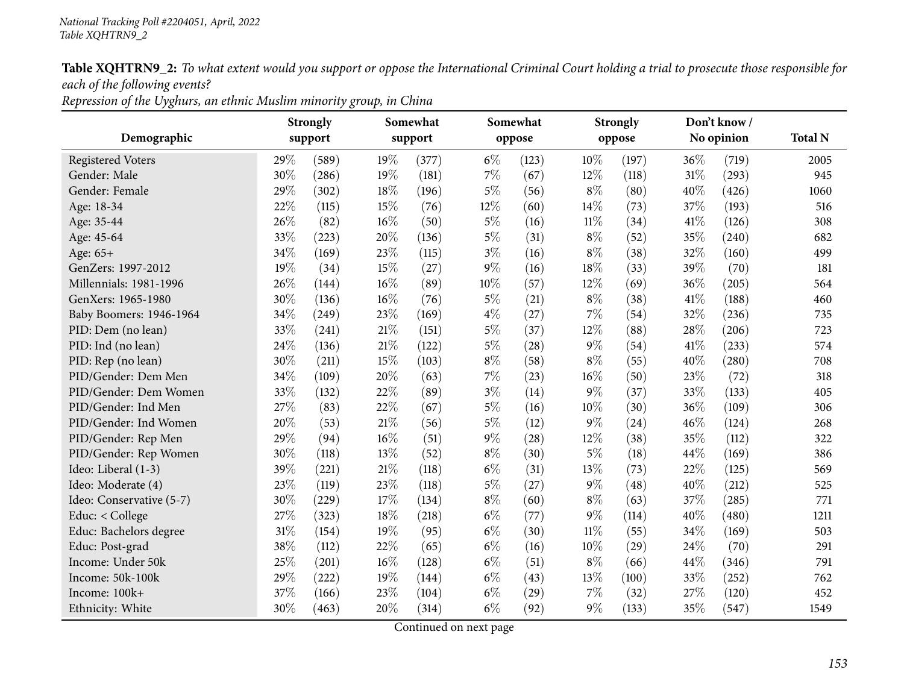**Table XQHTRN9_2:** *To what extent would you support or oppose the International Criminal Court holding a trial to prosecute those responsible for each of the following events?*

*Repression of the Uyghurs, an ethnic Muslim minority group, in China*

| Demographic | Strongly support | | Somewhat support | | Somewhat oppose | | Strongly oppose | | Don't know / No opinion | | Total N |
|---|---|---|---|---|---|---|---|---|---|---|---|
| Registered Voters | 29% | (589) | 19% | (377) | 6% | (123) | 10% | (197) | 36% | (719) | 2005 |
| Gender: Male | 30% | (286) | 19% | (181) | 7% | (67) | 12% | (118) | 31% | (293) | 945 |
| Gender: Female | 29% | (302) | 18% | (196) | 5% | (56) | 8% | (80) | 40% | (426) | 1060 |
| Age: 18-34 | 22% | (115) | 15% | (76) | 12% | (60) | 14% | (73) | 37% | (193) | 516 |
| Age: 35-44 | 26% | (82) | 16% | (50) | 5% | (16) | 11% | (34) | 41% | (126) | 308 |
| Age: 45-64 | 33% | (223) | 20% | (136) | 5% | (31) | 8% | (52) | 35% | (240) | 682 |
| Age: 65+ | 34% | (169) | 23% | (115) | 3% | (16) | 8% | (38) | 32% | (160) | 499 |
| GenZers: 1997-2012 | 19% | (34) | 15% | (27) | 9% | (16) | 18% | (33) | 39% | (70) | 181 |
| Millennials: 1981-1996 | 26% | (144) | 16% | (89) | 10% | (57) | 12% | (69) | 36% | (205) | 564 |
| GenXers: 1965-1980 | 30% | (136) | 16% | (76) | 5% | (21) | 8% | (38) | 41% | (188) | 460 |
| Baby Boomers: 1946-1964 | 34% | (249) | 23% | (169) | 4% | (27) | 7% | (54) | 32% | (236) | 735 |
| PID: Dem (no lean) | 33% | (241) | 21% | (151) | 5% | (37) | 12% | (88) | 28% | (206) | 723 |
| PID: Ind (no lean) | 24% | (136) | 21% | (122) | 5% | (28) | 9% | (54) | 41% | (233) | 574 |
| PID: Rep (no lean) | 30% | (211) | 15% | (103) | 8% | (58) | 8% | (55) | 40% | (280) | 708 |
| PID/Gender: Dem Men | 34% | (109) | 20% | (63) | 7% | (23) | 16% | (50) | 23% | (72) | 318 |
| PID/Gender: Dem Women | 33% | (132) | 22% | (89) | 3% | (14) | 9% | (37) | 33% | (133) | 405 |
| PID/Gender: Ind Men | 27% | (83) | 22% | (67) | 5% | (16) | 10% | (30) | 36% | (109) | 306 |
| PID/Gender: Ind Women | 20% | (53) | 21% | (56) | 5% | (12) | 9% | (24) | 46% | (124) | 268 |
| PID/Gender: Rep Men | 29% | (94) | 16% | (51) | 9% | (28) | 12% | (38) | 35% | (112) | 322 |
| PID/Gender: Rep Women | 30% | (118) | 13% | (52) | 8% | (30) | 5% | (18) | 44% | (169) | 386 |
| Ideo: Liberal (1-3) | 39% | (221) | 21% | (118) | 6% | (31) | 13% | (73) | 22% | (125) | 569 |
| Ideo: Moderate (4) | 23% | (119) | 23% | (118) | 5% | (27) | 9% | (48) | 40% | (212) | 525 |
| Ideo: Conservative (5-7) | 30% | (229) | 17% | (134) | 8% | (60) | 8% | (63) | 37% | (285) | 771 |
| Educ: < College | 27% | (323) | 18% | (218) | 6% | (77) | 9% | (114) | 40% | (480) | 1211 |
| Educ: Bachelors degree | 31% | (154) | 19% | (95) | 6% | (30) | 11% | (55) | 34% | (169) | 503 |
| Educ: Post-grad | 38% | (112) | 22% | (65) | 6% | (16) | 10% | (29) | 24% | (70) | 291 |
| Income: Under 50k | 25% | (201) | 16% | (128) | 6% | (51) | 8% | (66) | 44% | (346) | 791 |
| Income: 50k-100k | 29% | (222) | 19% | (144) | 6% | (43) | 13% | (100) | 33% | (252) | 762 |
| Income: 100k+ | 37% | (166) | 23% | (104) | 6% | (29) | 7% | (32) | 27% | (120) | 452 |
| Ethnicity: White | 30% | (463) | 20% | (314) | 6% | (92) | 9% | (133) | 35% | (547) | 1549 |

Continued on next page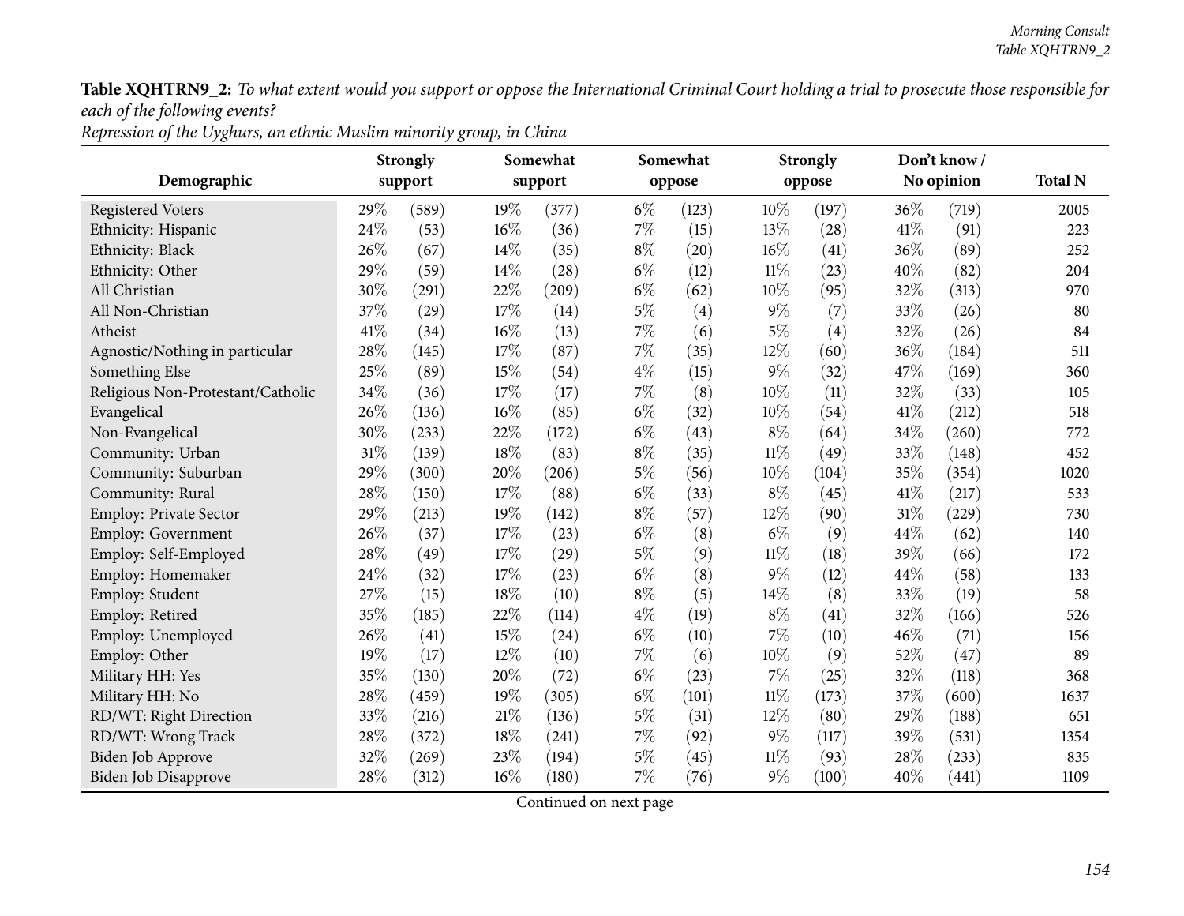**Table XQHTRN9_2:** *To what extent would you support or oppose the International Criminal Court holding a trial to prosecute those responsible for each of the following events?*

*Repression of the Uyghurs, an ethnic Muslim minority group, in China*

| Demographic | Strongly support | | Somewhat support | | Somewhat oppose | | Strongly oppose | | Don't know / No opinion | | Total N |
|---|---|---|---|---|---|---|---|---|---|---|---|
| Registered Voters | 29% | (589) | 19% | (377) | 6% | (123) | 10% | (197) | 36% | (719) | 2005 |
| Ethnicity: Hispanic | 24% | (53) | 16% | (36) | 7% | (15) | 13% | (28) | 41% | (91) | 223 |
| Ethnicity: Black | 26% | (67) | 14% | (35) | 8% | (20) | 16% | (41) | 36% | (89) | 252 |
| Ethnicity: Other | 29% | (59) | 14% | (28) | 6% | (12) | 11% | (23) | 40% | (82) | 204 |
| All Christian | 30% | (291) | 22% | (209) | 6% | (62) | 10% | (95) | 32% | (313) | 970 |
| All Non-Christian | 37% | (29) | 17% | (14) | 5% | (4) | 9% | (7) | 33% | (26) | 80 |
| Atheist | 41% | (34) | 16% | (13) | 7% | (6) | 5% | (4) | 32% | (26) | 84 |
| Agnostic/Nothing in particular | 28% | (145) | 17% | (87) | 7% | (35) | 12% | (60) | 36% | (184) | 511 |
| Something Else | 25% | (89) | 15% | (54) | 4% | (15) | 9% | (32) | 47% | (169) | 360 |
| Religious Non-Protestant/Catholic | 34% | (36) | 17% | (17) | 7% | (8) | 10% | (11) | 32% | (33) | 105 |
| Evangelical | 26% | (136) | 16% | (85) | 6% | (32) | 10% | (54) | 41% | (212) | 518 |
| Non-Evangelical | 30% | (233) | 22% | (172) | 6% | (43) | 8% | (64) | 34% | (260) | 772 |
| Community: Urban | 31% | (139) | 18% | (83) | 8% | (35) | 11% | (49) | 33% | (148) | 452 |
| Community: Suburban | 29% | (300) | 20% | (206) | 5% | (56) | 10% | (104) | 35% | (354) | 1020 |
| Community: Rural | 28% | (150) | 17% | (88) | 6% | (33) | 8% | (45) | 41% | (217) | 533 |
| Employ: Private Sector | 29% | (213) | 19% | (142) | 8% | (57) | 12% | (90) | 31% | (229) | 730 |
| Employ: Government | 26% | (37) | 17% | (23) | 6% | (8) | 6% | (9) | 44% | (62) | 140 |
| Employ: Self-Employed | 28% | (49) | 17% | (29) | 5% | (9) | 11% | (18) | 39% | (66) | 172 |
| Employ: Homemaker | 24% | (32) | 17% | (23) | 6% | (8) | 9% | (12) | 44% | (58) | 133 |
| Employ: Student | 27% | (15) | 18% | (10) | 8% | (5) | 14% | (8) | 33% | (19) | 58 |
| Employ: Retired | 35% | (185) | 22% | (114) | 4% | (19) | 8% | (41) | 32% | (166) | 526 |
| Employ: Unemployed | 26% | (41) | 15% | (24) | 6% | (10) | 7% | (10) | 46% | (71) | 156 |
| Employ: Other | 19% | (17) | 12% | (10) | 7% | (6) | 10% | (9) | 52% | (47) | 89 |
| Military HH: Yes | 35% | (130) | 20% | (72) | 6% | (23) | 7% | (25) | 32% | (118) | 368 |
| Military HH: No | 28% | (459) | 19% | (305) | 6% | (101) | 11% | (173) | 37% | (600) | 1637 |
| RD/WT: Right Direction | 33% | (216) | 21% | (136) | 5% | (31) | 12% | (80) | 29% | (188) | 651 |
| RD/WT: Wrong Track | 28% | (372) | 18% | (241) | 7% | (92) | 9% | (117) | 39% | (531) | 1354 |
| Biden Job Approve | 32% | (269) | 23% | (194) | 5% | (45) | 11% | (93) | 28% | (233) | 835 |
| Biden Job Disapprove | 28% | (312) | 16% | (180) | 7% | (76) | 9% | (100) | 40% | (441) | 1109 |

Continued on next page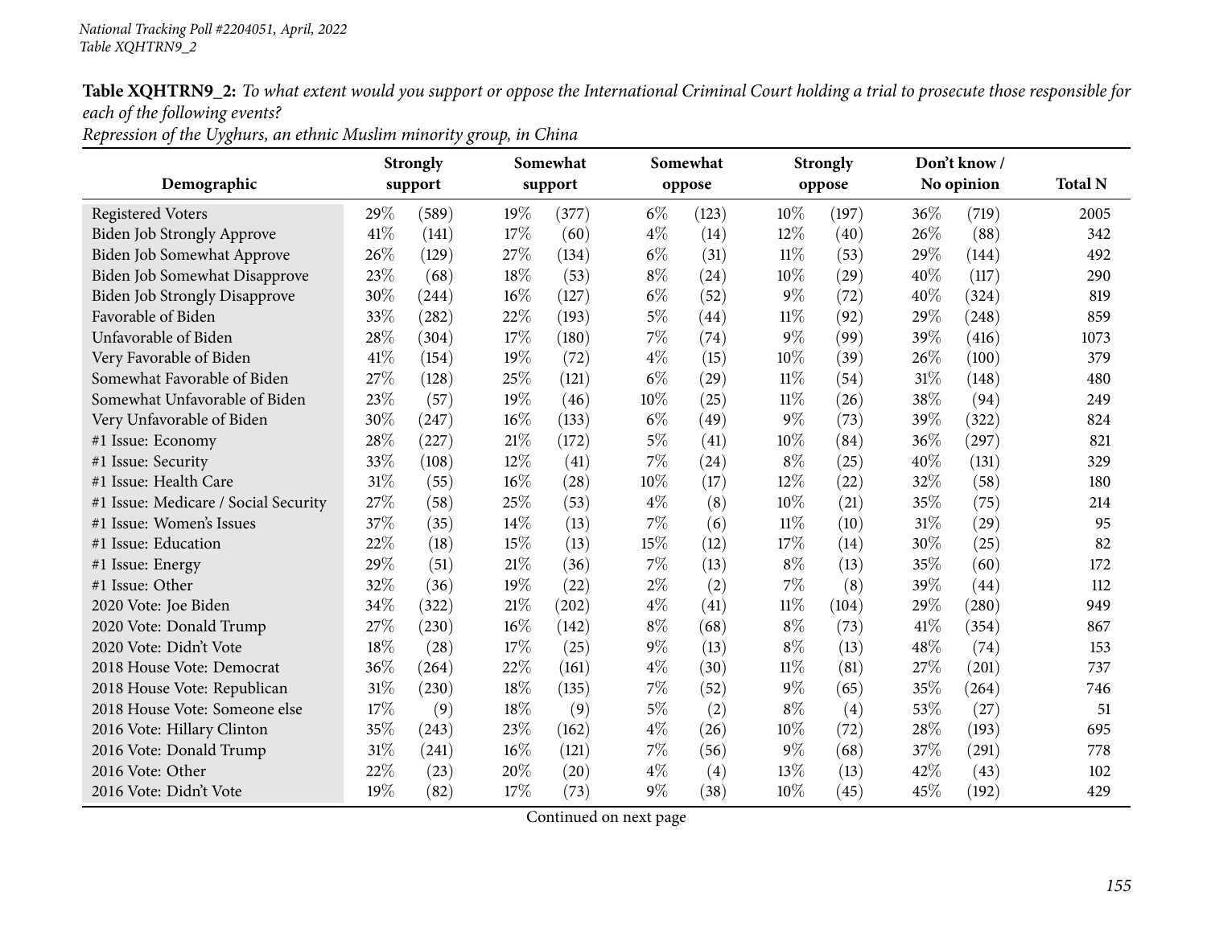**Table XQHTRN9_2:** *To what extent would you support or oppose the International Criminal Court holding a trial to prosecute those responsible for each of the following events?*
*Repression of the Uyghurs, an ethnic Muslim minority group, in China*

| Demographic | Strongly support | | Somewhat support | | Somewhat oppose | | Strongly oppose | | Don't know / No opinion | | Total N |
|---|---|---|---|---|---|---|---|---|---|---|---|
| Registered Voters | 29% | (589) | 19% | (377) | 6% | (123) | 10% | (197) | 36% | (719) | 2005 |
| Biden Job Strongly Approve | 41% | (141) | 17% | (60) | 4% | (14) | 12% | (40) | 26% | (88) | 342 |
| Biden Job Somewhat Approve | 26% | (129) | 27% | (134) | 6% | (31) | 11% | (53) | 29% | (144) | 492 |
| Biden Job Somewhat Disapprove | 23% | (68) | 18% | (53) | 8% | (24) | 10% | (29) | 40% | (117) | 290 |
| Biden Job Strongly Disapprove | 30% | (244) | 16% | (127) | 6% | (52) | 9% | (72) | 40% | (324) | 819 |
| Favorable of Biden | 33% | (282) | 22% | (193) | 5% | (44) | 11% | (92) | 29% | (248) | 859 |
| Unfavorable of Biden | 28% | (304) | 17% | (180) | 7% | (74) | 9% | (99) | 39% | (416) | 1073 |
| Very Favorable of Biden | 41% | (154) | 19% | (72) | 4% | (15) | 10% | (39) | 26% | (100) | 379 |
| Somewhat Favorable of Biden | 27% | (128) | 25% | (121) | 6% | (29) | 11% | (54) | 31% | (148) | 480 |
| Somewhat Unfavorable of Biden | 23% | (57) | 19% | (46) | 10% | (25) | 11% | (26) | 38% | (94) | 249 |
| Very Unfavorable of Biden | 30% | (247) | 16% | (133) | 6% | (49) | 9% | (73) | 39% | (322) | 824 |
| #1 Issue: Economy | 28% | (227) | 21% | (172) | 5% | (41) | 10% | (84) | 36% | (297) | 821 |
| #1 Issue: Security | 33% | (108) | 12% | (41) | 7% | (24) | 8% | (25) | 40% | (131) | 329 |
| #1 Issue: Health Care | 31% | (55) | 16% | (28) | 10% | (17) | 12% | (22) | 32% | (58) | 180 |
| #1 Issue: Medicare / Social Security | 27% | (58) | 25% | (53) | 4% | (8) | 10% | (21) | 35% | (75) | 214 |
| #1 Issue: Women's Issues | 37% | (35) | 14% | (13) | 7% | (6) | 11% | (10) | 31% | (29) | 95 |
| #1 Issue: Education | 22% | (18) | 15% | (13) | 15% | (12) | 17% | (14) | 30% | (25) | 82 |
| #1 Issue: Energy | 29% | (51) | 21% | (36) | 7% | (13) | 8% | (13) | 35% | (60) | 172 |
| #1 Issue: Other | 32% | (36) | 19% | (22) | 2% | (2) | 7% | (8) | 39% | (44) | 112 |
| 2020 Vote: Joe Biden | 34% | (322) | 21% | (202) | 4% | (41) | 11% | (104) | 29% | (280) | 949 |
| 2020 Vote: Donald Trump | 27% | (230) | 16% | (142) | 8% | (68) | 8% | (73) | 41% | (354) | 867 |
| 2020 Vote: Didn't Vote | 18% | (28) | 17% | (25) | 9% | (13) | 8% | (13) | 48% | (74) | 153 |
| 2018 House Vote: Democrat | 36% | (264) | 22% | (161) | 4% | (30) | 11% | (81) | 27% | (201) | 737 |
| 2018 House Vote: Republican | 31% | (230) | 18% | (135) | 7% | (52) | 9% | (65) | 35% | (264) | 746 |
| 2018 House Vote: Someone else | 17% | (9) | 18% | (9) | 5% | (2) | 8% | (4) | 53% | (27) | 51 |
| 2016 Vote: Hillary Clinton | 35% | (243) | 23% | (162) | 4% | (26) | 10% | (72) | 28% | (193) | 695 |
| 2016 Vote: Donald Trump | 31% | (241) | 16% | (121) | 7% | (56) | 9% | (68) | 37% | (291) | 778 |
| 2016 Vote: Other | 22% | (23) | 20% | (20) | 4% | (4) | 13% | (13) | 42% | (43) | 102 |
| 2016 Vote: Didn't Vote | 19% | (82) | 17% | (73) | 9% | (38) | 10% | (45) | 45% | (192) | 429 |

Continued on next page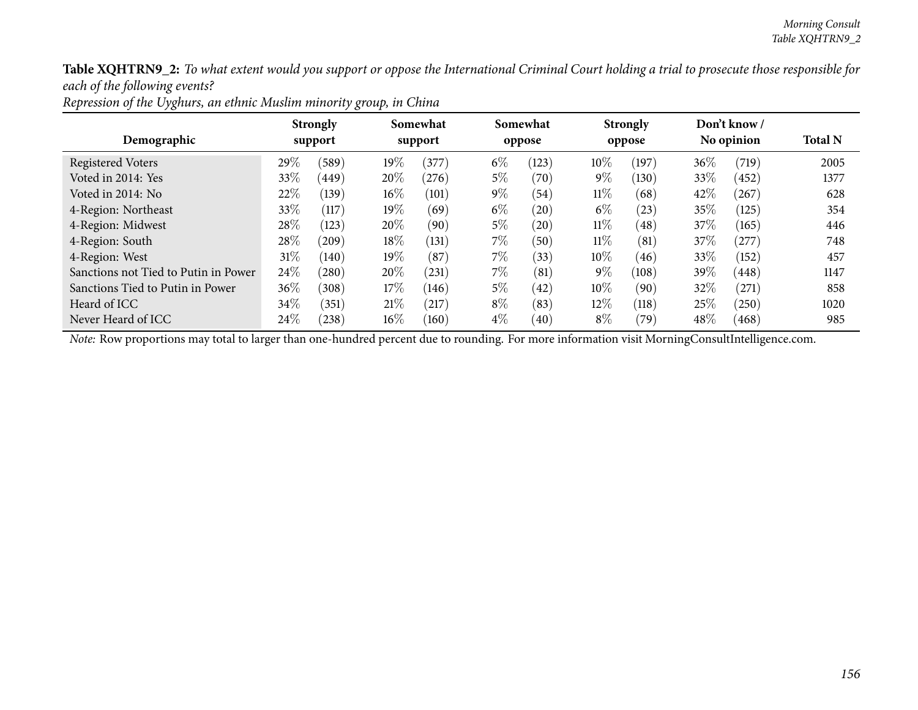**Table XQHTRN9_2:** *To what extent would you support or oppose the International Criminal Court holding a trial to prosecute those responsible for each of the following events?*

*Repression of the Uyghurs, an ethnic Muslim minority group, in China*

| Demographic | Strongly support | | Somewhat support | | Somewhat oppose | | Strongly oppose | | Don't know / No opinion | | Total N |
|---|---|---|---|---|---|---|---|---|---|---|---|
| Registered Voters | 29% | (589) | 19% | (377) | 6% | (123) | 10% | (197) | 36% | (719) | 2005 |
| Voted in 2014: Yes | 33% | (449) | 20% | (276) | 5% | (70) | 9% | (130) | 33% | (452) | 1377 |
| Voted in 2014: No | 22% | (139) | 16% | (101) | 9% | (54) | 11% | (68) | 42% | (267) | 628 |
| 4-Region: Northeast | 33% | (117) | 19% | (69) | 6% | (20) | 6% | (23) | 35% | (125) | 354 |
| 4-Region: Midwest | 28% | (123) | 20% | (90) | 5% | (20) | 11% | (48) | 37% | (165) | 446 |
| 4-Region: South | 28% | (209) | 18% | (131) | 7% | (50) | 11% | (81) | 37% | (277) | 748 |
| 4-Region: West | 31% | (140) | 19% | (87) | 7% | (33) | 10% | (46) | 33% | (152) | 457 |
| Sanctions not Tied to Putin in Power | 24% | (280) | 20% | (231) | 7% | (81) | 9% | (108) | 39% | (448) | 1147 |
| Sanctions Tied to Putin in Power | 36% | (308) | 17% | (146) | 5% | (42) | 10% | (90) | 32% | (271) | 858 |
| Heard of ICC | 34% | (351) | 21% | (217) | 8% | (83) | 12% | (118) | 25% | (250) | 1020 |
| Never Heard of ICC | 24% | (238) | 16% | (160) | 4% | (40) | 8% | (79) | 48% | (468) | 985 |

*Note:* Row proportions may total to larger than one-hundred percent due to rounding. For more information visit MorningConsultIntelligence.com.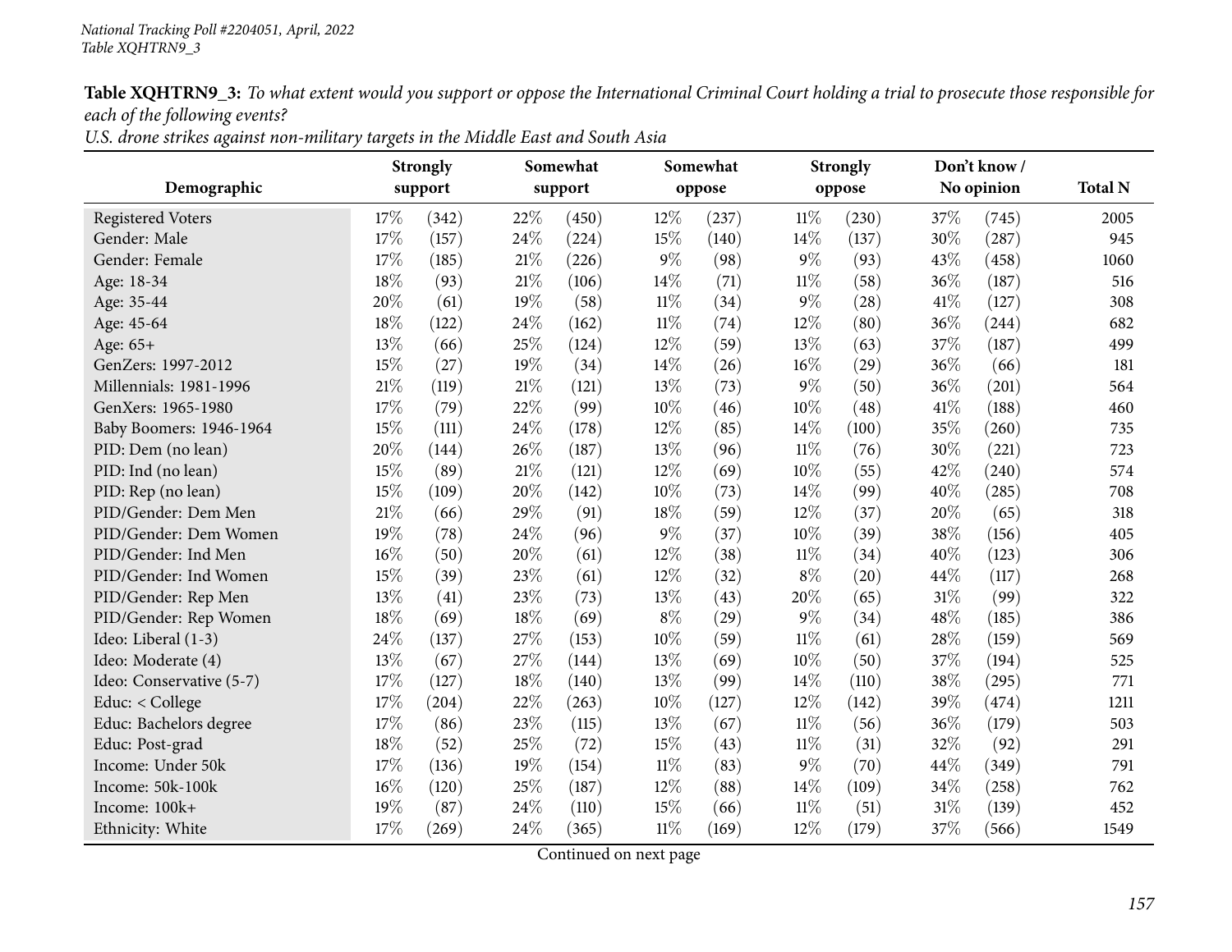**Table XQHTRN9_3:** *To what extent would you support or oppose the International Criminal Court holding a trial to prosecute those responsible for each of the following events?*

*U.S. drone strikes against non-military targets in the Middle East and South Asia*

| Demographic | Strongly support | | Somewhat support | | Somewhat oppose | | Strongly oppose | | Don't know / No opinion | | Total N |
|---|---|---|---|---|---|---|---|---|---|---|---|
| Registered Voters | 17% | (342) | 22% | (450) | 12% | (237) | 11% | (230) | 37% | (745) | 2005 |
| Gender: Male | 17% | (157) | 24% | (224) | 15% | (140) | 14% | (137) | 30% | (287) | 945 |
| Gender: Female | 17% | (185) | 21% | (226) | 9% | (98) | 9% | (93) | 43% | (458) | 1060 |
| Age: 18-34 | 18% | (93) | 21% | (106) | 14% | (71) | 11% | (58) | 36% | (187) | 516 |
| Age: 35-44 | 20% | (61) | 19% | (58) | 11% | (34) | 9% | (28) | 41% | (127) | 308 |
| Age: 45-64 | 18% | (122) | 24% | (162) | 11% | (74) | 12% | (80) | 36% | (244) | 682 |
| Age: 65+ | 13% | (66) | 25% | (124) | 12% | (59) | 13% | (63) | 37% | (187) | 499 |
| GenZers: 1997-2012 | 15% | (27) | 19% | (34) | 14% | (26) | 16% | (29) | 36% | (66) | 181 |
| Millennials: 1981-1996 | 21% | (119) | 21% | (121) | 13% | (73) | 9% | (50) | 36% | (201) | 564 |
| GenXers: 1965-1980 | 17% | (79) | 22% | (99) | 10% | (46) | 10% | (48) | 41% | (188) | 460 |
| Baby Boomers: 1946-1964 | 15% | (111) | 24% | (178) | 12% | (85) | 14% | (100) | 35% | (260) | 735 |
| PID: Dem (no lean) | 20% | (144) | 26% | (187) | 13% | (96) | 11% | (76) | 30% | (221) | 723 |
| PID: Ind (no lean) | 15% | (89) | 21% | (121) | 12% | (69) | 10% | (55) | 42% | (240) | 574 |
| PID: Rep (no lean) | 15% | (109) | 20% | (142) | 10% | (73) | 14% | (99) | 40% | (285) | 708 |
| PID/Gender: Dem Men | 21% | (66) | 29% | (91) | 18% | (59) | 12% | (37) | 20% | (65) | 318 |
| PID/Gender: Dem Women | 19% | (78) | 24% | (96) | 9% | (37) | 10% | (39) | 38% | (156) | 405 |
| PID/Gender: Ind Men | 16% | (50) | 20% | (61) | 12% | (38) | 11% | (34) | 40% | (123) | 306 |
| PID/Gender: Ind Women | 15% | (39) | 23% | (61) | 12% | (32) | 8% | (20) | 44% | (117) | 268 |
| PID/Gender: Rep Men | 13% | (41) | 23% | (73) | 13% | (43) | 20% | (65) | 31% | (99) | 322 |
| PID/Gender: Rep Women | 18% | (69) | 18% | (69) | 8% | (29) | 9% | (34) | 48% | (185) | 386 |
| Ideo: Liberal (1-3) | 24% | (137) | 27% | (153) | 10% | (59) | 11% | (61) | 28% | (159) | 569 |
| Ideo: Moderate (4) | 13% | (67) | 27% | (144) | 13% | (69) | 10% | (50) | 37% | (194) | 525 |
| Ideo: Conservative (5-7) | 17% | (127) | 18% | (140) | 13% | (99) | 14% | (110) | 38% | (295) | 771 |
| Educ: < College | 17% | (204) | 22% | (263) | 10% | (127) | 12% | (142) | 39% | (474) | 1211 |
| Educ: Bachelors degree | 17% | (86) | 23% | (115) | 13% | (67) | 11% | (56) | 36% | (179) | 503 |
| Educ: Post-grad | 18% | (52) | 25% | (72) | 15% | (43) | 11% | (31) | 32% | (92) | 291 |
| Income: Under 50k | 17% | (136) | 19% | (154) | 11% | (83) | 9% | (70) | 44% | (349) | 791 |
| Income: 50k-100k | 16% | (120) | 25% | (187) | 12% | (88) | 14% | (109) | 34% | (258) | 762 |
| Income: 100k+ | 19% | (87) | 24% | (110) | 15% | (66) | 11% | (51) | 31% | (139) | 452 |
| Ethnicity: White | 17% | (269) | 24% | (365) | 11% | (169) | 12% | (179) | 37% | (566) | 1549 |

Continued on next page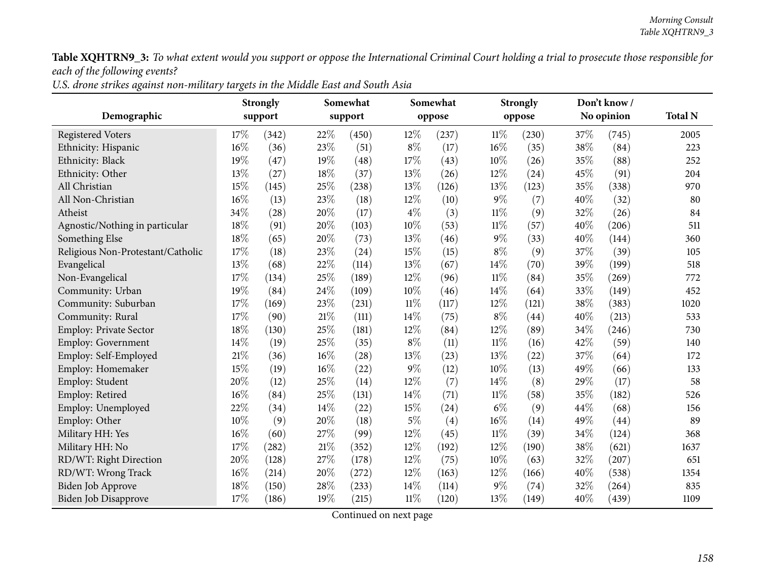**Table XQHTRN9_3:** *To what extent would you support or oppose the International Criminal Court holding a trial to prosecute those responsible for each of the following events?*
*U.S. drone strikes against non-military targets in the Middle East and South Asia*

| Demographic | Strongly support | | Somewhat support | | Somewhat oppose | | Strongly oppose | | Don't know / No opinion | | Total N |
|---|---|---|---|---|---|---|---|---|---|---|---|
| Registered Voters | 17% | (342) | 22% | (450) | 12% | (237) | 11% | (230) | 37% | (745) | 2005 |
| Ethnicity: Hispanic | 16% | (36) | 23% | (51) | 8% | (17) | 16% | (35) | 38% | (84) | 223 |
| Ethnicity: Black | 19% | (47) | 19% | (48) | 17% | (43) | 10% | (26) | 35% | (88) | 252 |
| Ethnicity: Other | 13% | (27) | 18% | (37) | 13% | (26) | 12% | (24) | 45% | (91) | 204 |
| All Christian | 15% | (145) | 25% | (238) | 13% | (126) | 13% | (123) | 35% | (338) | 970 |
| All Non-Christian | 16% | (13) | 23% | (18) | 12% | (10) | 9% | (7) | 40% | (32) | 80 |
| Atheist | 34% | (28) | 20% | (17) | 4% | (3) | 11% | (9) | 32% | (26) | 84 |
| Agnostic/Nothing in particular | 18% | (91) | 20% | (103) | 10% | (53) | 11% | (57) | 40% | (206) | 511 |
| Something Else | 18% | (65) | 20% | (73) | 13% | (46) | 9% | (33) | 40% | (144) | 360 |
| Religious Non-Protestant/Catholic | 17% | (18) | 23% | (24) | 15% | (15) | 8% | (9) | 37% | (39) | 105 |
| Evangelical | 13% | (68) | 22% | (114) | 13% | (67) | 14% | (70) | 39% | (199) | 518 |
| Non-Evangelical | 17% | (134) | 25% | (189) | 12% | (96) | 11% | (84) | 35% | (269) | 772 |
| Community: Urban | 19% | (84) | 24% | (109) | 10% | (46) | 14% | (64) | 33% | (149) | 452 |
| Community: Suburban | 17% | (169) | 23% | (231) | 11% | (117) | 12% | (121) | 38% | (383) | 1020 |
| Community: Rural | 17% | (90) | 21% | (111) | 14% | (75) | 8% | (44) | 40% | (213) | 533 |
| Employ: Private Sector | 18% | (130) | 25% | (181) | 12% | (84) | 12% | (89) | 34% | (246) | 730 |
| Employ: Government | 14% | (19) | 25% | (35) | 8% | (11) | 11% | (16) | 42% | (59) | 140 |
| Employ: Self-Employed | 21% | (36) | 16% | (28) | 13% | (23) | 13% | (22) | 37% | (64) | 172 |
| Employ: Homemaker | 15% | (19) | 16% | (22) | 9% | (12) | 10% | (13) | 49% | (66) | 133 |
| Employ: Student | 20% | (12) | 25% | (14) | 12% | (7) | 14% | (8) | 29% | (17) | 58 |
| Employ: Retired | 16% | (84) | 25% | (131) | 14% | (71) | 11% | (58) | 35% | (182) | 526 |
| Employ: Unemployed | 22% | (34) | 14% | (22) | 15% | (24) | 6% | (9) | 44% | (68) | 156 |
| Employ: Other | 10% | (9) | 20% | (18) | 5% | (4) | 16% | (14) | 49% | (44) | 89 |
| Military HH: Yes | 16% | (60) | 27% | (99) | 12% | (45) | 11% | (39) | 34% | (124) | 368 |
| Military HH: No | 17% | (282) | 21% | (352) | 12% | (192) | 12% | (190) | 38% | (621) | 1637 |
| RD/WT: Right Direction | 20% | (128) | 27% | (178) | 12% | (75) | 10% | (63) | 32% | (207) | 651 |
| RD/WT: Wrong Track | 16% | (214) | 20% | (272) | 12% | (163) | 12% | (166) | 40% | (538) | 1354 |
| Biden Job Approve | 18% | (150) | 28% | (233) | 14% | (114) | 9% | (74) | 32% | (264) | 835 |
| Biden Job Disapprove | 17% | (186) | 19% | (215) | 11% | (120) | 13% | (149) | 40% | (439) | 1109 |

Continued on next page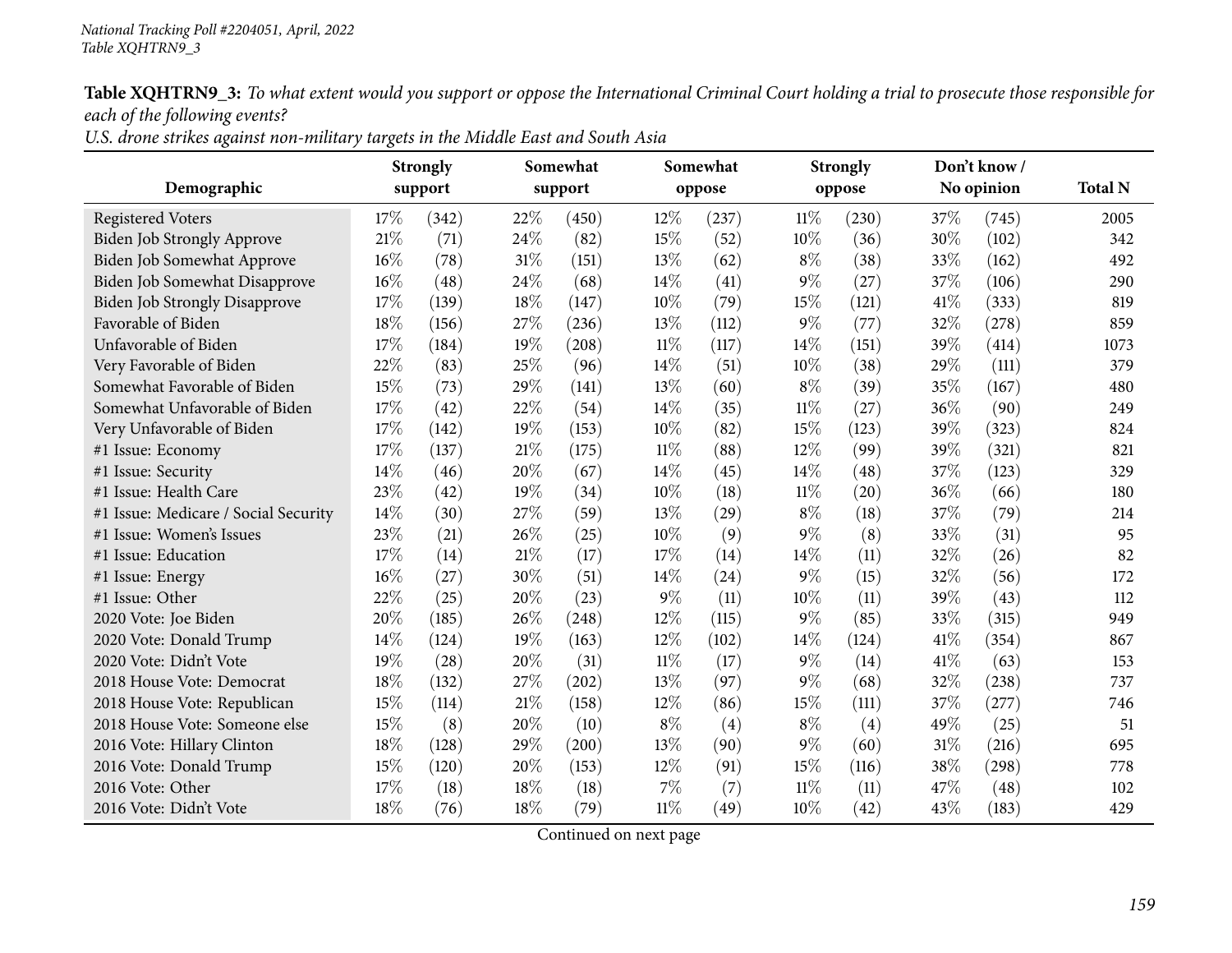*National Tracking Poll #2204051, April, 2022*
*Table XQHTRN9_3*

**Table XQHTRN9_3:** *To what extent would you support or oppose the International Criminal Court holding a trial to prosecute those responsible for each of the following events?*
*U.S. drone strikes against non-military targets in the Middle East and South Asia*

| Demographic | Strongly support | | Somewhat support | | Somewhat oppose | | Strongly oppose | | Don't know / No opinion | | Total N |
|---|---|---|---|---|---|---|---|---|---|---|---|
| Registered Voters | 17% | (342) | 22% | (450) | 12% | (237) | 11% | (230) | 37% | (745) | 2005 |
| Biden Job Strongly Approve | 21% | (71) | 24% | (82) | 15% | (52) | 10% | (36) | 30% | (102) | 342 |
| Biden Job Somewhat Approve | 16% | (78) | 31% | (151) | 13% | (62) | 8% | (38) | 33% | (162) | 492 |
| Biden Job Somewhat Disapprove | 16% | (48) | 24% | (68) | 14% | (41) | 9% | (27) | 37% | (106) | 290 |
| Biden Job Strongly Disapprove | 17% | (139) | 18% | (147) | 10% | (79) | 15% | (121) | 41% | (333) | 819 |
| Favorable of Biden | 18% | (156) | 27% | (236) | 13% | (112) | 9% | (77) | 32% | (278) | 859 |
| Unfavorable of Biden | 17% | (184) | 19% | (208) | 11% | (117) | 14% | (151) | 39% | (414) | 1073 |
| Very Favorable of Biden | 22% | (83) | 25% | (96) | 14% | (51) | 10% | (38) | 29% | (111) | 379 |
| Somewhat Favorable of Biden | 15% | (73) | 29% | (141) | 13% | (60) | 8% | (39) | 35% | (167) | 480 |
| Somewhat Unfavorable of Biden | 17% | (42) | 22% | (54) | 14% | (35) | 11% | (27) | 36% | (90) | 249 |
| Very Unfavorable of Biden | 17% | (142) | 19% | (153) | 10% | (82) | 15% | (123) | 39% | (323) | 824 |
| #1 Issue: Economy | 17% | (137) | 21% | (175) | 11% | (88) | 12% | (99) | 39% | (321) | 821 |
| #1 Issue: Security | 14% | (46) | 20% | (67) | 14% | (45) | 14% | (48) | 37% | (123) | 329 |
| #1 Issue: Health Care | 23% | (42) | 19% | (34) | 10% | (18) | 11% | (20) | 36% | (66) | 180 |
| #1 Issue: Medicare / Social Security | 14% | (30) | 27% | (59) | 13% | (29) | 8% | (18) | 37% | (79) | 214 |
| #1 Issue: Women's Issues | 23% | (21) | 26% | (25) | 10% | (9) | 9% | (8) | 33% | (31) | 95 |
| #1 Issue: Education | 17% | (14) | 21% | (17) | 17% | (14) | 14% | (11) | 32% | (26) | 82 |
| #1 Issue: Energy | 16% | (27) | 30% | (51) | 14% | (24) | 9% | (15) | 32% | (56) | 172 |
| #1 Issue: Other | 22% | (25) | 20% | (23) | 9% | (11) | 10% | (11) | 39% | (43) | 112 |
| 2020 Vote: Joe Biden | 20% | (185) | 26% | (248) | 12% | (115) | 9% | (85) | 33% | (315) | 949 |
| 2020 Vote: Donald Trump | 14% | (124) | 19% | (163) | 12% | (102) | 14% | (124) | 41% | (354) | 867 |
| 2020 Vote: Didn't Vote | 19% | (28) | 20% | (31) | 11% | (17) | 9% | (14) | 41% | (63) | 153 |
| 2018 House Vote: Democrat | 18% | (132) | 27% | (202) | 13% | (97) | 9% | (68) | 32% | (238) | 737 |
| 2018 House Vote: Republican | 15% | (114) | 21% | (158) | 12% | (86) | 15% | (111) | 37% | (277) | 746 |
| 2018 House Vote: Someone else | 15% | (8) | 20% | (10) | 8% | (4) | 8% | (4) | 49% | (25) | 51 |
| 2016 Vote: Hillary Clinton | 18% | (128) | 29% | (200) | 13% | (90) | 9% | (60) | 31% | (216) | 695 |
| 2016 Vote: Donald Trump | 15% | (120) | 20% | (153) | 12% | (91) | 15% | (116) | 38% | (298) | 778 |
| 2016 Vote: Other | 17% | (18) | 18% | (18) | 7% | (7) | 11% | (11) | 47% | (48) | 102 |
| 2016 Vote: Didn't Vote | 18% | (76) | 18% | (79) | 11% | (49) | 10% | (42) | 43% | (183) | 429 |

Continued on next page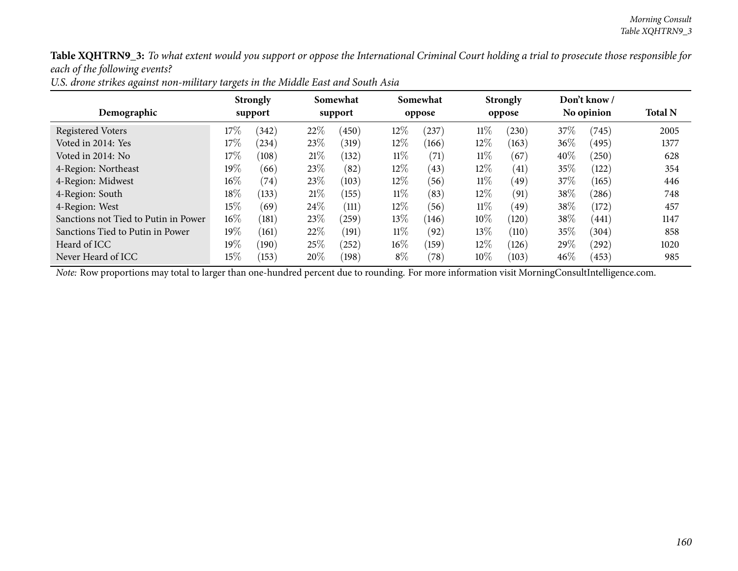**Table XQHTRN9_3:** *To what extent would you support or oppose the International Criminal Court holding a trial to prosecute those responsible for each of the following events?*
*U.S. drone strikes against non-military targets in the Middle East and South Asia*

| Demographic | Strongly support | | Somewhat support | | Somewhat oppose | | Strongly oppose | | Don't know / No opinion | | Total N |
|---|---|---|---|---|---|---|---|---|---|---|---|
| Registered Voters | 17% | (342) | 22% | (450) | 12% | (237) | 11% | (230) | 37% | (745) | 2005 |
| Voted in 2014: Yes | 17% | (234) | 23% | (319) | 12% | (166) | 12% | (163) | 36% | (495) | 1377 |
| Voted in 2014: No | 17% | (108) | 21% | (132) | 11% | (71) | 11% | (67) | 40% | (250) | 628 |
| 4-Region: Northeast | 19% | (66) | 23% | (82) | 12% | (43) | 12% | (41) | 35% | (122) | 354 |
| 4-Region: Midwest | 16% | (74) | 23% | (103) | 12% | (56) | 11% | (49) | 37% | (165) | 446 |
| 4-Region: South | 18% | (133) | 21% | (155) | 11% | (83) | 12% | (91) | 38% | (286) | 748 |
| 4-Region: West | 15% | (69) | 24% | (111) | 12% | (56) | 11% | (49) | 38% | (172) | 457 |
| Sanctions not Tied to Putin in Power | 16% | (181) | 23% | (259) | 13% | (146) | 10% | (120) | 38% | (441) | 1147 |
| Sanctions Tied to Putin in Power | 19% | (161) | 22% | (191) | 11% | (92) | 13% | (110) | 35% | (304) | 858 |
| Heard of ICC | 19% | (190) | 25% | (252) | 16% | (159) | 12% | (126) | 29% | (292) | 1020 |
| Never Heard of ICC | 15% | (153) | 20% | (198) | 8% | (78) | 10% | (103) | 46% | (453) | 985 |

*Note:* Row proportions may total to larger than one-hundred percent due to rounding. For more information visit MorningConsultIntelligence.com.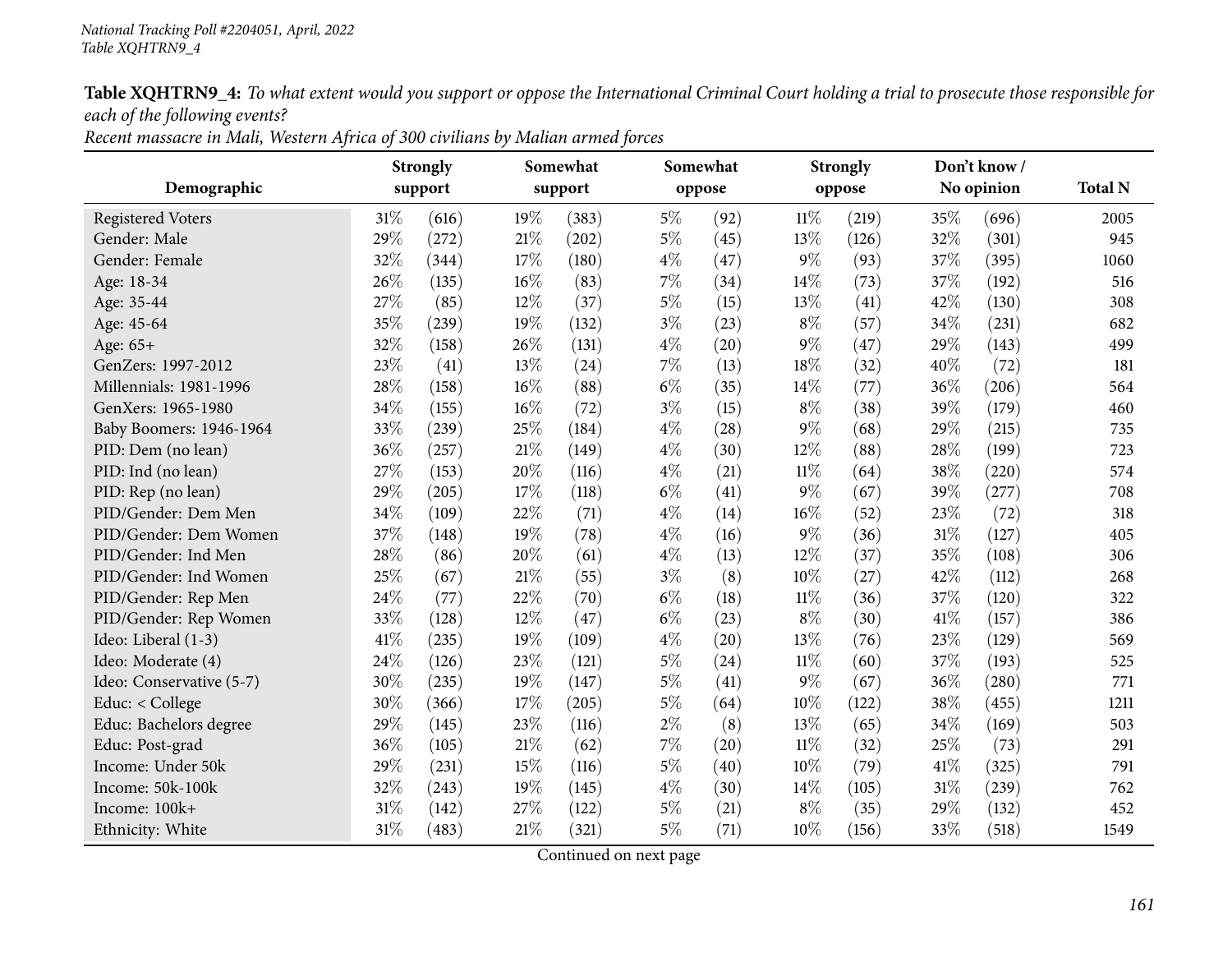**Table XQHTRN9_4:** *To what extent would you support or oppose the International Criminal Court holding a trial to prosecute those responsible for each of the following events?*
*Recent massacre in Mali, Western Africa of 300 civilians by Malian armed forces*

| Demographic | Strongly support | | Somewhat support | | Somewhat oppose | | Strongly oppose | | Don't know / No opinion | | Total N |
|---|---|---|---|---|---|---|---|---|---|---|---|
| Registered Voters | 31% | (616) | 19% | (383) | 5% | (92) | 11% | (219) | 35% | (696) | 2005 |
| Gender: Male | 29% | (272) | 21% | (202) | 5% | (45) | 13% | (126) | 32% | (301) | 945 |
| Gender: Female | 32% | (344) | 17% | (180) | 4% | (47) | 9% | (93) | 37% | (395) | 1060 |
| Age: 18-34 | 26% | (135) | 16% | (83) | 7% | (34) | 14% | (73) | 37% | (192) | 516 |
| Age: 35-44 | 27% | (85) | 12% | (37) | 5% | (15) | 13% | (41) | 42% | (130) | 308 |
| Age: 45-64 | 35% | (239) | 19% | (132) | 3% | (23) | 8% | (57) | 34% | (231) | 682 |
| Age: 65+ | 32% | (158) | 26% | (131) | 4% | (20) | 9% | (47) | 29% | (143) | 499 |
| GenZers: 1997-2012 | 23% | (41) | 13% | (24) | 7% | (13) | 18% | (32) | 40% | (72) | 181 |
| Millennials: 1981-1996 | 28% | (158) | 16% | (88) | 6% | (35) | 14% | (77) | 36% | (206) | 564 |
| GenXers: 1965-1980 | 34% | (155) | 16% | (72) | 3% | (15) | 8% | (38) | 39% | (179) | 460 |
| Baby Boomers: 1946-1964 | 33% | (239) | 25% | (184) | 4% | (28) | 9% | (68) | 29% | (215) | 735 |
| PID: Dem (no lean) | 36% | (257) | 21% | (149) | 4% | (30) | 12% | (88) | 28% | (199) | 723 |
| PID: Ind (no lean) | 27% | (153) | 20% | (116) | 4% | (21) | 11% | (64) | 38% | (220) | 574 |
| PID: Rep (no lean) | 29% | (205) | 17% | (118) | 6% | (41) | 9% | (67) | 39% | (277) | 708 |
| PID/Gender: Dem Men | 34% | (109) | 22% | (71) | 4% | (14) | 16% | (52) | 23% | (72) | 318 |
| PID/Gender: Dem Women | 37% | (148) | 19% | (78) | 4% | (16) | 9% | (36) | 31% | (127) | 405 |
| PID/Gender: Ind Men | 28% | (86) | 20% | (61) | 4% | (13) | 12% | (37) | 35% | (108) | 306 |
| PID/Gender: Ind Women | 25% | (67) | 21% | (55) | 3% | (8) | 10% | (27) | 42% | (112) | 268 |
| PID/Gender: Rep Men | 24% | (77) | 22% | (70) | 6% | (18) | 11% | (36) | 37% | (120) | 322 |
| PID/Gender: Rep Women | 33% | (128) | 12% | (47) | 6% | (23) | 8% | (30) | 41% | (157) | 386 |
| Ideo: Liberal (1-3) | 41% | (235) | 19% | (109) | 4% | (20) | 13% | (76) | 23% | (129) | 569 |
| Ideo: Moderate (4) | 24% | (126) | 23% | (121) | 5% | (24) | 11% | (60) | 37% | (193) | 525 |
| Ideo: Conservative (5-7) | 30% | (235) | 19% | (147) | 5% | (41) | 9% | (67) | 36% | (280) | 771 |
| Educ: < College | 30% | (366) | 17% | (205) | 5% | (64) | 10% | (122) | 38% | (455) | 1211 |
| Educ: Bachelors degree | 29% | (145) | 23% | (116) | 2% | (8) | 13% | (65) | 34% | (169) | 503 |
| Educ: Post-grad | 36% | (105) | 21% | (62) | 7% | (20) | 11% | (32) | 25% | (73) | 291 |
| Income: Under 50k | 29% | (231) | 15% | (116) | 5% | (40) | 10% | (79) | 41% | (325) | 791 |
| Income: 50k-100k | 32% | (243) | 19% | (145) | 4% | (30) | 14% | (105) | 31% | (239) | 762 |
| Income: 100k+ | 31% | (142) | 27% | (122) | 5% | (21) | 8% | (35) | 29% | (132) | 452 |
| Ethnicity: White | 31% | (483) | 21% | (321) | 5% | (71) | 10% | (156) | 33% | (518) | 1549 |

Continued on next page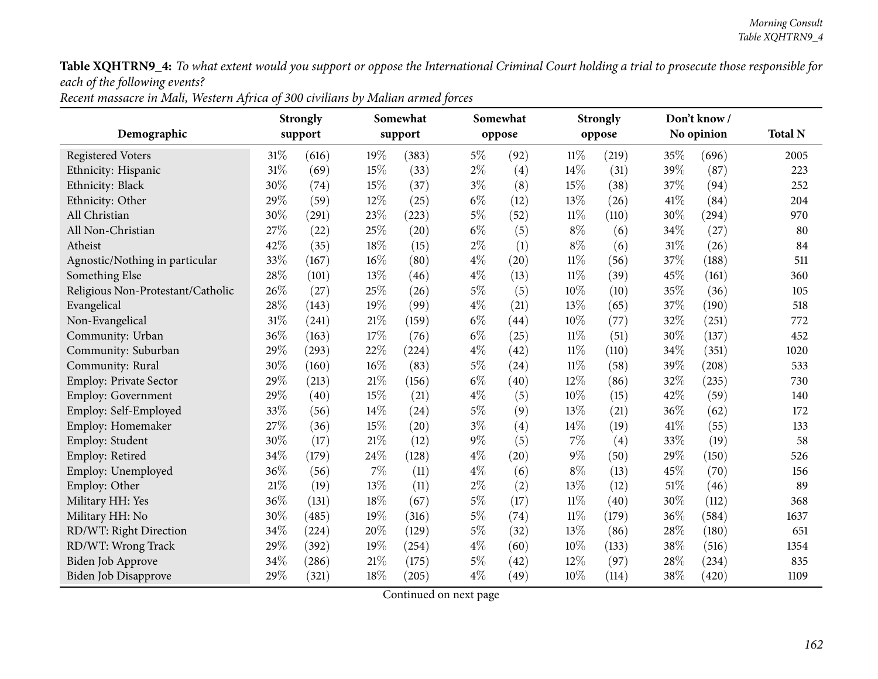**Table XQHTRN9_4:** *To what extent would you support or oppose the International Criminal Court holding a trial to prosecute those responsible for each of the following events?*

*Recent massacre in Mali, Western Africa of 300 civilians by Malian armed forces*

| Demographic | Strongly support | | Somewhat support | | Somewhat oppose | | Strongly oppose | | Don't know / No opinion | | Total N |
|---|---|---|---|---|---|---|---|---|---|---|---|
| Registered Voters | 31% | (616) | 19% | (383) | 5% | (92) | 11% | (219) | 35% | (696) | 2005 |
| Ethnicity: Hispanic | 31% | (69) | 15% | (33) | 2% | (4) | 14% | (31) | 39% | (87) | 223 |
| Ethnicity: Black | 30% | (74) | 15% | (37) | 3% | (8) | 15% | (38) | 37% | (94) | 252 |
| Ethnicity: Other | 29% | (59) | 12% | (25) | 6% | (12) | 13% | (26) | 41% | (84) | 204 |
| All Christian | 30% | (291) | 23% | (223) | 5% | (52) | 11% | (110) | 30% | (294) | 970 |
| All Non-Christian | 27% | (22) | 25% | (20) | 6% | (5) | 8% | (6) | 34% | (27) | 80 |
| Atheist | 42% | (35) | 18% | (15) | 2% | (1) | 8% | (6) | 31% | (26) | 84 |
| Agnostic/Nothing in particular | 33% | (167) | 16% | (80) | 4% | (20) | 11% | (56) | 37% | (188) | 511 |
| Something Else | 28% | (101) | 13% | (46) | 4% | (13) | 11% | (39) | 45% | (161) | 360 |
| Religious Non-Protestant/Catholic | 26% | (27) | 25% | (26) | 5% | (5) | 10% | (10) | 35% | (36) | 105 |
| Evangelical | 28% | (143) | 19% | (99) | 4% | (21) | 13% | (65) | 37% | (190) | 518 |
| Non-Evangelical | 31% | (241) | 21% | (159) | 6% | (44) | 10% | (77) | 32% | (251) | 772 |
| Community: Urban | 36% | (163) | 17% | (76) | 6% | (25) | 11% | (51) | 30% | (137) | 452 |
| Community: Suburban | 29% | (293) | 22% | (224) | 4% | (42) | 11% | (110) | 34% | (351) | 1020 |
| Community: Rural | 30% | (160) | 16% | (83) | 5% | (24) | 11% | (58) | 39% | (208) | 533 |
| Employ: Private Sector | 29% | (213) | 21% | (156) | 6% | (40) | 12% | (86) | 32% | (235) | 730 |
| Employ: Government | 29% | (40) | 15% | (21) | 4% | (5) | 10% | (15) | 42% | (59) | 140 |
| Employ: Self-Employed | 33% | (56) | 14% | (24) | 5% | (9) | 13% | (21) | 36% | (62) | 172 |
| Employ: Homemaker | 27% | (36) | 15% | (20) | 3% | (4) | 14% | (19) | 41% | (55) | 133 |
| Employ: Student | 30% | (17) | 21% | (12) | 9% | (5) | 7% | (4) | 33% | (19) | 58 |
| Employ: Retired | 34% | (179) | 24% | (128) | 4% | (20) | 9% | (50) | 29% | (150) | 526 |
| Employ: Unemployed | 36% | (56) | 7% | (11) | 4% | (6) | 8% | (13) | 45% | (70) | 156 |
| Employ: Other | 21% | (19) | 13% | (11) | 2% | (2) | 13% | (12) | 51% | (46) | 89 |
| Military HH: Yes | 36% | (131) | 18% | (67) | 5% | (17) | 11% | (40) | 30% | (112) | 368 |
| Military HH: No | 30% | (485) | 19% | (316) | 5% | (74) | 11% | (179) | 36% | (584) | 1637 |
| RD/WT: Right Direction | 34% | (224) | 20% | (129) | 5% | (32) | 13% | (86) | 28% | (180) | 651 |
| RD/WT: Wrong Track | 29% | (392) | 19% | (254) | 4% | (60) | 10% | (133) | 38% | (516) | 1354 |
| Biden Job Approve | 34% | (286) | 21% | (175) | 5% | (42) | 12% | (97) | 28% | (234) | 835 |
| Biden Job Disapprove | 29% | (321) | 18% | (205) | 4% | (49) | 10% | (114) | 38% | (420) | 1109 |

Continued on next page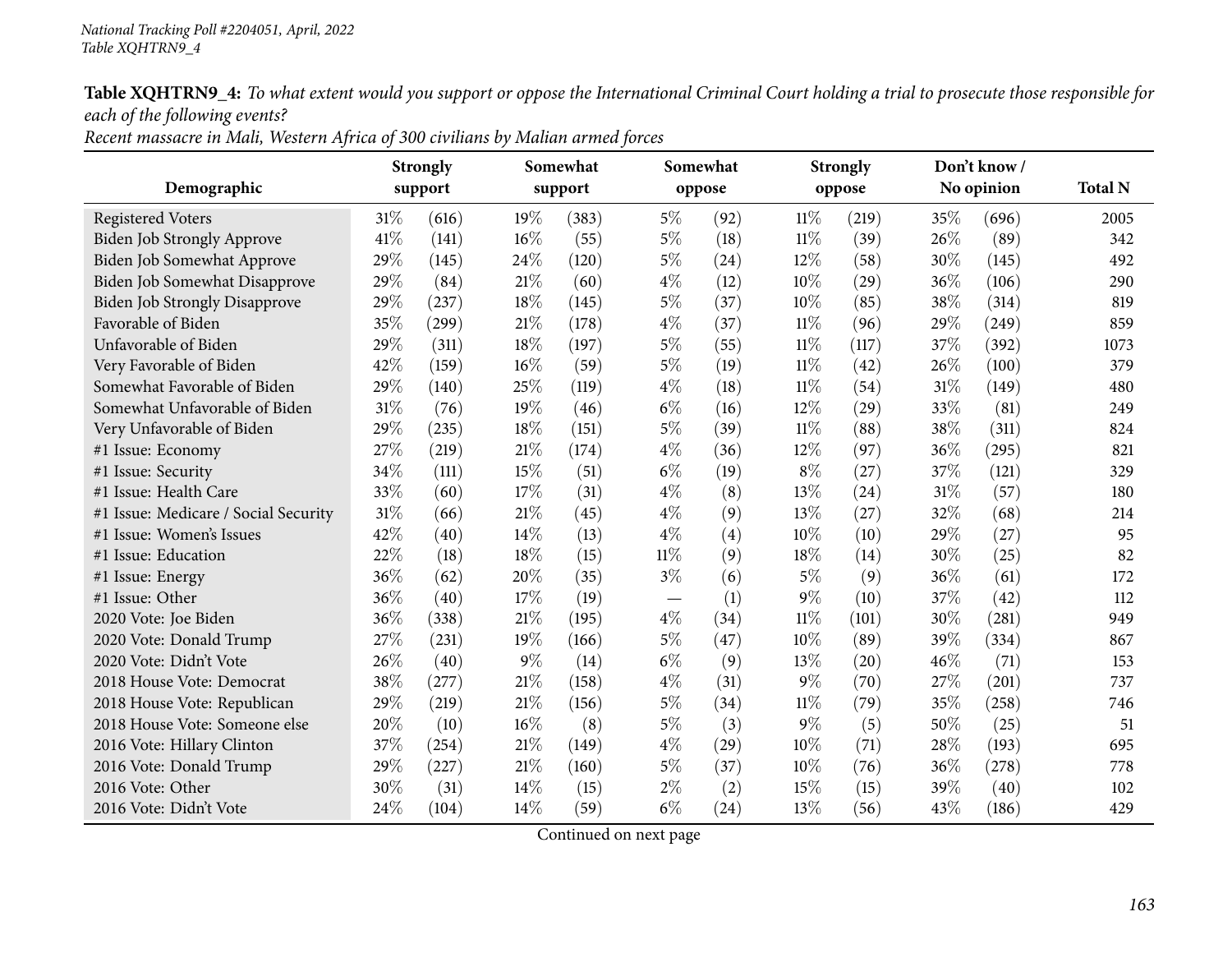**Table XQHTRN9_4:** *To what extent would you support or oppose the International Criminal Court holding a trial to prosecute those responsible for each of the following events?*
*Recent massacre in Mali, Western Africa of 300 civilians by Malian armed forces*

| Demographic | Strongly support | | Somewhat support | | Somewhat oppose | | Strongly oppose | | Don't know / No opinion | | Total N |
|---|---|---|---|---|---|---|---|---|---|---|---|
| Registered Voters | 31% | (616) | 19% | (383) | 5% | (92) | 11% | (219) | 35% | (696) | 2005 |
| Biden Job Strongly Approve | 41% | (141) | 16% | (55) | 5% | (18) | 11% | (39) | 26% | (89) | 342 |
| Biden Job Somewhat Approve | 29% | (145) | 24% | (120) | 5% | (24) | 12% | (58) | 30% | (145) | 492 |
| Biden Job Somewhat Disapprove | 29% | (84) | 21% | (60) | 4% | (12) | 10% | (29) | 36% | (106) | 290 |
| Biden Job Strongly Disapprove | 29% | (237) | 18% | (145) | 5% | (37) | 10% | (85) | 38% | (314) | 819 |
| Favorable of Biden | 35% | (299) | 21% | (178) | 4% | (37) | 11% | (96) | 29% | (249) | 859 |
| Unfavorable of Biden | 29% | (311) | 18% | (197) | 5% | (55) | 11% | (117) | 37% | (392) | 1073 |
| Very Favorable of Biden | 42% | (159) | 16% | (59) | 5% | (19) | 11% | (42) | 26% | (100) | 379 |
| Somewhat Favorable of Biden | 29% | (140) | 25% | (119) | 4% | (18) | 11% | (54) | 31% | (149) | 480 |
| Somewhat Unfavorable of Biden | 31% | (76) | 19% | (46) | 6% | (16) | 12% | (29) | 33% | (81) | 249 |
| Very Unfavorable of Biden | 29% | (235) | 18% | (151) | 5% | (39) | 11% | (88) | 38% | (311) | 824 |
| #1 Issue: Economy | 27% | (219) | 21% | (174) | 4% | (36) | 12% | (97) | 36% | (295) | 821 |
| #1 Issue: Security | 34% | (111) | 15% | (51) | 6% | (19) | 8% | (27) | 37% | (121) | 329 |
| #1 Issue: Health Care | 33% | (60) | 17% | (31) | 4% | (8) | 13% | (24) | 31% | (57) | 180 |
| #1 Issue: Medicare / Social Security | 31% | (66) | 21% | (45) | 4% | (9) | 13% | (27) | 32% | (68) | 214 |
| #1 Issue: Women's Issues | 42% | (40) | 14% | (13) | 4% | (4) | 10% | (10) | 29% | (27) | 95 |
| #1 Issue: Education | 22% | (18) | 18% | (15) | 11% | (9) | 18% | (14) | 30% | (25) | 82 |
| #1 Issue: Energy | 36% | (62) | 20% | (35) | 3% | (6) | 5% | (9) | 36% | (61) | 172 |
| #1 Issue: Other | 36% | (40) | 17% | (19) | — | (1) | 9% | (10) | 37% | (42) | 112 |
| 2020 Vote: Joe Biden | 36% | (338) | 21% | (195) | 4% | (34) | 11% | (101) | 30% | (281) | 949 |
| 2020 Vote: Donald Trump | 27% | (231) | 19% | (166) | 5% | (47) | 10% | (89) | 39% | (334) | 867 |
| 2020 Vote: Didn't Vote | 26% | (40) | 9% | (14) | 6% | (9) | 13% | (20) | 46% | (71) | 153 |
| 2018 House Vote: Democrat | 38% | (277) | 21% | (158) | 4% | (31) | 9% | (70) | 27% | (201) | 737 |
| 2018 House Vote: Republican | 29% | (219) | 21% | (156) | 5% | (34) | 11% | (79) | 35% | (258) | 746 |
| 2018 House Vote: Someone else | 20% | (10) | 16% | (8) | 5% | (3) | 9% | (5) | 50% | (25) | 51 |
| 2016 Vote: Hillary Clinton | 37% | (254) | 21% | (149) | 4% | (29) | 10% | (71) | 28% | (193) | 695 |
| 2016 Vote: Donald Trump | 29% | (227) | 21% | (160) | 5% | (37) | 10% | (76) | 36% | (278) | 778 |
| 2016 Vote: Other | 30% | (31) | 14% | (15) | 2% | (2) | 15% | (15) | 39% | (40) | 102 |
| 2016 Vote: Didn't Vote | 24% | (104) | 14% | (59) | 6% | (24) | 13% | (56) | 43% | (186) | 429 |

Continued on next page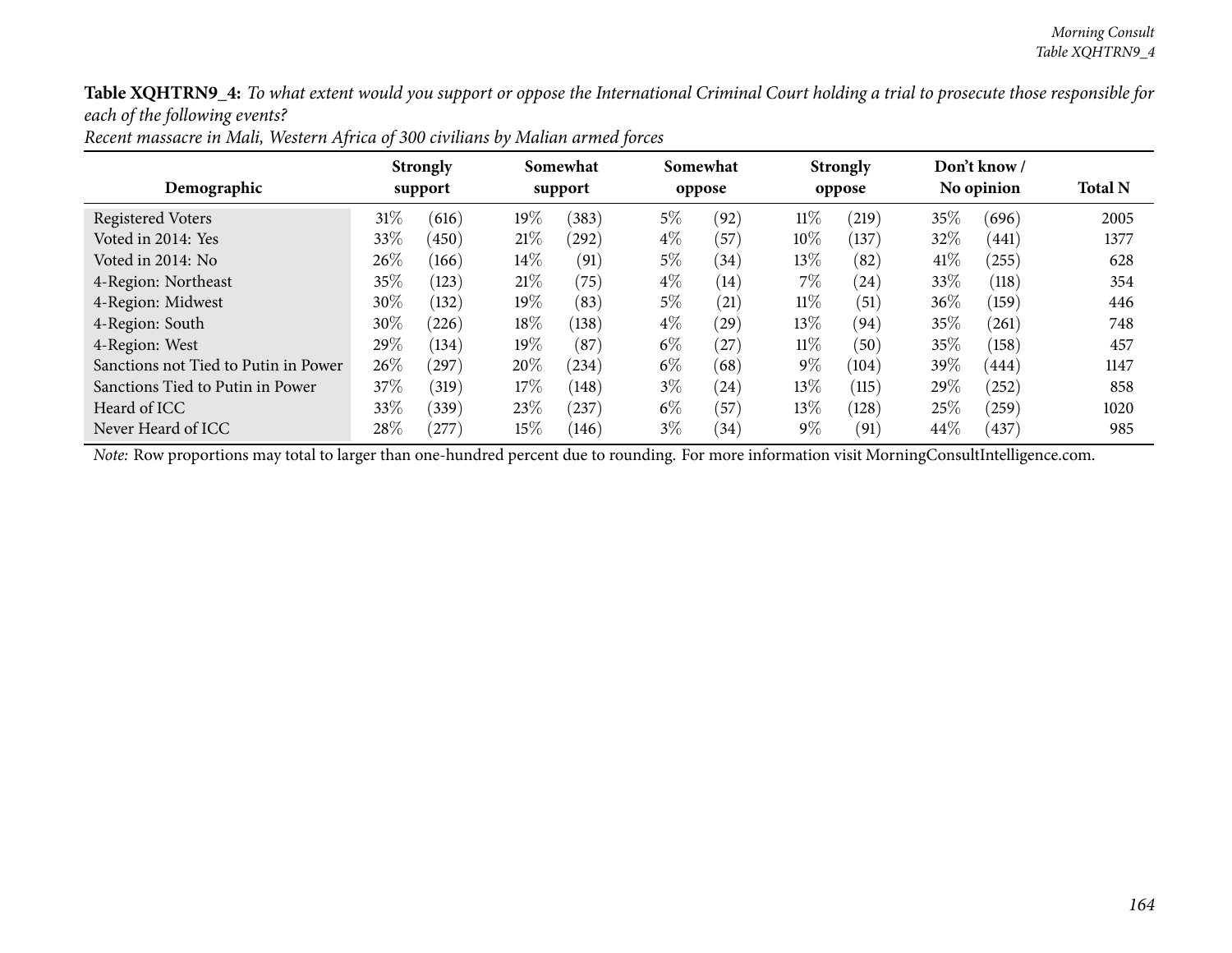**Table XQHTRN9_4:** *To what extent would you support or oppose the International Criminal Court holding a trial to prosecute those responsible for each of the following events?*

*Recent massacre in Mali, Western Africa of 300 civilians by Malian armed forces*

| Demographic | Strongly support | | Somewhat support | | Somewhat oppose | | Strongly oppose | | Don't know / No opinion | | Total N |
|---|---|---|---|---|---|---|---|---|---|---|---|
| Registered Voters | 31% | (616) | 19% | (383) | 5% | (92) | 11% | (219) | 35% | (696) | 2005 |
| Voted in 2014: Yes | 33% | (450) | 21% | (292) | 4% | (57) | 10% | (137) | 32% | (441) | 1377 |
| Voted in 2014: No | 26% | (166) | 14% | (91) | 5% | (34) | 13% | (82) | 41% | (255) | 628 |
| 4-Region: Northeast | 35% | (123) | 21% | (75) | 4% | (14) | 7% | (24) | 33% | (118) | 354 |
| 4-Region: Midwest | 30% | (132) | 19% | (83) | 5% | (21) | 11% | (51) | 36% | (159) | 446 |
| 4-Region: South | 30% | (226) | 18% | (138) | 4% | (29) | 13% | (94) | 35% | (261) | 748 |
| 4-Region: West | 29% | (134) | 19% | (87) | 6% | (27) | 11% | (50) | 35% | (158) | 457 |
| Sanctions not Tied to Putin in Power | 26% | (297) | 20% | (234) | 6% | (68) | 9% | (104) | 39% | (444) | 1147 |
| Sanctions Tied to Putin in Power | 37% | (319) | 17% | (148) | 3% | (24) | 13% | (115) | 29% | (252) | 858 |
| Heard of ICC | 33% | (339) | 23% | (237) | 6% | (57) | 13% | (128) | 25% | (259) | 1020 |
| Never Heard of ICC | 28% | (277) | 15% | (146) | 3% | (34) | 9% | (91) | 44% | (437) | 985 |

*Note:* Row proportions may total to larger than one-hundred percent due to rounding. For more information visit MorningConsultIntelligence.com.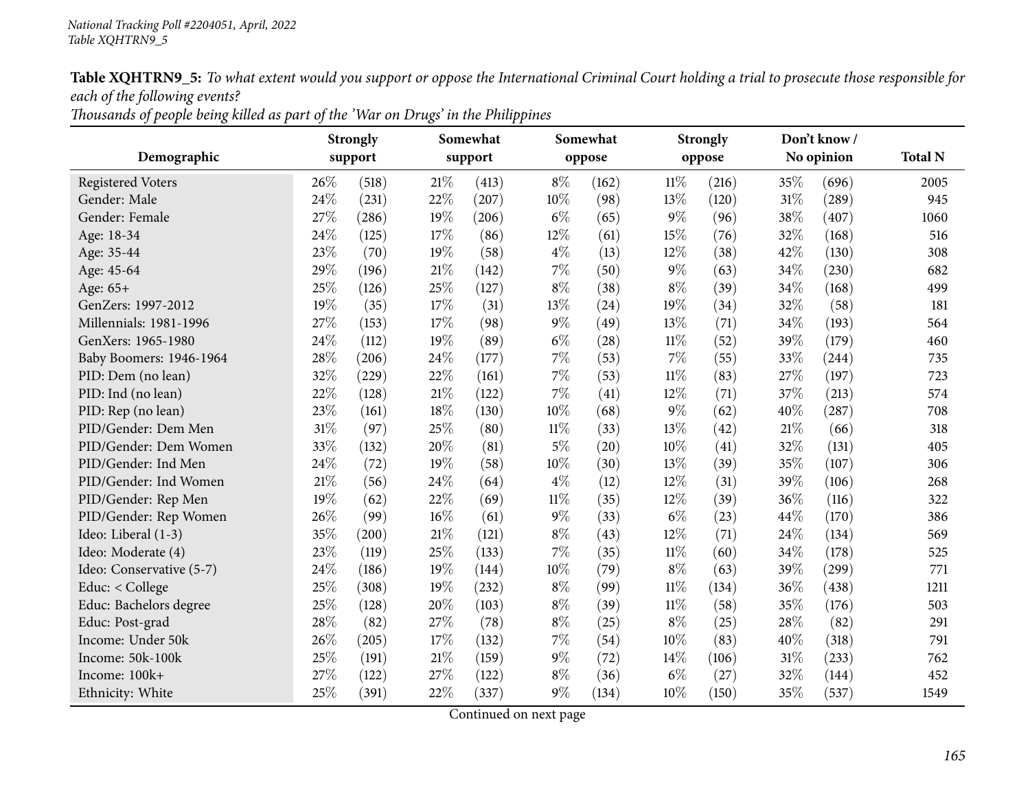**Table XQHTRN9_5:** *To what extent would you support or oppose the International Criminal Court holding a trial to prosecute those responsible for each of the following events?*

*Thousands of people being killed as part of the 'War on Drugs' in the Philippines*

| Demographic | Strongly support | | Somewhat support | | Somewhat oppose | | Strongly oppose | | Don't know / No opinion | | Total N |
|---|---|---|---|---|---|---|---|---|---|---|---|
| Registered Voters | 26% | (518) | 21% | (413) | 8% | (162) | 11% | (216) | 35% | (696) | 2005 |
| Gender: Male | 24% | (231) | 22% | (207) | 10% | (98) | 13% | (120) | 31% | (289) | 945 |
| Gender: Female | 27% | (286) | 19% | (206) | 6% | (65) | 9% | (96) | 38% | (407) | 1060 |
| Age: 18-34 | 24% | (125) | 17% | (86) | 12% | (61) | 15% | (76) | 32% | (168) | 516 |
| Age: 35-44 | 23% | (70) | 19% | (58) | 4% | (13) | 12% | (38) | 42% | (130) | 308 |
| Age: 45-64 | 29% | (196) | 21% | (142) | 7% | (50) | 9% | (63) | 34% | (230) | 682 |
| Age: 65+ | 25% | (126) | 25% | (127) | 8% | (38) | 8% | (39) | 34% | (168) | 499 |
| GenZers: 1997-2012 | 19% | (35) | 17% | (31) | 13% | (24) | 19% | (34) | 32% | (58) | 181 |
| Millennials: 1981-1996 | 27% | (153) | 17% | (98) | 9% | (49) | 13% | (71) | 34% | (193) | 564 |
| GenXers: 1965-1980 | 24% | (112) | 19% | (89) | 6% | (28) | 11% | (52) | 39% | (179) | 460 |
| Baby Boomers: 1946-1964 | 28% | (206) | 24% | (177) | 7% | (53) | 7% | (55) | 33% | (244) | 735 |
| PID: Dem (no lean) | 32% | (229) | 22% | (161) | 7% | (53) | 11% | (83) | 27% | (197) | 723 |
| PID: Ind (no lean) | 22% | (128) | 21% | (122) | 7% | (41) | 12% | (71) | 37% | (213) | 574 |
| PID: Rep (no lean) | 23% | (161) | 18% | (130) | 10% | (68) | 9% | (62) | 40% | (287) | 708 |
| PID/Gender: Dem Men | 31% | (97) | 25% | (80) | 11% | (33) | 13% | (42) | 21% | (66) | 318 |
| PID/Gender: Dem Women | 33% | (132) | 20% | (81) | 5% | (20) | 10% | (41) | 32% | (131) | 405 |
| PID/Gender: Ind Men | 24% | (72) | 19% | (58) | 10% | (30) | 13% | (39) | 35% | (107) | 306 |
| PID/Gender: Ind Women | 21% | (56) | 24% | (64) | 4% | (12) | 12% | (31) | 39% | (106) | 268 |
| PID/Gender: Rep Men | 19% | (62) | 22% | (69) | 11% | (35) | 12% | (39) | 36% | (116) | 322 |
| PID/Gender: Rep Women | 26% | (99) | 16% | (61) | 9% | (33) | 6% | (23) | 44% | (170) | 386 |
| Ideo: Liberal (1-3) | 35% | (200) | 21% | (121) | 8% | (43) | 12% | (71) | 24% | (134) | 569 |
| Ideo: Moderate (4) | 23% | (119) | 25% | (133) | 7% | (35) | 11% | (60) | 34% | (178) | 525 |
| Ideo: Conservative (5-7) | 24% | (186) | 19% | (144) | 10% | (79) | 8% | (63) | 39% | (299) | 771 |
| Educ: < College | 25% | (308) | 19% | (232) | 8% | (99) | 11% | (134) | 36% | (438) | 1211 |
| Educ: Bachelors degree | 25% | (128) | 20% | (103) | 8% | (39) | 11% | (58) | 35% | (176) | 503 |
| Educ: Post-grad | 28% | (82) | 27% | (78) | 8% | (25) | 8% | (25) | 28% | (82) | 291 |
| Income: Under 50k | 26% | (205) | 17% | (132) | 7% | (54) | 10% | (83) | 40% | (318) | 791 |
| Income: 50k-100k | 25% | (191) | 21% | (159) | 9% | (72) | 14% | (106) | 31% | (233) | 762 |
| Income: 100k+ | 27% | (122) | 27% | (122) | 8% | (36) | 6% | (27) | 32% | (144) | 452 |
| Ethnicity: White | 25% | (391) | 22% | (337) | 9% | (134) | 10% | (150) | 35% | (537) | 1549 |

Continued on next page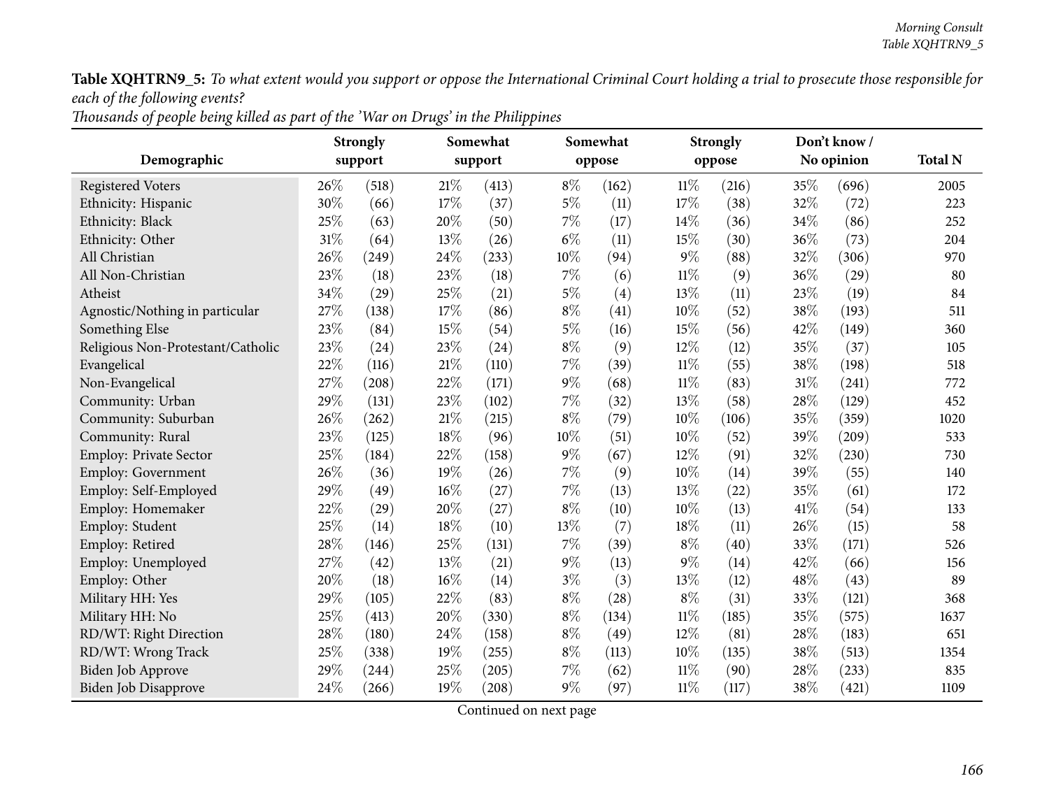**Table XQHTRN9_5:** *To what extent would you support or oppose the International Criminal Court holding a trial to prosecute those responsible for each of the following events?*

*Thousands of people being killed as part of the 'War on Drugs' in the Philippines*

| Demographic | Strongly support | | Somewhat support | | Somewhat oppose | | Strongly oppose | | Don't know / No opinion | | Total N |
|---|---|---|---|---|---|---|---|---|---|---|---|
| Registered Voters | 26% | (518) | 21% | (413) | 8% | (162) | 11% | (216) | 35% | (696) | 2005 |
| Ethnicity: Hispanic | 30% | (66) | 17% | (37) | 5% | (11) | 17% | (38) | 32% | (72) | 223 |
| Ethnicity: Black | 25% | (63) | 20% | (50) | 7% | (17) | 14% | (36) | 34% | (86) | 252 |
| Ethnicity: Other | 31% | (64) | 13% | (26) | 6% | (11) | 15% | (30) | 36% | (73) | 204 |
| All Christian | 26% | (249) | 24% | (233) | 10% | (94) | 9% | (88) | 32% | (306) | 970 |
| All Non-Christian | 23% | (18) | 23% | (18) | 7% | (6) | 11% | (9) | 36% | (29) | 80 |
| Atheist | 34% | (29) | 25% | (21) | 5% | (4) | 13% | (11) | 23% | (19) | 84 |
| Agnostic/Nothing in particular | 27% | (138) | 17% | (86) | 8% | (41) | 10% | (52) | 38% | (193) | 511 |
| Something Else | 23% | (84) | 15% | (54) | 5% | (16) | 15% | (56) | 42% | (149) | 360 |
| Religious Non-Protestant/Catholic | 23% | (24) | 23% | (24) | 8% | (9) | 12% | (12) | 35% | (37) | 105 |
| Evangelical | 22% | (116) | 21% | (110) | 7% | (39) | 11% | (55) | 38% | (198) | 518 |
| Non-Evangelical | 27% | (208) | 22% | (171) | 9% | (68) | 11% | (83) | 31% | (241) | 772 |
| Community: Urban | 29% | (131) | 23% | (102) | 7% | (32) | 13% | (58) | 28% | (129) | 452 |
| Community: Suburban | 26% | (262) | 21% | (215) | 8% | (79) | 10% | (106) | 35% | (359) | 1020 |
| Community: Rural | 23% | (125) | 18% | (96) | 10% | (51) | 10% | (52) | 39% | (209) | 533 |
| Employ: Private Sector | 25% | (184) | 22% | (158) | 9% | (67) | 12% | (91) | 32% | (230) | 730 |
| Employ: Government | 26% | (36) | 19% | (26) | 7% | (9) | 10% | (14) | 39% | (55) | 140 |
| Employ: Self-Employed | 29% | (49) | 16% | (27) | 7% | (13) | 13% | (22) | 35% | (61) | 172 |
| Employ: Homemaker | 22% | (29) | 20% | (27) | 8% | (10) | 10% | (13) | 41% | (54) | 133 |
| Employ: Student | 25% | (14) | 18% | (10) | 13% | (7) | 18% | (11) | 26% | (15) | 58 |
| Employ: Retired | 28% | (146) | 25% | (131) | 7% | (39) | 8% | (40) | 33% | (171) | 526 |
| Employ: Unemployed | 27% | (42) | 13% | (21) | 9% | (13) | 9% | (14) | 42% | (66) | 156 |
| Employ: Other | 20% | (18) | 16% | (14) | 3% | (3) | 13% | (12) | 48% | (43) | 89 |
| Military HH: Yes | 29% | (105) | 22% | (83) | 8% | (28) | 8% | (31) | 33% | (121) | 368 |
| Military HH: No | 25% | (413) | 20% | (330) | 8% | (134) | 11% | (185) | 35% | (575) | 1637 |
| RD/WT: Right Direction | 28% | (180) | 24% | (158) | 8% | (49) | 12% | (81) | 28% | (183) | 651 |
| RD/WT: Wrong Track | 25% | (338) | 19% | (255) | 8% | (113) | 10% | (135) | 38% | (513) | 1354 |
| Biden Job Approve | 29% | (244) | 25% | (205) | 7% | (62) | 11% | (90) | 28% | (233) | 835 |
| Biden Job Disapprove | 24% | (266) | 19% | (208) | 9% | (97) | 11% | (117) | 38% | (421) | 1109 |

Continued on next page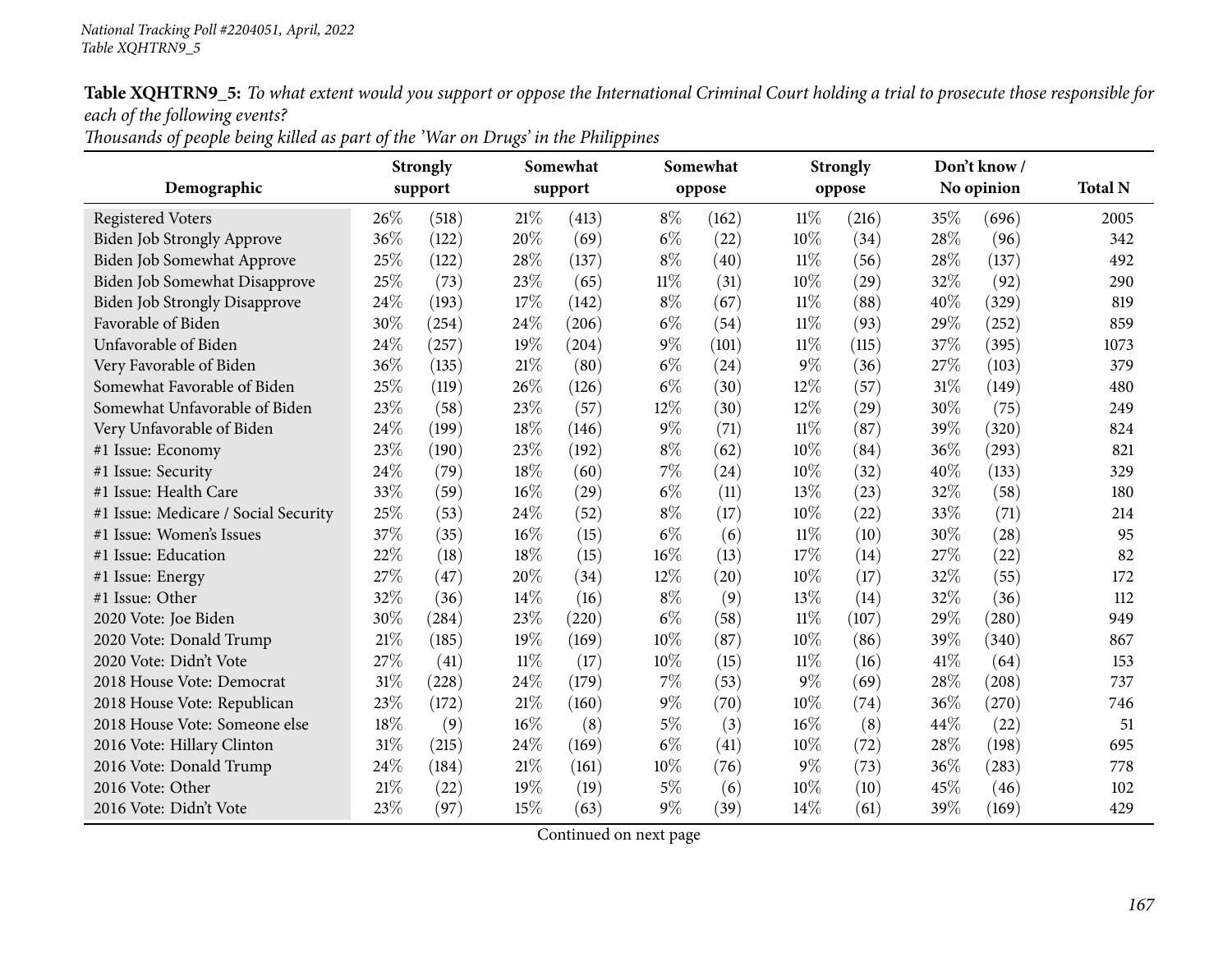*National Tracking Poll #2204051, April, 2022*
*Table XQHTRN9_5*

**Table XQHTRN9_5:** *To what extent would you support or oppose the International Criminal Court holding a trial to prosecute those responsible for each of the following events?*
*Thousands of people being killed as part of the 'War on Drugs' in the Philippines*

| Demographic | Strongly support | | Somewhat support | | Somewhat oppose | | Strongly oppose | | Don't know / No opinion | | Total N |
|---|---|---|---|---|---|---|---|---|---|---|---|
| Registered Voters | 26% | (518) | 21% | (413) | 8% | (162) | 11% | (216) | 35% | (696) | 2005 |
| Biden Job Strongly Approve | 36% | (122) | 20% | (69) | 6% | (22) | 10% | (34) | 28% | (96) | 342 |
| Biden Job Somewhat Approve | 25% | (122) | 28% | (137) | 8% | (40) | 11% | (56) | 28% | (137) | 492 |
| Biden Job Somewhat Disapprove | 25% | (73) | 23% | (65) | 11% | (31) | 10% | (29) | 32% | (92) | 290 |
| Biden Job Strongly Disapprove | 24% | (193) | 17% | (142) | 8% | (67) | 11% | (88) | 40% | (329) | 819 |
| Favorable of Biden | 30% | (254) | 24% | (206) | 6% | (54) | 11% | (93) | 29% | (252) | 859 |
| Unfavorable of Biden | 24% | (257) | 19% | (204) | 9% | (101) | 11% | (115) | 37% | (395) | 1073 |
| Very Favorable of Biden | 36% | (135) | 21% | (80) | 6% | (24) | 9% | (36) | 27% | (103) | 379 |
| Somewhat Favorable of Biden | 25% | (119) | 26% | (126) | 6% | (30) | 12% | (57) | 31% | (149) | 480 |
| Somewhat Unfavorable of Biden | 23% | (58) | 23% | (57) | 12% | (30) | 12% | (29) | 30% | (75) | 249 |
| Very Unfavorable of Biden | 24% | (199) | 18% | (146) | 9% | (71) | 11% | (87) | 39% | (320) | 824 |
| #1 Issue: Economy | 23% | (190) | 23% | (192) | 8% | (62) | 10% | (84) | 36% | (293) | 821 |
| #1 Issue: Security | 24% | (79) | 18% | (60) | 7% | (24) | 10% | (32) | 40% | (133) | 329 |
| #1 Issue: Health Care | 33% | (59) | 16% | (29) | 6% | (11) | 13% | (23) | 32% | (58) | 180 |
| #1 Issue: Medicare / Social Security | 25% | (53) | 24% | (52) | 8% | (17) | 10% | (22) | 33% | (71) | 214 |
| #1 Issue: Women's Issues | 37% | (35) | 16% | (15) | 6% | (6) | 11% | (10) | 30% | (28) | 95 |
| #1 Issue: Education | 22% | (18) | 18% | (15) | 16% | (13) | 17% | (14) | 27% | (22) | 82 |
| #1 Issue: Energy | 27% | (47) | 20% | (34) | 12% | (20) | 10% | (17) | 32% | (55) | 172 |
| #1 Issue: Other | 32% | (36) | 14% | (16) | 8% | (9) | 13% | (14) | 32% | (36) | 112 |
| 2020 Vote: Joe Biden | 30% | (284) | 23% | (220) | 6% | (58) | 11% | (107) | 29% | (280) | 949 |
| 2020 Vote: Donald Trump | 21% | (185) | 19% | (169) | 10% | (87) | 10% | (86) | 39% | (340) | 867 |
| 2020 Vote: Didn't Vote | 27% | (41) | 11% | (17) | 10% | (15) | 11% | (16) | 41% | (64) | 153 |
| 2018 House Vote: Democrat | 31% | (228) | 24% | (179) | 7% | (53) | 9% | (69) | 28% | (208) | 737 |
| 2018 House Vote: Republican | 23% | (172) | 21% | (160) | 9% | (70) | 10% | (74) | 36% | (270) | 746 |
| 2018 House Vote: Someone else | 18% | (9) | 16% | (8) | 5% | (3) | 16% | (8) | 44% | (22) | 51 |
| 2016 Vote: Hillary Clinton | 31% | (215) | 24% | (169) | 6% | (41) | 10% | (72) | 28% | (198) | 695 |
| 2016 Vote: Donald Trump | 24% | (184) | 21% | (161) | 10% | (76) | 9% | (73) | 36% | (283) | 778 |
| 2016 Vote: Other | 21% | (22) | 19% | (19) | 5% | (6) | 10% | (10) | 45% | (46) | 102 |
| 2016 Vote: Didn't Vote | 23% | (97) | 15% | (63) | 9% | (39) | 14% | (61) | 39% | (169) | 429 |

Continued on next page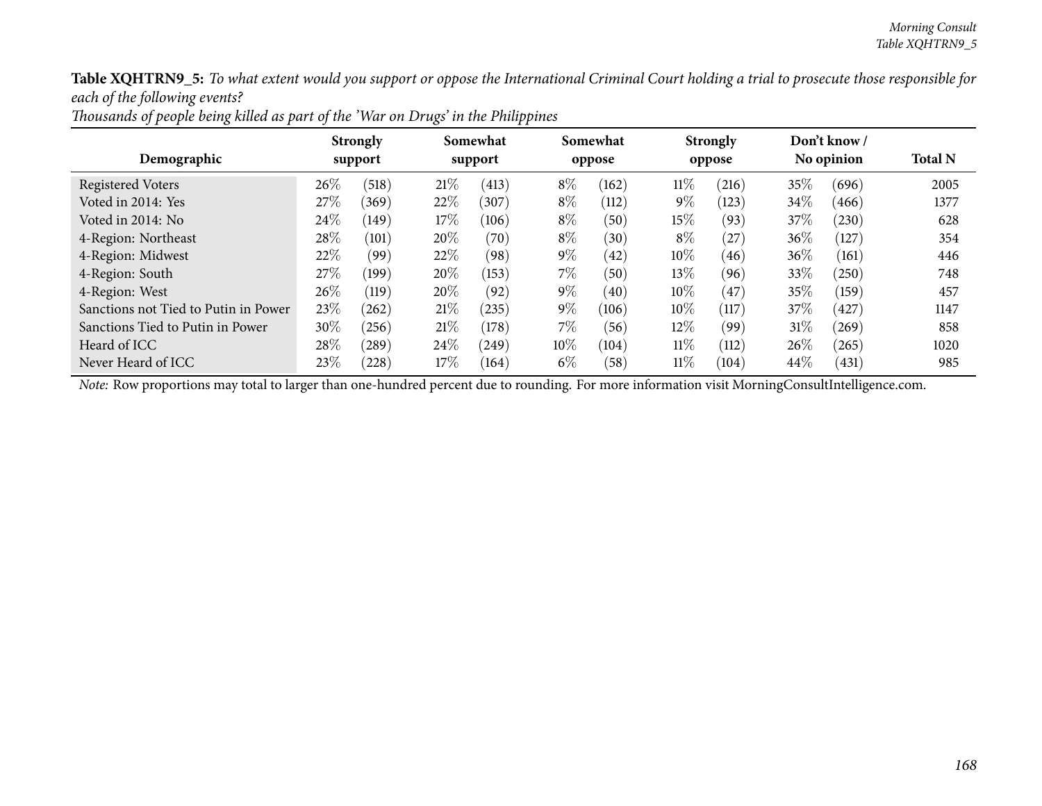**Table XQHTRN9_5:** *To what extent would you support or oppose the International Criminal Court holding a trial to prosecute those responsible for each of the following events?*

*Thousands of people being killed as part of the 'War on Drugs' in the Philippines*

| Demographic | Strongly support | | Somewhat support | | Somewhat oppose | | Strongly oppose | | Don't know / No opinion | | Total N |
|---|---|---|---|---|---|---|---|---|---|---|---|
| Registered Voters | 26% | (518) | 21% | (413) | 8% | (162) | 11% | (216) | 35% | (696) | 2005 |
| Voted in 2014: Yes | 27% | (369) | 22% | (307) | 8% | (112) | 9% | (123) | 34% | (466) | 1377 |
| Voted in 2014: No | 24% | (149) | 17% | (106) | 8% | (50) | 15% | (93) | 37% | (230) | 628 |
| 4-Region: Northeast | 28% | (101) | 20% | (70) | 8% | (30) | 8% | (27) | 36% | (127) | 354 |
| 4-Region: Midwest | 22% | (99) | 22% | (98) | 9% | (42) | 10% | (46) | 36% | (161) | 446 |
| 4-Region: South | 27% | (199) | 20% | (153) | 7% | (50) | 13% | (96) | 33% | (250) | 748 |
| 4-Region: West | 26% | (119) | 20% | (92) | 9% | (40) | 10% | (47) | 35% | (159) | 457 |
| Sanctions not Tied to Putin in Power | 23% | (262) | 21% | (235) | 9% | (106) | 10% | (117) | 37% | (427) | 1147 |
| Sanctions Tied to Putin in Power | 30% | (256) | 21% | (178) | 7% | (56) | 12% | (99) | 31% | (269) | 858 |
| Heard of ICC | 28% | (289) | 24% | (249) | 10% | (104) | 11% | (112) | 26% | (265) | 1020 |
| Never Heard of ICC | 23% | (228) | 17% | (164) | 6% | (58) | 11% | (104) | 44% | (431) | 985 |

*Note:* Row proportions may total to larger than one-hundred percent due to rounding. For more information visit MorningConsultIntelligence.com.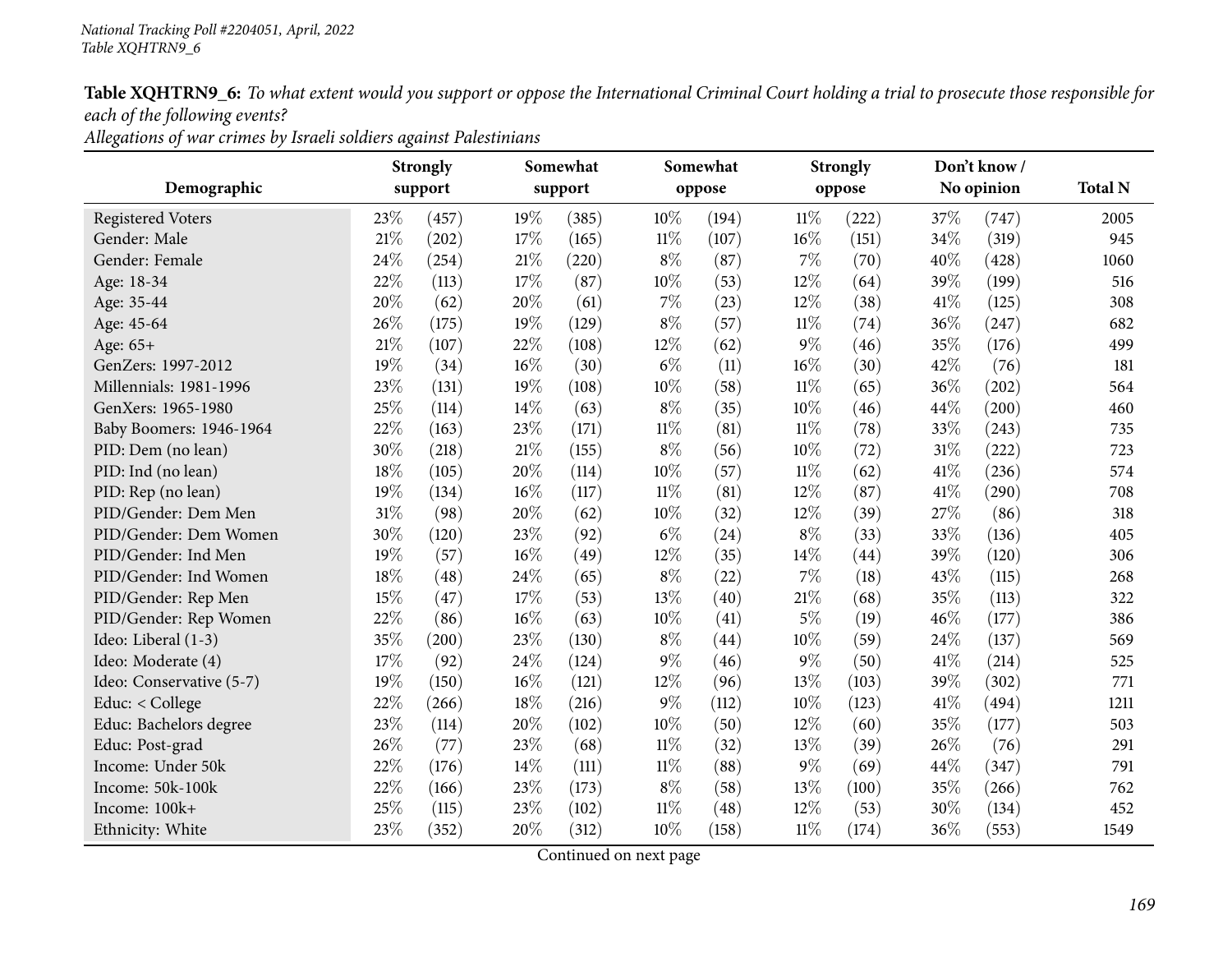**Table XQHTRN9_6:** *To what extent would you support or oppose the International Criminal Court holding a trial to prosecute those responsible for each of the following events?*

*Allegations of war crimes by Israeli soldiers against Palestinians*

| Demographic | Strongly support | | Somewhat support | | Somewhat oppose | | Strongly oppose | | Don't know / No opinion | | Total N |
|---|---|---|---|---|---|---|---|---|---|---|---|
| Registered Voters | 23% | (457) | 19% | (385) | 10% | (194) | 11% | (222) | 37% | (747) | 2005 |
| Gender: Male | 21% | (202) | 17% | (165) | 11% | (107) | 16% | (151) | 34% | (319) | 945 |
| Gender: Female | 24% | (254) | 21% | (220) | 8% | (87) | 7% | (70) | 40% | (428) | 1060 |
| Age: 18-34 | 22% | (113) | 17% | (87) | 10% | (53) | 12% | (64) | 39% | (199) | 516 |
| Age: 35-44 | 20% | (62) | 20% | (61) | 7% | (23) | 12% | (38) | 41% | (125) | 308 |
| Age: 45-64 | 26% | (175) | 19% | (129) | 8% | (57) | 11% | (74) | 36% | (247) | 682 |
| Age: 65+ | 21% | (107) | 22% | (108) | 12% | (62) | 9% | (46) | 35% | (176) | 499 |
| GenZers: 1997-2012 | 19% | (34) | 16% | (30) | 6% | (11) | 16% | (30) | 42% | (76) | 181 |
| Millennials: 1981-1996 | 23% | (131) | 19% | (108) | 10% | (58) | 11% | (65) | 36% | (202) | 564 |
| GenXers: 1965-1980 | 25% | (114) | 14% | (63) | 8% | (35) | 10% | (46) | 44% | (200) | 460 |
| Baby Boomers: 1946-1964 | 22% | (163) | 23% | (171) | 11% | (81) | 11% | (78) | 33% | (243) | 735 |
| PID: Dem (no lean) | 30% | (218) | 21% | (155) | 8% | (56) | 10% | (72) | 31% | (222) | 723 |
| PID: Ind (no lean) | 18% | (105) | 20% | (114) | 10% | (57) | 11% | (62) | 41% | (236) | 574 |
| PID: Rep (no lean) | 19% | (134) | 16% | (117) | 11% | (81) | 12% | (87) | 41% | (290) | 708 |
| PID/Gender: Dem Men | 31% | (98) | 20% | (62) | 10% | (32) | 12% | (39) | 27% | (86) | 318 |
| PID/Gender: Dem Women | 30% | (120) | 23% | (92) | 6% | (24) | 8% | (33) | 33% | (136) | 405 |
| PID/Gender: Ind Men | 19% | (57) | 16% | (49) | 12% | (35) | 14% | (44) | 39% | (120) | 306 |
| PID/Gender: Ind Women | 18% | (48) | 24% | (65) | 8% | (22) | 7% | (18) | 43% | (115) | 268 |
| PID/Gender: Rep Men | 15% | (47) | 17% | (53) | 13% | (40) | 21% | (68) | 35% | (113) | 322 |
| PID/Gender: Rep Women | 22% | (86) | 16% | (63) | 10% | (41) | 5% | (19) | 46% | (177) | 386 |
| Ideo: Liberal (1-3) | 35% | (200) | 23% | (130) | 8% | (44) | 10% | (59) | 24% | (137) | 569 |
| Ideo: Moderate (4) | 17% | (92) | 24% | (124) | 9% | (46) | 9% | (50) | 41% | (214) | 525 |
| Ideo: Conservative (5-7) | 19% | (150) | 16% | (121) | 12% | (96) | 13% | (103) | 39% | (302) | 771 |
| Educ: < College | 22% | (266) | 18% | (216) | 9% | (112) | 10% | (123) | 41% | (494) | 1211 |
| Educ: Bachelors degree | 23% | (114) | 20% | (102) | 10% | (50) | 12% | (60) | 35% | (177) | 503 |
| Educ: Post-grad | 26% | (77) | 23% | (68) | 11% | (32) | 13% | (39) | 26% | (76) | 291 |
| Income: Under 50k | 22% | (176) | 14% | (111) | 11% | (88) | 9% | (69) | 44% | (347) | 791 |
| Income: 50k-100k | 22% | (166) | 23% | (173) | 8% | (58) | 13% | (100) | 35% | (266) | 762 |
| Income: 100k+ | 25% | (115) | 23% | (102) | 11% | (48) | 12% | (53) | 30% | (134) | 452 |
| Ethnicity: White | 23% | (352) | 20% | (312) | 10% | (158) | 11% | (174) | 36% | (553) | 1549 |

Continued on next page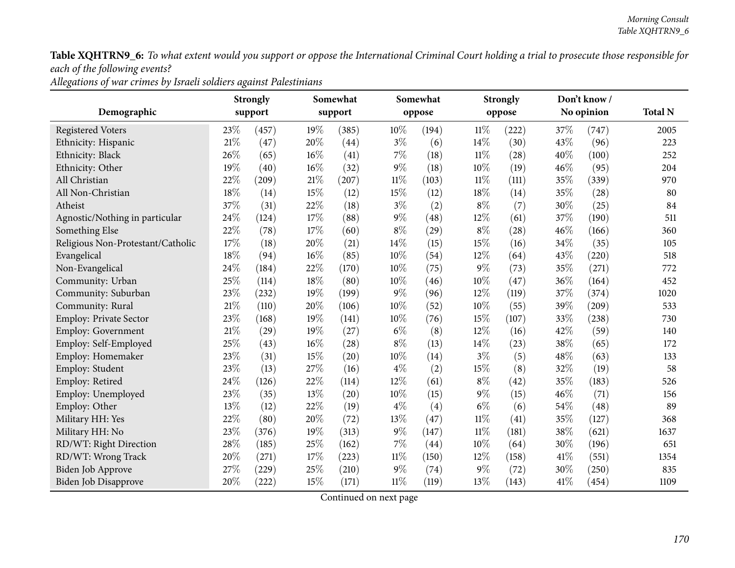**Table XQHTRN9_6:** *To what extent would you support or oppose the International Criminal Court holding a trial to prosecute those responsible for each of the following events?*

*Allegations of war crimes by Israeli soldiers against Palestinians*

| Demographic | Strongly support | | Somewhat support | | Somewhat oppose | | Strongly oppose | | Don't know / No opinion | | Total N |
|---|---|---|---|---|---|---|---|---|---|---|---|
| Registered Voters | 23% | (457) | 19% | (385) | 10% | (194) | 11% | (222) | 37% | (747) | 2005 |
| Ethnicity: Hispanic | 21% | (47) | 20% | (44) | 3% | (6) | 14% | (30) | 43% | (96) | 223 |
| Ethnicity: Black | 26% | (65) | 16% | (41) | 7% | (18) | 11% | (28) | 40% | (100) | 252 |
| Ethnicity: Other | 19% | (40) | 16% | (32) | 9% | (18) | 10% | (19) | 46% | (95) | 204 |
| All Christian | 22% | (209) | 21% | (207) | 11% | (103) | 11% | (111) | 35% | (339) | 970 |
| All Non-Christian | 18% | (14) | 15% | (12) | 15% | (12) | 18% | (14) | 35% | (28) | 80 |
| Atheist | 37% | (31) | 22% | (18) | 3% | (2) | 8% | (7) | 30% | (25) | 84 |
| Agnostic/Nothing in particular | 24% | (124) | 17% | (88) | 9% | (48) | 12% | (61) | 37% | (190) | 511 |
| Something Else | 22% | (78) | 17% | (60) | 8% | (29) | 8% | (28) | 46% | (166) | 360 |
| Religious Non-Protestant/Catholic | 17% | (18) | 20% | (21) | 14% | (15) | 15% | (16) | 34% | (35) | 105 |
| Evangelical | 18% | (94) | 16% | (85) | 10% | (54) | 12% | (64) | 43% | (220) | 518 |
| Non-Evangelical | 24% | (184) | 22% | (170) | 10% | (75) | 9% | (73) | 35% | (271) | 772 |
| Community: Urban | 25% | (114) | 18% | (80) | 10% | (46) | 10% | (47) | 36% | (164) | 452 |
| Community: Suburban | 23% | (232) | 19% | (199) | 9% | (96) | 12% | (119) | 37% | (374) | 1020 |
| Community: Rural | 21% | (110) | 20% | (106) | 10% | (52) | 10% | (55) | 39% | (209) | 533 |
| Employ: Private Sector | 23% | (168) | 19% | (141) | 10% | (76) | 15% | (107) | 33% | (238) | 730 |
| Employ: Government | 21% | (29) | 19% | (27) | 6% | (8) | 12% | (16) | 42% | (59) | 140 |
| Employ: Self-Employed | 25% | (43) | 16% | (28) | 8% | (13) | 14% | (23) | 38% | (65) | 172 |
| Employ: Homemaker | 23% | (31) | 15% | (20) | 10% | (14) | 3% | (5) | 48% | (63) | 133 |
| Employ: Student | 23% | (13) | 27% | (16) | 4% | (2) | 15% | (8) | 32% | (19) | 58 |
| Employ: Retired | 24% | (126) | 22% | (114) | 12% | (61) | 8% | (42) | 35% | (183) | 526 |
| Employ: Unemployed | 23% | (35) | 13% | (20) | 10% | (15) | 9% | (15) | 46% | (71) | 156 |
| Employ: Other | 13% | (12) | 22% | (19) | 4% | (4) | 6% | (6) | 54% | (48) | 89 |
| Military HH: Yes | 22% | (80) | 20% | (72) | 13% | (47) | 11% | (41) | 35% | (127) | 368 |
| Military HH: No | 23% | (376) | 19% | (313) | 9% | (147) | 11% | (181) | 38% | (621) | 1637 |
| RD/WT: Right Direction | 28% | (185) | 25% | (162) | 7% | (44) | 10% | (64) | 30% | (196) | 651 |
| RD/WT: Wrong Track | 20% | (271) | 17% | (223) | 11% | (150) | 12% | (158) | 41% | (551) | 1354 |
| Biden Job Approve | 27% | (229) | 25% | (210) | 9% | (74) | 9% | (72) | 30% | (250) | 835 |
| Biden Job Disapprove | 20% | (222) | 15% | (171) | 11% | (119) | 13% | (143) | 41% | (454) | 1109 |

Continued on next page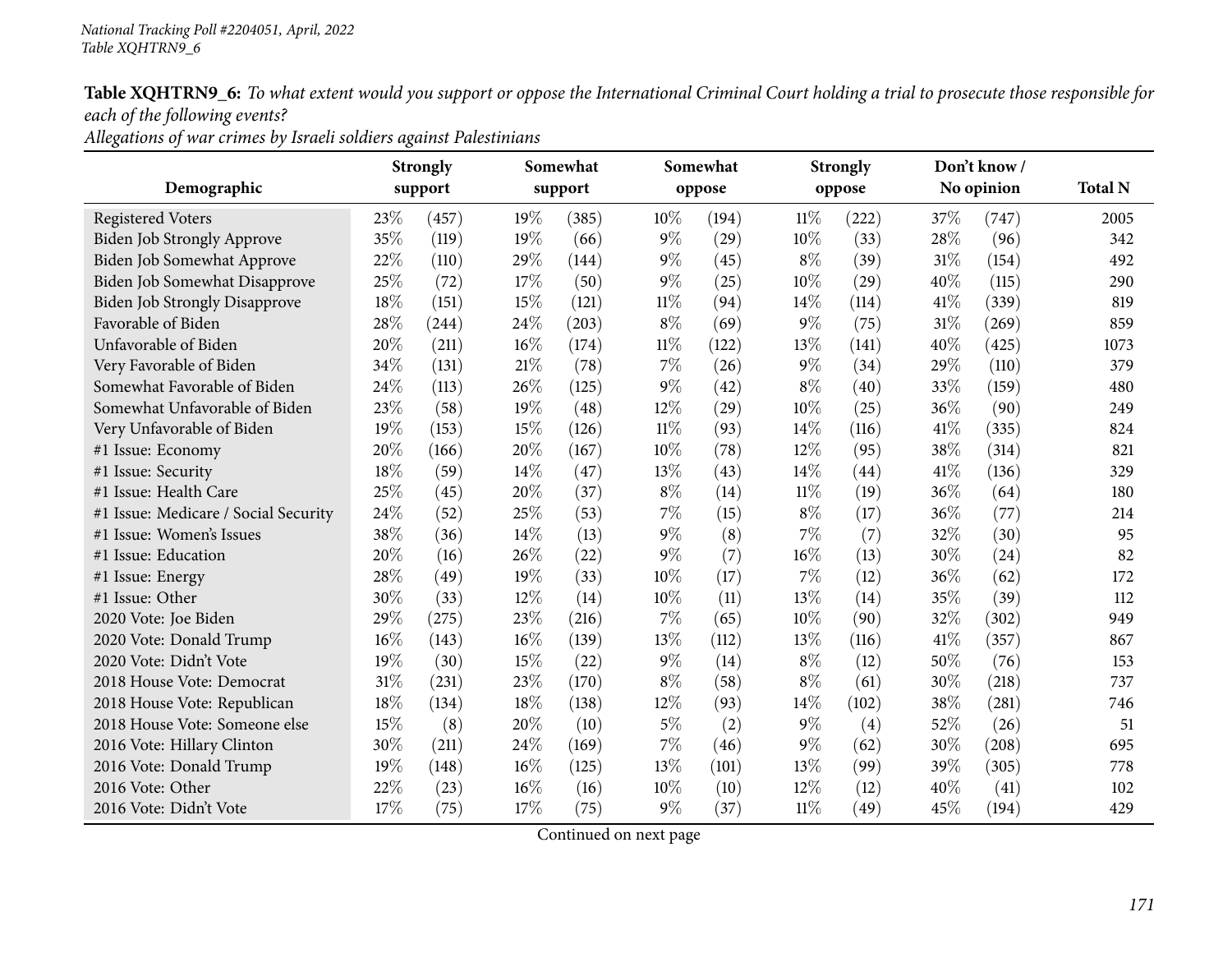**Table XQHTRN9_6:** *To what extent would you support or oppose the International Criminal Court holding a trial to prosecute those responsible for each of the following events?*

*Allegations of war crimes by Israeli soldiers against Palestinians*

| Demographic | Strongly support | | Somewhat support | | Somewhat oppose | | Strongly oppose | | Don't know / No opinion | | Total N |
|---|---|---|---|---|---|---|---|---|---|---|---|
| Registered Voters | 23% | (457) | 19% | (385) | 10% | (194) | 11% | (222) | 37% | (747) | 2005 |
| Biden Job Strongly Approve | 35% | (119) | 19% | (66) | 9% | (29) | 10% | (33) | 28% | (96) | 342 |
| Biden Job Somewhat Approve | 22% | (110) | 29% | (144) | 9% | (45) | 8% | (39) | 31% | (154) | 492 |
| Biden Job Somewhat Disapprove | 25% | (72) | 17% | (50) | 9% | (25) | 10% | (29) | 40% | (115) | 290 |
| Biden Job Strongly Disapprove | 18% | (151) | 15% | (121) | 11% | (94) | 14% | (114) | 41% | (339) | 819 |
| Favorable of Biden | 28% | (244) | 24% | (203) | 8% | (69) | 9% | (75) | 31% | (269) | 859 |
| Unfavorable of Biden | 20% | (211) | 16% | (174) | 11% | (122) | 13% | (141) | 40% | (425) | 1073 |
| Very Favorable of Biden | 34% | (131) | 21% | (78) | 7% | (26) | 9% | (34) | 29% | (110) | 379 |
| Somewhat Favorable of Biden | 24% | (113) | 26% | (125) | 9% | (42) | 8% | (40) | 33% | (159) | 480 |
| Somewhat Unfavorable of Biden | 23% | (58) | 19% | (48) | 12% | (29) | 10% | (25) | 36% | (90) | 249 |
| Very Unfavorable of Biden | 19% | (153) | 15% | (126) | 11% | (93) | 14% | (116) | 41% | (335) | 824 |
| #1 Issue: Economy | 20% | (166) | 20% | (167) | 10% | (78) | 12% | (95) | 38% | (314) | 821 |
| #1 Issue: Security | 18% | (59) | 14% | (47) | 13% | (43) | 14% | (44) | 41% | (136) | 329 |
| #1 Issue: Health Care | 25% | (45) | 20% | (37) | 8% | (14) | 11% | (19) | 36% | (64) | 180 |
| #1 Issue: Medicare / Social Security | 24% | (52) | 25% | (53) | 7% | (15) | 8% | (17) | 36% | (77) | 214 |
| #1 Issue: Women's Issues | 38% | (36) | 14% | (13) | 9% | (8) | 7% | (7) | 32% | (30) | 95 |
| #1 Issue: Education | 20% | (16) | 26% | (22) | 9% | (7) | 16% | (13) | 30% | (24) | 82 |
| #1 Issue: Energy | 28% | (49) | 19% | (33) | 10% | (17) | 7% | (12) | 36% | (62) | 172 |
| #1 Issue: Other | 30% | (33) | 12% | (14) | 10% | (11) | 13% | (14) | 35% | (39) | 112 |
| 2020 Vote: Joe Biden | 29% | (275) | 23% | (216) | 7% | (65) | 10% | (90) | 32% | (302) | 949 |
| 2020 Vote: Donald Trump | 16% | (143) | 16% | (139) | 13% | (112) | 13% | (116) | 41% | (357) | 867 |
| 2020 Vote: Didn't Vote | 19% | (30) | 15% | (22) | 9% | (14) | 8% | (12) | 50% | (76) | 153 |
| 2018 House Vote: Democrat | 31% | (231) | 23% | (170) | 8% | (58) | 8% | (61) | 30% | (218) | 737 |
| 2018 House Vote: Republican | 18% | (134) | 18% | (138) | 12% | (93) | 14% | (102) | 38% | (281) | 746 |
| 2018 House Vote: Someone else | 15% | (8) | 20% | (10) | 5% | (2) | 9% | (4) | 52% | (26) | 51 |
| 2016 Vote: Hillary Clinton | 30% | (211) | 24% | (169) | 7% | (46) | 9% | (62) | 30% | (208) | 695 |
| 2016 Vote: Donald Trump | 19% | (148) | 16% | (125) | 13% | (101) | 13% | (99) | 39% | (305) | 778 |
| 2016 Vote: Other | 22% | (23) | 16% | (16) | 10% | (10) | 12% | (12) | 40% | (41) | 102 |
| 2016 Vote: Didn't Vote | 17% | (75) | 17% | (75) | 9% | (37) | 11% | (49) | 45% | (194) | 429 |

Continued on next page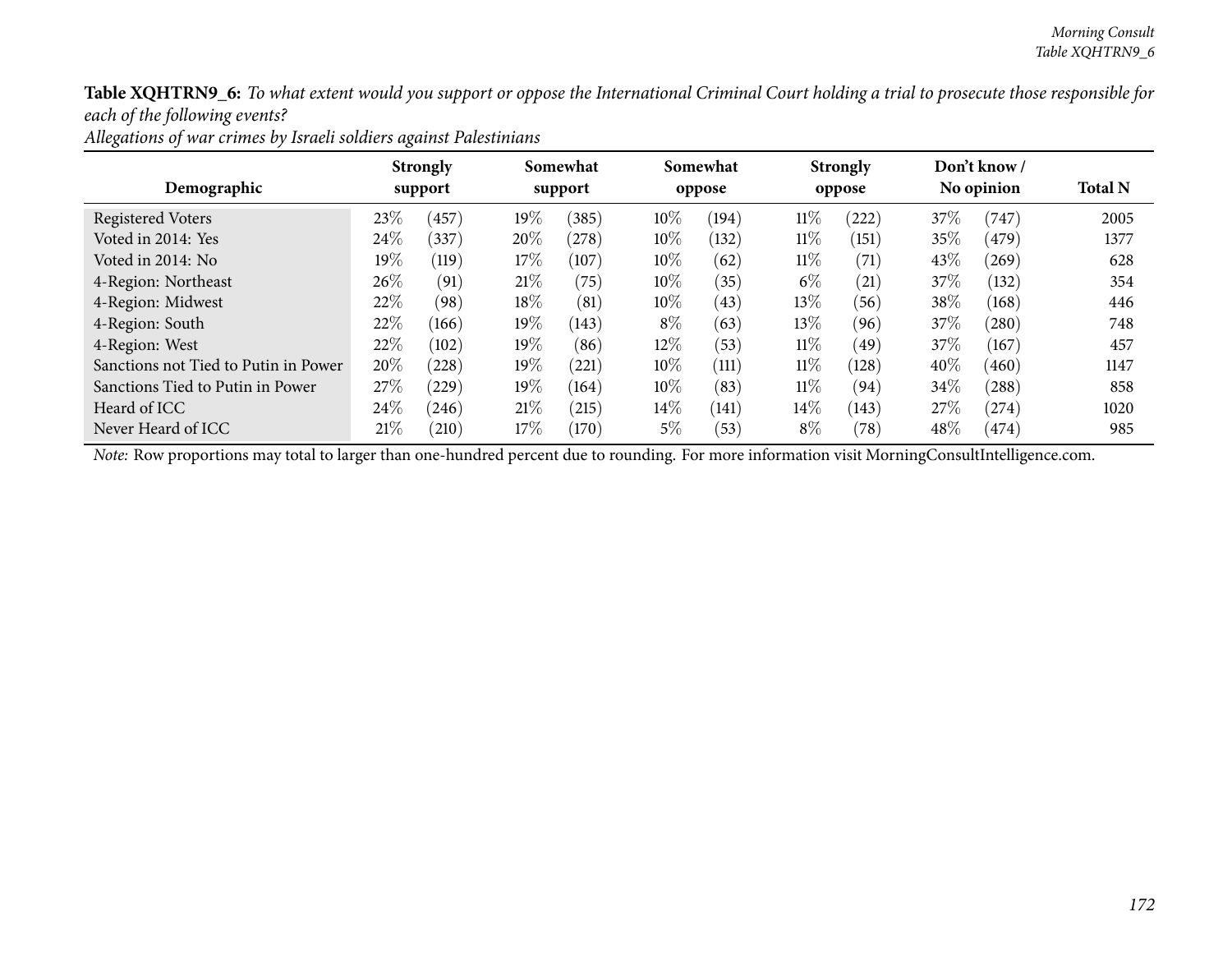**Table XQHTRN9_6:** *To what extent would you support or oppose the International Criminal Court holding a trial to prosecute those responsible for each of the following events?*

*Allegations of war crimes by Israeli soldiers against Palestinians*

| Demographic | Strongly support | | Somewhat support | | Somewhat oppose | | Strongly oppose | | Don't know / No opinion | | Total N |
|---|---|---|---|---|---|---|---|---|---|---|---|
| Registered Voters | 23% | (457) | 19% | (385) | 10% | (194) | 11% | (222) | 37% | (747) | 2005 |
| Voted in 2014: Yes | 24% | (337) | 20% | (278) | 10% | (132) | 11% | (151) | 35% | (479) | 1377 |
| Voted in 2014: No | 19% | (119) | 17% | (107) | 10% | (62) | 11% | (71) | 43% | (269) | 628 |
| 4-Region: Northeast | 26% | (91) | 21% | (75) | 10% | (35) | 6% | (21) | 37% | (132) | 354 |
| 4-Region: Midwest | 22% | (98) | 18% | (81) | 10% | (43) | 13% | (56) | 38% | (168) | 446 |
| 4-Region: South | 22% | (166) | 19% | (143) | 8% | (63) | 13% | (96) | 37% | (280) | 748 |
| 4-Region: West | 22% | (102) | 19% | (86) | 12% | (53) | 11% | (49) | 37% | (167) | 457 |
| Sanctions not Tied to Putin in Power | 20% | (228) | 19% | (221) | 10% | (111) | 11% | (128) | 40% | (460) | 1147 |
| Sanctions Tied to Putin in Power | 27% | (229) | 19% | (164) | 10% | (83) | 11% | (94) | 34% | (288) | 858 |
| Heard of ICC | 24% | (246) | 21% | (215) | 14% | (141) | 14% | (143) | 27% | (274) | 1020 |
| Never Heard of ICC | 21% | (210) | 17% | (170) | 5% | (53) | 8% | (78) | 48% | (474) | 985 |

*Note:* Row proportions may total to larger than one-hundred percent due to rounding. For more information visit MorningConsultIntelligence.com.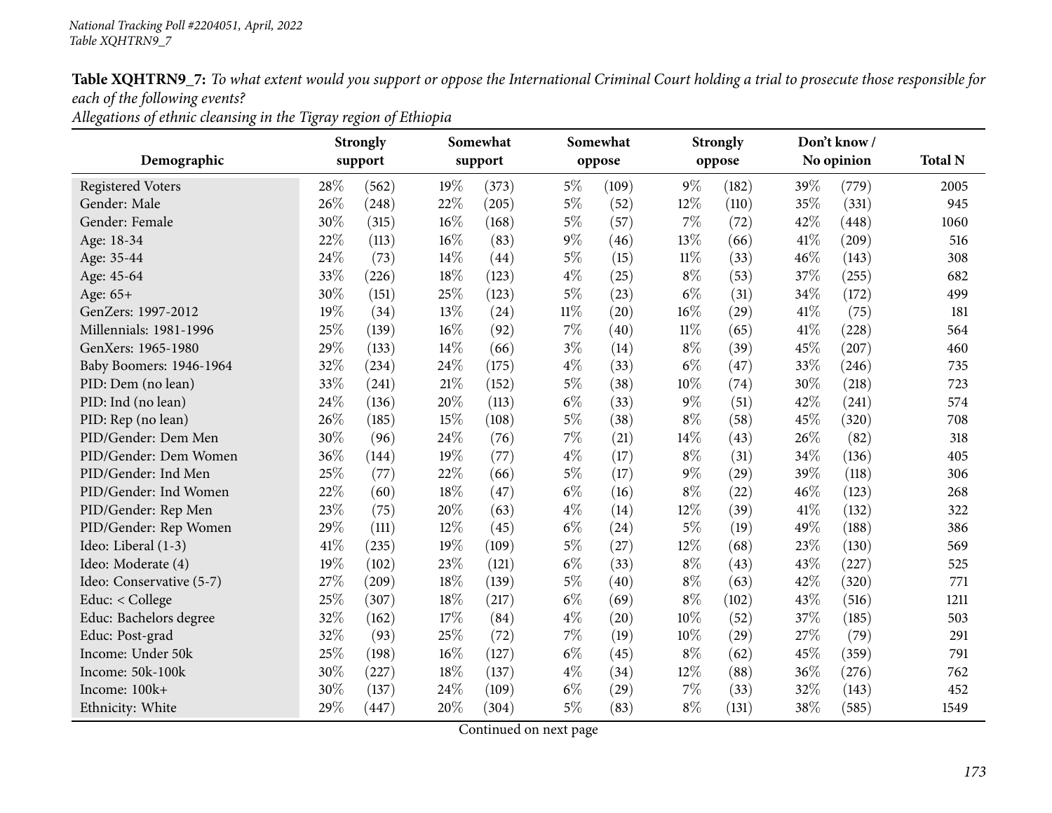**Table XQHTRN9_7:** *To what extent would you support or oppose the International Criminal Court holding a trial to prosecute those responsible for each of the following events?*

*Allegations of ethnic cleansing in the Tigray region of Ethiopia*

| Demographic | Strongly support | | Somewhat support | | Somewhat oppose | | Strongly oppose | | Don't know / No opinion | | Total N |
|---|---|---|---|---|---|---|---|---|---|---|---|
| Registered Voters | 28% | (562) | 19% | (373) | 5% | (109) | 9% | (182) | 39% | (779) | 2005 |
| Gender: Male | 26% | (248) | 22% | (205) | 5% | (52) | 12% | (110) | 35% | (331) | 945 |
| Gender: Female | 30% | (315) | 16% | (168) | 5% | (57) | 7% | (72) | 42% | (448) | 1060 |
| Age: 18-34 | 22% | (113) | 16% | (83) | 9% | (46) | 13% | (66) | 41% | (209) | 516 |
| Age: 35-44 | 24% | (73) | 14% | (44) | 5% | (15) | 11% | (33) | 46% | (143) | 308 |
| Age: 45-64 | 33% | (226) | 18% | (123) | 4% | (25) | 8% | (53) | 37% | (255) | 682 |
| Age: 65+ | 30% | (151) | 25% | (123) | 5% | (23) | 6% | (31) | 34% | (172) | 499 |
| GenZers: 1997-2012 | 19% | (34) | 13% | (24) | 11% | (20) | 16% | (29) | 41% | (75) | 181 |
| Millennials: 1981-1996 | 25% | (139) | 16% | (92) | 7% | (40) | 11% | (65) | 41% | (228) | 564 |
| GenXers: 1965-1980 | 29% | (133) | 14% | (66) | 3% | (14) | 8% | (39) | 45% | (207) | 460 |
| Baby Boomers: 1946-1964 | 32% | (234) | 24% | (175) | 4% | (33) | 6% | (47) | 33% | (246) | 735 |
| PID: Dem (no lean) | 33% | (241) | 21% | (152) | 5% | (38) | 10% | (74) | 30% | (218) | 723 |
| PID: Ind (no lean) | 24% | (136) | 20% | (113) | 6% | (33) | 9% | (51) | 42% | (241) | 574 |
| PID: Rep (no lean) | 26% | (185) | 15% | (108) | 5% | (38) | 8% | (58) | 45% | (320) | 708 |
| PID/Gender: Dem Men | 30% | (96) | 24% | (76) | 7% | (21) | 14% | (43) | 26% | (82) | 318 |
| PID/Gender: Dem Women | 36% | (144) | 19% | (77) | 4% | (17) | 8% | (31) | 34% | (136) | 405 |
| PID/Gender: Ind Men | 25% | (77) | 22% | (66) | 5% | (17) | 9% | (29) | 39% | (118) | 306 |
| PID/Gender: Ind Women | 22% | (60) | 18% | (47) | 6% | (16) | 8% | (22) | 46% | (123) | 268 |
| PID/Gender: Rep Men | 23% | (75) | 20% | (63) | 4% | (14) | 12% | (39) | 41% | (132) | 322 |
| PID/Gender: Rep Women | 29% | (111) | 12% | (45) | 6% | (24) | 5% | (19) | 49% | (188) | 386 |
| Ideo: Liberal (1-3) | 41% | (235) | 19% | (109) | 5% | (27) | 12% | (68) | 23% | (130) | 569 |
| Ideo: Moderate (4) | 19% | (102) | 23% | (121) | 6% | (33) | 8% | (43) | 43% | (227) | 525 |
| Ideo: Conservative (5-7) | 27% | (209) | 18% | (139) | 5% | (40) | 8% | (63) | 42% | (320) | 771 |
| Educ: < College | 25% | (307) | 18% | (217) | 6% | (69) | 8% | (102) | 43% | (516) | 1211 |
| Educ: Bachelors degree | 32% | (162) | 17% | (84) | 4% | (20) | 10% | (52) | 37% | (185) | 503 |
| Educ: Post-grad | 32% | (93) | 25% | (72) | 7% | (19) | 10% | (29) | 27% | (79) | 291 |
| Income: Under 50k | 25% | (198) | 16% | (127) | 6% | (45) | 8% | (62) | 45% | (359) | 791 |
| Income: 50k-100k | 30% | (227) | 18% | (137) | 4% | (34) | 12% | (88) | 36% | (276) | 762 |
| Income: 100k+ | 30% | (137) | 24% | (109) | 6% | (29) | 7% | (33) | 32% | (143) | 452 |
| Ethnicity: White | 29% | (447) | 20% | (304) | 5% | (83) | 8% | (131) | 38% | (585) | 1549 |

Continued on next page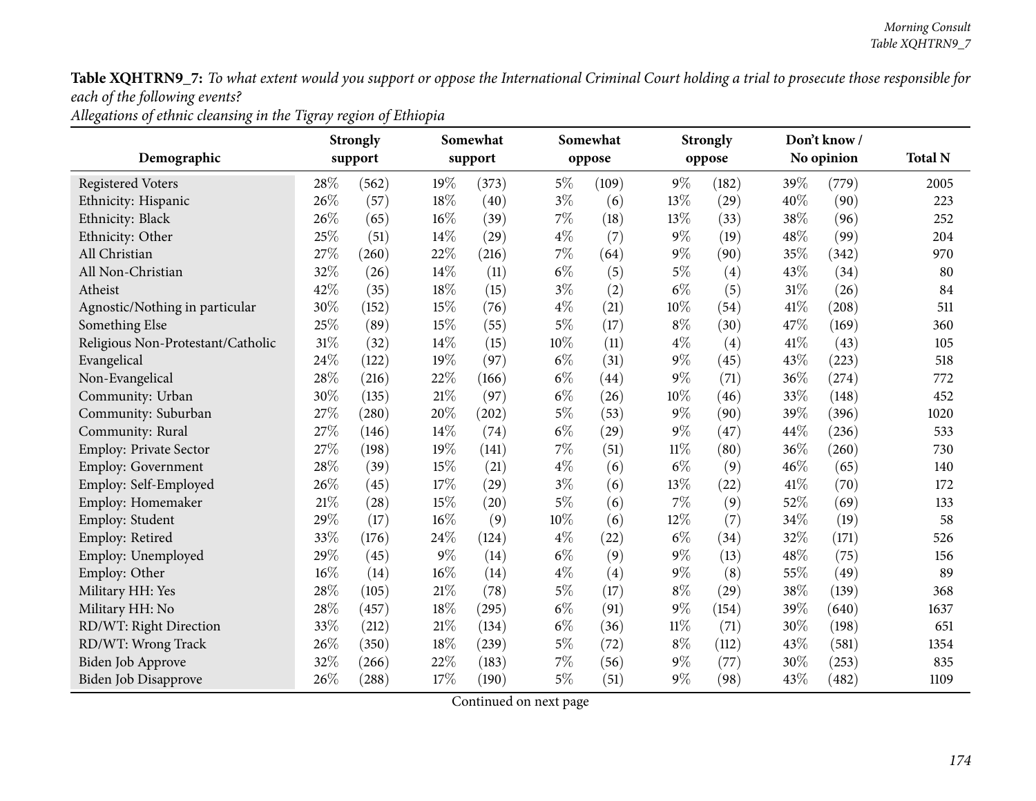**Table XQHTRN9_7:** *To what extent would you support or oppose the International Criminal Court holding a trial to prosecute those responsible for each of the following events?*
*Allegations of ethnic cleansing in the Tigray region of Ethiopia*

| Demographic | Strongly support | | Somewhat support | | Somewhat oppose | | Strongly oppose | | Don't know / No opinion | | Total N |
|---|---|---|---|---|---|---|---|---|---|---|---|
| Registered Voters | 28% | (562) | 19% | (373) | 5% | (109) | 9% | (182) | 39% | (779) | 2005 |
| Ethnicity: Hispanic | 26% | (57) | 18% | (40) | 3% | (6) | 13% | (29) | 40% | (90) | 223 |
| Ethnicity: Black | 26% | (65) | 16% | (39) | 7% | (18) | 13% | (33) | 38% | (96) | 252 |
| Ethnicity: Other | 25% | (51) | 14% | (29) | 4% | (7) | 9% | (19) | 48% | (99) | 204 |
| All Christian | 27% | (260) | 22% | (216) | 7% | (64) | 9% | (90) | 35% | (342) | 970 |
| All Non-Christian | 32% | (26) | 14% | (11) | 6% | (5) | 5% | (4) | 43% | (34) | 80 |
| Atheist | 42% | (35) | 18% | (15) | 3% | (2) | 6% | (5) | 31% | (26) | 84 |
| Agnostic/Nothing in particular | 30% | (152) | 15% | (76) | 4% | (21) | 10% | (54) | 41% | (208) | 511 |
| Something Else | 25% | (89) | 15% | (55) | 5% | (17) | 8% | (30) | 47% | (169) | 360 |
| Religious Non-Protestant/Catholic | 31% | (32) | 14% | (15) | 10% | (11) | 4% | (4) | 41% | (43) | 105 |
| Evangelical | 24% | (122) | 19% | (97) | 6% | (31) | 9% | (45) | 43% | (223) | 518 |
| Non-Evangelical | 28% | (216) | 22% | (166) | 6% | (44) | 9% | (71) | 36% | (274) | 772 |
| Community: Urban | 30% | (135) | 21% | (97) | 6% | (26) | 10% | (46) | 33% | (148) | 452 |
| Community: Suburban | 27% | (280) | 20% | (202) | 5% | (53) | 9% | (90) | 39% | (396) | 1020 |
| Community: Rural | 27% | (146) | 14% | (74) | 6% | (29) | 9% | (47) | 44% | (236) | 533 |
| Employ: Private Sector | 27% | (198) | 19% | (141) | 7% | (51) | 11% | (80) | 36% | (260) | 730 |
| Employ: Government | 28% | (39) | 15% | (21) | 4% | (6) | 6% | (9) | 46% | (65) | 140 |
| Employ: Self-Employed | 26% | (45) | 17% | (29) | 3% | (6) | 13% | (22) | 41% | (70) | 172 |
| Employ: Homemaker | 21% | (28) | 15% | (20) | 5% | (6) | 7% | (9) | 52% | (69) | 133 |
| Employ: Student | 29% | (17) | 16% | (9) | 10% | (6) | 12% | (7) | 34% | (19) | 58 |
| Employ: Retired | 33% | (176) | 24% | (124) | 4% | (22) | 6% | (34) | 32% | (171) | 526 |
| Employ: Unemployed | 29% | (45) | 9% | (14) | 6% | (9) | 9% | (13) | 48% | (75) | 156 |
| Employ: Other | 16% | (14) | 16% | (14) | 4% | (4) | 9% | (8) | 55% | (49) | 89 |
| Military HH: Yes | 28% | (105) | 21% | (78) | 5% | (17) | 8% | (29) | 38% | (139) | 368 |
| Military HH: No | 28% | (457) | 18% | (295) | 6% | (91) | 9% | (154) | 39% | (640) | 1637 |
| RD/WT: Right Direction | 33% | (212) | 21% | (134) | 6% | (36) | 11% | (71) | 30% | (198) | 651 |
| RD/WT: Wrong Track | 26% | (350) | 18% | (239) | 5% | (72) | 8% | (112) | 43% | (581) | 1354 |
| Biden Job Approve | 32% | (266) | 22% | (183) | 7% | (56) | 9% | (77) | 30% | (253) | 835 |
| Biden Job Disapprove | 26% | (288) | 17% | (190) | 5% | (51) | 9% | (98) | 43% | (482) | 1109 |

Continued on next page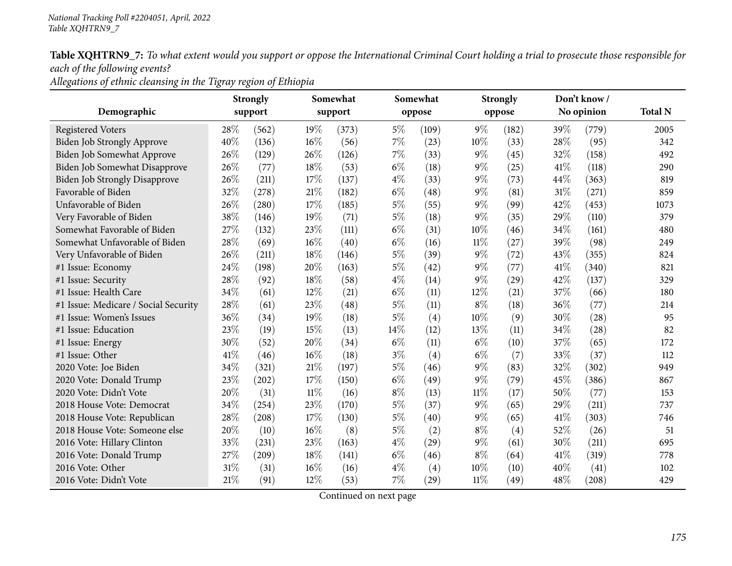**Table XQHTRN9_7:** *To what extent would you support or oppose the International Criminal Court holding a trial to prosecute those responsible for each of the following events?*

*Allegations of ethnic cleansing in the Tigray region of Ethiopia*

| Demographic | Strongly support | | Somewhat support | | Somewhat oppose | | Strongly oppose | | Don't know / No opinion | | Total N |
|---|---|---|---|---|---|---|---|---|---|---|---|
| Registered Voters | 28% | (562) | 19% | (373) | 5% | (109) | 9% | (182) | 39% | (779) | 2005 |
| Biden Job Strongly Approve | 40% | (136) | 16% | (56) | 7% | (23) | 10% | (33) | 28% | (95) | 342 |
| Biden Job Somewhat Approve | 26% | (129) | 26% | (126) | 7% | (33) | 9% | (45) | 32% | (158) | 492 |
| Biden Job Somewhat Disapprove | 26% | (77) | 18% | (53) | 6% | (18) | 9% | (25) | 41% | (118) | 290 |
| Biden Job Strongly Disapprove | 26% | (211) | 17% | (137) | 4% | (33) | 9% | (73) | 44% | (363) | 819 |
| Favorable of Biden | 32% | (278) | 21% | (182) | 6% | (48) | 9% | (81) | 31% | (271) | 859 |
| Unfavorable of Biden | 26% | (280) | 17% | (185) | 5% | (55) | 9% | (99) | 42% | (453) | 1073 |
| Very Favorable of Biden | 38% | (146) | 19% | (71) | 5% | (18) | 9% | (35) | 29% | (110) | 379 |
| Somewhat Favorable of Biden | 27% | (132) | 23% | (111) | 6% | (31) | 10% | (46) | 34% | (161) | 480 |
| Somewhat Unfavorable of Biden | 28% | (69) | 16% | (40) | 6% | (16) | 11% | (27) | 39% | (98) | 249 |
| Very Unfavorable of Biden | 26% | (211) | 18% | (146) | 5% | (39) | 9% | (72) | 43% | (355) | 824 |
| #1 Issue: Economy | 24% | (198) | 20% | (163) | 5% | (42) | 9% | (77) | 41% | (340) | 821 |
| #1 Issue: Security | 28% | (92) | 18% | (58) | 4% | (14) | 9% | (29) | 42% | (137) | 329 |
| #1 Issue: Health Care | 34% | (61) | 12% | (21) | 6% | (11) | 12% | (21) | 37% | (66) | 180 |
| #1 Issue: Medicare / Social Security | 28% | (61) | 23% | (48) | 5% | (11) | 8% | (18) | 36% | (77) | 214 |
| #1 Issue: Women's Issues | 36% | (34) | 19% | (18) | 5% | (4) | 10% | (9) | 30% | (28) | 95 |
| #1 Issue: Education | 23% | (19) | 15% | (13) | 14% | (12) | 13% | (11) | 34% | (28) | 82 |
| #1 Issue: Energy | 30% | (52) | 20% | (34) | 6% | (11) | 6% | (10) | 37% | (65) | 172 |
| #1 Issue: Other | 41% | (46) | 16% | (18) | 3% | (4) | 6% | (7) | 33% | (37) | 112 |
| 2020 Vote: Joe Biden | 34% | (321) | 21% | (197) | 5% | (46) | 9% | (83) | 32% | (302) | 949 |
| 2020 Vote: Donald Trump | 23% | (202) | 17% | (150) | 6% | (49) | 9% | (79) | 45% | (386) | 867 |
| 2020 Vote: Didn't Vote | 20% | (31) | 11% | (16) | 8% | (13) | 11% | (17) | 50% | (77) | 153 |
| 2018 House Vote: Democrat | 34% | (254) | 23% | (170) | 5% | (37) | 9% | (65) | 29% | (211) | 737 |
| 2018 House Vote: Republican | 28% | (208) | 17% | (130) | 5% | (40) | 9% | (65) | 41% | (303) | 746 |
| 2018 House Vote: Someone else | 20% | (10) | 16% | (8) | 5% | (2) | 8% | (4) | 52% | (26) | 51 |
| 2016 Vote: Hillary Clinton | 33% | (231) | 23% | (163) | 4% | (29) | 9% | (61) | 30% | (211) | 695 |
| 2016 Vote: Donald Trump | 27% | (209) | 18% | (141) | 6% | (46) | 8% | (64) | 41% | (319) | 778 |
| 2016 Vote: Other | 31% | (31) | 16% | (16) | 4% | (4) | 10% | (10) | 40% | (41) | 102 |
| 2016 Vote: Didn't Vote | 21% | (91) | 12% | (53) | 7% | (29) | 11% | (49) | 48% | (208) | 429 |

Continued on next page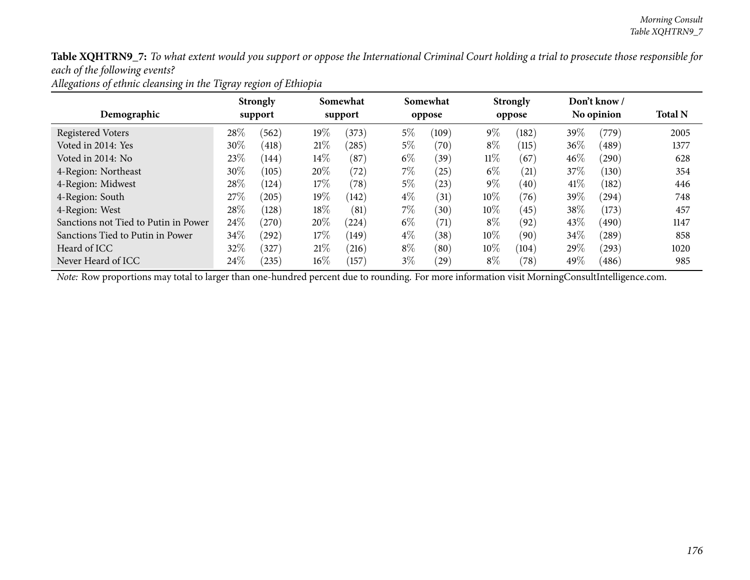**Table XQHTRN9_7:** *To what extent would you support or oppose the International Criminal Court holding a trial to prosecute those responsible for each of the following events?*

*Allegations of ethnic cleansing in the Tigray region of Ethiopia*

| Demographic | Strongly support | | Somewhat support | | Somewhat oppose | | Strongly oppose | | Don't know / No opinion | | Total N |
|---|---|---|---|---|---|---|---|---|---|---|---|
| Registered Voters | 28% | (562) | 19% | (373) | 5% | (109) | 9% | (182) | 39% | (779) | 2005 |
| Voted in 2014: Yes | 30% | (418) | 21% | (285) | 5% | (70) | 8% | (115) | 36% | (489) | 1377 |
| Voted in 2014: No | 23% | (144) | 14% | (87) | 6% | (39) | 11% | (67) | 46% | (290) | 628 |
| 4-Region: Northeast | 30% | (105) | 20% | (72) | 7% | (25) | 6% | (21) | 37% | (130) | 354 |
| 4-Region: Midwest | 28% | (124) | 17% | (78) | 5% | (23) | 9% | (40) | 41% | (182) | 446 |
| 4-Region: South | 27% | (205) | 19% | (142) | 4% | (31) | 10% | (76) | 39% | (294) | 748 |
| 4-Region: West | 28% | (128) | 18% | (81) | 7% | (30) | 10% | (45) | 38% | (173) | 457 |
| Sanctions not Tied to Putin in Power | 24% | (270) | 20% | (224) | 6% | (71) | 8% | (92) | 43% | (490) | 1147 |
| Sanctions Tied to Putin in Power | 34% | (292) | 17% | (149) | 4% | (38) | 10% | (90) | 34% | (289) | 858 |
| Heard of ICC | 32% | (327) | 21% | (216) | 8% | (80) | 10% | (104) | 29% | (293) | 1020 |
| Never Heard of ICC | 24% | (235) | 16% | (157) | 3% | (29) | 8% | (78) | 49% | (486) | 985 |

*Note:* Row proportions may total to larger than one-hundred percent due to rounding. For more information visit MorningConsultIntelligence.com.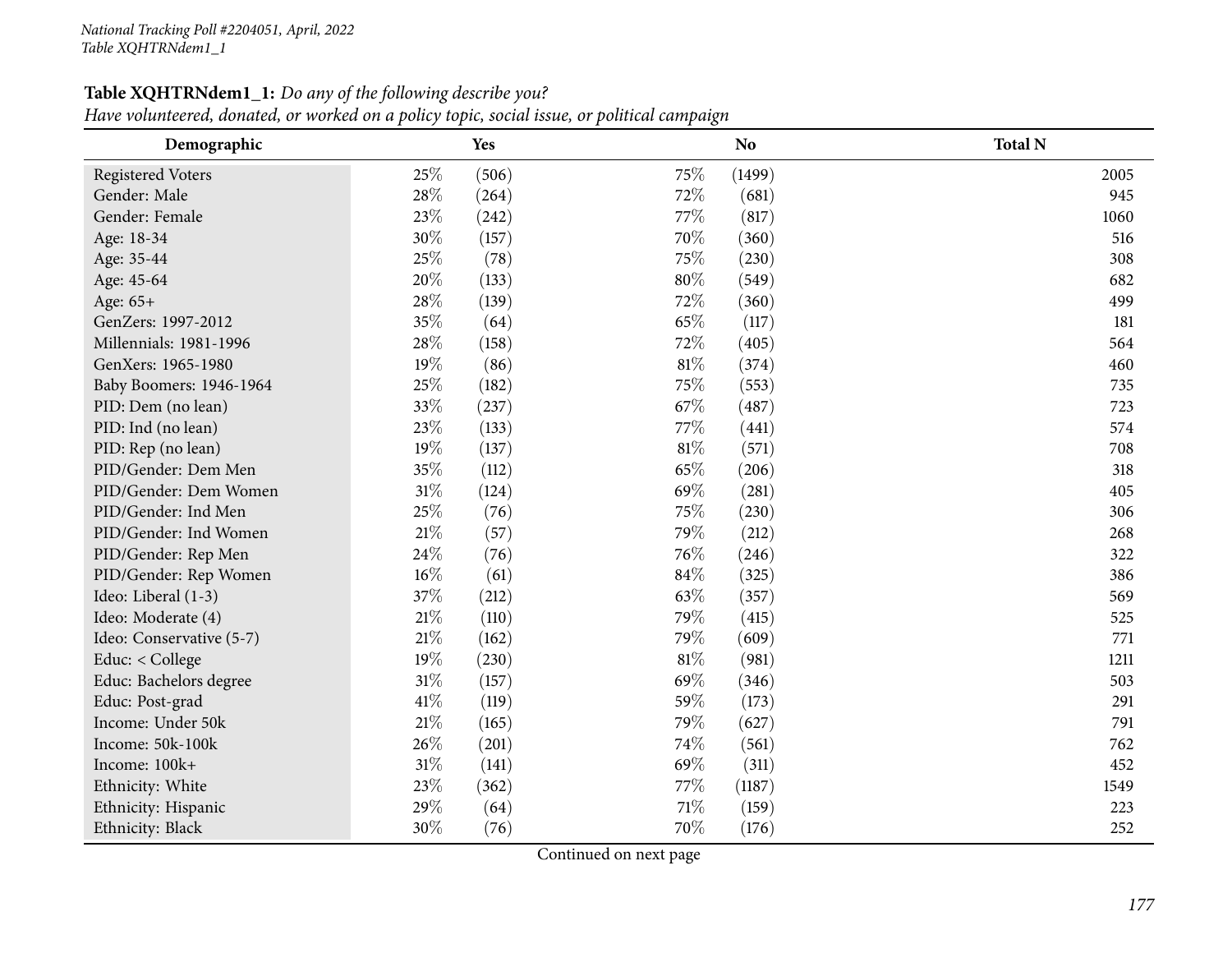**Table XQHTRNdem1_1:** *Do any of the following describe you?*
*Have volunteered, donated, or worked on a policy topic, social issue, or political campaign*

| Demographic | Yes | | No | | Total N |
|---|---|---|---|---|---|
| Registered Voters | 25% | (506) | 75% | (1499) | 2005 |
| Gender: Male | 28% | (264) | 72% | (681) | 945 |
| Gender: Female | 23% | (242) | 77% | (817) | 1060 |
| Age: 18-34 | 30% | (157) | 70% | (360) | 516 |
| Age: 35-44 | 25% | (78) | 75% | (230) | 308 |
| Age: 45-64 | 20% | (133) | 80% | (549) | 682 |
| Age: 65+ | 28% | (139) | 72% | (360) | 499 |
| GenZers: 1997-2012 | 35% | (64) | 65% | (117) | 181 |
| Millennials: 1981-1996 | 28% | (158) | 72% | (405) | 564 |
| GenXers: 1965-1980 | 19% | (86) | 81% | (374) | 460 |
| Baby Boomers: 1946-1964 | 25% | (182) | 75% | (553) | 735 |
| PID: Dem (no lean) | 33% | (237) | 67% | (487) | 723 |
| PID: Ind (no lean) | 23% | (133) | 77% | (441) | 574 |
| PID: Rep (no lean) | 19% | (137) | 81% | (571) | 708 |
| PID/Gender: Dem Men | 35% | (112) | 65% | (206) | 318 |
| PID/Gender: Dem Women | 31% | (124) | 69% | (281) | 405 |
| PID/Gender: Ind Men | 25% | (76) | 75% | (230) | 306 |
| PID/Gender: Ind Women | 21% | (57) | 79% | (212) | 268 |
| PID/Gender: Rep Men | 24% | (76) | 76% | (246) | 322 |
| PID/Gender: Rep Women | 16% | (61) | 84% | (325) | 386 |
| Ideo: Liberal (1-3) | 37% | (212) | 63% | (357) | 569 |
| Ideo: Moderate (4) | 21% | (110) | 79% | (415) | 525 |
| Ideo: Conservative (5-7) | 21% | (162) | 79% | (609) | 771 |
| Educ: < College | 19% | (230) | 81% | (981) | 1211 |
| Educ: Bachelors degree | 31% | (157) | 69% | (346) | 503 |
| Educ: Post-grad | 41% | (119) | 59% | (173) | 291 |
| Income: Under 50k | 21% | (165) | 79% | (627) | 791 |
| Income: 50k-100k | 26% | (201) | 74% | (561) | 762 |
| Income: 100k+ | 31% | (141) | 69% | (311) | 452 |
| Ethnicity: White | 23% | (362) | 77% | (1187) | 1549 |
| Ethnicity: Hispanic | 29% | (64) | 71% | (159) | 223 |
| Ethnicity: Black | 30% | (76) | 70% | (176) | 252 |

Continued on next page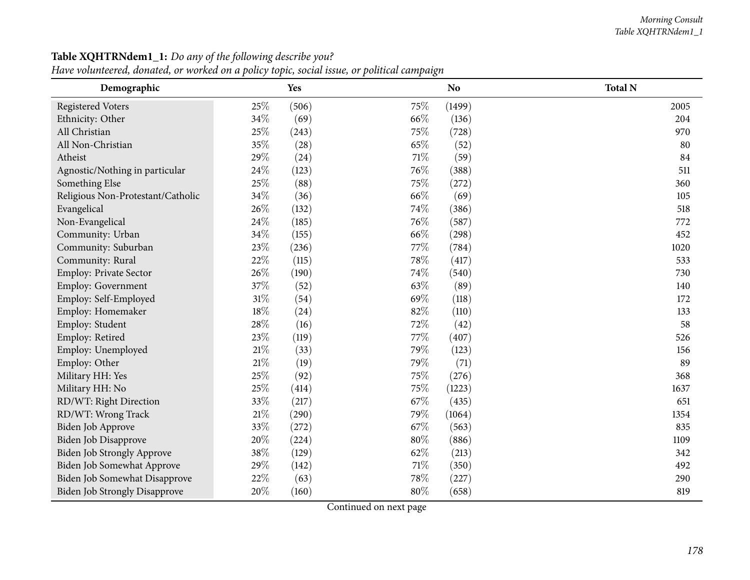**Table XQHTRNdem1_1:** *Do any of the following describe you?*
*Have volunteered, donated, or worked on a policy topic, social issue, or political campaign*

| Demographic | Yes | | No | | Total N |
|---|---|---|---|---|---|
| Registered Voters | 25% | (506) | 75% | (1499) | 2005 |
| Ethnicity: Other | 34% | (69) | 66% | (136) | 204 |
| All Christian | 25% | (243) | 75% | (728) | 970 |
| All Non-Christian | 35% | (28) | 65% | (52) | 80 |
| Atheist | 29% | (24) | 71% | (59) | 84 |
| Agnostic/Nothing in particular | 24% | (123) | 76% | (388) | 511 |
| Something Else | 25% | (88) | 75% | (272) | 360 |
| Religious Non-Protestant/Catholic | 34% | (36) | 66% | (69) | 105 |
| Evangelical | 26% | (132) | 74% | (386) | 518 |
| Non-Evangelical | 24% | (185) | 76% | (587) | 772 |
| Community: Urban | 34% | (155) | 66% | (298) | 452 |
| Community: Suburban | 23% | (236) | 77% | (784) | 1020 |
| Community: Rural | 22% | (115) | 78% | (417) | 533 |
| Employ: Private Sector | 26% | (190) | 74% | (540) | 730 |
| Employ: Government | 37% | (52) | 63% | (89) | 140 |
| Employ: Self-Employed | 31% | (54) | 69% | (118) | 172 |
| Employ: Homemaker | 18% | (24) | 82% | (110) | 133 |
| Employ: Student | 28% | (16) | 72% | (42) | 58 |
| Employ: Retired | 23% | (119) | 77% | (407) | 526 |
| Employ: Unemployed | 21% | (33) | 79% | (123) | 156 |
| Employ: Other | 21% | (19) | 79% | (71) | 89 |
| Military HH: Yes | 25% | (92) | 75% | (276) | 368 |
| Military HH: No | 25% | (414) | 75% | (1223) | 1637 |
| RD/WT: Right Direction | 33% | (217) | 67% | (435) | 651 |
| RD/WT: Wrong Track | 21% | (290) | 79% | (1064) | 1354 |
| Biden Job Approve | 33% | (272) | 67% | (563) | 835 |
| Biden Job Disapprove | 20% | (224) | 80% | (886) | 1109 |
| Biden Job Strongly Approve | 38% | (129) | 62% | (213) | 342 |
| Biden Job Somewhat Approve | 29% | (142) | 71% | (350) | 492 |
| Biden Job Somewhat Disapprove | 22% | (63) | 78% | (227) | 290 |
| Biden Job Strongly Disapprove | 20% | (160) | 80% | (658) | 819 |

Continued on next page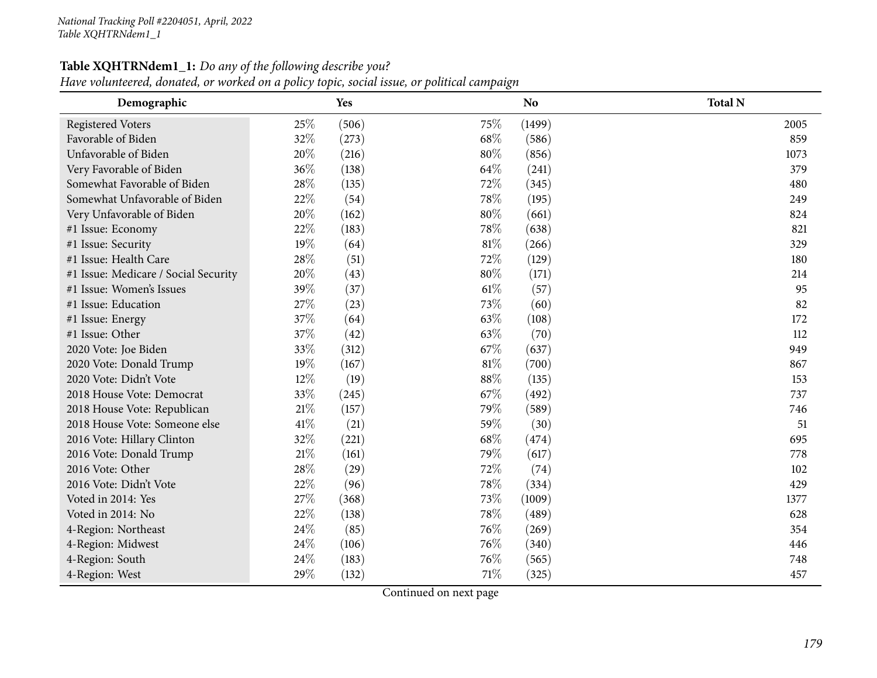**Table XQHTRNdem1_1:** *Do any of the following describe you?*
*Have volunteered, donated, or worked on a policy topic, social issue, or political campaign*

| Demographic | Yes | | No | | Total N |
|---|---|---|---|---|---|
| Registered Voters | 25% | (506) | 75% | (1499) | 2005 |
| Favorable of Biden | 32% | (273) | 68% | (586) | 859 |
| Unfavorable of Biden | 20% | (216) | 80% | (856) | 1073 |
| Very Favorable of Biden | 36% | (138) | 64% | (241) | 379 |
| Somewhat Favorable of Biden | 28% | (135) | 72% | (345) | 480 |
| Somewhat Unfavorable of Biden | 22% | (54) | 78% | (195) | 249 |
| Very Unfavorable of Biden | 20% | (162) | 80% | (661) | 824 |
| #1 Issue: Economy | 22% | (183) | 78% | (638) | 821 |
| #1 Issue: Security | 19% | (64) | 81% | (266) | 329 |
| #1 Issue: Health Care | 28% | (51) | 72% | (129) | 180 |
| #1 Issue: Medicare / Social Security | 20% | (43) | 80% | (171) | 214 |
| #1 Issue: Women's Issues | 39% | (37) | 61% | (57) | 95 |
| #1 Issue: Education | 27% | (23) | 73% | (60) | 82 |
| #1 Issue: Energy | 37% | (64) | 63% | (108) | 172 |
| #1 Issue: Other | 37% | (42) | 63% | (70) | 112 |
| 2020 Vote: Joe Biden | 33% | (312) | 67% | (637) | 949 |
| 2020 Vote: Donald Trump | 19% | (167) | 81% | (700) | 867 |
| 2020 Vote: Didn't Vote | 12% | (19) | 88% | (135) | 153 |
| 2018 House Vote: Democrat | 33% | (245) | 67% | (492) | 737 |
| 2018 House Vote: Republican | 21% | (157) | 79% | (589) | 746 |
| 2018 House Vote: Someone else | 41% | (21) | 59% | (30) | 51 |
| 2016 Vote: Hillary Clinton | 32% | (221) | 68% | (474) | 695 |
| 2016 Vote: Donald Trump | 21% | (161) | 79% | (617) | 778 |
| 2016 Vote: Other | 28% | (29) | 72% | (74) | 102 |
| 2016 Vote: Didn't Vote | 22% | (96) | 78% | (334) | 429 |
| Voted in 2014: Yes | 27% | (368) | 73% | (1009) | 1377 |
| Voted in 2014: No | 22% | (138) | 78% | (489) | 628 |
| 4-Region: Northeast | 24% | (85) | 76% | (269) | 354 |
| 4-Region: Midwest | 24% | (106) | 76% | (340) | 446 |
| 4-Region: South | 24% | (183) | 76% | (565) | 748 |
| 4-Region: West | 29% | (132) | 71% | (325) | 457 |

Continued on next page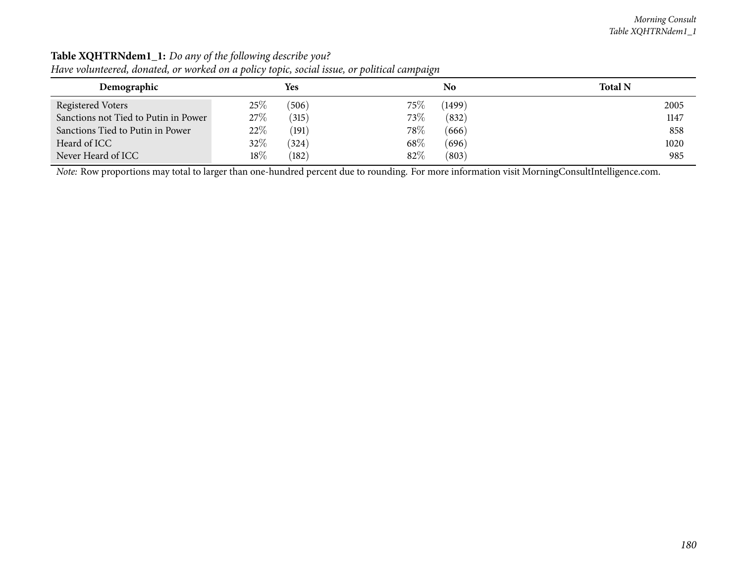**Table XQHTRNdem1_1:** *Do any of the following describe you?*
*Have volunteered, donated, or worked on a policy topic, social issue, or political campaign*

| Demographic | Yes | | No | | Total N |
|---|---|---|---|---|---|
| Registered Voters | 25% | (506) | 75% | (1499) | 2005 |
| Sanctions not Tied to Putin in Power | 27% | (315) | 73% | (832) | 1147 |
| Sanctions Tied to Putin in Power | 22% | (191) | 78% | (666) | 858 |
| Heard of ICC | 32% | (324) | 68% | (696) | 1020 |
| Never Heard of ICC | 18% | (182) | 82% | (803) | 985 |

*Note:* Row proportions may total to larger than one-hundred percent due to rounding. For more information visit MorningConsultIntelligence.com.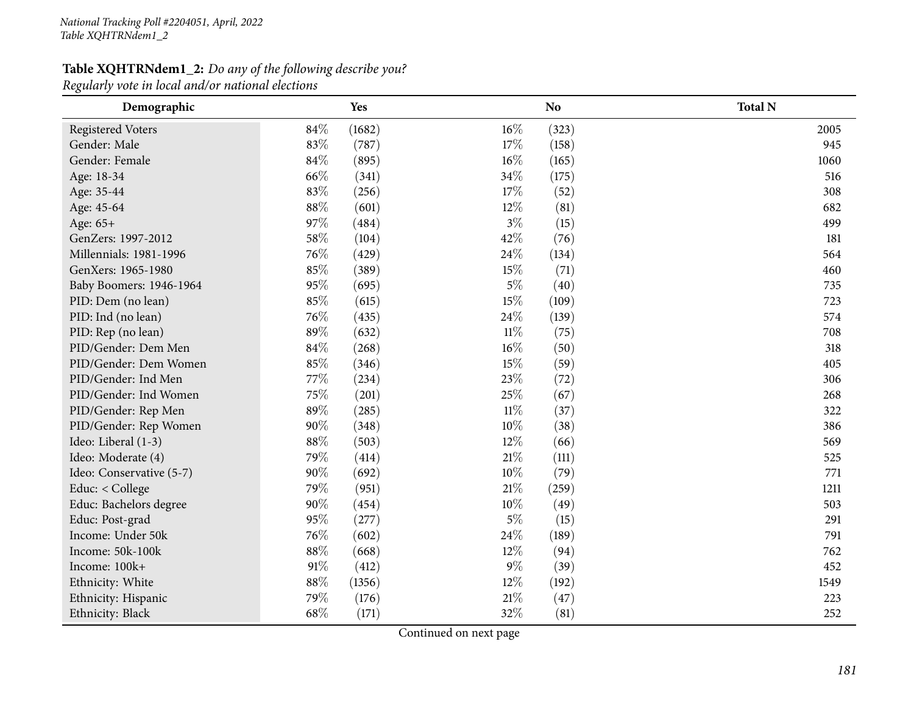**Table XQHTRNdem1_2:** *Do any of the following describe you?*
*Regularly vote in local and/or national elections*

| Demographic | Yes | | No | | Total N |
|---|---|---|---|---|---|
| Registered Voters | 84% | (1682) | 16% | (323) | 2005 |
| Gender: Male | 83% | (787) | 17% | (158) | 945 |
| Gender: Female | 84% | (895) | 16% | (165) | 1060 |
| Age: 18-34 | 66% | (341) | 34% | (175) | 516 |
| Age: 35-44 | 83% | (256) | 17% | (52) | 308 |
| Age: 45-64 | 88% | (601) | 12% | (81) | 682 |
| Age: 65+ | 97% | (484) | 3% | (15) | 499 |
| GenZers: 1997-2012 | 58% | (104) | 42% | (76) | 181 |
| Millennials: 1981-1996 | 76% | (429) | 24% | (134) | 564 |
| GenXers: 1965-1980 | 85% | (389) | 15% | (71) | 460 |
| Baby Boomers: 1946-1964 | 95% | (695) | 5% | (40) | 735 |
| PID: Dem (no lean) | 85% | (615) | 15% | (109) | 723 |
| PID: Ind (no lean) | 76% | (435) | 24% | (139) | 574 |
| PID: Rep (no lean) | 89% | (632) | 11% | (75) | 708 |
| PID/Gender: Dem Men | 84% | (268) | 16% | (50) | 318 |
| PID/Gender: Dem Women | 85% | (346) | 15% | (59) | 405 |
| PID/Gender: Ind Men | 77% | (234) | 23% | (72) | 306 |
| PID/Gender: Ind Women | 75% | (201) | 25% | (67) | 268 |
| PID/Gender: Rep Men | 89% | (285) | 11% | (37) | 322 |
| PID/Gender: Rep Women | 90% | (348) | 10% | (38) | 386 |
| Ideo: Liberal (1-3) | 88% | (503) | 12% | (66) | 569 |
| Ideo: Moderate (4) | 79% | (414) | 21% | (111) | 525 |
| Ideo: Conservative (5-7) | 90% | (692) | 10% | (79) | 771 |
| Educ: < College | 79% | (951) | 21% | (259) | 1211 |
| Educ: Bachelors degree | 90% | (454) | 10% | (49) | 503 |
| Educ: Post-grad | 95% | (277) | 5% | (15) | 291 |
| Income: Under 50k | 76% | (602) | 24% | (189) | 791 |
| Income: 50k-100k | 88% | (668) | 12% | (94) | 762 |
| Income: 100k+ | 91% | (412) | 9% | (39) | 452 |
| Ethnicity: White | 88% | (1356) | 12% | (192) | 1549 |
| Ethnicity: Hispanic | 79% | (176) | 21% | (47) | 223 |
| Ethnicity: Black | 68% | (171) | 32% | (81) | 252 |

Continued on next page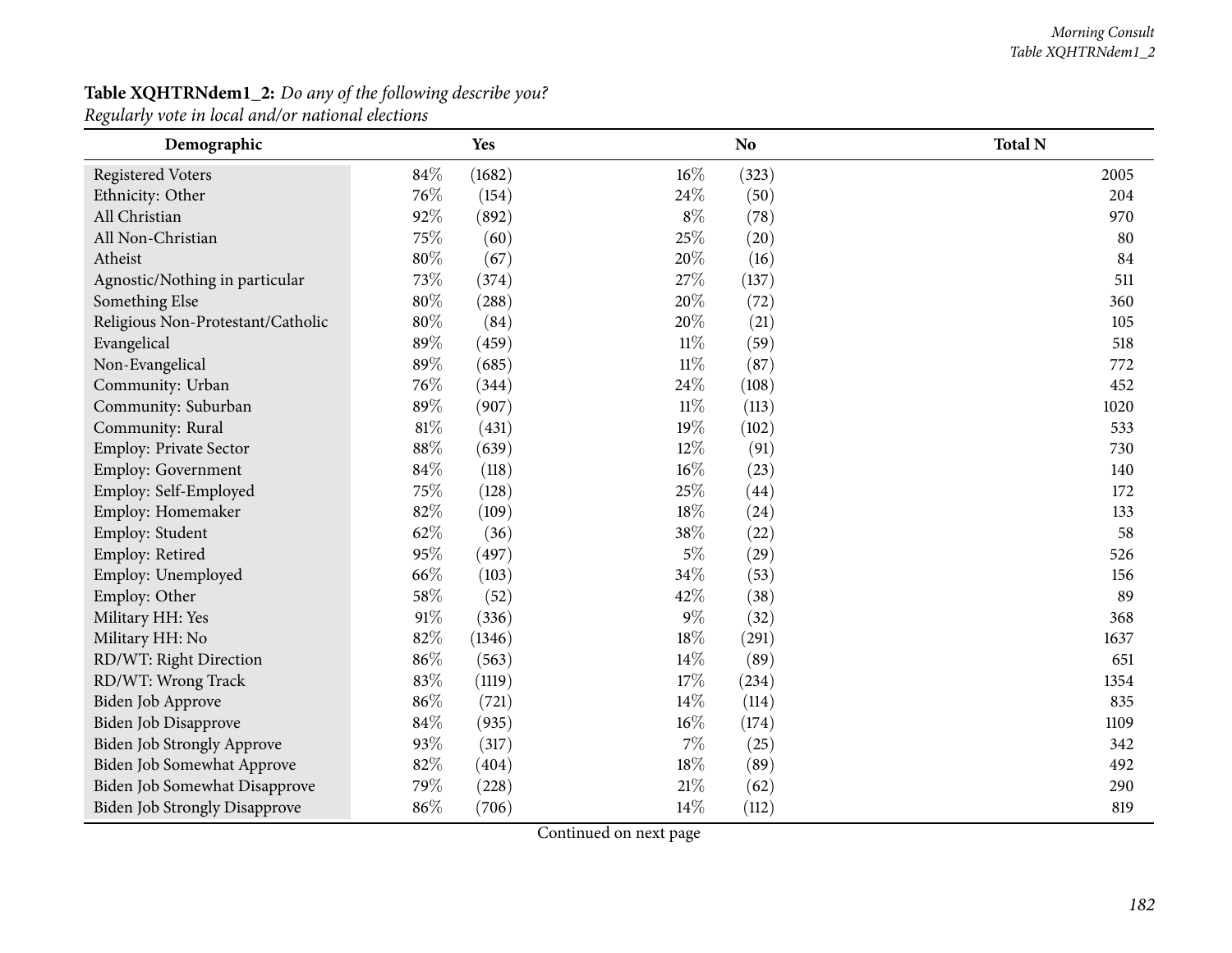**Table XQHTRNdem1_2:** *Do any of the following describe you?*
*Regularly vote in local and/or national elections*

| Demographic | Yes | | No | | Total N |
|---|---|---|---|---|---|
| Registered Voters | 84% | (1682) | 16% | (323) | 2005 |
| Ethnicity: Other | 76% | (154) | 24% | (50) | 204 |
| All Christian | 92% | (892) | 8% | (78) | 970 |
| All Non-Christian | 75% | (60) | 25% | (20) | 80 |
| Atheist | 80% | (67) | 20% | (16) | 84 |
| Agnostic/Nothing in particular | 73% | (374) | 27% | (137) | 511 |
| Something Else | 80% | (288) | 20% | (72) | 360 |
| Religious Non-Protestant/Catholic | 80% | (84) | 20% | (21) | 105 |
| Evangelical | 89% | (459) | 11% | (59) | 518 |
| Non-Evangelical | 89% | (685) | 11% | (87) | 772 |
| Community: Urban | 76% | (344) | 24% | (108) | 452 |
| Community: Suburban | 89% | (907) | 11% | (113) | 1020 |
| Community: Rural | 81% | (431) | 19% | (102) | 533 |
| Employ: Private Sector | 88% | (639) | 12% | (91) | 730 |
| Employ: Government | 84% | (118) | 16% | (23) | 140 |
| Employ: Self-Employed | 75% | (128) | 25% | (44) | 172 |
| Employ: Homemaker | 82% | (109) | 18% | (24) | 133 |
| Employ: Student | 62% | (36) | 38% | (22) | 58 |
| Employ: Retired | 95% | (497) | 5% | (29) | 526 |
| Employ: Unemployed | 66% | (103) | 34% | (53) | 156 |
| Employ: Other | 58% | (52) | 42% | (38) | 89 |
| Military HH: Yes | 91% | (336) | 9% | (32) | 368 |
| Military HH: No | 82% | (1346) | 18% | (291) | 1637 |
| RD/WT: Right Direction | 86% | (563) | 14% | (89) | 651 |
| RD/WT: Wrong Track | 83% | (1119) | 17% | (234) | 1354 |
| Biden Job Approve | 86% | (721) | 14% | (114) | 835 |
| Biden Job Disapprove | 84% | (935) | 16% | (174) | 1109 |
| Biden Job Strongly Approve | 93% | (317) | 7% | (25) | 342 |
| Biden Job Somewhat Approve | 82% | (404) | 18% | (89) | 492 |
| Biden Job Somewhat Disapprove | 79% | (228) | 21% | (62) | 290 |
| Biden Job Strongly Disapprove | 86% | (706) | 14% | (112) | 819 |

Continued on next page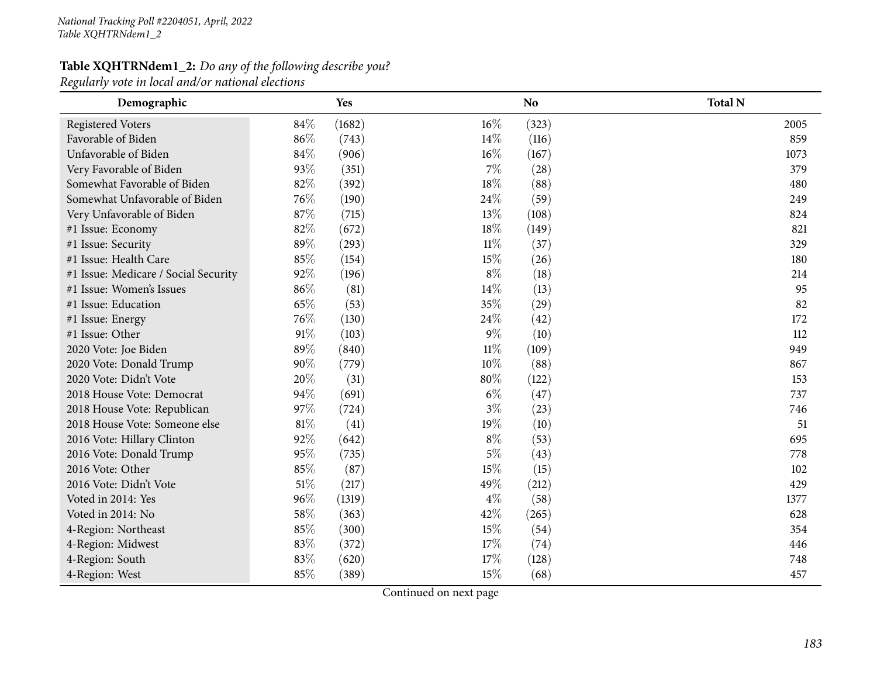**Table XQHTRNdem1_2:** *Do any of the following describe you?*
*Regularly vote in local and/or national elections*

| Demographic | Yes | | No | | Total N |
|---|---|---|---|---|---|
| Registered Voters | 84% | (1682) | 16% | (323) | 2005 |
| Favorable of Biden | 86% | (743) | 14% | (116) | 859 |
| Unfavorable of Biden | 84% | (906) | 16% | (167) | 1073 |
| Very Favorable of Biden | 93% | (351) | 7% | (28) | 379 |
| Somewhat Favorable of Biden | 82% | (392) | 18% | (88) | 480 |
| Somewhat Unfavorable of Biden | 76% | (190) | 24% | (59) | 249 |
| Very Unfavorable of Biden | 87% | (715) | 13% | (108) | 824 |
| #1 Issue: Economy | 82% | (672) | 18% | (149) | 821 |
| #1 Issue: Security | 89% | (293) | 11% | (37) | 329 |
| #1 Issue: Health Care | 85% | (154) | 15% | (26) | 180 |
| #1 Issue: Medicare / Social Security | 92% | (196) | 8% | (18) | 214 |
| #1 Issue: Women's Issues | 86% | (81) | 14% | (13) | 95 |
| #1 Issue: Education | 65% | (53) | 35% | (29) | 82 |
| #1 Issue: Energy | 76% | (130) | 24% | (42) | 172 |
| #1 Issue: Other | 91% | (103) | 9% | (10) | 112 |
| 2020 Vote: Joe Biden | 89% | (840) | 11% | (109) | 949 |
| 2020 Vote: Donald Trump | 90% | (779) | 10% | (88) | 867 |
| 2020 Vote: Didn't Vote | 20% | (31) | 80% | (122) | 153 |
| 2018 House Vote: Democrat | 94% | (691) | 6% | (47) | 737 |
| 2018 House Vote: Republican | 97% | (724) | 3% | (23) | 746 |
| 2018 House Vote: Someone else | 81% | (41) | 19% | (10) | 51 |
| 2016 Vote: Hillary Clinton | 92% | (642) | 8% | (53) | 695 |
| 2016 Vote: Donald Trump | 95% | (735) | 5% | (43) | 778 |
| 2016 Vote: Other | 85% | (87) | 15% | (15) | 102 |
| 2016 Vote: Didn't Vote | 51% | (217) | 49% | (212) | 429 |
| Voted in 2014: Yes | 96% | (1319) | 4% | (58) | 1377 |
| Voted in 2014: No | 58% | (363) | 42% | (265) | 628 |
| 4-Region: Northeast | 85% | (300) | 15% | (54) | 354 |
| 4-Region: Midwest | 83% | (372) | 17% | (74) | 446 |
| 4-Region: South | 83% | (620) | 17% | (128) | 748 |
| 4-Region: West | 85% | (389) | 15% | (68) | 457 |

Continued on next page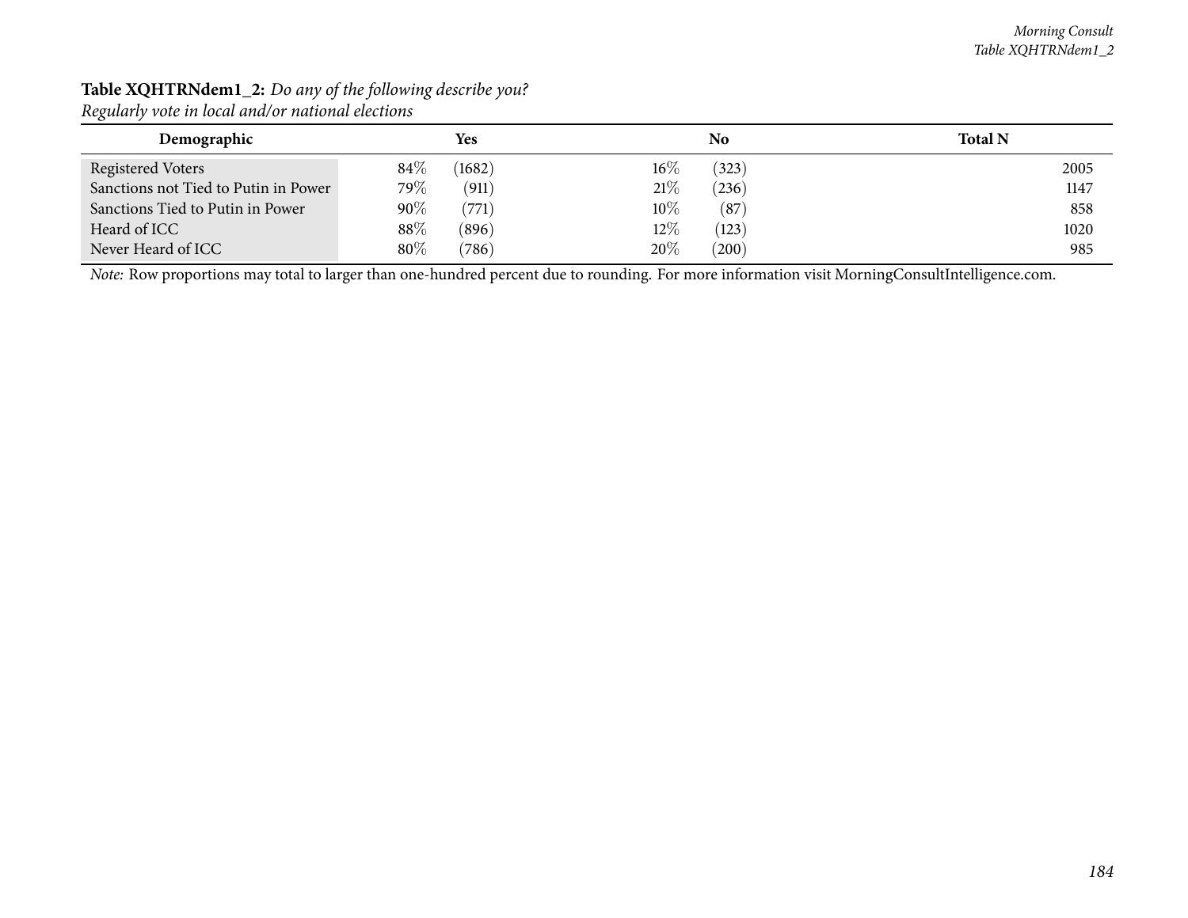**Table XQHTRNdem1_2:** *Do any of the following describe you?*
*Regularly vote in local and/or national elections*

| Demographic | Yes | | No | | Total N |
|---|---|---|---|---|---|
| Registered Voters | 84% | (1682) | 16% | (323) | 2005 |
| Sanctions not Tied to Putin in Power | 79% | (911) | 21% | (236) | 1147 |
| Sanctions Tied to Putin in Power | 90% | (771) | 10% | (87) | 858 |
| Heard of ICC | 88% | (896) | 12% | (123) | 1020 |
| Never Heard of ICC | 80% | (786) | 20% | (200) | 985 |

*Note:* Row proportions may total to larger than one-hundred percent due to rounding. For more information visit MorningConsultIntelligence.com.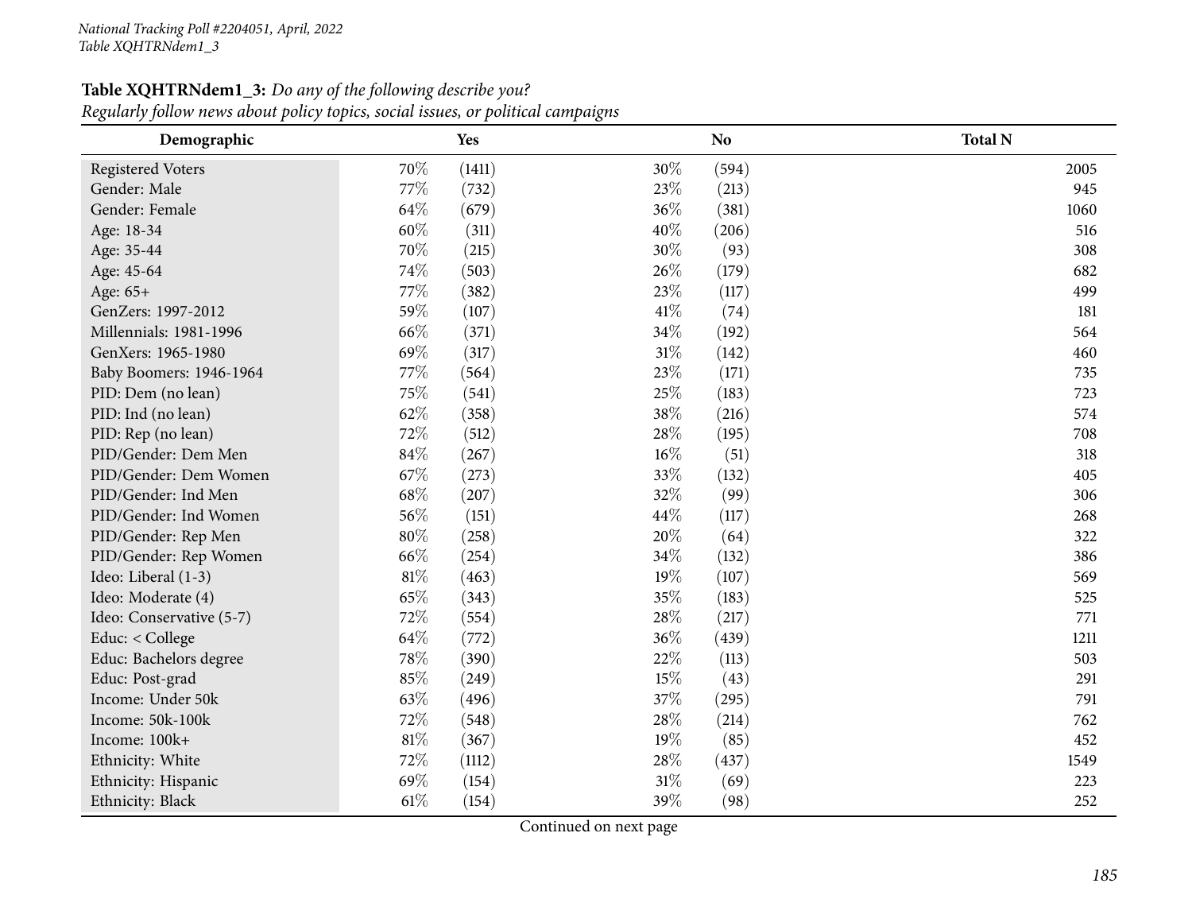**Table XQHTRNdem1_3:** *Do any of the following describe you?*
*Regularly follow news about policy topics, social issues, or political campaigns*

| Demographic | Yes | | No | | Total N |
|---|---|---|---|---|---|
| Registered Voters | 70% | (1411) | 30% | (594) | 2005 |
| Gender: Male | 77% | (732) | 23% | (213) | 945 |
| Gender: Female | 64% | (679) | 36% | (381) | 1060 |
| Age: 18-34 | 60% | (311) | 40% | (206) | 516 |
| Age: 35-44 | 70% | (215) | 30% | (93) | 308 |
| Age: 45-64 | 74% | (503) | 26% | (179) | 682 |
| Age: 65+ | 77% | (382) | 23% | (117) | 499 |
| GenZers: 1997-2012 | 59% | (107) | 41% | (74) | 181 |
| Millennials: 1981-1996 | 66% | (371) | 34% | (192) | 564 |
| GenXers: 1965-1980 | 69% | (317) | 31% | (142) | 460 |
| Baby Boomers: 1946-1964 | 77% | (564) | 23% | (171) | 735 |
| PID: Dem (no lean) | 75% | (541) | 25% | (183) | 723 |
| PID: Ind (no lean) | 62% | (358) | 38% | (216) | 574 |
| PID: Rep (no lean) | 72% | (512) | 28% | (195) | 708 |
| PID/Gender: Dem Men | 84% | (267) | 16% | (51) | 318 |
| PID/Gender: Dem Women | 67% | (273) | 33% | (132) | 405 |
| PID/Gender: Ind Men | 68% | (207) | 32% | (99) | 306 |
| PID/Gender: Ind Women | 56% | (151) | 44% | (117) | 268 |
| PID/Gender: Rep Men | 80% | (258) | 20% | (64) | 322 |
| PID/Gender: Rep Women | 66% | (254) | 34% | (132) | 386 |
| Ideo: Liberal (1-3) | 81% | (463) | 19% | (107) | 569 |
| Ideo: Moderate (4) | 65% | (343) | 35% | (183) | 525 |
| Ideo: Conservative (5-7) | 72% | (554) | 28% | (217) | 771 |
| Educ: < College | 64% | (772) | 36% | (439) | 1211 |
| Educ: Bachelors degree | 78% | (390) | 22% | (113) | 503 |
| Educ: Post-grad | 85% | (249) | 15% | (43) | 291 |
| Income: Under 50k | 63% | (496) | 37% | (295) | 791 |
| Income: 50k-100k | 72% | (548) | 28% | (214) | 762 |
| Income: 100k+ | 81% | (367) | 19% | (85) | 452 |
| Ethnicity: White | 72% | (1112) | 28% | (437) | 1549 |
| Ethnicity: Hispanic | 69% | (154) | 31% | (69) | 223 |
| Ethnicity: Black | 61% | (154) | 39% | (98) | 252 |

Continued on next page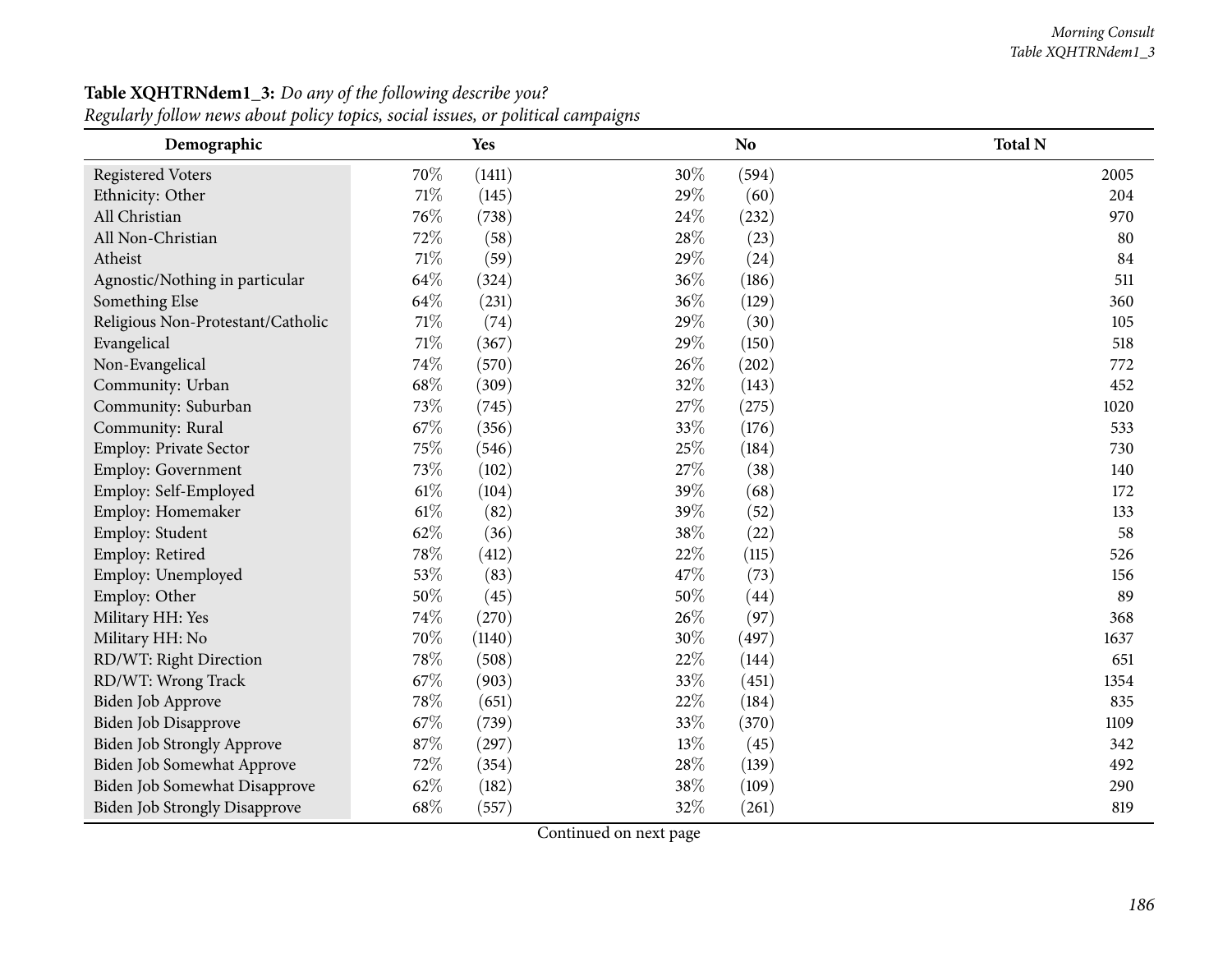**Table XQHTRNdem1_3:** *Do any of the following describe you?*
*Regularly follow news about policy topics, social issues, or political campaigns*

| Demographic | Yes | | No | | Total N |
|---|---|---|---|---|---|
| Registered Voters | 70% | (1411) | 30% | (594) | 2005 |
| Ethnicity: Other | 71% | (145) | 29% | (60) | 204 |
| All Christian | 76% | (738) | 24% | (232) | 970 |
| All Non-Christian | 72% | (58) | 28% | (23) | 80 |
| Atheist | 71% | (59) | 29% | (24) | 84 |
| Agnostic/Nothing in particular | 64% | (324) | 36% | (186) | 511 |
| Something Else | 64% | (231) | 36% | (129) | 360 |
| Religious Non-Protestant/Catholic | 71% | (74) | 29% | (30) | 105 |
| Evangelical | 71% | (367) | 29% | (150) | 518 |
| Non-Evangelical | 74% | (570) | 26% | (202) | 772 |
| Community: Urban | 68% | (309) | 32% | (143) | 452 |
| Community: Suburban | 73% | (745) | 27% | (275) | 1020 |
| Community: Rural | 67% | (356) | 33% | (176) | 533 |
| Employ: Private Sector | 75% | (546) | 25% | (184) | 730 |
| Employ: Government | 73% | (102) | 27% | (38) | 140 |
| Employ: Self-Employed | 61% | (104) | 39% | (68) | 172 |
| Employ: Homemaker | 61% | (82) | 39% | (52) | 133 |
| Employ: Student | 62% | (36) | 38% | (22) | 58 |
| Employ: Retired | 78% | (412) | 22% | (115) | 526 |
| Employ: Unemployed | 53% | (83) | 47% | (73) | 156 |
| Employ: Other | 50% | (45) | 50% | (44) | 89 |
| Military HH: Yes | 74% | (270) | 26% | (97) | 368 |
| Military HH: No | 70% | (1140) | 30% | (497) | 1637 |
| RD/WT: Right Direction | 78% | (508) | 22% | (144) | 651 |
| RD/WT: Wrong Track | 67% | (903) | 33% | (451) | 1354 |
| Biden Job Approve | 78% | (651) | 22% | (184) | 835 |
| Biden Job Disapprove | 67% | (739) | 33% | (370) | 1109 |
| Biden Job Strongly Approve | 87% | (297) | 13% | (45) | 342 |
| Biden Job Somewhat Approve | 72% | (354) | 28% | (139) | 492 |
| Biden Job Somewhat Disapprove | 62% | (182) | 38% | (109) | 290 |
| Biden Job Strongly Disapprove | 68% | (557) | 32% | (261) | 819 |

Continued on next page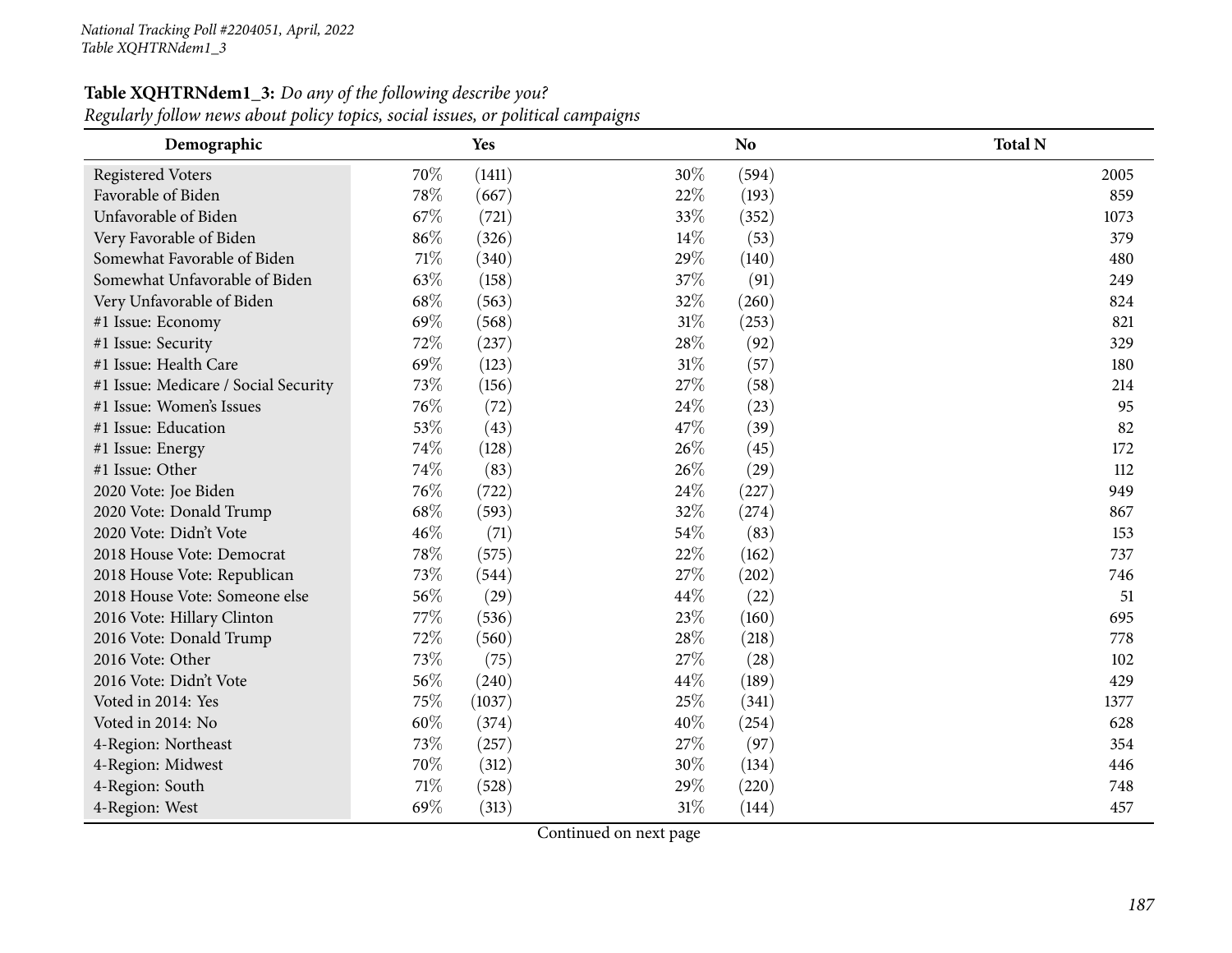**Table XQHTRNdem1_3:** *Do any of the following describe you?*
*Regularly follow news about policy topics, social issues, or political campaigns*

| Demographic | Yes | | No | | Total N |
|---|---|---|---|---|---|
| Registered Voters | 70% | (1411) | 30% | (594) | 2005 |
| Favorable of Biden | 78% | (667) | 22% | (193) | 859 |
| Unfavorable of Biden | 67% | (721) | 33% | (352) | 1073 |
| Very Favorable of Biden | 86% | (326) | 14% | (53) | 379 |
| Somewhat Favorable of Biden | 71% | (340) | 29% | (140) | 480 |
| Somewhat Unfavorable of Biden | 63% | (158) | 37% | (91) | 249 |
| Very Unfavorable of Biden | 68% | (563) | 32% | (260) | 824 |
| #1 Issue: Economy | 69% | (568) | 31% | (253) | 821 |
| #1 Issue: Security | 72% | (237) | 28% | (92) | 329 |
| #1 Issue: Health Care | 69% | (123) | 31% | (57) | 180 |
| #1 Issue: Medicare / Social Security | 73% | (156) | 27% | (58) | 214 |
| #1 Issue: Women's Issues | 76% | (72) | 24% | (23) | 95 |
| #1 Issue: Education | 53% | (43) | 47% | (39) | 82 |
| #1 Issue: Energy | 74% | (128) | 26% | (45) | 172 |
| #1 Issue: Other | 74% | (83) | 26% | (29) | 112 |
| 2020 Vote: Joe Biden | 76% | (722) | 24% | (227) | 949 |
| 2020 Vote: Donald Trump | 68% | (593) | 32% | (274) | 867 |
| 2020 Vote: Didn't Vote | 46% | (71) | 54% | (83) | 153 |
| 2018 House Vote: Democrat | 78% | (575) | 22% | (162) | 737 |
| 2018 House Vote: Republican | 73% | (544) | 27% | (202) | 746 |
| 2018 House Vote: Someone else | 56% | (29) | 44% | (22) | 51 |
| 2016 Vote: Hillary Clinton | 77% | (536) | 23% | (160) | 695 |
| 2016 Vote: Donald Trump | 72% | (560) | 28% | (218) | 778 |
| 2016 Vote: Other | 73% | (75) | 27% | (28) | 102 |
| 2016 Vote: Didn't Vote | 56% | (240) | 44% | (189) | 429 |
| Voted in 2014: Yes | 75% | (1037) | 25% | (341) | 1377 |
| Voted in 2014: No | 60% | (374) | 40% | (254) | 628 |
| 4-Region: Northeast | 73% | (257) | 27% | (97) | 354 |
| 4-Region: Midwest | 70% | (312) | 30% | (134) | 446 |
| 4-Region: South | 71% | (528) | 29% | (220) | 748 |
| 4-Region: West | 69% | (313) | 31% | (144) | 457 |

Continued on next page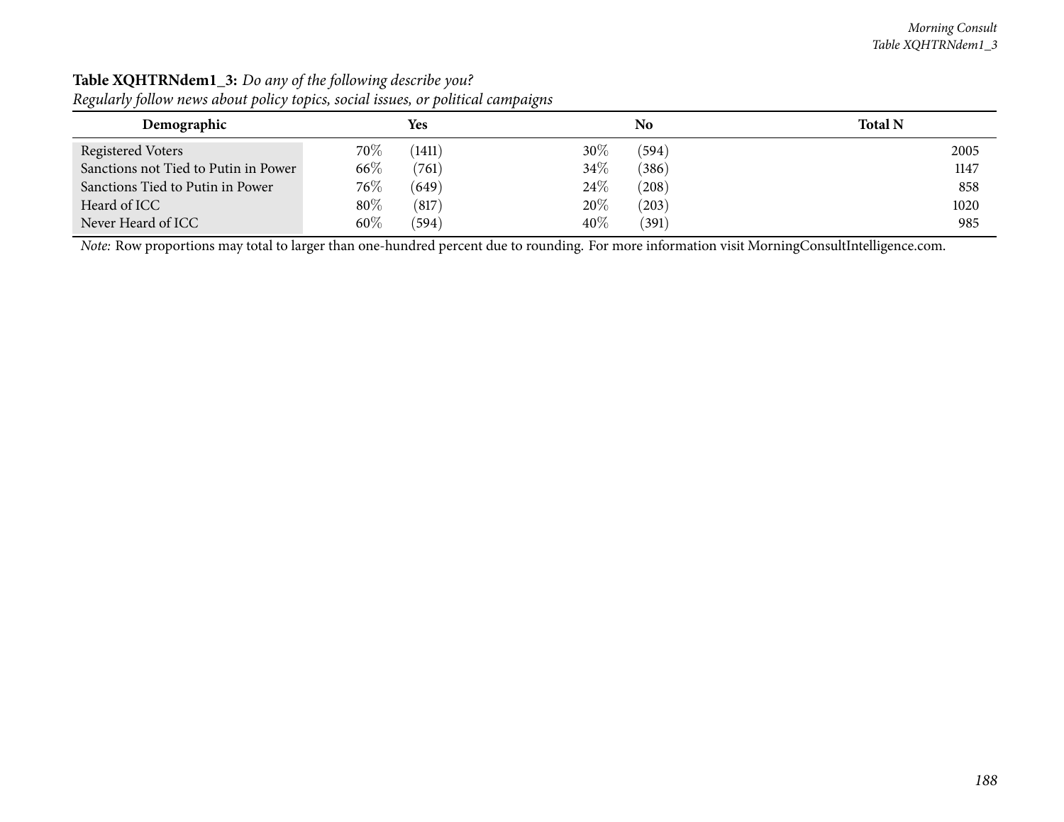**Table XQHTRNdem1_3:** *Do any of the following describe you?*
*Regularly follow news about policy topics, social issues, or political campaigns*

| Demographic | Yes | | No | | Total N |
|---|---|---|---|---|---|
| Registered Voters | 70% | (1411) | 30% | (594) | 2005 |
| Sanctions not Tied to Putin in Power | 66% | (761) | 34% | (386) | 1147 |
| Sanctions Tied to Putin in Power | 76% | (649) | 24% | (208) | 858 |
| Heard of ICC | 80% | (817) | 20% | (203) | 1020 |
| Never Heard of ICC | 60% | (594) | 40% | (391) | 985 |

*Note:* Row proportions may total to larger than one-hundred percent due to rounding. For more information visit MorningConsultIntelligence.com.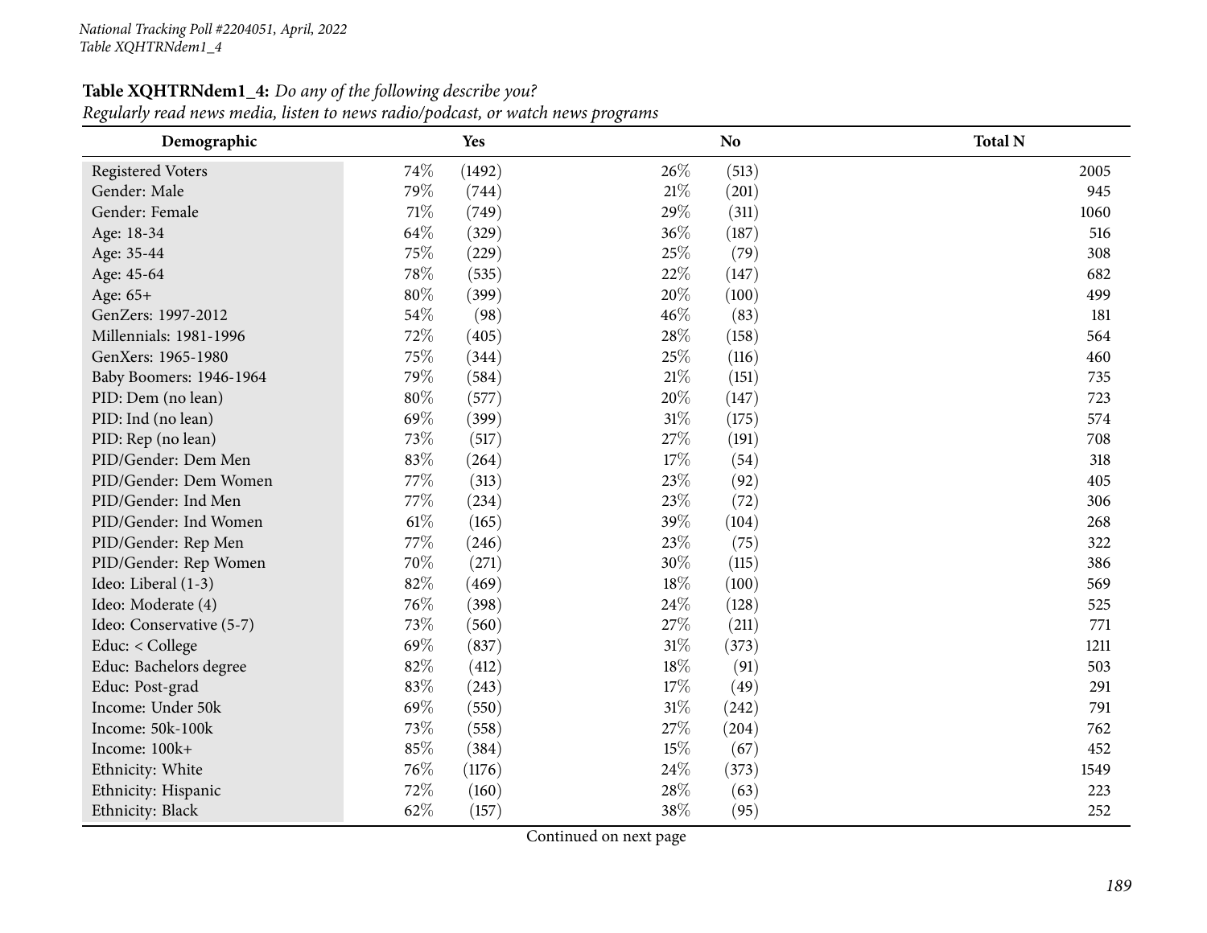**Table XQHTRNdem1_4:** *Do any of the following describe you?*
*Regularly read news media, listen to news radio/podcast, or watch news programs*

| Demographic | Yes | | No | | Total N |
|---|---|---|---|---|---|
| Registered Voters | 74% | (1492) | 26% | (513) | 2005 |
| Gender: Male | 79% | (744) | 21% | (201) | 945 |
| Gender: Female | 71% | (749) | 29% | (311) | 1060 |
| Age: 18-34 | 64% | (329) | 36% | (187) | 516 |
| Age: 35-44 | 75% | (229) | 25% | (79) | 308 |
| Age: 45-64 | 78% | (535) | 22% | (147) | 682 |
| Age: 65+ | 80% | (399) | 20% | (100) | 499 |
| GenZers: 1997-2012 | 54% | (98) | 46% | (83) | 181 |
| Millennials: 1981-1996 | 72% | (405) | 28% | (158) | 564 |
| GenXers: 1965-1980 | 75% | (344) | 25% | (116) | 460 |
| Baby Boomers: 1946-1964 | 79% | (584) | 21% | (151) | 735 |
| PID: Dem (no lean) | 80% | (577) | 20% | (147) | 723 |
| PID: Ind (no lean) | 69% | (399) | 31% | (175) | 574 |
| PID: Rep (no lean) | 73% | (517) | 27% | (191) | 708 |
| PID/Gender: Dem Men | 83% | (264) | 17% | (54) | 318 |
| PID/Gender: Dem Women | 77% | (313) | 23% | (92) | 405 |
| PID/Gender: Ind Men | 77% | (234) | 23% | (72) | 306 |
| PID/Gender: Ind Women | 61% | (165) | 39% | (104) | 268 |
| PID/Gender: Rep Men | 77% | (246) | 23% | (75) | 322 |
| PID/Gender: Rep Women | 70% | (271) | 30% | (115) | 386 |
| Ideo: Liberal (1-3) | 82% | (469) | 18% | (100) | 569 |
| Ideo: Moderate (4) | 76% | (398) | 24% | (128) | 525 |
| Ideo: Conservative (5-7) | 73% | (560) | 27% | (211) | 771 |
| Educ: < College | 69% | (837) | 31% | (373) | 1211 |
| Educ: Bachelors degree | 82% | (412) | 18% | (91) | 503 |
| Educ: Post-grad | 83% | (243) | 17% | (49) | 291 |
| Income: Under 50k | 69% | (550) | 31% | (242) | 791 |
| Income: 50k-100k | 73% | (558) | 27% | (204) | 762 |
| Income: 100k+ | 85% | (384) | 15% | (67) | 452 |
| Ethnicity: White | 76% | (1176) | 24% | (373) | 1549 |
| Ethnicity: Hispanic | 72% | (160) | 28% | (63) | 223 |
| Ethnicity: Black | 62% | (157) | 38% | (95) | 252 |

Continued on next page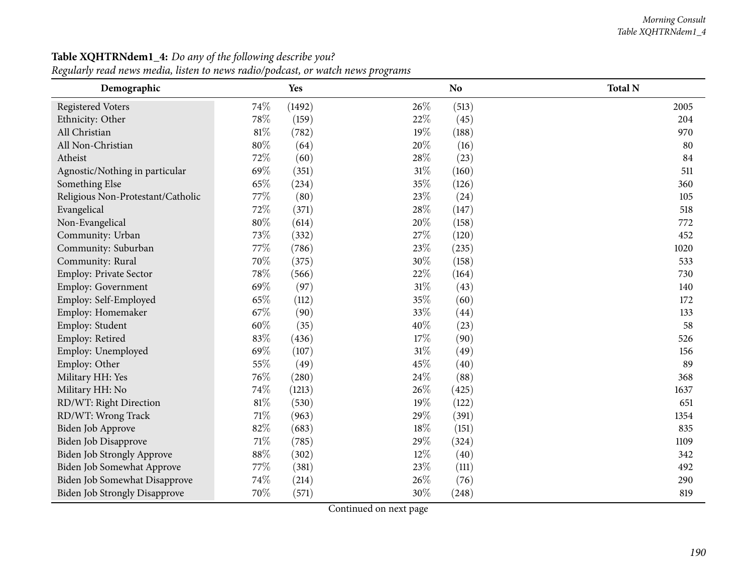**Table XQHTRNdem1_4:** *Do any of the following describe you?*
*Regularly read news media, listen to news radio/podcast, or watch news programs*

| Demographic | Yes | | No | | Total N |
|---|---|---|---|---|---|
| Registered Voters | 74% | (1492) | 26% | (513) | 2005 |
| Ethnicity: Other | 78% | (159) | 22% | (45) | 204 |
| All Christian | 81% | (782) | 19% | (188) | 970 |
| All Non-Christian | 80% | (64) | 20% | (16) | 80 |
| Atheist | 72% | (60) | 28% | (23) | 84 |
| Agnostic/Nothing in particular | 69% | (351) | 31% | (160) | 511 |
| Something Else | 65% | (234) | 35% | (126) | 360 |
| Religious Non-Protestant/Catholic | 77% | (80) | 23% | (24) | 105 |
| Evangelical | 72% | (371) | 28% | (147) | 518 |
| Non-Evangelical | 80% | (614) | 20% | (158) | 772 |
| Community: Urban | 73% | (332) | 27% | (120) | 452 |
| Community: Suburban | 77% | (786) | 23% | (235) | 1020 |
| Community: Rural | 70% | (375) | 30% | (158) | 533 |
| Employ: Private Sector | 78% | (566) | 22% | (164) | 730 |
| Employ: Government | 69% | (97) | 31% | (43) | 140 |
| Employ: Self-Employed | 65% | (112) | 35% | (60) | 172 |
| Employ: Homemaker | 67% | (90) | 33% | (44) | 133 |
| Employ: Student | 60% | (35) | 40% | (23) | 58 |
| Employ: Retired | 83% | (436) | 17% | (90) | 526 |
| Employ: Unemployed | 69% | (107) | 31% | (49) | 156 |
| Employ: Other | 55% | (49) | 45% | (40) | 89 |
| Military HH: Yes | 76% | (280) | 24% | (88) | 368 |
| Military HH: No | 74% | (1213) | 26% | (425) | 1637 |
| RD/WT: Right Direction | 81% | (530) | 19% | (122) | 651 |
| RD/WT: Wrong Track | 71% | (963) | 29% | (391) | 1354 |
| Biden Job Approve | 82% | (683) | 18% | (151) | 835 |
| Biden Job Disapprove | 71% | (785) | 29% | (324) | 1109 |
| Biden Job Strongly Approve | 88% | (302) | 12% | (40) | 342 |
| Biden Job Somewhat Approve | 77% | (381) | 23% | (111) | 492 |
| Biden Job Somewhat Disapprove | 74% | (214) | 26% | (76) | 290 |
| Biden Job Strongly Disapprove | 70% | (571) | 30% | (248) | 819 |

Continued on next page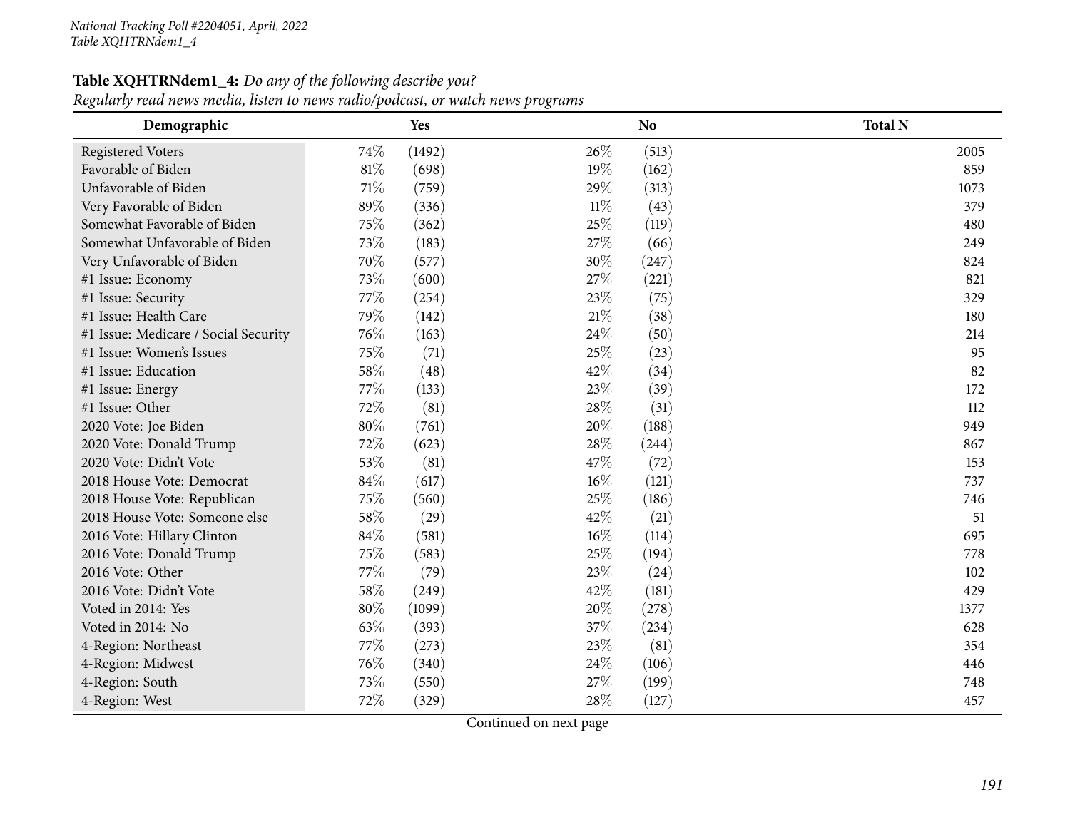**Table XQHTRNdem1_4:** *Do any of the following describe you?*

*Regularly read news media, listen to news radio/podcast, or watch news programs*

| Demographic | Yes | | No | | Total N |
|---|---|---|---|---|---|
| Registered Voters | 74% | (1492) | 26% | (513) | 2005 |
| Favorable of Biden | 81% | (698) | 19% | (162) | 859 |
| Unfavorable of Biden | 71% | (759) | 29% | (313) | 1073 |
| Very Favorable of Biden | 89% | (336) | 11% | (43) | 379 |
| Somewhat Favorable of Biden | 75% | (362) | 25% | (119) | 480 |
| Somewhat Unfavorable of Biden | 73% | (183) | 27% | (66) | 249 |
| Very Unfavorable of Biden | 70% | (577) | 30% | (247) | 824 |
| #1 Issue: Economy | 73% | (600) | 27% | (221) | 821 |
| #1 Issue: Security | 77% | (254) | 23% | (75) | 329 |
| #1 Issue: Health Care | 79% | (142) | 21% | (38) | 180 |
| #1 Issue: Medicare / Social Security | 76% | (163) | 24% | (50) | 214 |
| #1 Issue: Women's Issues | 75% | (71) | 25% | (23) | 95 |
| #1 Issue: Education | 58% | (48) | 42% | (34) | 82 |
| #1 Issue: Energy | 77% | (133) | 23% | (39) | 172 |
| #1 Issue: Other | 72% | (81) | 28% | (31) | 112 |
| 2020 Vote: Joe Biden | 80% | (761) | 20% | (188) | 949 |
| 2020 Vote: Donald Trump | 72% | (623) | 28% | (244) | 867 |
| 2020 Vote: Didn't Vote | 53% | (81) | 47% | (72) | 153 |
| 2018 House Vote: Democrat | 84% | (617) | 16% | (121) | 737 |
| 2018 House Vote: Republican | 75% | (560) | 25% | (186) | 746 |
| 2018 House Vote: Someone else | 58% | (29) | 42% | (21) | 51 |
| 2016 Vote: Hillary Clinton | 84% | (581) | 16% | (114) | 695 |
| 2016 Vote: Donald Trump | 75% | (583) | 25% | (194) | 778 |
| 2016 Vote: Other | 77% | (79) | 23% | (24) | 102 |
| 2016 Vote: Didn't Vote | 58% | (249) | 42% | (181) | 429 |
| Voted in 2014: Yes | 80% | (1099) | 20% | (278) | 1377 |
| Voted in 2014: No | 63% | (393) | 37% | (234) | 628 |
| 4-Region: Northeast | 77% | (273) | 23% | (81) | 354 |
| 4-Region: Midwest | 76% | (340) | 24% | (106) | 446 |
| 4-Region: South | 73% | (550) | 27% | (199) | 748 |
| 4-Region: West | 72% | (329) | 28% | (127) | 457 |

Continued on next page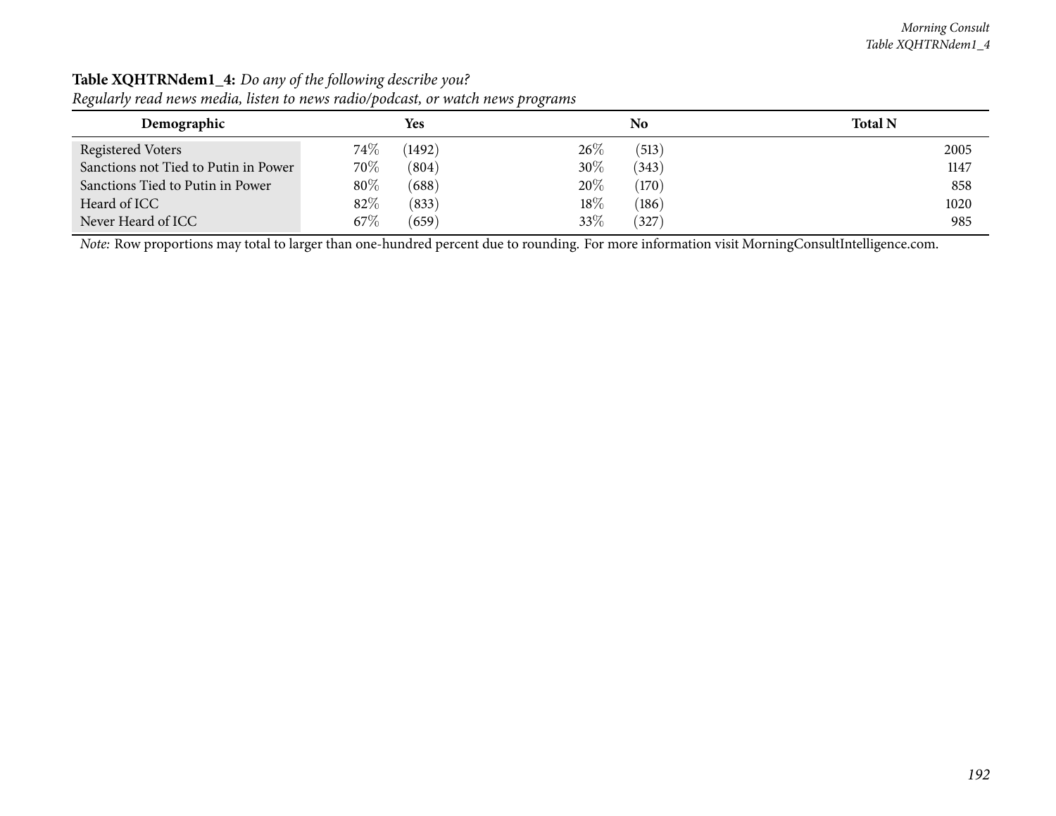**Table XQHTRNdem1_4:** *Do any of the following describe you?*

*Regularly read news media, listen to news radio/podcast, or watch news programs*

| Demographic | Yes | | No | | Total N |
|---|---|---|---|---|---|
| Registered Voters | 74% | (1492) | 26% | (513) | 2005 |
| Sanctions not Tied to Putin in Power | 70% | (804) | 30% | (343) | 1147 |
| Sanctions Tied to Putin in Power | 80% | (688) | 20% | (170) | 858 |
| Heard of ICC | 82% | (833) | 18% | (186) | 1020 |
| Never Heard of ICC | 67% | (659) | 33% | (327) | 985 |

*Note:* Row proportions may total to larger than one-hundred percent due to rounding. For more information visit MorningConsultIntelligence.com.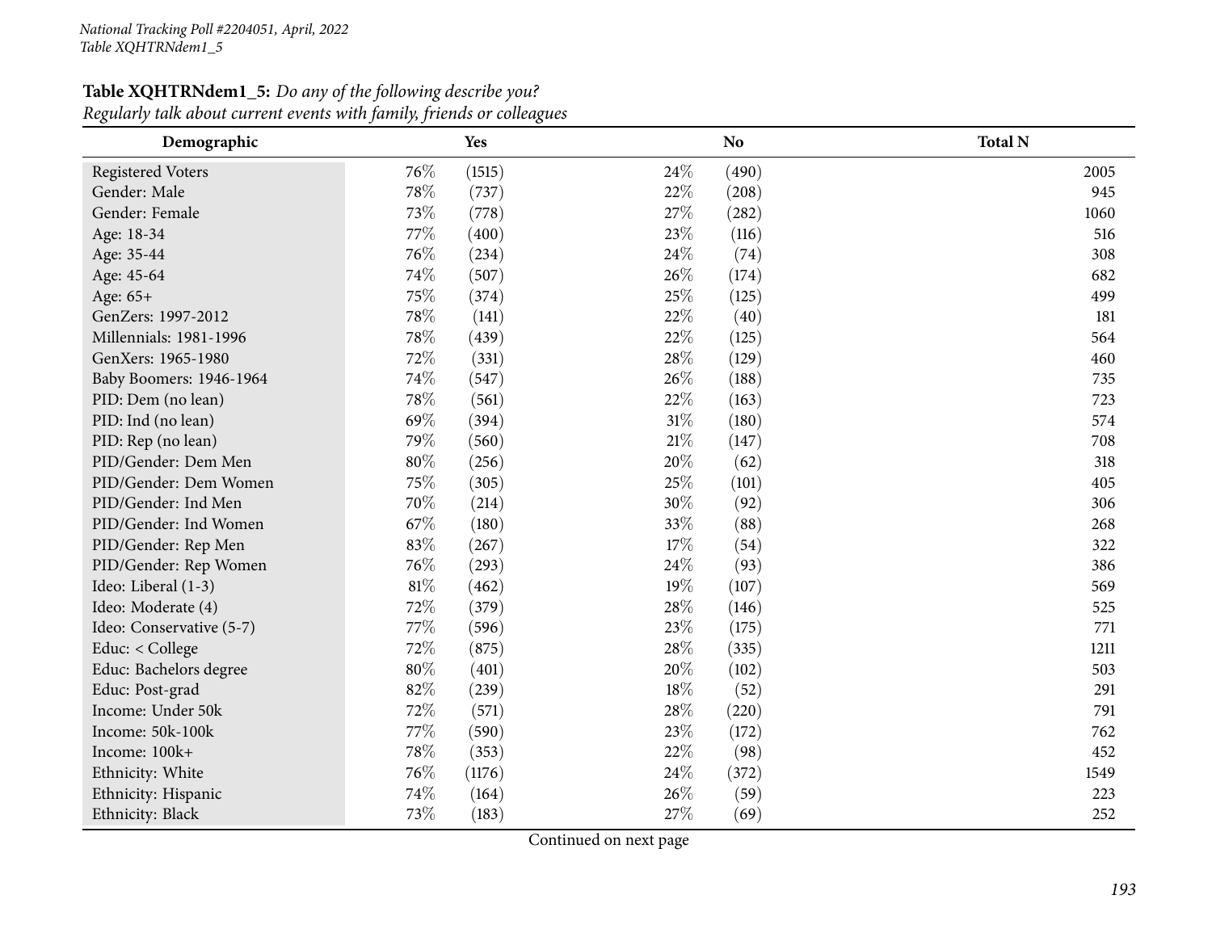**Table XQHTRNdem1_5:** *Do any of the following describe you?*
*Regularly talk about current events with family, friends or colleagues*

| Demographic | Yes | | No | | Total N |
|---|---|---|---|---|---|
| Registered Voters | 76% | (1515) | 24% | (490) | 2005 |
| Gender: Male | 78% | (737) | 22% | (208) | 945 |
| Gender: Female | 73% | (778) | 27% | (282) | 1060 |
| Age: 18-34 | 77% | (400) | 23% | (116) | 516 |
| Age: 35-44 | 76% | (234) | 24% | (74) | 308 |
| Age: 45-64 | 74% | (507) | 26% | (174) | 682 |
| Age: 65+ | 75% | (374) | 25% | (125) | 499 |
| GenZers: 1997-2012 | 78% | (141) | 22% | (40) | 181 |
| Millennials: 1981-1996 | 78% | (439) | 22% | (125) | 564 |
| GenXers: 1965-1980 | 72% | (331) | 28% | (129) | 460 |
| Baby Boomers: 1946-1964 | 74% | (547) | 26% | (188) | 735 |
| PID: Dem (no lean) | 78% | (561) | 22% | (163) | 723 |
| PID: Ind (no lean) | 69% | (394) | 31% | (180) | 574 |
| PID: Rep (no lean) | 79% | (560) | 21% | (147) | 708 |
| PID/Gender: Dem Men | 80% | (256) | 20% | (62) | 318 |
| PID/Gender: Dem Women | 75% | (305) | 25% | (101) | 405 |
| PID/Gender: Ind Men | 70% | (214) | 30% | (92) | 306 |
| PID/Gender: Ind Women | 67% | (180) | 33% | (88) | 268 |
| PID/Gender: Rep Men | 83% | (267) | 17% | (54) | 322 |
| PID/Gender: Rep Women | 76% | (293) | 24% | (93) | 386 |
| Ideo: Liberal (1-3) | 81% | (462) | 19% | (107) | 569 |
| Ideo: Moderate (4) | 72% | (379) | 28% | (146) | 525 |
| Ideo: Conservative (5-7) | 77% | (596) | 23% | (175) | 771 |
| Educ: < College | 72% | (875) | 28% | (335) | 1211 |
| Educ: Bachelors degree | 80% | (401) | 20% | (102) | 503 |
| Educ: Post-grad | 82% | (239) | 18% | (52) | 291 |
| Income: Under 50k | 72% | (571) | 28% | (220) | 791 |
| Income: 50k-100k | 77% | (590) | 23% | (172) | 762 |
| Income: 100k+ | 78% | (353) | 22% | (98) | 452 |
| Ethnicity: White | 76% | (1176) | 24% | (372) | 1549 |
| Ethnicity: Hispanic | 74% | (164) | 26% | (59) | 223 |
| Ethnicity: Black | 73% | (183) | 27% | (69) | 252 |

Continued on next page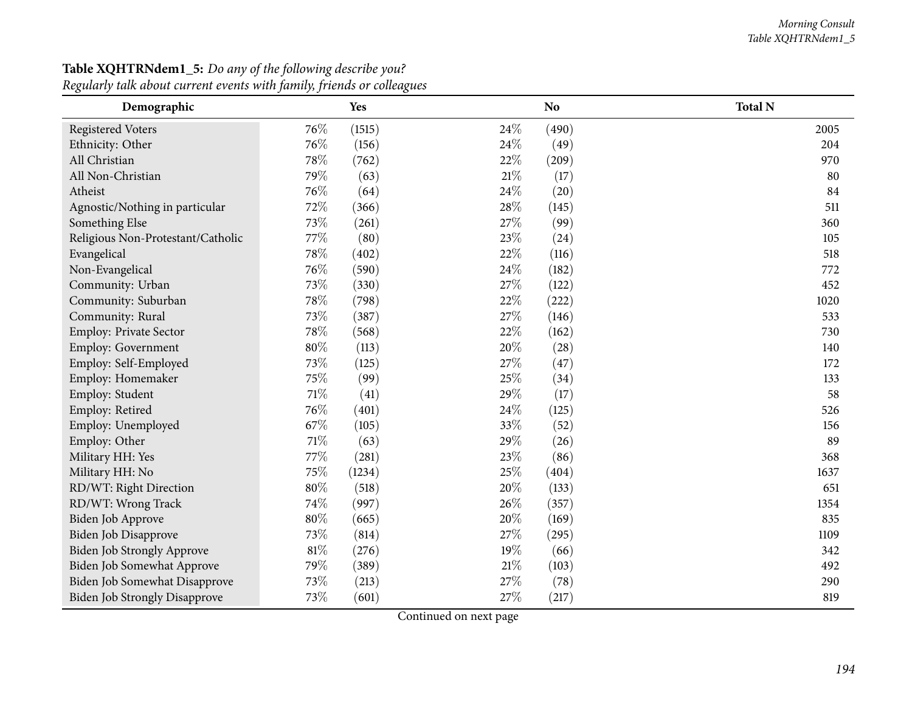**Table XQHTRNdem1_5:** *Do any of the following describe you?*
*Regularly talk about current events with family, friends or colleagues*

| Demographic | Yes | | No | | Total N |
|---|---|---|---|---|---|
| Registered Voters | 76% | (1515) | 24% | (490) | 2005 |
| Ethnicity: Other | 76% | (156) | 24% | (49) | 204 |
| All Christian | 78% | (762) | 22% | (209) | 970 |
| All Non-Christian | 79% | (63) | 21% | (17) | 80 |
| Atheist | 76% | (64) | 24% | (20) | 84 |
| Agnostic/Nothing in particular | 72% | (366) | 28% | (145) | 511 |
| Something Else | 73% | (261) | 27% | (99) | 360 |
| Religious Non-Protestant/Catholic | 77% | (80) | 23% | (24) | 105 |
| Evangelical | 78% | (402) | 22% | (116) | 518 |
| Non-Evangelical | 76% | (590) | 24% | (182) | 772 |
| Community: Urban | 73% | (330) | 27% | (122) | 452 |
| Community: Suburban | 78% | (798) | 22% | (222) | 1020 |
| Community: Rural | 73% | (387) | 27% | (146) | 533 |
| Employ: Private Sector | 78% | (568) | 22% | (162) | 730 |
| Employ: Government | 80% | (113) | 20% | (28) | 140 |
| Employ: Self-Employed | 73% | (125) | 27% | (47) | 172 |
| Employ: Homemaker | 75% | (99) | 25% | (34) | 133 |
| Employ: Student | 71% | (41) | 29% | (17) | 58 |
| Employ: Retired | 76% | (401) | 24% | (125) | 526 |
| Employ: Unemployed | 67% | (105) | 33% | (52) | 156 |
| Employ: Other | 71% | (63) | 29% | (26) | 89 |
| Military HH: Yes | 77% | (281) | 23% | (86) | 368 |
| Military HH: No | 75% | (1234) | 25% | (404) | 1637 |
| RD/WT: Right Direction | 80% | (518) | 20% | (133) | 651 |
| RD/WT: Wrong Track | 74% | (997) | 26% | (357) | 1354 |
| Biden Job Approve | 80% | (665) | 20% | (169) | 835 |
| Biden Job Disapprove | 73% | (814) | 27% | (295) | 1109 |
| Biden Job Strongly Approve | 81% | (276) | 19% | (66) | 342 |
| Biden Job Somewhat Approve | 79% | (389) | 21% | (103) | 492 |
| Biden Job Somewhat Disapprove | 73% | (213) | 27% | (78) | 290 |
| Biden Job Strongly Disapprove | 73% | (601) | 27% | (217) | 819 |

Continued on next page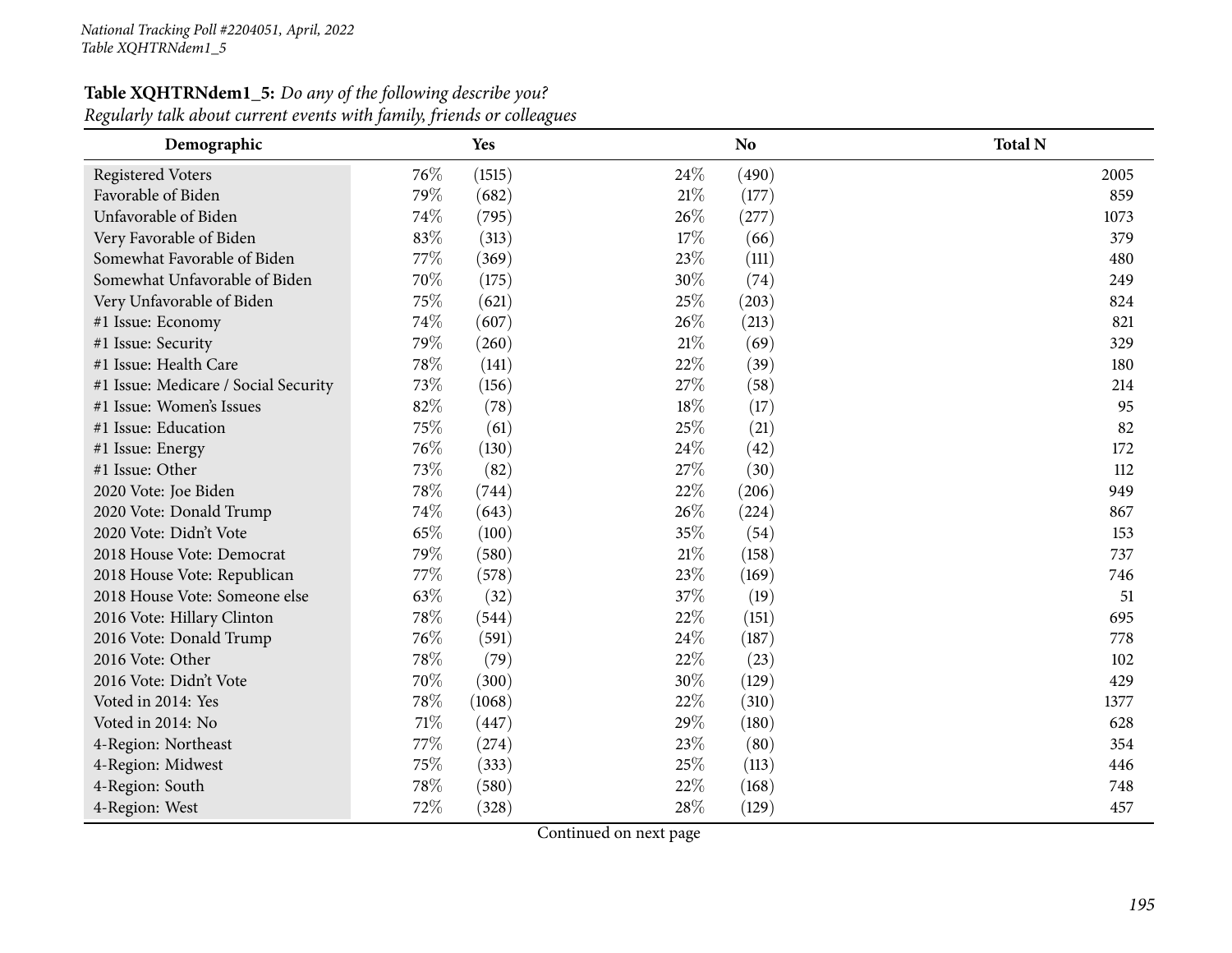**Table XQHTRNdem1_5:** *Do any of the following describe you?*
*Regularly talk about current events with family, friends or colleagues*

| Demographic | Yes | | No | | Total N |
|---|---|---|---|---|---|
| Registered Voters | 76% | (1515) | 24% | (490) | 2005 |
| Favorable of Biden | 79% | (682) | 21% | (177) | 859 |
| Unfavorable of Biden | 74% | (795) | 26% | (277) | 1073 |
| Very Favorable of Biden | 83% | (313) | 17% | (66) | 379 |
| Somewhat Favorable of Biden | 77% | (369) | 23% | (111) | 480 |
| Somewhat Unfavorable of Biden | 70% | (175) | 30% | (74) | 249 |
| Very Unfavorable of Biden | 75% | (621) | 25% | (203) | 824 |
| #1 Issue: Economy | 74% | (607) | 26% | (213) | 821 |
| #1 Issue: Security | 79% | (260) | 21% | (69) | 329 |
| #1 Issue: Health Care | 78% | (141) | 22% | (39) | 180 |
| #1 Issue: Medicare / Social Security | 73% | (156) | 27% | (58) | 214 |
| #1 Issue: Women's Issues | 82% | (78) | 18% | (17) | 95 |
| #1 Issue: Education | 75% | (61) | 25% | (21) | 82 |
| #1 Issue: Energy | 76% | (130) | 24% | (42) | 172 |
| #1 Issue: Other | 73% | (82) | 27% | (30) | 112 |
| 2020 Vote: Joe Biden | 78% | (744) | 22% | (206) | 949 |
| 2020 Vote: Donald Trump | 74% | (643) | 26% | (224) | 867 |
| 2020 Vote: Didn't Vote | 65% | (100) | 35% | (54) | 153 |
| 2018 House Vote: Democrat | 79% | (580) | 21% | (158) | 737 |
| 2018 House Vote: Republican | 77% | (578) | 23% | (169) | 746 |
| 2018 House Vote: Someone else | 63% | (32) | 37% | (19) | 51 |
| 2016 Vote: Hillary Clinton | 78% | (544) | 22% | (151) | 695 |
| 2016 Vote: Donald Trump | 76% | (591) | 24% | (187) | 778 |
| 2016 Vote: Other | 78% | (79) | 22% | (23) | 102 |
| 2016 Vote: Didn't Vote | 70% | (300) | 30% | (129) | 429 |
| Voted in 2014: Yes | 78% | (1068) | 22% | (310) | 1377 |
| Voted in 2014: No | 71% | (447) | 29% | (180) | 628 |
| 4-Region: Northeast | 77% | (274) | 23% | (80) | 354 |
| 4-Region: Midwest | 75% | (333) | 25% | (113) | 446 |
| 4-Region: South | 78% | (580) | 22% | (168) | 748 |
| 4-Region: West | 72% | (328) | 28% | (129) | 457 |

Continued on next page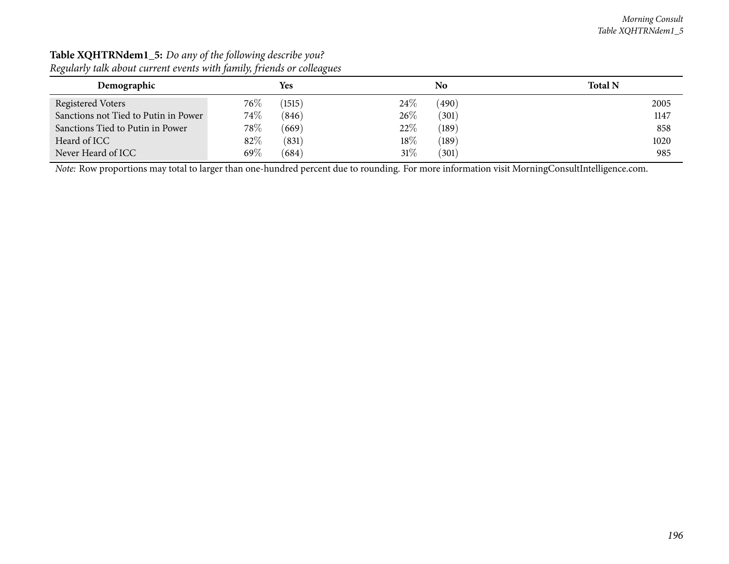**Table XQHTRNdem1_5:** *Do any of the following describe you?*
*Regularly talk about current events with family, friends or colleagues*

| Demographic | Yes | | No | | Total N |
|---|---|---|---|---|---|
| Registered Voters | 76% | (1515) | 24% | (490) | 2005 |
| Sanctions not Tied to Putin in Power | 74% | (846) | 26% | (301) | 1147 |
| Sanctions Tied to Putin in Power | 78% | (669) | 22% | (189) | 858 |
| Heard of ICC | 82% | (831) | 18% | (189) | 1020 |
| Never Heard of ICC | 69% | (684) | 31% | (301) | 985 |

*Note:* Row proportions may total to larger than one-hundred percent due to rounding. For more information visit MorningConsultIntelligence.com.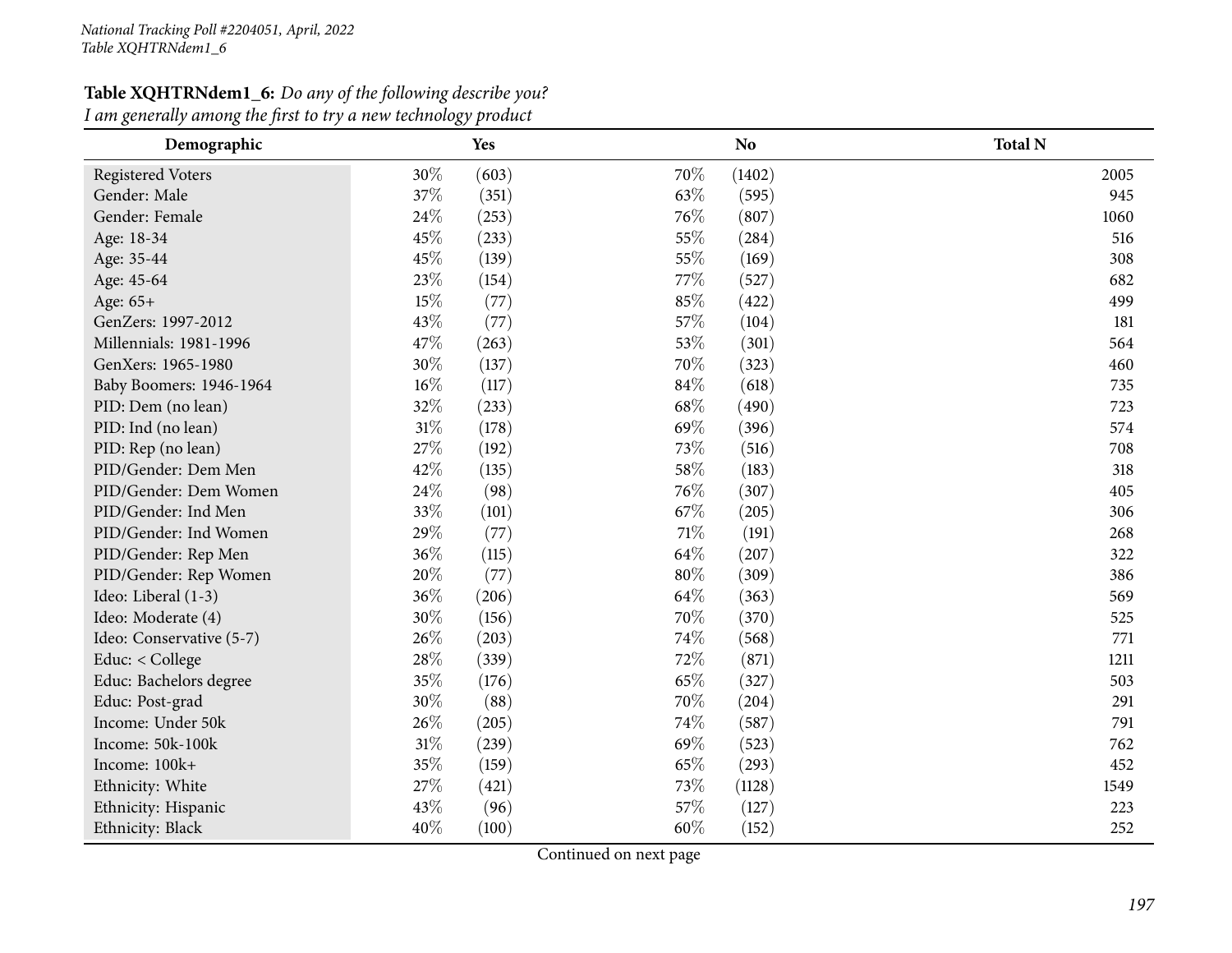**Table XQHTRNdem1_6:** *Do any of the following describe you?*
*I am generally among the first to try a new technology product*

| Demographic | Yes | | No | | Total N |
|---|---|---|---|---|---|
| Registered Voters | 30% | (603) | 70% | (1402) | 2005 |
| Gender: Male | 37% | (351) | 63% | (595) | 945 |
| Gender: Female | 24% | (253) | 76% | (807) | 1060 |
| Age: 18-34 | 45% | (233) | 55% | (284) | 516 |
| Age: 35-44 | 45% | (139) | 55% | (169) | 308 |
| Age: 45-64 | 23% | (154) | 77% | (527) | 682 |
| Age: 65+ | 15% | (77) | 85% | (422) | 499 |
| GenZers: 1997-2012 | 43% | (77) | 57% | (104) | 181 |
| Millennials: 1981-1996 | 47% | (263) | 53% | (301) | 564 |
| GenXers: 1965-1980 | 30% | (137) | 70% | (323) | 460 |
| Baby Boomers: 1946-1964 | 16% | (117) | 84% | (618) | 735 |
| PID: Dem (no lean) | 32% | (233) | 68% | (490) | 723 |
| PID: Ind (no lean) | 31% | (178) | 69% | (396) | 574 |
| PID: Rep (no lean) | 27% | (192) | 73% | (516) | 708 |
| PID/Gender: Dem Men | 42% | (135) | 58% | (183) | 318 |
| PID/Gender: Dem Women | 24% | (98) | 76% | (307) | 405 |
| PID/Gender: Ind Men | 33% | (101) | 67% | (205) | 306 |
| PID/Gender: Ind Women | 29% | (77) | 71% | (191) | 268 |
| PID/Gender: Rep Men | 36% | (115) | 64% | (207) | 322 |
| PID/Gender: Rep Women | 20% | (77) | 80% | (309) | 386 |
| Ideo: Liberal (1-3) | 36% | (206) | 64% | (363) | 569 |
| Ideo: Moderate (4) | 30% | (156) | 70% | (370) | 525 |
| Ideo: Conservative (5-7) | 26% | (203) | 74% | (568) | 771 |
| Educ: < College | 28% | (339) | 72% | (871) | 1211 |
| Educ: Bachelors degree | 35% | (176) | 65% | (327) | 503 |
| Educ: Post-grad | 30% | (88) | 70% | (204) | 291 |
| Income: Under 50k | 26% | (205) | 74% | (587) | 791 |
| Income: 50k-100k | 31% | (239) | 69% | (523) | 762 |
| Income: 100k+ | 35% | (159) | 65% | (293) | 452 |
| Ethnicity: White | 27% | (421) | 73% | (1128) | 1549 |
| Ethnicity: Hispanic | 43% | (96) | 57% | (127) | 223 |
| Ethnicity: Black | 40% | (100) | 60% | (152) | 252 |

Continued on next page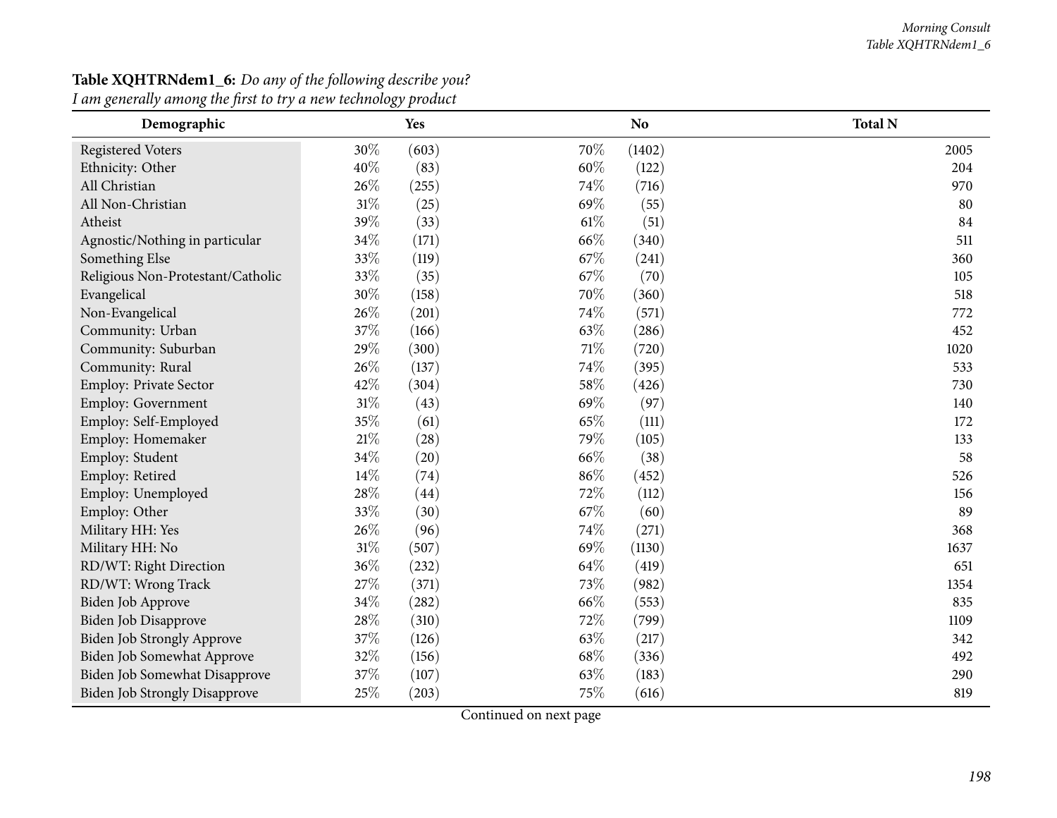**Table XQHTRNdem1_6:** *Do any of the following describe you?*
*I am generally among the first to try a new technology product*

| Demographic | Yes | | No | | Total N |
|---|---|---|---|---|---|
| Registered Voters | 30% | (603) | 70% | (1402) | 2005 |
| Ethnicity: Other | 40% | (83) | 60% | (122) | 204 |
| All Christian | 26% | (255) | 74% | (716) | 970 |
| All Non-Christian | 31% | (25) | 69% | (55) | 80 |
| Atheist | 39% | (33) | 61% | (51) | 84 |
| Agnostic/Nothing in particular | 34% | (171) | 66% | (340) | 511 |
| Something Else | 33% | (119) | 67% | (241) | 360 |
| Religious Non-Protestant/Catholic | 33% | (35) | 67% | (70) | 105 |
| Evangelical | 30% | (158) | 70% | (360) | 518 |
| Non-Evangelical | 26% | (201) | 74% | (571) | 772 |
| Community: Urban | 37% | (166) | 63% | (286) | 452 |
| Community: Suburban | 29% | (300) | 71% | (720) | 1020 |
| Community: Rural | 26% | (137) | 74% | (395) | 533 |
| Employ: Private Sector | 42% | (304) | 58% | (426) | 730 |
| Employ: Government | 31% | (43) | 69% | (97) | 140 |
| Employ: Self-Employed | 35% | (61) | 65% | (111) | 172 |
| Employ: Homemaker | 21% | (28) | 79% | (105) | 133 |
| Employ: Student | 34% | (20) | 66% | (38) | 58 |
| Employ: Retired | 14% | (74) | 86% | (452) | 526 |
| Employ: Unemployed | 28% | (44) | 72% | (112) | 156 |
| Employ: Other | 33% | (30) | 67% | (60) | 89 |
| Military HH: Yes | 26% | (96) | 74% | (271) | 368 |
| Military HH: No | 31% | (507) | 69% | (1130) | 1637 |
| RD/WT: Right Direction | 36% | (232) | 64% | (419) | 651 |
| RD/WT: Wrong Track | 27% | (371) | 73% | (982) | 1354 |
| Biden Job Approve | 34% | (282) | 66% | (553) | 835 |
| Biden Job Disapprove | 28% | (310) | 72% | (799) | 1109 |
| Biden Job Strongly Approve | 37% | (126) | 63% | (217) | 342 |
| Biden Job Somewhat Approve | 32% | (156) | 68% | (336) | 492 |
| Biden Job Somewhat Disapprove | 37% | (107) | 63% | (183) | 290 |
| Biden Job Strongly Disapprove | 25% | (203) | 75% | (616) | 819 |

Continued on next page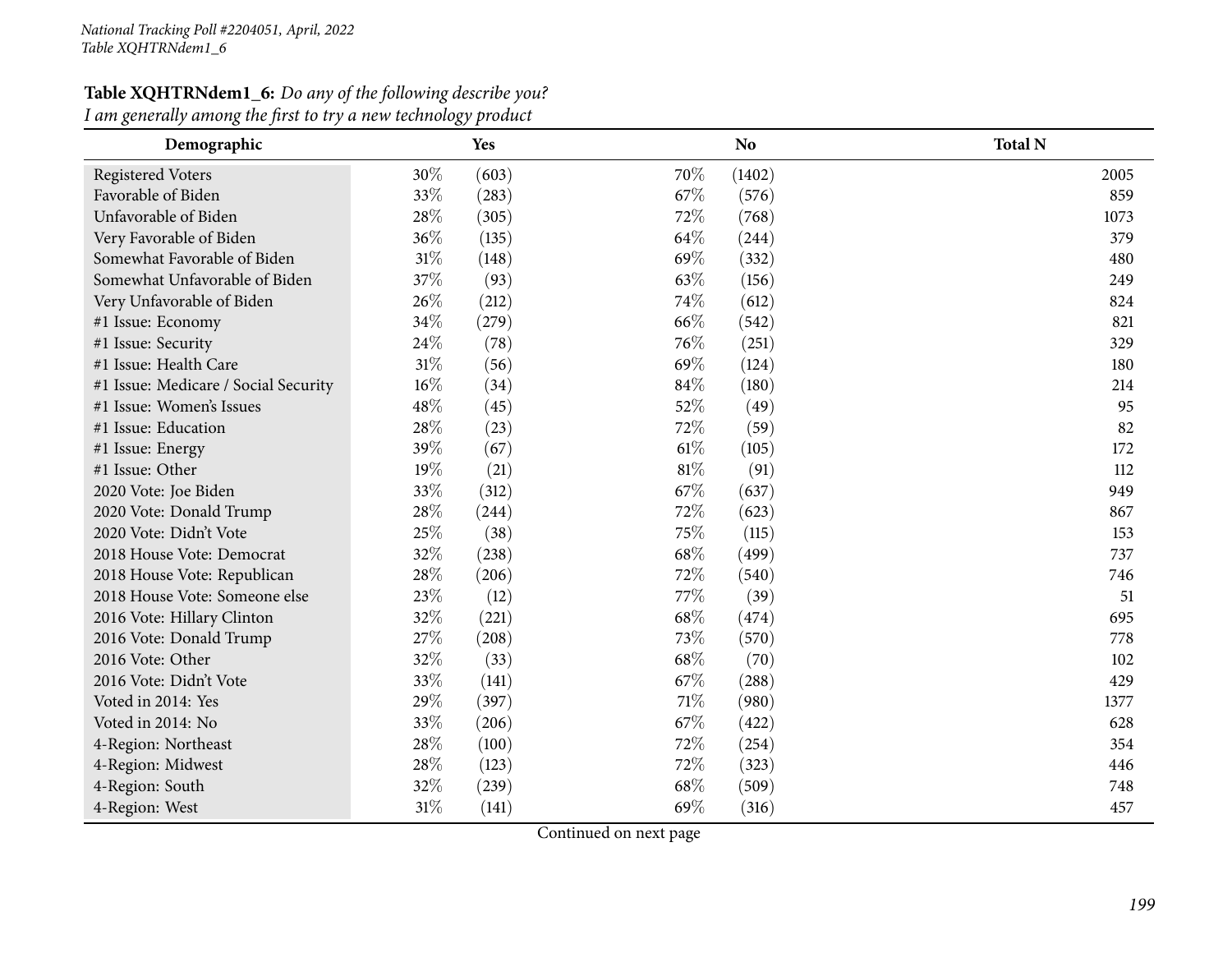**Table XQHTRNdem1_6:** *Do any of the following describe you?*
*I am generally among the first to try a new technology product*

| Demographic | Yes | | No | | Total N |
|---|---|---|---|---|---|
| Registered Voters | 30% | (603) | 70% | (1402) | 2005 |
| Favorable of Biden | 33% | (283) | 67% | (576) | 859 |
| Unfavorable of Biden | 28% | (305) | 72% | (768) | 1073 |
| Very Favorable of Biden | 36% | (135) | 64% | (244) | 379 |
| Somewhat Favorable of Biden | 31% | (148) | 69% | (332) | 480 |
| Somewhat Unfavorable of Biden | 37% | (93) | 63% | (156) | 249 |
| Very Unfavorable of Biden | 26% | (212) | 74% | (612) | 824 |
| #1 Issue: Economy | 34% | (279) | 66% | (542) | 821 |
| #1 Issue: Security | 24% | (78) | 76% | (251) | 329 |
| #1 Issue: Health Care | 31% | (56) | 69% | (124) | 180 |
| #1 Issue: Medicare / Social Security | 16% | (34) | 84% | (180) | 214 |
| #1 Issue: Women's Issues | 48% | (45) | 52% | (49) | 95 |
| #1 Issue: Education | 28% | (23) | 72% | (59) | 82 |
| #1 Issue: Energy | 39% | (67) | 61% | (105) | 172 |
| #1 Issue: Other | 19% | (21) | 81% | (91) | 112 |
| 2020 Vote: Joe Biden | 33% | (312) | 67% | (637) | 949 |
| 2020 Vote: Donald Trump | 28% | (244) | 72% | (623) | 867 |
| 2020 Vote: Didn't Vote | 25% | (38) | 75% | (115) | 153 |
| 2018 House Vote: Democrat | 32% | (238) | 68% | (499) | 737 |
| 2018 House Vote: Republican | 28% | (206) | 72% | (540) | 746 |
| 2018 House Vote: Someone else | 23% | (12) | 77% | (39) | 51 |
| 2016 Vote: Hillary Clinton | 32% | (221) | 68% | (474) | 695 |
| 2016 Vote: Donald Trump | 27% | (208) | 73% | (570) | 778 |
| 2016 Vote: Other | 32% | (33) | 68% | (70) | 102 |
| 2016 Vote: Didn't Vote | 33% | (141) | 67% | (288) | 429 |
| Voted in 2014: Yes | 29% | (397) | 71% | (980) | 1377 |
| Voted in 2014: No | 33% | (206) | 67% | (422) | 628 |
| 4-Region: Northeast | 28% | (100) | 72% | (254) | 354 |
| 4-Region: Midwest | 28% | (123) | 72% | (323) | 446 |
| 4-Region: South | 32% | (239) | 68% | (509) | 748 |
| 4-Region: West | 31% | (141) | 69% | (316) | 457 |

Continued on next page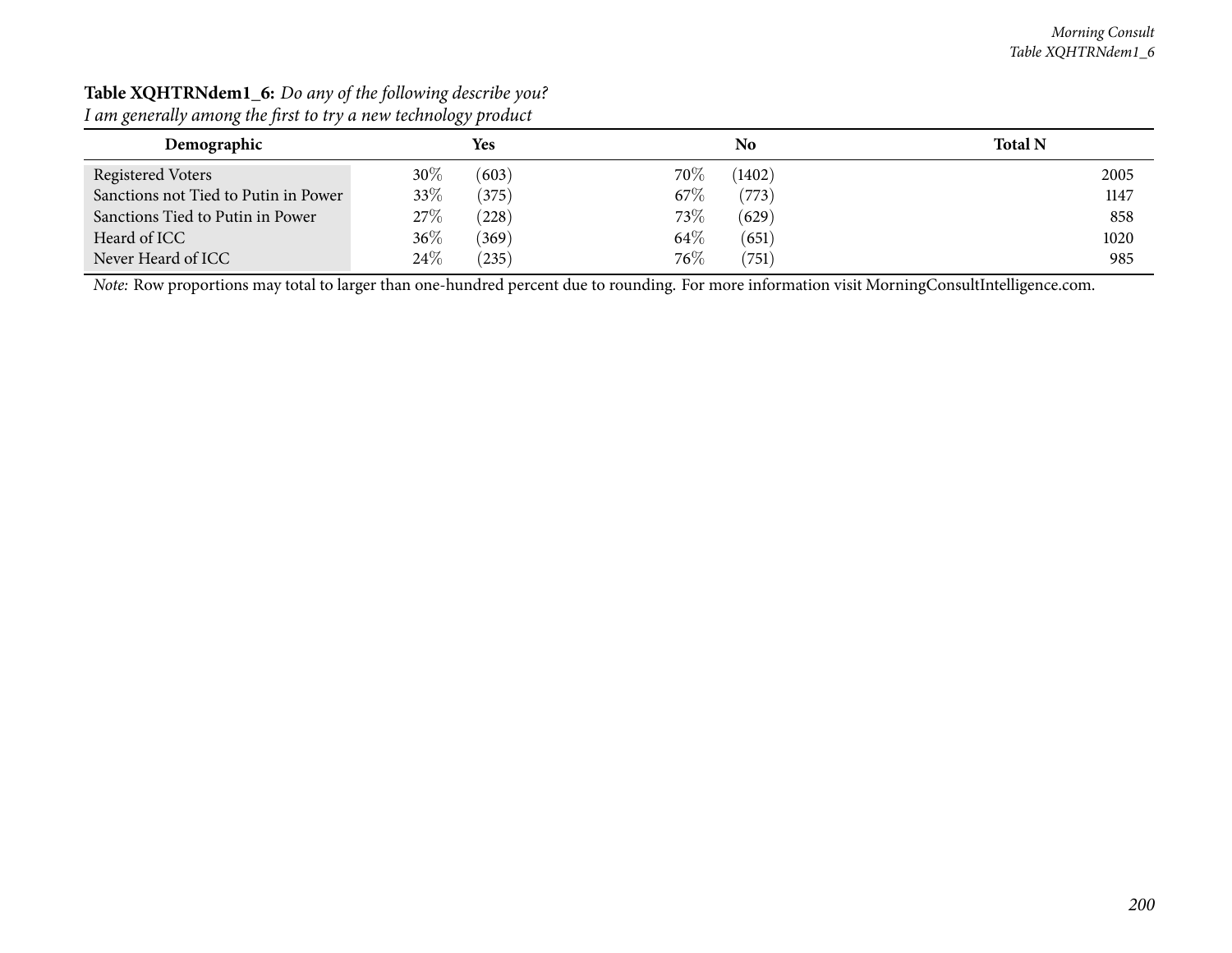**Table XQHTRNdem1_6:** *Do any of the following describe you?*
*I am generally among the first to try a new technology product*

| Demographic | Yes | | No | | Total N |
|---|---|---|---|---|---|
| Registered Voters | 30% | (603) | 70% | (1402) | 2005 |
| Sanctions not Tied to Putin in Power | 33% | (375) | 67% | (773) | 1147 |
| Sanctions Tied to Putin in Power | 27% | (228) | 73% | (629) | 858 |
| Heard of ICC | 36% | (369) | 64% | (651) | 1020 |
| Never Heard of ICC | 24% | (235) | 76% | (751) | 985 |

*Note:* Row proportions may total to larger than one-hundred percent due to rounding. For more information visit MorningConsultIntelligence.com.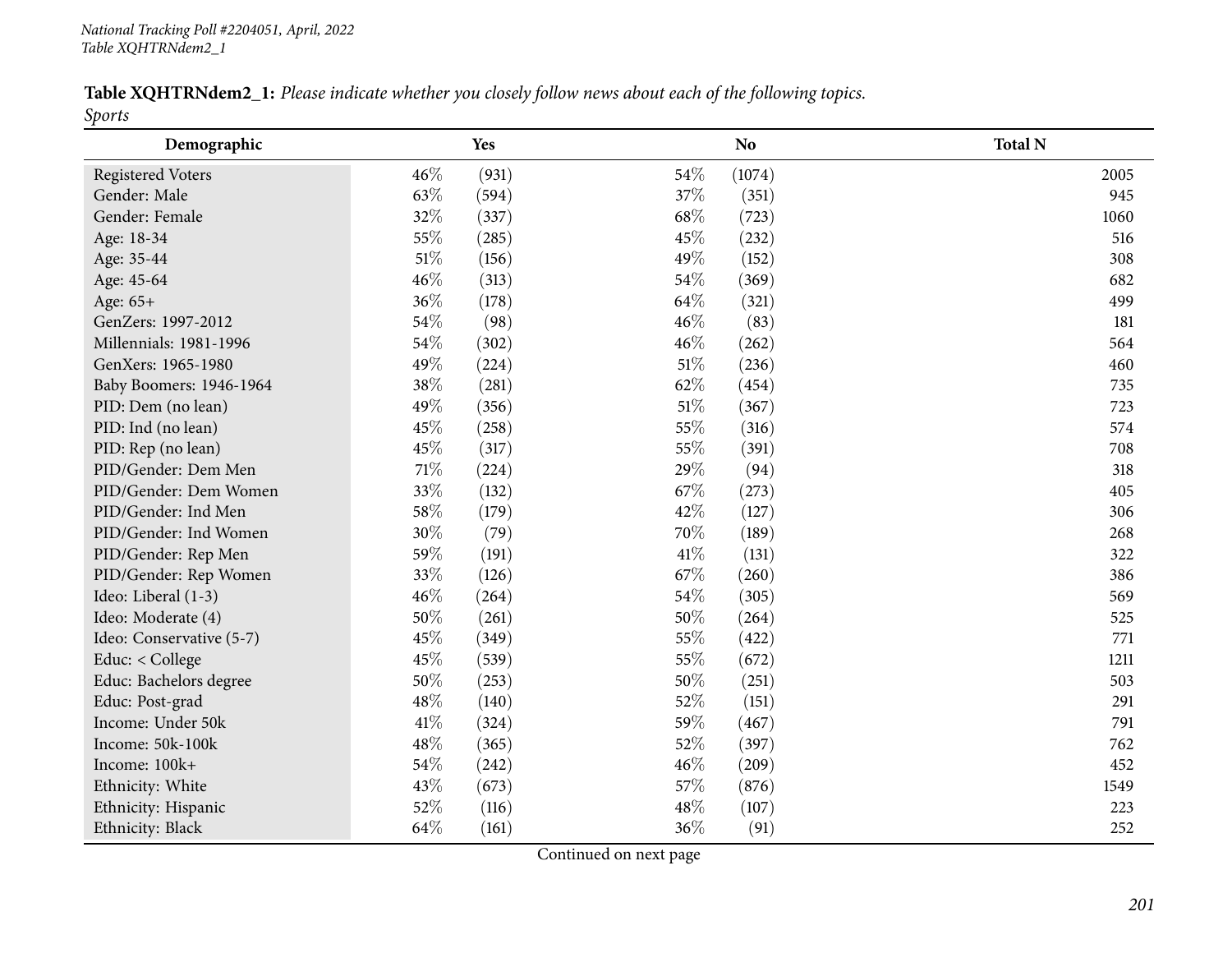**Table XQHTRNdem2_1:** *Please indicate whether you closely follow news about each of the following topics.*
*Sports*

| Demographic | Yes | | No | | Total N |
|---|---|---|---|---|---|
| Registered Voters | 46% | (931) | 54% | (1074) | 2005 |
| Gender: Male | 63% | (594) | 37% | (351) | 945 |
| Gender: Female | 32% | (337) | 68% | (723) | 1060 |
| Age: 18-34 | 55% | (285) | 45% | (232) | 516 |
| Age: 35-44 | 51% | (156) | 49% | (152) | 308 |
| Age: 45-64 | 46% | (313) | 54% | (369) | 682 |
| Age: 65+ | 36% | (178) | 64% | (321) | 499 |
| GenZers: 1997-2012 | 54% | (98) | 46% | (83) | 181 |
| Millennials: 1981-1996 | 54% | (302) | 46% | (262) | 564 |
| GenXers: 1965-1980 | 49% | (224) | 51% | (236) | 460 |
| Baby Boomers: 1946-1964 | 38% | (281) | 62% | (454) | 735 |
| PID: Dem (no lean) | 49% | (356) | 51% | (367) | 723 |
| PID: Ind (no lean) | 45% | (258) | 55% | (316) | 574 |
| PID: Rep (no lean) | 45% | (317) | 55% | (391) | 708 |
| PID/Gender: Dem Men | 71% | (224) | 29% | (94) | 318 |
| PID/Gender: Dem Women | 33% | (132) | 67% | (273) | 405 |
| PID/Gender: Ind Men | 58% | (179) | 42% | (127) | 306 |
| PID/Gender: Ind Women | 30% | (79) | 70% | (189) | 268 |
| PID/Gender: Rep Men | 59% | (191) | 41% | (131) | 322 |
| PID/Gender: Rep Women | 33% | (126) | 67% | (260) | 386 |
| Ideo: Liberal (1-3) | 46% | (264) | 54% | (305) | 569 |
| Ideo: Moderate (4) | 50% | (261) | 50% | (264) | 525 |
| Ideo: Conservative (5-7) | 45% | (349) | 55% | (422) | 771 |
| Educ: < College | 45% | (539) | 55% | (672) | 1211 |
| Educ: Bachelors degree | 50% | (253) | 50% | (251) | 503 |
| Educ: Post-grad | 48% | (140) | 52% | (151) | 291 |
| Income: Under 50k | 41% | (324) | 59% | (467) | 791 |
| Income: 50k-100k | 48% | (365) | 52% | (397) | 762 |
| Income: 100k+ | 54% | (242) | 46% | (209) | 452 |
| Ethnicity: White | 43% | (673) | 57% | (876) | 1549 |
| Ethnicity: Hispanic | 52% | (116) | 48% | (107) | 223 |
| Ethnicity: Black | 64% | (161) | 36% | (91) | 252 |

Continued on next page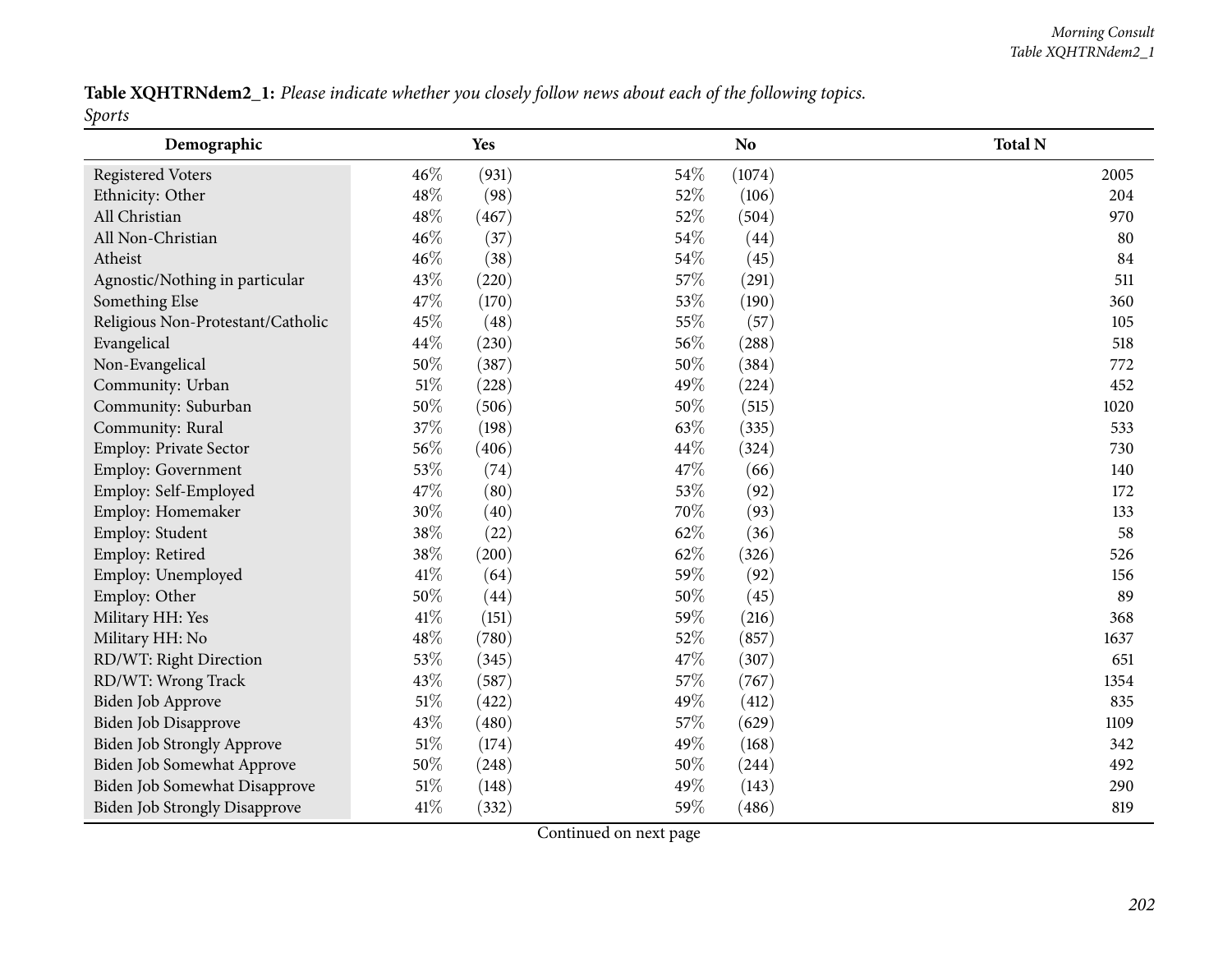**Table XQHTRNdem2_1:** *Please indicate whether you closely follow news about each of the following topics.*
*Sports*

| Demographic | Yes | | No | | Total N |
|---|---|---|---|---|---|
| Registered Voters | 46% | (931) | 54% | (1074) | 2005 |
| Ethnicity: Other | 48% | (98) | 52% | (106) | 204 |
| All Christian | 48% | (467) | 52% | (504) | 970 |
| All Non-Christian | 46% | (37) | 54% | (44) | 80 |
| Atheist | 46% | (38) | 54% | (45) | 84 |
| Agnostic/Nothing in particular | 43% | (220) | 57% | (291) | 511 |
| Something Else | 47% | (170) | 53% | (190) | 360 |
| Religious Non-Protestant/Catholic | 45% | (48) | 55% | (57) | 105 |
| Evangelical | 44% | (230) | 56% | (288) | 518 |
| Non-Evangelical | 50% | (387) | 50% | (384) | 772 |
| Community: Urban | 51% | (228) | 49% | (224) | 452 |
| Community: Suburban | 50% | (506) | 50% | (515) | 1020 |
| Community: Rural | 37% | (198) | 63% | (335) | 533 |
| Employ: Private Sector | 56% | (406) | 44% | (324) | 730 |
| Employ: Government | 53% | (74) | 47% | (66) | 140 |
| Employ: Self-Employed | 47% | (80) | 53% | (92) | 172 |
| Employ: Homemaker | 30% | (40) | 70% | (93) | 133 |
| Employ: Student | 38% | (22) | 62% | (36) | 58 |
| Employ: Retired | 38% | (200) | 62% | (326) | 526 |
| Employ: Unemployed | 41% | (64) | 59% | (92) | 156 |
| Employ: Other | 50% | (44) | 50% | (45) | 89 |
| Military HH: Yes | 41% | (151) | 59% | (216) | 368 |
| Military HH: No | 48% | (780) | 52% | (857) | 1637 |
| RD/WT: Right Direction | 53% | (345) | 47% | (307) | 651 |
| RD/WT: Wrong Track | 43% | (587) | 57% | (767) | 1354 |
| Biden Job Approve | 51% | (422) | 49% | (412) | 835 |
| Biden Job Disapprove | 43% | (480) | 57% | (629) | 1109 |
| Biden Job Strongly Approve | 51% | (174) | 49% | (168) | 342 |
| Biden Job Somewhat Approve | 50% | (248) | 50% | (244) | 492 |
| Biden Job Somewhat Disapprove | 51% | (148) | 49% | (143) | 290 |
| Biden Job Strongly Disapprove | 41% | (332) | 59% | (486) | 819 |

Continued on next page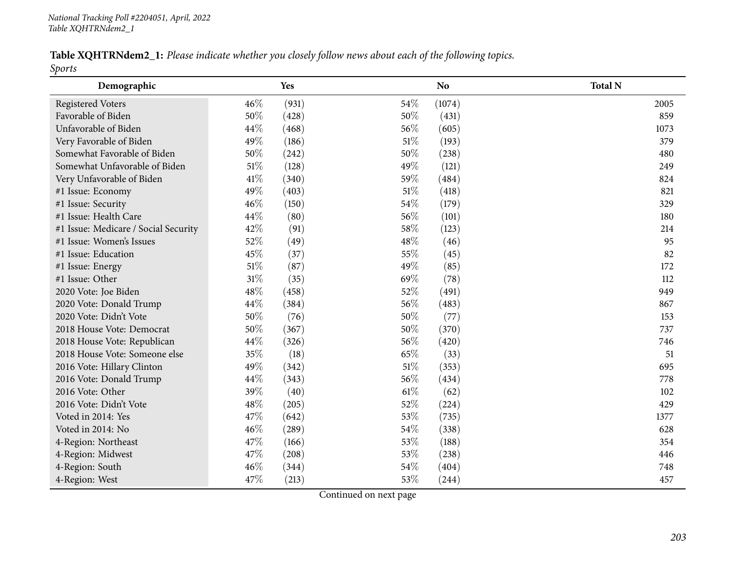**Table XQHTRNdem2_1:** *Please indicate whether you closely follow news about each of the following topics.*
*Sports*

| Demographic | Yes | | No | | Total N |
|---|---|---|---|---|---|
| Registered Voters | 46% | (931) | 54% | (1074) | 2005 |
| Favorable of Biden | 50% | (428) | 50% | (431) | 859 |
| Unfavorable of Biden | 44% | (468) | 56% | (605) | 1073 |
| Very Favorable of Biden | 49% | (186) | 51% | (193) | 379 |
| Somewhat Favorable of Biden | 50% | (242) | 50% | (238) | 480 |
| Somewhat Unfavorable of Biden | 51% | (128) | 49% | (121) | 249 |
| Very Unfavorable of Biden | 41% | (340) | 59% | (484) | 824 |
| #1 Issue: Economy | 49% | (403) | 51% | (418) | 821 |
| #1 Issue: Security | 46% | (150) | 54% | (179) | 329 |
| #1 Issue: Health Care | 44% | (80) | 56% | (101) | 180 |
| #1 Issue: Medicare / Social Security | 42% | (91) | 58% | (123) | 214 |
| #1 Issue: Women's Issues | 52% | (49) | 48% | (46) | 95 |
| #1 Issue: Education | 45% | (37) | 55% | (45) | 82 |
| #1 Issue: Energy | 51% | (87) | 49% | (85) | 172 |
| #1 Issue: Other | 31% | (35) | 69% | (78) | 112 |
| 2020 Vote: Joe Biden | 48% | (458) | 52% | (491) | 949 |
| 2020 Vote: Donald Trump | 44% | (384) | 56% | (483) | 867 |
| 2020 Vote: Didn't Vote | 50% | (76) | 50% | (77) | 153 |
| 2018 House Vote: Democrat | 50% | (367) | 50% | (370) | 737 |
| 2018 House Vote: Republican | 44% | (326) | 56% | (420) | 746 |
| 2018 House Vote: Someone else | 35% | (18) | 65% | (33) | 51 |
| 2016 Vote: Hillary Clinton | 49% | (342) | 51% | (353) | 695 |
| 2016 Vote: Donald Trump | 44% | (343) | 56% | (434) | 778 |
| 2016 Vote: Other | 39% | (40) | 61% | (62) | 102 |
| 2016 Vote: Didn't Vote | 48% | (205) | 52% | (224) | 429 |
| Voted in 2014: Yes | 47% | (642) | 53% | (735) | 1377 |
| Voted in 2014: No | 46% | (289) | 54% | (338) | 628 |
| 4-Region: Northeast | 47% | (166) | 53% | (188) | 354 |
| 4-Region: Midwest | 47% | (208) | 53% | (238) | 446 |
| 4-Region: South | 46% | (344) | 54% | (404) | 748 |
| 4-Region: West | 47% | (213) | 53% | (244) | 457 |

Continued on next page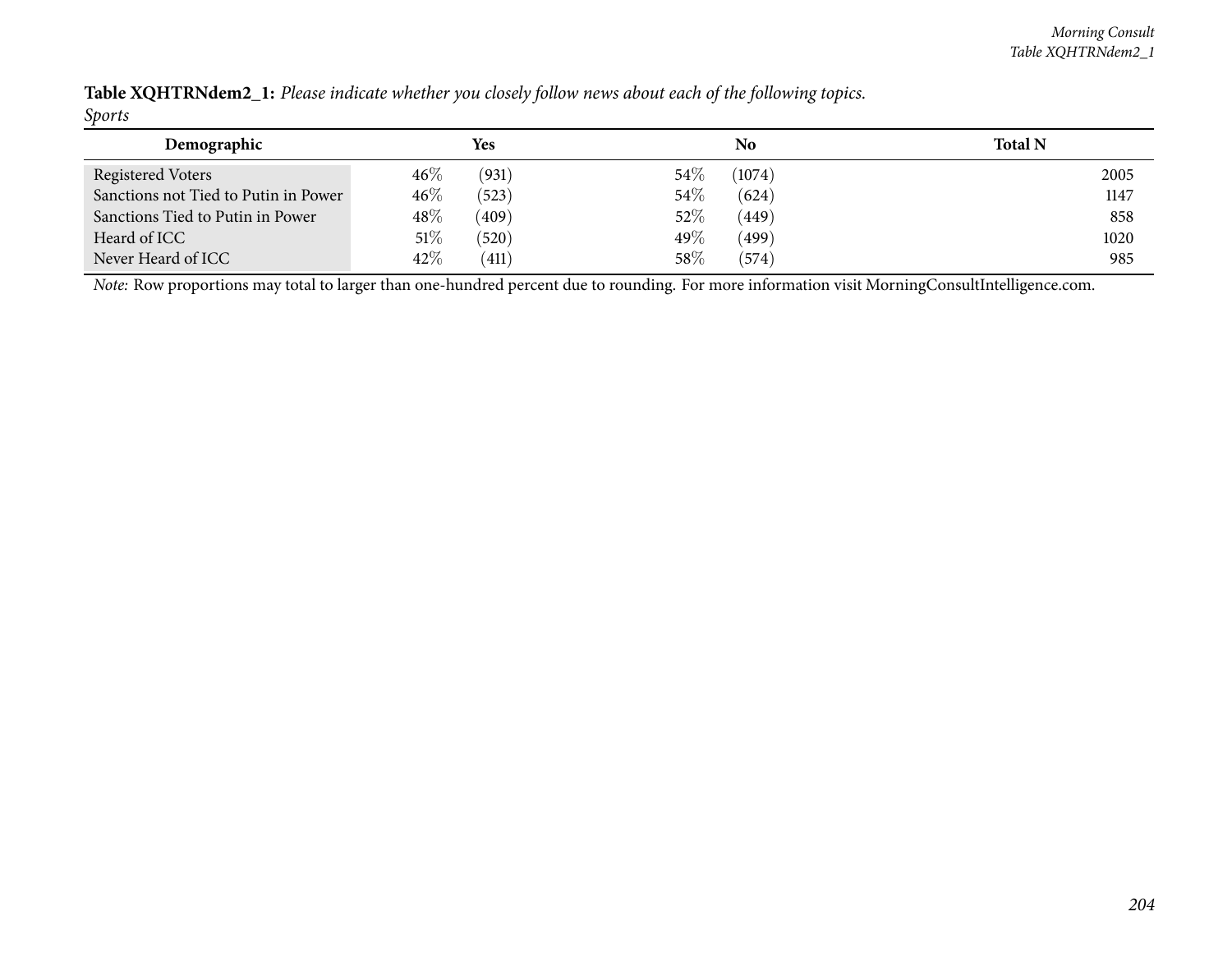**Table XQHTRNdem2_1:** *Please indicate whether you closely follow news about each of the following topics.*
*Sports*

| Demographic | Yes | | No | | Total N |
|---|---|---|---|---|---|
| Registered Voters | 46% | (931) | 54% | (1074) | 2005 |
| Sanctions not Tied to Putin in Power | 46% | (523) | 54% | (624) | 1147 |
| Sanctions Tied to Putin in Power | 48% | (409) | 52% | (449) | 858 |
| Heard of ICC | 51% | (520) | 49% | (499) | 1020 |
| Never Heard of ICC | 42% | (411) | 58% | (574) | 985 |

*Note:* Row proportions may total to larger than one-hundred percent due to rounding. For more information visit MorningConsultIntelligence.com.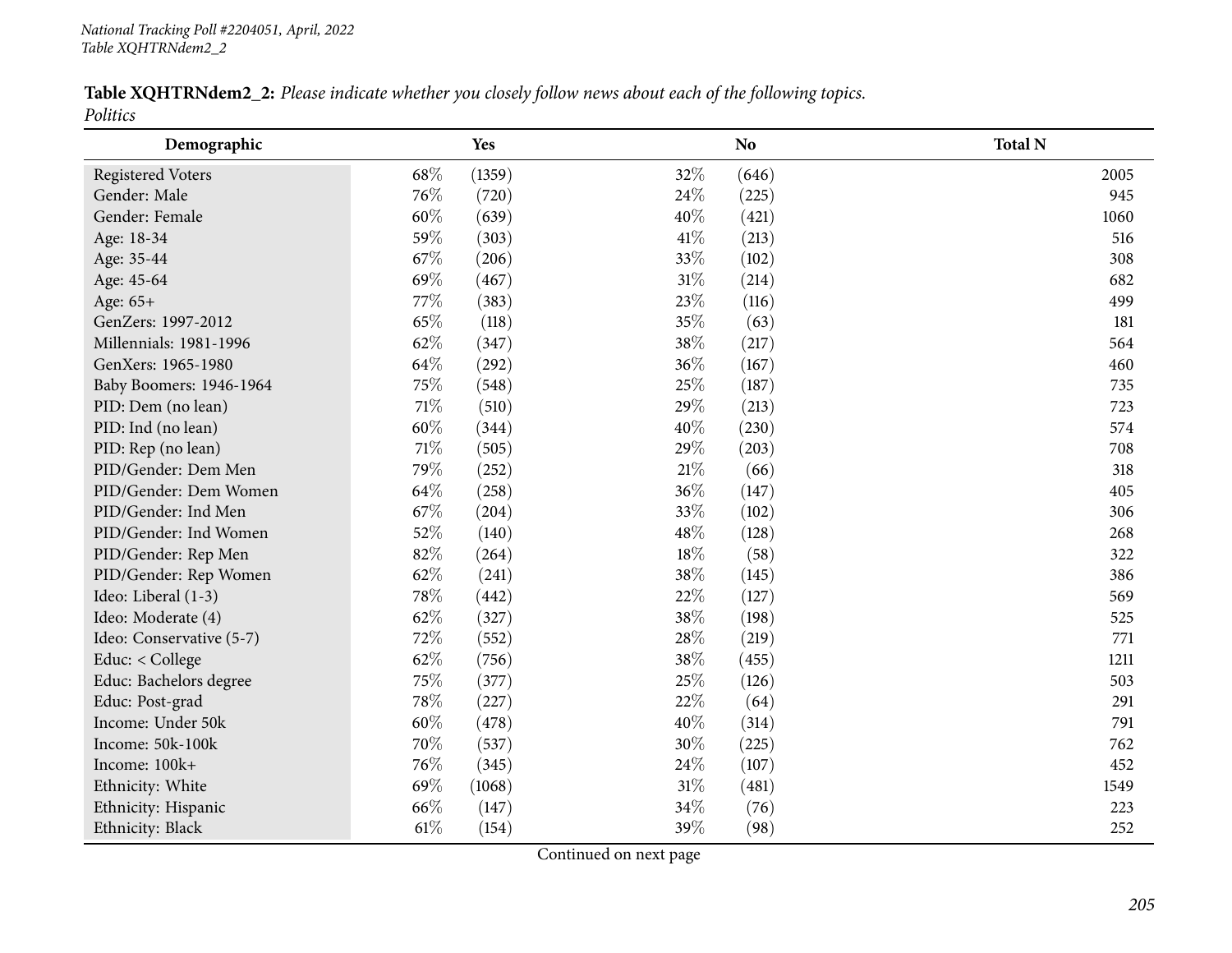**Table XQHTRNdem2_2:** *Please indicate whether you closely follow news about each of the following topics.*
*Politics*

| Demographic | Yes | | No | | Total N |
|---|---|---|---|---|---|
| Registered Voters | 68% | (1359) | 32% | (646) | 2005 |
| Gender: Male | 76% | (720) | 24% | (225) | 945 |
| Gender: Female | 60% | (639) | 40% | (421) | 1060 |
| Age: 18-34 | 59% | (303) | 41% | (213) | 516 |
| Age: 35-44 | 67% | (206) | 33% | (102) | 308 |
| Age: 45-64 | 69% | (467) | 31% | (214) | 682 |
| Age: 65+ | 77% | (383) | 23% | (116) | 499 |
| GenZers: 1997-2012 | 65% | (118) | 35% | (63) | 181 |
| Millennials: 1981-1996 | 62% | (347) | 38% | (217) | 564 |
| GenXers: 1965-1980 | 64% | (292) | 36% | (167) | 460 |
| Baby Boomers: 1946-1964 | 75% | (548) | 25% | (187) | 735 |
| PID: Dem (no lean) | 71% | (510) | 29% | (213) | 723 |
| PID: Ind (no lean) | 60% | (344) | 40% | (230) | 574 |
| PID: Rep (no lean) | 71% | (505) | 29% | (203) | 708 |
| PID/Gender: Dem Men | 79% | (252) | 21% | (66) | 318 |
| PID/Gender: Dem Women | 64% | (258) | 36% | (147) | 405 |
| PID/Gender: Ind Men | 67% | (204) | 33% | (102) | 306 |
| PID/Gender: Ind Women | 52% | (140) | 48% | (128) | 268 |
| PID/Gender: Rep Men | 82% | (264) | 18% | (58) | 322 |
| PID/Gender: Rep Women | 62% | (241) | 38% | (145) | 386 |
| Ideo: Liberal (1-3) | 78% | (442) | 22% | (127) | 569 |
| Ideo: Moderate (4) | 62% | (327) | 38% | (198) | 525 |
| Ideo: Conservative (5-7) | 72% | (552) | 28% | (219) | 771 |
| Educ: < College | 62% | (756) | 38% | (455) | 1211 |
| Educ: Bachelors degree | 75% | (377) | 25% | (126) | 503 |
| Educ: Post-grad | 78% | (227) | 22% | (64) | 291 |
| Income: Under 50k | 60% | (478) | 40% | (314) | 791 |
| Income: 50k-100k | 70% | (537) | 30% | (225) | 762 |
| Income: 100k+ | 76% | (345) | 24% | (107) | 452 |
| Ethnicity: White | 69% | (1068) | 31% | (481) | 1549 |
| Ethnicity: Hispanic | 66% | (147) | 34% | (76) | 223 |
| Ethnicity: Black | 61% | (154) | 39% | (98) | 252 |

Continued on next page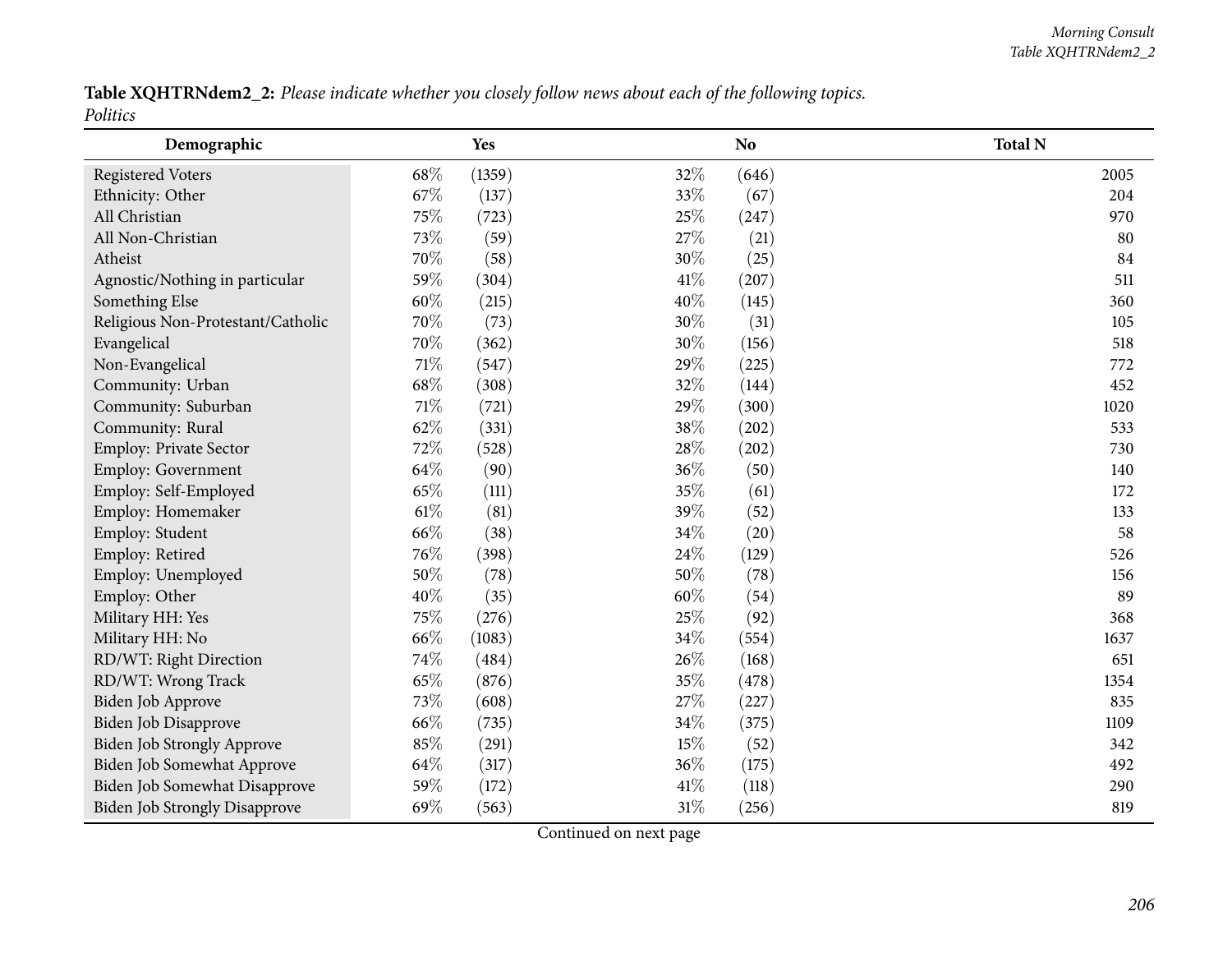**Table XQHTRNdem2_2:** *Please indicate whether you closely follow news about each of the following topics.*
*Politics*

| Demographic | Yes | | No | | Total N |
|---|---|---|---|---|---|
| Registered Voters | 68% | (1359) | 32% | (646) | 2005 |
| Ethnicity: Other | 67% | (137) | 33% | (67) | 204 |
| All Christian | 75% | (723) | 25% | (247) | 970 |
| All Non-Christian | 73% | (59) | 27% | (21) | 80 |
| Atheist | 70% | (58) | 30% | (25) | 84 |
| Agnostic/Nothing in particular | 59% | (304) | 41% | (207) | 511 |
| Something Else | 60% | (215) | 40% | (145) | 360 |
| Religious Non-Protestant/Catholic | 70% | (73) | 30% | (31) | 105 |
| Evangelical | 70% | (362) | 30% | (156) | 518 |
| Non-Evangelical | 71% | (547) | 29% | (225) | 772 |
| Community: Urban | 68% | (308) | 32% | (144) | 452 |
| Community: Suburban | 71% | (721) | 29% | (300) | 1020 |
| Community: Rural | 62% | (331) | 38% | (202) | 533 |
| Employ: Private Sector | 72% | (528) | 28% | (202) | 730 |
| Employ: Government | 64% | (90) | 36% | (50) | 140 |
| Employ: Self-Employed | 65% | (111) | 35% | (61) | 172 |
| Employ: Homemaker | 61% | (81) | 39% | (52) | 133 |
| Employ: Student | 66% | (38) | 34% | (20) | 58 |
| Employ: Retired | 76% | (398) | 24% | (129) | 526 |
| Employ: Unemployed | 50% | (78) | 50% | (78) | 156 |
| Employ: Other | 40% | (35) | 60% | (54) | 89 |
| Military HH: Yes | 75% | (276) | 25% | (92) | 368 |
| Military HH: No | 66% | (1083) | 34% | (554) | 1637 |
| RD/WT: Right Direction | 74% | (484) | 26% | (168) | 651 |
| RD/WT: Wrong Track | 65% | (876) | 35% | (478) | 1354 |
| Biden Job Approve | 73% | (608) | 27% | (227) | 835 |
| Biden Job Disapprove | 66% | (735) | 34% | (375) | 1109 |
| Biden Job Strongly Approve | 85% | (291) | 15% | (52) | 342 |
| Biden Job Somewhat Approve | 64% | (317) | 36% | (175) | 492 |
| Biden Job Somewhat Disapprove | 59% | (172) | 41% | (118) | 290 |
| Biden Job Strongly Disapprove | 69% | (563) | 31% | (256) | 819 |

Continued on next page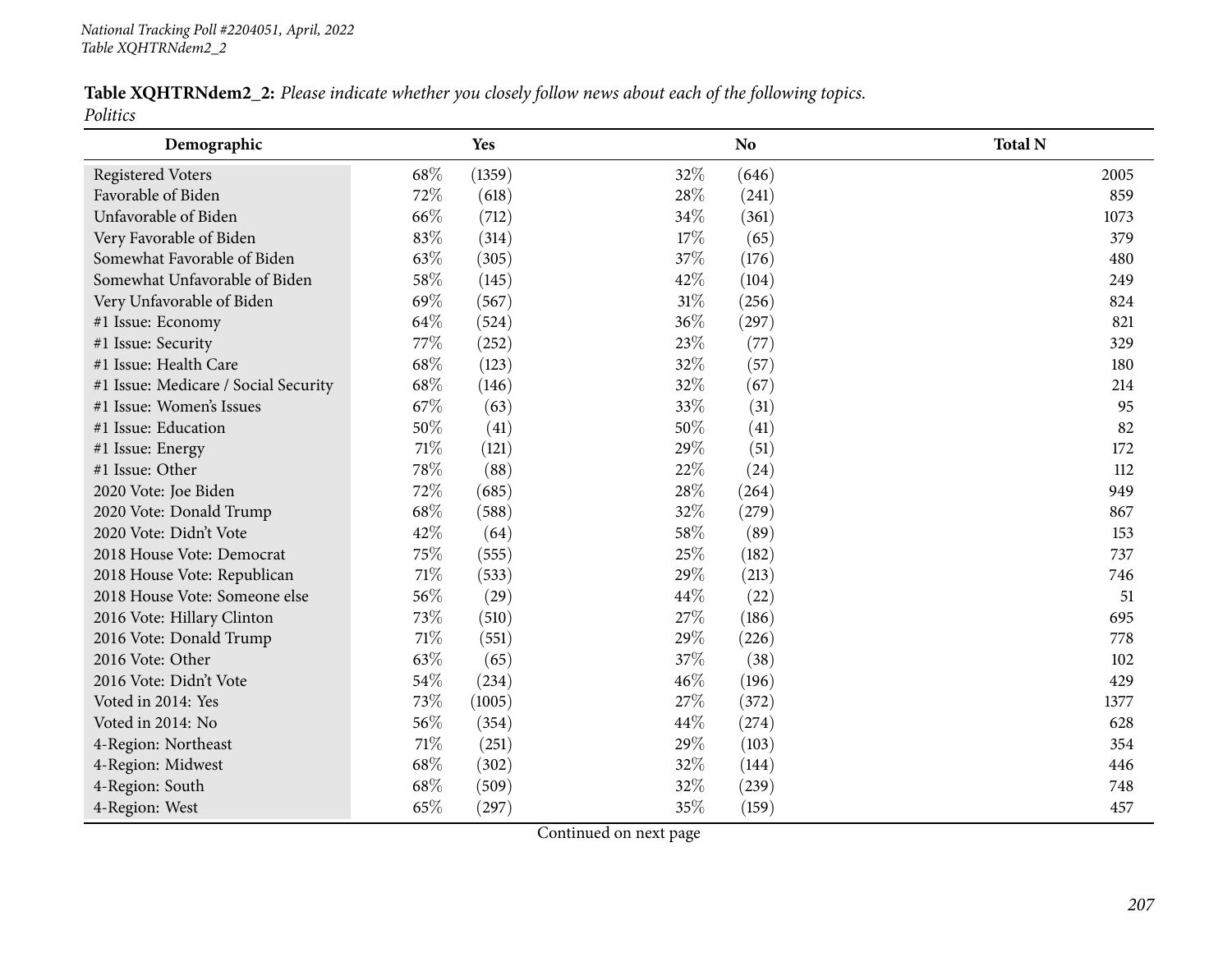**Table XQHTRNdem2_2:** *Please indicate whether you closely follow news about each of the following topics.*
*Politics*

| Demographic | Yes | | No | | Total N |
|---|---|---|---|---|---|
| Registered Voters | 68% | (1359) | 32% | (646) | 2005 |
| Favorable of Biden | 72% | (618) | 28% | (241) | 859 |
| Unfavorable of Biden | 66% | (712) | 34% | (361) | 1073 |
| Very Favorable of Biden | 83% | (314) | 17% | (65) | 379 |
| Somewhat Favorable of Biden | 63% | (305) | 37% | (176) | 480 |
| Somewhat Unfavorable of Biden | 58% | (145) | 42% | (104) | 249 |
| Very Unfavorable of Biden | 69% | (567) | 31% | (256) | 824 |
| #1 Issue: Economy | 64% | (524) | 36% | (297) | 821 |
| #1 Issue: Security | 77% | (252) | 23% | (77) | 329 |
| #1 Issue: Health Care | 68% | (123) | 32% | (57) | 180 |
| #1 Issue: Medicare / Social Security | 68% | (146) | 32% | (67) | 214 |
| #1 Issue: Women's Issues | 67% | (63) | 33% | (31) | 95 |
| #1 Issue: Education | 50% | (41) | 50% | (41) | 82 |
| #1 Issue: Energy | 71% | (121) | 29% | (51) | 172 |
| #1 Issue: Other | 78% | (88) | 22% | (24) | 112 |
| 2020 Vote: Joe Biden | 72% | (685) | 28% | (264) | 949 |
| 2020 Vote: Donald Trump | 68% | (588) | 32% | (279) | 867 |
| 2020 Vote: Didn't Vote | 42% | (64) | 58% | (89) | 153 |
| 2018 House Vote: Democrat | 75% | (555) | 25% | (182) | 737 |
| 2018 House Vote: Republican | 71% | (533) | 29% | (213) | 746 |
| 2018 House Vote: Someone else | 56% | (29) | 44% | (22) | 51 |
| 2016 Vote: Hillary Clinton | 73% | (510) | 27% | (186) | 695 |
| 2016 Vote: Donald Trump | 71% | (551) | 29% | (226) | 778 |
| 2016 Vote: Other | 63% | (65) | 37% | (38) | 102 |
| 2016 Vote: Didn't Vote | 54% | (234) | 46% | (196) | 429 |
| Voted in 2014: Yes | 73% | (1005) | 27% | (372) | 1377 |
| Voted in 2014: No | 56% | (354) | 44% | (274) | 628 |
| 4-Region: Northeast | 71% | (251) | 29% | (103) | 354 |
| 4-Region: Midwest | 68% | (302) | 32% | (144) | 446 |
| 4-Region: South | 68% | (509) | 32% | (239) | 748 |
| 4-Region: West | 65% | (297) | 35% | (159) | 457 |

Continued on next page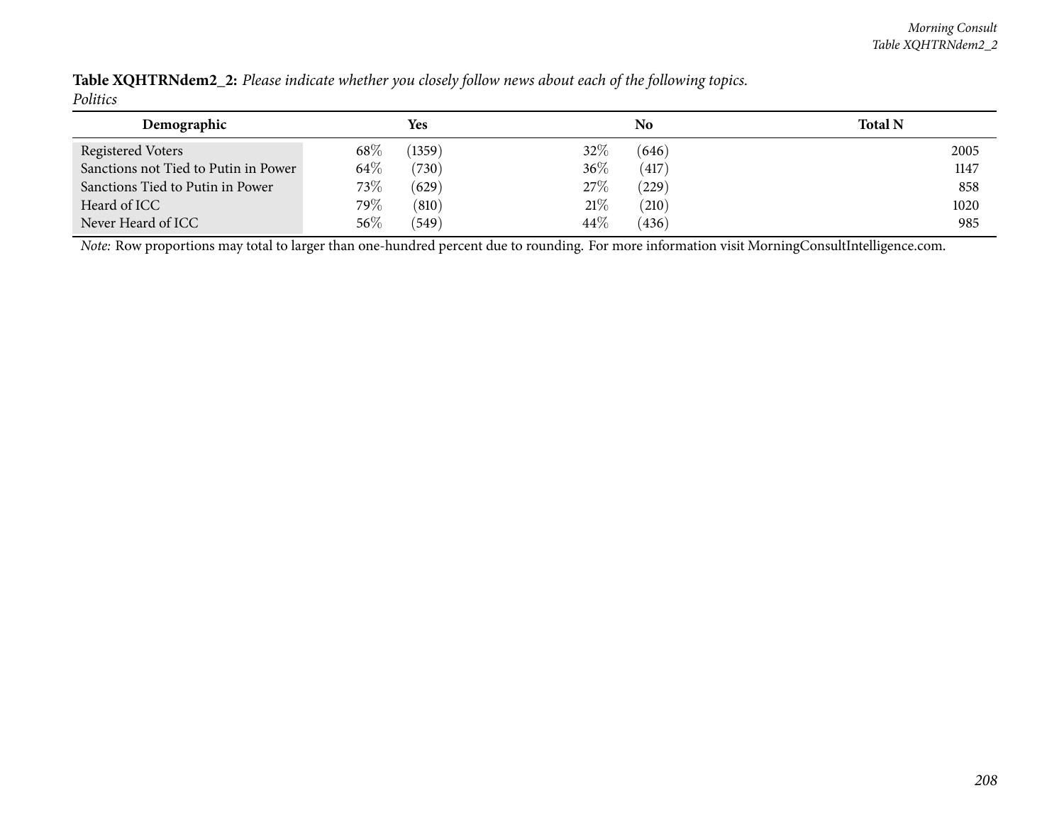**Table XQHTRNdem2_2:** *Please indicate whether you closely follow news about each of the following topics.*
*Politics*

| Demographic | Yes | | No | | Total N |
|---|---|---|---|---|---|
| Registered Voters | 68% | (1359) | 32% | (646) | 2005 |
| Sanctions not Tied to Putin in Power | 64% | (730) | 36% | (417) | 1147 |
| Sanctions Tied to Putin in Power | 73% | (629) | 27% | (229) | 858 |
| Heard of ICC | 79% | (810) | 21% | (210) | 1020 |
| Never Heard of ICC | 56% | (549) | 44% | (436) | 985 |

*Note:* Row proportions may total to larger than one-hundred percent due to rounding. For more information visit MorningConsultIntelligence.com.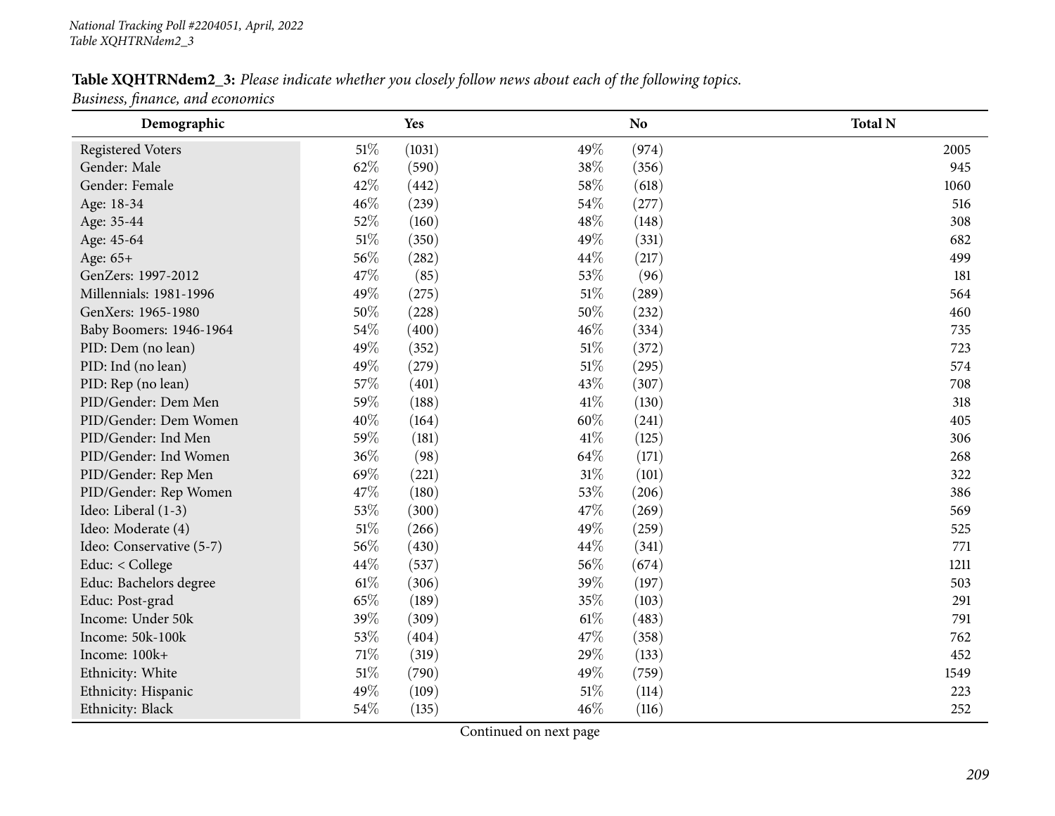**Table XQHTRNdem2_3:** *Please indicate whether you closely follow news about each of the following topics.*
*Business, finance, and economics*

| Demographic | Yes | | No | | Total N |
|---|---|---|---|---|---|
| Registered Voters | 51% | (1031) | 49% | (974) | 2005 |
| Gender: Male | 62% | (590) | 38% | (356) | 945 |
| Gender: Female | 42% | (442) | 58% | (618) | 1060 |
| Age: 18-34 | 46% | (239) | 54% | (277) | 516 |
| Age: 35-44 | 52% | (160) | 48% | (148) | 308 |
| Age: 45-64 | 51% | (350) | 49% | (331) | 682 |
| Age: 65+ | 56% | (282) | 44% | (217) | 499 |
| GenZers: 1997-2012 | 47% | (85) | 53% | (96) | 181 |
| Millennials: 1981-1996 | 49% | (275) | 51% | (289) | 564 |
| GenXers: 1965-1980 | 50% | (228) | 50% | (232) | 460 |
| Baby Boomers: 1946-1964 | 54% | (400) | 46% | (334) | 735 |
| PID: Dem (no lean) | 49% | (352) | 51% | (372) | 723 |
| PID: Ind (no lean) | 49% | (279) | 51% | (295) | 574 |
| PID: Rep (no lean) | 57% | (401) | 43% | (307) | 708 |
| PID/Gender: Dem Men | 59% | (188) | 41% | (130) | 318 |
| PID/Gender: Dem Women | 40% | (164) | 60% | (241) | 405 |
| PID/Gender: Ind Men | 59% | (181) | 41% | (125) | 306 |
| PID/Gender: Ind Women | 36% | (98) | 64% | (171) | 268 |
| PID/Gender: Rep Men | 69% | (221) | 31% | (101) | 322 |
| PID/Gender: Rep Women | 47% | (180) | 53% | (206) | 386 |
| Ideo: Liberal (1-3) | 53% | (300) | 47% | (269) | 569 |
| Ideo: Moderate (4) | 51% | (266) | 49% | (259) | 525 |
| Ideo: Conservative (5-7) | 56% | (430) | 44% | (341) | 771 |
| Educ: < College | 44% | (537) | 56% | (674) | 1211 |
| Educ: Bachelors degree | 61% | (306) | 39% | (197) | 503 |
| Educ: Post-grad | 65% | (189) | 35% | (103) | 291 |
| Income: Under 50k | 39% | (309) | 61% | (483) | 791 |
| Income: 50k-100k | 53% | (404) | 47% | (358) | 762 |
| Income: 100k+ | 71% | (319) | 29% | (133) | 452 |
| Ethnicity: White | 51% | (790) | 49% | (759) | 1549 |
| Ethnicity: Hispanic | 49% | (109) | 51% | (114) | 223 |
| Ethnicity: Black | 54% | (135) | 46% | (116) | 252 |

Continued on next page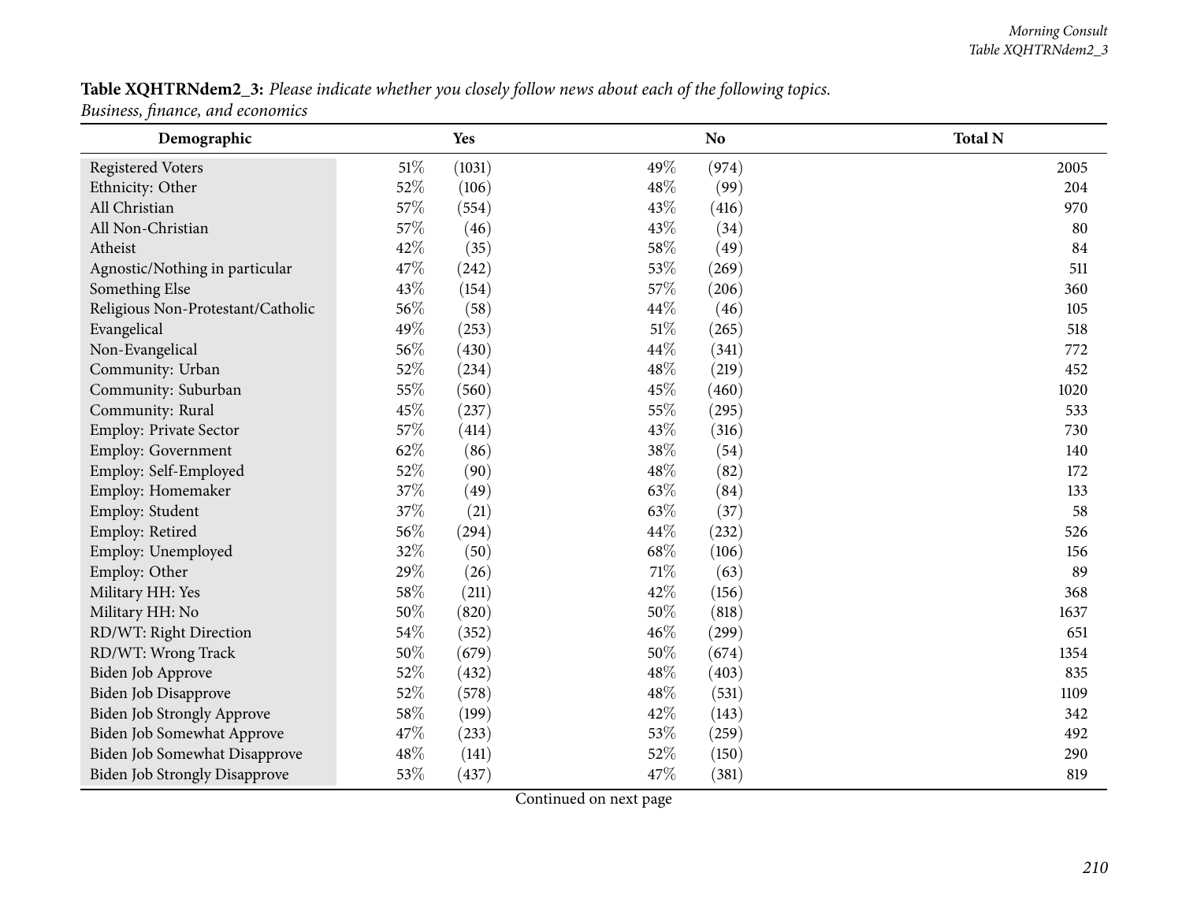**Table XQHTRNdem2_3:** *Please indicate whether you closely follow news about each of the following topics.*
*Business, finance, and economics*

| Demographic | Yes | | No | | Total N |
|---|---|---|---|---|---|
| Registered Voters | 51% | (1031) | 49% | (974) | 2005 |
| Ethnicity: Other | 52% | (106) | 48% | (99) | 204 |
| All Christian | 57% | (554) | 43% | (416) | 970 |
| All Non-Christian | 57% | (46) | 43% | (34) | 80 |
| Atheist | 42% | (35) | 58% | (49) | 84 |
| Agnostic/Nothing in particular | 47% | (242) | 53% | (269) | 511 |
| Something Else | 43% | (154) | 57% | (206) | 360 |
| Religious Non-Protestant/Catholic | 56% | (58) | 44% | (46) | 105 |
| Evangelical | 49% | (253) | 51% | (265) | 518 |
| Non-Evangelical | 56% | (430) | 44% | (341) | 772 |
| Community: Urban | 52% | (234) | 48% | (219) | 452 |
| Community: Suburban | 55% | (560) | 45% | (460) | 1020 |
| Community: Rural | 45% | (237) | 55% | (295) | 533 |
| Employ: Private Sector | 57% | (414) | 43% | (316) | 730 |
| Employ: Government | 62% | (86) | 38% | (54) | 140 |
| Employ: Self-Employed | 52% | (90) | 48% | (82) | 172 |
| Employ: Homemaker | 37% | (49) | 63% | (84) | 133 |
| Employ: Student | 37% | (21) | 63% | (37) | 58 |
| Employ: Retired | 56% | (294) | 44% | (232) | 526 |
| Employ: Unemployed | 32% | (50) | 68% | (106) | 156 |
| Employ: Other | 29% | (26) | 71% | (63) | 89 |
| Military HH: Yes | 58% | (211) | 42% | (156) | 368 |
| Military HH: No | 50% | (820) | 50% | (818) | 1637 |
| RD/WT: Right Direction | 54% | (352) | 46% | (299) | 651 |
| RD/WT: Wrong Track | 50% | (679) | 50% | (674) | 1354 |
| Biden Job Approve | 52% | (432) | 48% | (403) | 835 |
| Biden Job Disapprove | 52% | (578) | 48% | (531) | 1109 |
| Biden Job Strongly Approve | 58% | (199) | 42% | (143) | 342 |
| Biden Job Somewhat Approve | 47% | (233) | 53% | (259) | 492 |
| Biden Job Somewhat Disapprove | 48% | (141) | 52% | (150) | 290 |
| Biden Job Strongly Disapprove | 53% | (437) | 47% | (381) | 819 |

Continued on next page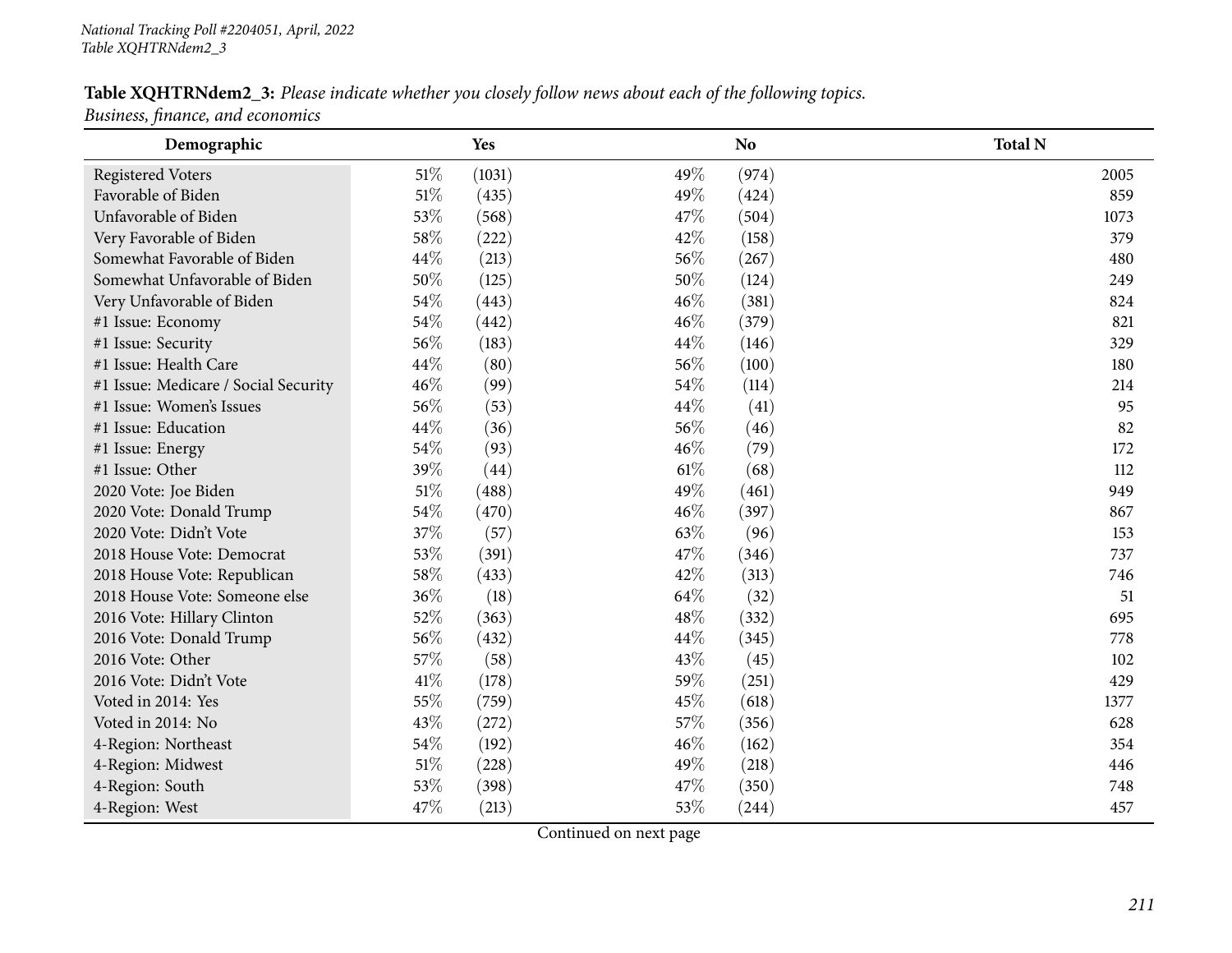**Table XQHTRNdem2_3:** *Please indicate whether you closely follow news about each of the following topics. Business, finance, and economics*

| Demographic | Yes | | No | | Total N |
|---|---|---|---|---|---|
| Registered Voters | 51% | (1031) | 49% | (974) | 2005 |
| Favorable of Biden | 51% | (435) | 49% | (424) | 859 |
| Unfavorable of Biden | 53% | (568) | 47% | (504) | 1073 |
| Very Favorable of Biden | 58% | (222) | 42% | (158) | 379 |
| Somewhat Favorable of Biden | 44% | (213) | 56% | (267) | 480 |
| Somewhat Unfavorable of Biden | 50% | (125) | 50% | (124) | 249 |
| Very Unfavorable of Biden | 54% | (443) | 46% | (381) | 824 |
| #1 Issue: Economy | 54% | (442) | 46% | (379) | 821 |
| #1 Issue: Security | 56% | (183) | 44% | (146) | 329 |
| #1 Issue: Health Care | 44% | (80) | 56% | (100) | 180 |
| #1 Issue: Medicare / Social Security | 46% | (99) | 54% | (114) | 214 |
| #1 Issue: Women's Issues | 56% | (53) | 44% | (41) | 95 |
| #1 Issue: Education | 44% | (36) | 56% | (46) | 82 |
| #1 Issue: Energy | 54% | (93) | 46% | (79) | 172 |
| #1 Issue: Other | 39% | (44) | 61% | (68) | 112 |
| 2020 Vote: Joe Biden | 51% | (488) | 49% | (461) | 949 |
| 2020 Vote: Donald Trump | 54% | (470) | 46% | (397) | 867 |
| 2020 Vote: Didn't Vote | 37% | (57) | 63% | (96) | 153 |
| 2018 House Vote: Democrat | 53% | (391) | 47% | (346) | 737 |
| 2018 House Vote: Republican | 58% | (433) | 42% | (313) | 746 |
| 2018 House Vote: Someone else | 36% | (18) | 64% | (32) | 51 |
| 2016 Vote: Hillary Clinton | 52% | (363) | 48% | (332) | 695 |
| 2016 Vote: Donald Trump | 56% | (432) | 44% | (345) | 778 |
| 2016 Vote: Other | 57% | (58) | 43% | (45) | 102 |
| 2016 Vote: Didn't Vote | 41% | (178) | 59% | (251) | 429 |
| Voted in 2014: Yes | 55% | (759) | 45% | (618) | 1377 |
| Voted in 2014: No | 43% | (272) | 57% | (356) | 628 |
| 4-Region: Northeast | 54% | (192) | 46% | (162) | 354 |
| 4-Region: Midwest | 51% | (228) | 49% | (218) | 446 |
| 4-Region: South | 53% | (398) | 47% | (350) | 748 |
| 4-Region: West | 47% | (213) | 53% | (244) | 457 |

Continued on next page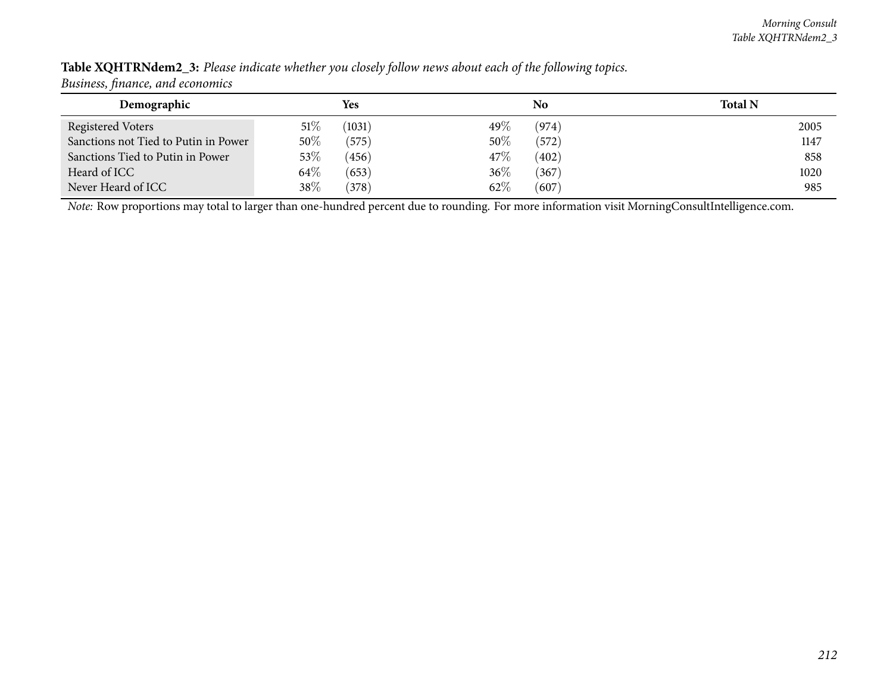**Table XQHTRNdem2_3:** *Please indicate whether you closely follow news about each of the following topics.*
*Business, finance, and economics*

| Demographic | Yes | | No | | Total N |
|---|---|---|---|---|---|
| Registered Voters | 51% | (1031) | 49% | (974) | 2005 |
| Sanctions not Tied to Putin in Power | 50% | (575) | 50% | (572) | 1147 |
| Sanctions Tied to Putin in Power | 53% | (456) | 47% | (402) | 858 |
| Heard of ICC | 64% | (653) | 36% | (367) | 1020 |
| Never Heard of ICC | 38% | (378) | 62% | (607) | 985 |

*Note:* Row proportions may total to larger than one-hundred percent due to rounding. For more information visit MorningConsultIntelligence.com.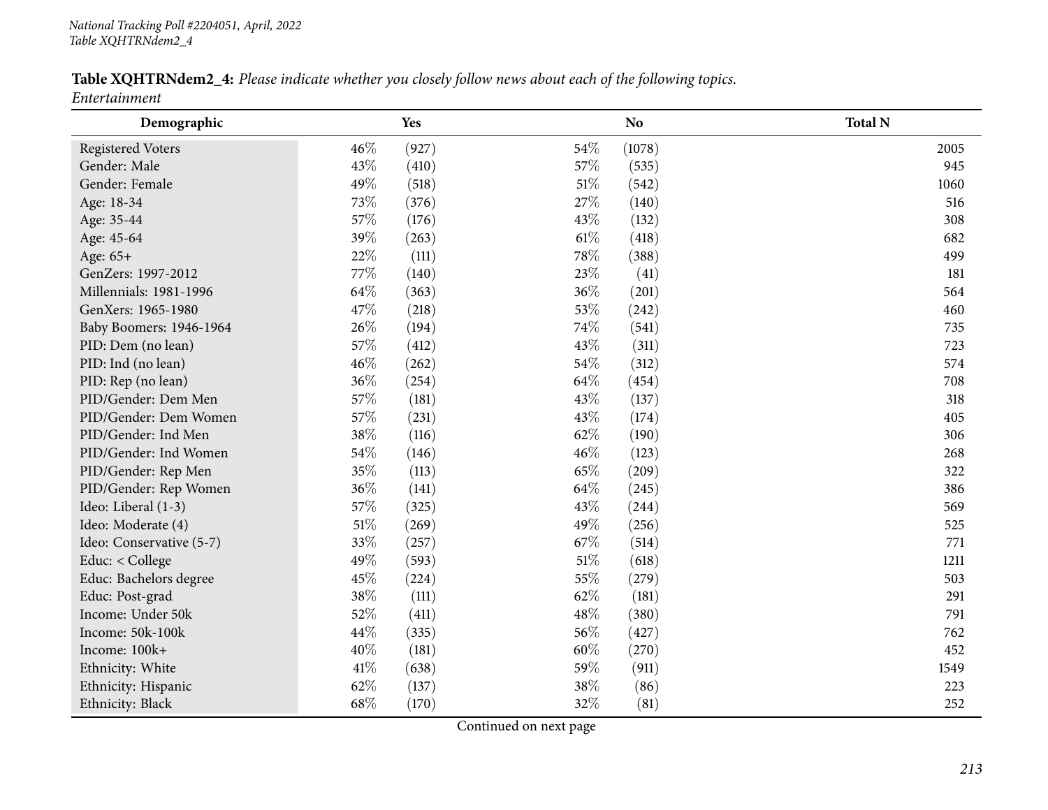**Table XQHTRNdem2_4:** *Please indicate whether you closely follow news about each of the following topics.*
*Entertainment*

| Demographic | Yes | | No | | Total N |
|---|---|---|---|---|---|
| Registered Voters | 46% | (927) | 54% | (1078) | 2005 |
| Gender: Male | 43% | (410) | 57% | (535) | 945 |
| Gender: Female | 49% | (518) | 51% | (542) | 1060 |
| Age: 18-34 | 73% | (376) | 27% | (140) | 516 |
| Age: 35-44 | 57% | (176) | 43% | (132) | 308 |
| Age: 45-64 | 39% | (263) | 61% | (418) | 682 |
| Age: 65+ | 22% | (111) | 78% | (388) | 499 |
| GenZers: 1997-2012 | 77% | (140) | 23% | (41) | 181 |
| Millennials: 1981-1996 | 64% | (363) | 36% | (201) | 564 |
| GenXers: 1965-1980 | 47% | (218) | 53% | (242) | 460 |
| Baby Boomers: 1946-1964 | 26% | (194) | 74% | (541) | 735 |
| PID: Dem (no lean) | 57% | (412) | 43% | (311) | 723 |
| PID: Ind (no lean) | 46% | (262) | 54% | (312) | 574 |
| PID: Rep (no lean) | 36% | (254) | 64% | (454) | 708 |
| PID/Gender: Dem Men | 57% | (181) | 43% | (137) | 318 |
| PID/Gender: Dem Women | 57% | (231) | 43% | (174) | 405 |
| PID/Gender: Ind Men | 38% | (116) | 62% | (190) | 306 |
| PID/Gender: Ind Women | 54% | (146) | 46% | (123) | 268 |
| PID/Gender: Rep Men | 35% | (113) | 65% | (209) | 322 |
| PID/Gender: Rep Women | 36% | (141) | 64% | (245) | 386 |
| Ideo: Liberal (1-3) | 57% | (325) | 43% | (244) | 569 |
| Ideo: Moderate (4) | 51% | (269) | 49% | (256) | 525 |
| Ideo: Conservative (5-7) | 33% | (257) | 67% | (514) | 771 |
| Educ: < College | 49% | (593) | 51% | (618) | 1211 |
| Educ: Bachelors degree | 45% | (224) | 55% | (279) | 503 |
| Educ: Post-grad | 38% | (111) | 62% | (181) | 291 |
| Income: Under 50k | 52% | (411) | 48% | (380) | 791 |
| Income: 50k-100k | 44% | (335) | 56% | (427) | 762 |
| Income: 100k+ | 40% | (181) | 60% | (270) | 452 |
| Ethnicity: White | 41% | (638) | 59% | (911) | 1549 |
| Ethnicity: Hispanic | 62% | (137) | 38% | (86) | 223 |
| Ethnicity: Black | 68% | (170) | 32% | (81) | 252 |

Continued on next page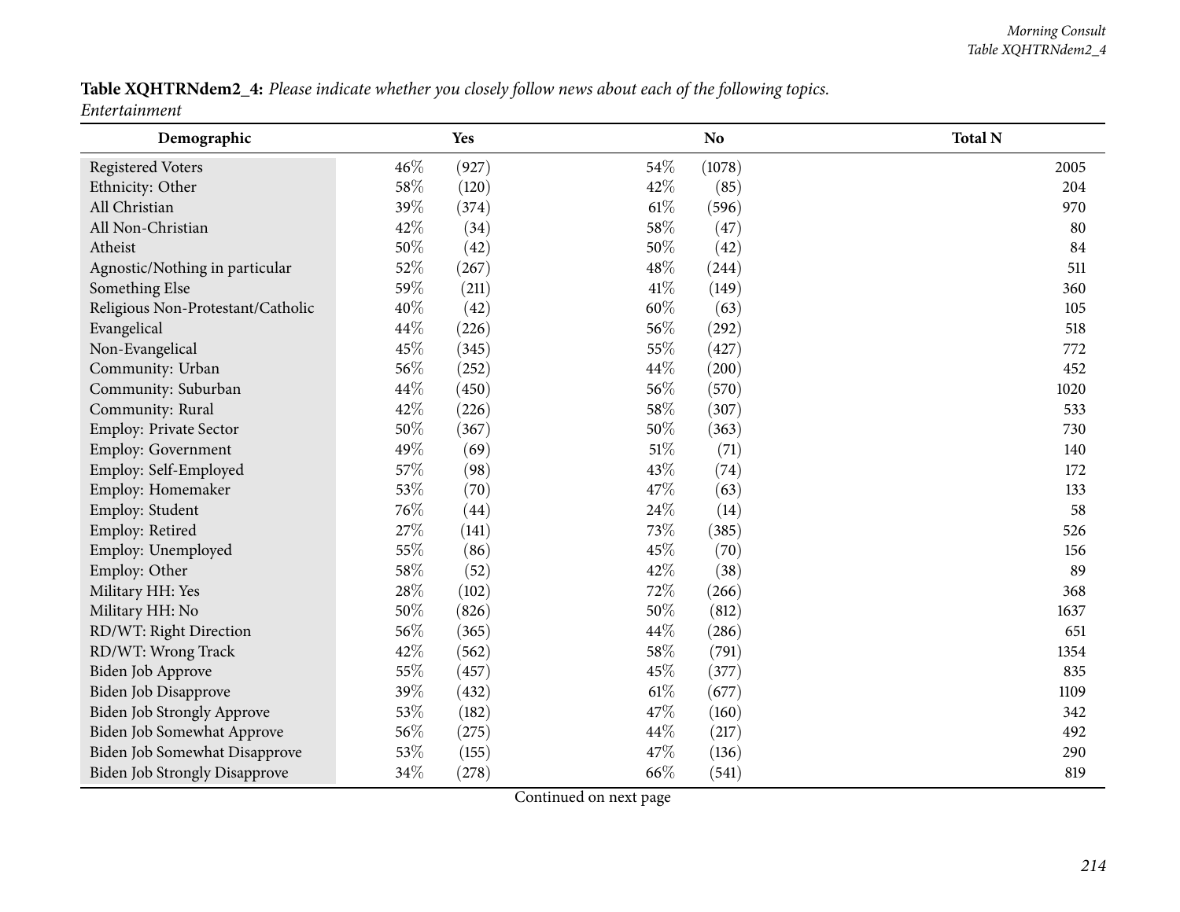**Table XQHTRNdem2_4:** *Please indicate whether you closely follow news about each of the following topics.*
*Entertainment*

| Demographic | Yes | | No | | Total N |
|---|---|---|---|---|---|
| Registered Voters | 46% | (927) | 54% | (1078) | 2005 |
| Ethnicity: Other | 58% | (120) | 42% | (85) | 204 |
| All Christian | 39% | (374) | 61% | (596) | 970 |
| All Non-Christian | 42% | (34) | 58% | (47) | 80 |
| Atheist | 50% | (42) | 50% | (42) | 84 |
| Agnostic/Nothing in particular | 52% | (267) | 48% | (244) | 511 |
| Something Else | 59% | (211) | 41% | (149) | 360 |
| Religious Non-Protestant/Catholic | 40% | (42) | 60% | (63) | 105 |
| Evangelical | 44% | (226) | 56% | (292) | 518 |
| Non-Evangelical | 45% | (345) | 55% | (427) | 772 |
| Community: Urban | 56% | (252) | 44% | (200) | 452 |
| Community: Suburban | 44% | (450) | 56% | (570) | 1020 |
| Community: Rural | 42% | (226) | 58% | (307) | 533 |
| Employ: Private Sector | 50% | (367) | 50% | (363) | 730 |
| Employ: Government | 49% | (69) | 51% | (71) | 140 |
| Employ: Self-Employed | 57% | (98) | 43% | (74) | 172 |
| Employ: Homemaker | 53% | (70) | 47% | (63) | 133 |
| Employ: Student | 76% | (44) | 24% | (14) | 58 |
| Employ: Retired | 27% | (141) | 73% | (385) | 526 |
| Employ: Unemployed | 55% | (86) | 45% | (70) | 156 |
| Employ: Other | 58% | (52) | 42% | (38) | 89 |
| Military HH: Yes | 28% | (102) | 72% | (266) | 368 |
| Military HH: No | 50% | (826) | 50% | (812) | 1637 |
| RD/WT: Right Direction | 56% | (365) | 44% | (286) | 651 |
| RD/WT: Wrong Track | 42% | (562) | 58% | (791) | 1354 |
| Biden Job Approve | 55% | (457) | 45% | (377) | 835 |
| Biden Job Disapprove | 39% | (432) | 61% | (677) | 1109 |
| Biden Job Strongly Approve | 53% | (182) | 47% | (160) | 342 |
| Biden Job Somewhat Approve | 56% | (275) | 44% | (217) | 492 |
| Biden Job Somewhat Disapprove | 53% | (155) | 47% | (136) | 290 |
| Biden Job Strongly Disapprove | 34% | (278) | 66% | (541) | 819 |

Continued on next page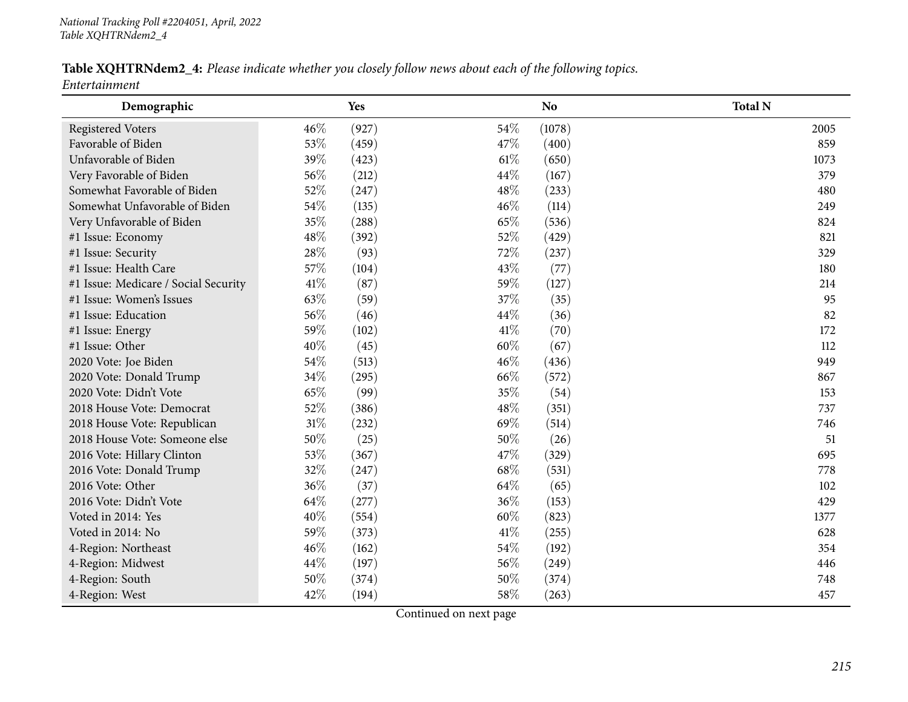**Table XQHTRNdem2_4:** *Please indicate whether you closely follow news about each of the following topics.*
*Entertainment*

| Demographic | Yes | | No | | Total N |
|---|---|---|---|---|---|
| Registered Voters | 46% | (927) | 54% | (1078) | 2005 |
| Favorable of Biden | 53% | (459) | 47% | (400) | 859 |
| Unfavorable of Biden | 39% | (423) | 61% | (650) | 1073 |
| Very Favorable of Biden | 56% | (212) | 44% | (167) | 379 |
| Somewhat Favorable of Biden | 52% | (247) | 48% | (233) | 480 |
| Somewhat Unfavorable of Biden | 54% | (135) | 46% | (114) | 249 |
| Very Unfavorable of Biden | 35% | (288) | 65% | (536) | 824 |
| #1 Issue: Economy | 48% | (392) | 52% | (429) | 821 |
| #1 Issue: Security | 28% | (93) | 72% | (237) | 329 |
| #1 Issue: Health Care | 57% | (104) | 43% | (77) | 180 |
| #1 Issue: Medicare / Social Security | 41% | (87) | 59% | (127) | 214 |
| #1 Issue: Women's Issues | 63% | (59) | 37% | (35) | 95 |
| #1 Issue: Education | 56% | (46) | 44% | (36) | 82 |
| #1 Issue: Energy | 59% | (102) | 41% | (70) | 172 |
| #1 Issue: Other | 40% | (45) | 60% | (67) | 112 |
| 2020 Vote: Joe Biden | 54% | (513) | 46% | (436) | 949 |
| 2020 Vote: Donald Trump | 34% | (295) | 66% | (572) | 867 |
| 2020 Vote: Didn't Vote | 65% | (99) | 35% | (54) | 153 |
| 2018 House Vote: Democrat | 52% | (386) | 48% | (351) | 737 |
| 2018 House Vote: Republican | 31% | (232) | 69% | (514) | 746 |
| 2018 House Vote: Someone else | 50% | (25) | 50% | (26) | 51 |
| 2016 Vote: Hillary Clinton | 53% | (367) | 47% | (329) | 695 |
| 2016 Vote: Donald Trump | 32% | (247) | 68% | (531) | 778 |
| 2016 Vote: Other | 36% | (37) | 64% | (65) | 102 |
| 2016 Vote: Didn't Vote | 64% | (277) | 36% | (153) | 429 |
| Voted in 2014: Yes | 40% | (554) | 60% | (823) | 1377 |
| Voted in 2014: No | 59% | (373) | 41% | (255) | 628 |
| 4-Region: Northeast | 46% | (162) | 54% | (192) | 354 |
| 4-Region: Midwest | 44% | (197) | 56% | (249) | 446 |
| 4-Region: South | 50% | (374) | 50% | (374) | 748 |
| 4-Region: West | 42% | (194) | 58% | (263) | 457 |

Continued on next page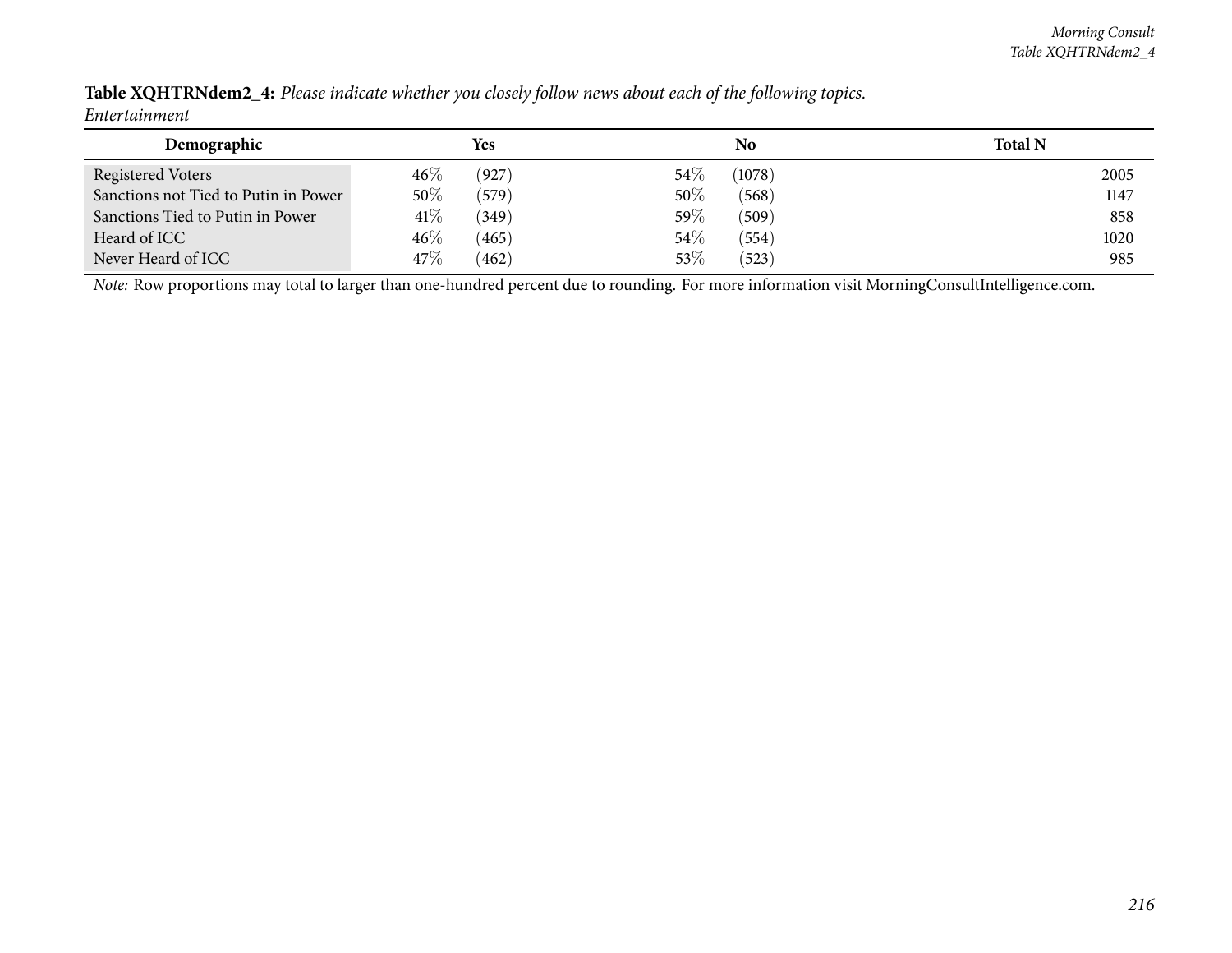**Table XQHTRNdem2_4:** *Please indicate whether you closely follow news about each of the following topics. Entertainment*

| Demographic | Yes | | No | | Total N |
|---|---|---|---|---|---|
| Registered Voters | 46% | (927) | 54% | (1078) | 2005 |
| Sanctions not Tied to Putin in Power | 50% | (579) | 50% | (568) | 1147 |
| Sanctions Tied to Putin in Power | 41% | (349) | 59% | (509) | 858 |
| Heard of ICC | 46% | (465) | 54% | (554) | 1020 |
| Never Heard of ICC | 47% | (462) | 53% | (523) | 985 |

*Note:* Row proportions may total to larger than one-hundred percent due to rounding. For more information visit MorningConsultIntelligence.com.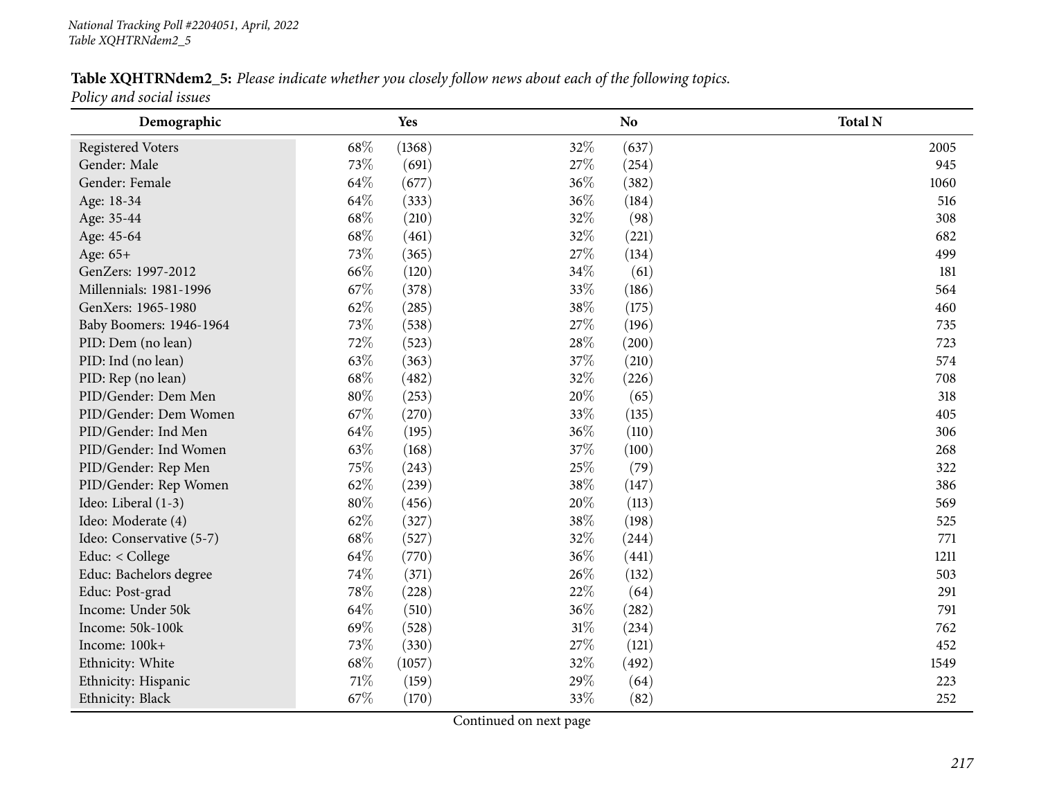**Table XQHTRNdem2_5:** *Please indicate whether you closely follow news about each of the following topics.*
*Policy and social issues*

| Demographic | Yes | | No | | Total N |
|---|---|---|---|---|---|
| Registered Voters | 68% | (1368) | 32% | (637) | 2005 |
| Gender: Male | 73% | (691) | 27% | (254) | 945 |
| Gender: Female | 64% | (677) | 36% | (382) | 1060 |
| Age: 18-34 | 64% | (333) | 36% | (184) | 516 |
| Age: 35-44 | 68% | (210) | 32% | (98) | 308 |
| Age: 45-64 | 68% | (461) | 32% | (221) | 682 |
| Age: 65+ | 73% | (365) | 27% | (134) | 499 |
| GenZers: 1997-2012 | 66% | (120) | 34% | (61) | 181 |
| Millennials: 1981-1996 | 67% | (378) | 33% | (186) | 564 |
| GenXers: 1965-1980 | 62% | (285) | 38% | (175) | 460 |
| Baby Boomers: 1946-1964 | 73% | (538) | 27% | (196) | 735 |
| PID: Dem (no lean) | 72% | (523) | 28% | (200) | 723 |
| PID: Ind (no lean) | 63% | (363) | 37% | (210) | 574 |
| PID: Rep (no lean) | 68% | (482) | 32% | (226) | 708 |
| PID/Gender: Dem Men | 80% | (253) | 20% | (65) | 318 |
| PID/Gender: Dem Women | 67% | (270) | 33% | (135) | 405 |
| PID/Gender: Ind Men | 64% | (195) | 36% | (110) | 306 |
| PID/Gender: Ind Women | 63% | (168) | 37% | (100) | 268 |
| PID/Gender: Rep Men | 75% | (243) | 25% | (79) | 322 |
| PID/Gender: Rep Women | 62% | (239) | 38% | (147) | 386 |
| Ideo: Liberal (1-3) | 80% | (456) | 20% | (113) | 569 |
| Ideo: Moderate (4) | 62% | (327) | 38% | (198) | 525 |
| Ideo: Conservative (5-7) | 68% | (527) | 32% | (244) | 771 |
| Educ: < College | 64% | (770) | 36% | (441) | 1211 |
| Educ: Bachelors degree | 74% | (371) | 26% | (132) | 503 |
| Educ: Post-grad | 78% | (228) | 22% | (64) | 291 |
| Income: Under 50k | 64% | (510) | 36% | (282) | 791 |
| Income: 50k-100k | 69% | (528) | 31% | (234) | 762 |
| Income: 100k+ | 73% | (330) | 27% | (121) | 452 |
| Ethnicity: White | 68% | (1057) | 32% | (492) | 1549 |
| Ethnicity: Hispanic | 71% | (159) | 29% | (64) | 223 |
| Ethnicity: Black | 67% | (170) | 33% | (82) | 252 |

Continued on next page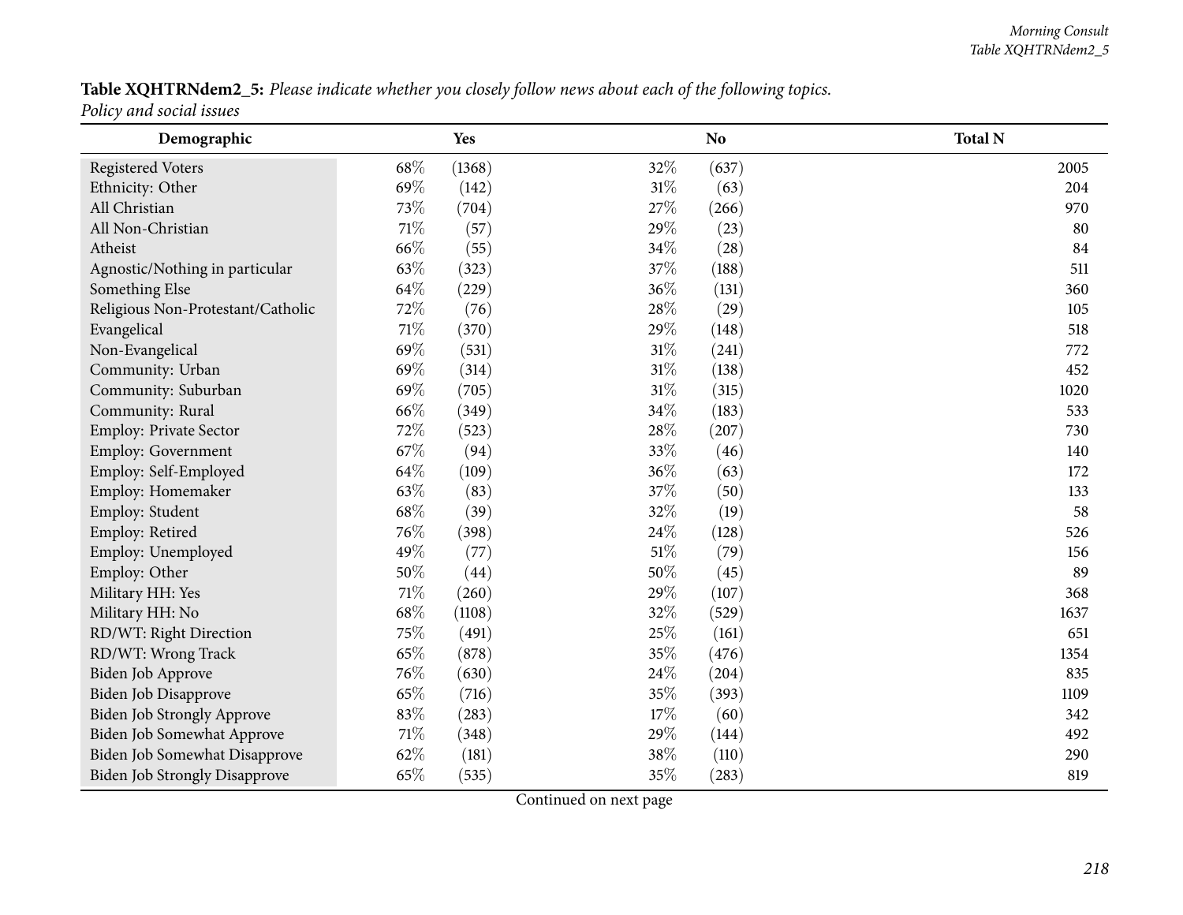**Table XQHTRNdem2_5:** *Please indicate whether you closely follow news about each of the following topics.*
*Policy and social issues*

| Demographic | Yes | | No | | Total N |
|---|---|---|---|---|---|
| Registered Voters | 68% | (1368) | 32% | (637) | 2005 |
| Ethnicity: Other | 69% | (142) | 31% | (63) | 204 |
| All Christian | 73% | (704) | 27% | (266) | 970 |
| All Non-Christian | 71% | (57) | 29% | (23) | 80 |
| Atheist | 66% | (55) | 34% | (28) | 84 |
| Agnostic/Nothing in particular | 63% | (323) | 37% | (188) | 511 |
| Something Else | 64% | (229) | 36% | (131) | 360 |
| Religious Non-Protestant/Catholic | 72% | (76) | 28% | (29) | 105 |
| Evangelical | 71% | (370) | 29% | (148) | 518 |
| Non-Evangelical | 69% | (531) | 31% | (241) | 772 |
| Community: Urban | 69% | (314) | 31% | (138) | 452 |
| Community: Suburban | 69% | (705) | 31% | (315) | 1020 |
| Community: Rural | 66% | (349) | 34% | (183) | 533 |
| Employ: Private Sector | 72% | (523) | 28% | (207) | 730 |
| Employ: Government | 67% | (94) | 33% | (46) | 140 |
| Employ: Self-Employed | 64% | (109) | 36% | (63) | 172 |
| Employ: Homemaker | 63% | (83) | 37% | (50) | 133 |
| Employ: Student | 68% | (39) | 32% | (19) | 58 |
| Employ: Retired | 76% | (398) | 24% | (128) | 526 |
| Employ: Unemployed | 49% | (77) | 51% | (79) | 156 |
| Employ: Other | 50% | (44) | 50% | (45) | 89 |
| Military HH: Yes | 71% | (260) | 29% | (107) | 368 |
| Military HH: No | 68% | (1108) | 32% | (529) | 1637 |
| RD/WT: Right Direction | 75% | (491) | 25% | (161) | 651 |
| RD/WT: Wrong Track | 65% | (878) | 35% | (476) | 1354 |
| Biden Job Approve | 76% | (630) | 24% | (204) | 835 |
| Biden Job Disapprove | 65% | (716) | 35% | (393) | 1109 |
| Biden Job Strongly Approve | 83% | (283) | 17% | (60) | 342 |
| Biden Job Somewhat Approve | 71% | (348) | 29% | (144) | 492 |
| Biden Job Somewhat Disapprove | 62% | (181) | 38% | (110) | 290 |
| Biden Job Strongly Disapprove | 65% | (535) | 35% | (283) | 819 |

Continued on next page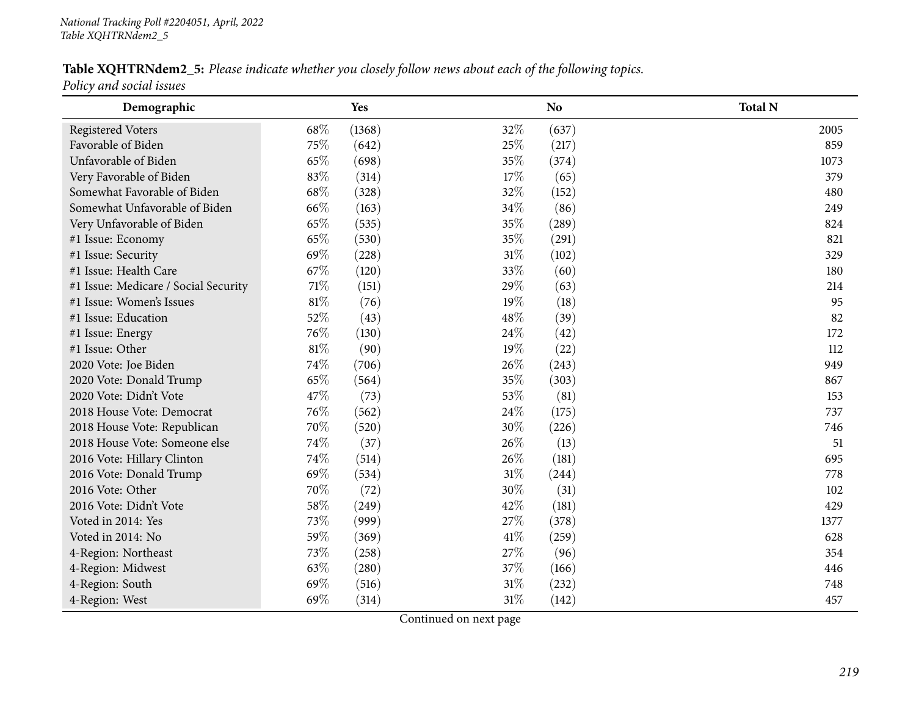**Table XQHTRNdem2_5:** *Please indicate whether you closely follow news about each of the following topics.*
*Policy and social issues*

| Demographic | Yes | | No | | Total N |
|---|---|---|---|---|---|
| Registered Voters | 68% | (1368) | 32% | (637) | 2005 |
| Favorable of Biden | 75% | (642) | 25% | (217) | 859 |
| Unfavorable of Biden | 65% | (698) | 35% | (374) | 1073 |
| Very Favorable of Biden | 83% | (314) | 17% | (65) | 379 |
| Somewhat Favorable of Biden | 68% | (328) | 32% | (152) | 480 |
| Somewhat Unfavorable of Biden | 66% | (163) | 34% | (86) | 249 |
| Very Unfavorable of Biden | 65% | (535) | 35% | (289) | 824 |
| #1 Issue: Economy | 65% | (530) | 35% | (291) | 821 |
| #1 Issue: Security | 69% | (228) | 31% | (102) | 329 |
| #1 Issue: Health Care | 67% | (120) | 33% | (60) | 180 |
| #1 Issue: Medicare / Social Security | 71% | (151) | 29% | (63) | 214 |
| #1 Issue: Women's Issues | 81% | (76) | 19% | (18) | 95 |
| #1 Issue: Education | 52% | (43) | 48% | (39) | 82 |
| #1 Issue: Energy | 76% | (130) | 24% | (42) | 172 |
| #1 Issue: Other | 81% | (90) | 19% | (22) | 112 |
| 2020 Vote: Joe Biden | 74% | (706) | 26% | (243) | 949 |
| 2020 Vote: Donald Trump | 65% | (564) | 35% | (303) | 867 |
| 2020 Vote: Didn't Vote | 47% | (73) | 53% | (81) | 153 |
| 2018 House Vote: Democrat | 76% | (562) | 24% | (175) | 737 |
| 2018 House Vote: Republican | 70% | (520) | 30% | (226) | 746 |
| 2018 House Vote: Someone else | 74% | (37) | 26% | (13) | 51 |
| 2016 Vote: Hillary Clinton | 74% | (514) | 26% | (181) | 695 |
| 2016 Vote: Donald Trump | 69% | (534) | 31% | (244) | 778 |
| 2016 Vote: Other | 70% | (72) | 30% | (31) | 102 |
| 2016 Vote: Didn't Vote | 58% | (249) | 42% | (181) | 429 |
| Voted in 2014: Yes | 73% | (999) | 27% | (378) | 1377 |
| Voted in 2014: No | 59% | (369) | 41% | (259) | 628 |
| 4-Region: Northeast | 73% | (258) | 27% | (96) | 354 |
| 4-Region: Midwest | 63% | (280) | 37% | (166) | 446 |
| 4-Region: South | 69% | (516) | 31% | (232) | 748 |
| 4-Region: West | 69% | (314) | 31% | (142) | 457 |

Continued on next page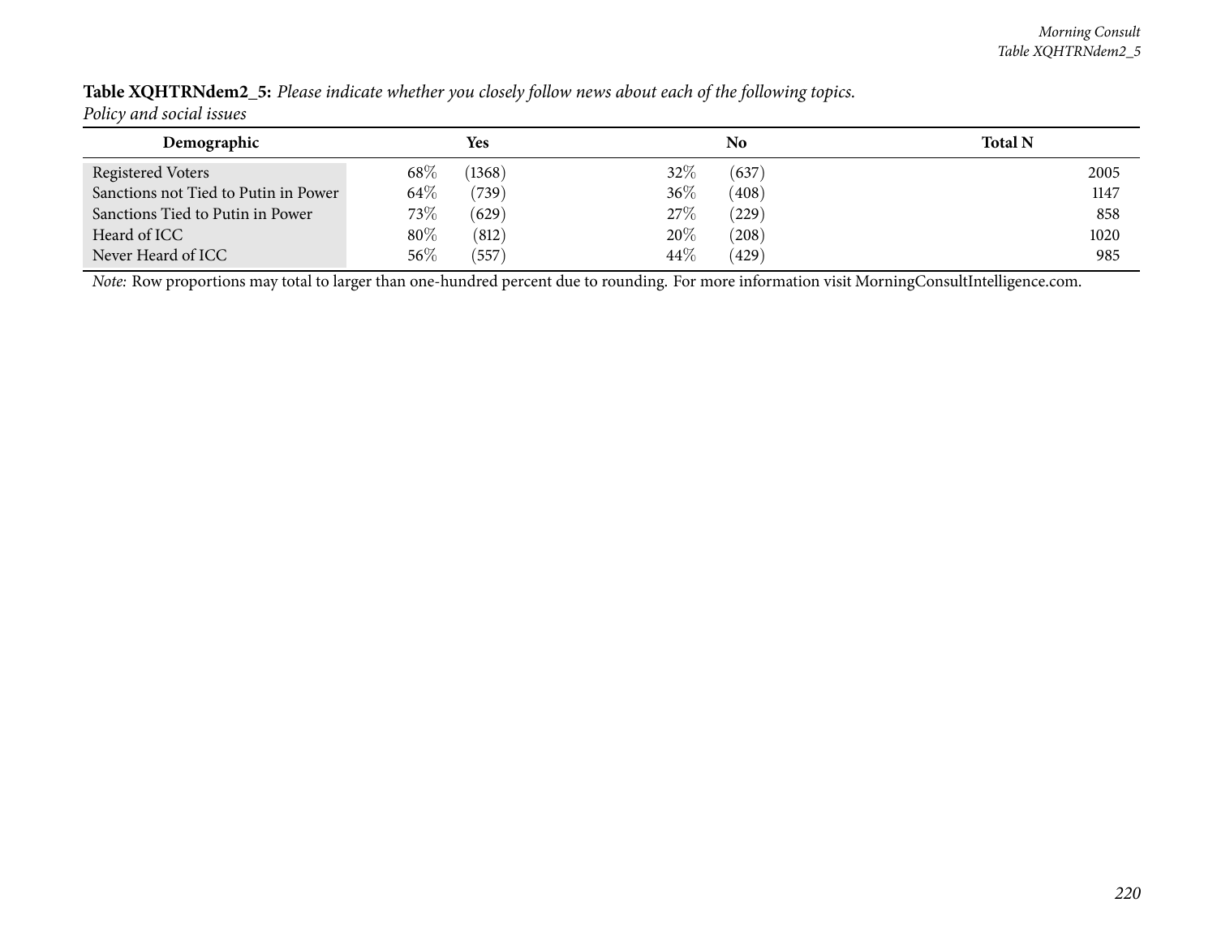**Table XQHTRNdem2_5:** *Please indicate whether you closely follow news about each of the following topics.*
*Policy and social issues*

| Demographic | Yes | | No | | Total N |
|---|---|---|---|---|---|
| Registered Voters | 68% | (1368) | 32% | (637) | 2005 |
| Sanctions not Tied to Putin in Power | 64% | (739) | 36% | (408) | 1147 |
| Sanctions Tied to Putin in Power | 73% | (629) | 27% | (229) | 858 |
| Heard of ICC | 80% | (812) | 20% | (208) | 1020 |
| Never Heard of ICC | 56% | (557) | 44% | (429) | 985 |

*Note:* Row proportions may total to larger than one-hundred percent due to rounding. For more information visit MorningConsultIntelligence.com.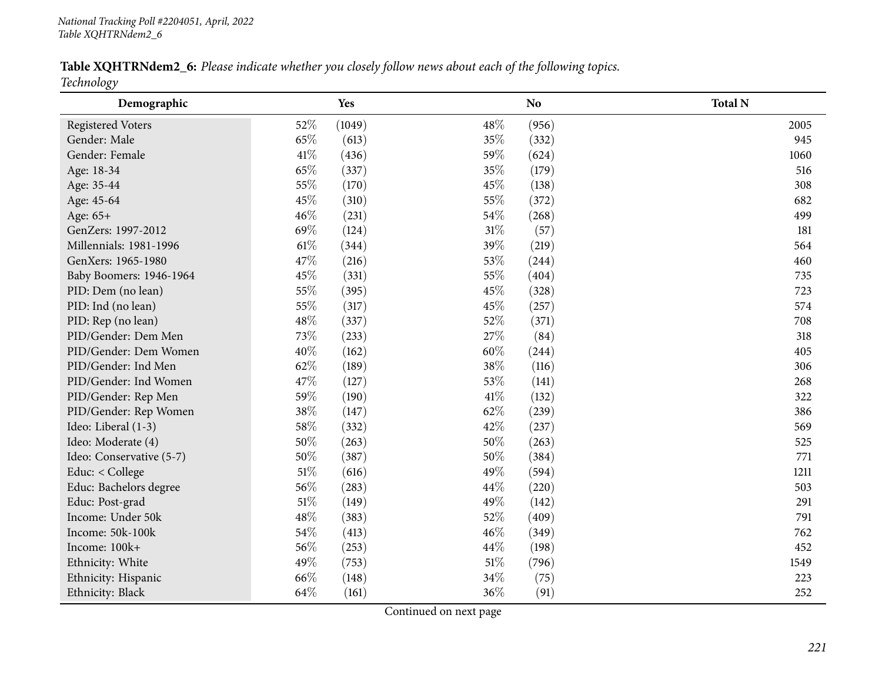**Table XQHTRNdem2_6:** *Please indicate whether you closely follow news about each of the following topics.*
*Technology*

| Demographic | Yes | | No | | Total N |
|---|---|---|---|---|---|
| Registered Voters | 52% | (1049) | 48% | (956) | 2005 |
| Gender: Male | 65% | (613) | 35% | (332) | 945 |
| Gender: Female | 41% | (436) | 59% | (624) | 1060 |
| Age: 18-34 | 65% | (337) | 35% | (179) | 516 |
| Age: 35-44 | 55% | (170) | 45% | (138) | 308 |
| Age: 45-64 | 45% | (310) | 55% | (372) | 682 |
| Age: 65+ | 46% | (231) | 54% | (268) | 499 |
| GenZers: 1997-2012 | 69% | (124) | 31% | (57) | 181 |
| Millennials: 1981-1996 | 61% | (344) | 39% | (219) | 564 |
| GenXers: 1965-1980 | 47% | (216) | 53% | (244) | 460 |
| Baby Boomers: 1946-1964 | 45% | (331) | 55% | (404) | 735 |
| PID: Dem (no lean) | 55% | (395) | 45% | (328) | 723 |
| PID: Ind (no lean) | 55% | (317) | 45% | (257) | 574 |
| PID: Rep (no lean) | 48% | (337) | 52% | (371) | 708 |
| PID/Gender: Dem Men | 73% | (233) | 27% | (84) | 318 |
| PID/Gender: Dem Women | 40% | (162) | 60% | (244) | 405 |
| PID/Gender: Ind Men | 62% | (189) | 38% | (116) | 306 |
| PID/Gender: Ind Women | 47% | (127) | 53% | (141) | 268 |
| PID/Gender: Rep Men | 59% | (190) | 41% | (132) | 322 |
| PID/Gender: Rep Women | 38% | (147) | 62% | (239) | 386 |
| Ideo: Liberal (1-3) | 58% | (332) | 42% | (237) | 569 |
| Ideo: Moderate (4) | 50% | (263) | 50% | (263) | 525 |
| Ideo: Conservative (5-7) | 50% | (387) | 50% | (384) | 771 |
| Educ: < College | 51% | (616) | 49% | (594) | 1211 |
| Educ: Bachelors degree | 56% | (283) | 44% | (220) | 503 |
| Educ: Post-grad | 51% | (149) | 49% | (142) | 291 |
| Income: Under 50k | 48% | (383) | 52% | (409) | 791 |
| Income: 50k-100k | 54% | (413) | 46% | (349) | 762 |
| Income: 100k+ | 56% | (253) | 44% | (198) | 452 |
| Ethnicity: White | 49% | (753) | 51% | (796) | 1549 |
| Ethnicity: Hispanic | 66% | (148) | 34% | (75) | 223 |
| Ethnicity: Black | 64% | (161) | 36% | (91) | 252 |

Continued on next page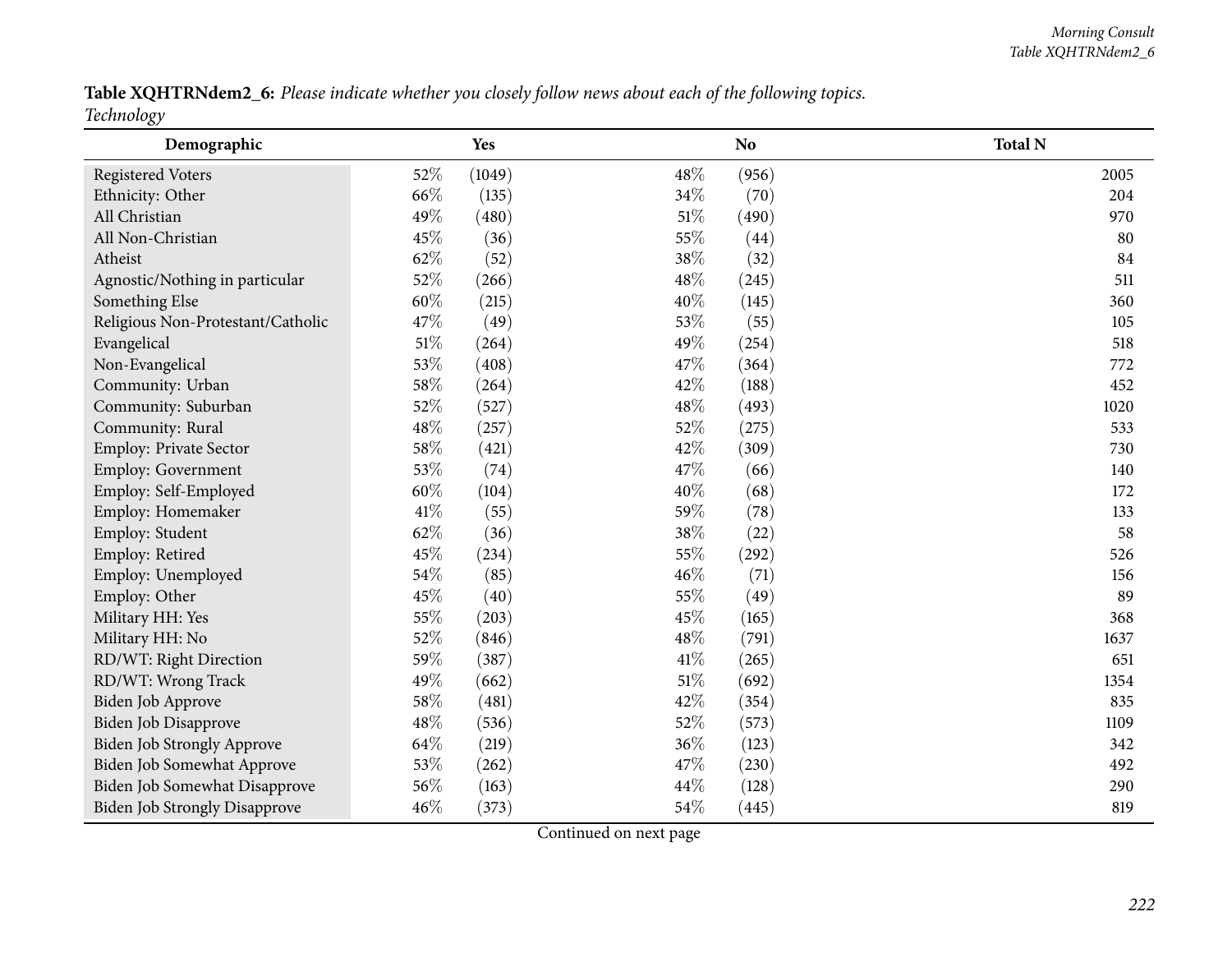**Table XQHTRNdem2_6:** *Please indicate whether you closely follow news about each of the following topics.*
*Technology*

| Demographic | Yes | | No | | Total N |
|---|---|---|---|---|---|
| Registered Voters | 52% | (1049) | 48% | (956) | 2005 |
| Ethnicity: Other | 66% | (135) | 34% | (70) | 204 |
| All Christian | 49% | (480) | 51% | (490) | 970 |
| All Non-Christian | 45% | (36) | 55% | (44) | 80 |
| Atheist | 62% | (52) | 38% | (32) | 84 |
| Agnostic/Nothing in particular | 52% | (266) | 48% | (245) | 511 |
| Something Else | 60% | (215) | 40% | (145) | 360 |
| Religious Non-Protestant/Catholic | 47% | (49) | 53% | (55) | 105 |
| Evangelical | 51% | (264) | 49% | (254) | 518 |
| Non-Evangelical | 53% | (408) | 47% | (364) | 772 |
| Community: Urban | 58% | (264) | 42% | (188) | 452 |
| Community: Suburban | 52% | (527) | 48% | (493) | 1020 |
| Community: Rural | 48% | (257) | 52% | (275) | 533 |
| Employ: Private Sector | 58% | (421) | 42% | (309) | 730 |
| Employ: Government | 53% | (74) | 47% | (66) | 140 |
| Employ: Self-Employed | 60% | (104) | 40% | (68) | 172 |
| Employ: Homemaker | 41% | (55) | 59% | (78) | 133 |
| Employ: Student | 62% | (36) | 38% | (22) | 58 |
| Employ: Retired | 45% | (234) | 55% | (292) | 526 |
| Employ: Unemployed | 54% | (85) | 46% | (71) | 156 |
| Employ: Other | 45% | (40) | 55% | (49) | 89 |
| Military HH: Yes | 55% | (203) | 45% | (165) | 368 |
| Military HH: No | 52% | (846) | 48% | (791) | 1637 |
| RD/WT: Right Direction | 59% | (387) | 41% | (265) | 651 |
| RD/WT: Wrong Track | 49% | (662) | 51% | (692) | 1354 |
| Biden Job Approve | 58% | (481) | 42% | (354) | 835 |
| Biden Job Disapprove | 48% | (536) | 52% | (573) | 1109 |
| Biden Job Strongly Approve | 64% | (219) | 36% | (123) | 342 |
| Biden Job Somewhat Approve | 53% | (262) | 47% | (230) | 492 |
| Biden Job Somewhat Disapprove | 56% | (163) | 44% | (128) | 290 |
| Biden Job Strongly Disapprove | 46% | (373) | 54% | (445) | 819 |

Continued on next page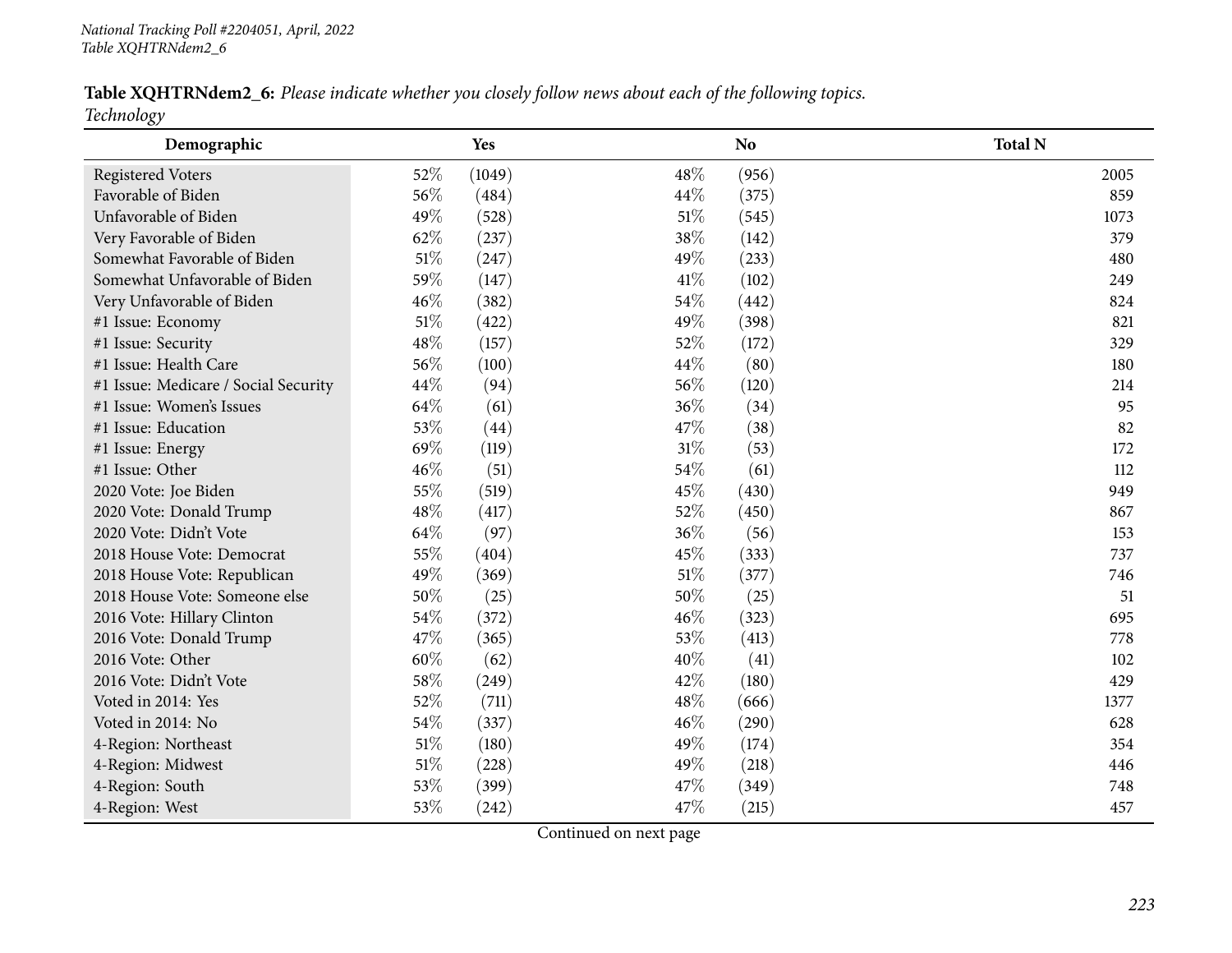**Table XQHTRNdem2_6:** *Please indicate whether you closely follow news about each of the following topics.*
*Technology*

| Demographic | Yes | | No | | Total N |
|---|---|---|---|---|---|
| Registered Voters | 52% | (1049) | 48% | (956) | 2005 |
| Favorable of Biden | 56% | (484) | 44% | (375) | 859 |
| Unfavorable of Biden | 49% | (528) | 51% | (545) | 1073 |
| Very Favorable of Biden | 62% | (237) | 38% | (142) | 379 |
| Somewhat Favorable of Biden | 51% | (247) | 49% | (233) | 480 |
| Somewhat Unfavorable of Biden | 59% | (147) | 41% | (102) | 249 |
| Very Unfavorable of Biden | 46% | (382) | 54% | (442) | 824 |
| #1 Issue: Economy | 51% | (422) | 49% | (398) | 821 |
| #1 Issue: Security | 48% | (157) | 52% | (172) | 329 |
| #1 Issue: Health Care | 56% | (100) | 44% | (80) | 180 |
| #1 Issue: Medicare / Social Security | 44% | (94) | 56% | (120) | 214 |
| #1 Issue: Women's Issues | 64% | (61) | 36% | (34) | 95 |
| #1 Issue: Education | 53% | (44) | 47% | (38) | 82 |
| #1 Issue: Energy | 69% | (119) | 31% | (53) | 172 |
| #1 Issue: Other | 46% | (51) | 54% | (61) | 112 |
| 2020 Vote: Joe Biden | 55% | (519) | 45% | (430) | 949 |
| 2020 Vote: Donald Trump | 48% | (417) | 52% | (450) | 867 |
| 2020 Vote: Didn't Vote | 64% | (97) | 36% | (56) | 153 |
| 2018 House Vote: Democrat | 55% | (404) | 45% | (333) | 737 |
| 2018 House Vote: Republican | 49% | (369) | 51% | (377) | 746 |
| 2018 House Vote: Someone else | 50% | (25) | 50% | (25) | 51 |
| 2016 Vote: Hillary Clinton | 54% | (372) | 46% | (323) | 695 |
| 2016 Vote: Donald Trump | 47% | (365) | 53% | (413) | 778 |
| 2016 Vote: Other | 60% | (62) | 40% | (41) | 102 |
| 2016 Vote: Didn't Vote | 58% | (249) | 42% | (180) | 429 |
| Voted in 2014: Yes | 52% | (711) | 48% | (666) | 1377 |
| Voted in 2014: No | 54% | (337) | 46% | (290) | 628 |
| 4-Region: Northeast | 51% | (180) | 49% | (174) | 354 |
| 4-Region: Midwest | 51% | (228) | 49% | (218) | 446 |
| 4-Region: South | 53% | (399) | 47% | (349) | 748 |
| 4-Region: West | 53% | (242) | 47% | (215) | 457 |

Continued on next page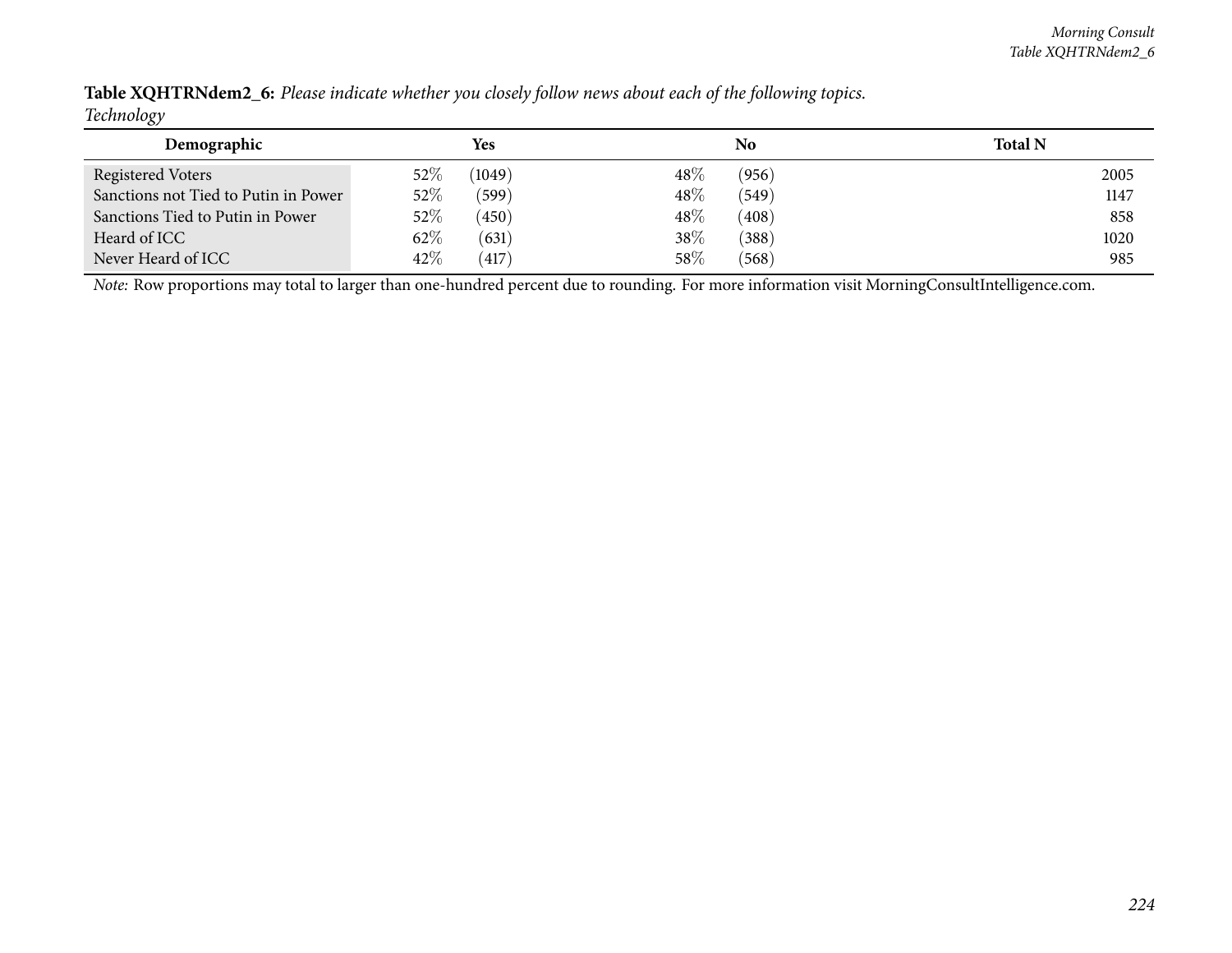**Table XQHTRNdem2_6:** *Please indicate whether you closely follow news about each of the following topics.*
*Technology*

| Demographic | Yes | | No | | Total N |
|---|---|---|---|---|---|
| Registered Voters | 52% | (1049) | 48% | (956) | 2005 |
| Sanctions not Tied to Putin in Power | 52% | (599) | 48% | (549) | 1147 |
| Sanctions Tied to Putin in Power | 52% | (450) | 48% | (408) | 858 |
| Heard of ICC | 62% | (631) | 38% | (388) | 1020 |
| Never Heard of ICC | 42% | (417) | 58% | (568) | 985 |

*Note:* Row proportions may total to larger than one-hundred percent due to rounding. For more information visit MorningConsultIntelligence.com.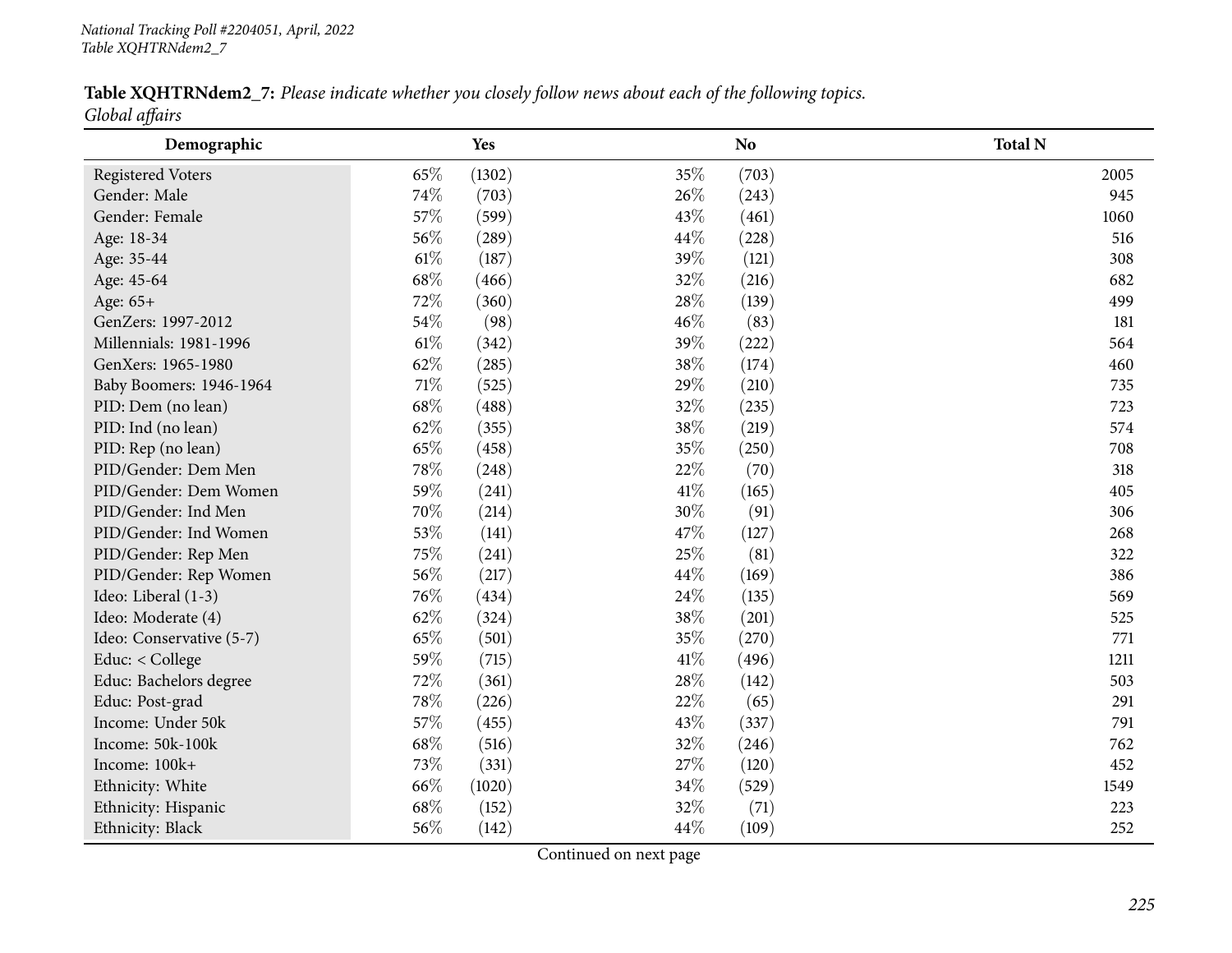**Table XQHTRNdem2_7:** *Please indicate whether you closely follow news about each of the following topics.*
*Global affairs*

| Demographic | Yes | | No | | Total N |
|---|---|---|---|---|---|
| Registered Voters | 65% | (1302) | 35% | (703) | 2005 |
| Gender: Male | 74% | (703) | 26% | (243) | 945 |
| Gender: Female | 57% | (599) | 43% | (461) | 1060 |
| Age: 18-34 | 56% | (289) | 44% | (228) | 516 |
| Age: 35-44 | 61% | (187) | 39% | (121) | 308 |
| Age: 45-64 | 68% | (466) | 32% | (216) | 682 |
| Age: 65+ | 72% | (360) | 28% | (139) | 499 |
| GenZers: 1997-2012 | 54% | (98) | 46% | (83) | 181 |
| Millennials: 1981-1996 | 61% | (342) | 39% | (222) | 564 |
| GenXers: 1965-1980 | 62% | (285) | 38% | (174) | 460 |
| Baby Boomers: 1946-1964 | 71% | (525) | 29% | (210) | 735 |
| PID: Dem (no lean) | 68% | (488) | 32% | (235) | 723 |
| PID: Ind (no lean) | 62% | (355) | 38% | (219) | 574 |
| PID: Rep (no lean) | 65% | (458) | 35% | (250) | 708 |
| PID/Gender: Dem Men | 78% | (248) | 22% | (70) | 318 |
| PID/Gender: Dem Women | 59% | (241) | 41% | (165) | 405 |
| PID/Gender: Ind Men | 70% | (214) | 30% | (91) | 306 |
| PID/Gender: Ind Women | 53% | (141) | 47% | (127) | 268 |
| PID/Gender: Rep Men | 75% | (241) | 25% | (81) | 322 |
| PID/Gender: Rep Women | 56% | (217) | 44% | (169) | 386 |
| Ideo: Liberal (1-3) | 76% | (434) | 24% | (135) | 569 |
| Ideo: Moderate (4) | 62% | (324) | 38% | (201) | 525 |
| Ideo: Conservative (5-7) | 65% | (501) | 35% | (270) | 771 |
| Educ: < College | 59% | (715) | 41% | (496) | 1211 |
| Educ: Bachelors degree | 72% | (361) | 28% | (142) | 503 |
| Educ: Post-grad | 78% | (226) | 22% | (65) | 291 |
| Income: Under 50k | 57% | (455) | 43% | (337) | 791 |
| Income: 50k-100k | 68% | (516) | 32% | (246) | 762 |
| Income: 100k+ | 73% | (331) | 27% | (120) | 452 |
| Ethnicity: White | 66% | (1020) | 34% | (529) | 1549 |
| Ethnicity: Hispanic | 68% | (152) | 32% | (71) | 223 |
| Ethnicity: Black | 56% | (142) | 44% | (109) | 252 |

Continued on next page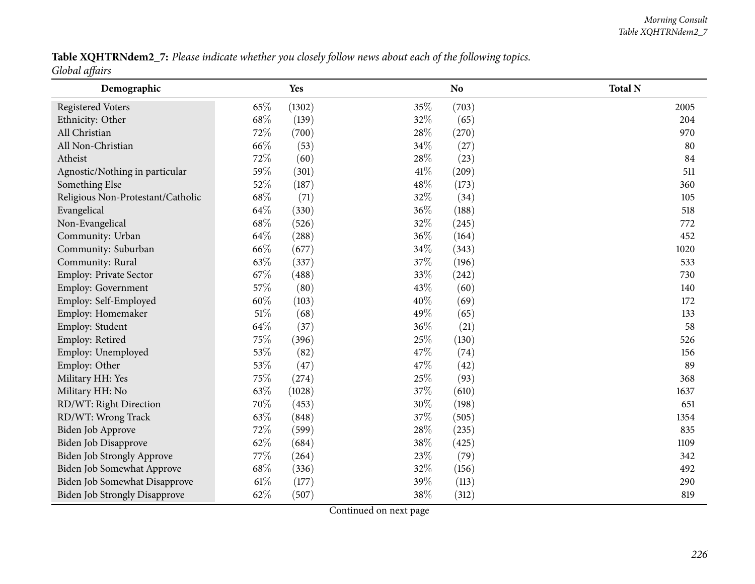**Table XQHTRNdem2_7:** *Please indicate whether you closely follow news about each of the following topics.*
*Global affairs*

| Demographic | Yes | | No | | Total N |
|---|---|---|---|---|---|
| Registered Voters | 65% | (1302) | 35% | (703) | 2005 |
| Ethnicity: Other | 68% | (139) | 32% | (65) | 204 |
| All Christian | 72% | (700) | 28% | (270) | 970 |
| All Non-Christian | 66% | (53) | 34% | (27) | 80 |
| Atheist | 72% | (60) | 28% | (23) | 84 |
| Agnostic/Nothing in particular | 59% | (301) | 41% | (209) | 511 |
| Something Else | 52% | (187) | 48% | (173) | 360 |
| Religious Non-Protestant/Catholic | 68% | (71) | 32% | (34) | 105 |
| Evangelical | 64% | (330) | 36% | (188) | 518 |
| Non-Evangelical | 68% | (526) | 32% | (245) | 772 |
| Community: Urban | 64% | (288) | 36% | (164) | 452 |
| Community: Suburban | 66% | (677) | 34% | (343) | 1020 |
| Community: Rural | 63% | (337) | 37% | (196) | 533 |
| Employ: Private Sector | 67% | (488) | 33% | (242) | 730 |
| Employ: Government | 57% | (80) | 43% | (60) | 140 |
| Employ: Self-Employed | 60% | (103) | 40% | (69) | 172 |
| Employ: Homemaker | 51% | (68) | 49% | (65) | 133 |
| Employ: Student | 64% | (37) | 36% | (21) | 58 |
| Employ: Retired | 75% | (396) | 25% | (130) | 526 |
| Employ: Unemployed | 53% | (82) | 47% | (74) | 156 |
| Employ: Other | 53% | (47) | 47% | (42) | 89 |
| Military HH: Yes | 75% | (274) | 25% | (93) | 368 |
| Military HH: No | 63% | (1028) | 37% | (610) | 1637 |
| RD/WT: Right Direction | 70% | (453) | 30% | (198) | 651 |
| RD/WT: Wrong Track | 63% | (848) | 37% | (505) | 1354 |
| Biden Job Approve | 72% | (599) | 28% | (235) | 835 |
| Biden Job Disapprove | 62% | (684) | 38% | (425) | 1109 |
| Biden Job Strongly Approve | 77% | (264) | 23% | (79) | 342 |
| Biden Job Somewhat Approve | 68% | (336) | 32% | (156) | 492 |
| Biden Job Somewhat Disapprove | 61% | (177) | 39% | (113) | 290 |
| Biden Job Strongly Disapprove | 62% | (507) | 38% | (312) | 819 |

Continued on next page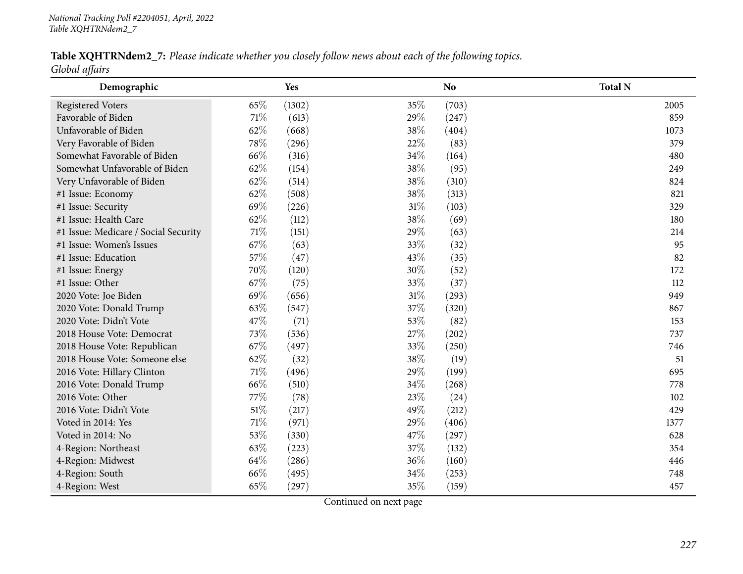**Table XQHTRNdem2_7:** *Please indicate whether you closely follow news about each of the following topics.*
*Global affairs*

| Demographic | Yes | | No | | Total N |
|---|---|---|---|---|---|
| Registered Voters | 65% | (1302) | 35% | (703) | 2005 |
| Favorable of Biden | 71% | (613) | 29% | (247) | 859 |
| Unfavorable of Biden | 62% | (668) | 38% | (404) | 1073 |
| Very Favorable of Biden | 78% | (296) | 22% | (83) | 379 |
| Somewhat Favorable of Biden | 66% | (316) | 34% | (164) | 480 |
| Somewhat Unfavorable of Biden | 62% | (154) | 38% | (95) | 249 |
| Very Unfavorable of Biden | 62% | (514) | 38% | (310) | 824 |
| #1 Issue: Economy | 62% | (508) | 38% | (313) | 821 |
| #1 Issue: Security | 69% | (226) | 31% | (103) | 329 |
| #1 Issue: Health Care | 62% | (112) | 38% | (69) | 180 |
| #1 Issue: Medicare / Social Security | 71% | (151) | 29% | (63) | 214 |
| #1 Issue: Women's Issues | 67% | (63) | 33% | (32) | 95 |
| #1 Issue: Education | 57% | (47) | 43% | (35) | 82 |
| #1 Issue: Energy | 70% | (120) | 30% | (52) | 172 |
| #1 Issue: Other | 67% | (75) | 33% | (37) | 112 |
| 2020 Vote: Joe Biden | 69% | (656) | 31% | (293) | 949 |
| 2020 Vote: Donald Trump | 63% | (547) | 37% | (320) | 867 |
| 2020 Vote: Didn't Vote | 47% | (71) | 53% | (82) | 153 |
| 2018 House Vote: Democrat | 73% | (536) | 27% | (202) | 737 |
| 2018 House Vote: Republican | 67% | (497) | 33% | (250) | 746 |
| 2018 House Vote: Someone else | 62% | (32) | 38% | (19) | 51 |
| 2016 Vote: Hillary Clinton | 71% | (496) | 29% | (199) | 695 |
| 2016 Vote: Donald Trump | 66% | (510) | 34% | (268) | 778 |
| 2016 Vote: Other | 77% | (78) | 23% | (24) | 102 |
| 2016 Vote: Didn't Vote | 51% | (217) | 49% | (212) | 429 |
| Voted in 2014: Yes | 71% | (971) | 29% | (406) | 1377 |
| Voted in 2014: No | 53% | (330) | 47% | (297) | 628 |
| 4-Region: Northeast | 63% | (223) | 37% | (132) | 354 |
| 4-Region: Midwest | 64% | (286) | 36% | (160) | 446 |
| 4-Region: South | 66% | (495) | 34% | (253) | 748 |
| 4-Region: West | 65% | (297) | 35% | (159) | 457 |

Continued on next page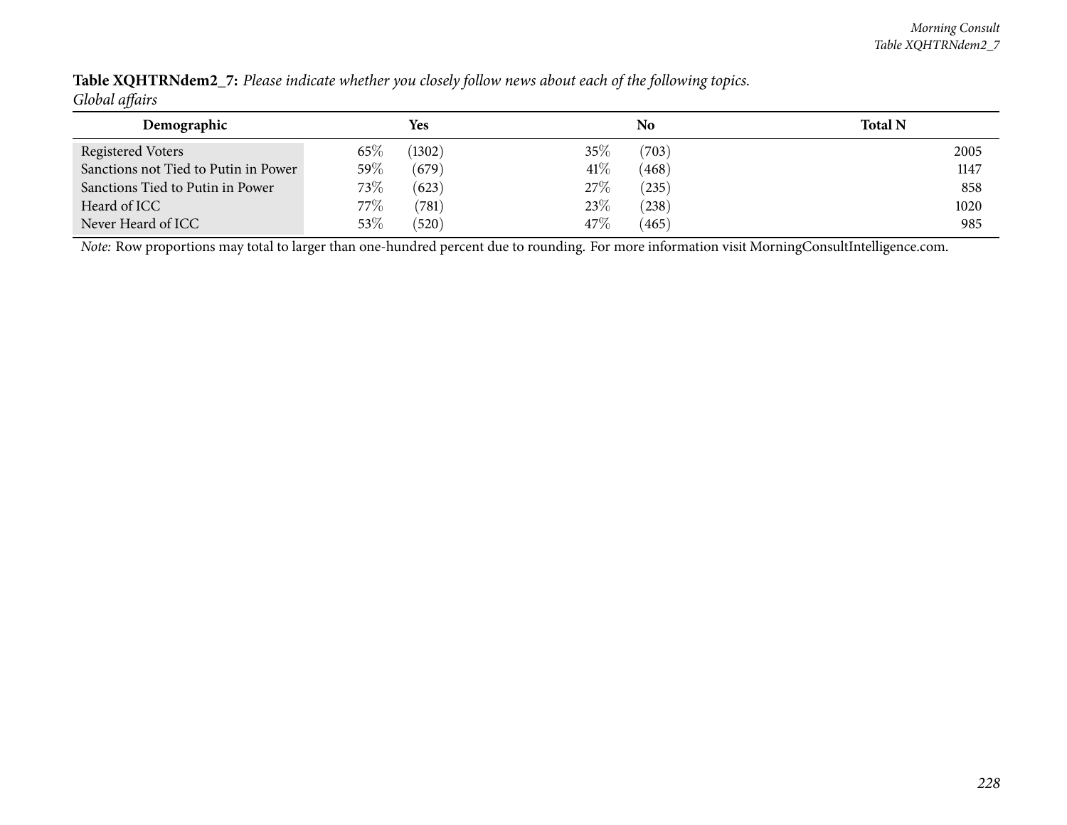**Table XQHTRNdem2_7:** *Please indicate whether you closely follow news about each of the following topics.*
*Global affairs*

| Demographic | Yes | | No | | Total N |
|---|---|---|---|---|---|
| Registered Voters | 65% | (1302) | 35% | (703) | 2005 |
| Sanctions not Tied to Putin in Power | 59% | (679) | 41% | (468) | 1147 |
| Sanctions Tied to Putin in Power | 73% | (623) | 27% | (235) | 858 |
| Heard of ICC | 77% | (781) | 23% | (238) | 1020 |
| Never Heard of ICC | 53% | (520) | 47% | (465) | 985 |

*Note:* Row proportions may total to larger than one-hundred percent due to rounding. For more information visit MorningConsultIntelligence.com.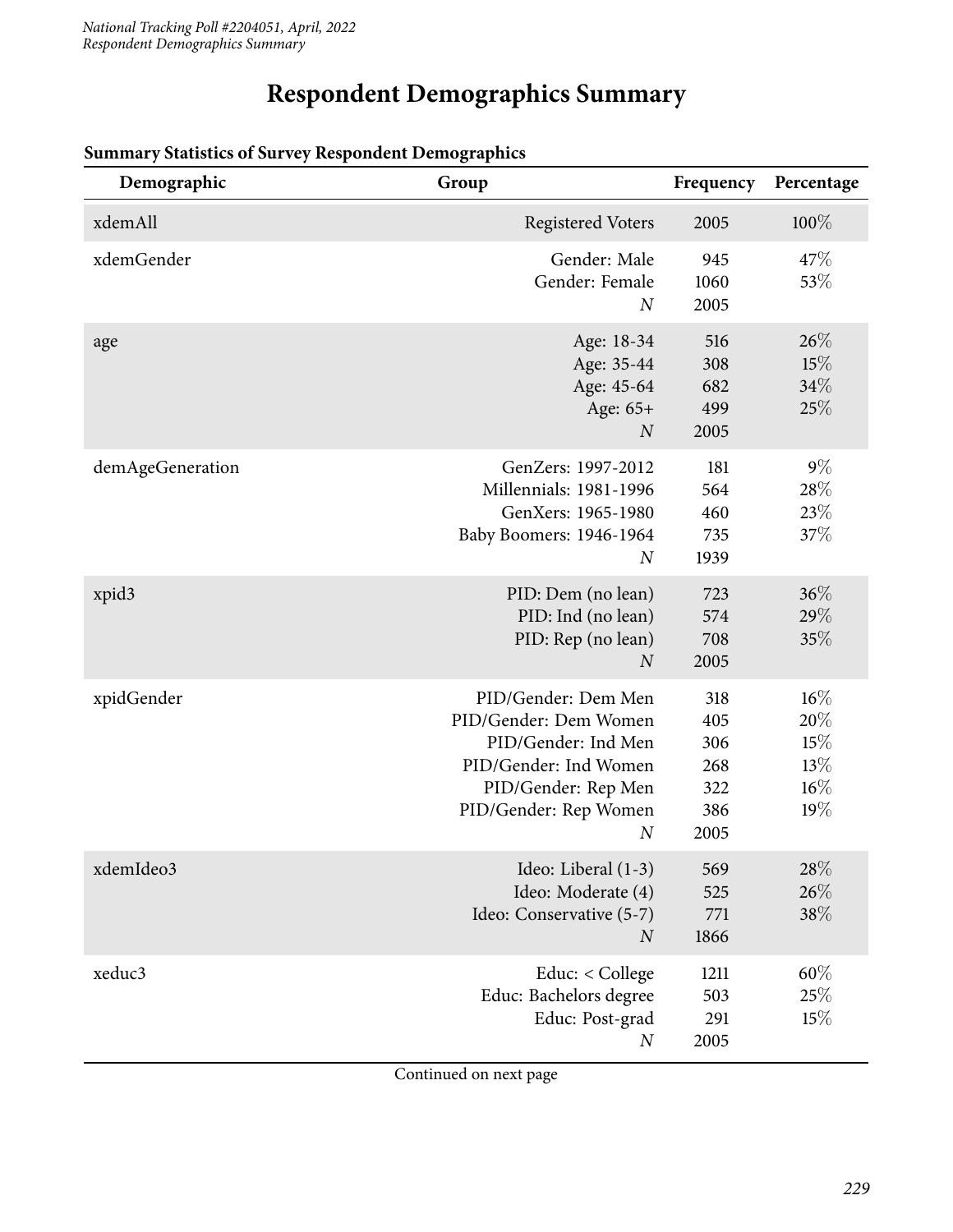# Respondent Demographics Summary

**Summary Statistics of Survey Respondent Demographics**

| Demographic | Group | Frequency | Percentage |
|---|---|---|---|
| xdemAll | Registered Voters | 2005 | 100% |
| xdemGender | Gender: Male | 945 | 47% |
| | Gender: Female | 1060 | 53% |
| | *N* | 2005 | |
| age | Age: 18-34 | 516 | 26% |
| | Age: 35-44 | 308 | 15% |
| | Age: 45-64 | 682 | 34% |
| | Age: 65+ | 499 | 25% |
| | *N* | 2005 | |
| demAgeGeneration | GenZers: 1997-2012 | 181 | 9% |
| | Millennials: 1981-1996 | 564 | 28% |
| | GenXers: 1965-1980 | 460 | 23% |
| | Baby Boomers: 1946-1964 | 735 | 37% |
| | *N* | 1939 | |
| xpid3 | PID: Dem (no lean) | 723 | 36% |
| | PID: Ind (no lean) | 574 | 29% |
| | PID: Rep (no lean) | 708 | 35% |
| | *N* | 2005 | |
| xpidGender | PID/Gender: Dem Men | 318 | 16% |
| | PID/Gender: Dem Women | 405 | 20% |
| | PID/Gender: Ind Men | 306 | 15% |
| | PID/Gender: Ind Women | 268 | 13% |
| | PID/Gender: Rep Men | 322 | 16% |
| | PID/Gender: Rep Women | 386 | 19% |
| | *N* | 2005 | |
| xdemIdeo3 | Ideo: Liberal (1-3) | 569 | 28% |
| | Ideo: Moderate (4) | 525 | 26% |
| | Ideo: Conservative (5-7) | 771 | 38% |
| | *N* | 1866 | |
| xeduc3 | Educ: < College | 1211 | 60% |
| | Educ: Bachelors degree | 503 | 25% |
| | Educ: Post-grad | 291 | 15% |
| | *N* | 2005 | |

Continued on next page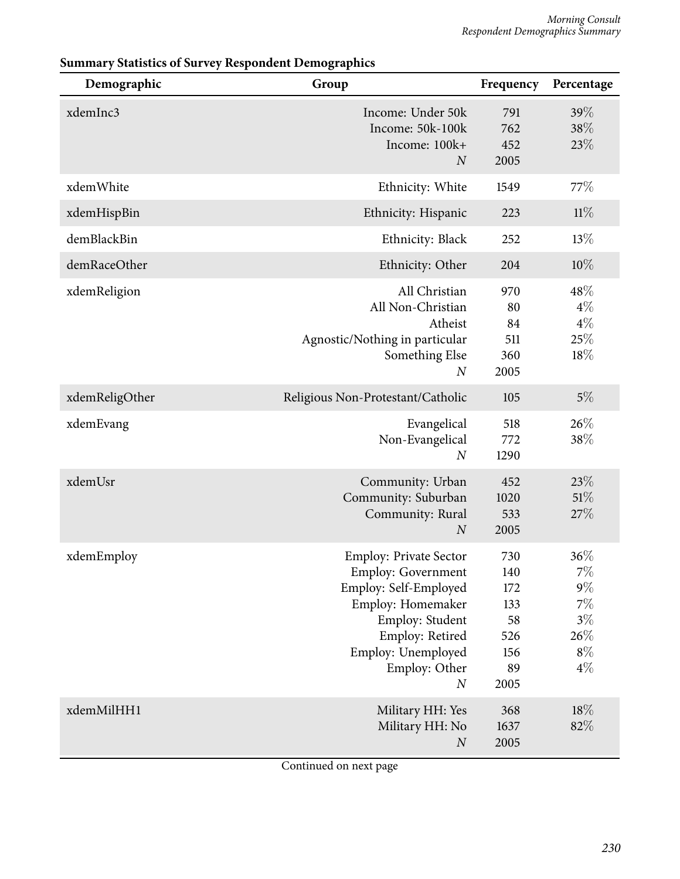**Summary Statistics of Survey Respondent Demographics**

| Demographic | Group | Frequency | Percentage |
|---|---|---|---|
| xdemInc3 | Income: Under 50k | 791 | 39% |
| | Income: 50k-100k | 762 | 38% |
| | Income: 100k+ | 452 | 23% |
| | *N* | 2005 | |
| xdemWhite | Ethnicity: White | 1549 | 77% |
| xdemHispBin | Ethnicity: Hispanic | 223 | 11% |
| demBlackBin | Ethnicity: Black | 252 | 13% |
| demRaceOther | Ethnicity: Other | 204 | 10% |
| xdemReligion | All Christian | 970 | 48% |
| | All Non-Christian | 80 | 4% |
| | Atheist | 84 | 4% |
| | Agnostic/Nothing in particular | 511 | 25% |
| | Something Else | 360 | 18% |
| | *N* | 2005 | |
| xdemReligOther | Religious Non-Protestant/Catholic | 105 | 5% |
| xdemEvang | Evangelical | 518 | 26% |
| | Non-Evangelical | 772 | 38% |
| | *N* | 1290 | |
| xdemUsr | Community: Urban | 452 | 23% |
| | Community: Suburban | 1020 | 51% |
| | Community: Rural | 533 | 27% |
| | *N* | 2005 | |
| xdemEmploy | Employ: Private Sector | 730 | 36% |
| | Employ: Government | 140 | 7% |
| | Employ: Self-Employed | 172 | 9% |
| | Employ: Homemaker | 133 | 7% |
| | Employ: Student | 58 | 3% |
| | Employ: Retired | 526 | 26% |
| | Employ: Unemployed | 156 | 8% |
| | Employ: Other | 89 | 4% |
| | *N* | 2005 | |
| xdemMilHH1 | Military HH: Yes | 368 | 18% |
| | Military HH: No | 1637 | 82% |
| | *N* | 2005 | |

Continued on next page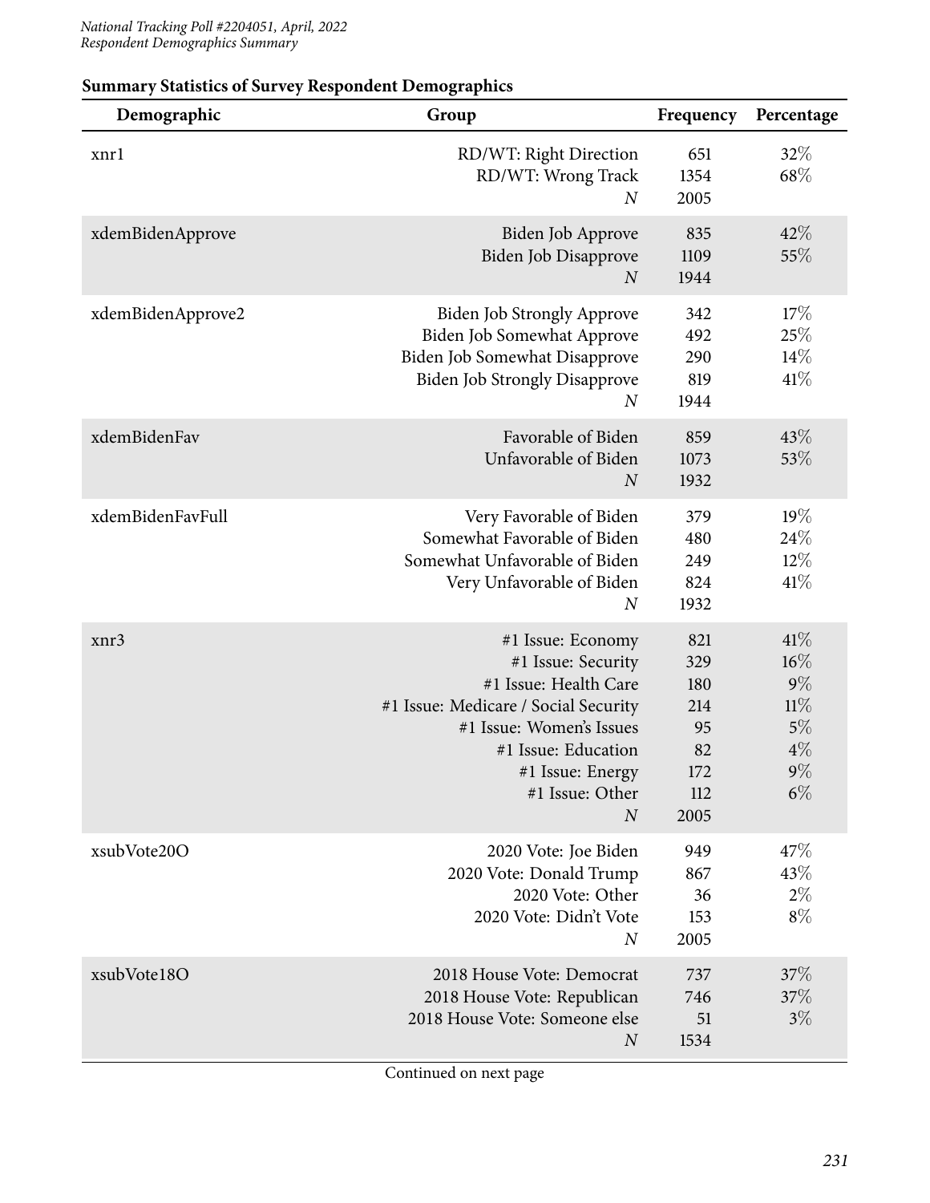**Summary Statistics of Survey Respondent Demographics**

| Demographic | Group | Frequency | Percentage |
|---|---|---|---|
| xnr1 | RD/WT: Right Direction | 651 | 32% |
| | RD/WT: Wrong Track | 1354 | 68% |
| | *N* | 2005 | |
| xdemBidenApprove | Biden Job Approve | 835 | 42% |
| | Biden Job Disapprove | 1109 | 55% |
| | *N* | 1944 | |
| xdemBidenApprove2 | Biden Job Strongly Approve | 342 | 17% |
| | Biden Job Somewhat Approve | 492 | 25% |
| | Biden Job Somewhat Disapprove | 290 | 14% |
| | Biden Job Strongly Disapprove | 819 | 41% |
| | *N* | 1944 | |
| xdemBidenFav | Favorable of Biden | 859 | 43% |
| | Unfavorable of Biden | 1073 | 53% |
| | *N* | 1932 | |
| xdemBidenFavFull | Very Favorable of Biden | 379 | 19% |
| | Somewhat Favorable of Biden | 480 | 24% |
| | Somewhat Unfavorable of Biden | 249 | 12% |
| | Very Unfavorable of Biden | 824 | 41% |
| | *N* | 1932 | |
| xnr3 | #1 Issue: Economy | 821 | 41% |
| | #1 Issue: Security | 329 | 16% |
| | #1 Issue: Health Care | 180 | 9% |
| | #1 Issue: Medicare / Social Security | 214 | 11% |
| | #1 Issue: Women's Issues | 95 | 5% |
| | #1 Issue: Education | 82 | 4% |
| | #1 Issue: Energy | 172 | 9% |
| | #1 Issue: Other | 112 | 6% |
| | *N* | 2005 | |
| xsubVote20O | 2020 Vote: Joe Biden | 949 | 47% |
| | 2020 Vote: Donald Trump | 867 | 43% |
| | 2020 Vote: Other | 36 | 2% |
| | 2020 Vote: Didn't Vote | 153 | 8% |
| | *N* | 2005 | |
| xsubVote18O | 2018 House Vote: Democrat | 737 | 37% |
| | 2018 House Vote: Republican | 746 | 37% |
| | 2018 House Vote: Someone else | 51 | 3% |
| | *N* | 1534 | |

Continued on next page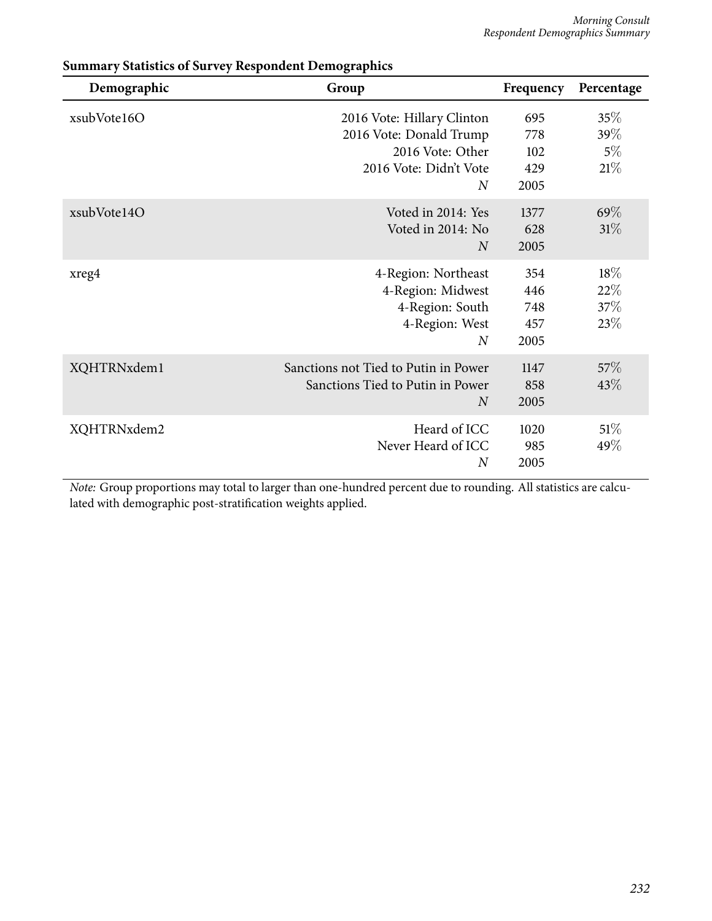**Summary Statistics of Survey Respondent Demographics**

| Demographic | Group | Frequency | Percentage |
|---|---|---|---|
| xsubVote16O | 2016 Vote: Hillary Clinton | 695 | 35% |
| | 2016 Vote: Donald Trump | 778 | 39% |
| | 2016 Vote: Other | 102 | 5% |
| | 2016 Vote: Didn't Vote | 429 | 21% |
| | *N* | 2005 | |
| xsubVote14O | Voted in 2014: Yes | 1377 | 69% |
| | Voted in 2014: No | 628 | 31% |
| | *N* | 2005 | |
| xreg4 | 4-Region: Northeast | 354 | 18% |
| | 4-Region: Midwest | 446 | 22% |
| | 4-Region: South | 748 | 37% |
| | 4-Region: West | 457 | 23% |
| | *N* | 2005 | |
| XQHTRNxdem1 | Sanctions not Tied to Putin in Power | 1147 | 57% |
| | Sanctions Tied to Putin in Power | 858 | 43% |
| | *N* | 2005 | |
| XQHTRNxdem2 | Heard of ICC | 1020 | 51% |
| | Never Heard of ICC | 985 | 49% |
| | *N* | 2005 | |

*Note:* Group proportions may total to larger than one-hundred percent due to rounding. All statistics are calculated with demographic post-stratification weights applied.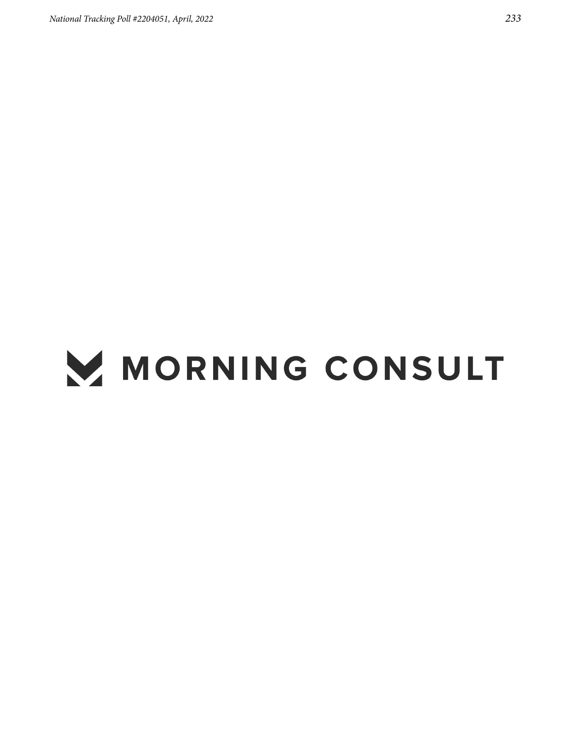MORNING CONSULT